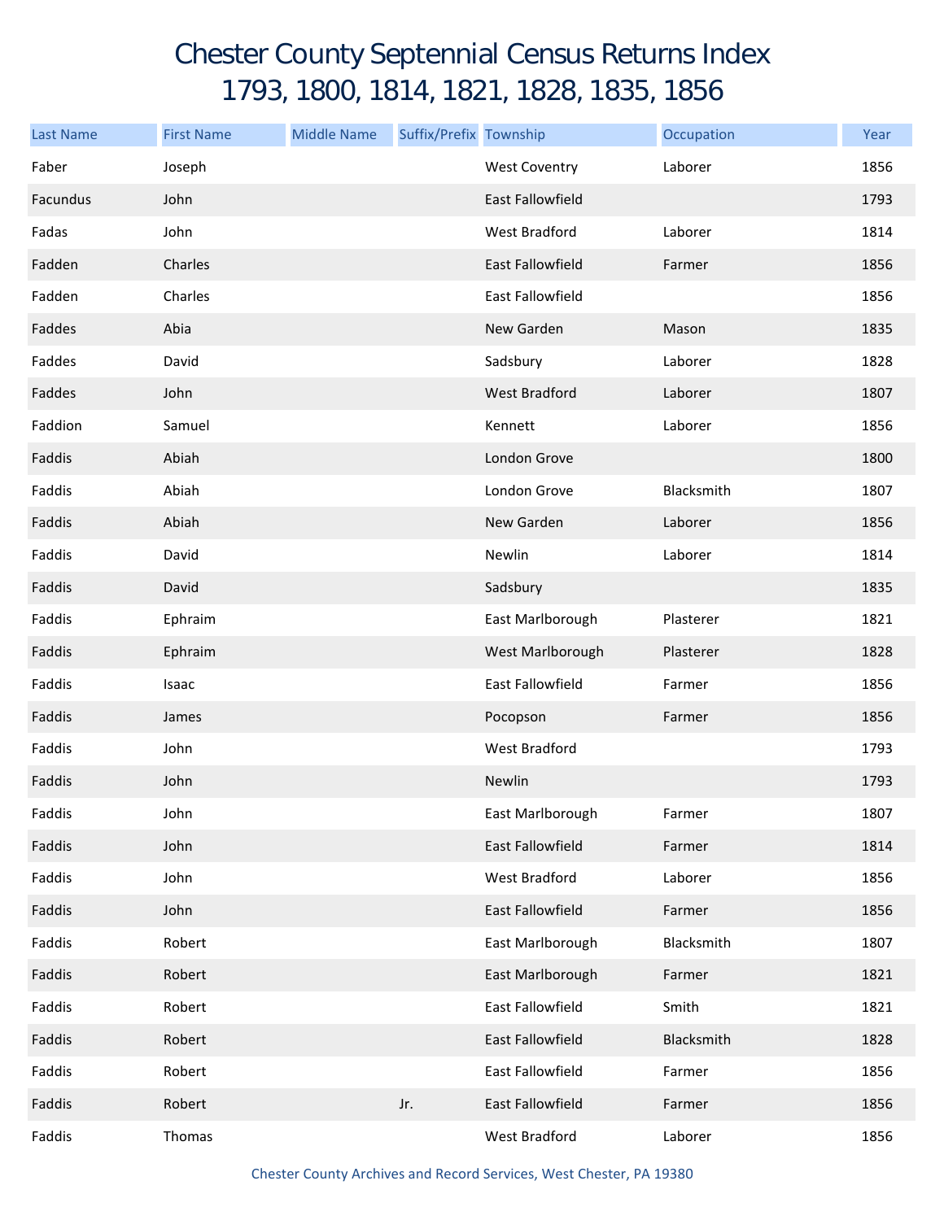# Chester County Septennial Census Returns Index
## 1793, 1800, 1814, 1821, 1828, 1835, 1856

| Last Name | First Name | Middle Name | Suffix/Prefix | Township | Occupation | Year |
|---|---|---|---|---|---|---|
| Faber | Joseph | | | West Coventry | Laborer | 1856 |
| Facundus | John | | | East Fallowfield | | 1793 |
| Fadas | John | | | West Bradford | Laborer | 1814 |
| Fadden | Charles | | | East Fallowfield | Farmer | 1856 |
| Fadden | Charles | | | East Fallowfield | | 1856 |
| Faddes | Abia | | | New Garden | Mason | 1835 |
| Faddes | David | | | Sadsbury | Laborer | 1828 |
| Faddes | John | | | West Bradford | Laborer | 1807 |
| Faddion | Samuel | | | Kennett | Laborer | 1856 |
| Faddis | Abiah | | | London Grove | | 1800 |
| Faddis | Abiah | | | London Grove | Blacksmith | 1807 |
| Faddis | Abiah | | | New Garden | Laborer | 1856 |
| Faddis | David | | | Newlin | Laborer | 1814 |
| Faddis | David | | | Sadsbury | | 1835 |
| Faddis | Ephraim | | | East Marlborough | Plasterer | 1821 |
| Faddis | Ephraim | | | West Marlborough | Plasterer | 1828 |
| Faddis | Isaac | | | East Fallowfield | Farmer | 1856 |
| Faddis | James | | | Pocopson | Farmer | 1856 |
| Faddis | John | | | West Bradford | | 1793 |
| Faddis | John | | | Newlin | | 1793 |
| Faddis | John | | | East Marlborough | Farmer | 1807 |
| Faddis | John | | | East Fallowfield | Farmer | 1814 |
| Faddis | John | | | West Bradford | Laborer | 1856 |
| Faddis | John | | | East Fallowfield | Farmer | 1856 |
| Faddis | Robert | | | East Marlborough | Blacksmith | 1807 |
| Faddis | Robert | | | East Marlborough | Farmer | 1821 |
| Faddis | Robert | | | East Fallowfield | Smith | 1821 |
| Faddis | Robert | | | East Fallowfield | Blacksmith | 1828 |
| Faddis | Robert | | | East Fallowfield | Farmer | 1856 |
| Faddis | Robert | | Jr. | East Fallowfield | Farmer | 1856 |
| Faddis | Thomas | | | West Bradford | Laborer | 1856 |

Chester County Archives and Record Services, West Chester, PA 19380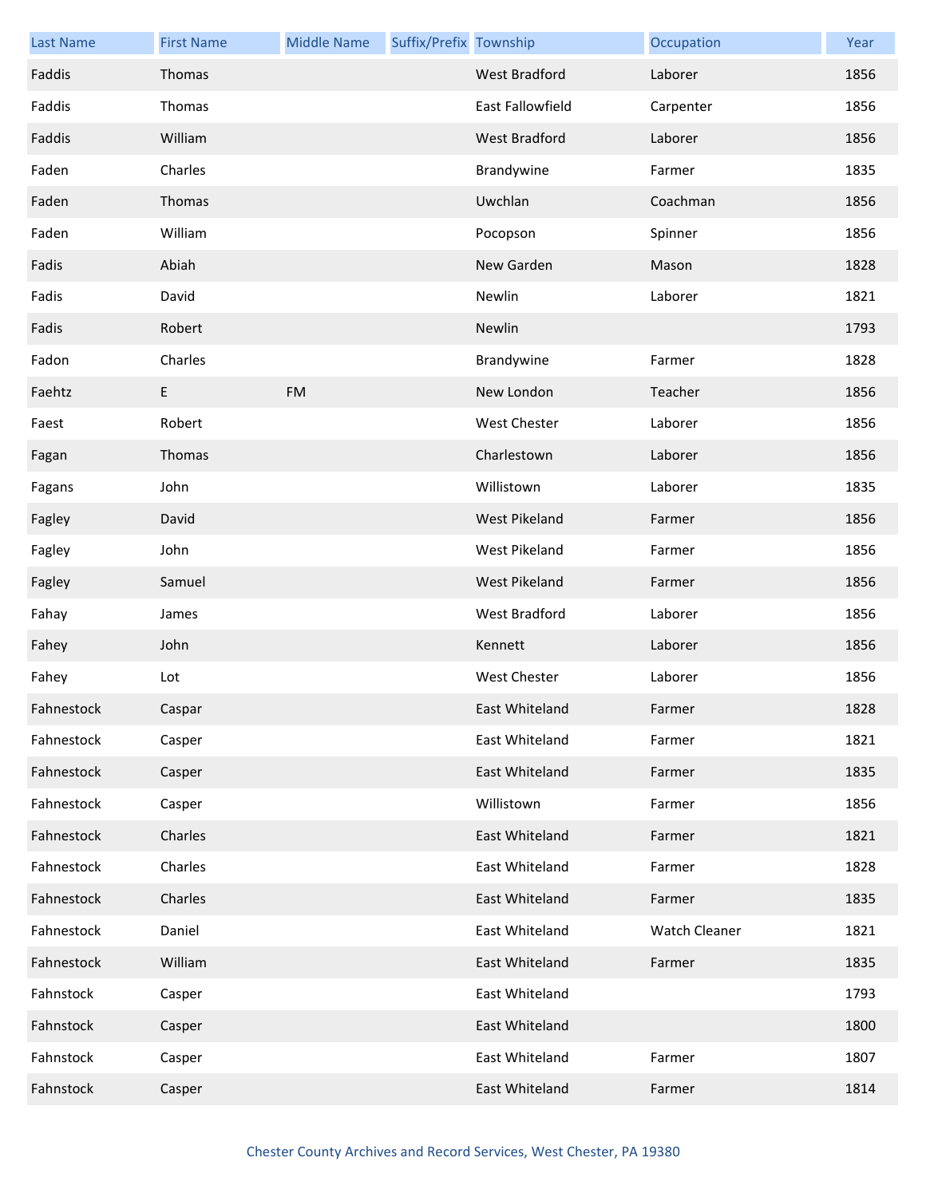| Last Name | First Name | Middle Name | Suffix/Prefix | Township | Occupation | Year |
|---|---|---|---|---|---|---|
| Faddis | Thomas | | | West Bradford | Laborer | 1856 |
| Faddis | Thomas | | | East Fallowfield | Carpenter | 1856 |
| Faddis | William | | | West Bradford | Laborer | 1856 |
| Faden | Charles | | | Brandywine | Farmer | 1835 |
| Faden | Thomas | | | Uwchlan | Coachman | 1856 |
| Faden | William | | | Pocopson | Spinner | 1856 |
| Fadis | Abiah | | | New Garden | Mason | 1828 |
| Fadis | David | | | Newlin | Laborer | 1821 |
| Fadis | Robert | | | Newlin | | 1793 |
| Fadon | Charles | | | Brandywine | Farmer | 1828 |
| Faehtz | E | FM | | New London | Teacher | 1856 |
| Faest | Robert | | | West Chester | Laborer | 1856 |
| Fagan | Thomas | | | Charlestown | Laborer | 1856 |
| Fagans | John | | | Willistown | Laborer | 1835 |
| Fagley | David | | | West Pikeland | Farmer | 1856 |
| Fagley | John | | | West Pikeland | Farmer | 1856 |
| Fagley | Samuel | | | West Pikeland | Farmer | 1856 |
| Fahay | James | | | West Bradford | Laborer | 1856 |
| Fahey | John | | | Kennett | Laborer | 1856 |
| Fahey | Lot | | | West Chester | Laborer | 1856 |
| Fahnestock | Caspar | | | East Whiteland | Farmer | 1828 |
| Fahnestock | Casper | | | East Whiteland | Farmer | 1821 |
| Fahnestock | Casper | | | East Whiteland | Farmer | 1835 |
| Fahnestock | Casper | | | Willistown | Farmer | 1856 |
| Fahnestock | Charles | | | East Whiteland | Farmer | 1821 |
| Fahnestock | Charles | | | East Whiteland | Farmer | 1828 |
| Fahnestock | Charles | | | East Whiteland | Farmer | 1835 |
| Fahnestock | Daniel | | | East Whiteland | Watch Cleaner | 1821 |
| Fahnestock | William | | | East Whiteland | Farmer | 1835 |
| Fahnstock | Casper | | | East Whiteland | | 1793 |
| Fahnstock | Casper | | | East Whiteland | | 1800 |
| Fahnstock | Casper | | | East Whiteland | Farmer | 1807 |
| Fahnstock | Casper | | | East Whiteland | Farmer | 1814 |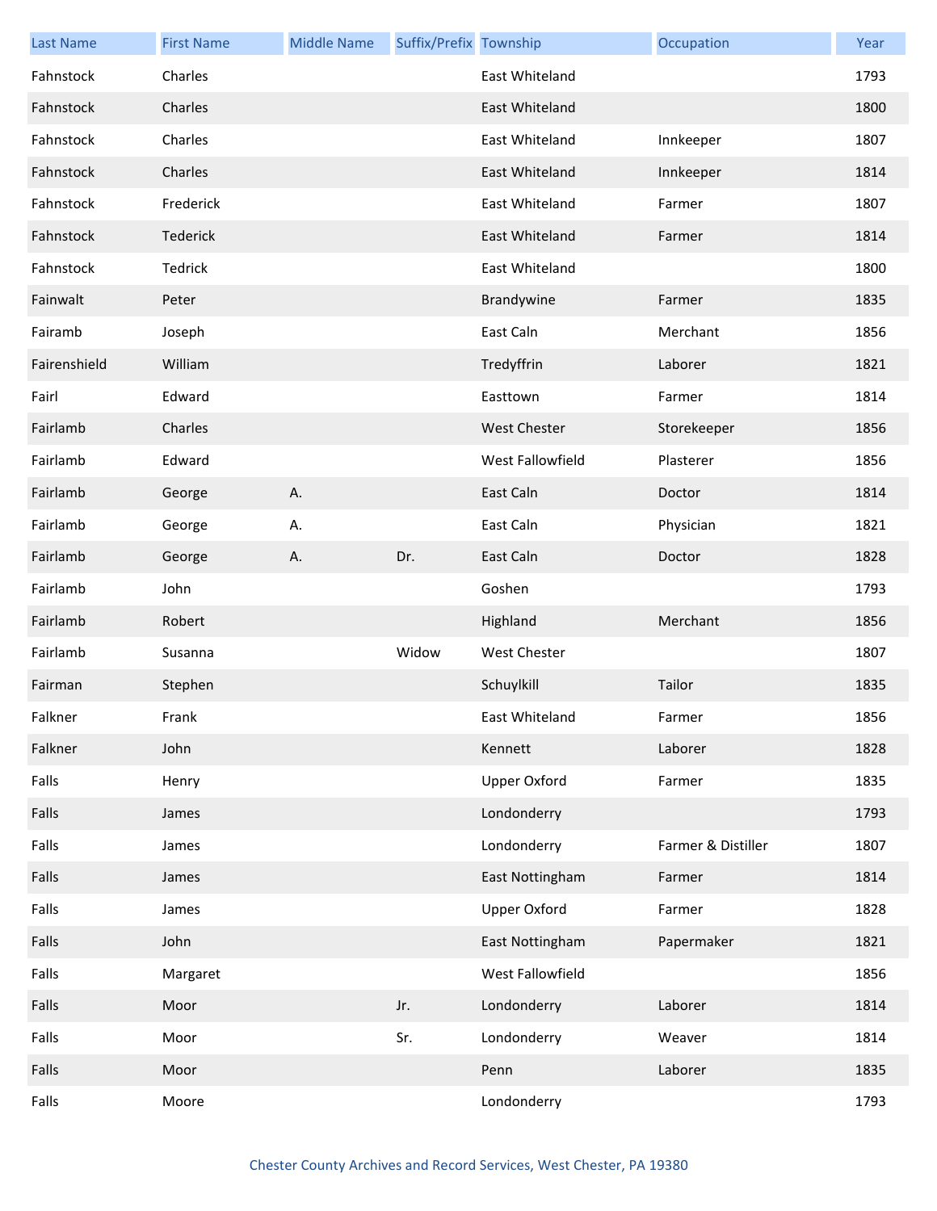| Last Name | First Name | Middle Name | Suffix/Prefix | Township | Occupation | Year |
|---|---|---|---|---|---|---|
| Fahnstock | Charles | | | East Whiteland | | 1793 |
| Fahnstock | Charles | | | East Whiteland | | 1800 |
| Fahnstock | Charles | | | East Whiteland | Innkeeper | 1807 |
| Fahnstock | Charles | | | East Whiteland | Innkeeper | 1814 |
| Fahnstock | Frederick | | | East Whiteland | Farmer | 1807 |
| Fahnstock | Tederick | | | East Whiteland | Farmer | 1814 |
| Fahnstock | Tedrick | | | East Whiteland | | 1800 |
| Fainwalt | Peter | | | Brandywine | Farmer | 1835 |
| Fairamb | Joseph | | | East Caln | Merchant | 1856 |
| Fairenshield | William | | | Tredyffrin | Laborer | 1821 |
| Fairl | Edward | | | Easttown | Farmer | 1814 |
| Fairlamb | Charles | | | West Chester | Storekeeper | 1856 |
| Fairlamb | Edward | | | West Fallowfield | Plasterer | 1856 |
| Fairlamb | George | A. | | East Caln | Doctor | 1814 |
| Fairlamb | George | A. | | East Caln | Physician | 1821 |
| Fairlamb | George | A. | Dr. | East Caln | Doctor | 1828 |
| Fairlamb | John | | | Goshen | | 1793 |
| Fairlamb | Robert | | | Highland | Merchant | 1856 |
| Fairlamb | Susanna | | Widow | West Chester | | 1807 |
| Fairman | Stephen | | | Schuylkill | Tailor | 1835 |
| Falkner | Frank | | | East Whiteland | Farmer | 1856 |
| Falkner | John | | | Kennett | Laborer | 1828 |
| Falls | Henry | | | Upper Oxford | Farmer | 1835 |
| Falls | James | | | Londonderry | | 1793 |
| Falls | James | | | Londonderry | Farmer & Distiller | 1807 |
| Falls | James | | | East Nottingham | Farmer | 1814 |
| Falls | James | | | Upper Oxford | Farmer | 1828 |
| Falls | John | | | East Nottingham | Papermaker | 1821 |
| Falls | Margaret | | | West Fallowfield | | 1856 |
| Falls | Moor | | Jr. | Londonderry | Laborer | 1814 |
| Falls | Moor | | Sr. | Londonderry | Weaver | 1814 |
| Falls | Moor | | | Penn | Laborer | 1835 |
| Falls | Moore | | | Londonderry | | 1793 |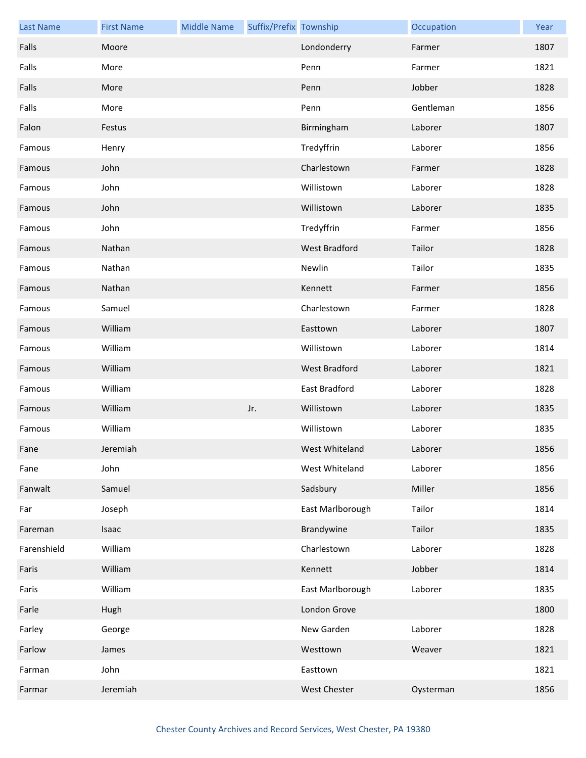| Last Name | First Name | Middle Name | Suffix/Prefix | Township | Occupation | Year |
|---|---|---|---|---|---|---|
| Falls | Moore | | | Londonderry | Farmer | 1807 |
| Falls | More | | | Penn | Farmer | 1821 |
| Falls | More | | | Penn | Jobber | 1828 |
| Falls | More | | | Penn | Gentleman | 1856 |
| Falon | Festus | | | Birmingham | Laborer | 1807 |
| Famous | Henry | | | Tredyffrin | Laborer | 1856 |
| Famous | John | | | Charlestown | Farmer | 1828 |
| Famous | John | | | Willistown | Laborer | 1828 |
| Famous | John | | | Willistown | Laborer | 1835 |
| Famous | John | | | Tredyffrin | Farmer | 1856 |
| Famous | Nathan | | | West Bradford | Tailor | 1828 |
| Famous | Nathan | | | Newlin | Tailor | 1835 |
| Famous | Nathan | | | Kennett | Farmer | 1856 |
| Famous | Samuel | | | Charlestown | Farmer | 1828 |
| Famous | William | | | Easttown | Laborer | 1807 |
| Famous | William | | | Willistown | Laborer | 1814 |
| Famous | William | | | West Bradford | Laborer | 1821 |
| Famous | William | | | East Bradford | Laborer | 1828 |
| Famous | William | | Jr. | Willistown | Laborer | 1835 |
| Famous | William | | | Willistown | Laborer | 1835 |
| Fane | Jeremiah | | | West Whiteland | Laborer | 1856 |
| Fane | John | | | West Whiteland | Laborer | 1856 |
| Fanwalt | Samuel | | | Sadsbury | Miller | 1856 |
| Far | Joseph | | | East Marlborough | Tailor | 1814 |
| Fareman | Isaac | | | Brandywine | Tailor | 1835 |
| Farenshield | William | | | Charlestown | Laborer | 1828 |
| Faris | William | | | Kennett | Jobber | 1814 |
| Faris | William | | | East Marlborough | Laborer | 1835 |
| Farle | Hugh | | | London Grove | | 1800 |
| Farley | George | | | New Garden | Laborer | 1828 |
| Farlow | James | | | Westtown | Weaver | 1821 |
| Farman | John | | | Easttown | | 1821 |
| Farmar | Jeremiah | | | West Chester | Oysterman | 1856 |

Chester County Archives and Record Services, West Chester, PA 19380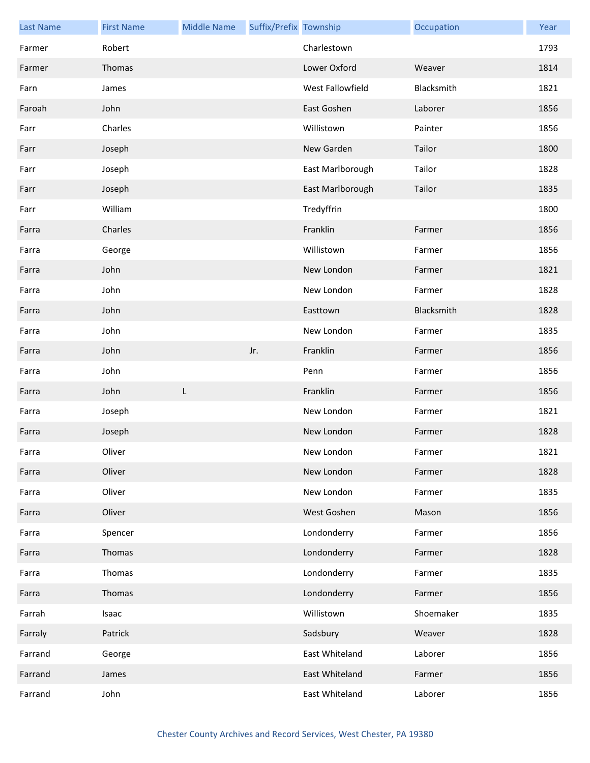| Last Name | First Name | Middle Name | Suffix/Prefix | Township | Occupation | Year |
|---|---|---|---|---|---|---|
| Farmer | Robert | | | Charlestown | | 1793 |
| Farmer | Thomas | | | Lower Oxford | Weaver | 1814 |
| Farn | James | | | West Fallowfield | Blacksmith | 1821 |
| Faroah | John | | | East Goshen | Laborer | 1856 |
| Farr | Charles | | | Willistown | Painter | 1856 |
| Farr | Joseph | | | New Garden | Tailor | 1800 |
| Farr | Joseph | | | East Marlborough | Tailor | 1828 |
| Farr | Joseph | | | East Marlborough | Tailor | 1835 |
| Farr | William | | | Tredyffrin | | 1800 |
| Farra | Charles | | | Franklin | Farmer | 1856 |
| Farra | George | | | Willistown | Farmer | 1856 |
| Farra | John | | | New London | Farmer | 1821 |
| Farra | John | | | New London | Farmer | 1828 |
| Farra | John | | | Easttown | Blacksmith | 1828 |
| Farra | John | | | New London | Farmer | 1835 |
| Farra | John | | Jr. | Franklin | Farmer | 1856 |
| Farra | John | | | Penn | Farmer | 1856 |
| Farra | John | L | | Franklin | Farmer | 1856 |
| Farra | Joseph | | | New London | Farmer | 1821 |
| Farra | Joseph | | | New London | Farmer | 1828 |
| Farra | Oliver | | | New London | Farmer | 1821 |
| Farra | Oliver | | | New London | Farmer | 1828 |
| Farra | Oliver | | | New London | Farmer | 1835 |
| Farra | Oliver | | | West Goshen | Mason | 1856 |
| Farra | Spencer | | | Londonderry | Farmer | 1856 |
| Farra | Thomas | | | Londonderry | Farmer | 1828 |
| Farra | Thomas | | | Londonderry | Farmer | 1835 |
| Farra | Thomas | | | Londonderry | Farmer | 1856 |
| Farrah | Isaac | | | Willistown | Shoemaker | 1835 |
| Farraly | Patrick | | | Sadsbury | Weaver | 1828 |
| Farrand | George | | | East Whiteland | Laborer | 1856 |
| Farrand | James | | | East Whiteland | Farmer | 1856 |
| Farrand | John | | | East Whiteland | Laborer | 1856 |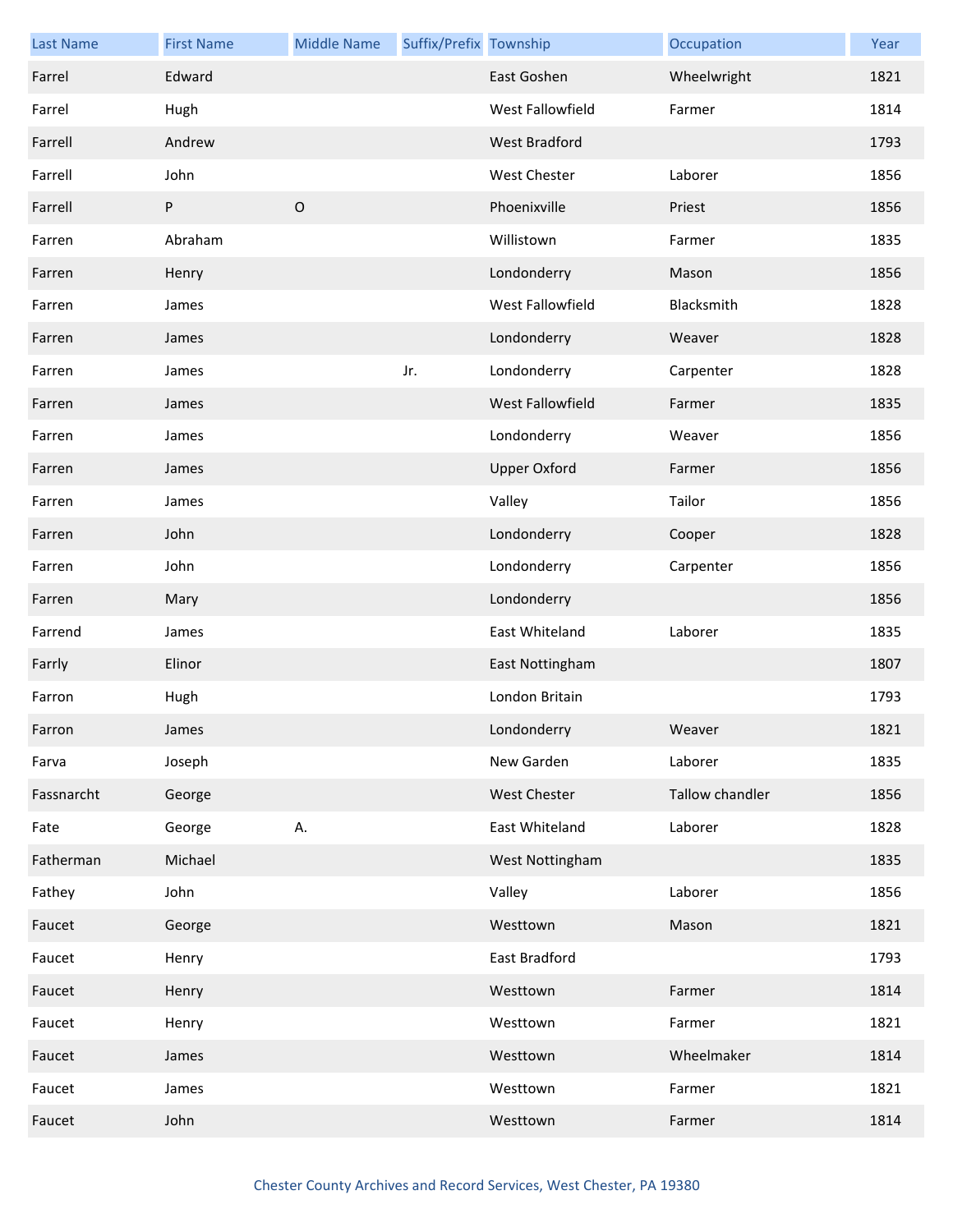| Last Name | First Name | Middle Name | Suffix/Prefix | Township | Occupation | Year |
|---|---|---|---|---|---|---|
| Farrel | Edward | | | East Goshen | Wheelwright | 1821 |
| Farrel | Hugh | | | West Fallowfield | Farmer | 1814 |
| Farrell | Andrew | | | West Bradford | | 1793 |
| Farrell | John | | | West Chester | Laborer | 1856 |
| Farrell | P | O | | Phoenixville | Priest | 1856 |
| Farren | Abraham | | | Willistown | Farmer | 1835 |
| Farren | Henry | | | Londonderry | Mason | 1856 |
| Farren | James | | | West Fallowfield | Blacksmith | 1828 |
| Farren | James | | | Londonderry | Weaver | 1828 |
| Farren | James | | Jr. | Londonderry | Carpenter | 1828 |
| Farren | James | | | West Fallowfield | Farmer | 1835 |
| Farren | James | | | Londonderry | Weaver | 1856 |
| Farren | James | | | Upper Oxford | Farmer | 1856 |
| Farren | James | | | Valley | Tailor | 1856 |
| Farren | John | | | Londonderry | Cooper | 1828 |
| Farren | John | | | Londonderry | Carpenter | 1856 |
| Farren | Mary | | | Londonderry | | 1856 |
| Farrend | James | | | East Whiteland | Laborer | 1835 |
| Farrly | Elinor | | | East Nottingham | | 1807 |
| Farron | Hugh | | | London Britain | | 1793 |
| Farron | James | | | Londonderry | Weaver | 1821 |
| Farva | Joseph | | | New Garden | Laborer | 1835 |
| Fassnarcht | George | | | West Chester | Tallow chandler | 1856 |
| Fate | George | A. | | East Whiteland | Laborer | 1828 |
| Fatherman | Michael | | | West Nottingham | | 1835 |
| Fathey | John | | | Valley | Laborer | 1856 |
| Faucet | George | | | Westtown | Mason | 1821 |
| Faucet | Henry | | | East Bradford | | 1793 |
| Faucet | Henry | | | Westtown | Farmer | 1814 |
| Faucet | Henry | | | Westtown | Farmer | 1821 |
| Faucet | James | | | Westtown | Wheelmaker | 1814 |
| Faucet | James | | | Westtown | Farmer | 1821 |
| Faucet | John | | | Westtown | Farmer | 1814 |

Chester County Archives and Record Services, West Chester, PA 19380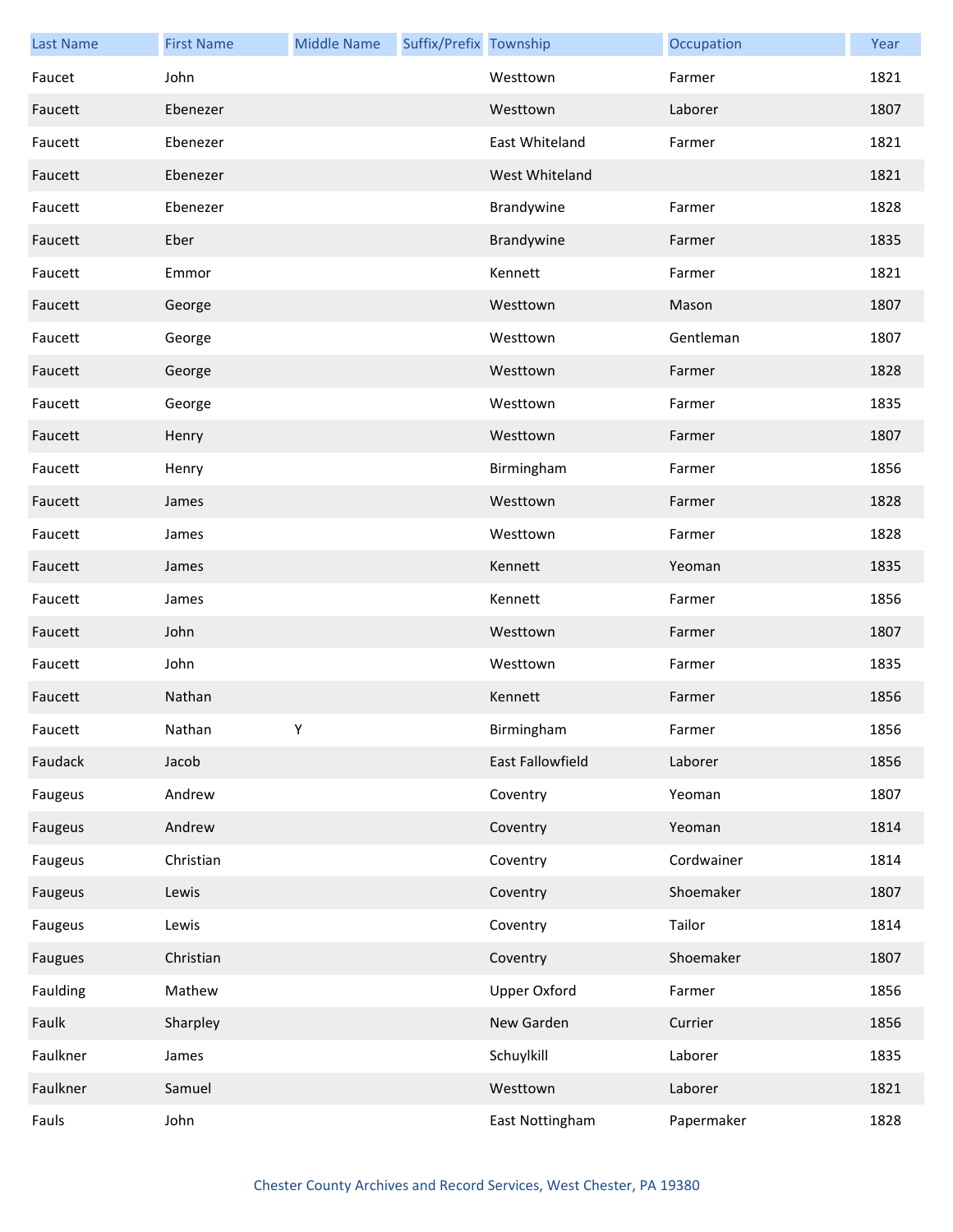| Last Name | First Name | Middle Name | Suffix/Prefix | Township | Occupation | Year |
|---|---|---|---|---|---|---|
| Faucet | John | | | Westtown | Farmer | 1821 |
| Faucett | Ebenezer | | | Westtown | Laborer | 1807 |
| Faucett | Ebenezer | | | East Whiteland | Farmer | 1821 |
| Faucett | Ebenezer | | | West Whiteland | | 1821 |
| Faucett | Ebenezer | | | Brandywine | Farmer | 1828 |
| Faucett | Eber | | | Brandywine | Farmer | 1835 |
| Faucett | Emmor | | | Kennett | Farmer | 1821 |
| Faucett | George | | | Westtown | Mason | 1807 |
| Faucett | George | | | Westtown | Gentleman | 1807 |
| Faucett | George | | | Westtown | Farmer | 1828 |
| Faucett | George | | | Westtown | Farmer | 1835 |
| Faucett | Henry | | | Westtown | Farmer | 1807 |
| Faucett | Henry | | | Birmingham | Farmer | 1856 |
| Faucett | James | | | Westtown | Farmer | 1828 |
| Faucett | James | | | Westtown | Farmer | 1828 |
| Faucett | James | | | Kennett | Yeoman | 1835 |
| Faucett | James | | | Kennett | Farmer | 1856 |
| Faucett | John | | | Westtown | Farmer | 1807 |
| Faucett | John | | | Westtown | Farmer | 1835 |
| Faucett | Nathan | | | Kennett | Farmer | 1856 |
| Faucett | Nathan | Y | | Birmingham | Farmer | 1856 |
| Faudack | Jacob | | | East Fallowfield | Laborer | 1856 |
| Faugeus | Andrew | | | Coventry | Yeoman | 1807 |
| Faugeus | Andrew | | | Coventry | Yeoman | 1814 |
| Faugeus | Christian | | | Coventry | Cordwainer | 1814 |
| Faugeus | Lewis | | | Coventry | Shoemaker | 1807 |
| Faugeus | Lewis | | | Coventry | Tailor | 1814 |
| Faugues | Christian | | | Coventry | Shoemaker | 1807 |
| Faulding | Mathew | | | Upper Oxford | Farmer | 1856 |
| Faulk | Sharpley | | | New Garden | Currier | 1856 |
| Faulkner | James | | | Schuylkill | Laborer | 1835 |
| Faulkner | Samuel | | | Westtown | Laborer | 1821 |
| Fauls | John | | | East Nottingham | Papermaker | 1828 |

Chester County Archives and Record Services, West Chester, PA 19380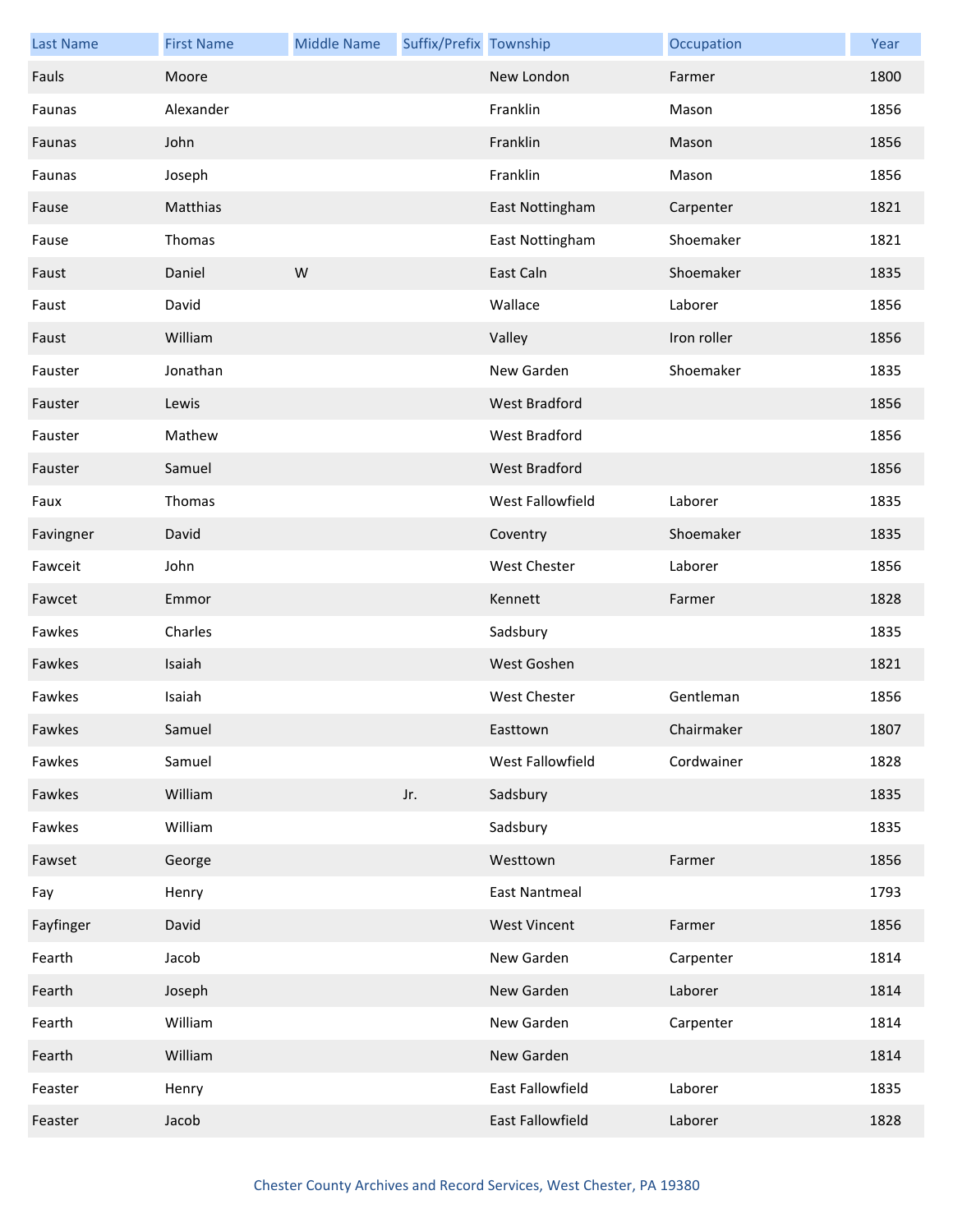| Last Name | First Name | Middle Name | Suffix/Prefix | Township | Occupation | Year |
|---|---|---|---|---|---|---|
| Fauls | Moore | | | New London | Farmer | 1800 |
| Faunas | Alexander | | | Franklin | Mason | 1856 |
| Faunas | John | | | Franklin | Mason | 1856 |
| Faunas | Joseph | | | Franklin | Mason | 1856 |
| Fause | Matthias | | | East Nottingham | Carpenter | 1821 |
| Fause | Thomas | | | East Nottingham | Shoemaker | 1821 |
| Faust | Daniel | W | | East Caln | Shoemaker | 1835 |
| Faust | David | | | Wallace | Laborer | 1856 |
| Faust | William | | | Valley | Iron roller | 1856 |
| Fauster | Jonathan | | | New Garden | Shoemaker | 1835 |
| Fauster | Lewis | | | West Bradford | | 1856 |
| Fauster | Mathew | | | West Bradford | | 1856 |
| Fauster | Samuel | | | West Bradford | | 1856 |
| Faux | Thomas | | | West Fallowfield | Laborer | 1835 |
| Favingner | David | | | Coventry | Shoemaker | 1835 |
| Fawceit | John | | | West Chester | Laborer | 1856 |
| Fawcet | Emmor | | | Kennett | Farmer | 1828 |
| Fawkes | Charles | | | Sadsbury | | 1835 |
| Fawkes | Isaiah | | | West Goshen | | 1821 |
| Fawkes | Isaiah | | | West Chester | Gentleman | 1856 |
| Fawkes | Samuel | | | Easttown | Chairmaker | 1807 |
| Fawkes | Samuel | | | West Fallowfield | Cordwainer | 1828 |
| Fawkes | William | | Jr. | Sadsbury | | 1835 |
| Fawkes | William | | | Sadsbury | | 1835 |
| Fawset | George | | | Westtown | Farmer | 1856 |
| Fay | Henry | | | East Nantmeal | | 1793 |
| Fayfinger | David | | | West Vincent | Farmer | 1856 |
| Fearth | Jacob | | | New Garden | Carpenter | 1814 |
| Fearth | Joseph | | | New Garden | Laborer | 1814 |
| Fearth | William | | | New Garden | Carpenter | 1814 |
| Fearth | William | | | New Garden | | 1814 |
| Feaster | Henry | | | East Fallowfield | Laborer | 1835 |
| Feaster | Jacob | | | East Fallowfield | Laborer | 1828 |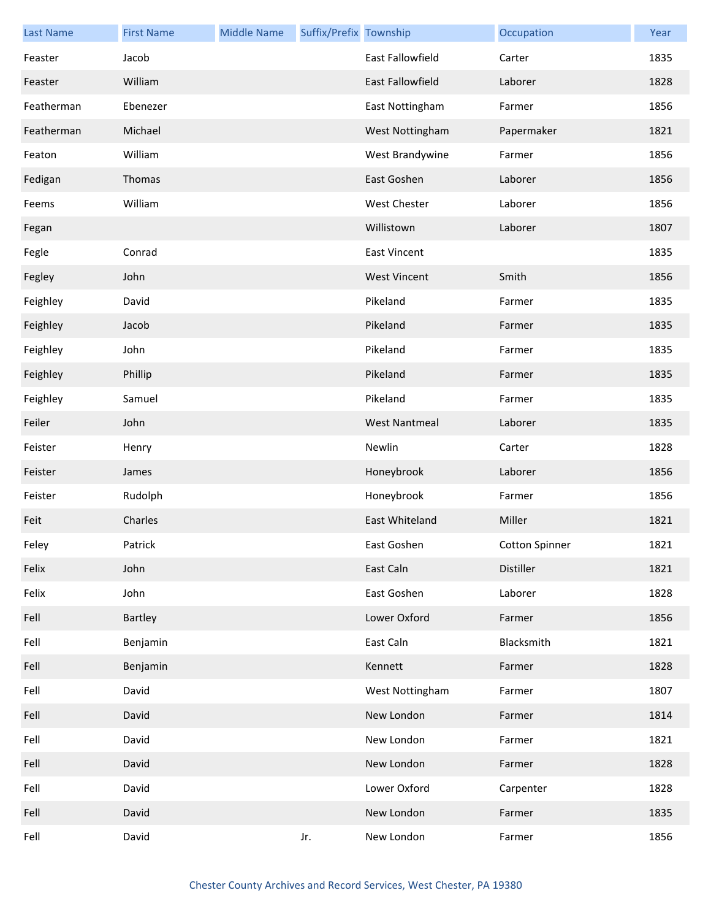| Last Name | First Name | Middle Name | Suffix/Prefix | Township | Occupation | Year |
| --- | --- | --- | --- | --- | --- | --- |
| Feaster | Jacob | | | East Fallowfield | Carter | 1835 |
| Feaster | William | | | East Fallowfield | Laborer | 1828 |
| Featherman | Ebenezer | | | East Nottingham | Farmer | 1856 |
| Featherman | Michael | | | West Nottingham | Papermaker | 1821 |
| Featon | William | | | West Brandywine | Farmer | 1856 |
| Fedigan | Thomas | | | East Goshen | Laborer | 1856 |
| Feems | William | | | West Chester | Laborer | 1856 |
| Fegan | | | | Willistown | Laborer | 1807 |
| Fegle | Conrad | | | East Vincent | | 1835 |
| Fegley | John | | | West Vincent | Smith | 1856 |
| Feighley | David | | | Pikeland | Farmer | 1835 |
| Feighley | Jacob | | | Pikeland | Farmer | 1835 |
| Feighley | John | | | Pikeland | Farmer | 1835 |
| Feighley | Phillip | | | Pikeland | Farmer | 1835 |
| Feighley | Samuel | | | Pikeland | Farmer | 1835 |
| Feiler | John | | | West Nantmeal | Laborer | 1835 |
| Feister | Henry | | | Newlin | Carter | 1828 |
| Feister | James | | | Honeybrook | Laborer | 1856 |
| Feister | Rudolph | | | Honeybrook | Farmer | 1856 |
| Feit | Charles | | | East Whiteland | Miller | 1821 |
| Feley | Patrick | | | East Goshen | Cotton Spinner | 1821 |
| Felix | John | | | East Caln | Distiller | 1821 |
| Felix | John | | | East Goshen | Laborer | 1828 |
| Fell | Bartley | | | Lower Oxford | Farmer | 1856 |
| Fell | Benjamin | | | East Caln | Blacksmith | 1821 |
| Fell | Benjamin | | | Kennett | Farmer | 1828 |
| Fell | David | | | West Nottingham | Farmer | 1807 |
| Fell | David | | | New London | Farmer | 1814 |
| Fell | David | | | New London | Farmer | 1821 |
| Fell | David | | | New London | Farmer | 1828 |
| Fell | David | | | Lower Oxford | Carpenter | 1828 |
| Fell | David | | | New London | Farmer | 1835 |
| Fell | David | | Jr. | New London | Farmer | 1856 |

Chester County Archives and Record Services, West Chester, PA 19380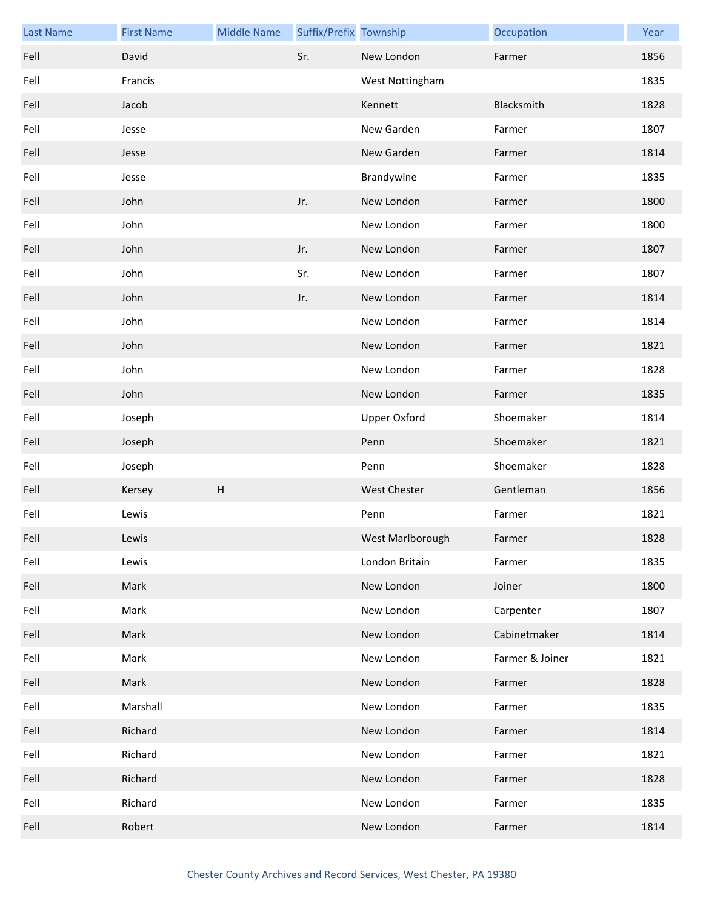| Last Name | First Name | Middle Name | Suffix/Prefix | Township | Occupation | Year |
| --- | --- | --- | --- | --- | --- | --- |
| Fell | David | | Sr. | New London | Farmer | 1856 |
| Fell | Francis | | | West Nottingham | | 1835 |
| Fell | Jacob | | | Kennett | Blacksmith | 1828 |
| Fell | Jesse | | | New Garden | Farmer | 1807 |
| Fell | Jesse | | | New Garden | Farmer | 1814 |
| Fell | Jesse | | | Brandywine | Farmer | 1835 |
| Fell | John | | Jr. | New London | Farmer | 1800 |
| Fell | John | | | New London | Farmer | 1800 |
| Fell | John | | Jr. | New London | Farmer | 1807 |
| Fell | John | | Sr. | New London | Farmer | 1807 |
| Fell | John | | Jr. | New London | Farmer | 1814 |
| Fell | John | | | New London | Farmer | 1814 |
| Fell | John | | | New London | Farmer | 1821 |
| Fell | John | | | New London | Farmer | 1828 |
| Fell | John | | | New London | Farmer | 1835 |
| Fell | Joseph | | | Upper Oxford | Shoemaker | 1814 |
| Fell | Joseph | | | Penn | Shoemaker | 1821 |
| Fell | Joseph | | | Penn | Shoemaker | 1828 |
| Fell | Kersey | H | | West Chester | Gentleman | 1856 |
| Fell | Lewis | | | Penn | Farmer | 1821 |
| Fell | Lewis | | | West Marlborough | Farmer | 1828 |
| Fell | Lewis | | | London Britain | Farmer | 1835 |
| Fell | Mark | | | New London | Joiner | 1800 |
| Fell | Mark | | | New London | Carpenter | 1807 |
| Fell | Mark | | | New London | Cabinetmaker | 1814 |
| Fell | Mark | | | New London | Farmer & Joiner | 1821 |
| Fell | Mark | | | New London | Farmer | 1828 |
| Fell | Marshall | | | New London | Farmer | 1835 |
| Fell | Richard | | | New London | Farmer | 1814 |
| Fell | Richard | | | New London | Farmer | 1821 |
| Fell | Richard | | | New London | Farmer | 1828 |
| Fell | Richard | | | New London | Farmer | 1835 |
| Fell | Robert | | | New London | Farmer | 1814 |

Chester County Archives and Record Services, West Chester, PA 19380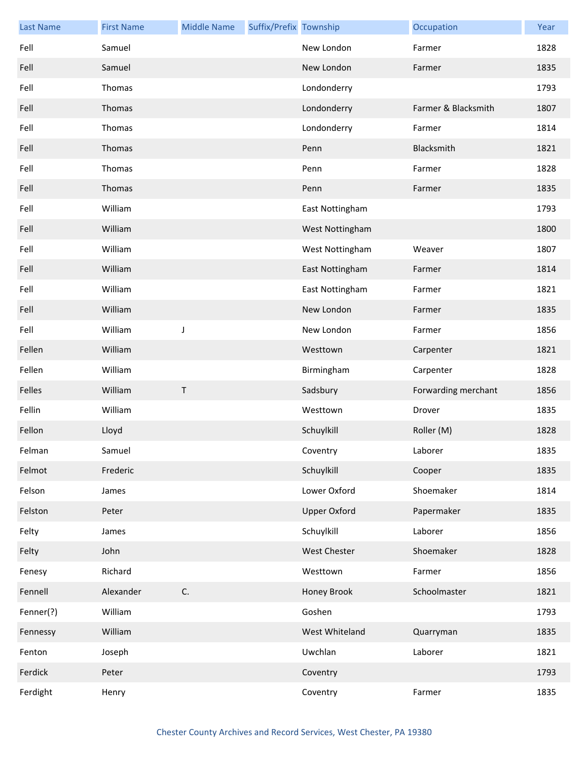| Last Name | First Name | Middle Name | Suffix/Prefix | Township | Occupation | Year |
|---|---|---|---|---|---|---|
| Fell | Samuel | | | New London | Farmer | 1828 |
| Fell | Samuel | | | New London | Farmer | 1835 |
| Fell | Thomas | | | Londonderry | | 1793 |
| Fell | Thomas | | | Londonderry | Farmer & Blacksmith | 1807 |
| Fell | Thomas | | | Londonderry | Farmer | 1814 |
| Fell | Thomas | | | Penn | Blacksmith | 1821 |
| Fell | Thomas | | | Penn | Farmer | 1828 |
| Fell | Thomas | | | Penn | Farmer | 1835 |
| Fell | William | | | East Nottingham | | 1793 |
| Fell | William | | | West Nottingham | | 1800 |
| Fell | William | | | West Nottingham | Weaver | 1807 |
| Fell | William | | | East Nottingham | Farmer | 1814 |
| Fell | William | | | East Nottingham | Farmer | 1821 |
| Fell | William | | | New London | Farmer | 1835 |
| Fell | William | J | | New London | Farmer | 1856 |
| Fellen | William | | | Westtown | Carpenter | 1821 |
| Fellen | William | | | Birmingham | Carpenter | 1828 |
| Felles | William | T | | Sadsbury | Forwarding merchant | 1856 |
| Fellin | William | | | Westtown | Drover | 1835 |
| Fellon | Lloyd | | | Schuylkill | Roller (M) | 1828 |
| Felman | Samuel | | | Coventry | Laborer | 1835 |
| Felmot | Frederic | | | Schuylkill | Cooper | 1835 |
| Felson | James | | | Lower Oxford | Shoemaker | 1814 |
| Felston | Peter | | | Upper Oxford | Papermaker | 1835 |
| Felty | James | | | Schuylkill | Laborer | 1856 |
| Felty | John | | | West Chester | Shoemaker | 1828 |
| Fenesy | Richard | | | Westtown | Farmer | 1856 |
| Fennell | Alexander | C. | | Honey Brook | Schoolmaster | 1821 |
| Fenner(?) | William | | | Goshen | | 1793 |
| Fennessy | William | | | West Whiteland | Quarryman | 1835 |
| Fenton | Joseph | | | Uwchlan | Laborer | 1821 |
| Ferdick | Peter | | | Coventry | | 1793 |
| Ferdight | Henry | | | Coventry | Farmer | 1835 |

Chester County Archives and Record Services, West Chester, PA 19380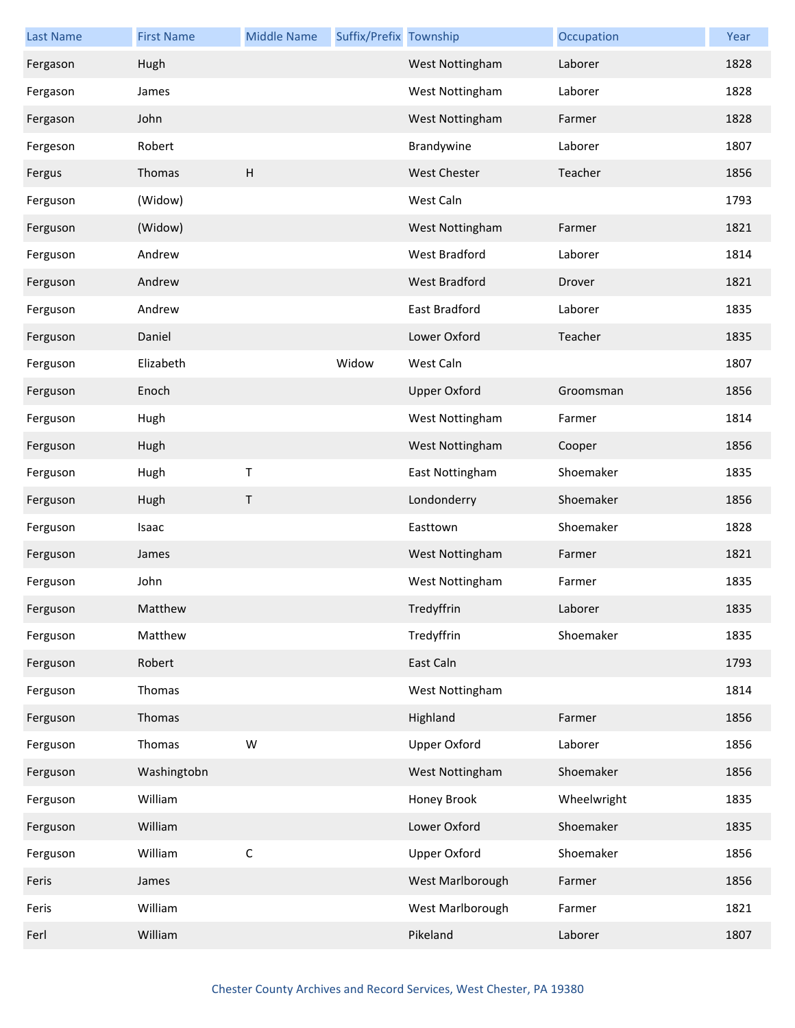| Last Name | First Name | Middle Name | Suffix/Prefix | Township | Occupation | Year |
| --- | --- | --- | --- | --- | --- | --- |
| Fergason | Hugh | | | West Nottingham | Laborer | 1828 |
| Fergason | James | | | West Nottingham | Laborer | 1828 |
| Fergason | John | | | West Nottingham | Farmer | 1828 |
| Fergeson | Robert | | | Brandywine | Laborer | 1807 |
| Fergus | Thomas | H | | West Chester | Teacher | 1856 |
| Ferguson | (Widow) | | | West Caln | | 1793 |
| Ferguson | (Widow) | | | West Nottingham | Farmer | 1821 |
| Ferguson | Andrew | | | West Bradford | Laborer | 1814 |
| Ferguson | Andrew | | | West Bradford | Drover | 1821 |
| Ferguson | Andrew | | | East Bradford | Laborer | 1835 |
| Ferguson | Daniel | | | Lower Oxford | Teacher | 1835 |
| Ferguson | Elizabeth | | Widow | West Caln | | 1807 |
| Ferguson | Enoch | | | Upper Oxford | Groomsman | 1856 |
| Ferguson | Hugh | | | West Nottingham | Farmer | 1814 |
| Ferguson | Hugh | | | West Nottingham | Cooper | 1856 |
| Ferguson | Hugh | T | | East Nottingham | Shoemaker | 1835 |
| Ferguson | Hugh | T | | Londonderry | Shoemaker | 1856 |
| Ferguson | Isaac | | | Easttown | Shoemaker | 1828 |
| Ferguson | James | | | West Nottingham | Farmer | 1821 |
| Ferguson | John | | | West Nottingham | Farmer | 1835 |
| Ferguson | Matthew | | | Tredyffrin | Laborer | 1835 |
| Ferguson | Matthew | | | Tredyffrin | Shoemaker | 1835 |
| Ferguson | Robert | | | East Caln | | 1793 |
| Ferguson | Thomas | | | West Nottingham | | 1814 |
| Ferguson | Thomas | | | Highland | Farmer | 1856 |
| Ferguson | Thomas | W | | Upper Oxford | Laborer | 1856 |
| Ferguson | Washingtobn | | | West Nottingham | Shoemaker | 1856 |
| Ferguson | William | | | Honey Brook | Wheelwright | 1835 |
| Ferguson | William | | | Lower Oxford | Shoemaker | 1835 |
| Ferguson | William | C | | Upper Oxford | Shoemaker | 1856 |
| Feris | James | | | West Marlborough | Farmer | 1856 |
| Feris | William | | | West Marlborough | Farmer | 1821 |
| Ferl | William | | | Pikeland | Laborer | 1807 |

Chester County Archives and Record Services, West Chester, PA 19380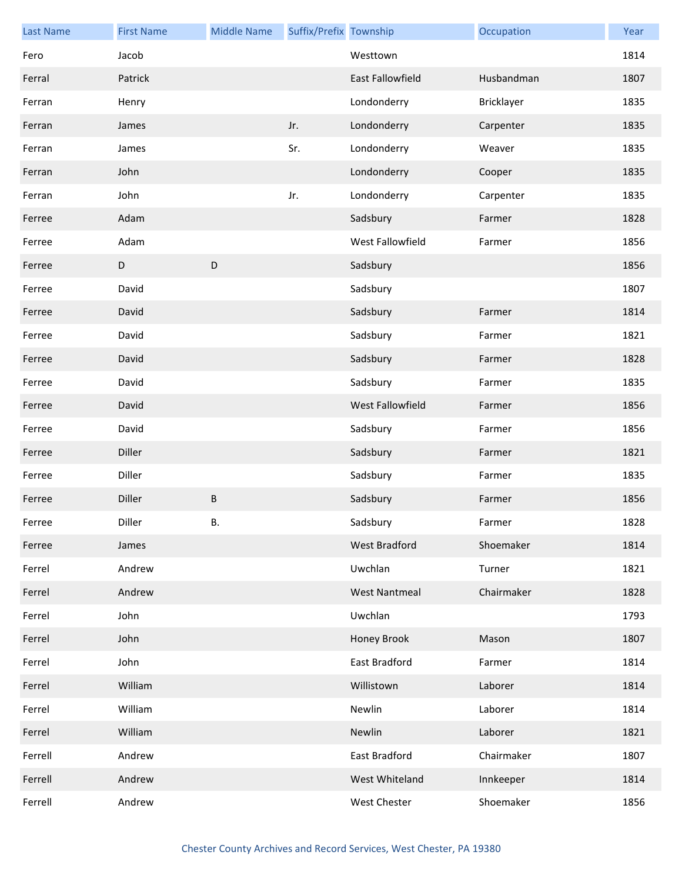| Last Name | First Name | Middle Name | Suffix/Prefix | Township | Occupation | Year |
|---|---|---|---|---|---|---|
| Fero | Jacob | | | Westtown | | 1814 |
| Ferral | Patrick | | | East Fallowfield | Husbandman | 1807 |
| Ferran | Henry | | | Londonderry | Bricklayer | 1835 |
| Ferran | James | | Jr. | Londonderry | Carpenter | 1835 |
| Ferran | James | | Sr. | Londonderry | Weaver | 1835 |
| Ferran | John | | | Londonderry | Cooper | 1835 |
| Ferran | John | | Jr. | Londonderry | Carpenter | 1835 |
| Ferree | Adam | | | Sadsbury | Farmer | 1828 |
| Ferree | Adam | | | West Fallowfield | Farmer | 1856 |
| Ferree | D | D | | Sadsbury | | 1856 |
| Ferree | David | | | Sadsbury | | 1807 |
| Ferree | David | | | Sadsbury | Farmer | 1814 |
| Ferree | David | | | Sadsbury | Farmer | 1821 |
| Ferree | David | | | Sadsbury | Farmer | 1828 |
| Ferree | David | | | Sadsbury | Farmer | 1835 |
| Ferree | David | | | West Fallowfield | Farmer | 1856 |
| Ferree | David | | | Sadsbury | Farmer | 1856 |
| Ferree | Diller | | | Sadsbury | Farmer | 1821 |
| Ferree | Diller | | | Sadsbury | Farmer | 1835 |
| Ferree | Diller | B | | Sadsbury | Farmer | 1856 |
| Ferree | Diller | B. | | Sadsbury | Farmer | 1828 |
| Ferree | James | | | West Bradford | Shoemaker | 1814 |
| Ferrel | Andrew | | | Uwchlan | Turner | 1821 |
| Ferrel | Andrew | | | West Nantmeal | Chairmaker | 1828 |
| Ferrel | John | | | Uwchlan | | 1793 |
| Ferrel | John | | | Honey Brook | Mason | 1807 |
| Ferrel | John | | | East Bradford | Farmer | 1814 |
| Ferrel | William | | | Willistown | Laborer | 1814 |
| Ferrel | William | | | Newlin | Laborer | 1814 |
| Ferrel | William | | | Newlin | Laborer | 1821 |
| Ferrell | Andrew | | | East Bradford | Chairmaker | 1807 |
| Ferrell | Andrew | | | West Whiteland | Innkeeper | 1814 |
| Ferrell | Andrew | | | West Chester | Shoemaker | 1856 |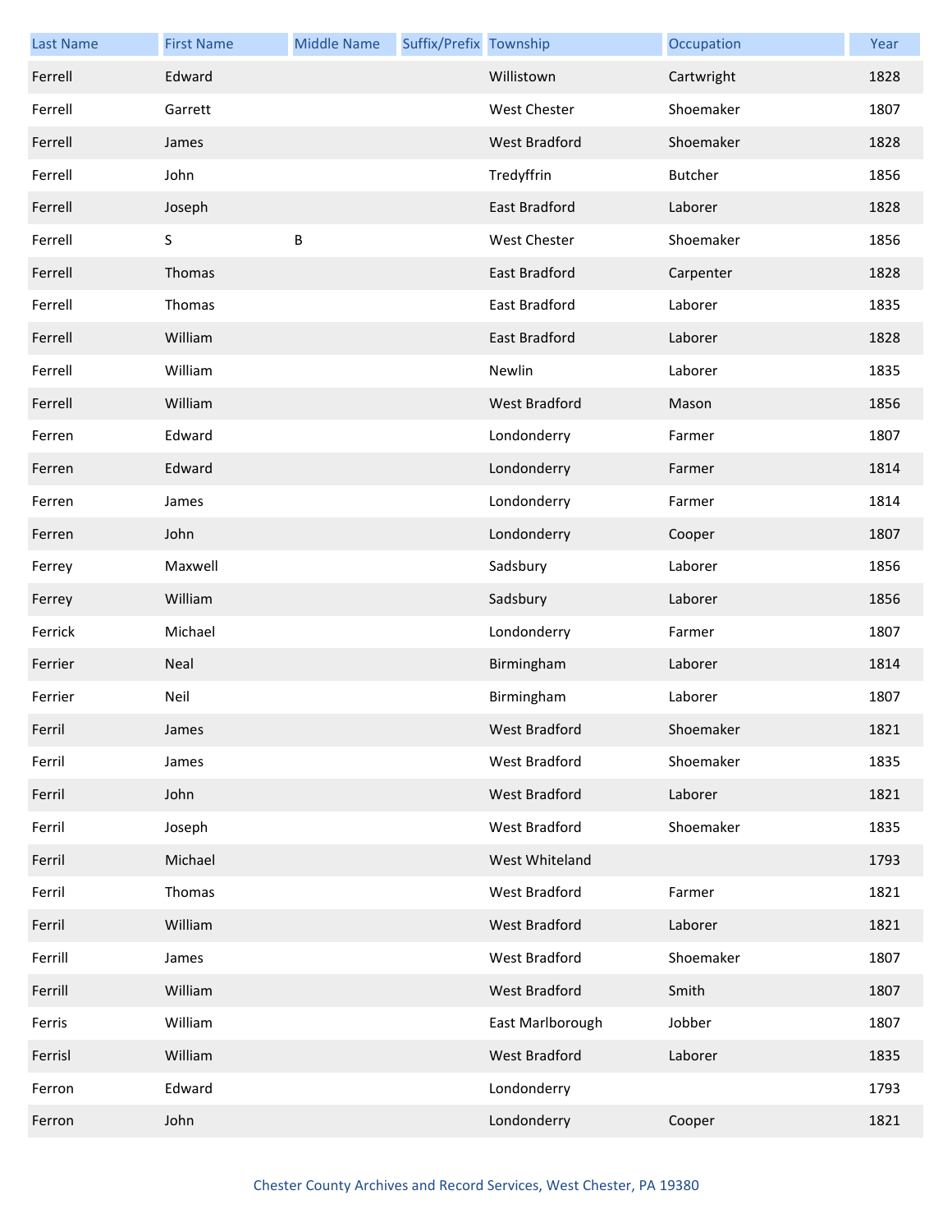| Last Name | First Name | Middle Name | Suffix/Prefix | Township | Occupation | Year |
| --- | --- | --- | --- | --- | --- | --- |
| Ferrell | Edward | | | Willistown | Cartwright | 1828 |
| Ferrell | Garrett | | | West Chester | Shoemaker | 1807 |
| Ferrell | James | | | West Bradford | Shoemaker | 1828 |
| Ferrell | John | | | Tredyffrin | Butcher | 1856 |
| Ferrell | Joseph | | | East Bradford | Laborer | 1828 |
| Ferrell | S | B | | West Chester | Shoemaker | 1856 |
| Ferrell | Thomas | | | East Bradford | Carpenter | 1828 |
| Ferrell | Thomas | | | East Bradford | Laborer | 1835 |
| Ferrell | William | | | East Bradford | Laborer | 1828 |
| Ferrell | William | | | Newlin | Laborer | 1835 |
| Ferrell | William | | | West Bradford | Mason | 1856 |
| Ferren | Edward | | | Londonderry | Farmer | 1807 |
| Ferren | Edward | | | Londonderry | Farmer | 1814 |
| Ferren | James | | | Londonderry | Farmer | 1814 |
| Ferren | John | | | Londonderry | Cooper | 1807 |
| Ferrey | Maxwell | | | Sadsbury | Laborer | 1856 |
| Ferrey | William | | | Sadsbury | Laborer | 1856 |
| Ferrick | Michael | | | Londonderry | Farmer | 1807 |
| Ferrier | Neal | | | Birmingham | Laborer | 1814 |
| Ferrier | Neil | | | Birmingham | Laborer | 1807 |
| Ferril | James | | | West Bradford | Shoemaker | 1821 |
| Ferril | James | | | West Bradford | Shoemaker | 1835 |
| Ferril | John | | | West Bradford | Laborer | 1821 |
| Ferril | Joseph | | | West Bradford | Shoemaker | 1835 |
| Ferril | Michael | | | West Whiteland | | 1793 |
| Ferril | Thomas | | | West Bradford | Farmer | 1821 |
| Ferril | William | | | West Bradford | Laborer | 1821 |
| Ferrill | James | | | West Bradford | Shoemaker | 1807 |
| Ferrill | William | | | West Bradford | Smith | 1807 |
| Ferris | William | | | East Marlborough | Jobber | 1807 |
| Ferrisl | William | | | West Bradford | Laborer | 1835 |
| Ferron | Edward | | | Londonderry | | 1793 |
| Ferron | John | | | Londonderry | Cooper | 1821 |

Chester County Archives and Record Services, West Chester, PA 19380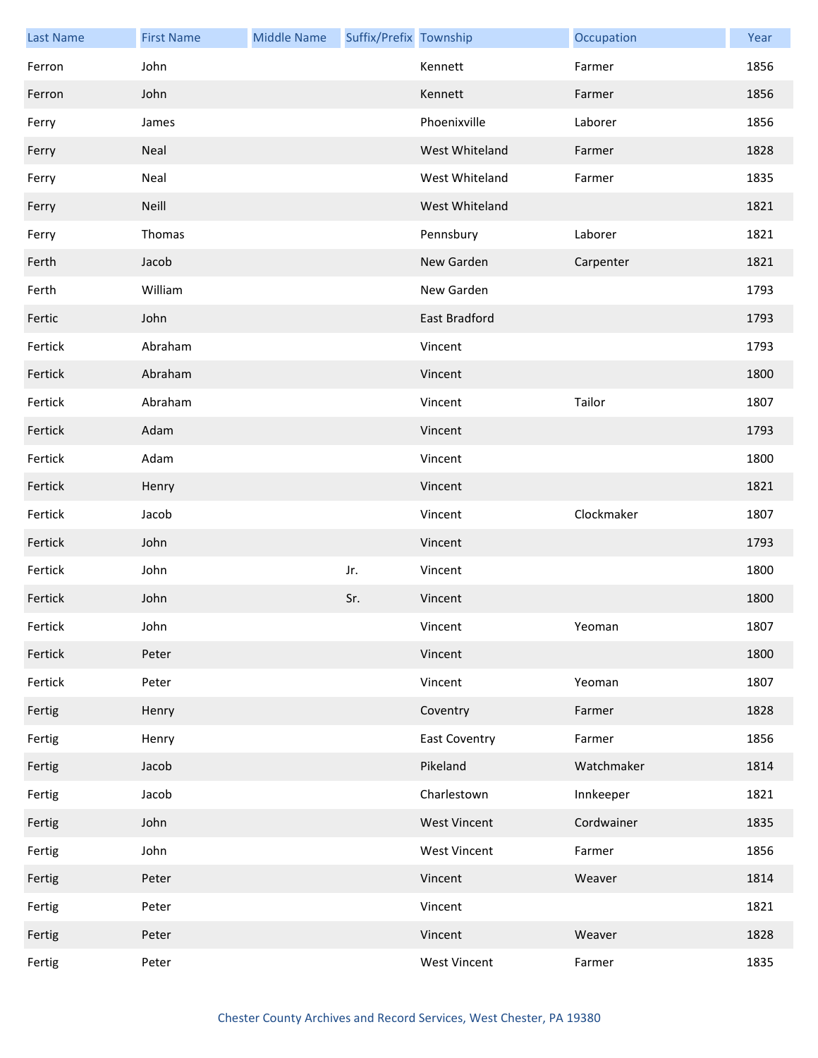| Last Name | First Name | Middle Name | Suffix/Prefix | Township | Occupation | Year |
|---|---|---|---|---|---|---|
| Ferron | John | | | Kennett | Farmer | 1856 |
| Ferron | John | | | Kennett | Farmer | 1856 |
| Ferry | James | | | Phoenixville | Laborer | 1856 |
| Ferry | Neal | | | West Whiteland | Farmer | 1828 |
| Ferry | Neal | | | West Whiteland | Farmer | 1835 |
| Ferry | Neill | | | West Whiteland | | 1821 |
| Ferry | Thomas | | | Pennsbury | Laborer | 1821 |
| Ferth | Jacob | | | New Garden | Carpenter | 1821 |
| Ferth | William | | | New Garden | | 1793 |
| Fertic | John | | | East Bradford | | 1793 |
| Fertick | Abraham | | | Vincent | | 1793 |
| Fertick | Abraham | | | Vincent | | 1800 |
| Fertick | Abraham | | | Vincent | Tailor | 1807 |
| Fertick | Adam | | | Vincent | | 1793 |
| Fertick | Adam | | | Vincent | | 1800 |
| Fertick | Henry | | | Vincent | | 1821 |
| Fertick | Jacob | | | Vincent | Clockmaker | 1807 |
| Fertick | John | | | Vincent | | 1793 |
| Fertick | John | | Jr. | Vincent | | 1800 |
| Fertick | John | | Sr. | Vincent | | 1800 |
| Fertick | John | | | Vincent | Yeoman | 1807 |
| Fertick | Peter | | | Vincent | | 1800 |
| Fertick | Peter | | | Vincent | Yeoman | 1807 |
| Fertig | Henry | | | Coventry | Farmer | 1828 |
| Fertig | Henry | | | East Coventry | Farmer | 1856 |
| Fertig | Jacob | | | Pikeland | Watchmaker | 1814 |
| Fertig | Jacob | | | Charlestown | Innkeeper | 1821 |
| Fertig | John | | | West Vincent | Cordwainer | 1835 |
| Fertig | John | | | West Vincent | Farmer | 1856 |
| Fertig | Peter | | | Vincent | Weaver | 1814 |
| Fertig | Peter | | | Vincent | | 1821 |
| Fertig | Peter | | | Vincent | Weaver | 1828 |
| Fertig | Peter | | | West Vincent | Farmer | 1835 |

Chester County Archives and Record Services, West Chester, PA 19380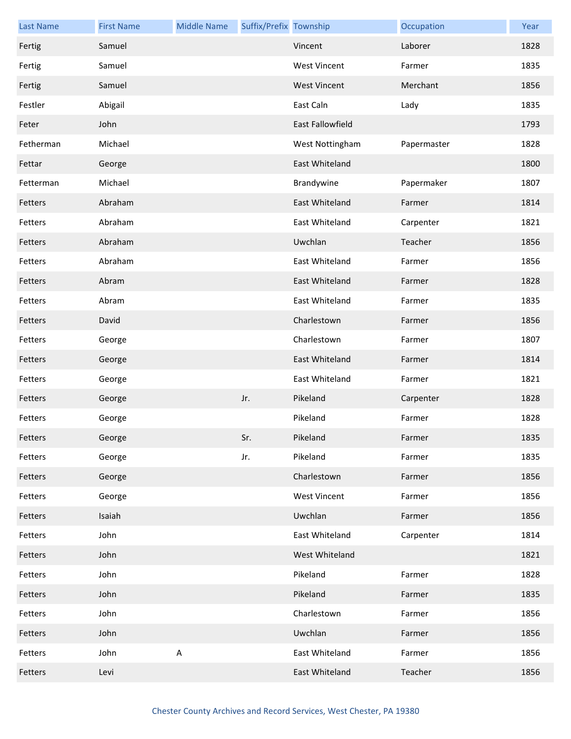| Last Name | First Name | Middle Name | Suffix/Prefix | Township | Occupation | Year |
|---|---|---|---|---|---|---|
| Fertig | Samuel | | | Vincent | Laborer | 1828 |
| Fertig | Samuel | | | West Vincent | Farmer | 1835 |
| Fertig | Samuel | | | West Vincent | Merchant | 1856 |
| Festler | Abigail | | | East Caln | Lady | 1835 |
| Feter | John | | | East Fallowfield | | 1793 |
| Fetherman | Michael | | | West Nottingham | Papermaster | 1828 |
| Fettar | George | | | East Whiteland | | 1800 |
| Fetterman | Michael | | | Brandywine | Papermaker | 1807 |
| Fetters | Abraham | | | East Whiteland | Farmer | 1814 |
| Fetters | Abraham | | | East Whiteland | Carpenter | 1821 |
| Fetters | Abraham | | | Uwchlan | Teacher | 1856 |
| Fetters | Abraham | | | East Whiteland | Farmer | 1856 |
| Fetters | Abram | | | East Whiteland | Farmer | 1828 |
| Fetters | Abram | | | East Whiteland | Farmer | 1835 |
| Fetters | David | | | Charlestown | Farmer | 1856 |
| Fetters | George | | | Charlestown | Farmer | 1807 |
| Fetters | George | | | East Whiteland | Farmer | 1814 |
| Fetters | George | | | East Whiteland | Farmer | 1821 |
| Fetters | George | | Jr. | Pikeland | Carpenter | 1828 |
| Fetters | George | | | Pikeland | Farmer | 1828 |
| Fetters | George | | Sr. | Pikeland | Farmer | 1835 |
| Fetters | George | | Jr. | Pikeland | Farmer | 1835 |
| Fetters | George | | | Charlestown | Farmer | 1856 |
| Fetters | George | | | West Vincent | Farmer | 1856 |
| Fetters | Isaiah | | | Uwchlan | Farmer | 1856 |
| Fetters | John | | | East Whiteland | Carpenter | 1814 |
| Fetters | John | | | West Whiteland | | 1821 |
| Fetters | John | | | Pikeland | Farmer | 1828 |
| Fetters | John | | | Pikeland | Farmer | 1835 |
| Fetters | John | | | Charlestown | Farmer | 1856 |
| Fetters | John | | | Uwchlan | Farmer | 1856 |
| Fetters | John | A | | East Whiteland | Farmer | 1856 |
| Fetters | Levi | | | East Whiteland | Teacher | 1856 |

Chester County Archives and Record Services, West Chester, PA 19380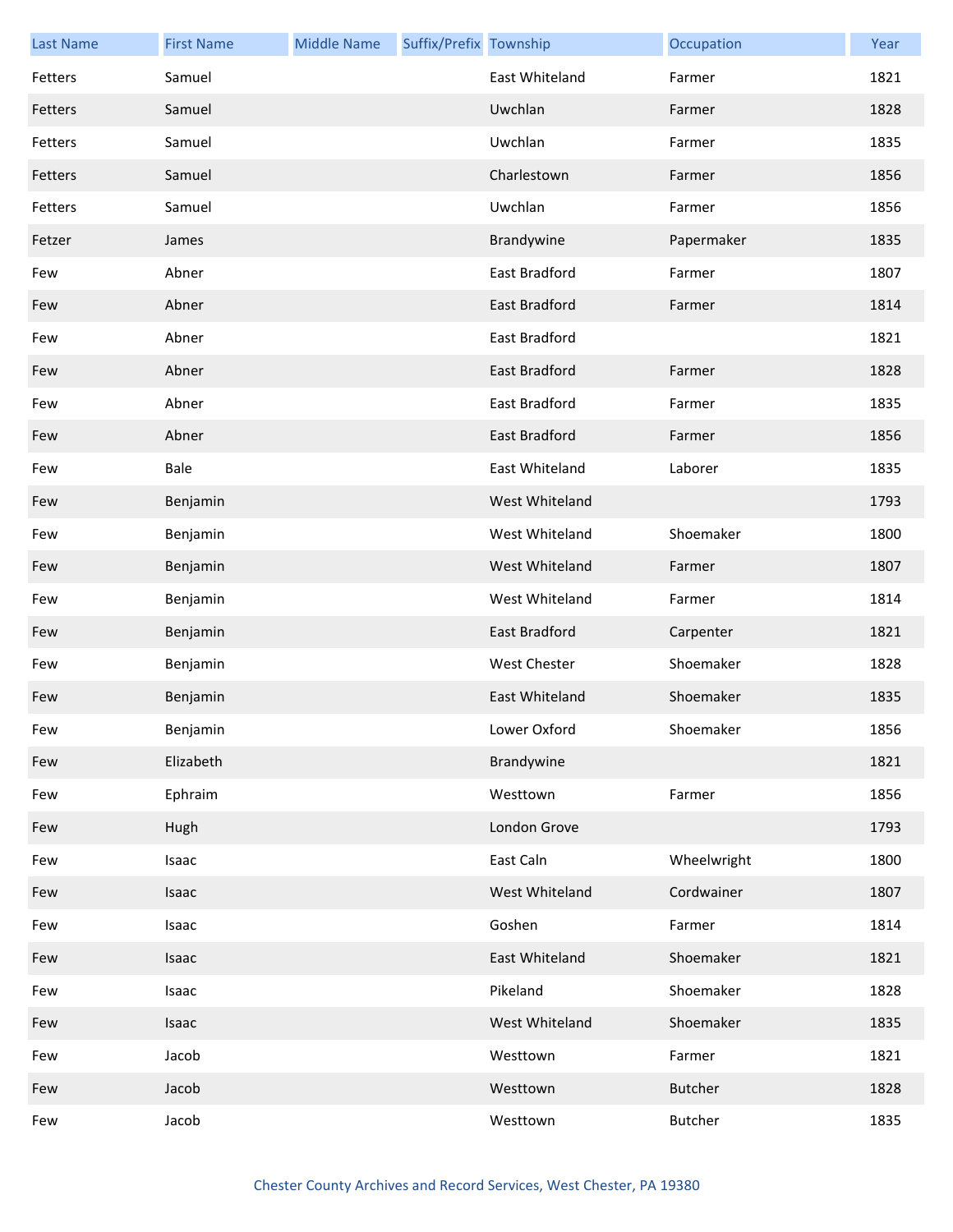| Last Name | First Name | Middle Name | Suffix/Prefix | Township | Occupation | Year |
|---|---|---|---|---|---|---|
| Fetters | Samuel | | | East Whiteland | Farmer | 1821 |
| Fetters | Samuel | | | Uwchlan | Farmer | 1828 |
| Fetters | Samuel | | | Uwchlan | Farmer | 1835 |
| Fetters | Samuel | | | Charlestown | Farmer | 1856 |
| Fetters | Samuel | | | Uwchlan | Farmer | 1856 |
| Fetzer | James | | | Brandywine | Papermaker | 1835 |
| Few | Abner | | | East Bradford | Farmer | 1807 |
| Few | Abner | | | East Bradford | Farmer | 1814 |
| Few | Abner | | | East Bradford | | 1821 |
| Few | Abner | | | East Bradford | Farmer | 1828 |
| Few | Abner | | | East Bradford | Farmer | 1835 |
| Few | Abner | | | East Bradford | Farmer | 1856 |
| Few | Bale | | | East Whiteland | Laborer | 1835 |
| Few | Benjamin | | | West Whiteland | | 1793 |
| Few | Benjamin | | | West Whiteland | Shoemaker | 1800 |
| Few | Benjamin | | | West Whiteland | Farmer | 1807 |
| Few | Benjamin | | | West Whiteland | Farmer | 1814 |
| Few | Benjamin | | | East Bradford | Carpenter | 1821 |
| Few | Benjamin | | | West Chester | Shoemaker | 1828 |
| Few | Benjamin | | | East Whiteland | Shoemaker | 1835 |
| Few | Benjamin | | | Lower Oxford | Shoemaker | 1856 |
| Few | Elizabeth | | | Brandywine | | 1821 |
| Few | Ephraim | | | Westtown | Farmer | 1856 |
| Few | Hugh | | | London Grove | | 1793 |
| Few | Isaac | | | East Caln | Wheelwright | 1800 |
| Few | Isaac | | | West Whiteland | Cordwainer | 1807 |
| Few | Isaac | | | Goshen | Farmer | 1814 |
| Few | Isaac | | | East Whiteland | Shoemaker | 1821 |
| Few | Isaac | | | Pikeland | Shoemaker | 1828 |
| Few | Isaac | | | West Whiteland | Shoemaker | 1835 |
| Few | Jacob | | | Westtown | Farmer | 1821 |
| Few | Jacob | | | Westtown | Butcher | 1828 |
| Few | Jacob | | | Westtown | Butcher | 1835 |

Chester County Archives and Record Services, West Chester, PA 19380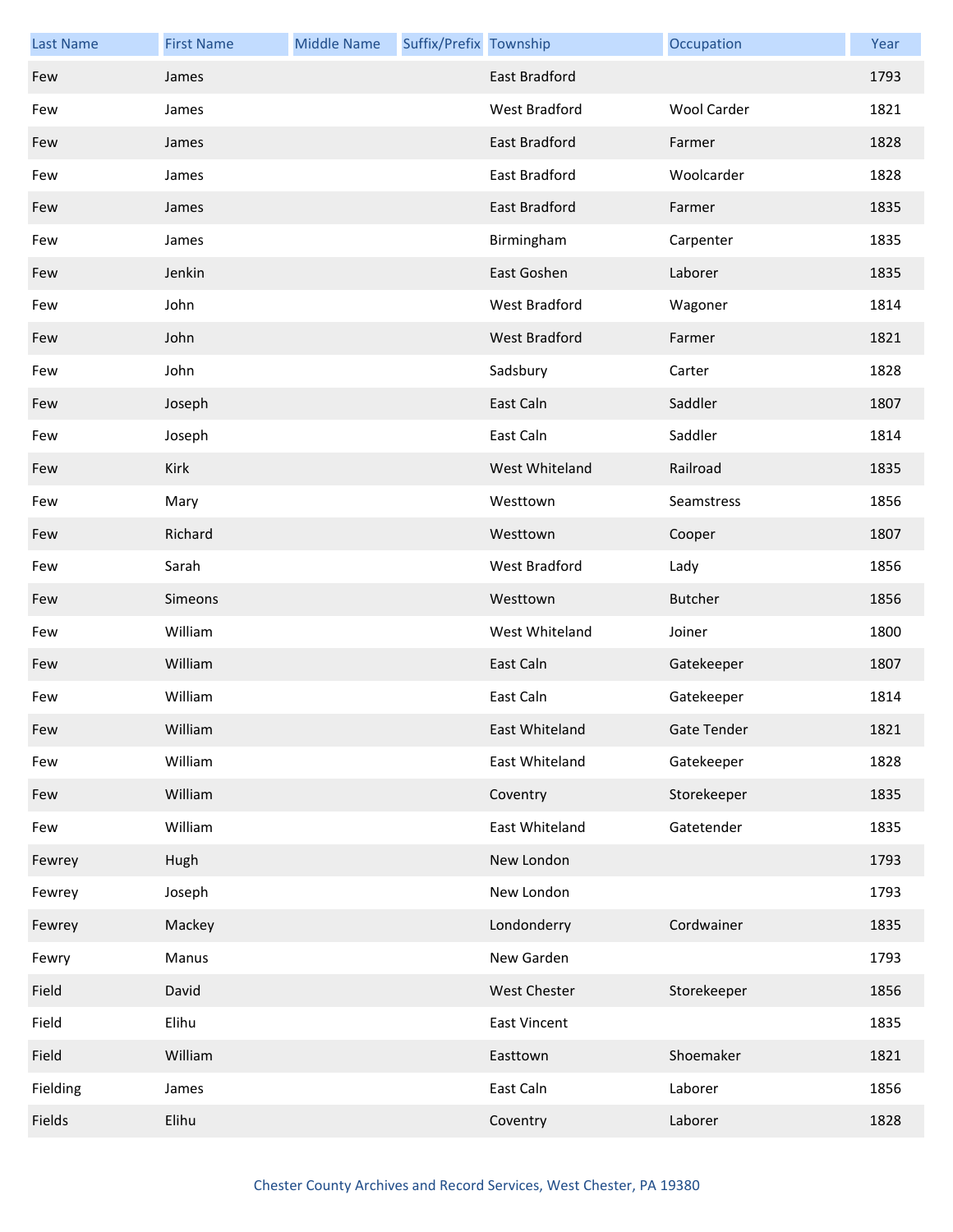| Last Name | First Name | Middle Name | Suffix/Prefix | Township | Occupation | Year |
|---|---|---|---|---|---|---|
| Few | James | | | East Bradford | | 1793 |
| Few | James | | | West Bradford | Wool Carder | 1821 |
| Few | James | | | East Bradford | Farmer | 1828 |
| Few | James | | | East Bradford | Woolcarder | 1828 |
| Few | James | | | East Bradford | Farmer | 1835 |
| Few | James | | | Birmingham | Carpenter | 1835 |
| Few | Jenkin | | | East Goshen | Laborer | 1835 |
| Few | John | | | West Bradford | Wagoner | 1814 |
| Few | John | | | West Bradford | Farmer | 1821 |
| Few | John | | | Sadsbury | Carter | 1828 |
| Few | Joseph | | | East Caln | Saddler | 1807 |
| Few | Joseph | | | East Caln | Saddler | 1814 |
| Few | Kirk | | | West Whiteland | Railroad | 1835 |
| Few | Mary | | | Westtown | Seamstress | 1856 |
| Few | Richard | | | Westtown | Cooper | 1807 |
| Few | Sarah | | | West Bradford | Lady | 1856 |
| Few | Simeons | | | Westtown | Butcher | 1856 |
| Few | William | | | West Whiteland | Joiner | 1800 |
| Few | William | | | East Caln | Gatekeeper | 1807 |
| Few | William | | | East Caln | Gatekeeper | 1814 |
| Few | William | | | East Whiteland | Gate Tender | 1821 |
| Few | William | | | East Whiteland | Gatekeeper | 1828 |
| Few | William | | | Coventry | Storekeeper | 1835 |
| Few | William | | | East Whiteland | Gatetender | 1835 |
| Fewrey | Hugh | | | New London | | 1793 |
| Fewrey | Joseph | | | New London | | 1793 |
| Fewrey | Mackey | | | Londonderry | Cordwainer | 1835 |
| Fewry | Manus | | | New Garden | | 1793 |
| Field | David | | | West Chester | Storekeeper | 1856 |
| Field | Elihu | | | East Vincent | | 1835 |
| Field | William | | | Easttown | Shoemaker | 1821 |
| Fielding | James | | | East Caln | Laborer | 1856 |
| Fields | Elihu | | | Coventry | Laborer | 1828 |

Chester County Archives and Record Services, West Chester, PA 19380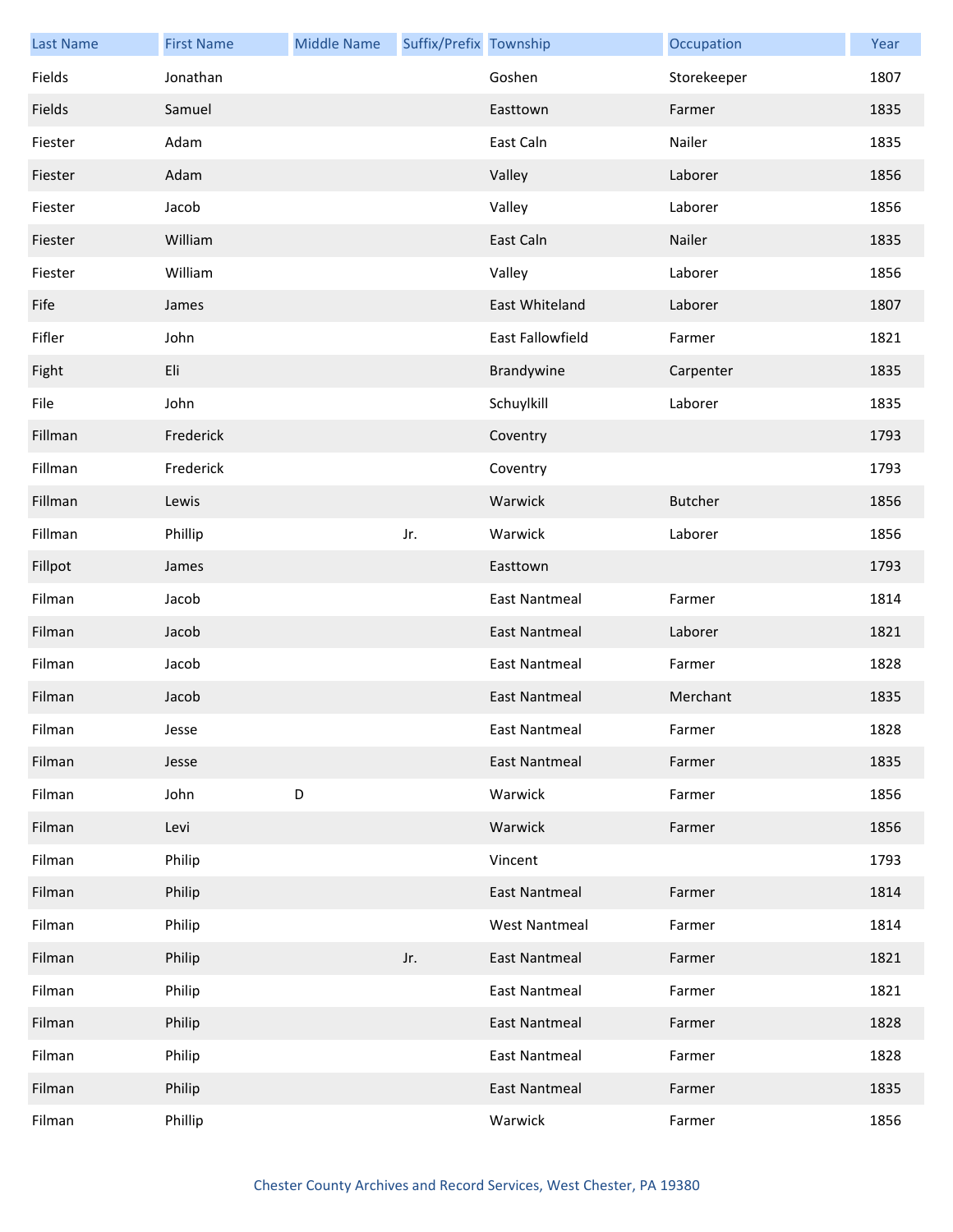| Last Name | First Name | Middle Name | Suffix/Prefix | Township | Occupation | Year |
|---|---|---|---|---|---|---|
| Fields | Jonathan | | | Goshen | Storekeeper | 1807 |
| Fields | Samuel | | | Easttown | Farmer | 1835 |
| Fiester | Adam | | | East Caln | Nailer | 1835 |
| Fiester | Adam | | | Valley | Laborer | 1856 |
| Fiester | Jacob | | | Valley | Laborer | 1856 |
| Fiester | William | | | East Caln | Nailer | 1835 |
| Fiester | William | | | Valley | Laborer | 1856 |
| Fife | James | | | East Whiteland | Laborer | 1807 |
| Fifler | John | | | East Fallowfield | Farmer | 1821 |
| Fight | Eli | | | Brandywine | Carpenter | 1835 |
| File | John | | | Schuylkill | Laborer | 1835 |
| Fillman | Frederick | | | Coventry | | 1793 |
| Fillman | Frederick | | | Coventry | | 1793 |
| Fillman | Lewis | | | Warwick | Butcher | 1856 |
| Fillman | Phillip | | Jr. | Warwick | Laborer | 1856 |
| Fillpot | James | | | Easttown | | 1793 |
| Filman | Jacob | | | East Nantmeal | Farmer | 1814 |
| Filman | Jacob | | | East Nantmeal | Laborer | 1821 |
| Filman | Jacob | | | East Nantmeal | Farmer | 1828 |
| Filman | Jacob | | | East Nantmeal | Merchant | 1835 |
| Filman | Jesse | | | East Nantmeal | Farmer | 1828 |
| Filman | Jesse | | | East Nantmeal | Farmer | 1835 |
| Filman | John | D | | Warwick | Farmer | 1856 |
| Filman | Levi | | | Warwick | Farmer | 1856 |
| Filman | Philip | | | Vincent | | 1793 |
| Filman | Philip | | | East Nantmeal | Farmer | 1814 |
| Filman | Philip | | | West Nantmeal | Farmer | 1814 |
| Filman | Philip | | Jr. | East Nantmeal | Farmer | 1821 |
| Filman | Philip | | | East Nantmeal | Farmer | 1821 |
| Filman | Philip | | | East Nantmeal | Farmer | 1828 |
| Filman | Philip | | | East Nantmeal | Farmer | 1828 |
| Filman | Philip | | | East Nantmeal | Farmer | 1835 |
| Filman | Phillip | | | Warwick | Farmer | 1856 |

Chester County Archives and Record Services, West Chester, PA 19380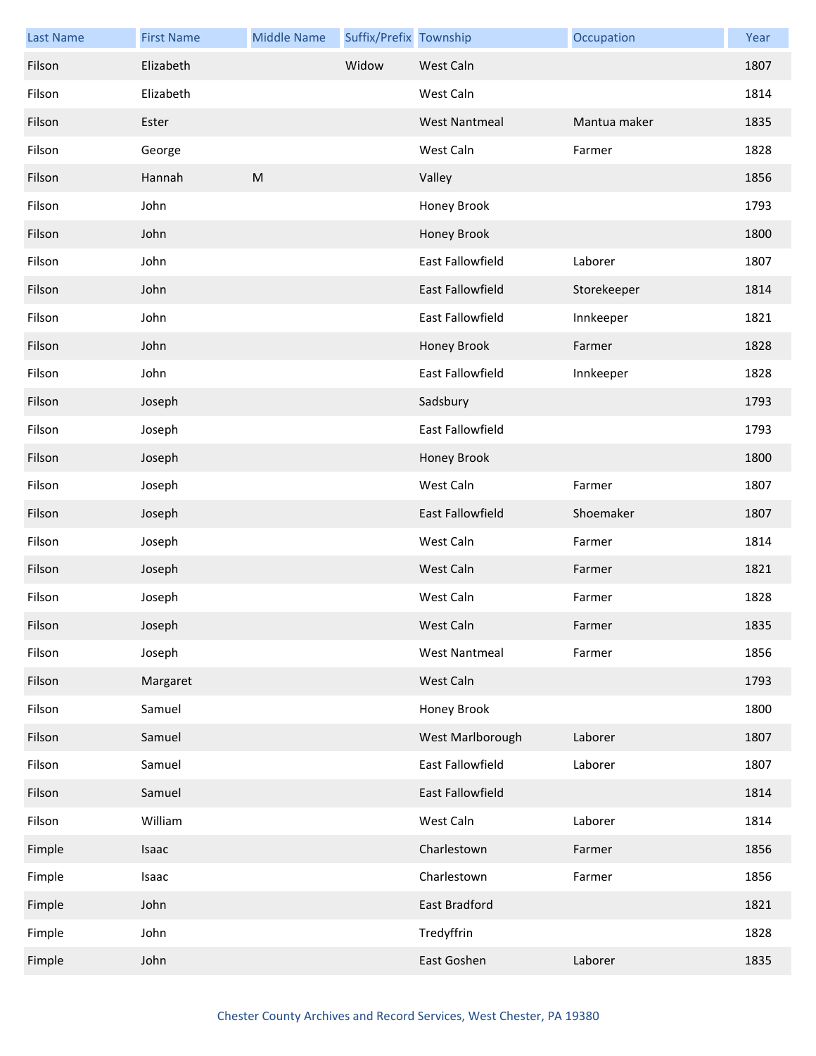| Last Name | First Name | Middle Name | Suffix/Prefix | Township | Occupation | Year |
|---|---|---|---|---|---|---|
| Filson | Elizabeth | | Widow | West Caln | | 1807 |
| Filson | Elizabeth | | | West Caln | | 1814 |
| Filson | Ester | | | West Nantmeal | Mantua maker | 1835 |
| Filson | George | | | West Caln | Farmer | 1828 |
| Filson | Hannah | M | | Valley | | 1856 |
| Filson | John | | | Honey Brook | | 1793 |
| Filson | John | | | Honey Brook | | 1800 |
| Filson | John | | | East Fallowfield | Laborer | 1807 |
| Filson | John | | | East Fallowfield | Storekeeper | 1814 |
| Filson | John | | | East Fallowfield | Innkeeper | 1821 |
| Filson | John | | | Honey Brook | Farmer | 1828 |
| Filson | John | | | East Fallowfield | Innkeeper | 1828 |
| Filson | Joseph | | | Sadsbury | | 1793 |
| Filson | Joseph | | | East Fallowfield | | 1793 |
| Filson | Joseph | | | Honey Brook | | 1800 |
| Filson | Joseph | | | West Caln | Farmer | 1807 |
| Filson | Joseph | | | East Fallowfield | Shoemaker | 1807 |
| Filson | Joseph | | | West Caln | Farmer | 1814 |
| Filson | Joseph | | | West Caln | Farmer | 1821 |
| Filson | Joseph | | | West Caln | Farmer | 1828 |
| Filson | Joseph | | | West Caln | Farmer | 1835 |
| Filson | Joseph | | | West Nantmeal | Farmer | 1856 |
| Filson | Margaret | | | West Caln | | 1793 |
| Filson | Samuel | | | Honey Brook | | 1800 |
| Filson | Samuel | | | West Marlborough | Laborer | 1807 |
| Filson | Samuel | | | East Fallowfield | Laborer | 1807 |
| Filson | Samuel | | | East Fallowfield | | 1814 |
| Filson | William | | | West Caln | Laborer | 1814 |
| Fimple | Isaac | | | Charlestown | Farmer | 1856 |
| Fimple | Isaac | | | Charlestown | Farmer | 1856 |
| Fimple | John | | | East Bradford | | 1821 |
| Fimple | John | | | Tredyffrin | | 1828 |
| Fimple | John | | | East Goshen | Laborer | 1835 |

Chester County Archives and Record Services, West Chester, PA 19380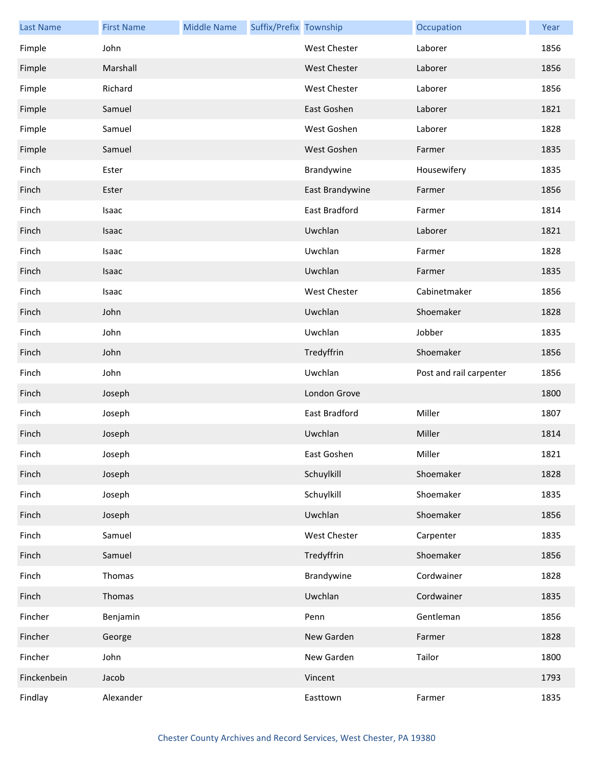| Last Name | First Name | Middle Name | Suffix/Prefix | Township | Occupation | Year |
|---|---|---|---|---|---|---|
| Fimple | John | | | West Chester | Laborer | 1856 |
| Fimple | Marshall | | | West Chester | Laborer | 1856 |
| Fimple | Richard | | | West Chester | Laborer | 1856 |
| Fimple | Samuel | | | East Goshen | Laborer | 1821 |
| Fimple | Samuel | | | West Goshen | Laborer | 1828 |
| Fimple | Samuel | | | West Goshen | Farmer | 1835 |
| Finch | Ester | | | Brandywine | Housewifery | 1835 |
| Finch | Ester | | | East Brandywine | Farmer | 1856 |
| Finch | Isaac | | | East Bradford | Farmer | 1814 |
| Finch | Isaac | | | Uwchlan | Laborer | 1821 |
| Finch | Isaac | | | Uwchlan | Farmer | 1828 |
| Finch | Isaac | | | Uwchlan | Farmer | 1835 |
| Finch | Isaac | | | West Chester | Cabinetmaker | 1856 |
| Finch | John | | | Uwchlan | Shoemaker | 1828 |
| Finch | John | | | Uwchlan | Jobber | 1835 |
| Finch | John | | | Tredyffrin | Shoemaker | 1856 |
| Finch | John | | | Uwchlan | Post and rail carpenter | 1856 |
| Finch | Joseph | | | London Grove | | 1800 |
| Finch | Joseph | | | East Bradford | Miller | 1807 |
| Finch | Joseph | | | Uwchlan | Miller | 1814 |
| Finch | Joseph | | | East Goshen | Miller | 1821 |
| Finch | Joseph | | | Schuylkill | Shoemaker | 1828 |
| Finch | Joseph | | | Schuylkill | Shoemaker | 1835 |
| Finch | Joseph | | | Uwchlan | Shoemaker | 1856 |
| Finch | Samuel | | | West Chester | Carpenter | 1835 |
| Finch | Samuel | | | Tredyffrin | Shoemaker | 1856 |
| Finch | Thomas | | | Brandywine | Cordwainer | 1828 |
| Finch | Thomas | | | Uwchlan | Cordwainer | 1835 |
| Fincher | Benjamin | | | Penn | Gentleman | 1856 |
| Fincher | George | | | New Garden | Farmer | 1828 |
| Fincher | John | | | New Garden | Tailor | 1800 |
| Finckenbein | Jacob | | | Vincent | | 1793 |
| Findlay | Alexander | | | Easttown | Farmer | 1835 |

Chester County Archives and Record Services, West Chester, PA 19380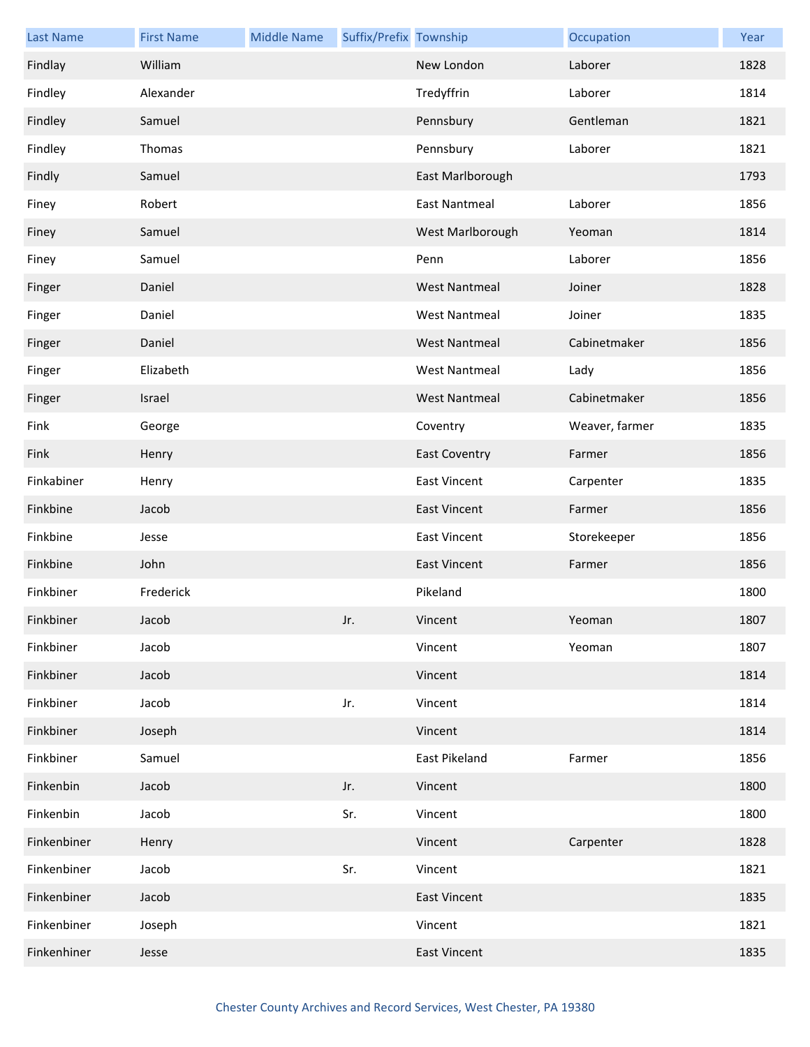| Last Name | First Name | Middle Name | Suffix/Prefix | Township | Occupation | Year |
|---|---|---|---|---|---|---|
| Findlay | William | | | New London | Laborer | 1828 |
| Findley | Alexander | | | Tredyffrin | Laborer | 1814 |
| Findley | Samuel | | | Pennsbury | Gentleman | 1821 |
| Findley | Thomas | | | Pennsbury | Laborer | 1821 |
| Findly | Samuel | | | East Marlborough | | 1793 |
| Finey | Robert | | | East Nantmeal | Laborer | 1856 |
| Finey | Samuel | | | West Marlborough | Yeoman | 1814 |
| Finey | Samuel | | | Penn | Laborer | 1856 |
| Finger | Daniel | | | West Nantmeal | Joiner | 1828 |
| Finger | Daniel | | | West Nantmeal | Joiner | 1835 |
| Finger | Daniel | | | West Nantmeal | Cabinetmaker | 1856 |
| Finger | Elizabeth | | | West Nantmeal | Lady | 1856 |
| Finger | Israel | | | West Nantmeal | Cabinetmaker | 1856 |
| Fink | George | | | Coventry | Weaver, farmer | 1835 |
| Fink | Henry | | | East Coventry | Farmer | 1856 |
| Finkabiner | Henry | | | East Vincent | Carpenter | 1835 |
| Finkbine | Jacob | | | East Vincent | Farmer | 1856 |
| Finkbine | Jesse | | | East Vincent | Storekeeper | 1856 |
| Finkbine | John | | | East Vincent | Farmer | 1856 |
| Finkbiner | Frederick | | | Pikeland | | 1800 |
| Finkbiner | Jacob | | Jr. | Vincent | Yeoman | 1807 |
| Finkbiner | Jacob | | | Vincent | Yeoman | 1807 |
| Finkbiner | Jacob | | | Vincent | | 1814 |
| Finkbiner | Jacob | | Jr. | Vincent | | 1814 |
| Finkbiner | Joseph | | | Vincent | | 1814 |
| Finkbiner | Samuel | | | East Pikeland | Farmer | 1856 |
| Finkenbin | Jacob | | Jr. | Vincent | | 1800 |
| Finkenbin | Jacob | | Sr. | Vincent | | 1800 |
| Finkenbiner | Henry | | | Vincent | Carpenter | 1828 |
| Finkenbiner | Jacob | | Sr. | Vincent | | 1821 |
| Finkenbiner | Jacob | | | East Vincent | | 1835 |
| Finkenbiner | Joseph | | | Vincent | | 1821 |
| Finkenhiner | Jesse | | | East Vincent | | 1835 |

Chester County Archives and Record Services, West Chester, PA 19380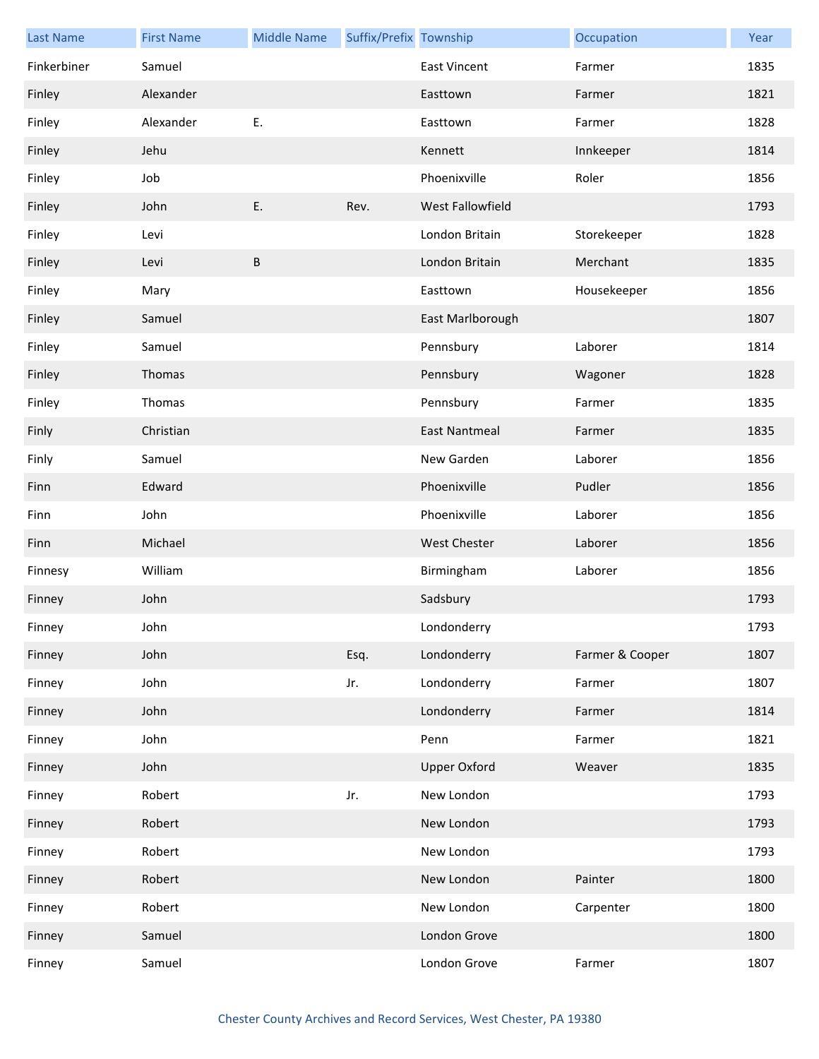| Last Name | First Name | Middle Name | Suffix/Prefix | Township | Occupation | Year |
|---|---|---|---|---|---|---|
| Finkerbiner | Samuel | | | East Vincent | Farmer | 1835 |
| Finley | Alexander | | | Easttown | Farmer | 1821 |
| Finley | Alexander | E. | | Easttown | Farmer | 1828 |
| Finley | Jehu | | | Kennett | Innkeeper | 1814 |
| Finley | Job | | | Phoenixville | Roler | 1856 |
| Finley | John | E. | Rev. | West Fallowfield | | 1793 |
| Finley | Levi | | | London Britain | Storekeeper | 1828 |
| Finley | Levi | B | | London Britain | Merchant | 1835 |
| Finley | Mary | | | Easttown | Housekeeper | 1856 |
| Finley | Samuel | | | East Marlborough | | 1807 |
| Finley | Samuel | | | Pennsbury | Laborer | 1814 |
| Finley | Thomas | | | Pennsbury | Wagoner | 1828 |
| Finley | Thomas | | | Pennsbury | Farmer | 1835 |
| Finly | Christian | | | East Nantmeal | Farmer | 1835 |
| Finly | Samuel | | | New Garden | Laborer | 1856 |
| Finn | Edward | | | Phoenixville | Pudler | 1856 |
| Finn | John | | | Phoenixville | Laborer | 1856 |
| Finn | Michael | | | West Chester | Laborer | 1856 |
| Finnesy | William | | | Birmingham | Laborer | 1856 |
| Finney | John | | | Sadsbury | | 1793 |
| Finney | John | | | Londonderry | | 1793 |
| Finney | John | | Esq. | Londonderry | Farmer & Cooper | 1807 |
| Finney | John | | Jr. | Londonderry | Farmer | 1807 |
| Finney | John | | | Londonderry | Farmer | 1814 |
| Finney | John | | | Penn | Farmer | 1821 |
| Finney | John | | | Upper Oxford | Weaver | 1835 |
| Finney | Robert | | Jr. | New London | | 1793 |
| Finney | Robert | | | New London | | 1793 |
| Finney | Robert | | | New London | | 1793 |
| Finney | Robert | | | New London | Painter | 1800 |
| Finney | Robert | | | New London | Carpenter | 1800 |
| Finney | Samuel | | | London Grove | | 1800 |
| Finney | Samuel | | | London Grove | Farmer | 1807 |

Chester County Archives and Record Services, West Chester, PA 19380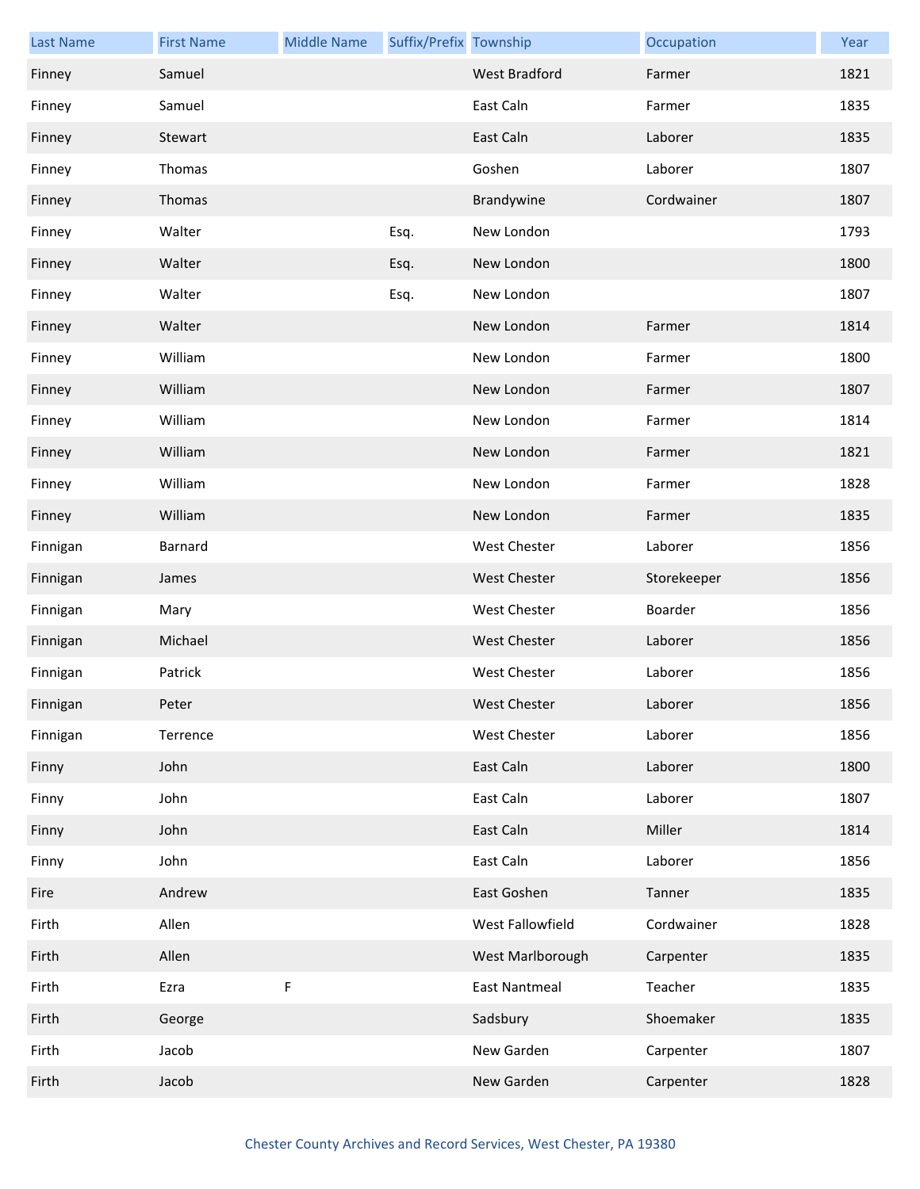| Last Name | First Name | Middle Name | Suffix/Prefix | Township | Occupation | Year |
|---|---|---|---|---|---|---|
| Finney | Samuel | | | West Bradford | Farmer | 1821 |
| Finney | Samuel | | | East Caln | Farmer | 1835 |
| Finney | Stewart | | | East Caln | Laborer | 1835 |
| Finney | Thomas | | | Goshen | Laborer | 1807 |
| Finney | Thomas | | | Brandywine | Cordwainer | 1807 |
| Finney | Walter | | Esq. | New London | | 1793 |
| Finney | Walter | | Esq. | New London | | 1800 |
| Finney | Walter | | Esq. | New London | | 1807 |
| Finney | Walter | | | New London | Farmer | 1814 |
| Finney | William | | | New London | Farmer | 1800 |
| Finney | William | | | New London | Farmer | 1807 |
| Finney | William | | | New London | Farmer | 1814 |
| Finney | William | | | New London | Farmer | 1821 |
| Finney | William | | | New London | Farmer | 1828 |
| Finney | William | | | New London | Farmer | 1835 |
| Finnigan | Barnard | | | West Chester | Laborer | 1856 |
| Finnigan | James | | | West Chester | Storekeeper | 1856 |
| Finnigan | Mary | | | West Chester | Boarder | 1856 |
| Finnigan | Michael | | | West Chester | Laborer | 1856 |
| Finnigan | Patrick | | | West Chester | Laborer | 1856 |
| Finnigan | Peter | | | West Chester | Laborer | 1856 |
| Finnigan | Terrence | | | West Chester | Laborer | 1856 |
| Finny | John | | | East Caln | Laborer | 1800 |
| Finny | John | | | East Caln | Laborer | 1807 |
| Finny | John | | | East Caln | Miller | 1814 |
| Finny | John | | | East Caln | Laborer | 1856 |
| Fire | Andrew | | | East Goshen | Tanner | 1835 |
| Firth | Allen | | | West Fallowfield | Cordwainer | 1828 |
| Firth | Allen | | | West Marlborough | Carpenter | 1835 |
| Firth | Ezra | F | | East Nantmeal | Teacher | 1835 |
| Firth | George | | | Sadsbury | Shoemaker | 1835 |
| Firth | Jacob | | | New Garden | Carpenter | 1807 |
| Firth | Jacob | | | New Garden | Carpenter | 1828 |

Chester County Archives and Record Services, West Chester, PA 19380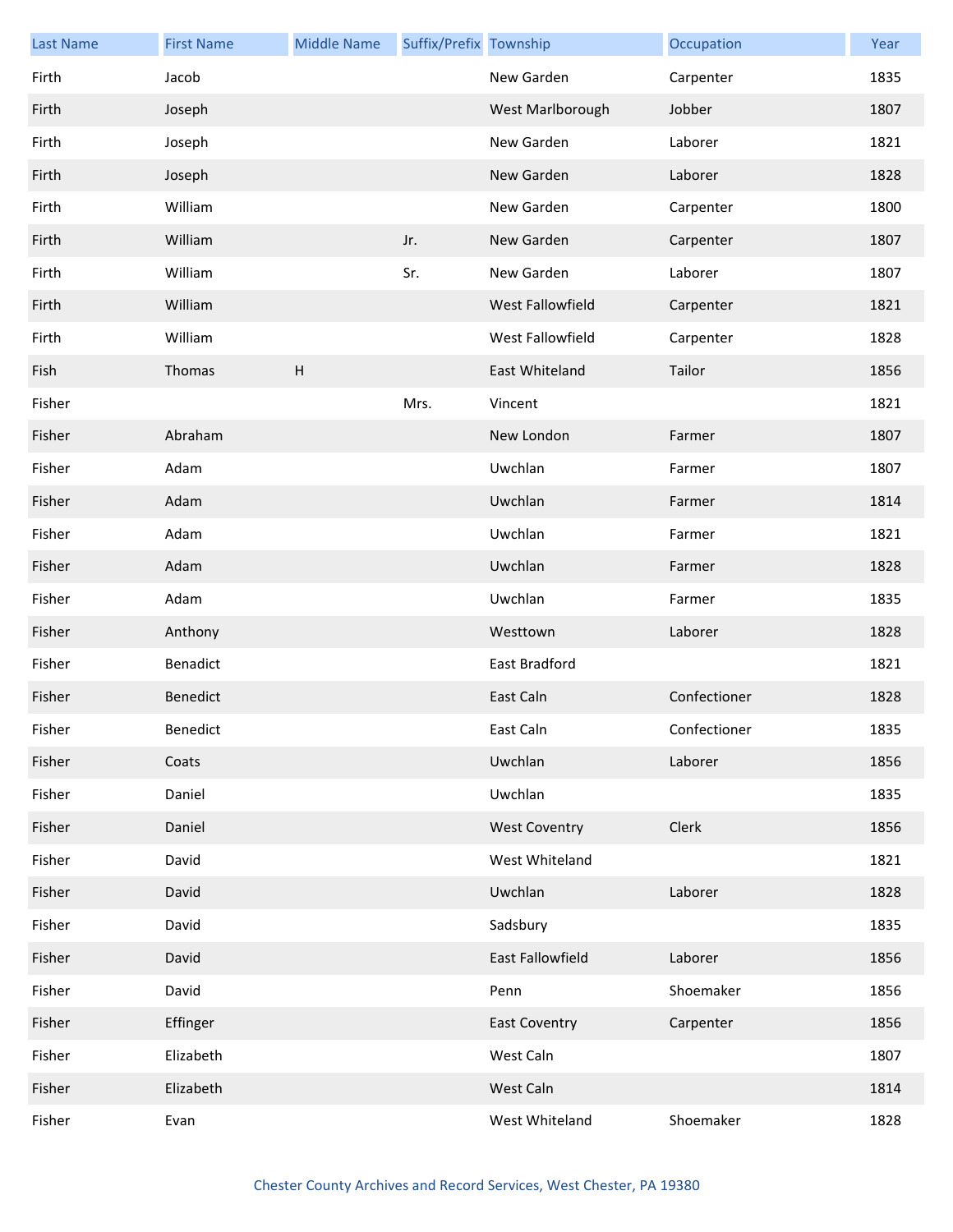| Last Name | First Name | Middle Name | Suffix/Prefix | Township | Occupation | Year |
|---|---|---|---|---|---|---|
| Firth | Jacob | | | New Garden | Carpenter | 1835 |
| Firth | Joseph | | | West Marlborough | Jobber | 1807 |
| Firth | Joseph | | | New Garden | Laborer | 1821 |
| Firth | Joseph | | | New Garden | Laborer | 1828 |
| Firth | William | | | New Garden | Carpenter | 1800 |
| Firth | William | | Jr. | New Garden | Carpenter | 1807 |
| Firth | William | | Sr. | New Garden | Laborer | 1807 |
| Firth | William | | | West Fallowfield | Carpenter | 1821 |
| Firth | William | | | West Fallowfield | Carpenter | 1828 |
| Fish | Thomas | H | | East Whiteland | Tailor | 1856 |
| Fisher | | | Mrs. | Vincent | | 1821 |
| Fisher | Abraham | | | New London | Farmer | 1807 |
| Fisher | Adam | | | Uwchlan | Farmer | 1807 |
| Fisher | Adam | | | Uwchlan | Farmer | 1814 |
| Fisher | Adam | | | Uwchlan | Farmer | 1821 |
| Fisher | Adam | | | Uwchlan | Farmer | 1828 |
| Fisher | Adam | | | Uwchlan | Farmer | 1835 |
| Fisher | Anthony | | | Westtown | Laborer | 1828 |
| Fisher | Benadict | | | East Bradford | | 1821 |
| Fisher | Benedict | | | East Caln | Confectioner | 1828 |
| Fisher | Benedict | | | East Caln | Confectioner | 1835 |
| Fisher | Coats | | | Uwchlan | Laborer | 1856 |
| Fisher | Daniel | | | Uwchlan | | 1835 |
| Fisher | Daniel | | | West Coventry | Clerk | 1856 |
| Fisher | David | | | West Whiteland | | 1821 |
| Fisher | David | | | Uwchlan | Laborer | 1828 |
| Fisher | David | | | Sadsbury | | 1835 |
| Fisher | David | | | East Fallowfield | Laborer | 1856 |
| Fisher | David | | | Penn | Shoemaker | 1856 |
| Fisher | Effinger | | | East Coventry | Carpenter | 1856 |
| Fisher | Elizabeth | | | West Caln | | 1807 |
| Fisher | Elizabeth | | | West Caln | | 1814 |
| Fisher | Evan | | | West Whiteland | Shoemaker | 1828 |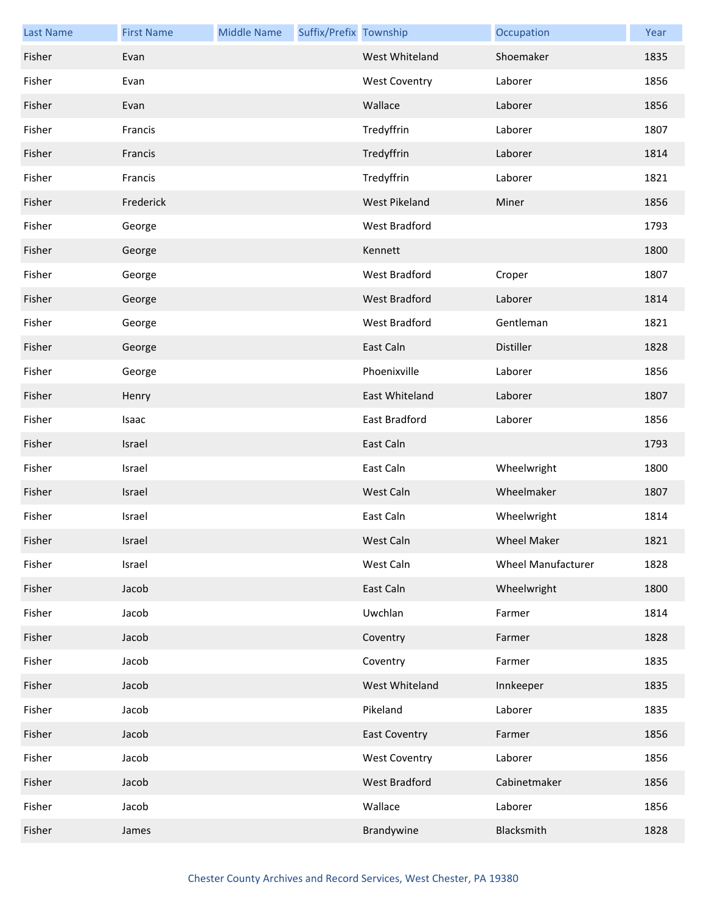| Last Name | First Name | Middle Name | Suffix/Prefix | Township | Occupation | Year |
| --- | --- | --- | --- | --- | --- | --- |
| Fisher | Evan | | | West Whiteland | Shoemaker | 1835 |
| Fisher | Evan | | | West Coventry | Laborer | 1856 |
| Fisher | Evan | | | Wallace | Laborer | 1856 |
| Fisher | Francis | | | Tredyffrin | Laborer | 1807 |
| Fisher | Francis | | | Tredyffrin | Laborer | 1814 |
| Fisher | Francis | | | Tredyffrin | Laborer | 1821 |
| Fisher | Frederick | | | West Pikeland | Miner | 1856 |
| Fisher | George | | | West Bradford | | 1793 |
| Fisher | George | | | Kennett | | 1800 |
| Fisher | George | | | West Bradford | Croper | 1807 |
| Fisher | George | | | West Bradford | Laborer | 1814 |
| Fisher | George | | | West Bradford | Gentleman | 1821 |
| Fisher | George | | | East Caln | Distiller | 1828 |
| Fisher | George | | | Phoenixville | Laborer | 1856 |
| Fisher | Henry | | | East Whiteland | Laborer | 1807 |
| Fisher | Isaac | | | East Bradford | Laborer | 1856 |
| Fisher | Israel | | | East Caln | | 1793 |
| Fisher | Israel | | | East Caln | Wheelwright | 1800 |
| Fisher | Israel | | | West Caln | Wheelmaker | 1807 |
| Fisher | Israel | | | East Caln | Wheelwright | 1814 |
| Fisher | Israel | | | West Caln | Wheel Maker | 1821 |
| Fisher | Israel | | | West Caln | Wheel Manufacturer | 1828 |
| Fisher | Jacob | | | East Caln | Wheelwright | 1800 |
| Fisher | Jacob | | | Uwchlan | Farmer | 1814 |
| Fisher | Jacob | | | Coventry | Farmer | 1828 |
| Fisher | Jacob | | | Coventry | Farmer | 1835 |
| Fisher | Jacob | | | West Whiteland | Innkeeper | 1835 |
| Fisher | Jacob | | | Pikeland | Laborer | 1835 |
| Fisher | Jacob | | | East Coventry | Farmer | 1856 |
| Fisher | Jacob | | | West Coventry | Laborer | 1856 |
| Fisher | Jacob | | | West Bradford | Cabinetmaker | 1856 |
| Fisher | Jacob | | | Wallace | Laborer | 1856 |
| Fisher | James | | | Brandywine | Blacksmith | 1828 |

Chester County Archives and Record Services, West Chester, PA 19380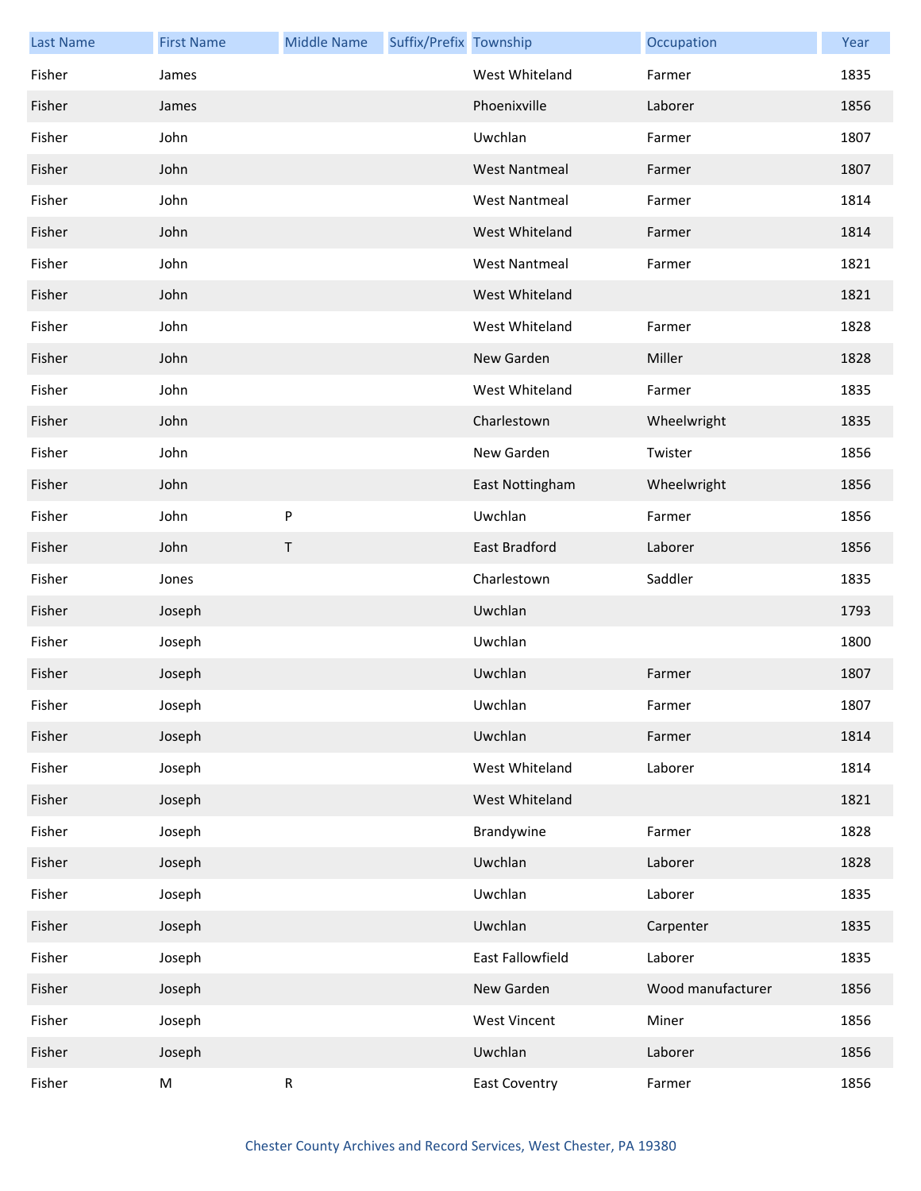| Last Name | First Name | Middle Name | Suffix/Prefix | Township | Occupation | Year |
|---|---|---|---|---|---|---|
| Fisher | James | | | West Whiteland | Farmer | 1835 |
| Fisher | James | | | Phoenixville | Laborer | 1856 |
| Fisher | John | | | Uwchlan | Farmer | 1807 |
| Fisher | John | | | West Nantmeal | Farmer | 1807 |
| Fisher | John | | | West Nantmeal | Farmer | 1814 |
| Fisher | John | | | West Whiteland | Farmer | 1814 |
| Fisher | John | | | West Nantmeal | Farmer | 1821 |
| Fisher | John | | | West Whiteland | | 1821 |
| Fisher | John | | | West Whiteland | Farmer | 1828 |
| Fisher | John | | | New Garden | Miller | 1828 |
| Fisher | John | | | West Whiteland | Farmer | 1835 |
| Fisher | John | | | Charlestown | Wheelwright | 1835 |
| Fisher | John | | | New Garden | Twister | 1856 |
| Fisher | John | | | East Nottingham | Wheelwright | 1856 |
| Fisher | John | P | | Uwchlan | Farmer | 1856 |
| Fisher | John | T | | East Bradford | Laborer | 1856 |
| Fisher | Jones | | | Charlestown | Saddler | 1835 |
| Fisher | Joseph | | | Uwchlan | | 1793 |
| Fisher | Joseph | | | Uwchlan | | 1800 |
| Fisher | Joseph | | | Uwchlan | Farmer | 1807 |
| Fisher | Joseph | | | Uwchlan | Farmer | 1807 |
| Fisher | Joseph | | | Uwchlan | Farmer | 1814 |
| Fisher | Joseph | | | West Whiteland | Laborer | 1814 |
| Fisher | Joseph | | | West Whiteland | | 1821 |
| Fisher | Joseph | | | Brandywine | Farmer | 1828 |
| Fisher | Joseph | | | Uwchlan | Laborer | 1828 |
| Fisher | Joseph | | | Uwchlan | Laborer | 1835 |
| Fisher | Joseph | | | Uwchlan | Carpenter | 1835 |
| Fisher | Joseph | | | East Fallowfield | Laborer | 1835 |
| Fisher | Joseph | | | New Garden | Wood manufacturer | 1856 |
| Fisher | Joseph | | | West Vincent | Miner | 1856 |
| Fisher | Joseph | | | Uwchlan | Laborer | 1856 |
| Fisher | M | R | | East Coventry | Farmer | 1856 |

Chester County Archives and Record Services, West Chester, PA 19380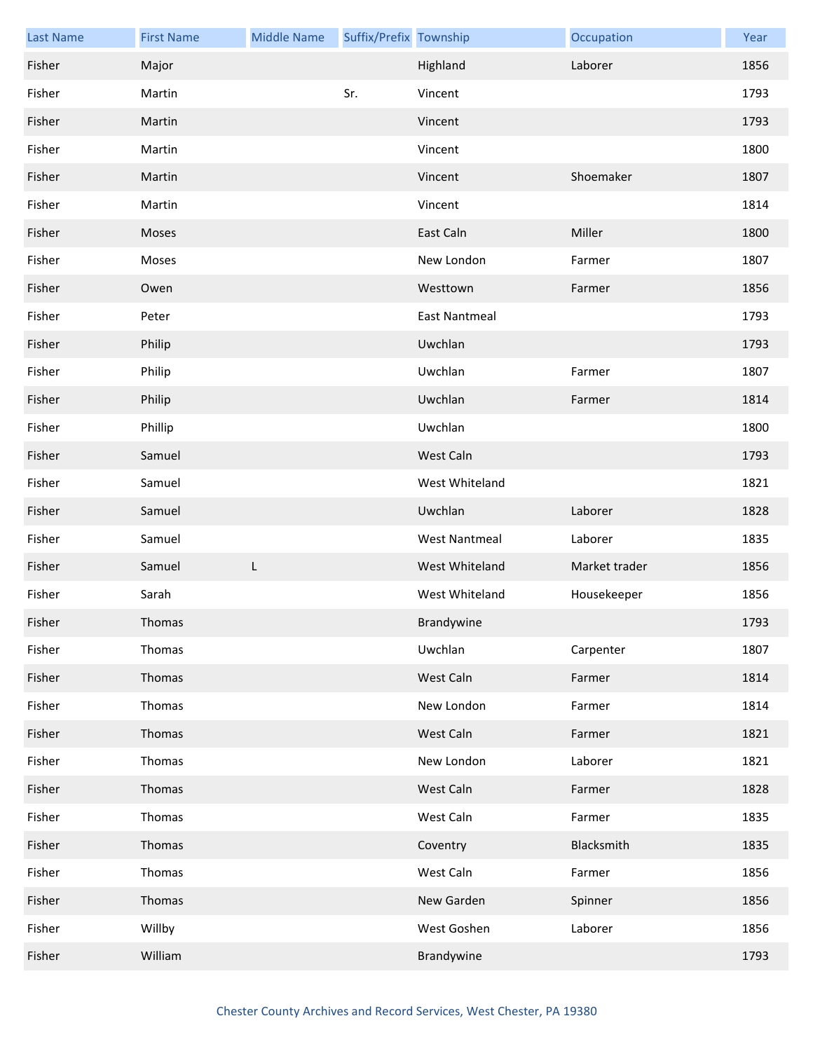| Last Name | First Name | Middle Name | Suffix/Prefix | Township | Occupation | Year |
| --- | --- | --- | --- | --- | --- | --- |
| Fisher | Major | | | Highland | Laborer | 1856 |
| Fisher | Martin | | Sr. | Vincent | | 1793 |
| Fisher | Martin | | | Vincent | | 1793 |
| Fisher | Martin | | | Vincent | | 1800 |
| Fisher | Martin | | | Vincent | Shoemaker | 1807 |
| Fisher | Martin | | | Vincent | | 1814 |
| Fisher | Moses | | | East Caln | Miller | 1800 |
| Fisher | Moses | | | New London | Farmer | 1807 |
| Fisher | Owen | | | Westtown | Farmer | 1856 |
| Fisher | Peter | | | East Nantmeal | | 1793 |
| Fisher | Philip | | | Uwchlan | | 1793 |
| Fisher | Philip | | | Uwchlan | Farmer | 1807 |
| Fisher | Philip | | | Uwchlan | Farmer | 1814 |
| Fisher | Phillip | | | Uwchlan | | 1800 |
| Fisher | Samuel | | | West Caln | | 1793 |
| Fisher | Samuel | | | West Whiteland | | 1821 |
| Fisher | Samuel | | | Uwchlan | Laborer | 1828 |
| Fisher | Samuel | | | West Nantmeal | Laborer | 1835 |
| Fisher | Samuel | L | | West Whiteland | Market trader | 1856 |
| Fisher | Sarah | | | West Whiteland | Housekeeper | 1856 |
| Fisher | Thomas | | | Brandywine | | 1793 |
| Fisher | Thomas | | | Uwchlan | Carpenter | 1807 |
| Fisher | Thomas | | | West Caln | Farmer | 1814 |
| Fisher | Thomas | | | New London | Farmer | 1814 |
| Fisher | Thomas | | | West Caln | Farmer | 1821 |
| Fisher | Thomas | | | New London | Laborer | 1821 |
| Fisher | Thomas | | | West Caln | Farmer | 1828 |
| Fisher | Thomas | | | West Caln | Farmer | 1835 |
| Fisher | Thomas | | | Coventry | Blacksmith | 1835 |
| Fisher | Thomas | | | West Caln | Farmer | 1856 |
| Fisher | Thomas | | | New Garden | Spinner | 1856 |
| Fisher | Willby | | | West Goshen | Laborer | 1856 |
| Fisher | William | | | Brandywine | | 1793 |

Chester County Archives and Record Services, West Chester, PA 19380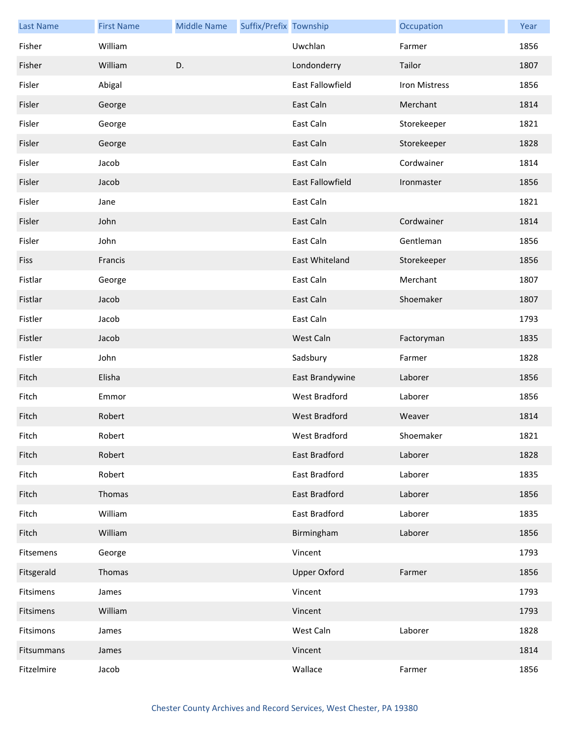| Last Name | First Name | Middle Name | Suffix/Prefix | Township | Occupation | Year |
|---|---|---|---|---|---|---|
| Fisher | William | | | Uwchlan | Farmer | 1856 |
| Fisher | William | D. | | Londonderry | Tailor | 1807 |
| Fisler | Abigal | | | East Fallowfield | Iron Mistress | 1856 |
| Fisler | George | | | East Caln | Merchant | 1814 |
| Fisler | George | | | East Caln | Storekeeper | 1821 |
| Fisler | George | | | East Caln | Storekeeper | 1828 |
| Fisler | Jacob | | | East Caln | Cordwainer | 1814 |
| Fisler | Jacob | | | East Fallowfield | Ironmaster | 1856 |
| Fisler | Jane | | | East Caln | | 1821 |
| Fisler | John | | | East Caln | Cordwainer | 1814 |
| Fisler | John | | | East Caln | Gentleman | 1856 |
| Fiss | Francis | | | East Whiteland | Storekeeper | 1856 |
| Fistlar | George | | | East Caln | Merchant | 1807 |
| Fistlar | Jacob | | | East Caln | Shoemaker | 1807 |
| Fistler | Jacob | | | East Caln | | 1793 |
| Fistler | Jacob | | | West Caln | Factoryman | 1835 |
| Fistler | John | | | Sadsbury | Farmer | 1828 |
| Fitch | Elisha | | | East Brandywine | Laborer | 1856 |
| Fitch | Emmor | | | West Bradford | Laborer | 1856 |
| Fitch | Robert | | | West Bradford | Weaver | 1814 |
| Fitch | Robert | | | West Bradford | Shoemaker | 1821 |
| Fitch | Robert | | | East Bradford | Laborer | 1828 |
| Fitch | Robert | | | East Bradford | Laborer | 1835 |
| Fitch | Thomas | | | East Bradford | Laborer | 1856 |
| Fitch | William | | | East Bradford | Laborer | 1835 |
| Fitch | William | | | Birmingham | Laborer | 1856 |
| Fitsemens | George | | | Vincent | | 1793 |
| Fitsgerald | Thomas | | | Upper Oxford | Farmer | 1856 |
| Fitsimens | James | | | Vincent | | 1793 |
| Fitsimens | William | | | Vincent | | 1793 |
| Fitsimons | James | | | West Caln | Laborer | 1828 |
| Fitsummans | James | | | Vincent | | 1814 |
| Fitzelmire | Jacob | | | Wallace | Farmer | 1856 |

Chester County Archives and Record Services, West Chester, PA 19380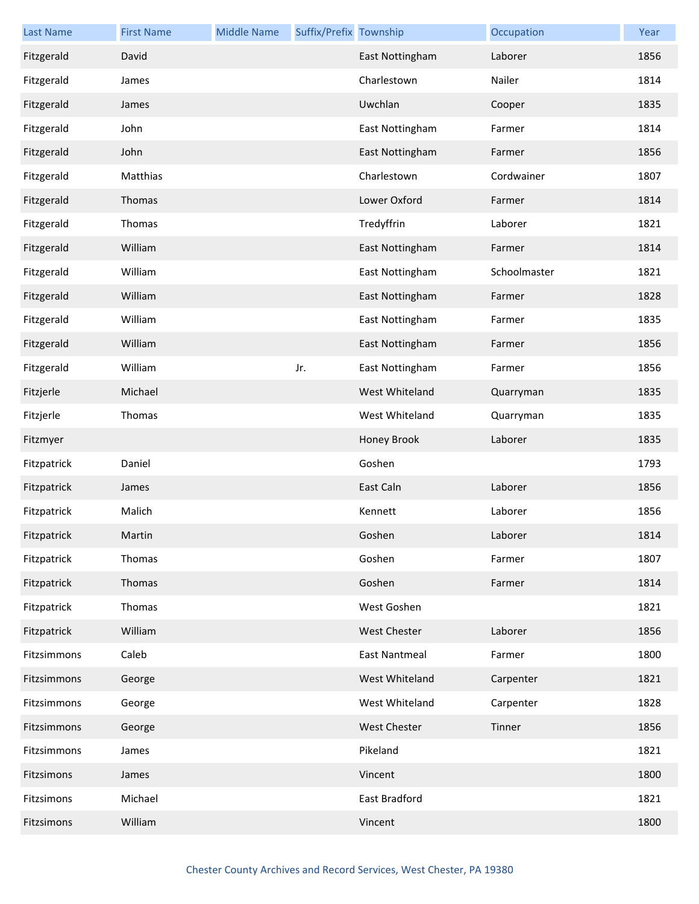| Last Name | First Name | Middle Name | Suffix/Prefix | Township | Occupation | Year |
|---|---|---|---|---|---|---|
| Fitzgerald | David | | | East Nottingham | Laborer | 1856 |
| Fitzgerald | James | | | Charlestown | Nailer | 1814 |
| Fitzgerald | James | | | Uwchlan | Cooper | 1835 |
| Fitzgerald | John | | | East Nottingham | Farmer | 1814 |
| Fitzgerald | John | | | East Nottingham | Farmer | 1856 |
| Fitzgerald | Matthias | | | Charlestown | Cordwainer | 1807 |
| Fitzgerald | Thomas | | | Lower Oxford | Farmer | 1814 |
| Fitzgerald | Thomas | | | Tredyffrin | Laborer | 1821 |
| Fitzgerald | William | | | East Nottingham | Farmer | 1814 |
| Fitzgerald | William | | | East Nottingham | Schoolmaster | 1821 |
| Fitzgerald | William | | | East Nottingham | Farmer | 1828 |
| Fitzgerald | William | | | East Nottingham | Farmer | 1835 |
| Fitzgerald | William | | | East Nottingham | Farmer | 1856 |
| Fitzgerald | William | | Jr. | East Nottingham | Farmer | 1856 |
| Fitzjerle | Michael | | | West Whiteland | Quarryman | 1835 |
| Fitzjerle | Thomas | | | West Whiteland | Quarryman | 1835 |
| Fitzmyer | | | | Honey Brook | Laborer | 1835 |
| Fitzpatrick | Daniel | | | Goshen | | 1793 |
| Fitzpatrick | James | | | East Caln | Laborer | 1856 |
| Fitzpatrick | Malich | | | Kennett | Laborer | 1856 |
| Fitzpatrick | Martin | | | Goshen | Laborer | 1814 |
| Fitzpatrick | Thomas | | | Goshen | Farmer | 1807 |
| Fitzpatrick | Thomas | | | Goshen | Farmer | 1814 |
| Fitzpatrick | Thomas | | | West Goshen | | 1821 |
| Fitzpatrick | William | | | West Chester | Laborer | 1856 |
| Fitzsimmons | Caleb | | | East Nantmeal | Farmer | 1800 |
| Fitzsimmons | George | | | West Whiteland | Carpenter | 1821 |
| Fitzsimmons | George | | | West Whiteland | Carpenter | 1828 |
| Fitzsimmons | George | | | West Chester | Tinner | 1856 |
| Fitzsimmons | James | | | Pikeland | | 1821 |
| Fitzsimons | James | | | Vincent | | 1800 |
| Fitzsimons | Michael | | | East Bradford | | 1821 |
| Fitzsimons | William | | | Vincent | | 1800 |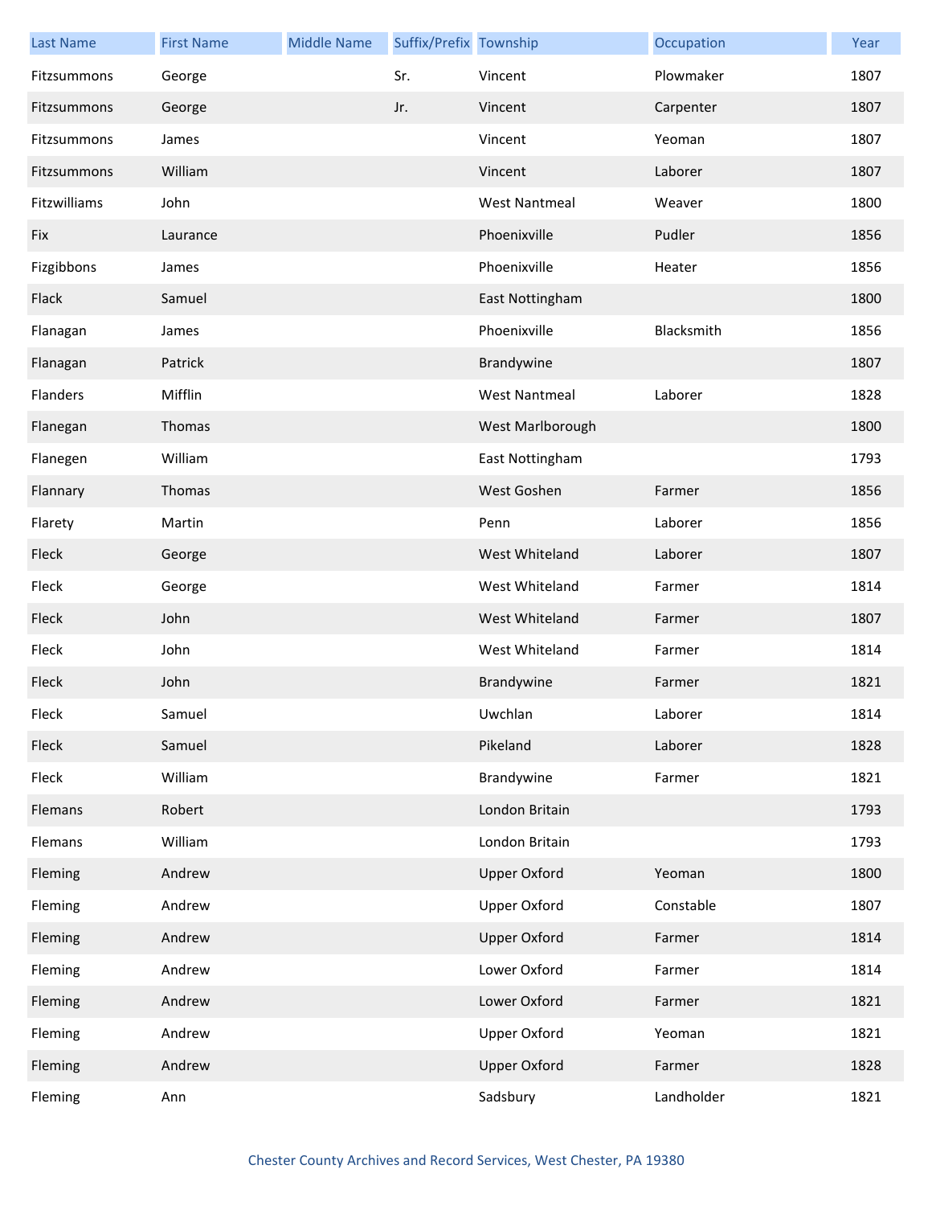| Last Name | First Name | Middle Name | Suffix/Prefix | Township | Occupation | Year |
| --- | --- | --- | --- | --- | --- | --- |
| Fitzsummons | George | | Sr. | Vincent | Plowmaker | 1807 |
| Fitzsummons | George | | Jr. | Vincent | Carpenter | 1807 |
| Fitzsummons | James | | | Vincent | Yeoman | 1807 |
| Fitzsummons | William | | | Vincent | Laborer | 1807 |
| Fitzwilliams | John | | | West Nantmeal | Weaver | 1800 |
| Fix | Laurance | | | Phoenixville | Pudler | 1856 |
| Fizgibbons | James | | | Phoenixville | Heater | 1856 |
| Flack | Samuel | | | East Nottingham | | 1800 |
| Flanagan | James | | | Phoenixville | Blacksmith | 1856 |
| Flanagan | Patrick | | | Brandywine | | 1807 |
| Flanders | Mifflin | | | West Nantmeal | Laborer | 1828 |
| Flanegan | Thomas | | | West Marlborough | | 1800 |
| Flanegen | William | | | East Nottingham | | 1793 |
| Flannary | Thomas | | | West Goshen | Farmer | 1856 |
| Flarety | Martin | | | Penn | Laborer | 1856 |
| Fleck | George | | | West Whiteland | Laborer | 1807 |
| Fleck | George | | | West Whiteland | Farmer | 1814 |
| Fleck | John | | | West Whiteland | Farmer | 1807 |
| Fleck | John | | | West Whiteland | Farmer | 1814 |
| Fleck | John | | | Brandywine | Farmer | 1821 |
| Fleck | Samuel | | | Uwchlan | Laborer | 1814 |
| Fleck | Samuel | | | Pikeland | Laborer | 1828 |
| Fleck | William | | | Brandywine | Farmer | 1821 |
| Flemans | Robert | | | London Britain | | 1793 |
| Flemans | William | | | London Britain | | 1793 |
| Fleming | Andrew | | | Upper Oxford | Yeoman | 1800 |
| Fleming | Andrew | | | Upper Oxford | Constable | 1807 |
| Fleming | Andrew | | | Upper Oxford | Farmer | 1814 |
| Fleming | Andrew | | | Lower Oxford | Farmer | 1814 |
| Fleming | Andrew | | | Lower Oxford | Farmer | 1821 |
| Fleming | Andrew | | | Upper Oxford | Yeoman | 1821 |
| Fleming | Andrew | | | Upper Oxford | Farmer | 1828 |
| Fleming | Ann | | | Sadsbury | Landholder | 1821 |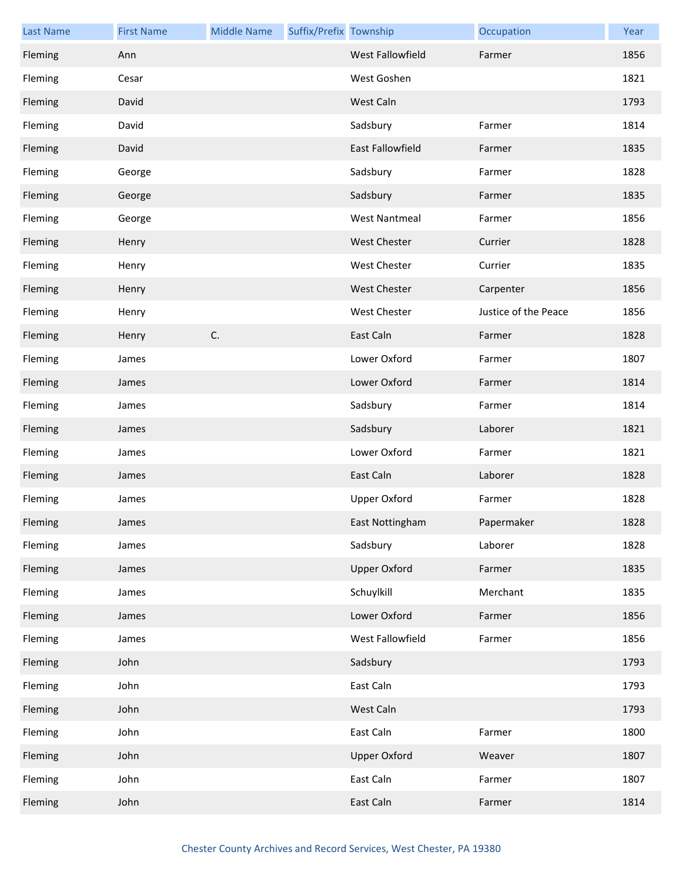| Last Name | First Name | Middle Name | Suffix/Prefix | Township | Occupation | Year |
|---|---|---|---|---|---|---|
| Fleming | Ann | | | West Fallowfield | Farmer | 1856 |
| Fleming | Cesar | | | West Goshen | | 1821 |
| Fleming | David | | | West Caln | | 1793 |
| Fleming | David | | | Sadsbury | Farmer | 1814 |
| Fleming | David | | | East Fallowfield | Farmer | 1835 |
| Fleming | George | | | Sadsbury | Farmer | 1828 |
| Fleming | George | | | Sadsbury | Farmer | 1835 |
| Fleming | George | | | West Nantmeal | Farmer | 1856 |
| Fleming | Henry | | | West Chester | Currier | 1828 |
| Fleming | Henry | | | West Chester | Currier | 1835 |
| Fleming | Henry | | | West Chester | Carpenter | 1856 |
| Fleming | Henry | | | West Chester | Justice of the Peace | 1856 |
| Fleming | Henry | C. | | East Caln | Farmer | 1828 |
| Fleming | James | | | Lower Oxford | Farmer | 1807 |
| Fleming | James | | | Lower Oxford | Farmer | 1814 |
| Fleming | James | | | Sadsbury | Farmer | 1814 |
| Fleming | James | | | Sadsbury | Laborer | 1821 |
| Fleming | James | | | Lower Oxford | Farmer | 1821 |
| Fleming | James | | | East Caln | Laborer | 1828 |
| Fleming | James | | | Upper Oxford | Farmer | 1828 |
| Fleming | James | | | East Nottingham | Papermaker | 1828 |
| Fleming | James | | | Sadsbury | Laborer | 1828 |
| Fleming | James | | | Upper Oxford | Farmer | 1835 |
| Fleming | James | | | Schuylkill | Merchant | 1835 |
| Fleming | James | | | Lower Oxford | Farmer | 1856 |
| Fleming | James | | | West Fallowfield | Farmer | 1856 |
| Fleming | John | | | Sadsbury | | 1793 |
| Fleming | John | | | East Caln | | 1793 |
| Fleming | John | | | West Caln | | 1793 |
| Fleming | John | | | East Caln | Farmer | 1800 |
| Fleming | John | | | Upper Oxford | Weaver | 1807 |
| Fleming | John | | | East Caln | Farmer | 1807 |
| Fleming | John | | | East Caln | Farmer | 1814 |

Chester County Archives and Record Services, West Chester, PA 19380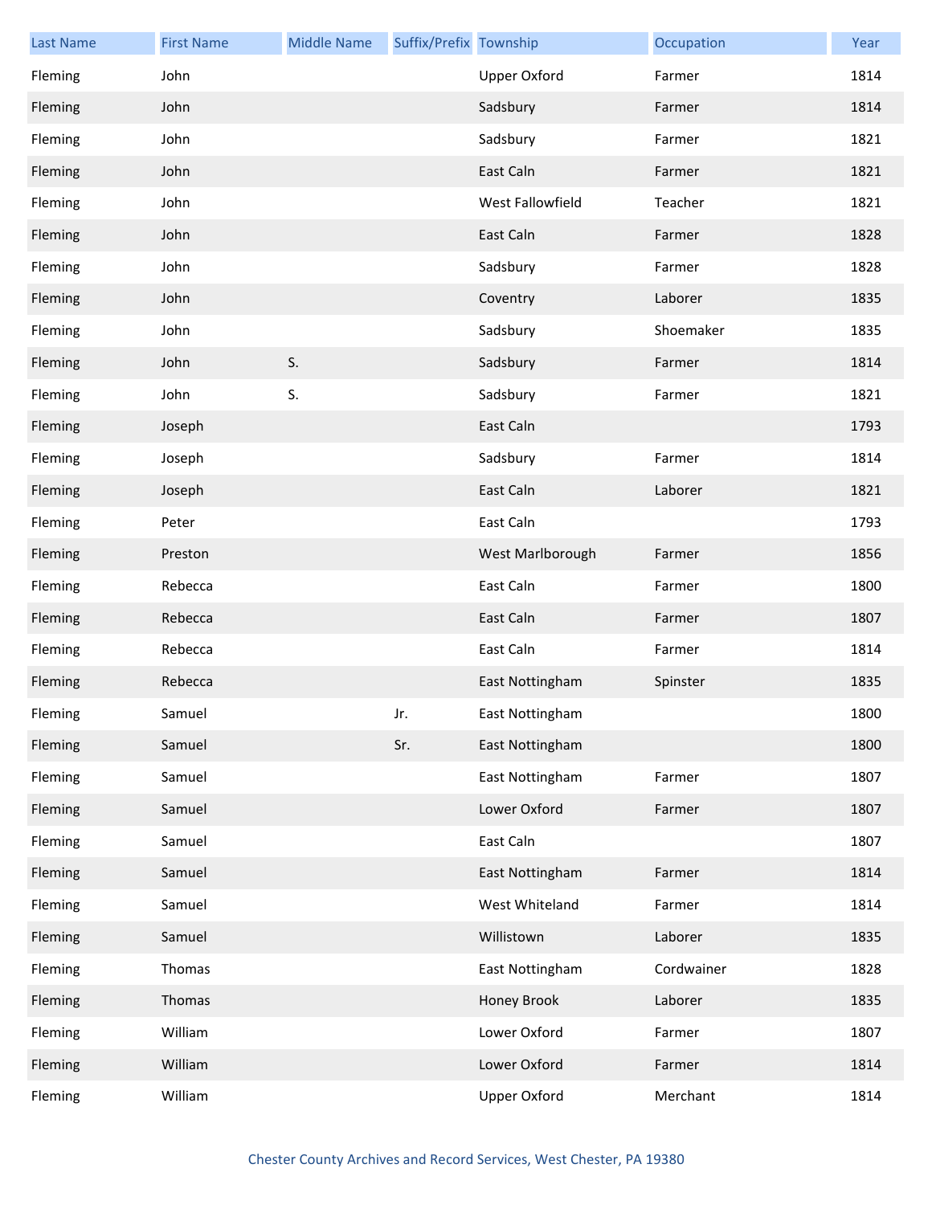| Last Name | First Name | Middle Name | Suffix/Prefix | Township | Occupation | Year |
|---|---|---|---|---|---|---|
| Fleming | John | | | Upper Oxford | Farmer | 1814 |
| Fleming | John | | | Sadsbury | Farmer | 1814 |
| Fleming | John | | | Sadsbury | Farmer | 1821 |
| Fleming | John | | | East Caln | Farmer | 1821 |
| Fleming | John | | | West Fallowfield | Teacher | 1821 |
| Fleming | John | | | East Caln | Farmer | 1828 |
| Fleming | John | | | Sadsbury | Farmer | 1828 |
| Fleming | John | | | Coventry | Laborer | 1835 |
| Fleming | John | | | Sadsbury | Shoemaker | 1835 |
| Fleming | John | S. | | Sadsbury | Farmer | 1814 |
| Fleming | John | S. | | Sadsbury | Farmer | 1821 |
| Fleming | Joseph | | | East Caln | | 1793 |
| Fleming | Joseph | | | Sadsbury | Farmer | 1814 |
| Fleming | Joseph | | | East Caln | Laborer | 1821 |
| Fleming | Peter | | | East Caln | | 1793 |
| Fleming | Preston | | | West Marlborough | Farmer | 1856 |
| Fleming | Rebecca | | | East Caln | Farmer | 1800 |
| Fleming | Rebecca | | | East Caln | Farmer | 1807 |
| Fleming | Rebecca | | | East Caln | Farmer | 1814 |
| Fleming | Rebecca | | | East Nottingham | Spinster | 1835 |
| Fleming | Samuel | | Jr. | East Nottingham | | 1800 |
| Fleming | Samuel | | Sr. | East Nottingham | | 1800 |
| Fleming | Samuel | | | East Nottingham | Farmer | 1807 |
| Fleming | Samuel | | | Lower Oxford | Farmer | 1807 |
| Fleming | Samuel | | | East Caln | | 1807 |
| Fleming | Samuel | | | East Nottingham | Farmer | 1814 |
| Fleming | Samuel | | | West Whiteland | Farmer | 1814 |
| Fleming | Samuel | | | Willistown | Laborer | 1835 |
| Fleming | Thomas | | | East Nottingham | Cordwainer | 1828 |
| Fleming | Thomas | | | Honey Brook | Laborer | 1835 |
| Fleming | William | | | Lower Oxford | Farmer | 1807 |
| Fleming | William | | | Lower Oxford | Farmer | 1814 |
| Fleming | William | | | Upper Oxford | Merchant | 1814 |

Chester County Archives and Record Services, West Chester, PA 19380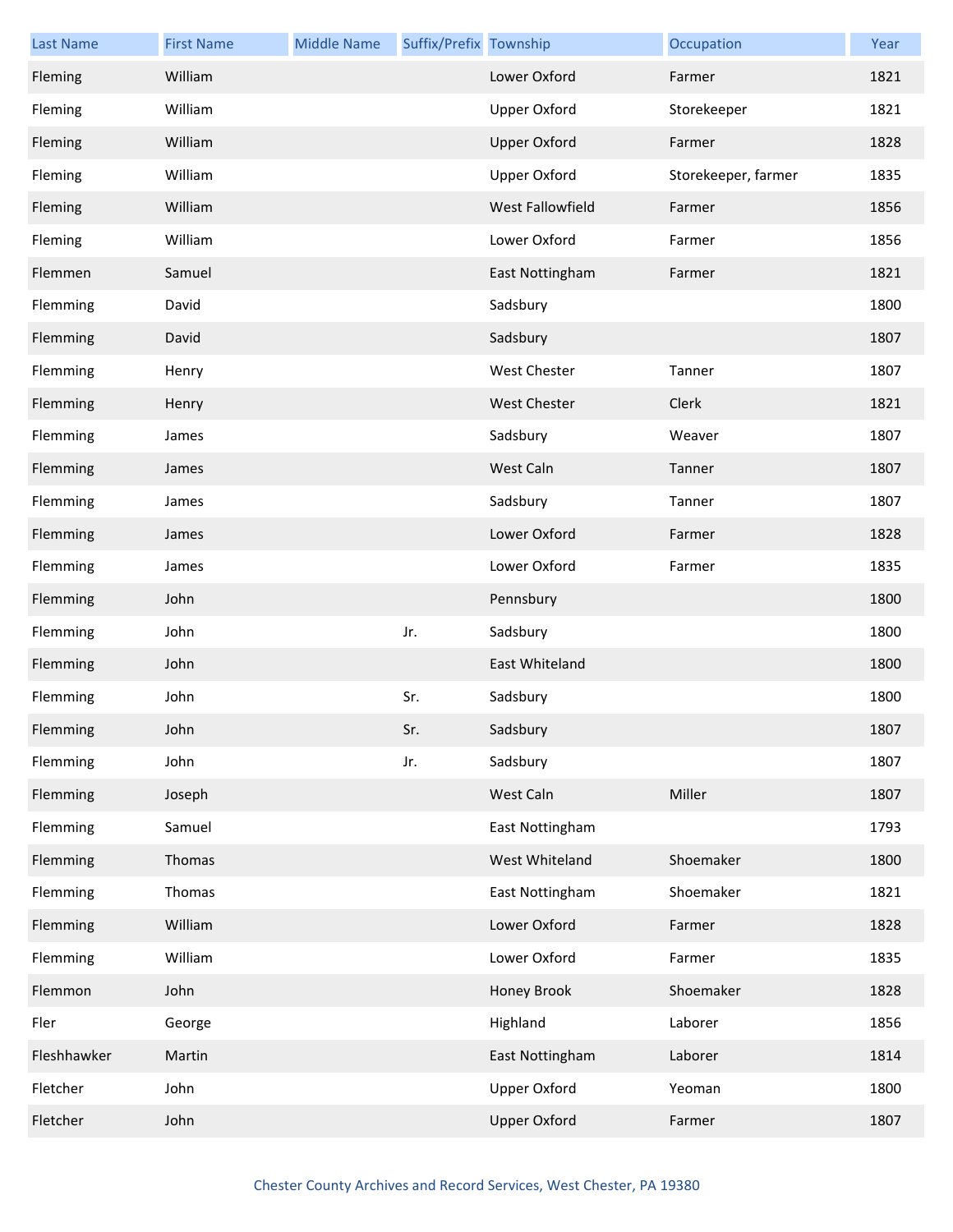| Last Name | First Name | Middle Name | Suffix/Prefix | Township | Occupation | Year |
|---|---|---|---|---|---|---|
| Fleming | William | | | Lower Oxford | Farmer | 1821 |
| Fleming | William | | | Upper Oxford | Storekeeper | 1821 |
| Fleming | William | | | Upper Oxford | Farmer | 1828 |
| Fleming | William | | | Upper Oxford | Storekeeper, farmer | 1835 |
| Fleming | William | | | West Fallowfield | Farmer | 1856 |
| Fleming | William | | | Lower Oxford | Farmer | 1856 |
| Flemmen | Samuel | | | East Nottingham | Farmer | 1821 |
| Flemming | David | | | Sadsbury | | 1800 |
| Flemming | David | | | Sadsbury | | 1807 |
| Flemming | Henry | | | West Chester | Tanner | 1807 |
| Flemming | Henry | | | West Chester | Clerk | 1821 |
| Flemming | James | | | Sadsbury | Weaver | 1807 |
| Flemming | James | | | West Caln | Tanner | 1807 |
| Flemming | James | | | Sadsbury | Tanner | 1807 |
| Flemming | James | | | Lower Oxford | Farmer | 1828 |
| Flemming | James | | | Lower Oxford | Farmer | 1835 |
| Flemming | John | | | Pennsbury | | 1800 |
| Flemming | John | | Jr. | Sadsbury | | 1800 |
| Flemming | John | | | East Whiteland | | 1800 |
| Flemming | John | | Sr. | Sadsbury | | 1800 |
| Flemming | John | | Sr. | Sadsbury | | 1807 |
| Flemming | John | | Jr. | Sadsbury | | 1807 |
| Flemming | Joseph | | | West Caln | Miller | 1807 |
| Flemming | Samuel | | | East Nottingham | | 1793 |
| Flemming | Thomas | | | West Whiteland | Shoemaker | 1800 |
| Flemming | Thomas | | | East Nottingham | Shoemaker | 1821 |
| Flemming | William | | | Lower Oxford | Farmer | 1828 |
| Flemming | William | | | Lower Oxford | Farmer | 1835 |
| Flemmon | John | | | Honey Brook | Shoemaker | 1828 |
| Fler | George | | | Highland | Laborer | 1856 |
| Fleshhawker | Martin | | | East Nottingham | Laborer | 1814 |
| Fletcher | John | | | Upper Oxford | Yeoman | 1800 |
| Fletcher | John | | | Upper Oxford | Farmer | 1807 |

Chester County Archives and Record Services, West Chester, PA 19380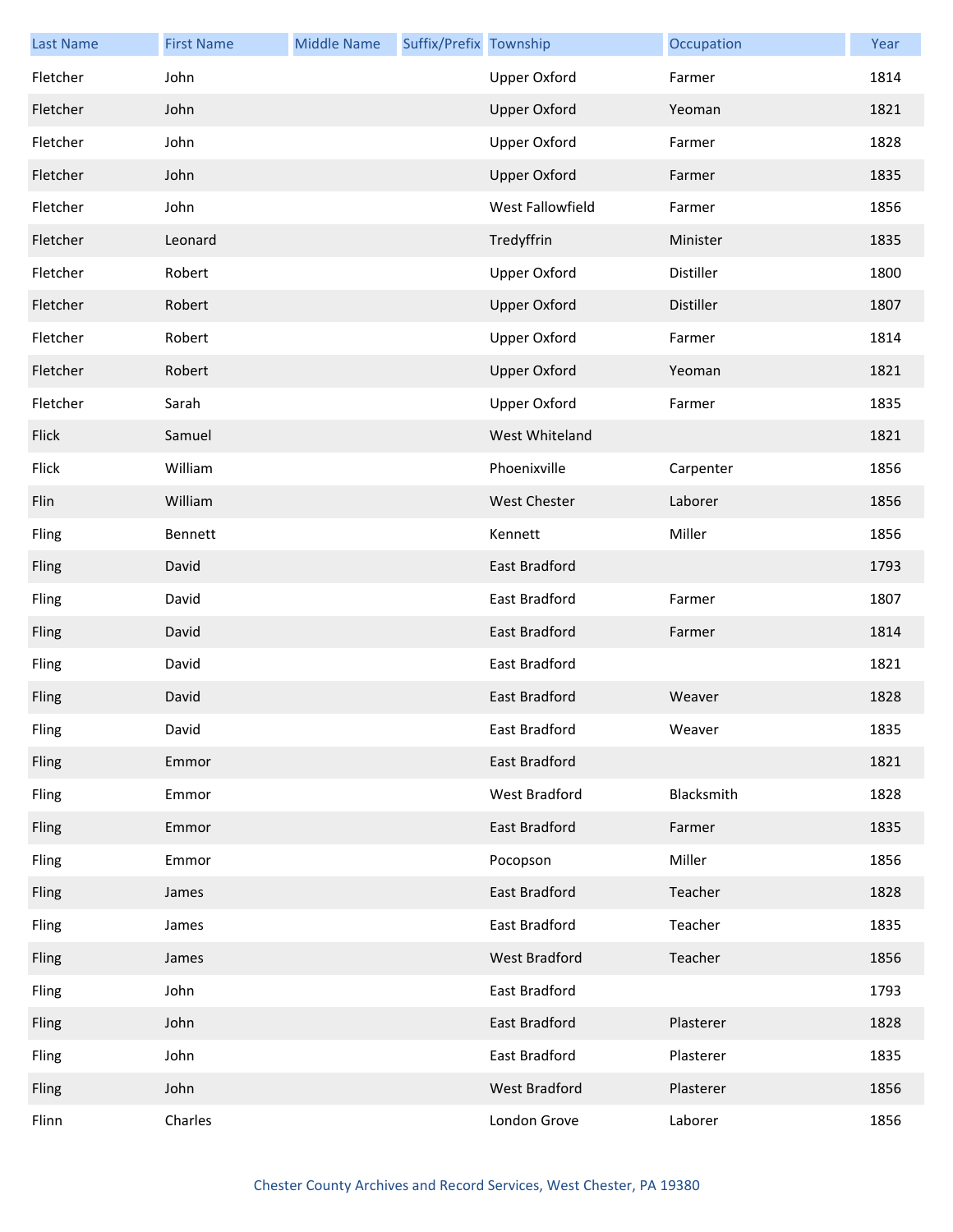| Last Name | First Name | Middle Name | Suffix/Prefix | Township | Occupation | Year |
|---|---|---|---|---|---|---|
| Fletcher | John | | | Upper Oxford | Farmer | 1814 |
| Fletcher | John | | | Upper Oxford | Yeoman | 1821 |
| Fletcher | John | | | Upper Oxford | Farmer | 1828 |
| Fletcher | John | | | Upper Oxford | Farmer | 1835 |
| Fletcher | John | | | West Fallowfield | Farmer | 1856 |
| Fletcher | Leonard | | | Tredyffrin | Minister | 1835 |
| Fletcher | Robert | | | Upper Oxford | Distiller | 1800 |
| Fletcher | Robert | | | Upper Oxford | Distiller | 1807 |
| Fletcher | Robert | | | Upper Oxford | Farmer | 1814 |
| Fletcher | Robert | | | Upper Oxford | Yeoman | 1821 |
| Fletcher | Sarah | | | Upper Oxford | Farmer | 1835 |
| Flick | Samuel | | | West Whiteland | | 1821 |
| Flick | William | | | Phoenixville | Carpenter | 1856 |
| Flin | William | | | West Chester | Laborer | 1856 |
| Fling | Bennett | | | Kennett | Miller | 1856 |
| Fling | David | | | East Bradford | | 1793 |
| Fling | David | | | East Bradford | Farmer | 1807 |
| Fling | David | | | East Bradford | Farmer | 1814 |
| Fling | David | | | East Bradford | | 1821 |
| Fling | David | | | East Bradford | Weaver | 1828 |
| Fling | David | | | East Bradford | Weaver | 1835 |
| Fling | Emmor | | | East Bradford | | 1821 |
| Fling | Emmor | | | West Bradford | Blacksmith | 1828 |
| Fling | Emmor | | | East Bradford | Farmer | 1835 |
| Fling | Emmor | | | Pocopson | Miller | 1856 |
| Fling | James | | | East Bradford | Teacher | 1828 |
| Fling | James | | | East Bradford | Teacher | 1835 |
| Fling | James | | | West Bradford | Teacher | 1856 |
| Fling | John | | | East Bradford | | 1793 |
| Fling | John | | | East Bradford | Plasterer | 1828 |
| Fling | John | | | East Bradford | Plasterer | 1835 |
| Fling | John | | | West Bradford | Plasterer | 1856 |
| Flinn | Charles | | | London Grove | Laborer | 1856 |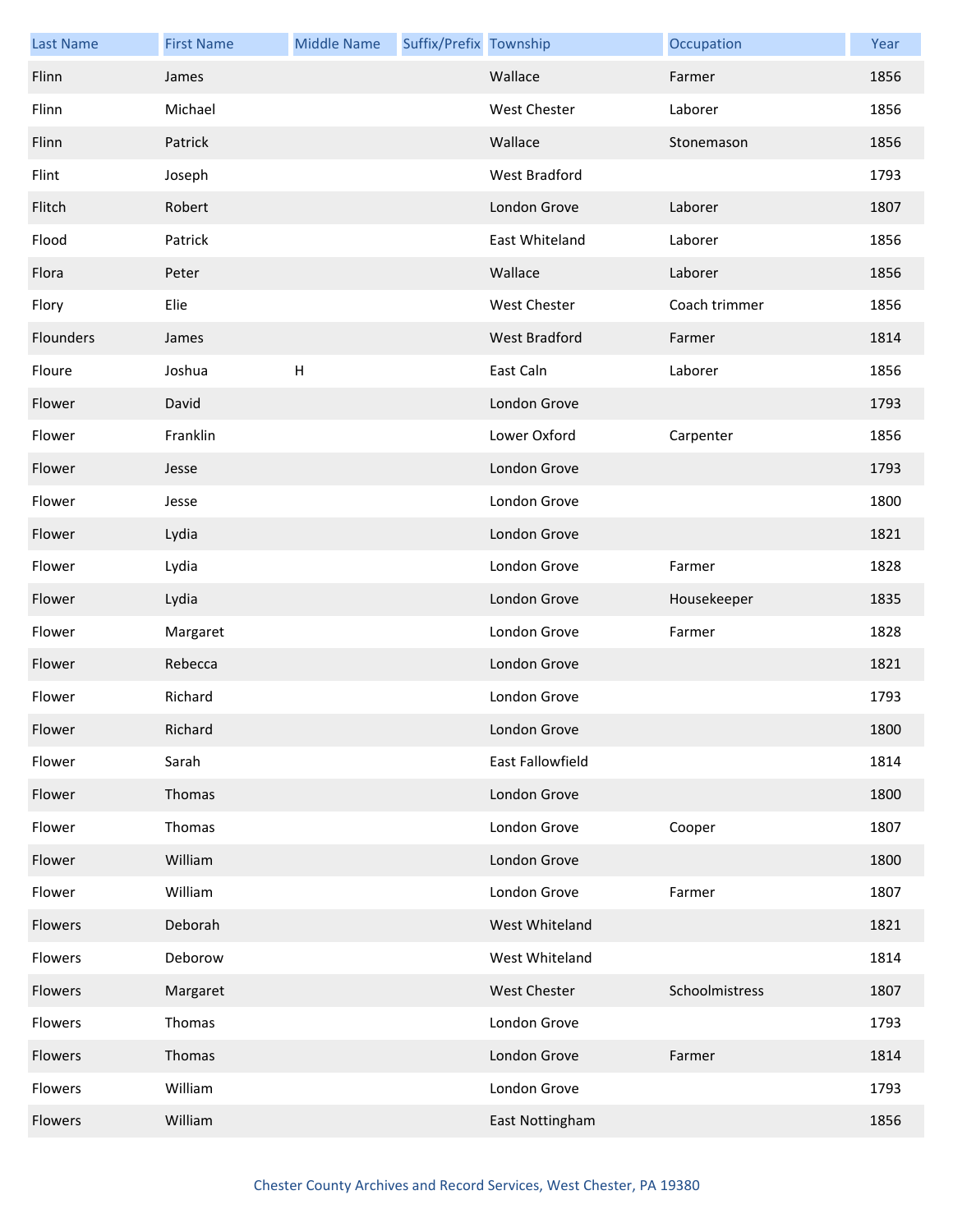| Last Name | First Name | Middle Name | Suffix/Prefix | Township | Occupation | Year |
| --- | --- | --- | --- | --- | --- | --- |
| Flinn | James | | | Wallace | Farmer | 1856 |
| Flinn | Michael | | | West Chester | Laborer | 1856 |
| Flinn | Patrick | | | Wallace | Stonemason | 1856 |
| Flint | Joseph | | | West Bradford | | 1793 |
| Flitch | Robert | | | London Grove | Laborer | 1807 |
| Flood | Patrick | | | East Whiteland | Laborer | 1856 |
| Flora | Peter | | | Wallace | Laborer | 1856 |
| Flory | Elie | | | West Chester | Coach trimmer | 1856 |
| Flounders | James | | | West Bradford | Farmer | 1814 |
| Floure | Joshua | H | | East Caln | Laborer | 1856 |
| Flower | David | | | London Grove | | 1793 |
| Flower | Franklin | | | Lower Oxford | Carpenter | 1856 |
| Flower | Jesse | | | London Grove | | 1793 |
| Flower | Jesse | | | London Grove | | 1800 |
| Flower | Lydia | | | London Grove | | 1821 |
| Flower | Lydia | | | London Grove | Farmer | 1828 |
| Flower | Lydia | | | London Grove | Housekeeper | 1835 |
| Flower | Margaret | | | London Grove | Farmer | 1828 |
| Flower | Rebecca | | | London Grove | | 1821 |
| Flower | Richard | | | London Grove | | 1793 |
| Flower | Richard | | | London Grove | | 1800 |
| Flower | Sarah | | | East Fallowfield | | 1814 |
| Flower | Thomas | | | London Grove | | 1800 |
| Flower | Thomas | | | London Grove | Cooper | 1807 |
| Flower | William | | | London Grove | | 1800 |
| Flower | William | | | London Grove | Farmer | 1807 |
| Flowers | Deborah | | | West Whiteland | | 1821 |
| Flowers | Deborow | | | West Whiteland | | 1814 |
| Flowers | Margaret | | | West Chester | Schoolmistress | 1807 |
| Flowers | Thomas | | | London Grove | | 1793 |
| Flowers | Thomas | | | London Grove | Farmer | 1814 |
| Flowers | William | | | London Grove | | 1793 |
| Flowers | William | | | East Nottingham | | 1856 |

Chester County Archives and Record Services, West Chester, PA 19380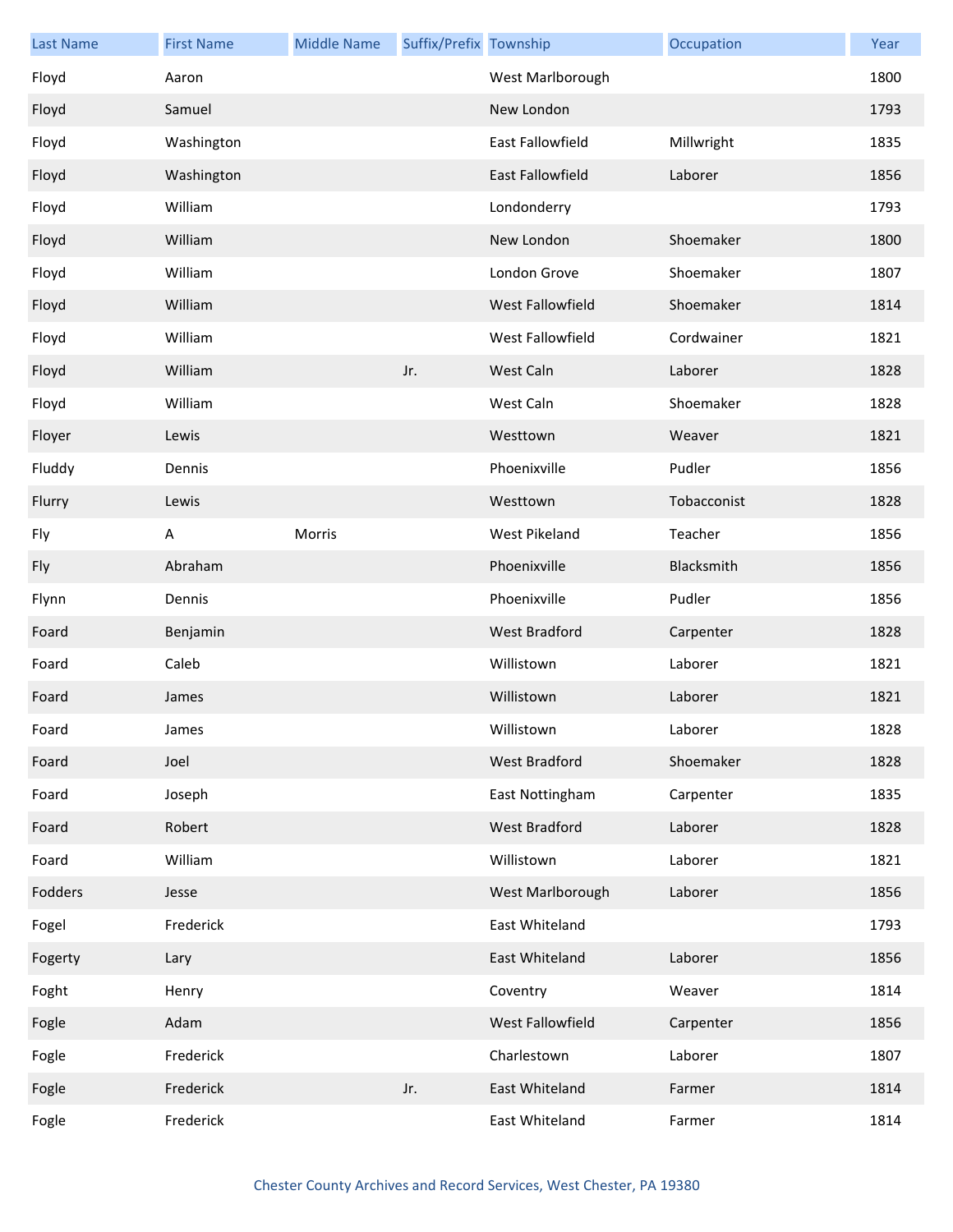| Last Name | First Name | Middle Name | Suffix/Prefix | Township | Occupation | Year |
| --- | --- | --- | --- | --- | --- | --- |
| Floyd | Aaron | | | West Marlborough | | 1800 |
| Floyd | Samuel | | | New London | | 1793 |
| Floyd | Washington | | | East Fallowfield | Millwright | 1835 |
| Floyd | Washington | | | East Fallowfield | Laborer | 1856 |
| Floyd | William | | | Londonderry | | 1793 |
| Floyd | William | | | New London | Shoemaker | 1800 |
| Floyd | William | | | London Grove | Shoemaker | 1807 |
| Floyd | William | | | West Fallowfield | Shoemaker | 1814 |
| Floyd | William | | | West Fallowfield | Cordwainer | 1821 |
| Floyd | William | | Jr. | West Caln | Laborer | 1828 |
| Floyd | William | | | West Caln | Shoemaker | 1828 |
| Floyer | Lewis | | | Westtown | Weaver | 1821 |
| Fluddy | Dennis | | | Phoenixville | Pudler | 1856 |
| Flurry | Lewis | | | Westtown | Tobacconist | 1828 |
| Fly | A | Morris | | West Pikeland | Teacher | 1856 |
| Fly | Abraham | | | Phoenixville | Blacksmith | 1856 |
| Flynn | Dennis | | | Phoenixville | Pudler | 1856 |
| Foard | Benjamin | | | West Bradford | Carpenter | 1828 |
| Foard | Caleb | | | Willistown | Laborer | 1821 |
| Foard | James | | | Willistown | Laborer | 1821 |
| Foard | James | | | Willistown | Laborer | 1828 |
| Foard | Joel | | | West Bradford | Shoemaker | 1828 |
| Foard | Joseph | | | East Nottingham | Carpenter | 1835 |
| Foard | Robert | | | West Bradford | Laborer | 1828 |
| Foard | William | | | Willistown | Laborer | 1821 |
| Fodders | Jesse | | | West Marlborough | Laborer | 1856 |
| Fogel | Frederick | | | East Whiteland | | 1793 |
| Fogerty | Lary | | | East Whiteland | Laborer | 1856 |
| Foght | Henry | | | Coventry | Weaver | 1814 |
| Fogle | Adam | | | West Fallowfield | Carpenter | 1856 |
| Fogle | Frederick | | | Charlestown | Laborer | 1807 |
| Fogle | Frederick | | Jr. | East Whiteland | Farmer | 1814 |
| Fogle | Frederick | | | East Whiteland | Farmer | 1814 |

Chester County Archives and Record Services, West Chester, PA 19380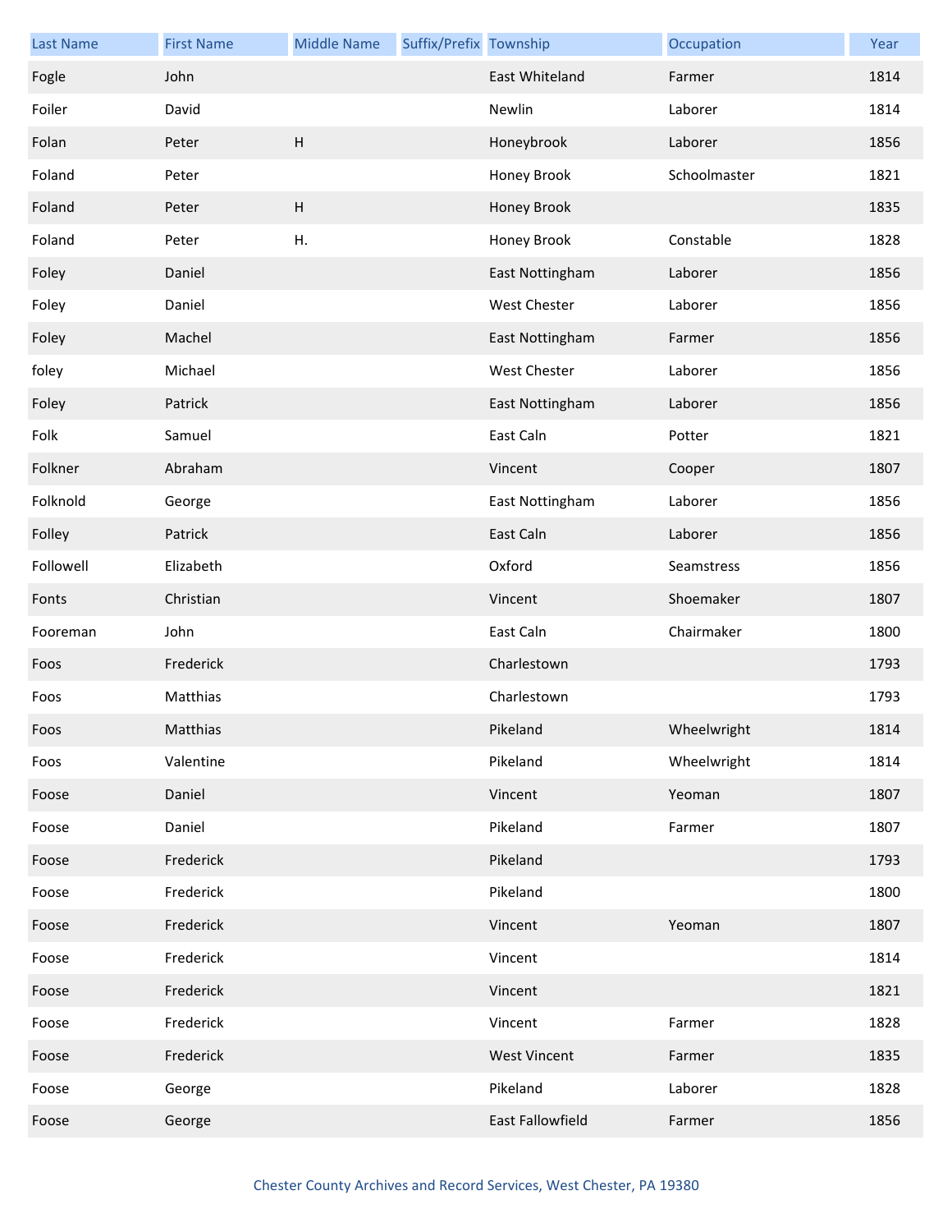| Last Name | First Name | Middle Name | Suffix/Prefix | Township | Occupation | Year |
|---|---|---|---|---|---|---|
| Fogle | John | | | East Whiteland | Farmer | 1814 |
| Foiler | David | | | Newlin | Laborer | 1814 |
| Folan | Peter | H | | Honeybrook | Laborer | 1856 |
| Foland | Peter | | | Honey Brook | Schoolmaster | 1821 |
| Foland | Peter | H | | Honey Brook | | 1835 |
| Foland | Peter | H. | | Honey Brook | Constable | 1828 |
| Foley | Daniel | | | East Nottingham | Laborer | 1856 |
| Foley | Daniel | | | West Chester | Laborer | 1856 |
| Foley | Machel | | | East Nottingham | Farmer | 1856 |
| foley | Michael | | | West Chester | Laborer | 1856 |
| Foley | Patrick | | | East Nottingham | Laborer | 1856 |
| Folk | Samuel | | | East Caln | Potter | 1821 |
| Folkner | Abraham | | | Vincent | Cooper | 1807 |
| Folknold | George | | | East Nottingham | Laborer | 1856 |
| Folley | Patrick | | | East Caln | Laborer | 1856 |
| Followell | Elizabeth | | | Oxford | Seamstress | 1856 |
| Fonts | Christian | | | Vincent | Shoemaker | 1807 |
| Fooreman | John | | | East Caln | Chairmaker | 1800 |
| Foos | Frederick | | | Charlestown | | 1793 |
| Foos | Matthias | | | Charlestown | | 1793 |
| Foos | Matthias | | | Pikeland | Wheelwright | 1814 |
| Foos | Valentine | | | Pikeland | Wheelwright | 1814 |
| Foose | Daniel | | | Vincent | Yeoman | 1807 |
| Foose | Daniel | | | Pikeland | Farmer | 1807 |
| Foose | Frederick | | | Pikeland | | 1793 |
| Foose | Frederick | | | Pikeland | | 1800 |
| Foose | Frederick | | | Vincent | Yeoman | 1807 |
| Foose | Frederick | | | Vincent | | 1814 |
| Foose | Frederick | | | Vincent | | 1821 |
| Foose | Frederick | | | Vincent | Farmer | 1828 |
| Foose | Frederick | | | West Vincent | Farmer | 1835 |
| Foose | George | | | Pikeland | Laborer | 1828 |
| Foose | George | | | East Fallowfield | Farmer | 1856 |

Chester County Archives and Record Services, West Chester, PA 19380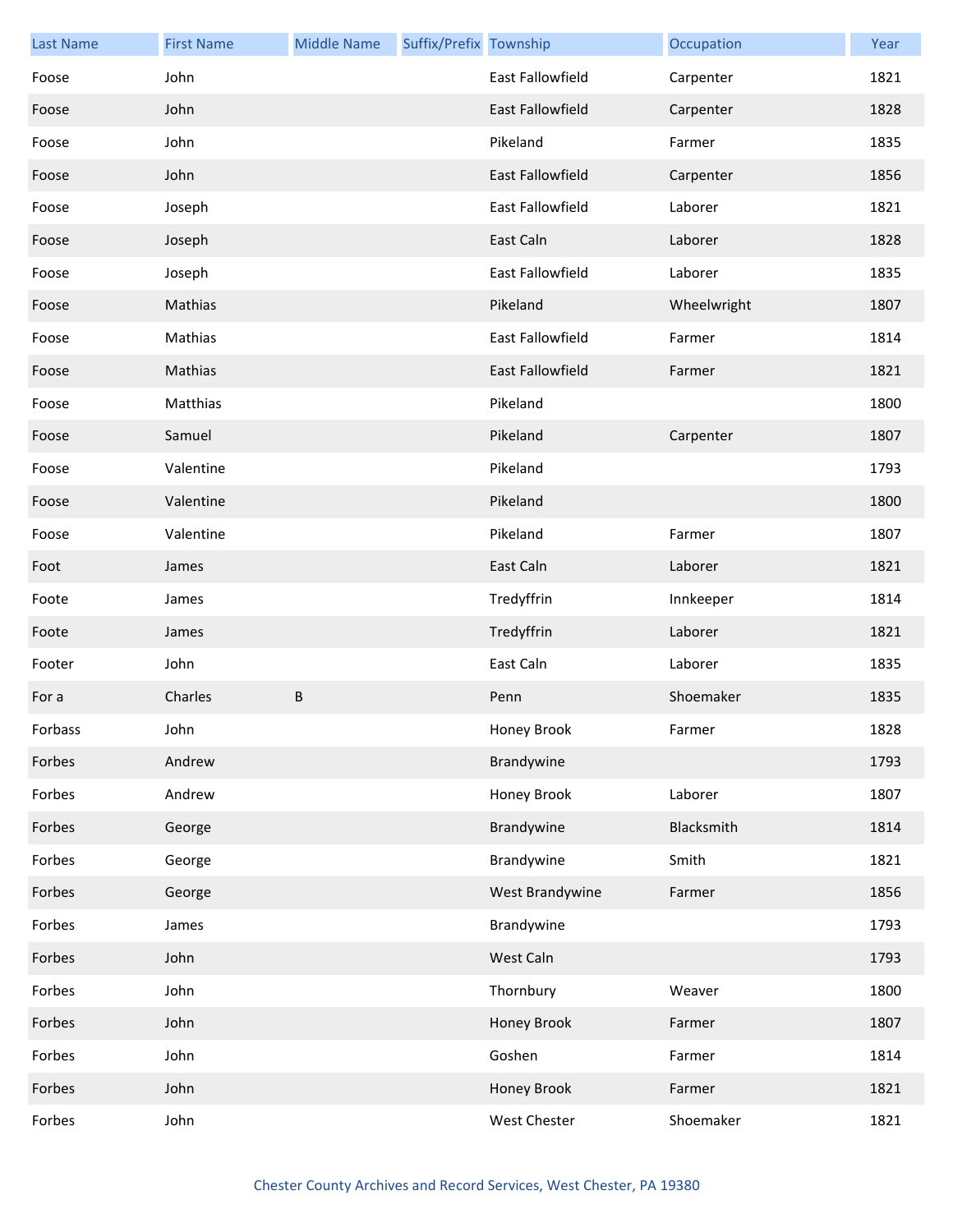| Last Name | First Name | Middle Name | Suffix/Prefix | Township | Occupation | Year |
|---|---|---|---|---|---|---|
| Foose | John | | | East Fallowfield | Carpenter | 1821 |
| Foose | John | | | East Fallowfield | Carpenter | 1828 |
| Foose | John | | | Pikeland | Farmer | 1835 |
| Foose | John | | | East Fallowfield | Carpenter | 1856 |
| Foose | Joseph | | | East Fallowfield | Laborer | 1821 |
| Foose | Joseph | | | East Caln | Laborer | 1828 |
| Foose | Joseph | | | East Fallowfield | Laborer | 1835 |
| Foose | Mathias | | | Pikeland | Wheelwright | 1807 |
| Foose | Mathias | | | East Fallowfield | Farmer | 1814 |
| Foose | Mathias | | | East Fallowfield | Farmer | 1821 |
| Foose | Matthias | | | Pikeland | | 1800 |
| Foose | Samuel | | | Pikeland | Carpenter | 1807 |
| Foose | Valentine | | | Pikeland | | 1793 |
| Foose | Valentine | | | Pikeland | | 1800 |
| Foose | Valentine | | | Pikeland | Farmer | 1807 |
| Foot | James | | | East Caln | Laborer | 1821 |
| Foote | James | | | Tredyffrin | Innkeeper | 1814 |
| Foote | James | | | Tredyffrin | Laborer | 1821 |
| Footer | John | | | East Caln | Laborer | 1835 |
| For a | Charles | B | | Penn | Shoemaker | 1835 |
| Forbass | John | | | Honey Brook | Farmer | 1828 |
| Forbes | Andrew | | | Brandywine | | 1793 |
| Forbes | Andrew | | | Honey Brook | Laborer | 1807 |
| Forbes | George | | | Brandywine | Blacksmith | 1814 |
| Forbes | George | | | Brandywine | Smith | 1821 |
| Forbes | George | | | West Brandywine | Farmer | 1856 |
| Forbes | James | | | Brandywine | | 1793 |
| Forbes | John | | | West Caln | | 1793 |
| Forbes | John | | | Thornbury | Weaver | 1800 |
| Forbes | John | | | Honey Brook | Farmer | 1807 |
| Forbes | John | | | Goshen | Farmer | 1814 |
| Forbes | John | | | Honey Brook | Farmer | 1821 |
| Forbes | John | | | West Chester | Shoemaker | 1821 |

Chester County Archives and Record Services, West Chester, PA 19380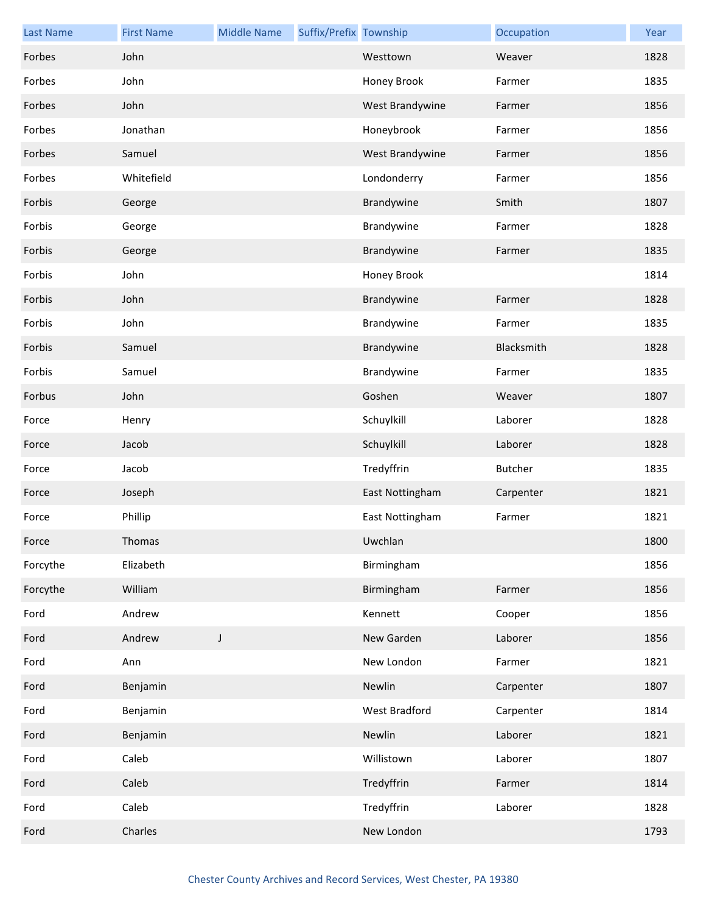| Last Name | First Name | Middle Name | Suffix/Prefix | Township | Occupation | Year |
|---|---|---|---|---|---|---|
| Forbes | John | | | Westtown | Weaver | 1828 |
| Forbes | John | | | Honey Brook | Farmer | 1835 |
| Forbes | John | | | West Brandywine | Farmer | 1856 |
| Forbes | Jonathan | | | Honeybrook | Farmer | 1856 |
| Forbes | Samuel | | | West Brandywine | Farmer | 1856 |
| Forbes | Whitefield | | | Londonderry | Farmer | 1856 |
| Forbis | George | | | Brandywine | Smith | 1807 |
| Forbis | George | | | Brandywine | Farmer | 1828 |
| Forbis | George | | | Brandywine | Farmer | 1835 |
| Forbis | John | | | Honey Brook | | 1814 |
| Forbis | John | | | Brandywine | Farmer | 1828 |
| Forbis | John | | | Brandywine | Farmer | 1835 |
| Forbis | Samuel | | | Brandywine | Blacksmith | 1828 |
| Forbis | Samuel | | | Brandywine | Farmer | 1835 |
| Forbus | John | | | Goshen | Weaver | 1807 |
| Force | Henry | | | Schuylkill | Laborer | 1828 |
| Force | Jacob | | | Schuylkill | Laborer | 1828 |
| Force | Jacob | | | Tredyffrin | Butcher | 1835 |
| Force | Joseph | | | East Nottingham | Carpenter | 1821 |
| Force | Phillip | | | East Nottingham | Farmer | 1821 |
| Force | Thomas | | | Uwchlan | | 1800 |
| Forcythe | Elizabeth | | | Birmingham | | 1856 |
| Forcythe | William | | | Birmingham | Farmer | 1856 |
| Ford | Andrew | | | Kennett | Cooper | 1856 |
| Ford | Andrew | J | | New Garden | Laborer | 1856 |
| Ford | Ann | | | New London | Farmer | 1821 |
| Ford | Benjamin | | | Newlin | Carpenter | 1807 |
| Ford | Benjamin | | | West Bradford | Carpenter | 1814 |
| Ford | Benjamin | | | Newlin | Laborer | 1821 |
| Ford | Caleb | | | Willistown | Laborer | 1807 |
| Ford | Caleb | | | Tredyffrin | Farmer | 1814 |
| Ford | Caleb | | | Tredyffrin | Laborer | 1828 |
| Ford | Charles | | | New London | | 1793 |

Chester County Archives and Record Services, West Chester, PA 19380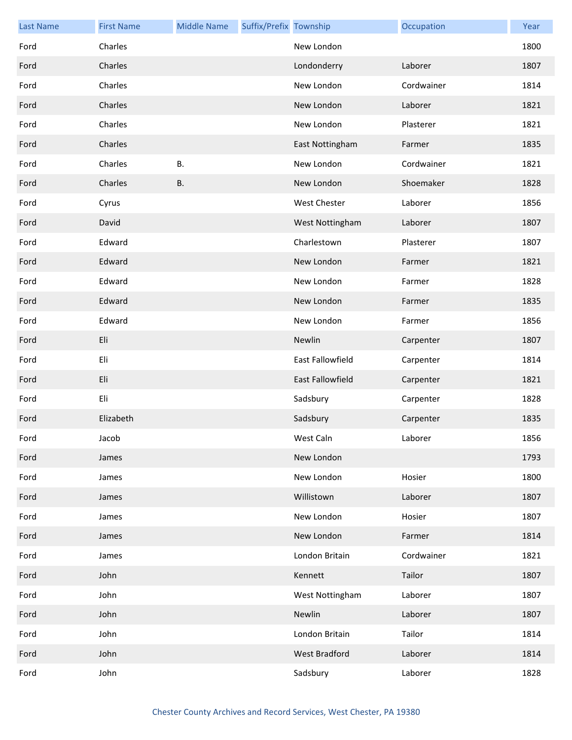| Last Name | First Name | Middle Name | Suffix/Prefix | Township | Occupation | Year |
| --- | --- | --- | --- | --- | --- | --- |
| Ford | Charles | | | New London | | 1800 |
| Ford | Charles | | | Londonderry | Laborer | 1807 |
| Ford | Charles | | | New London | Cordwainer | 1814 |
| Ford | Charles | | | New London | Laborer | 1821 |
| Ford | Charles | | | New London | Plasterer | 1821 |
| Ford | Charles | | | East Nottingham | Farmer | 1835 |
| Ford | Charles | B. | | New London | Cordwainer | 1821 |
| Ford | Charles | B. | | New London | Shoemaker | 1828 |
| Ford | Cyrus | | | West Chester | Laborer | 1856 |
| Ford | David | | | West Nottingham | Laborer | 1807 |
| Ford | Edward | | | Charlestown | Plasterer | 1807 |
| Ford | Edward | | | New London | Farmer | 1821 |
| Ford | Edward | | | New London | Farmer | 1828 |
| Ford | Edward | | | New London | Farmer | 1835 |
| Ford | Edward | | | New London | Farmer | 1856 |
| Ford | Eli | | | Newlin | Carpenter | 1807 |
| Ford | Eli | | | East Fallowfield | Carpenter | 1814 |
| Ford | Eli | | | East Fallowfield | Carpenter | 1821 |
| Ford | Eli | | | Sadsbury | Carpenter | 1828 |
| Ford | Elizabeth | | | Sadsbury | Carpenter | 1835 |
| Ford | Jacob | | | West Caln | Laborer | 1856 |
| Ford | James | | | New London | | 1793 |
| Ford | James | | | New London | Hosier | 1800 |
| Ford | James | | | Willistown | Laborer | 1807 |
| Ford | James | | | New London | Hosier | 1807 |
| Ford | James | | | New London | Farmer | 1814 |
| Ford | James | | | London Britain | Cordwainer | 1821 |
| Ford | John | | | Kennett | Tailor | 1807 |
| Ford | John | | | West Nottingham | Laborer | 1807 |
| Ford | John | | | Newlin | Laborer | 1807 |
| Ford | John | | | London Britain | Tailor | 1814 |
| Ford | John | | | West Bradford | Laborer | 1814 |
| Ford | John | | | Sadsbury | Laborer | 1828 |

Chester County Archives and Record Services, West Chester, PA 19380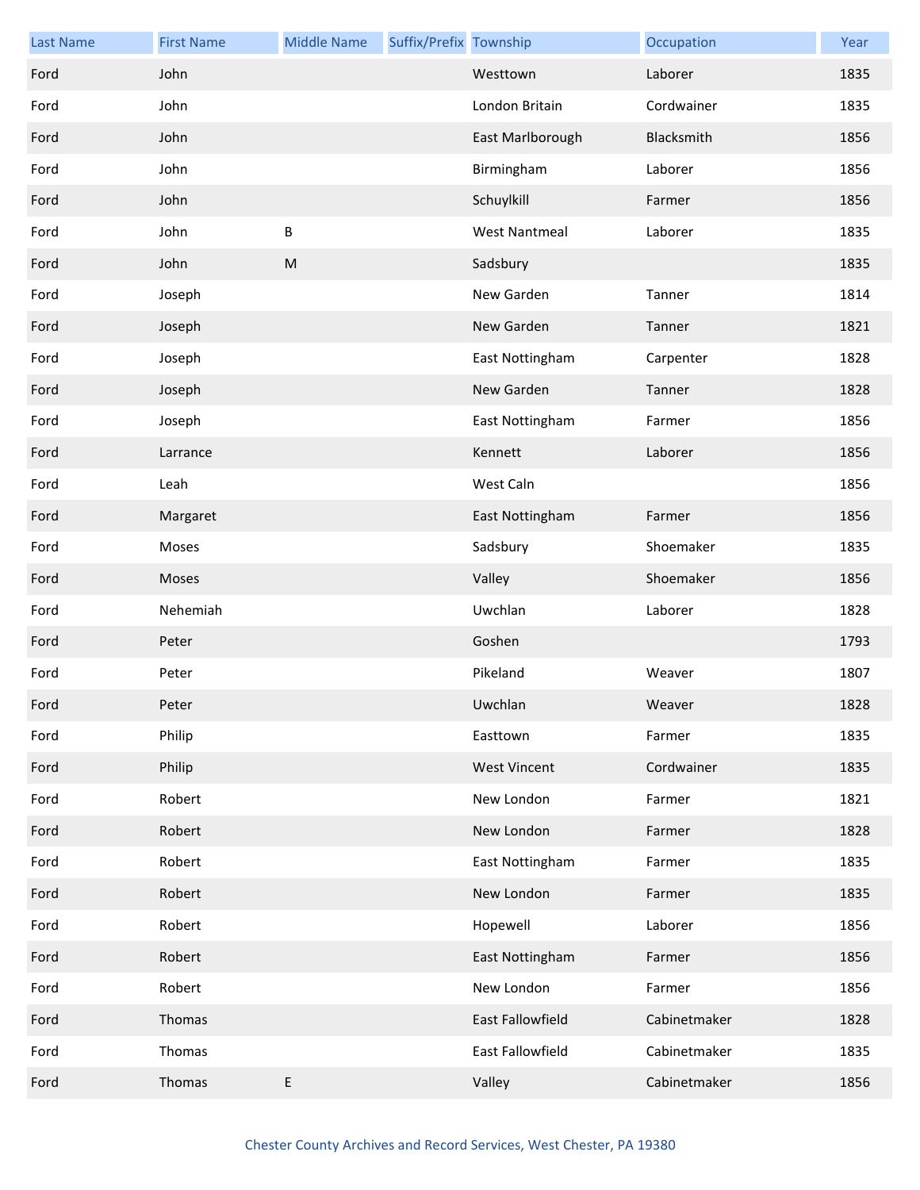| Last Name | First Name | Middle Name | Suffix/Prefix | Township | Occupation | Year |
|---|---|---|---|---|---|---|
| Ford | John | | | Westtown | Laborer | 1835 |
| Ford | John | | | London Britain | Cordwainer | 1835 |
| Ford | John | | | East Marlborough | Blacksmith | 1856 |
| Ford | John | | | Birmingham | Laborer | 1856 |
| Ford | John | | | Schuylkill | Farmer | 1856 |
| Ford | John | B | | West Nantmeal | Laborer | 1835 |
| Ford | John | M | | Sadsbury | | 1835 |
| Ford | Joseph | | | New Garden | Tanner | 1814 |
| Ford | Joseph | | | New Garden | Tanner | 1821 |
| Ford | Joseph | | | East Nottingham | Carpenter | 1828 |
| Ford | Joseph | | | New Garden | Tanner | 1828 |
| Ford | Joseph | | | East Nottingham | Farmer | 1856 |
| Ford | Larrance | | | Kennett | Laborer | 1856 |
| Ford | Leah | | | West Caln | | 1856 |
| Ford | Margaret | | | East Nottingham | Farmer | 1856 |
| Ford | Moses | | | Sadsbury | Shoemaker | 1835 |
| Ford | Moses | | | Valley | Shoemaker | 1856 |
| Ford | Nehemiah | | | Uwchlan | Laborer | 1828 |
| Ford | Peter | | | Goshen | | 1793 |
| Ford | Peter | | | Pikeland | Weaver | 1807 |
| Ford | Peter | | | Uwchlan | Weaver | 1828 |
| Ford | Philip | | | Easttown | Farmer | 1835 |
| Ford | Philip | | | West Vincent | Cordwainer | 1835 |
| Ford | Robert | | | New London | Farmer | 1821 |
| Ford | Robert | | | New London | Farmer | 1828 |
| Ford | Robert | | | East Nottingham | Farmer | 1835 |
| Ford | Robert | | | New London | Farmer | 1835 |
| Ford | Robert | | | Hopewell | Laborer | 1856 |
| Ford | Robert | | | East Nottingham | Farmer | 1856 |
| Ford | Robert | | | New London | Farmer | 1856 |
| Ford | Thomas | | | East Fallowfield | Cabinetmaker | 1828 |
| Ford | Thomas | | | East Fallowfield | Cabinetmaker | 1835 |
| Ford | Thomas | E | | Valley | Cabinetmaker | 1856 |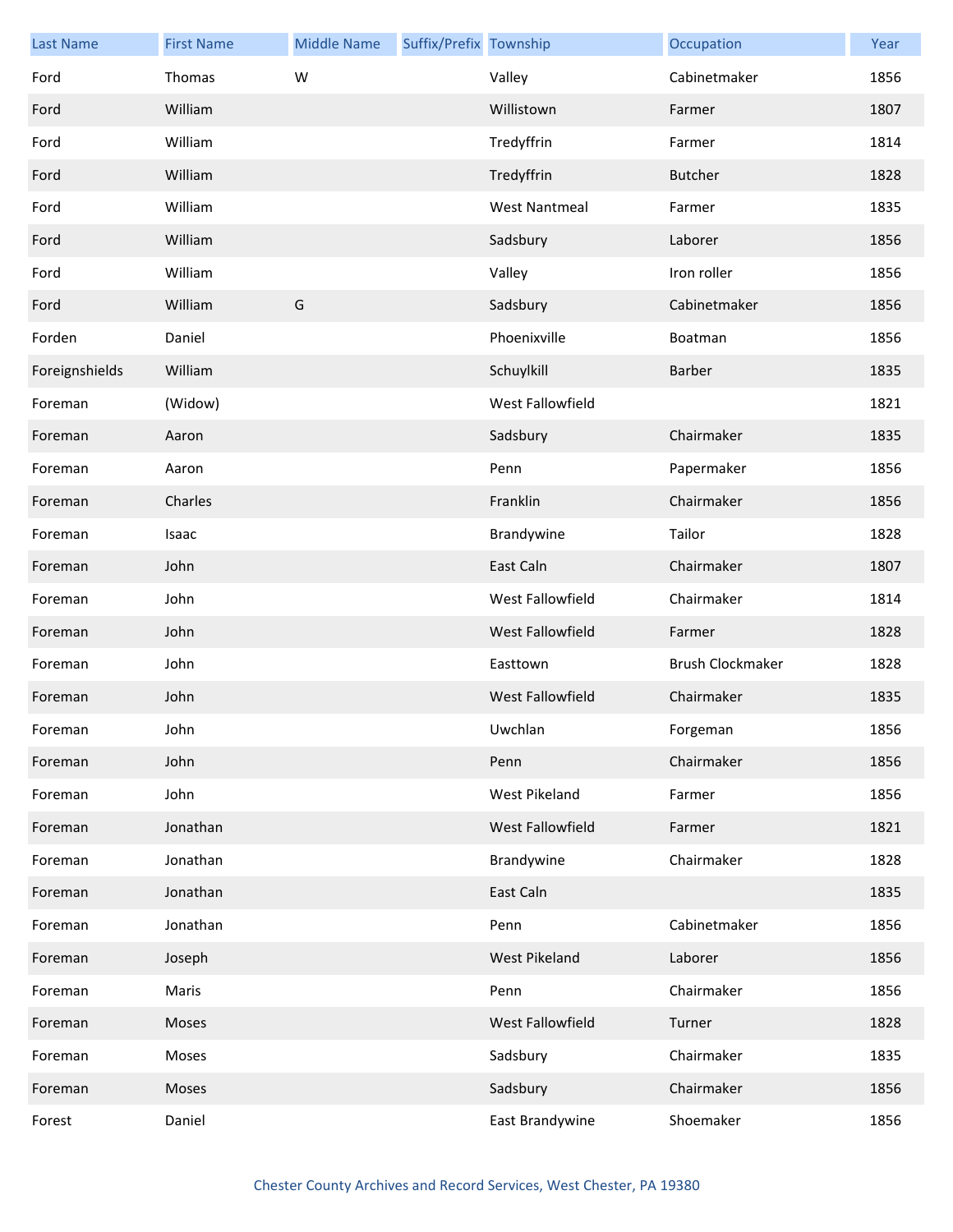| Last Name | First Name | Middle Name | Suffix/Prefix | Township | Occupation | Year |
| --- | --- | --- | --- | --- | --- | --- |
| Ford | Thomas | W | | Valley | Cabinetmaker | 1856 |
| Ford | William | | | Willistown | Farmer | 1807 |
| Ford | William | | | Tredyffrin | Farmer | 1814 |
| Ford | William | | | Tredyffrin | Butcher | 1828 |
| Ford | William | | | West Nantmeal | Farmer | 1835 |
| Ford | William | | | Sadsbury | Laborer | 1856 |
| Ford | William | | | Valley | Iron roller | 1856 |
| Ford | William | G | | Sadsbury | Cabinetmaker | 1856 |
| Forden | Daniel | | | Phoenixville | Boatman | 1856 |
| Foreignshields | William | | | Schuylkill | Barber | 1835 |
| Foreman | (Widow) | | | West Fallowfield | | 1821 |
| Foreman | Aaron | | | Sadsbury | Chairmaker | 1835 |
| Foreman | Aaron | | | Penn | Papermaker | 1856 |
| Foreman | Charles | | | Franklin | Chairmaker | 1856 |
| Foreman | Isaac | | | Brandywine | Tailor | 1828 |
| Foreman | John | | | East Caln | Chairmaker | 1807 |
| Foreman | John | | | West Fallowfield | Chairmaker | 1814 |
| Foreman | John | | | West Fallowfield | Farmer | 1828 |
| Foreman | John | | | Easttown | Brush Clockmaker | 1828 |
| Foreman | John | | | West Fallowfield | Chairmaker | 1835 |
| Foreman | John | | | Uwchlan | Forgeman | 1856 |
| Foreman | John | | | Penn | Chairmaker | 1856 |
| Foreman | John | | | West Pikeland | Farmer | 1856 |
| Foreman | Jonathan | | | West Fallowfield | Farmer | 1821 |
| Foreman | Jonathan | | | Brandywine | Chairmaker | 1828 |
| Foreman | Jonathan | | | East Caln | | 1835 |
| Foreman | Jonathan | | | Penn | Cabinetmaker | 1856 |
| Foreman | Joseph | | | West Pikeland | Laborer | 1856 |
| Foreman | Maris | | | Penn | Chairmaker | 1856 |
| Foreman | Moses | | | West Fallowfield | Turner | 1828 |
| Foreman | Moses | | | Sadsbury | Chairmaker | 1835 |
| Foreman | Moses | | | Sadsbury | Chairmaker | 1856 |
| Forest | Daniel | | | East Brandywine | Shoemaker | 1856 |

Chester County Archives and Record Services, West Chester, PA 19380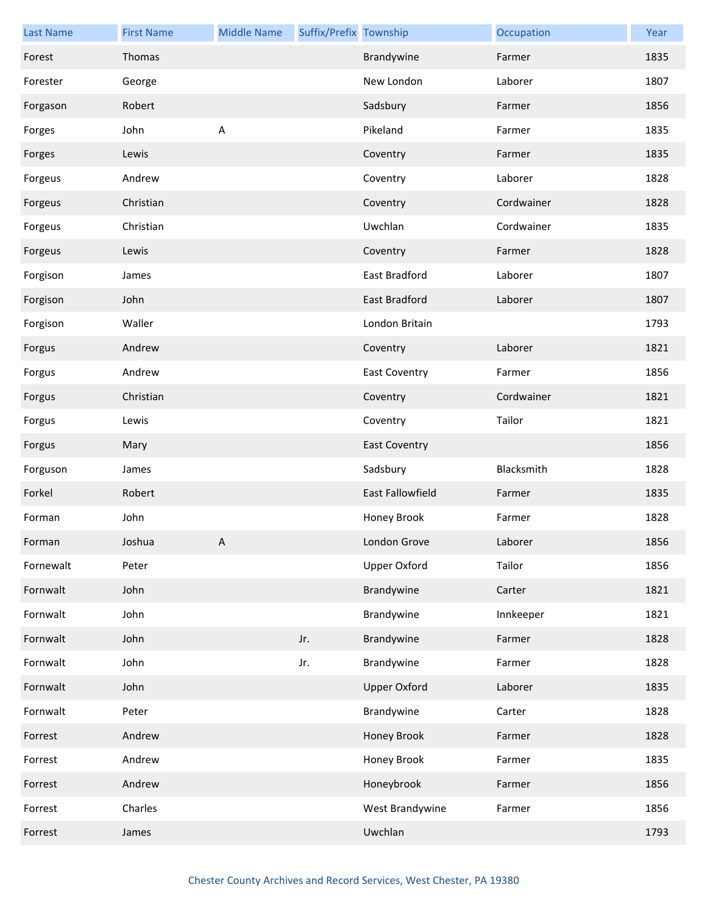| Last Name | First Name | Middle Name | Suffix/Prefix | Township | Occupation | Year |
|---|---|---|---|---|---|---|
| Forest | Thomas | | | Brandywine | Farmer | 1835 |
| Forester | George | | | New London | Laborer | 1807 |
| Forgason | Robert | | | Sadsbury | Farmer | 1856 |
| Forges | John | A | | Pikeland | Farmer | 1835 |
| Forges | Lewis | | | Coventry | Farmer | 1835 |
| Forgeus | Andrew | | | Coventry | Laborer | 1828 |
| Forgeus | Christian | | | Coventry | Cordwainer | 1828 |
| Forgeus | Christian | | | Uwchlan | Cordwainer | 1835 |
| Forgeus | Lewis | | | Coventry | Farmer | 1828 |
| Forgison | James | | | East Bradford | Laborer | 1807 |
| Forgison | John | | | East Bradford | Laborer | 1807 |
| Forgison | Waller | | | London Britain | | 1793 |
| Forgus | Andrew | | | Coventry | Laborer | 1821 |
| Forgus | Andrew | | | East Coventry | Farmer | 1856 |
| Forgus | Christian | | | Coventry | Cordwainer | 1821 |
| Forgus | Lewis | | | Coventry | Tailor | 1821 |
| Forgus | Mary | | | East Coventry | | 1856 |
| Forguson | James | | | Sadsbury | Blacksmith | 1828 |
| Forkel | Robert | | | East Fallowfield | Farmer | 1835 |
| Forman | John | | | Honey Brook | Farmer | 1828 |
| Forman | Joshua | A | | London Grove | Laborer | 1856 |
| Fornewalt | Peter | | | Upper Oxford | Tailor | 1856 |
| Fornwalt | John | | | Brandywine | Carter | 1821 |
| Fornwalt | John | | | Brandywine | Innkeeper | 1821 |
| Fornwalt | John | | Jr. | Brandywine | Farmer | 1828 |
| Fornwalt | John | | Jr. | Brandywine | Farmer | 1828 |
| Fornwalt | John | | | Upper Oxford | Laborer | 1835 |
| Fornwalt | Peter | | | Brandywine | Carter | 1828 |
| Forrest | Andrew | | | Honey Brook | Farmer | 1828 |
| Forrest | Andrew | | | Honey Brook | Farmer | 1835 |
| Forrest | Andrew | | | Honeybrook | Farmer | 1856 |
| Forrest | Charles | | | West Brandywine | Farmer | 1856 |
| Forrest | James | | | Uwchlan | | 1793 |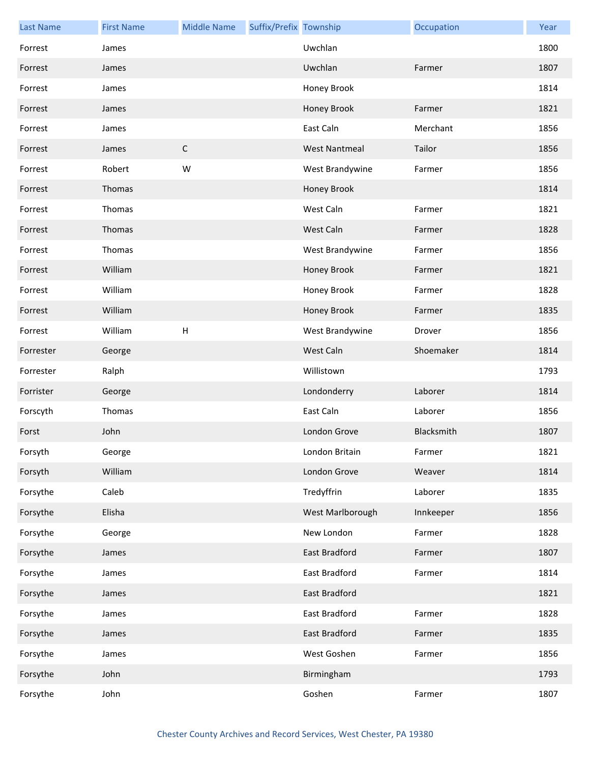| Last Name | First Name | Middle Name | Suffix/Prefix | Township | Occupation | Year |
|---|---|---|---|---|---|---|
| Forrest | James | | | Uwchlan | | 1800 |
| Forrest | James | | | Uwchlan | Farmer | 1807 |
| Forrest | James | | | Honey Brook | | 1814 |
| Forrest | James | | | Honey Brook | Farmer | 1821 |
| Forrest | James | | | East Caln | Merchant | 1856 |
| Forrest | James | C | | West Nantmeal | Tailor | 1856 |
| Forrest | Robert | W | | West Brandywine | Farmer | 1856 |
| Forrest | Thomas | | | Honey Brook | | 1814 |
| Forrest | Thomas | | | West Caln | Farmer | 1821 |
| Forrest | Thomas | | | West Caln | Farmer | 1828 |
| Forrest | Thomas | | | West Brandywine | Farmer | 1856 |
| Forrest | William | | | Honey Brook | Farmer | 1821 |
| Forrest | William | | | Honey Brook | Farmer | 1828 |
| Forrest | William | | | Honey Brook | Farmer | 1835 |
| Forrest | William | H | | West Brandywine | Drover | 1856 |
| Forrester | George | | | West Caln | Shoemaker | 1814 |
| Forrester | Ralph | | | Willistown | | 1793 |
| Forrister | George | | | Londonderry | Laborer | 1814 |
| Forscyth | Thomas | | | East Caln | Laborer | 1856 |
| Forst | John | | | London Grove | Blacksmith | 1807 |
| Forsyth | George | | | London Britain | Farmer | 1821 |
| Forsyth | William | | | London Grove | Weaver | 1814 |
| Forsythe | Caleb | | | Tredyffrin | Laborer | 1835 |
| Forsythe | Elisha | | | West Marlborough | Innkeeper | 1856 |
| Forsythe | George | | | New London | Farmer | 1828 |
| Forsythe | James | | | East Bradford | Farmer | 1807 |
| Forsythe | James | | | East Bradford | Farmer | 1814 |
| Forsythe | James | | | East Bradford | | 1821 |
| Forsythe | James | | | East Bradford | Farmer | 1828 |
| Forsythe | James | | | East Bradford | Farmer | 1835 |
| Forsythe | James | | | West Goshen | Farmer | 1856 |
| Forsythe | John | | | Birmingham | | 1793 |
| Forsythe | John | | | Goshen | Farmer | 1807 |

Chester County Archives and Record Services, West Chester, PA 19380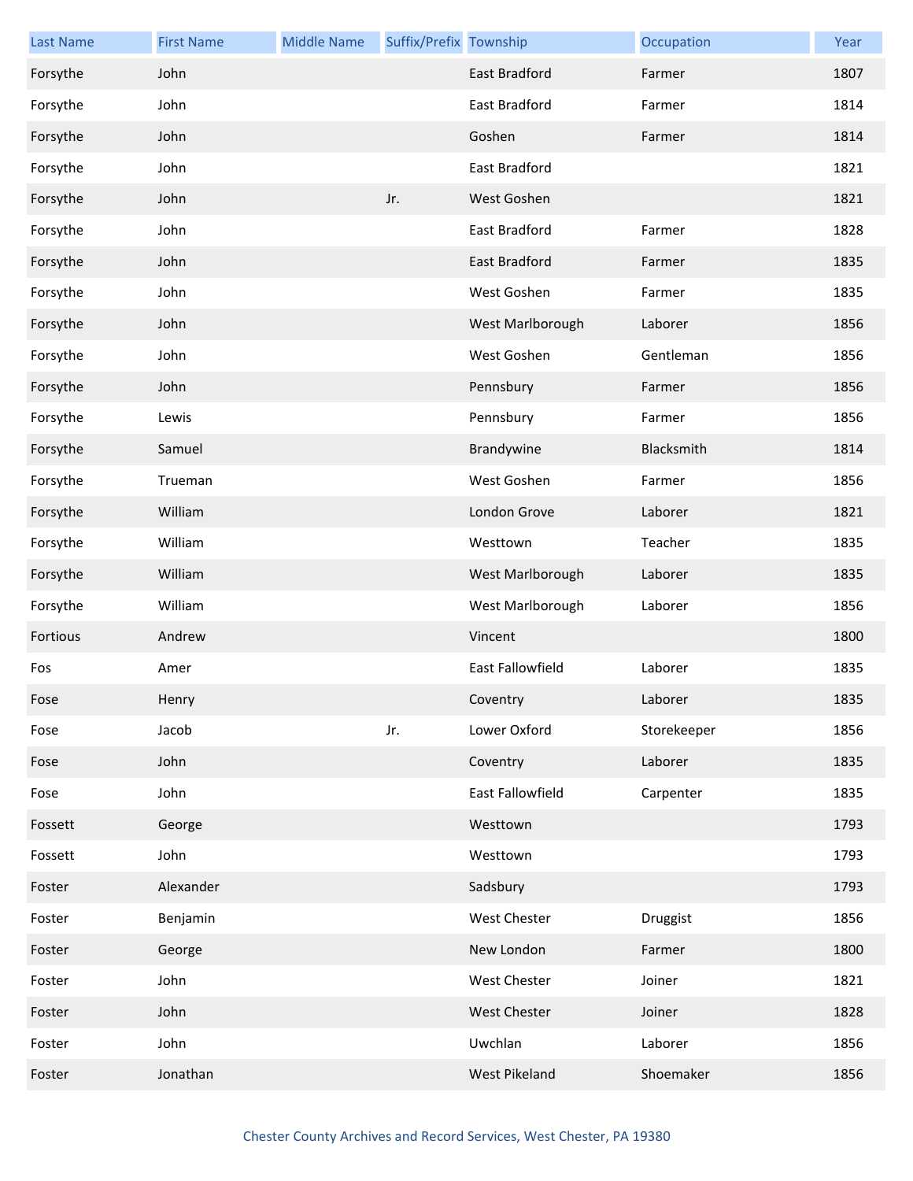| Last Name | First Name | Middle Name | Suffix/Prefix | Township | Occupation | Year |
| --- | --- | --- | --- | --- | --- | --- |
| Forsythe | John | | | East Bradford | Farmer | 1807 |
| Forsythe | John | | | East Bradford | Farmer | 1814 |
| Forsythe | John | | | Goshen | Farmer | 1814 |
| Forsythe | John | | | East Bradford | | 1821 |
| Forsythe | John | | Jr. | West Goshen | | 1821 |
| Forsythe | John | | | East Bradford | Farmer | 1828 |
| Forsythe | John | | | East Bradford | Farmer | 1835 |
| Forsythe | John | | | West Goshen | Farmer | 1835 |
| Forsythe | John | | | West Marlborough | Laborer | 1856 |
| Forsythe | John | | | West Goshen | Gentleman | 1856 |
| Forsythe | John | | | Pennsbury | Farmer | 1856 |
| Forsythe | Lewis | | | Pennsbury | Farmer | 1856 |
| Forsythe | Samuel | | | Brandywine | Blacksmith | 1814 |
| Forsythe | Trueman | | | West Goshen | Farmer | 1856 |
| Forsythe | William | | | London Grove | Laborer | 1821 |
| Forsythe | William | | | Westtown | Teacher | 1835 |
| Forsythe | William | | | West Marlborough | Laborer | 1835 |
| Forsythe | William | | | West Marlborough | Laborer | 1856 |
| Fortious | Andrew | | | Vincent | | 1800 |
| Fos | Amer | | | East Fallowfield | Laborer | 1835 |
| Fose | Henry | | | Coventry | Laborer | 1835 |
| Fose | Jacob | | Jr. | Lower Oxford | Storekeeper | 1856 |
| Fose | John | | | Coventry | Laborer | 1835 |
| Fose | John | | | East Fallowfield | Carpenter | 1835 |
| Fossett | George | | | Westtown | | 1793 |
| Fossett | John | | | Westtown | | 1793 |
| Foster | Alexander | | | Sadsbury | | 1793 |
| Foster | Benjamin | | | West Chester | Druggist | 1856 |
| Foster | George | | | New London | Farmer | 1800 |
| Foster | John | | | West Chester | Joiner | 1821 |
| Foster | John | | | West Chester | Joiner | 1828 |
| Foster | John | | | Uwchlan | Laborer | 1856 |
| Foster | Jonathan | | | West Pikeland | Shoemaker | 1856 |

Chester County Archives and Record Services, West Chester, PA 19380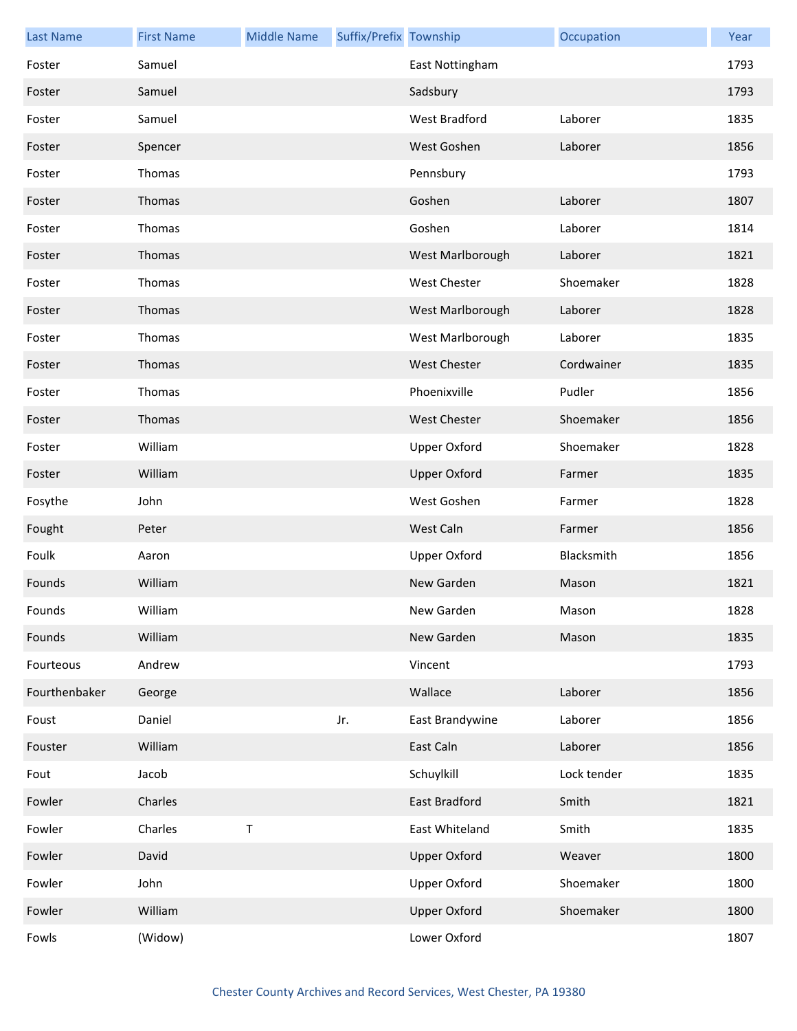| Last Name | First Name | Middle Name | Suffix/Prefix | Township | Occupation | Year |
|---|---|---|---|---|---|---|
| Foster | Samuel | | | East Nottingham | | 1793 |
| Foster | Samuel | | | Sadsbury | | 1793 |
| Foster | Samuel | | | West Bradford | Laborer | 1835 |
| Foster | Spencer | | | West Goshen | Laborer | 1856 |
| Foster | Thomas | | | Pennsbury | | 1793 |
| Foster | Thomas | | | Goshen | Laborer | 1807 |
| Foster | Thomas | | | Goshen | Laborer | 1814 |
| Foster | Thomas | | | West Marlborough | Laborer | 1821 |
| Foster | Thomas | | | West Chester | Shoemaker | 1828 |
| Foster | Thomas | | | West Marlborough | Laborer | 1828 |
| Foster | Thomas | | | West Marlborough | Laborer | 1835 |
| Foster | Thomas | | | West Chester | Cordwainer | 1835 |
| Foster | Thomas | | | Phoenixville | Pudler | 1856 |
| Foster | Thomas | | | West Chester | Shoemaker | 1856 |
| Foster | William | | | Upper Oxford | Shoemaker | 1828 |
| Foster | William | | | Upper Oxford | Farmer | 1835 |
| Fosythe | John | | | West Goshen | Farmer | 1828 |
| Fought | Peter | | | West Caln | Farmer | 1856 |
| Foulk | Aaron | | | Upper Oxford | Blacksmith | 1856 |
| Founds | William | | | New Garden | Mason | 1821 |
| Founds | William | | | New Garden | Mason | 1828 |
| Founds | William | | | New Garden | Mason | 1835 |
| Fourteous | Andrew | | | Vincent | | 1793 |
| Fourthenbaker | George | | | Wallace | Laborer | 1856 |
| Foust | Daniel | | Jr. | East Brandywine | Laborer | 1856 |
| Fouster | William | | | East Caln | Laborer | 1856 |
| Fout | Jacob | | | Schuylkill | Lock tender | 1835 |
| Fowler | Charles | | | East Bradford | Smith | 1821 |
| Fowler | Charles | T | | East Whiteland | Smith | 1835 |
| Fowler | David | | | Upper Oxford | Weaver | 1800 |
| Fowler | John | | | Upper Oxford | Shoemaker | 1800 |
| Fowler | William | | | Upper Oxford | Shoemaker | 1800 |
| Fowls | (Widow) | | | Lower Oxford | | 1807 |

Chester County Archives and Record Services, West Chester, PA 19380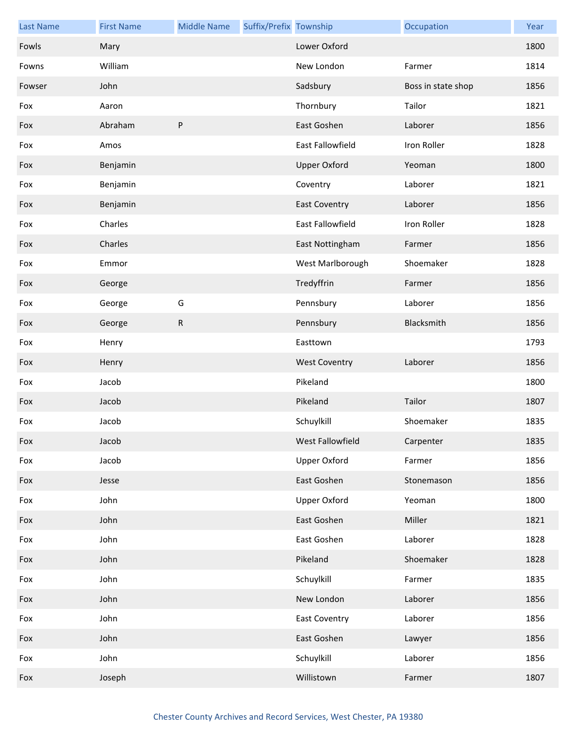| Last Name | First Name | Middle Name | Suffix/Prefix | Township | Occupation | Year |
|---|---|---|---|---|---|---|
| Fowls | Mary | | | Lower Oxford | | 1800 |
| Fowns | William | | | New London | Farmer | 1814 |
| Fowser | John | | | Sadsbury | Boss in state shop | 1856 |
| Fox | Aaron | | | Thornbury | Tailor | 1821 |
| Fox | Abraham | P | | East Goshen | Laborer | 1856 |
| Fox | Amos | | | East Fallowfield | Iron Roller | 1828 |
| Fox | Benjamin | | | Upper Oxford | Yeoman | 1800 |
| Fox | Benjamin | | | Coventry | Laborer | 1821 |
| Fox | Benjamin | | | East Coventry | Laborer | 1856 |
| Fox | Charles | | | East Fallowfield | Iron Roller | 1828 |
| Fox | Charles | | | East Nottingham | Farmer | 1856 |
| Fox | Emmor | | | West Marlborough | Shoemaker | 1828 |
| Fox | George | | | Tredyffrin | Farmer | 1856 |
| Fox | George | G | | Pennsbury | Laborer | 1856 |
| Fox | George | R | | Pennsbury | Blacksmith | 1856 |
| Fox | Henry | | | Easttown | | 1793 |
| Fox | Henry | | | West Coventry | Laborer | 1856 |
| Fox | Jacob | | | Pikeland | | 1800 |
| Fox | Jacob | | | Pikeland | Tailor | 1807 |
| Fox | Jacob | | | Schuylkill | Shoemaker | 1835 |
| Fox | Jacob | | | West Fallowfield | Carpenter | 1835 |
| Fox | Jacob | | | Upper Oxford | Farmer | 1856 |
| Fox | Jesse | | | East Goshen | Stonemason | 1856 |
| Fox | John | | | Upper Oxford | Yeoman | 1800 |
| Fox | John | | | East Goshen | Miller | 1821 |
| Fox | John | | | East Goshen | Laborer | 1828 |
| Fox | John | | | Pikeland | Shoemaker | 1828 |
| Fox | John | | | Schuylkill | Farmer | 1835 |
| Fox | John | | | New London | Laborer | 1856 |
| Fox | John | | | East Coventry | Laborer | 1856 |
| Fox | John | | | East Goshen | Lawyer | 1856 |
| Fox | John | | | Schuylkill | Laborer | 1856 |
| Fox | Joseph | | | Willistown | Farmer | 1807 |

Chester County Archives and Record Services, West Chester, PA 19380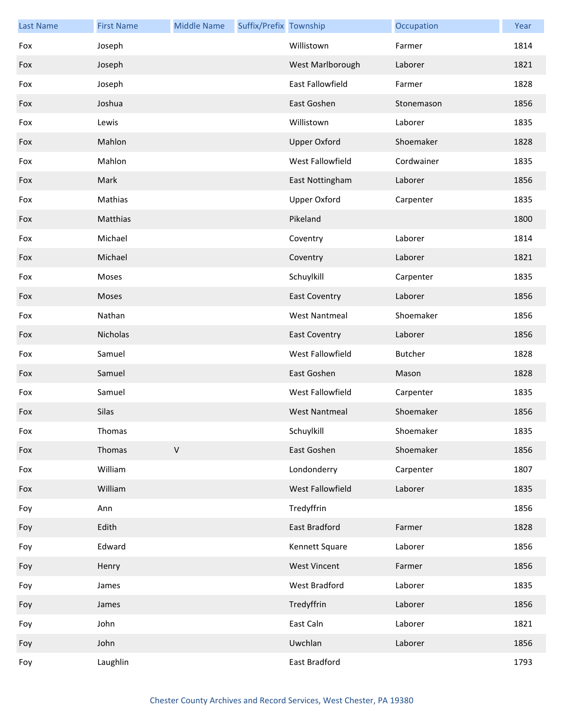| Last Name | First Name | Middle Name | Suffix/Prefix | Township | Occupation | Year |
|---|---|---|---|---|---|---|
| Fox | Joseph | | | Willistown | Farmer | 1814 |
| Fox | Joseph | | | West Marlborough | Laborer | 1821 |
| Fox | Joseph | | | East Fallowfield | Farmer | 1828 |
| Fox | Joshua | | | East Goshen | Stonemason | 1856 |
| Fox | Lewis | | | Willistown | Laborer | 1835 |
| Fox | Mahlon | | | Upper Oxford | Shoemaker | 1828 |
| Fox | Mahlon | | | West Fallowfield | Cordwainer | 1835 |
| Fox | Mark | | | East Nottingham | Laborer | 1856 |
| Fox | Mathias | | | Upper Oxford | Carpenter | 1835 |
| Fox | Matthias | | | Pikeland | | 1800 |
| Fox | Michael | | | Coventry | Laborer | 1814 |
| Fox | Michael | | | Coventry | Laborer | 1821 |
| Fox | Moses | | | Schuylkill | Carpenter | 1835 |
| Fox | Moses | | | East Coventry | Laborer | 1856 |
| Fox | Nathan | | | West Nantmeal | Shoemaker | 1856 |
| Fox | Nicholas | | | East Coventry | Laborer | 1856 |
| Fox | Samuel | | | West Fallowfield | Butcher | 1828 |
| Fox | Samuel | | | East Goshen | Mason | 1828 |
| Fox | Samuel | | | West Fallowfield | Carpenter | 1835 |
| Fox | Silas | | | West Nantmeal | Shoemaker | 1856 |
| Fox | Thomas | | | Schuylkill | Shoemaker | 1835 |
| Fox | Thomas | V | | East Goshen | Shoemaker | 1856 |
| Fox | William | | | Londonderry | Carpenter | 1807 |
| Fox | William | | | West Fallowfield | Laborer | 1835 |
| Foy | Ann | | | Tredyffrin | | 1856 |
| Foy | Edith | | | East Bradford | Farmer | 1828 |
| Foy | Edward | | | Kennett Square | Laborer | 1856 |
| Foy | Henry | | | West Vincent | Farmer | 1856 |
| Foy | James | | | West Bradford | Laborer | 1835 |
| Foy | James | | | Tredyffrin | Laborer | 1856 |
| Foy | John | | | East Caln | Laborer | 1821 |
| Foy | John | | | Uwchlan | Laborer | 1856 |
| Foy | Laughlin | | | East Bradford | | 1793 |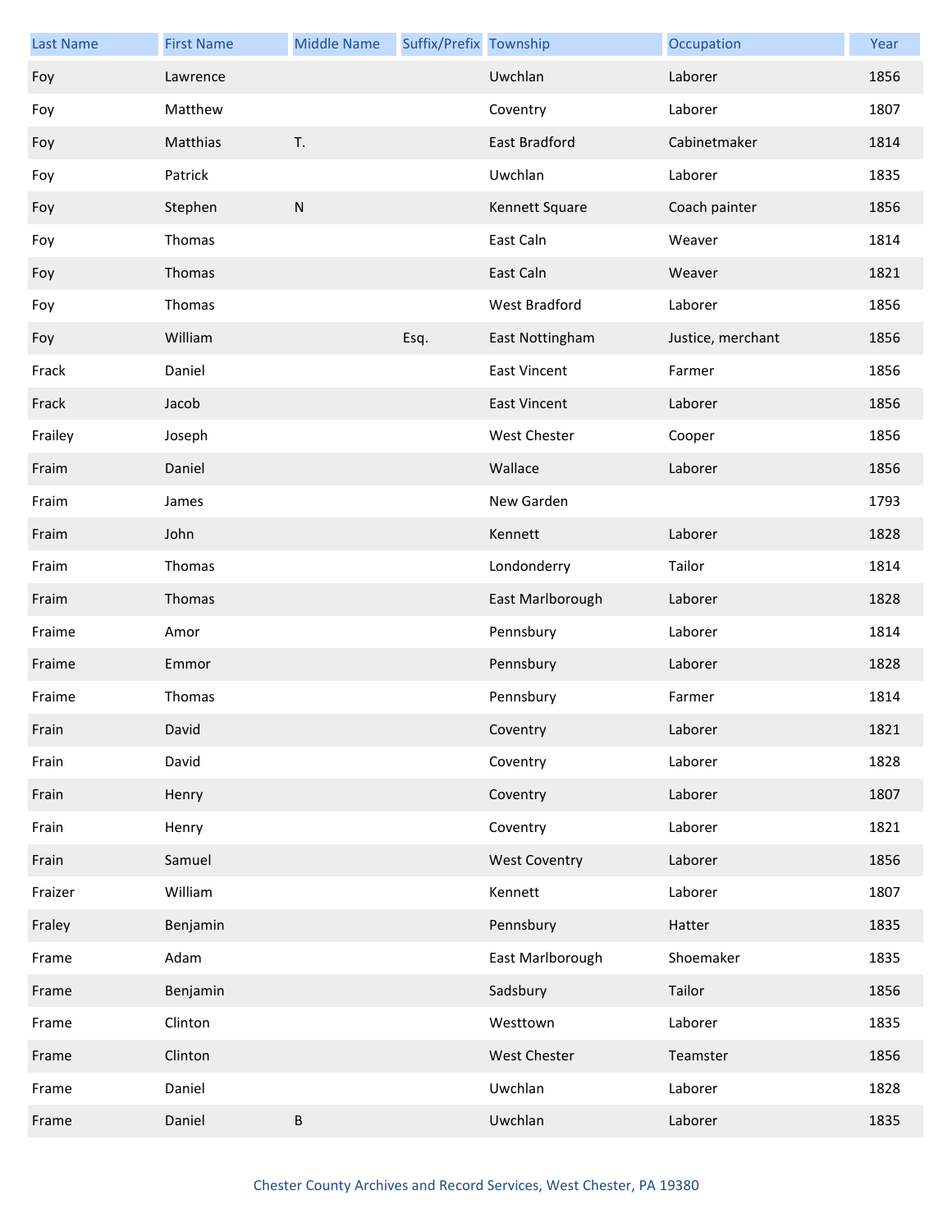| Last Name | First Name | Middle Name | Suffix/Prefix | Township | Occupation | Year |
| --- | --- | --- | --- | --- | --- | --- |
| Foy | Lawrence | | | Uwchlan | Laborer | 1856 |
| Foy | Matthew | | | Coventry | Laborer | 1807 |
| Foy | Matthias | T. | | East Bradford | Cabinetmaker | 1814 |
| Foy | Patrick | | | Uwchlan | Laborer | 1835 |
| Foy | Stephen | N | | Kennett Square | Coach painter | 1856 |
| Foy | Thomas | | | East Caln | Weaver | 1814 |
| Foy | Thomas | | | East Caln | Weaver | 1821 |
| Foy | Thomas | | | West Bradford | Laborer | 1856 |
| Foy | William | | Esq. | East Nottingham | Justice, merchant | 1856 |
| Frack | Daniel | | | East Vincent | Farmer | 1856 |
| Frack | Jacob | | | East Vincent | Laborer | 1856 |
| Frailey | Joseph | | | West Chester | Cooper | 1856 |
| Fraim | Daniel | | | Wallace | Laborer | 1856 |
| Fraim | James | | | New Garden | | 1793 |
| Fraim | John | | | Kennett | Laborer | 1828 |
| Fraim | Thomas | | | Londonderry | Tailor | 1814 |
| Fraim | Thomas | | | East Marlborough | Laborer | 1828 |
| Fraime | Amor | | | Pennsbury | Laborer | 1814 |
| Fraime | Emmor | | | Pennsbury | Laborer | 1828 |
| Fraime | Thomas | | | Pennsbury | Farmer | 1814 |
| Frain | David | | | Coventry | Laborer | 1821 |
| Frain | David | | | Coventry | Laborer | 1828 |
| Frain | Henry | | | Coventry | Laborer | 1807 |
| Frain | Henry | | | Coventry | Laborer | 1821 |
| Frain | Samuel | | | West Coventry | Laborer | 1856 |
| Fraizer | William | | | Kennett | Laborer | 1807 |
| Fraley | Benjamin | | | Pennsbury | Hatter | 1835 |
| Frame | Adam | | | East Marlborough | Shoemaker | 1835 |
| Frame | Benjamin | | | Sadsbury | Tailor | 1856 |
| Frame | Clinton | | | Westtown | Laborer | 1835 |
| Frame | Clinton | | | West Chester | Teamster | 1856 |
| Frame | Daniel | | | Uwchlan | Laborer | 1828 |
| Frame | Daniel | B | | Uwchlan | Laborer | 1835 |

Chester County Archives and Record Services, West Chester, PA 19380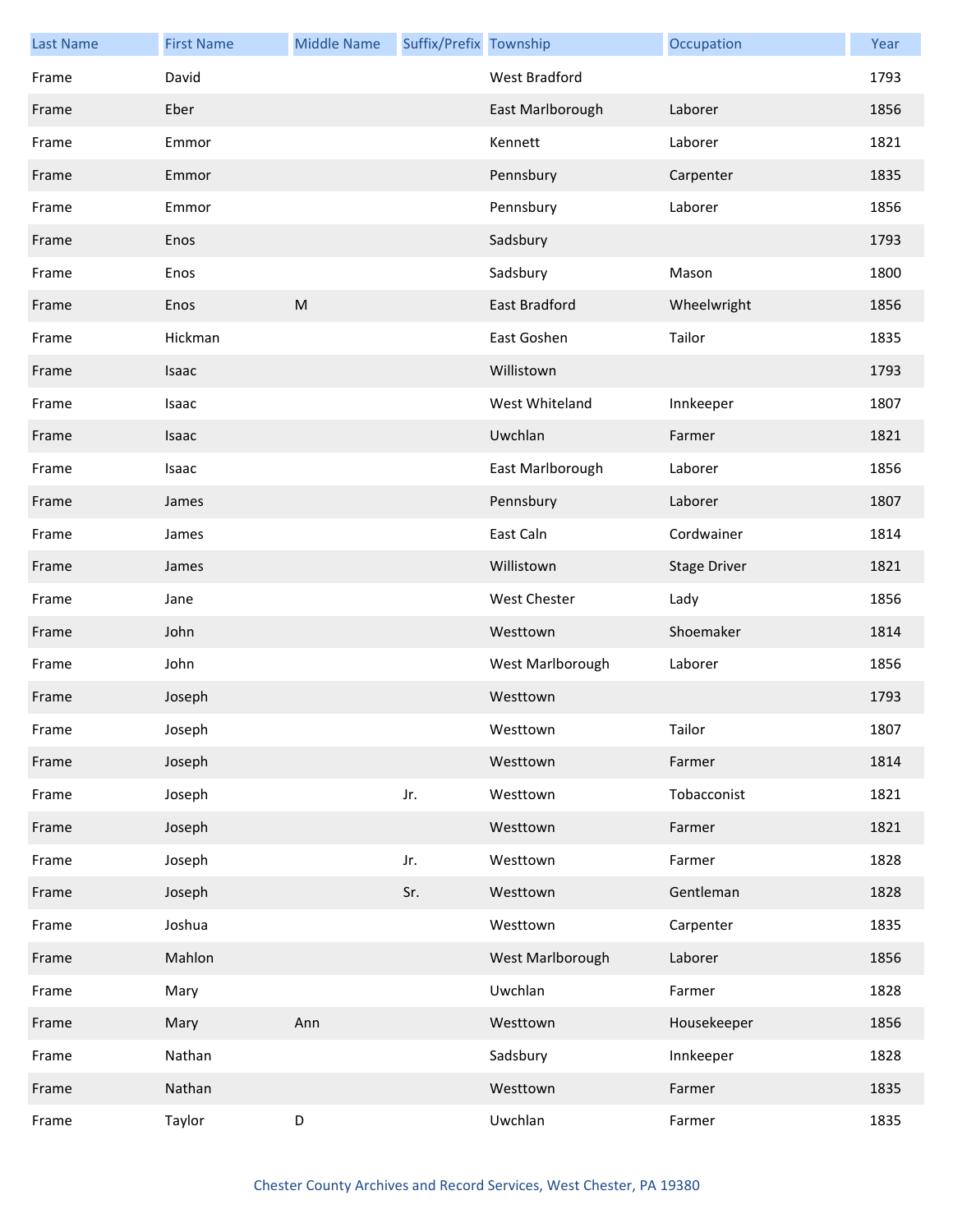| Last Name | First Name | Middle Name | Suffix/Prefix | Township | Occupation | Year |
|---|---|---|---|---|---|---|
| Frame | David | | | West Bradford | | 1793 |
| Frame | Eber | | | East Marlborough | Laborer | 1856 |
| Frame | Emmor | | | Kennett | Laborer | 1821 |
| Frame | Emmor | | | Pennsbury | Carpenter | 1835 |
| Frame | Emmor | | | Pennsbury | Laborer | 1856 |
| Frame | Enos | | | Sadsbury | | 1793 |
| Frame | Enos | | | Sadsbury | Mason | 1800 |
| Frame | Enos | M | | East Bradford | Wheelwright | 1856 |
| Frame | Hickman | | | East Goshen | Tailor | 1835 |
| Frame | Isaac | | | Willistown | | 1793 |
| Frame | Isaac | | | West Whiteland | Innkeeper | 1807 |
| Frame | Isaac | | | Uwchlan | Farmer | 1821 |
| Frame | Isaac | | | East Marlborough | Laborer | 1856 |
| Frame | James | | | Pennsbury | Laborer | 1807 |
| Frame | James | | | East Caln | Cordwainer | 1814 |
| Frame | James | | | Willistown | Stage Driver | 1821 |
| Frame | Jane | | | West Chester | Lady | 1856 |
| Frame | John | | | Westtown | Shoemaker | 1814 |
| Frame | John | | | West Marlborough | Laborer | 1856 |
| Frame | Joseph | | | Westtown | | 1793 |
| Frame | Joseph | | | Westtown | Tailor | 1807 |
| Frame | Joseph | | | Westtown | Farmer | 1814 |
| Frame | Joseph | | Jr. | Westtown | Tobacconist | 1821 |
| Frame | Joseph | | | Westtown | Farmer | 1821 |
| Frame | Joseph | | Jr. | Westtown | Farmer | 1828 |
| Frame | Joseph | | Sr. | Westtown | Gentleman | 1828 |
| Frame | Joshua | | | Westtown | Carpenter | 1835 |
| Frame | Mahlon | | | West Marlborough | Laborer | 1856 |
| Frame | Mary | | | Uwchlan | Farmer | 1828 |
| Frame | Mary | Ann | | Westtown | Housekeeper | 1856 |
| Frame | Nathan | | | Sadsbury | Innkeeper | 1828 |
| Frame | Nathan | | | Westtown | Farmer | 1835 |
| Frame | Taylor | D | | Uwchlan | Farmer | 1835 |

Chester County Archives and Record Services, West Chester, PA 19380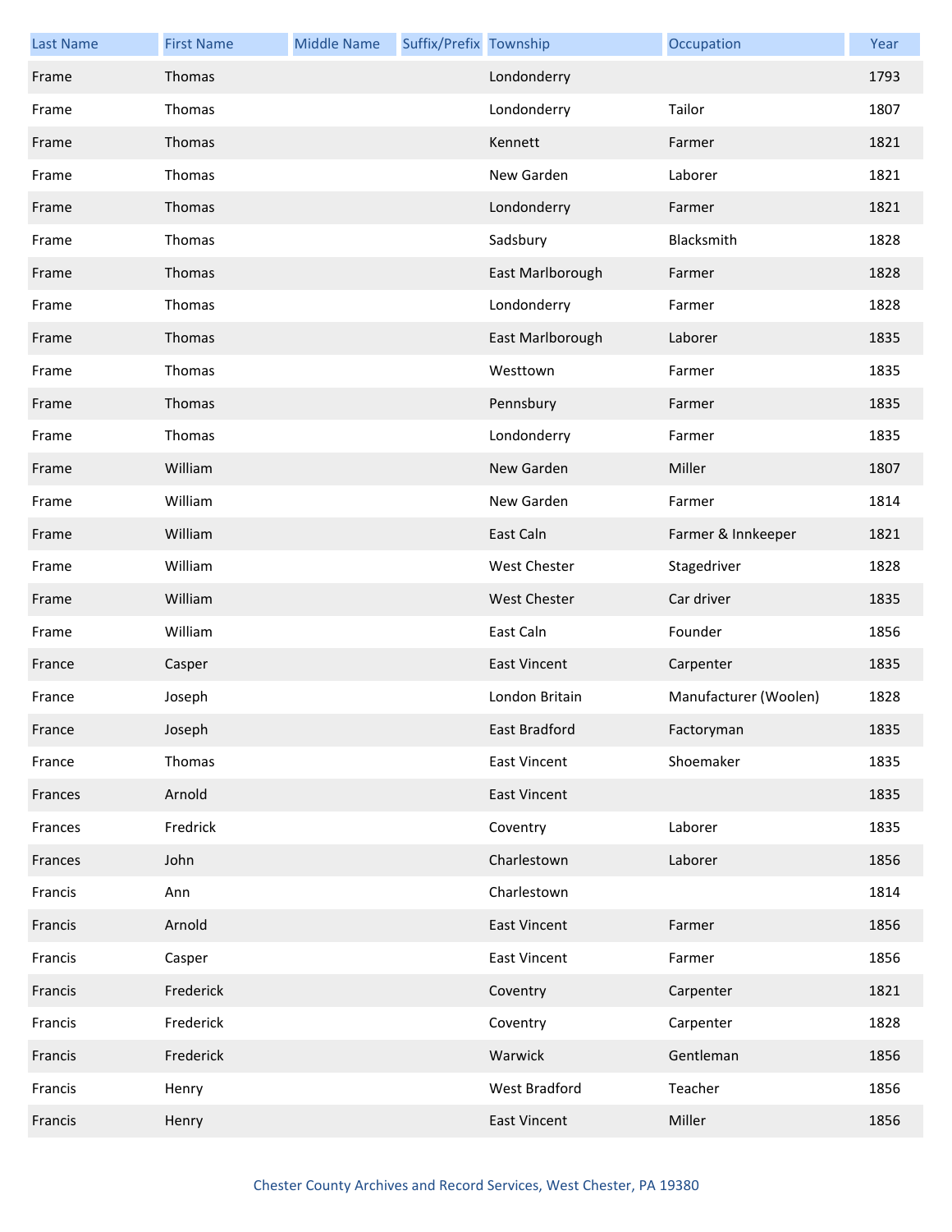| Last Name | First Name | Middle Name | Suffix/Prefix | Township | Occupation | Year |
|---|---|---|---|---|---|---|
| Frame | Thomas | | | Londonderry | | 1793 |
| Frame | Thomas | | | Londonderry | Tailor | 1807 |
| Frame | Thomas | | | Kennett | Farmer | 1821 |
| Frame | Thomas | | | New Garden | Laborer | 1821 |
| Frame | Thomas | | | Londonderry | Farmer | 1821 |
| Frame | Thomas | | | Sadsbury | Blacksmith | 1828 |
| Frame | Thomas | | | East Marlborough | Farmer | 1828 |
| Frame | Thomas | | | Londonderry | Farmer | 1828 |
| Frame | Thomas | | | East Marlborough | Laborer | 1835 |
| Frame | Thomas | | | Westtown | Farmer | 1835 |
| Frame | Thomas | | | Pennsbury | Farmer | 1835 |
| Frame | Thomas | | | Londonderry | Farmer | 1835 |
| Frame | William | | | New Garden | Miller | 1807 |
| Frame | William | | | New Garden | Farmer | 1814 |
| Frame | William | | | East Caln | Farmer & Innkeeper | 1821 |
| Frame | William | | | West Chester | Stagedriver | 1828 |
| Frame | William | | | West Chester | Car driver | 1835 |
| Frame | William | | | East Caln | Founder | 1856 |
| France | Casper | | | East Vincent | Carpenter | 1835 |
| France | Joseph | | | London Britain | Manufacturer (Woolen) | 1828 |
| France | Joseph | | | East Bradford | Factoryman | 1835 |
| France | Thomas | | | East Vincent | Shoemaker | 1835 |
| Frances | Arnold | | | East Vincent | | 1835 |
| Frances | Fredrick | | | Coventry | Laborer | 1835 |
| Frances | John | | | Charlestown | Laborer | 1856 |
| Francis | Ann | | | Charlestown | | 1814 |
| Francis | Arnold | | | East Vincent | Farmer | 1856 |
| Francis | Casper | | | East Vincent | Farmer | 1856 |
| Francis | Frederick | | | Coventry | Carpenter | 1821 |
| Francis | Frederick | | | Coventry | Carpenter | 1828 |
| Francis | Frederick | | | Warwick | Gentleman | 1856 |
| Francis | Henry | | | West Bradford | Teacher | 1856 |
| Francis | Henry | | | East Vincent | Miller | 1856 |

Chester County Archives and Record Services, West Chester, PA 19380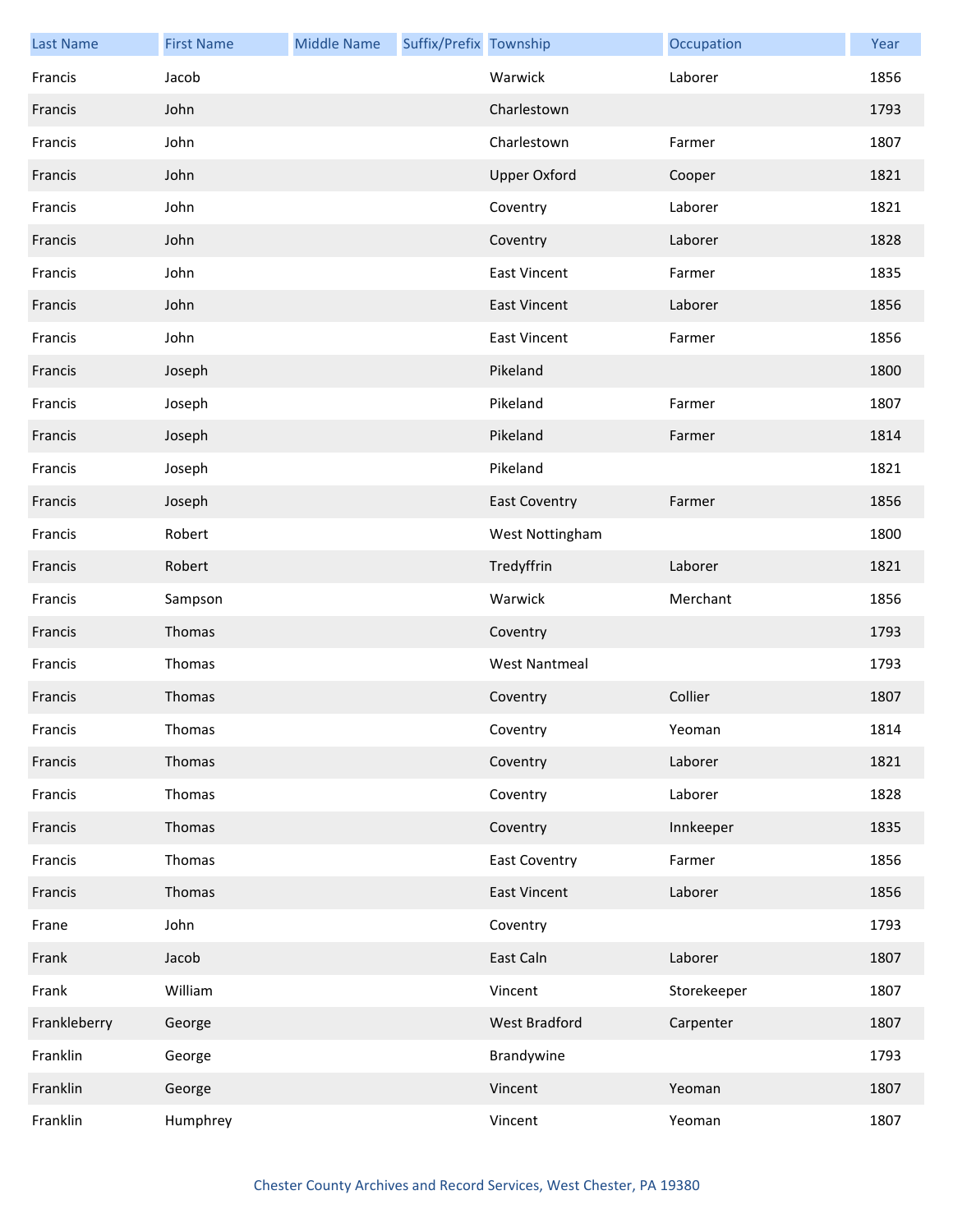| Last Name | First Name | Middle Name | Suffix/Prefix | Township | Occupation | Year |
| --- | --- | --- | --- | --- | --- | --- |
| Francis | Jacob | | | Warwick | Laborer | 1856 |
| Francis | John | | | Charlestown | | 1793 |
| Francis | John | | | Charlestown | Farmer | 1807 |
| Francis | John | | | Upper Oxford | Cooper | 1821 |
| Francis | John | | | Coventry | Laborer | 1821 |
| Francis | John | | | Coventry | Laborer | 1828 |
| Francis | John | | | East Vincent | Farmer | 1835 |
| Francis | John | | | East Vincent | Laborer | 1856 |
| Francis | John | | | East Vincent | Farmer | 1856 |
| Francis | Joseph | | | Pikeland | | 1800 |
| Francis | Joseph | | | Pikeland | Farmer | 1807 |
| Francis | Joseph | | | Pikeland | Farmer | 1814 |
| Francis | Joseph | | | Pikeland | | 1821 |
| Francis | Joseph | | | East Coventry | Farmer | 1856 |
| Francis | Robert | | | West Nottingham | | 1800 |
| Francis | Robert | | | Tredyffrin | Laborer | 1821 |
| Francis | Sampson | | | Warwick | Merchant | 1856 |
| Francis | Thomas | | | Coventry | | 1793 |
| Francis | Thomas | | | West Nantmeal | | 1793 |
| Francis | Thomas | | | Coventry | Collier | 1807 |
| Francis | Thomas | | | Coventry | Yeoman | 1814 |
| Francis | Thomas | | | Coventry | Laborer | 1821 |
| Francis | Thomas | | | Coventry | Laborer | 1828 |
| Francis | Thomas | | | Coventry | Innkeeper | 1835 |
| Francis | Thomas | | | East Coventry | Farmer | 1856 |
| Francis | Thomas | | | East Vincent | Laborer | 1856 |
| Frane | John | | | Coventry | | 1793 |
| Frank | Jacob | | | East Caln | Laborer | 1807 |
| Frank | William | | | Vincent | Storekeeper | 1807 |
| Frankleberry | George | | | West Bradford | Carpenter | 1807 |
| Franklin | George | | | Brandywine | | 1793 |
| Franklin | George | | | Vincent | Yeoman | 1807 |
| Franklin | Humphrey | | | Vincent | Yeoman | 1807 |

Chester County Archives and Record Services, West Chester, PA 19380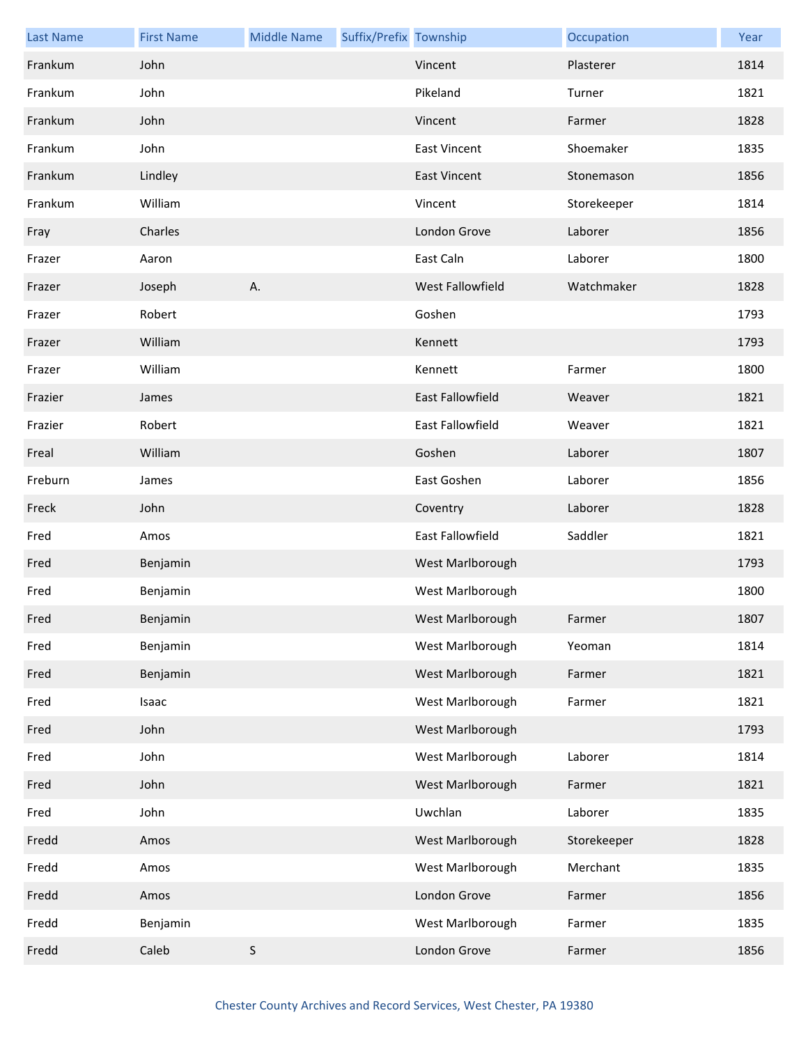| Last Name | First Name | Middle Name | Suffix/Prefix | Township | Occupation | Year |
| --- | --- | --- | --- | --- | --- | --- |
| Frankum | John | | | Vincent | Plasterer | 1814 |
| Frankum | John | | | Pikeland | Turner | 1821 |
| Frankum | John | | | Vincent | Farmer | 1828 |
| Frankum | John | | | East Vincent | Shoemaker | 1835 |
| Frankum | Lindley | | | East Vincent | Stonemason | 1856 |
| Frankum | William | | | Vincent | Storekeeper | 1814 |
| Fray | Charles | | | London Grove | Laborer | 1856 |
| Frazer | Aaron | | | East Caln | Laborer | 1800 |
| Frazer | Joseph | A. | | West Fallowfield | Watchmaker | 1828 |
| Frazer | Robert | | | Goshen | | 1793 |
| Frazer | William | | | Kennett | | 1793 |
| Frazer | William | | | Kennett | Farmer | 1800 |
| Frazier | James | | | East Fallowfield | Weaver | 1821 |
| Frazier | Robert | | | East Fallowfield | Weaver | 1821 |
| Freal | William | | | Goshen | Laborer | 1807 |
| Freburn | James | | | East Goshen | Laborer | 1856 |
| Freck | John | | | Coventry | Laborer | 1828 |
| Fred | Amos | | | East Fallowfield | Saddler | 1821 |
| Fred | Benjamin | | | West Marlborough | | 1793 |
| Fred | Benjamin | | | West Marlborough | | 1800 |
| Fred | Benjamin | | | West Marlborough | Farmer | 1807 |
| Fred | Benjamin | | | West Marlborough | Yeoman | 1814 |
| Fred | Benjamin | | | West Marlborough | Farmer | 1821 |
| Fred | Isaac | | | West Marlborough | Farmer | 1821 |
| Fred | John | | | West Marlborough | | 1793 |
| Fred | John | | | West Marlborough | Laborer | 1814 |
| Fred | John | | | West Marlborough | Farmer | 1821 |
| Fred | John | | | Uwchlan | Laborer | 1835 |
| Fredd | Amos | | | West Marlborough | Storekeeper | 1828 |
| Fredd | Amos | | | West Marlborough | Merchant | 1835 |
| Fredd | Amos | | | London Grove | Farmer | 1856 |
| Fredd | Benjamin | | | West Marlborough | Farmer | 1835 |
| Fredd | Caleb | S | | London Grove | Farmer | 1856 |

Chester County Archives and Record Services, West Chester, PA 19380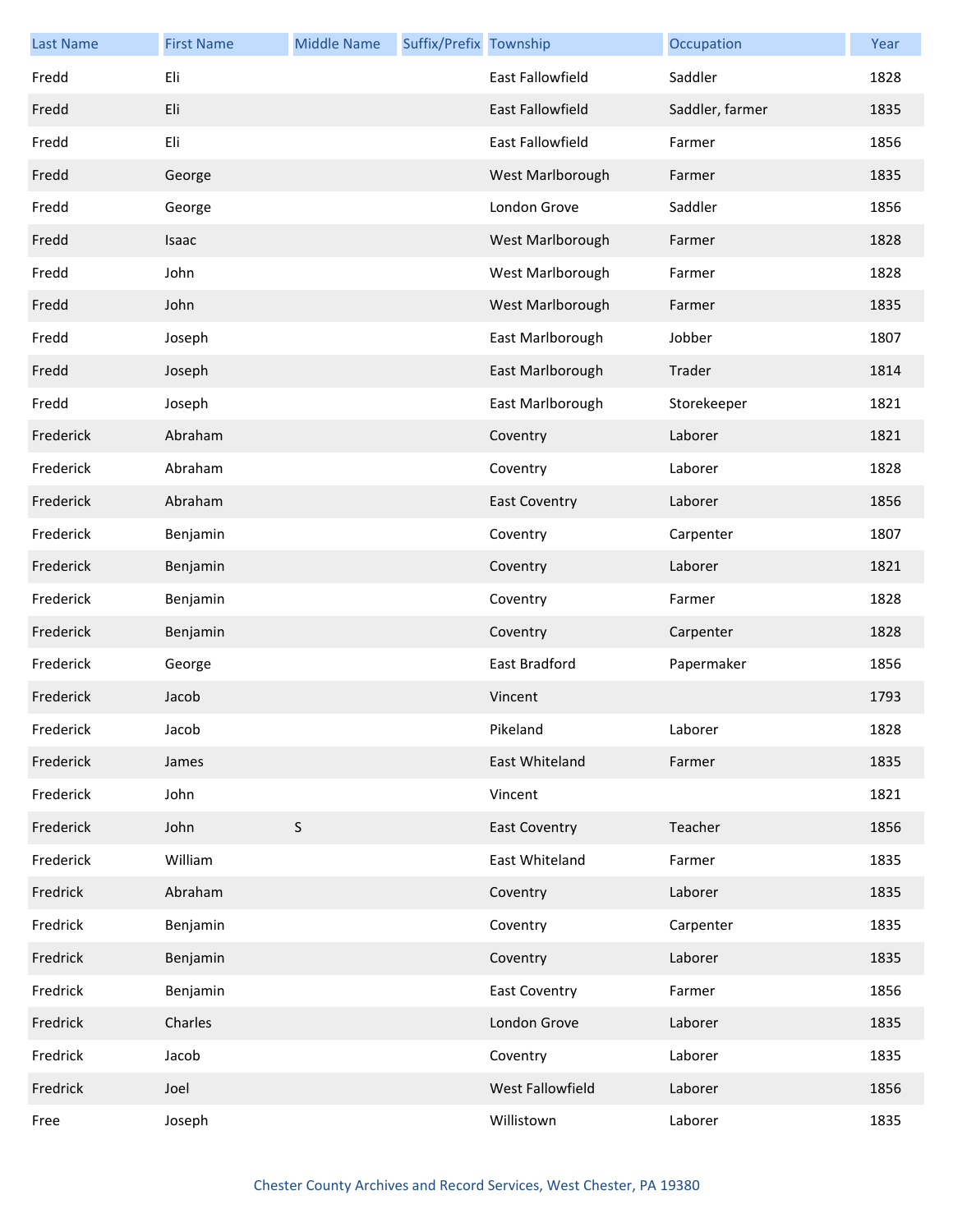| Last Name | First Name | Middle Name | Suffix/Prefix | Township | Occupation | Year |
|---|---|---|---|---|---|---|
| Fredd | Eli | | | East Fallowfield | Saddler | 1828 |
| Fredd | Eli | | | East Fallowfield | Saddler, farmer | 1835 |
| Fredd | Eli | | | East Fallowfield | Farmer | 1856 |
| Fredd | George | | | West Marlborough | Farmer | 1835 |
| Fredd | George | | | London Grove | Saddler | 1856 |
| Fredd | Isaac | | | West Marlborough | Farmer | 1828 |
| Fredd | John | | | West Marlborough | Farmer | 1828 |
| Fredd | John | | | West Marlborough | Farmer | 1835 |
| Fredd | Joseph | | | East Marlborough | Jobber | 1807 |
| Fredd | Joseph | | | East Marlborough | Trader | 1814 |
| Fredd | Joseph | | | East Marlborough | Storekeeper | 1821 |
| Frederick | Abraham | | | Coventry | Laborer | 1821 |
| Frederick | Abraham | | | Coventry | Laborer | 1828 |
| Frederick | Abraham | | | East Coventry | Laborer | 1856 |
| Frederick | Benjamin | | | Coventry | Carpenter | 1807 |
| Frederick | Benjamin | | | Coventry | Laborer | 1821 |
| Frederick | Benjamin | | | Coventry | Farmer | 1828 |
| Frederick | Benjamin | | | Coventry | Carpenter | 1828 |
| Frederick | George | | | East Bradford | Papermaker | 1856 |
| Frederick | Jacob | | | Vincent | | 1793 |
| Frederick | Jacob | | | Pikeland | Laborer | 1828 |
| Frederick | James | | | East Whiteland | Farmer | 1835 |
| Frederick | John | | | Vincent | | 1821 |
| Frederick | John | S | | East Coventry | Teacher | 1856 |
| Frederick | William | | | East Whiteland | Farmer | 1835 |
| Fredrick | Abraham | | | Coventry | Laborer | 1835 |
| Fredrick | Benjamin | | | Coventry | Carpenter | 1835 |
| Fredrick | Benjamin | | | Coventry | Laborer | 1835 |
| Fredrick | Benjamin | | | East Coventry | Farmer | 1856 |
| Fredrick | Charles | | | London Grove | Laborer | 1835 |
| Fredrick | Jacob | | | Coventry | Laborer | 1835 |
| Fredrick | Joel | | | West Fallowfield | Laborer | 1856 |
| Free | Joseph | | | Willistown | Laborer | 1835 |

Chester County Archives and Record Services, West Chester, PA 19380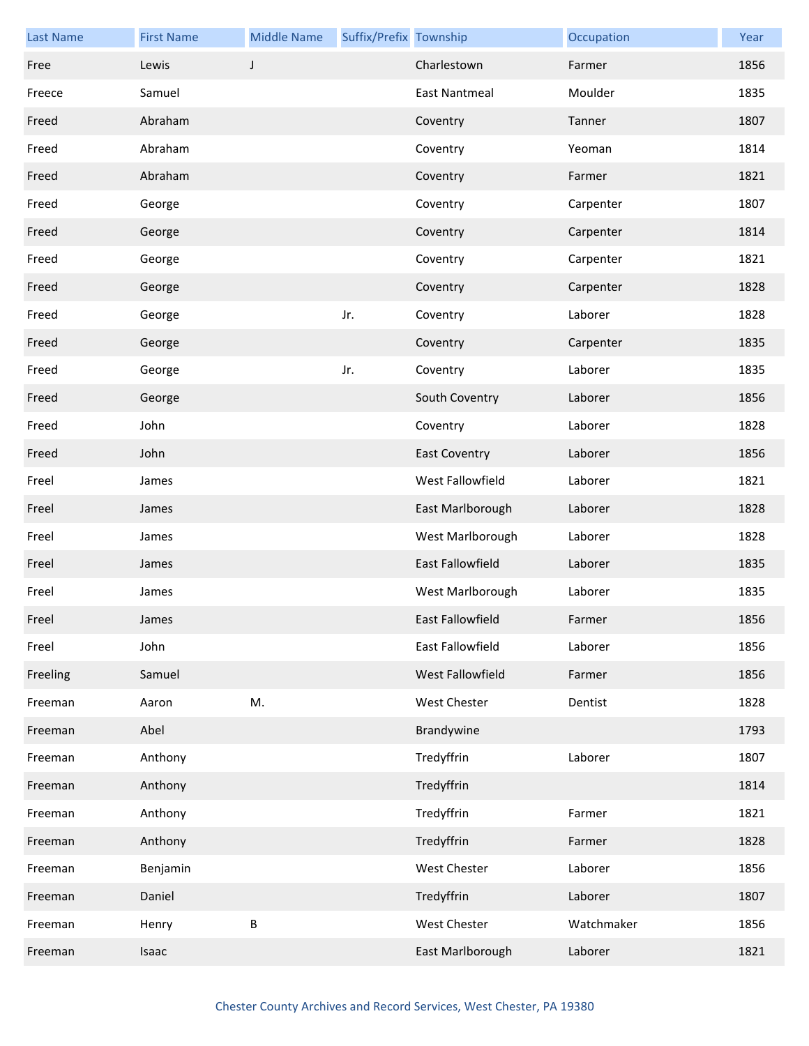| Last Name | First Name | Middle Name | Suffix/Prefix | Township | Occupation | Year |
|---|---|---|---|---|---|---|
| Free | Lewis | J | | Charlestown | Farmer | 1856 |
| Freece | Samuel | | | East Nantmeal | Moulder | 1835 |
| Freed | Abraham | | | Coventry | Tanner | 1807 |
| Freed | Abraham | | | Coventry | Yeoman | 1814 |
| Freed | Abraham | | | Coventry | Farmer | 1821 |
| Freed | George | | | Coventry | Carpenter | 1807 |
| Freed | George | | | Coventry | Carpenter | 1814 |
| Freed | George | | | Coventry | Carpenter | 1821 |
| Freed | George | | | Coventry | Carpenter | 1828 |
| Freed | George | | Jr. | Coventry | Laborer | 1828 |
| Freed | George | | | Coventry | Carpenter | 1835 |
| Freed | George | | Jr. | Coventry | Laborer | 1835 |
| Freed | George | | | South Coventry | Laborer | 1856 |
| Freed | John | | | Coventry | Laborer | 1828 |
| Freed | John | | | East Coventry | Laborer | 1856 |
| Freel | James | | | West Fallowfield | Laborer | 1821 |
| Freel | James | | | East Marlborough | Laborer | 1828 |
| Freel | James | | | West Marlborough | Laborer | 1828 |
| Freel | James | | | East Fallowfield | Laborer | 1835 |
| Freel | James | | | West Marlborough | Laborer | 1835 |
| Freel | James | | | East Fallowfield | Farmer | 1856 |
| Freel | John | | | East Fallowfield | Laborer | 1856 |
| Freeling | Samuel | | | West Fallowfield | Farmer | 1856 |
| Freeman | Aaron | M. | | West Chester | Dentist | 1828 |
| Freeman | Abel | | | Brandywine | | 1793 |
| Freeman | Anthony | | | Tredyffrin | Laborer | 1807 |
| Freeman | Anthony | | | Tredyffrin | | 1814 |
| Freeman | Anthony | | | Tredyffrin | Farmer | 1821 |
| Freeman | Anthony | | | Tredyffrin | Farmer | 1828 |
| Freeman | Benjamin | | | West Chester | Laborer | 1856 |
| Freeman | Daniel | | | Tredyffrin | Laborer | 1807 |
| Freeman | Henry | B | | West Chester | Watchmaker | 1856 |
| Freeman | Isaac | | | East Marlborough | Laborer | 1821 |

Chester County Archives and Record Services, West Chester, PA 19380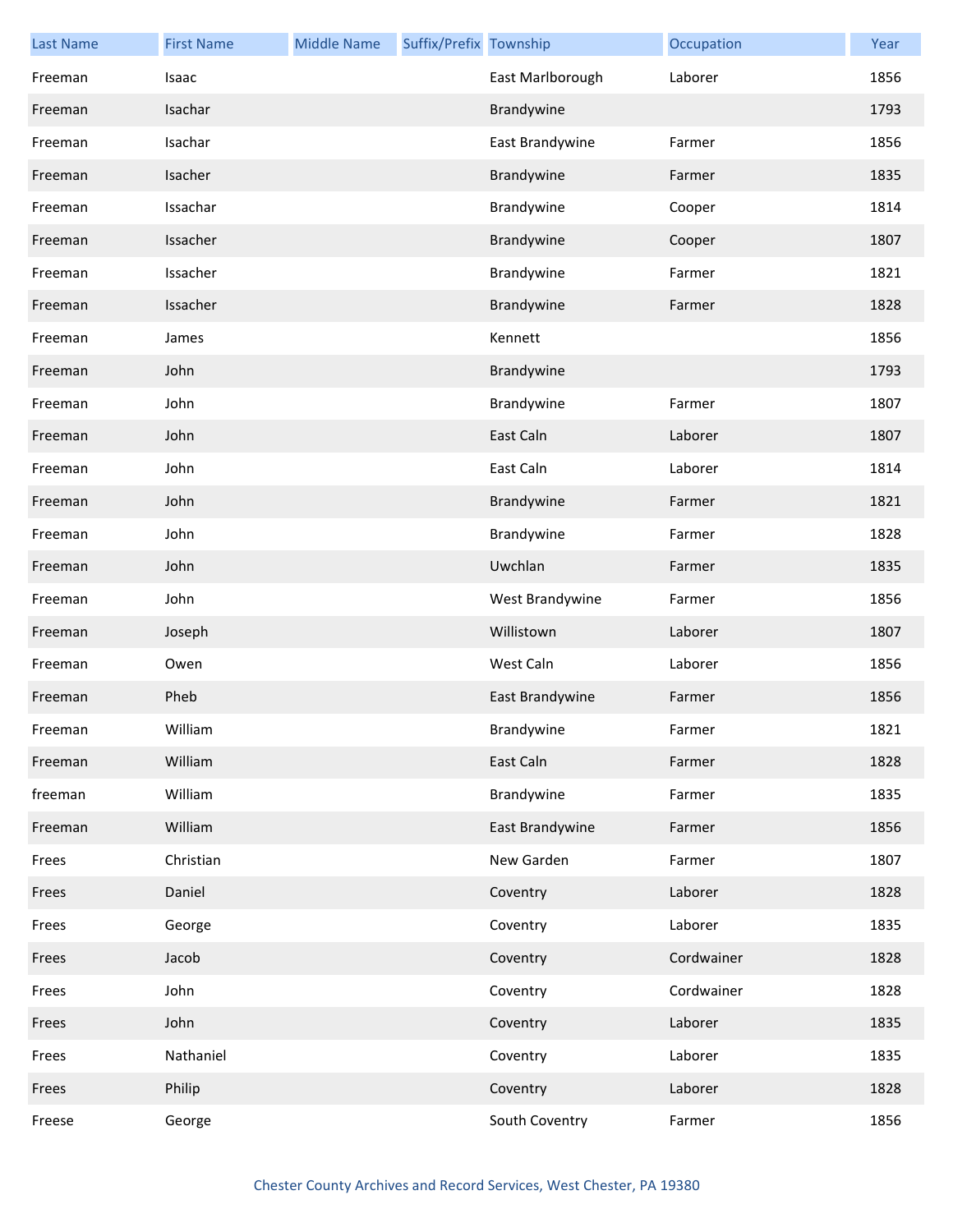| Last Name | First Name | Middle Name | Suffix/Prefix | Township | Occupation | Year |
| --- | --- | --- | --- | --- | --- | --- |
| Freeman | Isaac | | | East Marlborough | Laborer | 1856 |
| Freeman | Isachar | | | Brandywine | | 1793 |
| Freeman | Isachar | | | East Brandywine | Farmer | 1856 |
| Freeman | Isacher | | | Brandywine | Farmer | 1835 |
| Freeman | Issachar | | | Brandywine | Cooper | 1814 |
| Freeman | Issacher | | | Brandywine | Cooper | 1807 |
| Freeman | Issacher | | | Brandywine | Farmer | 1821 |
| Freeman | Issacher | | | Brandywine | Farmer | 1828 |
| Freeman | James | | | Kennett | | 1856 |
| Freeman | John | | | Brandywine | | 1793 |
| Freeman | John | | | Brandywine | Farmer | 1807 |
| Freeman | John | | | East Caln | Laborer | 1807 |
| Freeman | John | | | East Caln | Laborer | 1814 |
| Freeman | John | | | Brandywine | Farmer | 1821 |
| Freeman | John | | | Brandywine | Farmer | 1828 |
| Freeman | John | | | Uwchlan | Farmer | 1835 |
| Freeman | John | | | West Brandywine | Farmer | 1856 |
| Freeman | Joseph | | | Willistown | Laborer | 1807 |
| Freeman | Owen | | | West Caln | Laborer | 1856 |
| Freeman | Pheb | | | East Brandywine | Farmer | 1856 |
| Freeman | William | | | Brandywine | Farmer | 1821 |
| Freeman | William | | | East Caln | Farmer | 1828 |
| freeman | William | | | Brandywine | Farmer | 1835 |
| Freeman | William | | | East Brandywine | Farmer | 1856 |
| Frees | Christian | | | New Garden | Farmer | 1807 |
| Frees | Daniel | | | Coventry | Laborer | 1828 |
| Frees | George | | | Coventry | Laborer | 1835 |
| Frees | Jacob | | | Coventry | Cordwainer | 1828 |
| Frees | John | | | Coventry | Cordwainer | 1828 |
| Frees | John | | | Coventry | Laborer | 1835 |
| Frees | Nathaniel | | | Coventry | Laborer | 1835 |
| Frees | Philip | | | Coventry | Laborer | 1828 |
| Freese | George | | | South Coventry | Farmer | 1856 |

Chester County Archives and Record Services, West Chester, PA 19380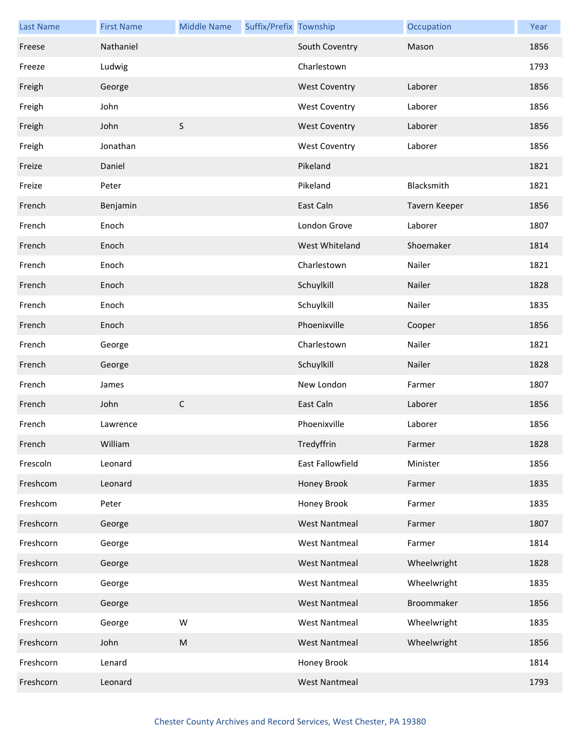| Last Name | First Name | Middle Name | Suffix/Prefix | Township | Occupation | Year |
|---|---|---|---|---|---|---|
| Freese | Nathaniel | | | South Coventry | Mason | 1856 |
| Freeze | Ludwig | | | Charlestown | | 1793 |
| Freigh | George | | | West Coventry | Laborer | 1856 |
| Freigh | John | | | West Coventry | Laborer | 1856 |
| Freigh | John | S | | West Coventry | Laborer | 1856 |
| Freigh | Jonathan | | | West Coventry | Laborer | 1856 |
| Freize | Daniel | | | Pikeland | | 1821 |
| Freize | Peter | | | Pikeland | Blacksmith | 1821 |
| French | Benjamin | | | East Caln | Tavern Keeper | 1856 |
| French | Enoch | | | London Grove | Laborer | 1807 |
| French | Enoch | | | West Whiteland | Shoemaker | 1814 |
| French | Enoch | | | Charlestown | Nailer | 1821 |
| French | Enoch | | | Schuylkill | Nailer | 1828 |
| French | Enoch | | | Schuylkill | Nailer | 1835 |
| French | Enoch | | | Phoenixville | Cooper | 1856 |
| French | George | | | Charlestown | Nailer | 1821 |
| French | George | | | Schuylkill | Nailer | 1828 |
| French | James | | | New London | Farmer | 1807 |
| French | John | C | | East Caln | Laborer | 1856 |
| French | Lawrence | | | Phoenixville | Laborer | 1856 |
| French | William | | | Tredyffrin | Farmer | 1828 |
| Frescoln | Leonard | | | East Fallowfield | Minister | 1856 |
| Freshcom | Leonard | | | Honey Brook | Farmer | 1835 |
| Freshcom | Peter | | | Honey Brook | Farmer | 1835 |
| Freshcorn | George | | | West Nantmeal | Farmer | 1807 |
| Freshcorn | George | | | West Nantmeal | Farmer | 1814 |
| Freshcorn | George | | | West Nantmeal | Wheelwright | 1828 |
| Freshcorn | George | | | West Nantmeal | Wheelwright | 1835 |
| Freshcorn | George | | | West Nantmeal | Broommaker | 1856 |
| Freshcorn | George | W | | West Nantmeal | Wheelwright | 1835 |
| Freshcorn | John | M | | West Nantmeal | Wheelwright | 1856 |
| Freshcorn | Lenard | | | Honey Brook | | 1814 |
| Freshcorn | Leonard | | | West Nantmeal | | 1793 |

Chester County Archives and Record Services, West Chester, PA 19380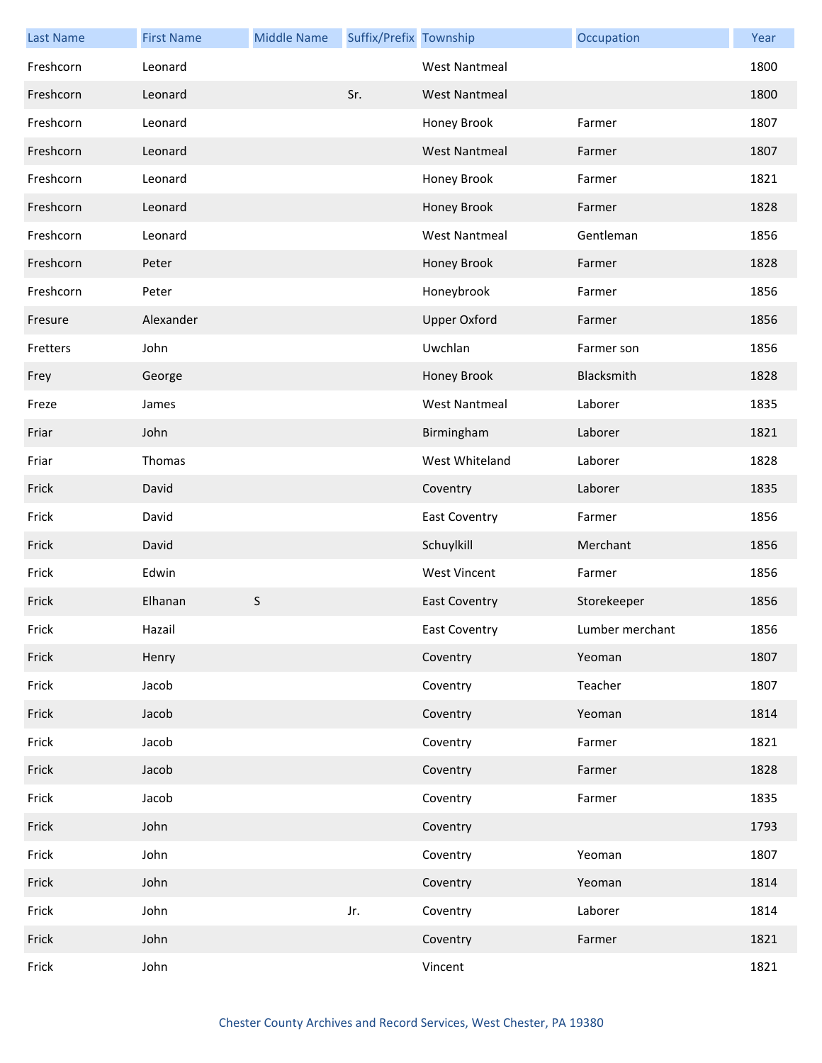| Last Name | First Name | Middle Name | Suffix/Prefix | Township | Occupation | Year |
|---|---|---|---|---|---|---|
| Freshcorn | Leonard | | | West Nantmeal | | 1800 |
| Freshcorn | Leonard | | Sr. | West Nantmeal | | 1800 |
| Freshcorn | Leonard | | | Honey Brook | Farmer | 1807 |
| Freshcorn | Leonard | | | West Nantmeal | Farmer | 1807 |
| Freshcorn | Leonard | | | Honey Brook | Farmer | 1821 |
| Freshcorn | Leonard | | | Honey Brook | Farmer | 1828 |
| Freshcorn | Leonard | | | West Nantmeal | Gentleman | 1856 |
| Freshcorn | Peter | | | Honey Brook | Farmer | 1828 |
| Freshcorn | Peter | | | Honeybrook | Farmer | 1856 |
| Fresure | Alexander | | | Upper Oxford | Farmer | 1856 |
| Fretters | John | | | Uwchlan | Farmer son | 1856 |
| Frey | George | | | Honey Brook | Blacksmith | 1828 |
| Freze | James | | | West Nantmeal | Laborer | 1835 |
| Friar | John | | | Birmingham | Laborer | 1821 |
| Friar | Thomas | | | West Whiteland | Laborer | 1828 |
| Frick | David | | | Coventry | Laborer | 1835 |
| Frick | David | | | East Coventry | Farmer | 1856 |
| Frick | David | | | Schuylkill | Merchant | 1856 |
| Frick | Edwin | | | West Vincent | Farmer | 1856 |
| Frick | Elhanan | S | | East Coventry | Storekeeper | 1856 |
| Frick | Hazail | | | East Coventry | Lumber merchant | 1856 |
| Frick | Henry | | | Coventry | Yeoman | 1807 |
| Frick | Jacob | | | Coventry | Teacher | 1807 |
| Frick | Jacob | | | Coventry | Yeoman | 1814 |
| Frick | Jacob | | | Coventry | Farmer | 1821 |
| Frick | Jacob | | | Coventry | Farmer | 1828 |
| Frick | Jacob | | | Coventry | Farmer | 1835 |
| Frick | John | | | Coventry | | 1793 |
| Frick | John | | | Coventry | Yeoman | 1807 |
| Frick | John | | | Coventry | Yeoman | 1814 |
| Frick | John | | Jr. | Coventry | Laborer | 1814 |
| Frick | John | | | Coventry | Farmer | 1821 |
| Frick | John | | | Vincent | | 1821 |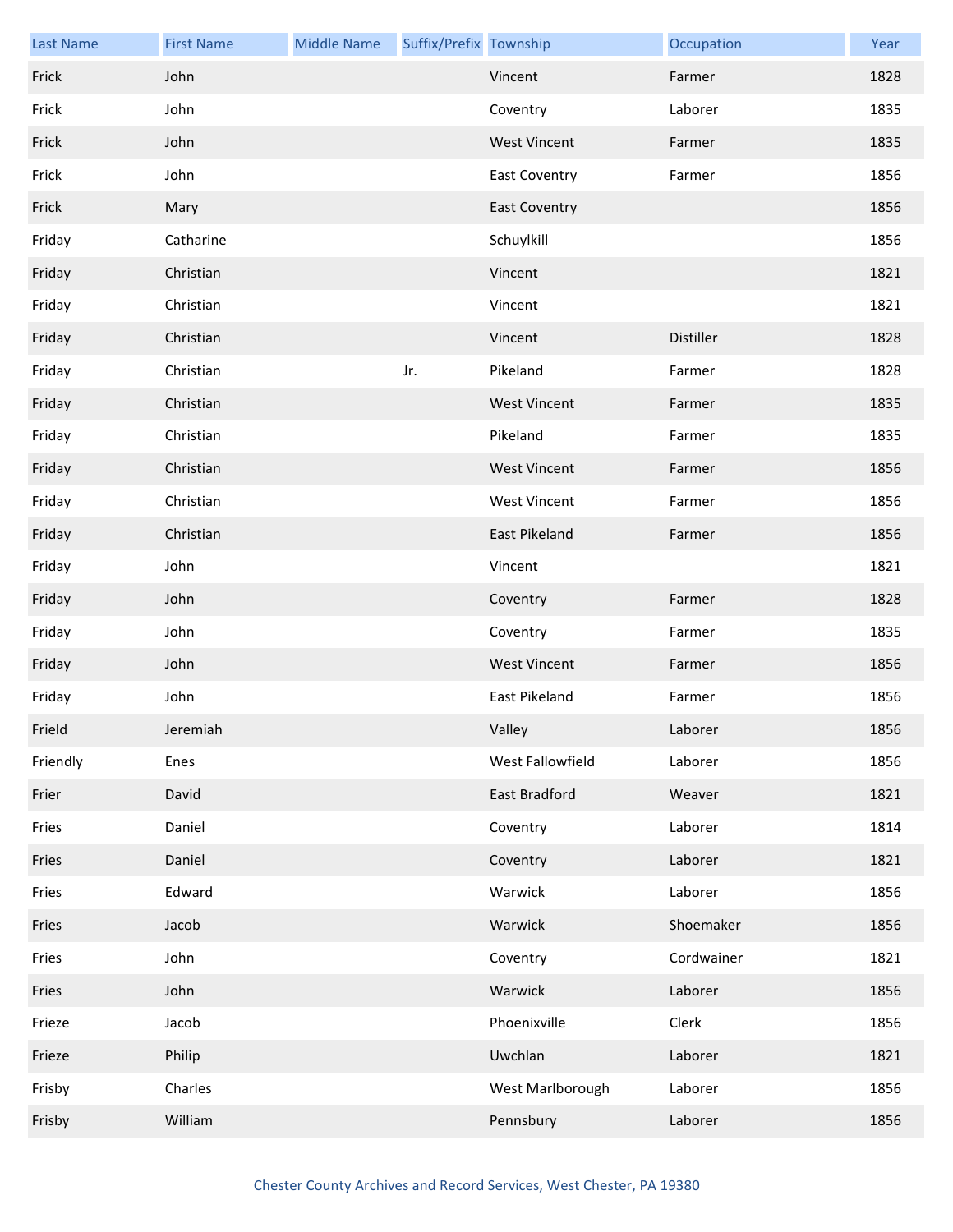| Last Name | First Name | Middle Name | Suffix/Prefix | Township | Occupation | Year |
|---|---|---|---|---|---|---|
| Frick | John | | | Vincent | Farmer | 1828 |
| Frick | John | | | Coventry | Laborer | 1835 |
| Frick | John | | | West Vincent | Farmer | 1835 |
| Frick | John | | | East Coventry | Farmer | 1856 |
| Frick | Mary | | | East Coventry | | 1856 |
| Friday | Catharine | | | Schuylkill | | 1856 |
| Friday | Christian | | | Vincent | | 1821 |
| Friday | Christian | | | Vincent | | 1821 |
| Friday | Christian | | | Vincent | Distiller | 1828 |
| Friday | Christian | | Jr. | Pikeland | Farmer | 1828 |
| Friday | Christian | | | West Vincent | Farmer | 1835 |
| Friday | Christian | | | Pikeland | Farmer | 1835 |
| Friday | Christian | | | West Vincent | Farmer | 1856 |
| Friday | Christian | | | West Vincent | Farmer | 1856 |
| Friday | Christian | | | East Pikeland | Farmer | 1856 |
| Friday | John | | | Vincent | | 1821 |
| Friday | John | | | Coventry | Farmer | 1828 |
| Friday | John | | | Coventry | Farmer | 1835 |
| Friday | John | | | West Vincent | Farmer | 1856 |
| Friday | John | | | East Pikeland | Farmer | 1856 |
| Frield | Jeremiah | | | Valley | Laborer | 1856 |
| Friendly | Enes | | | West Fallowfield | Laborer | 1856 |
| Frier | David | | | East Bradford | Weaver | 1821 |
| Fries | Daniel | | | Coventry | Laborer | 1814 |
| Fries | Daniel | | | Coventry | Laborer | 1821 |
| Fries | Edward | | | Warwick | Laborer | 1856 |
| Fries | Jacob | | | Warwick | Shoemaker | 1856 |
| Fries | John | | | Coventry | Cordwainer | 1821 |
| Fries | John | | | Warwick | Laborer | 1856 |
| Frieze | Jacob | | | Phoenixville | Clerk | 1856 |
| Frieze | Philip | | | Uwchlan | Laborer | 1821 |
| Frisby | Charles | | | West Marlborough | Laborer | 1856 |
| Frisby | William | | | Pennsbury | Laborer | 1856 |

Chester County Archives and Record Services, West Chester, PA 19380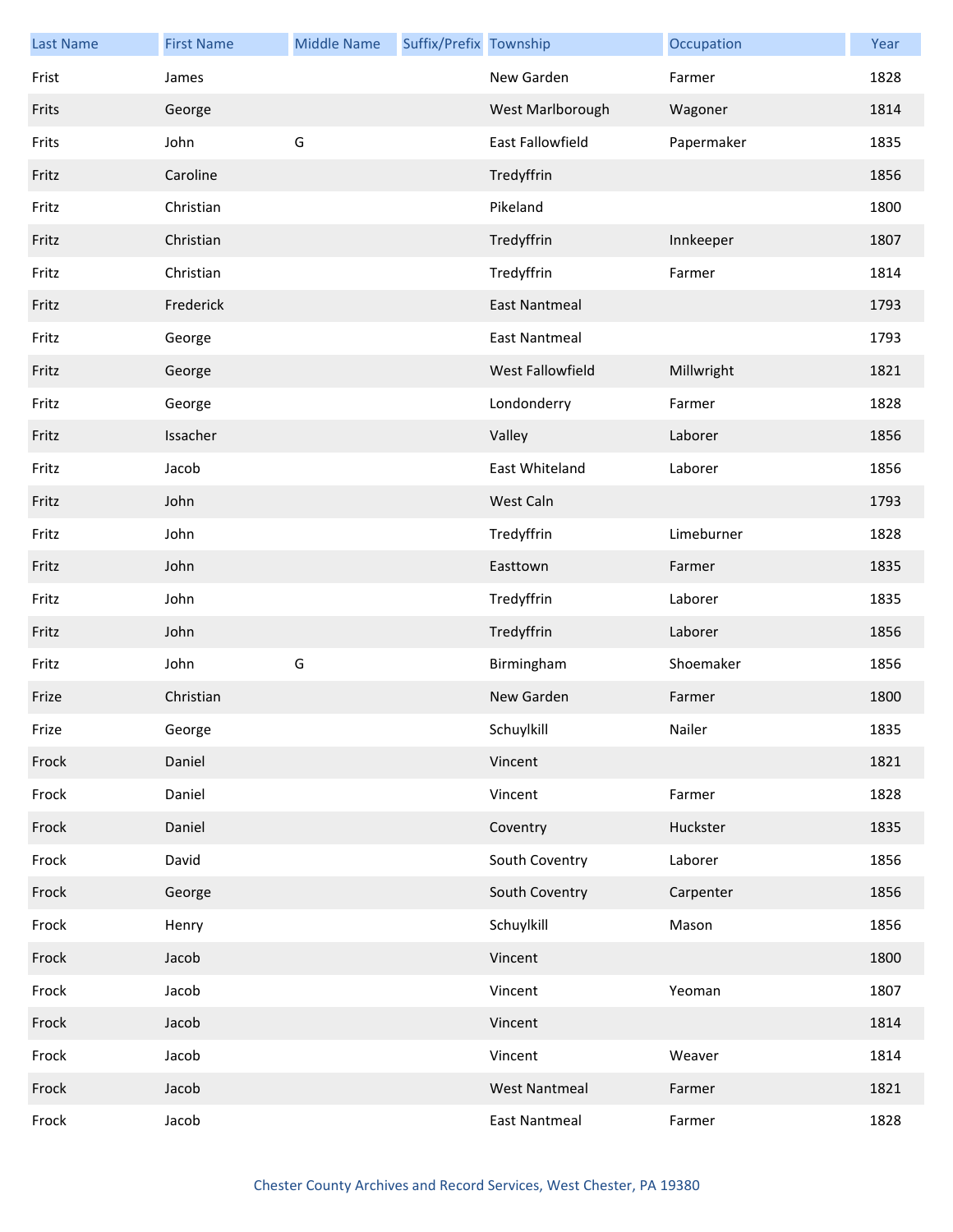| Last Name | First Name | Middle Name | Suffix/Prefix | Township | Occupation | Year |
|---|---|---|---|---|---|---|
| Frist | James | | | New Garden | Farmer | 1828 |
| Frits | George | | | West Marlborough | Wagoner | 1814 |
| Frits | John | G | | East Fallowfield | Papermaker | 1835 |
| Fritz | Caroline | | | Tredyffrin | | 1856 |
| Fritz | Christian | | | Pikeland | | 1800 |
| Fritz | Christian | | | Tredyffrin | Innkeeper | 1807 |
| Fritz | Christian | | | Tredyffrin | Farmer | 1814 |
| Fritz | Frederick | | | East Nantmeal | | 1793 |
| Fritz | George | | | East Nantmeal | | 1793 |
| Fritz | George | | | West Fallowfield | Millwright | 1821 |
| Fritz | George | | | Londonderry | Farmer | 1828 |
| Fritz | Issacher | | | Valley | Laborer | 1856 |
| Fritz | Jacob | | | East Whiteland | Laborer | 1856 |
| Fritz | John | | | West Caln | | 1793 |
| Fritz | John | | | Tredyffrin | Limeburner | 1828 |
| Fritz | John | | | Easttown | Farmer | 1835 |
| Fritz | John | | | Tredyffrin | Laborer | 1835 |
| Fritz | John | | | Tredyffrin | Laborer | 1856 |
| Fritz | John | G | | Birmingham | Shoemaker | 1856 |
| Frize | Christian | | | New Garden | Farmer | 1800 |
| Frize | George | | | Schuylkill | Nailer | 1835 |
| Frock | Daniel | | | Vincent | | 1821 |
| Frock | Daniel | | | Vincent | Farmer | 1828 |
| Frock | Daniel | | | Coventry | Huckster | 1835 |
| Frock | David | | | South Coventry | Laborer | 1856 |
| Frock | George | | | South Coventry | Carpenter | 1856 |
| Frock | Henry | | | Schuylkill | Mason | 1856 |
| Frock | Jacob | | | Vincent | | 1800 |
| Frock | Jacob | | | Vincent | Yeoman | 1807 |
| Frock | Jacob | | | Vincent | | 1814 |
| Frock | Jacob | | | Vincent | Weaver | 1814 |
| Frock | Jacob | | | West Nantmeal | Farmer | 1821 |
| Frock | Jacob | | | East Nantmeal | Farmer | 1828 |

Chester County Archives and Record Services, West Chester, PA 19380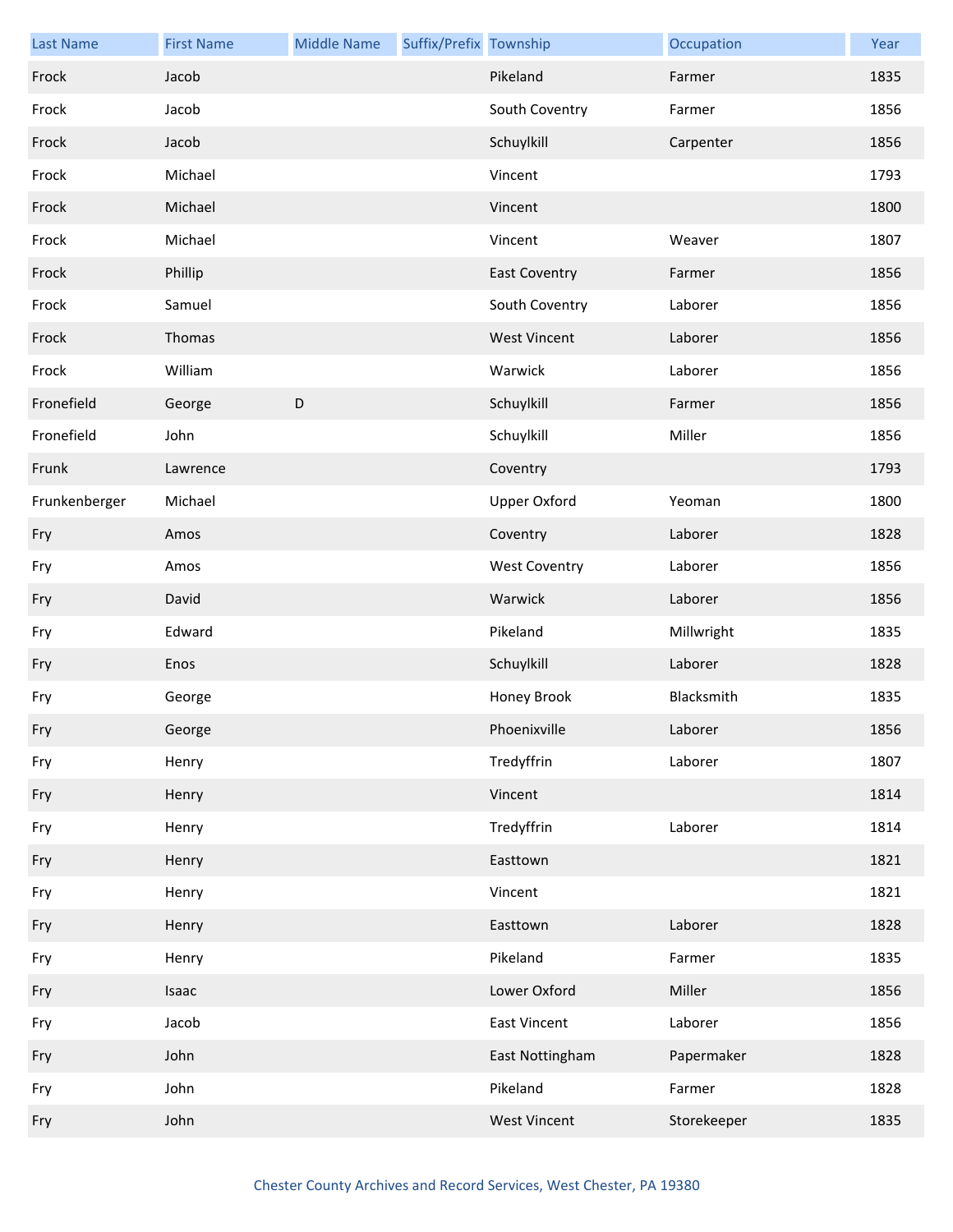| Last Name | First Name | Middle Name | Suffix/Prefix | Township | Occupation | Year |
| --- | --- | --- | --- | --- | --- | --- |
| Frock | Jacob | | | Pikeland | Farmer | 1835 |
| Frock | Jacob | | | South Coventry | Farmer | 1856 |
| Frock | Jacob | | | Schuylkill | Carpenter | 1856 |
| Frock | Michael | | | Vincent | | 1793 |
| Frock | Michael | | | Vincent | | 1800 |
| Frock | Michael | | | Vincent | Weaver | 1807 |
| Frock | Phillip | | | East Coventry | Farmer | 1856 |
| Frock | Samuel | | | South Coventry | Laborer | 1856 |
| Frock | Thomas | | | West Vincent | Laborer | 1856 |
| Frock | William | | | Warwick | Laborer | 1856 |
| Fronefield | George | D | | Schuylkill | Farmer | 1856 |
| Fronefield | John | | | Schuylkill | Miller | 1856 |
| Frunk | Lawrence | | | Coventry | | 1793 |
| Frunkenberger | Michael | | | Upper Oxford | Yeoman | 1800 |
| Fry | Amos | | | Coventry | Laborer | 1828 |
| Fry | Amos | | | West Coventry | Laborer | 1856 |
| Fry | David | | | Warwick | Laborer | 1856 |
| Fry | Edward | | | Pikeland | Millwright | 1835 |
| Fry | Enos | | | Schuylkill | Laborer | 1828 |
| Fry | George | | | Honey Brook | Blacksmith | 1835 |
| Fry | George | | | Phoenixville | Laborer | 1856 |
| Fry | Henry | | | Tredyffrin | Laborer | 1807 |
| Fry | Henry | | | Vincent | | 1814 |
| Fry | Henry | | | Tredyffrin | Laborer | 1814 |
| Fry | Henry | | | Easttown | | 1821 |
| Fry | Henry | | | Vincent | | 1821 |
| Fry | Henry | | | Easttown | Laborer | 1828 |
| Fry | Henry | | | Pikeland | Farmer | 1835 |
| Fry | Isaac | | | Lower Oxford | Miller | 1856 |
| Fry | Jacob | | | East Vincent | Laborer | 1856 |
| Fry | John | | | East Nottingham | Papermaker | 1828 |
| Fry | John | | | Pikeland | Farmer | 1828 |
| Fry | John | | | West Vincent | Storekeeper | 1835 |

Chester County Archives and Record Services, West Chester, PA 19380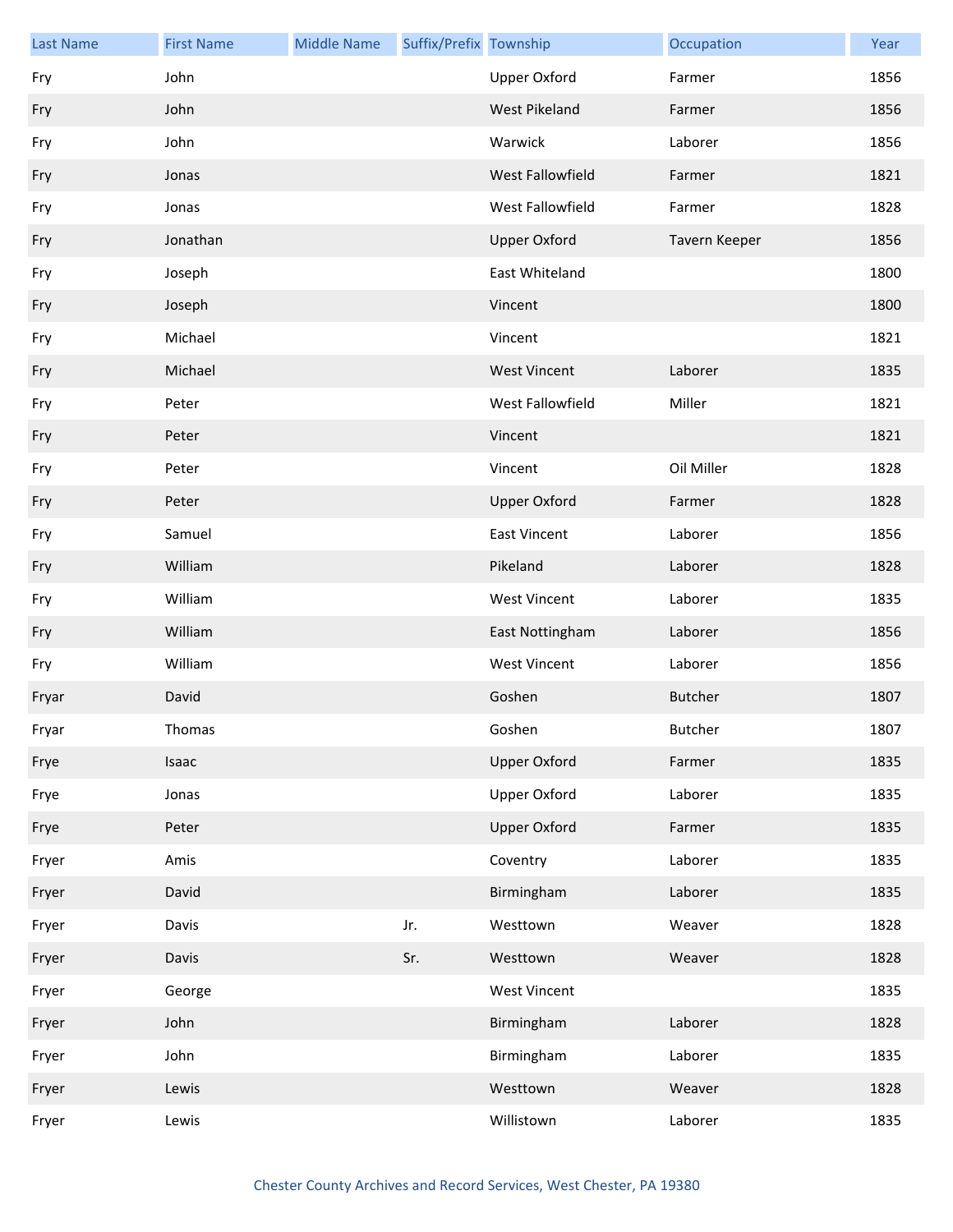| Last Name | First Name | Middle Name | Suffix/Prefix | Township | Occupation | Year |
| --- | --- | --- | --- | --- | --- | --- |
| Fry | John | | | Upper Oxford | Farmer | 1856 |
| Fry | John | | | West Pikeland | Farmer | 1856 |
| Fry | John | | | Warwick | Laborer | 1856 |
| Fry | Jonas | | | West Fallowfield | Farmer | 1821 |
| Fry | Jonas | | | West Fallowfield | Farmer | 1828 |
| Fry | Jonathan | | | Upper Oxford | Tavern Keeper | 1856 |
| Fry | Joseph | | | East Whiteland | | 1800 |
| Fry | Joseph | | | Vincent | | 1800 |
| Fry | Michael | | | Vincent | | 1821 |
| Fry | Michael | | | West Vincent | Laborer | 1835 |
| Fry | Peter | | | West Fallowfield | Miller | 1821 |
| Fry | Peter | | | Vincent | | 1821 |
| Fry | Peter | | | Vincent | Oil Miller | 1828 |
| Fry | Peter | | | Upper Oxford | Farmer | 1828 |
| Fry | Samuel | | | East Vincent | Laborer | 1856 |
| Fry | William | | | Pikeland | Laborer | 1828 |
| Fry | William | | | West Vincent | Laborer | 1835 |
| Fry | William | | | East Nottingham | Laborer | 1856 |
| Fry | William | | | West Vincent | Laborer | 1856 |
| Fryar | David | | | Goshen | Butcher | 1807 |
| Fryar | Thomas | | | Goshen | Butcher | 1807 |
| Frye | Isaac | | | Upper Oxford | Farmer | 1835 |
| Frye | Jonas | | | Upper Oxford | Laborer | 1835 |
| Frye | Peter | | | Upper Oxford | Farmer | 1835 |
| Fryer | Amis | | | Coventry | Laborer | 1835 |
| Fryer | David | | | Birmingham | Laborer | 1835 |
| Fryer | Davis | | Jr. | Westtown | Weaver | 1828 |
| Fryer | Davis | | Sr. | Westtown | Weaver | 1828 |
| Fryer | George | | | West Vincent | | 1835 |
| Fryer | John | | | Birmingham | Laborer | 1828 |
| Fryer | John | | | Birmingham | Laborer | 1835 |
| Fryer | Lewis | | | Westtown | Weaver | 1828 |
| Fryer | Lewis | | | Willistown | Laborer | 1835 |

Chester County Archives and Record Services, West Chester, PA 19380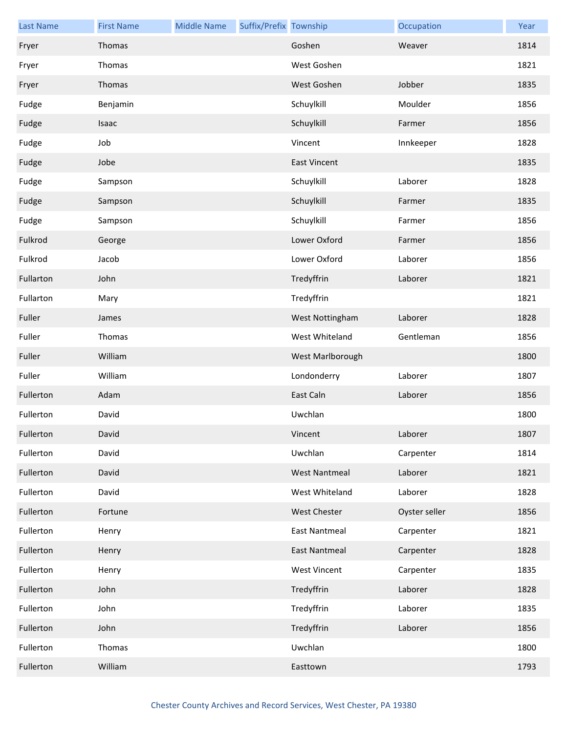| Last Name | First Name | Middle Name | Suffix/Prefix | Township | Occupation | Year |
|---|---|---|---|---|---|---|
| Fryer | Thomas | | | Goshen | Weaver | 1814 |
| Fryer | Thomas | | | West Goshen | | 1821 |
| Fryer | Thomas | | | West Goshen | Jobber | 1835 |
| Fudge | Benjamin | | | Schuylkill | Moulder | 1856 |
| Fudge | Isaac | | | Schuylkill | Farmer | 1856 |
| Fudge | Job | | | Vincent | Innkeeper | 1828 |
| Fudge | Jobe | | | East Vincent | | 1835 |
| Fudge | Sampson | | | Schuylkill | Laborer | 1828 |
| Fudge | Sampson | | | Schuylkill | Farmer | 1835 |
| Fudge | Sampson | | | Schuylkill | Farmer | 1856 |
| Fulkrod | George | | | Lower Oxford | Farmer | 1856 |
| Fulkrod | Jacob | | | Lower Oxford | Laborer | 1856 |
| Fullarton | John | | | Tredyffrin | Laborer | 1821 |
| Fullarton | Mary | | | Tredyffrin | | 1821 |
| Fuller | James | | | West Nottingham | Laborer | 1828 |
| Fuller | Thomas | | | West Whiteland | Gentleman | 1856 |
| Fuller | William | | | West Marlborough | | 1800 |
| Fuller | William | | | Londonderry | Laborer | 1807 |
| Fullerton | Adam | | | East Caln | Laborer | 1856 |
| Fullerton | David | | | Uwchlan | | 1800 |
| Fullerton | David | | | Vincent | Laborer | 1807 |
| Fullerton | David | | | Uwchlan | Carpenter | 1814 |
| Fullerton | David | | | West Nantmeal | Laborer | 1821 |
| Fullerton | David | | | West Whiteland | Laborer | 1828 |
| Fullerton | Fortune | | | West Chester | Oyster seller | 1856 |
| Fullerton | Henry | | | East Nantmeal | Carpenter | 1821 |
| Fullerton | Henry | | | East Nantmeal | Carpenter | 1828 |
| Fullerton | Henry | | | West Vincent | Carpenter | 1835 |
| Fullerton | John | | | Tredyffrin | Laborer | 1828 |
| Fullerton | John | | | Tredyffrin | Laborer | 1835 |
| Fullerton | John | | | Tredyffrin | Laborer | 1856 |
| Fullerton | Thomas | | | Uwchlan | | 1800 |
| Fullerton | William | | | Easttown | | 1793 |

Chester County Archives and Record Services, West Chester, PA 19380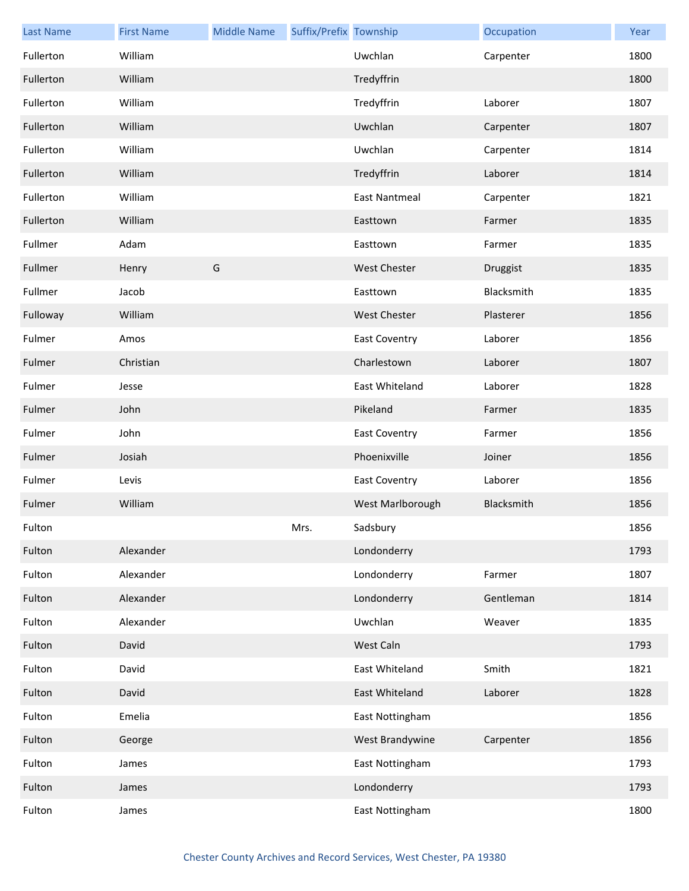| Last Name | First Name | Middle Name | Suffix/Prefix | Township | Occupation | Year |
| --- | --- | --- | --- | --- | --- | --- |
| Fullerton | William | | | Uwchlan | Carpenter | 1800 |
| Fullerton | William | | | Tredyffrin | | 1800 |
| Fullerton | William | | | Tredyffrin | Laborer | 1807 |
| Fullerton | William | | | Uwchlan | Carpenter | 1807 |
| Fullerton | William | | | Uwchlan | Carpenter | 1814 |
| Fullerton | William | | | Tredyffrin | Laborer | 1814 |
| Fullerton | William | | | East Nantmeal | Carpenter | 1821 |
| Fullerton | William | | | Easttown | Farmer | 1835 |
| Fullmer | Adam | | | Easttown | Farmer | 1835 |
| Fullmer | Henry | G | | West Chester | Druggist | 1835 |
| Fullmer | Jacob | | | Easttown | Blacksmith | 1835 |
| Fulloway | William | | | West Chester | Plasterer | 1856 |
| Fulmer | Amos | | | East Coventry | Laborer | 1856 |
| Fulmer | Christian | | | Charlestown | Laborer | 1807 |
| Fulmer | Jesse | | | East Whiteland | Laborer | 1828 |
| Fulmer | John | | | Pikeland | Farmer | 1835 |
| Fulmer | John | | | East Coventry | Farmer | 1856 |
| Fulmer | Josiah | | | Phoenixville | Joiner | 1856 |
| Fulmer | Levis | | | East Coventry | Laborer | 1856 |
| Fulmer | William | | | West Marlborough | Blacksmith | 1856 |
| Fulton | | | Mrs. | Sadsbury | | 1856 |
| Fulton | Alexander | | | Londonderry | | 1793 |
| Fulton | Alexander | | | Londonderry | Farmer | 1807 |
| Fulton | Alexander | | | Londonderry | Gentleman | 1814 |
| Fulton | Alexander | | | Uwchlan | Weaver | 1835 |
| Fulton | David | | | West Caln | | 1793 |
| Fulton | David | | | East Whiteland | Smith | 1821 |
| Fulton | David | | | East Whiteland | Laborer | 1828 |
| Fulton | Emelia | | | East Nottingham | | 1856 |
| Fulton | George | | | West Brandywine | Carpenter | 1856 |
| Fulton | James | | | East Nottingham | | 1793 |
| Fulton | James | | | Londonderry | | 1793 |
| Fulton | James | | | East Nottingham | | 1800 |

Chester County Archives and Record Services, West Chester, PA 19380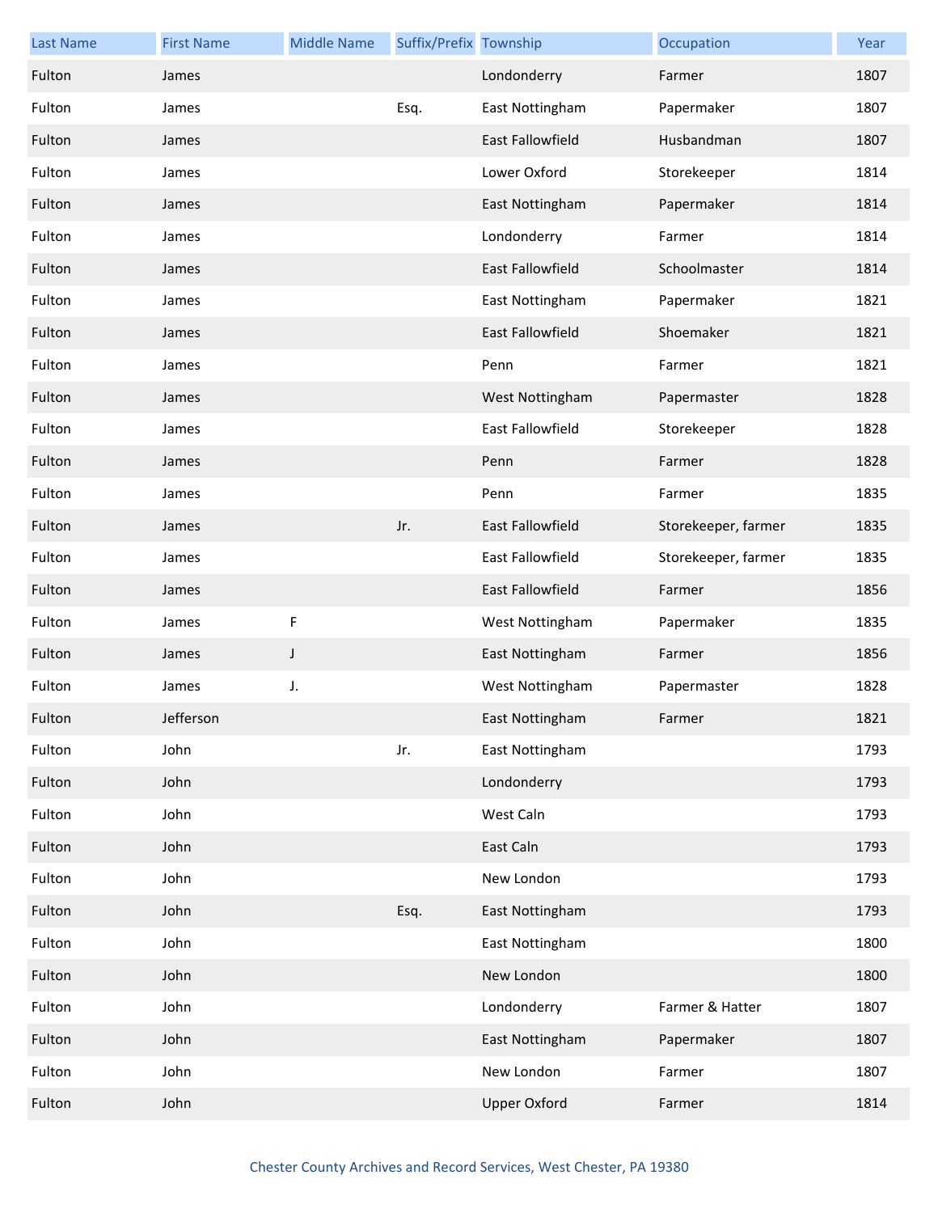| Last Name | First Name | Middle Name | Suffix/Prefix | Township | Occupation | Year |
|---|---|---|---|---|---|---|
| Fulton | James | | | Londonderry | Farmer | 1807 |
| Fulton | James | | Esq. | East Nottingham | Papermaker | 1807 |
| Fulton | James | | | East Fallowfield | Husbandman | 1807 |
| Fulton | James | | | Lower Oxford | Storekeeper | 1814 |
| Fulton | James | | | East Nottingham | Papermaker | 1814 |
| Fulton | James | | | Londonderry | Farmer | 1814 |
| Fulton | James | | | East Fallowfield | Schoolmaster | 1814 |
| Fulton | James | | | East Nottingham | Papermaker | 1821 |
| Fulton | James | | | East Fallowfield | Shoemaker | 1821 |
| Fulton | James | | | Penn | Farmer | 1821 |
| Fulton | James | | | West Nottingham | Papermaster | 1828 |
| Fulton | James | | | East Fallowfield | Storekeeper | 1828 |
| Fulton | James | | | Penn | Farmer | 1828 |
| Fulton | James | | | Penn | Farmer | 1835 |
| Fulton | James | | Jr. | East Fallowfield | Storekeeper, farmer | 1835 |
| Fulton | James | | | East Fallowfield | Storekeeper, farmer | 1835 |
| Fulton | James | | | East Fallowfield | Farmer | 1856 |
| Fulton | James | F | | West Nottingham | Papermaker | 1835 |
| Fulton | James | J | | East Nottingham | Farmer | 1856 |
| Fulton | James | J. | | West Nottingham | Papermaster | 1828 |
| Fulton | Jefferson | | | East Nottingham | Farmer | 1821 |
| Fulton | John | | Jr. | East Nottingham | | 1793 |
| Fulton | John | | | Londonderry | | 1793 |
| Fulton | John | | | West Caln | | 1793 |
| Fulton | John | | | East Caln | | 1793 |
| Fulton | John | | | New London | | 1793 |
| Fulton | John | | Esq. | East Nottingham | | 1793 |
| Fulton | John | | | East Nottingham | | 1800 |
| Fulton | John | | | New London | | 1800 |
| Fulton | John | | | Londonderry | Farmer & Hatter | 1807 |
| Fulton | John | | | East Nottingham | Papermaker | 1807 |
| Fulton | John | | | New London | Farmer | 1807 |
| Fulton | John | | | Upper Oxford | Farmer | 1814 |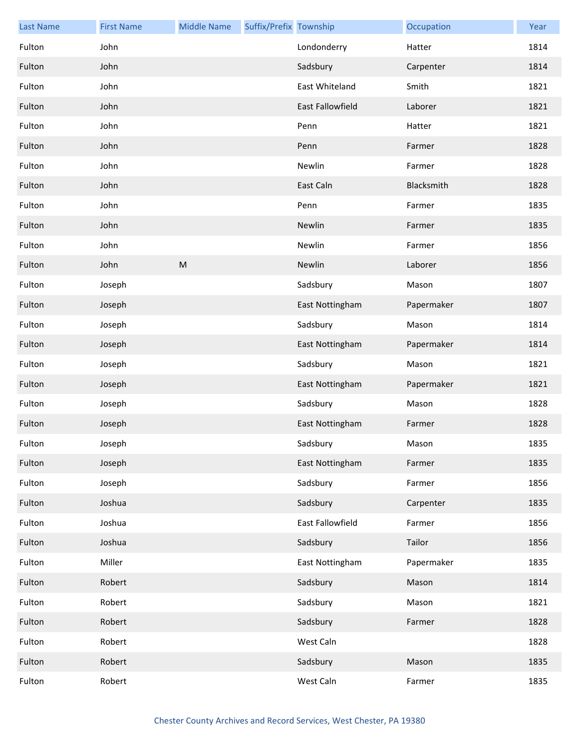| Last Name | First Name | Middle Name | Suffix/Prefix | Township | Occupation | Year |
| --- | --- | --- | --- | --- | --- | --- |
| Fulton | John | | | Londonderry | Hatter | 1814 |
| Fulton | John | | | Sadsbury | Carpenter | 1814 |
| Fulton | John | | | East Whiteland | Smith | 1821 |
| Fulton | John | | | East Fallowfield | Laborer | 1821 |
| Fulton | John | | | Penn | Hatter | 1821 |
| Fulton | John | | | Penn | Farmer | 1828 |
| Fulton | John | | | Newlin | Farmer | 1828 |
| Fulton | John | | | East Caln | Blacksmith | 1828 |
| Fulton | John | | | Penn | Farmer | 1835 |
| Fulton | John | | | Newlin | Farmer | 1835 |
| Fulton | John | | | Newlin | Farmer | 1856 |
| Fulton | John | M | | Newlin | Laborer | 1856 |
| Fulton | Joseph | | | Sadsbury | Mason | 1807 |
| Fulton | Joseph | | | East Nottingham | Papermaker | 1807 |
| Fulton | Joseph | | | Sadsbury | Mason | 1814 |
| Fulton | Joseph | | | East Nottingham | Papermaker | 1814 |
| Fulton | Joseph | | | Sadsbury | Mason | 1821 |
| Fulton | Joseph | | | East Nottingham | Papermaker | 1821 |
| Fulton | Joseph | | | Sadsbury | Mason | 1828 |
| Fulton | Joseph | | | East Nottingham | Farmer | 1828 |
| Fulton | Joseph | | | Sadsbury | Mason | 1835 |
| Fulton | Joseph | | | East Nottingham | Farmer | 1835 |
| Fulton | Joseph | | | Sadsbury | Farmer | 1856 |
| Fulton | Joshua | | | Sadsbury | Carpenter | 1835 |
| Fulton | Joshua | | | East Fallowfield | Farmer | 1856 |
| Fulton | Joshua | | | Sadsbury | Tailor | 1856 |
| Fulton | Miller | | | East Nottingham | Papermaker | 1835 |
| Fulton | Robert | | | Sadsbury | Mason | 1814 |
| Fulton | Robert | | | Sadsbury | Mason | 1821 |
| Fulton | Robert | | | Sadsbury | Farmer | 1828 |
| Fulton | Robert | | | West Caln | | 1828 |
| Fulton | Robert | | | Sadsbury | Mason | 1835 |
| Fulton | Robert | | | West Caln | Farmer | 1835 |

Chester County Archives and Record Services, West Chester, PA 19380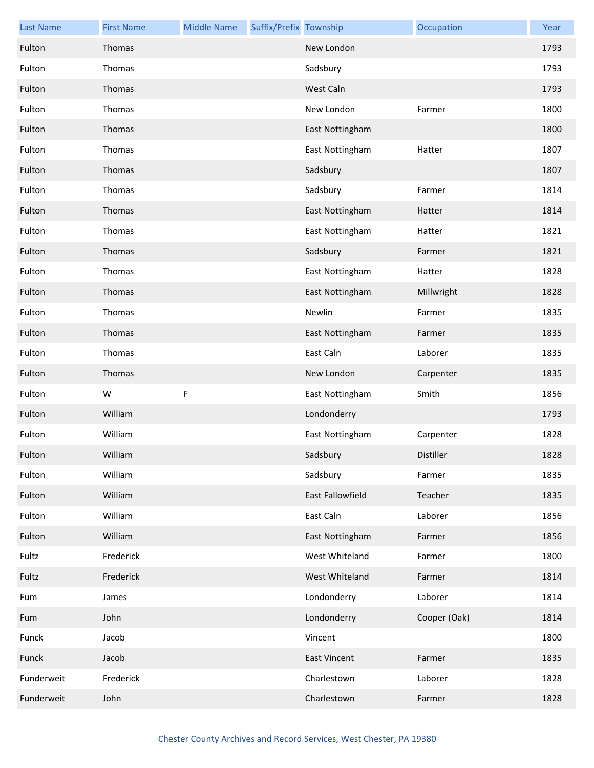| Last Name | First Name | Middle Name | Suffix/Prefix | Township | Occupation | Year |
|---|---|---|---|---|---|---|
| Fulton | Thomas | | | New London | | 1793 |
| Fulton | Thomas | | | Sadsbury | | 1793 |
| Fulton | Thomas | | | West Caln | | 1793 |
| Fulton | Thomas | | | New London | Farmer | 1800 |
| Fulton | Thomas | | | East Nottingham | | 1800 |
| Fulton | Thomas | | | East Nottingham | Hatter | 1807 |
| Fulton | Thomas | | | Sadsbury | | 1807 |
| Fulton | Thomas | | | Sadsbury | Farmer | 1814 |
| Fulton | Thomas | | | East Nottingham | Hatter | 1814 |
| Fulton | Thomas | | | East Nottingham | Hatter | 1821 |
| Fulton | Thomas | | | Sadsbury | Farmer | 1821 |
| Fulton | Thomas | | | East Nottingham | Hatter | 1828 |
| Fulton | Thomas | | | East Nottingham | Millwright | 1828 |
| Fulton | Thomas | | | Newlin | Farmer | 1835 |
| Fulton | Thomas | | | East Nottingham | Farmer | 1835 |
| Fulton | Thomas | | | East Caln | Laborer | 1835 |
| Fulton | Thomas | | | New London | Carpenter | 1835 |
| Fulton | W | F | | East Nottingham | Smith | 1856 |
| Fulton | William | | | Londonderry | | 1793 |
| Fulton | William | | | East Nottingham | Carpenter | 1828 |
| Fulton | William | | | Sadsbury | Distiller | 1828 |
| Fulton | William | | | Sadsbury | Farmer | 1835 |
| Fulton | William | | | East Fallowfield | Teacher | 1835 |
| Fulton | William | | | East Caln | Laborer | 1856 |
| Fulton | William | | | East Nottingham | Farmer | 1856 |
| Fultz | Frederick | | | West Whiteland | Farmer | 1800 |
| Fultz | Frederick | | | West Whiteland | Farmer | 1814 |
| Fum | James | | | Londonderry | Laborer | 1814 |
| Fum | John | | | Londonderry | Cooper (Oak) | 1814 |
| Funck | Jacob | | | Vincent | | 1800 |
| Funck | Jacob | | | East Vincent | Farmer | 1835 |
| Funderweit | Frederick | | | Charlestown | Laborer | 1828 |
| Funderweit | John | | | Charlestown | Farmer | 1828 |

Chester County Archives and Record Services, West Chester, PA 19380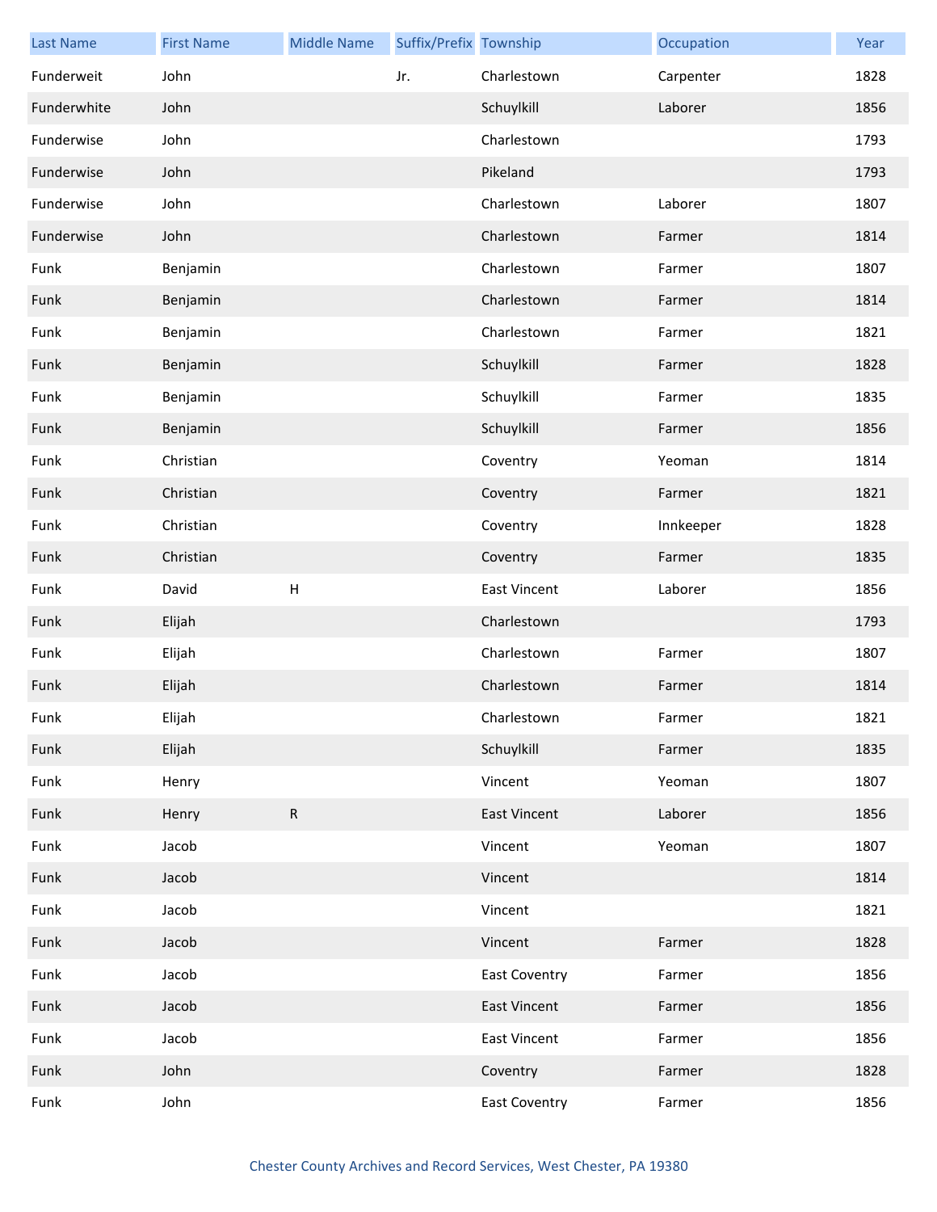| Last Name | First Name | Middle Name | Suffix/Prefix | Township | Occupation | Year |
|---|---|---|---|---|---|---|
| Funderweit | John | | Jr. | Charlestown | Carpenter | 1828 |
| Funderwhite | John | | | Schuylkill | Laborer | 1856 |
| Funderwise | John | | | Charlestown | | 1793 |
| Funderwise | John | | | Pikeland | | 1793 |
| Funderwise | John | | | Charlestown | Laborer | 1807 |
| Funderwise | John | | | Charlestown | Farmer | 1814 |
| Funk | Benjamin | | | Charlestown | Farmer | 1807 |
| Funk | Benjamin | | | Charlestown | Farmer | 1814 |
| Funk | Benjamin | | | Charlestown | Farmer | 1821 |
| Funk | Benjamin | | | Schuylkill | Farmer | 1828 |
| Funk | Benjamin | | | Schuylkill | Farmer | 1835 |
| Funk | Benjamin | | | Schuylkill | Farmer | 1856 |
| Funk | Christian | | | Coventry | Yeoman | 1814 |
| Funk | Christian | | | Coventry | Farmer | 1821 |
| Funk | Christian | | | Coventry | Innkeeper | 1828 |
| Funk | Christian | | | Coventry | Farmer | 1835 |
| Funk | David | H | | East Vincent | Laborer | 1856 |
| Funk | Elijah | | | Charlestown | | 1793 |
| Funk | Elijah | | | Charlestown | Farmer | 1807 |
| Funk | Elijah | | | Charlestown | Farmer | 1814 |
| Funk | Elijah | | | Charlestown | Farmer | 1821 |
| Funk | Elijah | | | Schuylkill | Farmer | 1835 |
| Funk | Henry | | | Vincent | Yeoman | 1807 |
| Funk | Henry | R | | East Vincent | Laborer | 1856 |
| Funk | Jacob | | | Vincent | Yeoman | 1807 |
| Funk | Jacob | | | Vincent | | 1814 |
| Funk | Jacob | | | Vincent | | 1821 |
| Funk | Jacob | | | Vincent | Farmer | 1828 |
| Funk | Jacob | | | East Coventry | Farmer | 1856 |
| Funk | Jacob | | | East Vincent | Farmer | 1856 |
| Funk | Jacob | | | East Vincent | Farmer | 1856 |
| Funk | John | | | Coventry | Farmer | 1828 |
| Funk | John | | | East Coventry | Farmer | 1856 |

Chester County Archives and Record Services, West Chester, PA 19380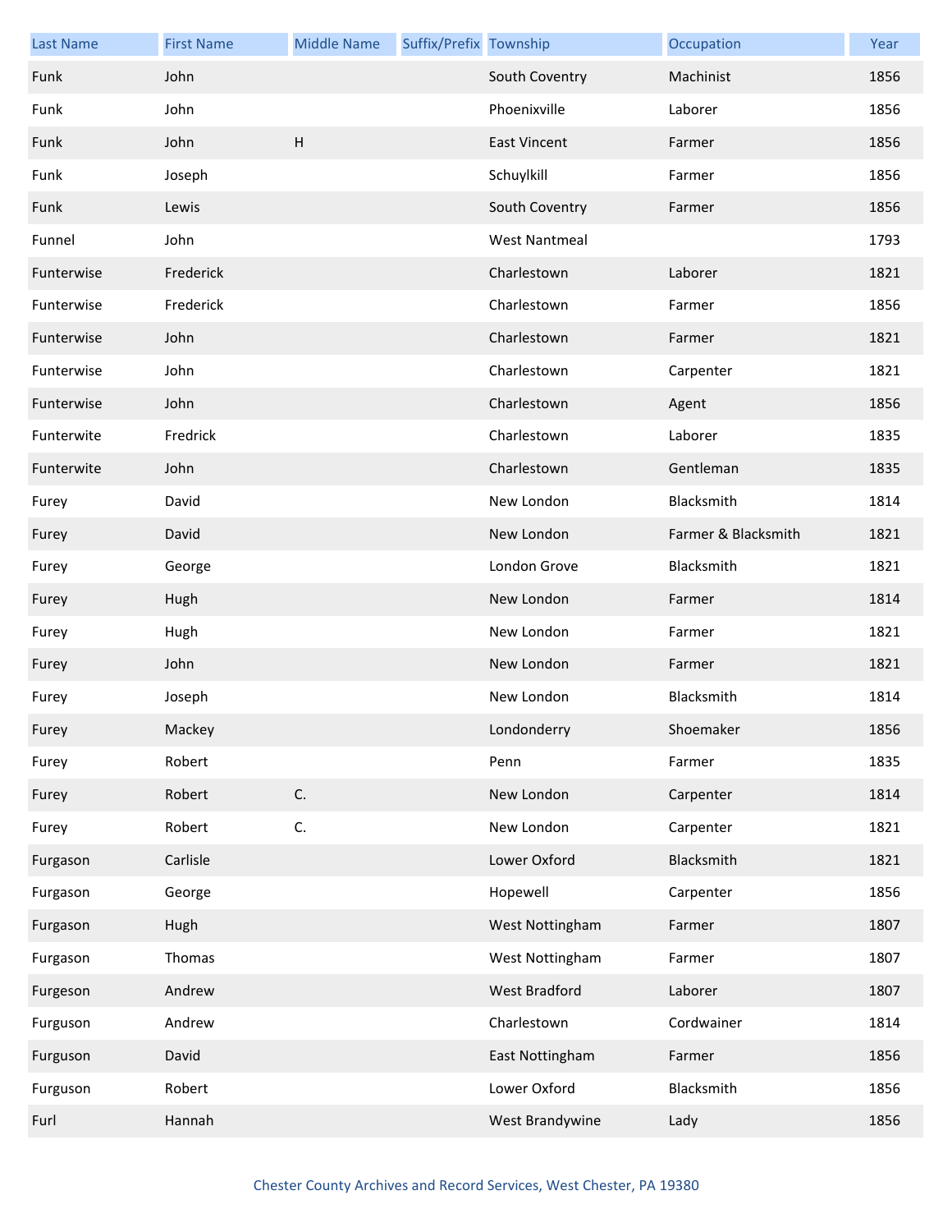| Last Name | First Name | Middle Name | Suffix/Prefix | Township | Occupation | Year |
|---|---|---|---|---|---|---|
| Funk | John | | | South Coventry | Machinist | 1856 |
| Funk | John | | | Phoenixville | Laborer | 1856 |
| Funk | John | H | | East Vincent | Farmer | 1856 |
| Funk | Joseph | | | Schuylkill | Farmer | 1856 |
| Funk | Lewis | | | South Coventry | Farmer | 1856 |
| Funnel | John | | | West Nantmeal | | 1793 |
| Funterwise | Frederick | | | Charlestown | Laborer | 1821 |
| Funterwise | Frederick | | | Charlestown | Farmer | 1856 |
| Funterwise | John | | | Charlestown | Farmer | 1821 |
| Funterwise | John | | | Charlestown | Carpenter | 1821 |
| Funterwise | John | | | Charlestown | Agent | 1856 |
| Funterwite | Fredrick | | | Charlestown | Laborer | 1835 |
| Funterwite | John | | | Charlestown | Gentleman | 1835 |
| Furey | David | | | New London | Blacksmith | 1814 |
| Furey | David | | | New London | Farmer & Blacksmith | 1821 |
| Furey | George | | | London Grove | Blacksmith | 1821 |
| Furey | Hugh | | | New London | Farmer | 1814 |
| Furey | Hugh | | | New London | Farmer | 1821 |
| Furey | John | | | New London | Farmer | 1821 |
| Furey | Joseph | | | New London | Blacksmith | 1814 |
| Furey | Mackey | | | Londonderry | Shoemaker | 1856 |
| Furey | Robert | | | Penn | Farmer | 1835 |
| Furey | Robert | C. | | New London | Carpenter | 1814 |
| Furey | Robert | C. | | New London | Carpenter | 1821 |
| Furgason | Carlisle | | | Lower Oxford | Blacksmith | 1821 |
| Furgason | George | | | Hopewell | Carpenter | 1856 |
| Furgason | Hugh | | | West Nottingham | Farmer | 1807 |
| Furgason | Thomas | | | West Nottingham | Farmer | 1807 |
| Furgeson | Andrew | | | West Bradford | Laborer | 1807 |
| Furguson | Andrew | | | Charlestown | Cordwainer | 1814 |
| Furguson | David | | | East Nottingham | Farmer | 1856 |
| Furguson | Robert | | | Lower Oxford | Blacksmith | 1856 |
| Furl | Hannah | | | West Brandywine | Lady | 1856 |

Chester County Archives and Record Services, West Chester, PA 19380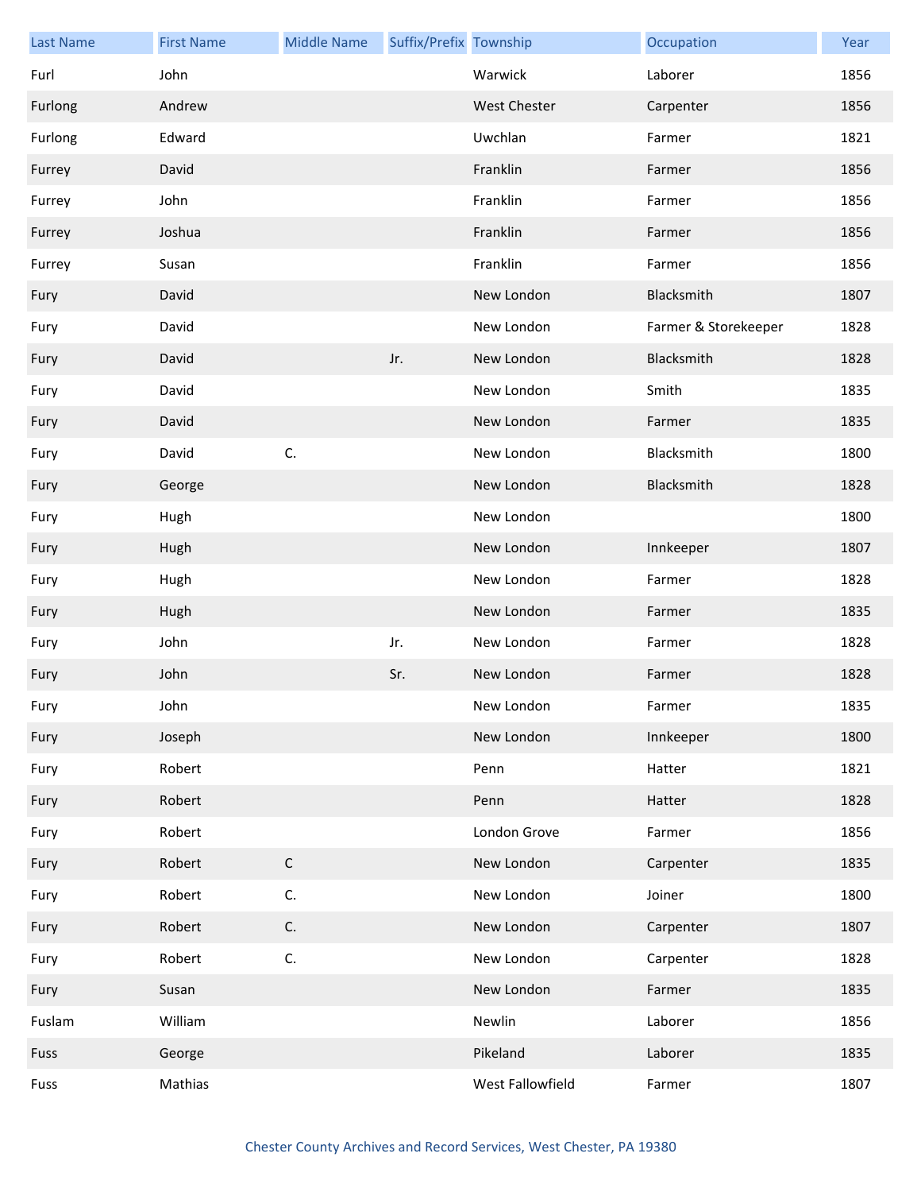| Last Name | First Name | Middle Name | Suffix/Prefix | Township | Occupation | Year |
|---|---|---|---|---|---|---|
| Furl | John | | | Warwick | Laborer | 1856 |
| Furlong | Andrew | | | West Chester | Carpenter | 1856 |
| Furlong | Edward | | | Uwchlan | Farmer | 1821 |
| Furrey | David | | | Franklin | Farmer | 1856 |
| Furrey | John | | | Franklin | Farmer | 1856 |
| Furrey | Joshua | | | Franklin | Farmer | 1856 |
| Furrey | Susan | | | Franklin | Farmer | 1856 |
| Fury | David | | | New London | Blacksmith | 1807 |
| Fury | David | | | New London | Farmer & Storekeeper | 1828 |
| Fury | David | | Jr. | New London | Blacksmith | 1828 |
| Fury | David | | | New London | Smith | 1835 |
| Fury | David | | | New London | Farmer | 1835 |
| Fury | David | C. | | New London | Blacksmith | 1800 |
| Fury | George | | | New London | Blacksmith | 1828 |
| Fury | Hugh | | | New London | | 1800 |
| Fury | Hugh | | | New London | Innkeeper | 1807 |
| Fury | Hugh | | | New London | Farmer | 1828 |
| Fury | Hugh | | | New London | Farmer | 1835 |
| Fury | John | | Jr. | New London | Farmer | 1828 |
| Fury | John | | Sr. | New London | Farmer | 1828 |
| Fury | John | | | New London | Farmer | 1835 |
| Fury | Joseph | | | New London | Innkeeper | 1800 |
| Fury | Robert | | | Penn | Hatter | 1821 |
| Fury | Robert | | | Penn | Hatter | 1828 |
| Fury | Robert | | | London Grove | Farmer | 1856 |
| Fury | Robert | C | | New London | Carpenter | 1835 |
| Fury | Robert | C. | | New London | Joiner | 1800 |
| Fury | Robert | C. | | New London | Carpenter | 1807 |
| Fury | Robert | C. | | New London | Carpenter | 1828 |
| Fury | Susan | | | New London | Farmer | 1835 |
| Fuslam | William | | | Newlin | Laborer | 1856 |
| Fuss | George | | | Pikeland | Laborer | 1835 |
| Fuss | Mathias | | | West Fallowfield | Farmer | 1807 |

Chester County Archives and Record Services, West Chester, PA 19380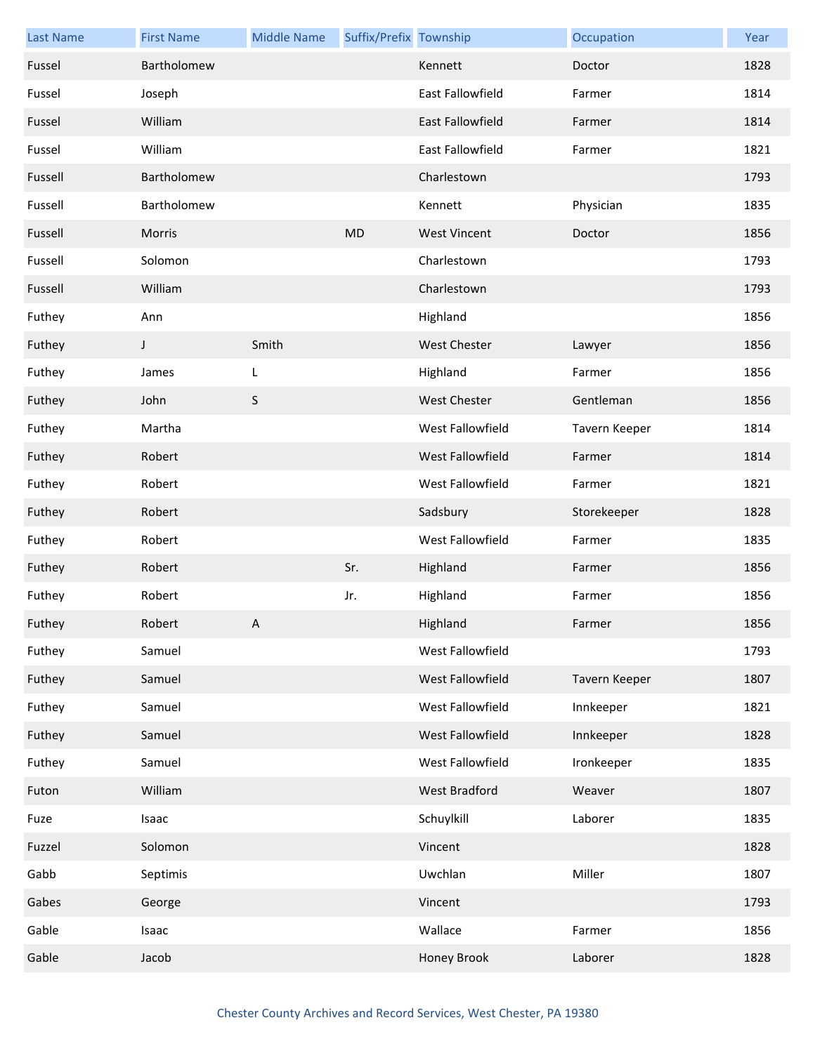| Last Name | First Name | Middle Name | Suffix/Prefix | Township | Occupation | Year |
|---|---|---|---|---|---|---|
| Fussel | Bartholomew | | | Kennett | Doctor | 1828 |
| Fussel | Joseph | | | East Fallowfield | Farmer | 1814 |
| Fussel | William | | | East Fallowfield | Farmer | 1814 |
| Fussel | William | | | East Fallowfield | Farmer | 1821 |
| Fussell | Bartholomew | | | Charlestown | | 1793 |
| Fussell | Bartholomew | | | Kennett | Physician | 1835 |
| Fussell | Morris | | MD | West Vincent | Doctor | 1856 |
| Fussell | Solomon | | | Charlestown | | 1793 |
| Fussell | William | | | Charlestown | | 1793 |
| Futhey | Ann | | | Highland | | 1856 |
| Futhey | J | Smith | | West Chester | Lawyer | 1856 |
| Futhey | James | L | | Highland | Farmer | 1856 |
| Futhey | John | S | | West Chester | Gentleman | 1856 |
| Futhey | Martha | | | West Fallowfield | Tavern Keeper | 1814 |
| Futhey | Robert | | | West Fallowfield | Farmer | 1814 |
| Futhey | Robert | | | West Fallowfield | Farmer | 1821 |
| Futhey | Robert | | | Sadsbury | Storekeeper | 1828 |
| Futhey | Robert | | | West Fallowfield | Farmer | 1835 |
| Futhey | Robert | | Sr. | Highland | Farmer | 1856 |
| Futhey | Robert | | Jr. | Highland | Farmer | 1856 |
| Futhey | Robert | A | | Highland | Farmer | 1856 |
| Futhey | Samuel | | | West Fallowfield | | 1793 |
| Futhey | Samuel | | | West Fallowfield | Tavern Keeper | 1807 |
| Futhey | Samuel | | | West Fallowfield | Innkeeper | 1821 |
| Futhey | Samuel | | | West Fallowfield | Innkeeper | 1828 |
| Futhey | Samuel | | | West Fallowfield | Ironkeeper | 1835 |
| Futon | William | | | West Bradford | Weaver | 1807 |
| Fuze | Isaac | | | Schuylkill | Laborer | 1835 |
| Fuzzel | Solomon | | | Vincent | | 1828 |
| Gabb | Septimis | | | Uwchlan | Miller | 1807 |
| Gabes | George | | | Vincent | | 1793 |
| Gable | Isaac | | | Wallace | Farmer | 1856 |
| Gable | Jacob | | | Honey Brook | Laborer | 1828 |

Chester County Archives and Record Services, West Chester, PA 19380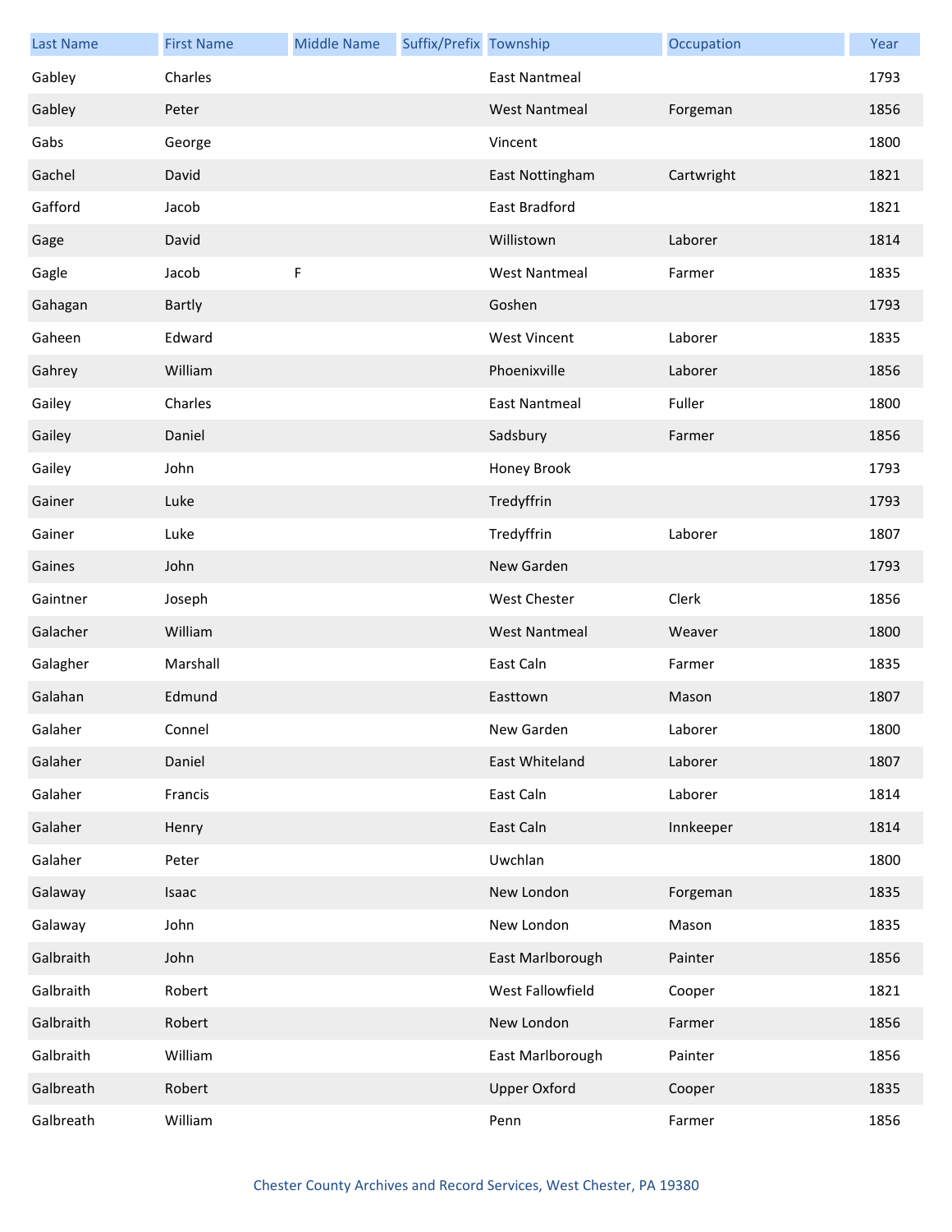| Last Name | First Name | Middle Name | Suffix/Prefix | Township | Occupation | Year |
|---|---|---|---|---|---|---|
| Gabley | Charles | | | East Nantmeal | | 1793 |
| Gabley | Peter | | | West Nantmeal | Forgeman | 1856 |
| Gabs | George | | | Vincent | | 1800 |
| Gachel | David | | | East Nottingham | Cartwright | 1821 |
| Gafford | Jacob | | | East Bradford | | 1821 |
| Gage | David | | | Willistown | Laborer | 1814 |
| Gagle | Jacob | F | | West Nantmeal | Farmer | 1835 |
| Gahagan | Bartly | | | Goshen | | 1793 |
| Gaheen | Edward | | | West Vincent | Laborer | 1835 |
| Gahrey | William | | | Phoenixville | Laborer | 1856 |
| Gailey | Charles | | | East Nantmeal | Fuller | 1800 |
| Gailey | Daniel | | | Sadsbury | Farmer | 1856 |
| Gailey | John | | | Honey Brook | | 1793 |
| Gainer | Luke | | | Tredyffrin | | 1793 |
| Gainer | Luke | | | Tredyffrin | Laborer | 1807 |
| Gaines | John | | | New Garden | | 1793 |
| Gaintner | Joseph | | | West Chester | Clerk | 1856 |
| Galacher | William | | | West Nantmeal | Weaver | 1800 |
| Galagher | Marshall | | | East Caln | Farmer | 1835 |
| Galahan | Edmund | | | Easttown | Mason | 1807 |
| Galaher | Connel | | | New Garden | Laborer | 1800 |
| Galaher | Daniel | | | East Whiteland | Laborer | 1807 |
| Galaher | Francis | | | East Caln | Laborer | 1814 |
| Galaher | Henry | | | East Caln | Innkeeper | 1814 |
| Galaher | Peter | | | Uwchlan | | 1800 |
| Galaway | Isaac | | | New London | Forgeman | 1835 |
| Galaway | John | | | New London | Mason | 1835 |
| Galbraith | John | | | East Marlborough | Painter | 1856 |
| Galbraith | Robert | | | West Fallowfield | Cooper | 1821 |
| Galbraith | Robert | | | New London | Farmer | 1856 |
| Galbraith | William | | | East Marlborough | Painter | 1856 |
| Galbreath | Robert | | | Upper Oxford | Cooper | 1835 |
| Galbreath | William | | | Penn | Farmer | 1856 |

Chester County Archives and Record Services, West Chester, PA 19380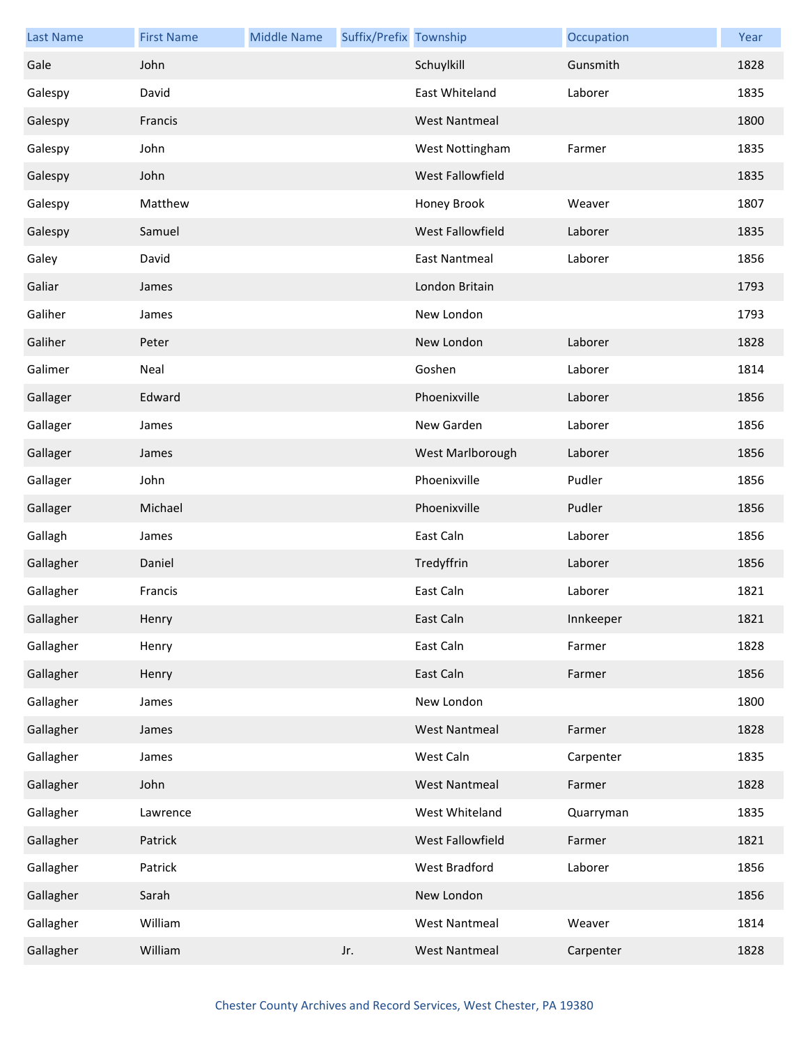| Last Name | First Name | Middle Name | Suffix/Prefix | Township | Occupation | Year |
|---|---|---|---|---|---|---|
| Gale | John | | | Schuylkill | Gunsmith | 1828 |
| Galespy | David | | | East Whiteland | Laborer | 1835 |
| Galespy | Francis | | | West Nantmeal | | 1800 |
| Galespy | John | | | West Nottingham | Farmer | 1835 |
| Galespy | John | | | West Fallowfield | | 1835 |
| Galespy | Matthew | | | Honey Brook | Weaver | 1807 |
| Galespy | Samuel | | | West Fallowfield | Laborer | 1835 |
| Galey | David | | | East Nantmeal | Laborer | 1856 |
| Galiar | James | | | London Britain | | 1793 |
| Galiher | James | | | New London | | 1793 |
| Galiher | Peter | | | New London | Laborer | 1828 |
| Galimer | Neal | | | Goshen | Laborer | 1814 |
| Gallager | Edward | | | Phoenixville | Laborer | 1856 |
| Gallager | James | | | New Garden | Laborer | 1856 |
| Gallager | James | | | West Marlborough | Laborer | 1856 |
| Gallager | John | | | Phoenixville | Pudler | 1856 |
| Gallager | Michael | | | Phoenixville | Pudler | 1856 |
| Gallagh | James | | | East Caln | Laborer | 1856 |
| Gallagher | Daniel | | | Tredyffrin | Laborer | 1856 |
| Gallagher | Francis | | | East Caln | Laborer | 1821 |
| Gallagher | Henry | | | East Caln | Innkeeper | 1821 |
| Gallagher | Henry | | | East Caln | Farmer | 1828 |
| Gallagher | Henry | | | East Caln | Farmer | 1856 |
| Gallagher | James | | | New London | | 1800 |
| Gallagher | James | | | West Nantmeal | Farmer | 1828 |
| Gallagher | James | | | West Caln | Carpenter | 1835 |
| Gallagher | John | | | West Nantmeal | Farmer | 1828 |
| Gallagher | Lawrence | | | West Whiteland | Quarryman | 1835 |
| Gallagher | Patrick | | | West Fallowfield | Farmer | 1821 |
| Gallagher | Patrick | | | West Bradford | Laborer | 1856 |
| Gallagher | Sarah | | | New London | | 1856 |
| Gallagher | William | | | West Nantmeal | Weaver | 1814 |
| Gallagher | William | | Jr. | West Nantmeal | Carpenter | 1828 |

Chester County Archives and Record Services, West Chester, PA 19380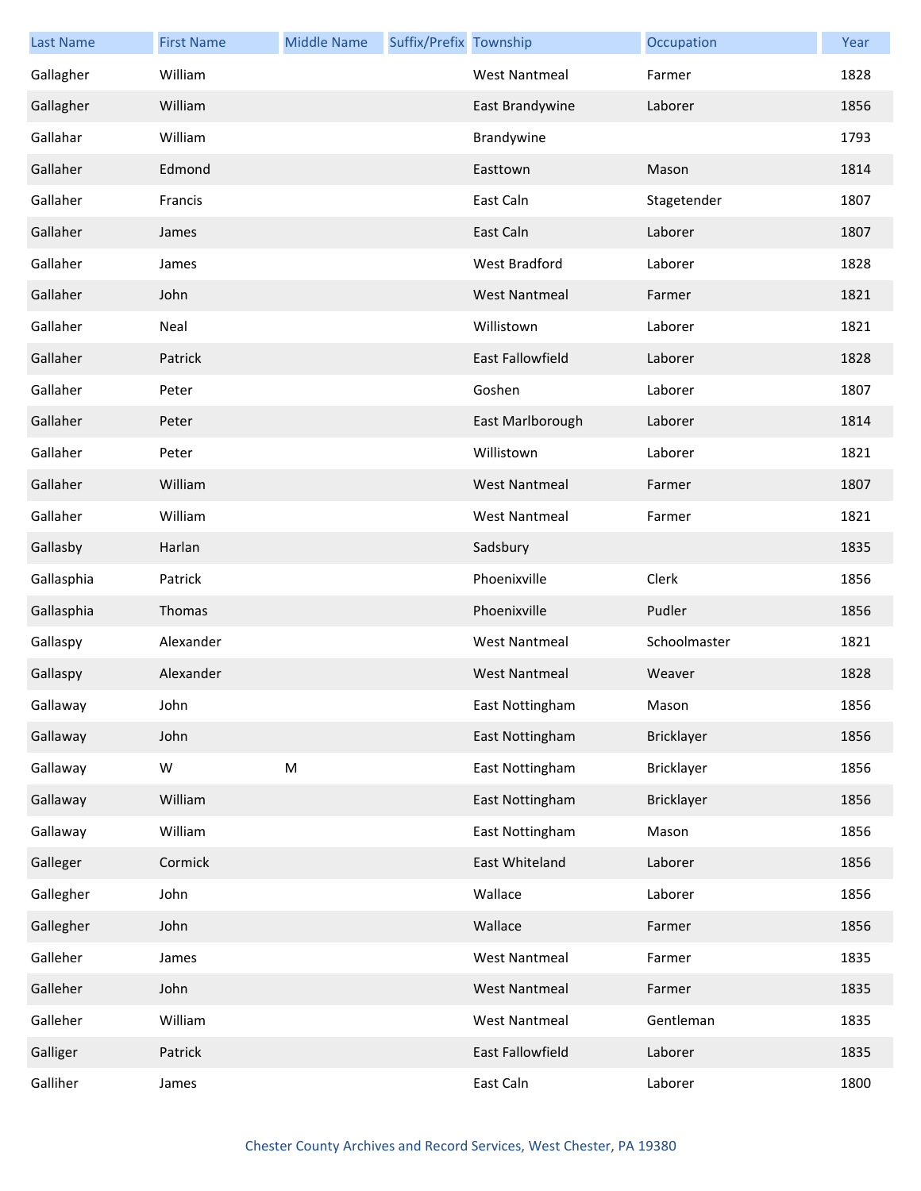| Last Name | First Name | Middle Name | Suffix/Prefix | Township | Occupation | Year |
| --- | --- | --- | --- | --- | --- | --- |
| Gallagher | William | | | West Nantmeal | Farmer | 1828 |
| Gallagher | William | | | East Brandywine | Laborer | 1856 |
| Gallahar | William | | | Brandywine | | 1793 |
| Gallaher | Edmond | | | Easttown | Mason | 1814 |
| Gallaher | Francis | | | East Caln | Stagetender | 1807 |
| Gallaher | James | | | East Caln | Laborer | 1807 |
| Gallaher | James | | | West Bradford | Laborer | 1828 |
| Gallaher | John | | | West Nantmeal | Farmer | 1821 |
| Gallaher | Neal | | | Willistown | Laborer | 1821 |
| Gallaher | Patrick | | | East Fallowfield | Laborer | 1828 |
| Gallaher | Peter | | | Goshen | Laborer | 1807 |
| Gallaher | Peter | | | East Marlborough | Laborer | 1814 |
| Gallaher | Peter | | | Willistown | Laborer | 1821 |
| Gallaher | William | | | West Nantmeal | Farmer | 1807 |
| Gallaher | William | | | West Nantmeal | Farmer | 1821 |
| Gallasby | Harlan | | | Sadsbury | | 1835 |
| Gallasphia | Patrick | | | Phoenixville | Clerk | 1856 |
| Gallasphia | Thomas | | | Phoenixville | Pudler | 1856 |
| Gallaspy | Alexander | | | West Nantmeal | Schoolmaster | 1821 |
| Gallaspy | Alexander | | | West Nantmeal | Weaver | 1828 |
| Gallaway | John | | | East Nottingham | Mason | 1856 |
| Gallaway | John | | | East Nottingham | Bricklayer | 1856 |
| Gallaway | W | M | | East Nottingham | Bricklayer | 1856 |
| Gallaway | William | | | East Nottingham | Bricklayer | 1856 |
| Gallaway | William | | | East Nottingham | Mason | 1856 |
| Galleger | Cormick | | | East Whiteland | Laborer | 1856 |
| Gallegher | John | | | Wallace | Laborer | 1856 |
| Gallegher | John | | | Wallace | Farmer | 1856 |
| Galleher | James | | | West Nantmeal | Farmer | 1835 |
| Galleher | John | | | West Nantmeal | Farmer | 1835 |
| Galleher | William | | | West Nantmeal | Gentleman | 1835 |
| Galliger | Patrick | | | East Fallowfield | Laborer | 1835 |
| Galliher | James | | | East Caln | Laborer | 1800 |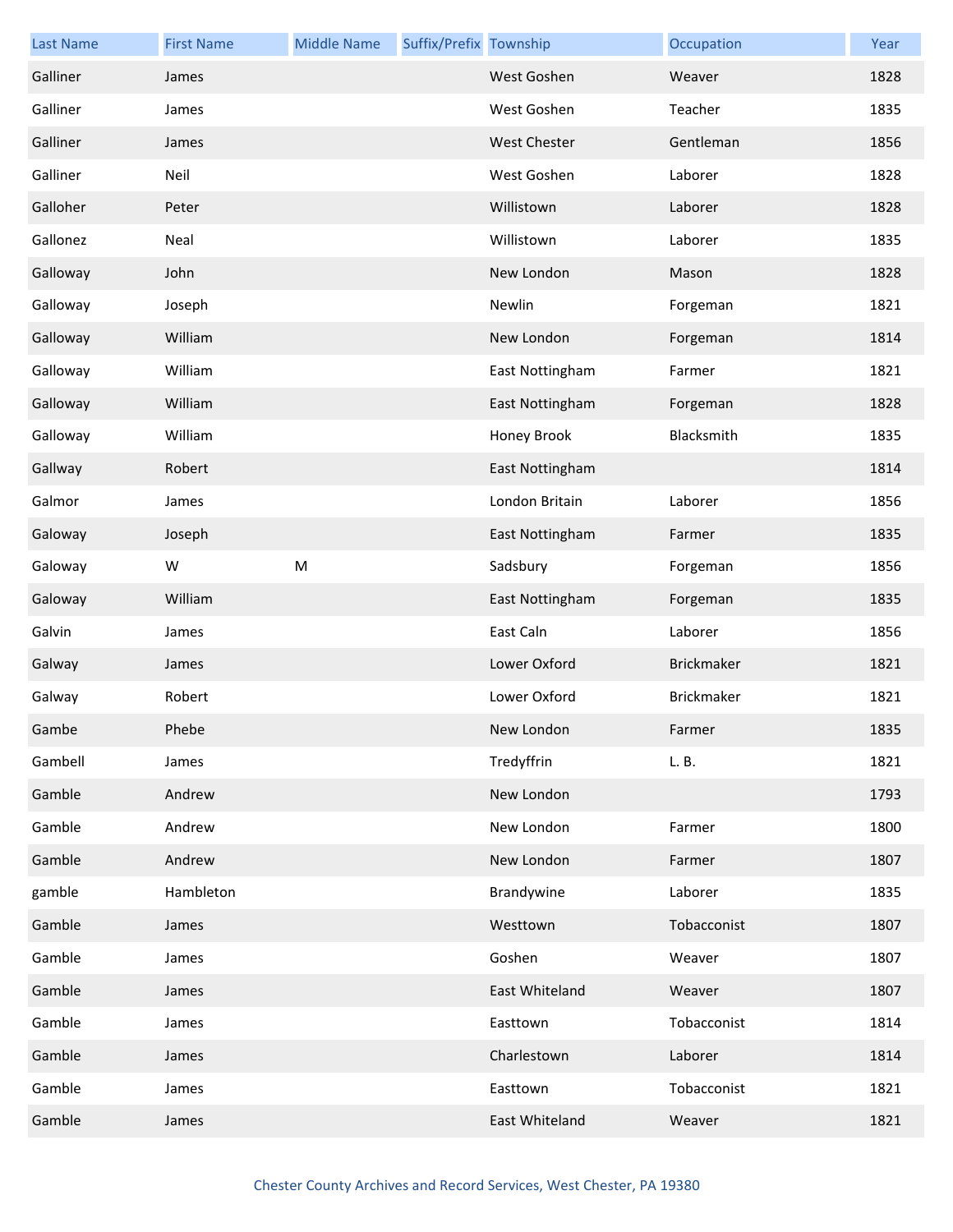| Last Name | First Name | Middle Name | Suffix/Prefix | Township | Occupation | Year |
| --- | --- | --- | --- | --- | --- | --- |
| Galliner | James | | | West Goshen | Weaver | 1828 |
| Galliner | James | | | West Goshen | Teacher | 1835 |
| Galliner | James | | | West Chester | Gentleman | 1856 |
| Galliner | Neil | | | West Goshen | Laborer | 1828 |
| Galloher | Peter | | | Willistown | Laborer | 1828 |
| Gallonez | Neal | | | Willistown | Laborer | 1835 |
| Galloway | John | | | New London | Mason | 1828 |
| Galloway | Joseph | | | Newlin | Forgeman | 1821 |
| Galloway | William | | | New London | Forgeman | 1814 |
| Galloway | William | | | East Nottingham | Farmer | 1821 |
| Galloway | William | | | East Nottingham | Forgeman | 1828 |
| Galloway | William | | | Honey Brook | Blacksmith | 1835 |
| Gallway | Robert | | | East Nottingham | | 1814 |
| Galmor | James | | | London Britain | Laborer | 1856 |
| Galoway | Joseph | | | East Nottingham | Farmer | 1835 |
| Galoway | W | M | | Sadsbury | Forgeman | 1856 |
| Galoway | William | | | East Nottingham | Forgeman | 1835 |
| Galvin | James | | | East Caln | Laborer | 1856 |
| Galway | James | | | Lower Oxford | Brickmaker | 1821 |
| Galway | Robert | | | Lower Oxford | Brickmaker | 1821 |
| Gambe | Phebe | | | New London | Farmer | 1835 |
| Gambell | James | | | Tredyffrin | L. B. | 1821 |
| Gamble | Andrew | | | New London | | 1793 |
| Gamble | Andrew | | | New London | Farmer | 1800 |
| Gamble | Andrew | | | New London | Farmer | 1807 |
| gamble | Hambleton | | | Brandywine | Laborer | 1835 |
| Gamble | James | | | Westtown | Tobacconist | 1807 |
| Gamble | James | | | Goshen | Weaver | 1807 |
| Gamble | James | | | East Whiteland | Weaver | 1807 |
| Gamble | James | | | Easttown | Tobacconist | 1814 |
| Gamble | James | | | Charlestown | Laborer | 1814 |
| Gamble | James | | | Easttown | Tobacconist | 1821 |
| Gamble | James | | | East Whiteland | Weaver | 1821 |

Chester County Archives and Record Services, West Chester, PA 19380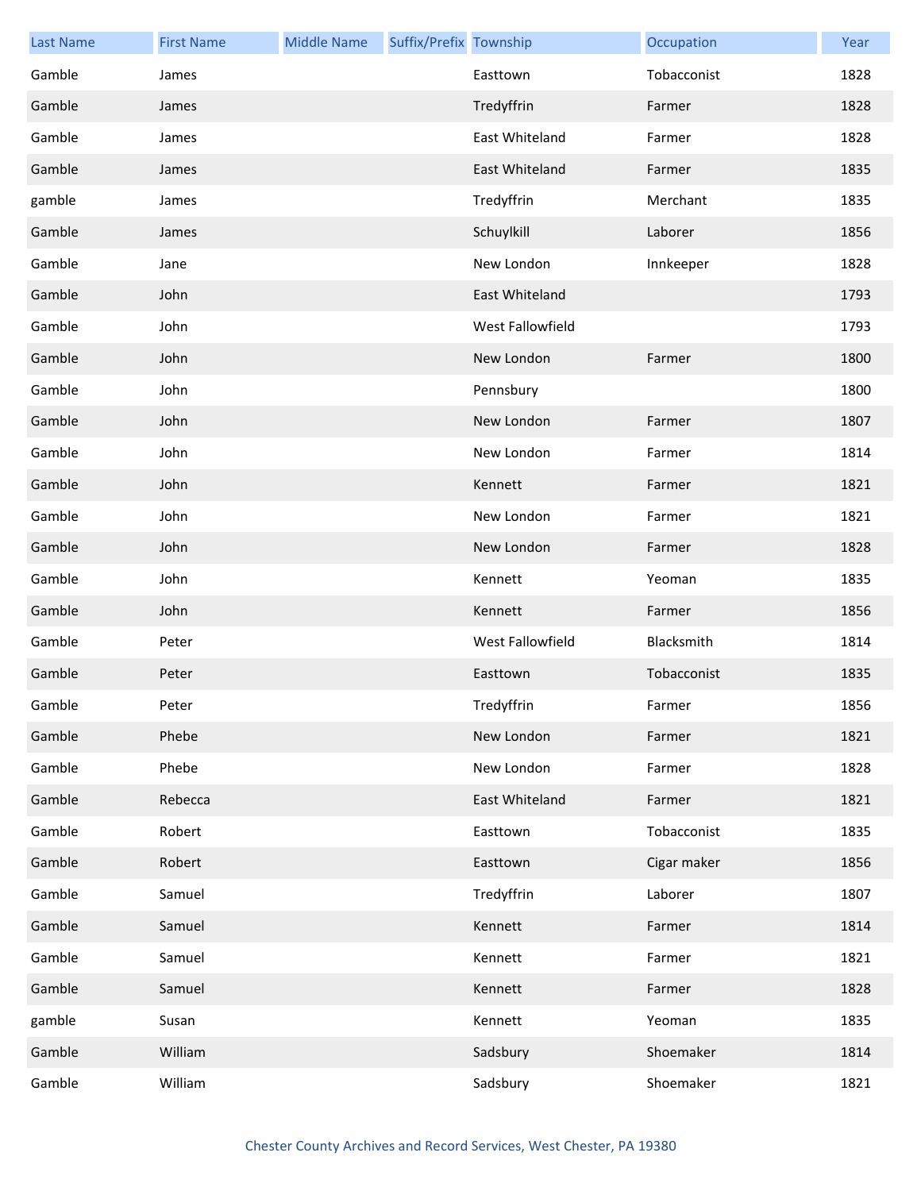| Last Name | First Name | Middle Name | Suffix/Prefix | Township | Occupation | Year |
| --- | --- | --- | --- | --- | --- | --- |
| Gamble | James | | | Easttown | Tobacconist | 1828 |
| Gamble | James | | | Tredyffrin | Farmer | 1828 |
| Gamble | James | | | East Whiteland | Farmer | 1828 |
| Gamble | James | | | East Whiteland | Farmer | 1835 |
| gamble | James | | | Tredyffrin | Merchant | 1835 |
| Gamble | James | | | Schuylkill | Laborer | 1856 |
| Gamble | Jane | | | New London | Innkeeper | 1828 |
| Gamble | John | | | East Whiteland | | 1793 |
| Gamble | John | | | West Fallowfield | | 1793 |
| Gamble | John | | | New London | Farmer | 1800 |
| Gamble | John | | | Pennsbury | | 1800 |
| Gamble | John | | | New London | Farmer | 1807 |
| Gamble | John | | | New London | Farmer | 1814 |
| Gamble | John | | | Kennett | Farmer | 1821 |
| Gamble | John | | | New London | Farmer | 1821 |
| Gamble | John | | | New London | Farmer | 1828 |
| Gamble | John | | | Kennett | Yeoman | 1835 |
| Gamble | John | | | Kennett | Farmer | 1856 |
| Gamble | Peter | | | West Fallowfield | Blacksmith | 1814 |
| Gamble | Peter | | | Easttown | Tobacconist | 1835 |
| Gamble | Peter | | | Tredyffrin | Farmer | 1856 |
| Gamble | Phebe | | | New London | Farmer | 1821 |
| Gamble | Phebe | | | New London | Farmer | 1828 |
| Gamble | Rebecca | | | East Whiteland | Farmer | 1821 |
| Gamble | Robert | | | Easttown | Tobacconist | 1835 |
| Gamble | Robert | | | Easttown | Cigar maker | 1856 |
| Gamble | Samuel | | | Tredyffrin | Laborer | 1807 |
| Gamble | Samuel | | | Kennett | Farmer | 1814 |
| Gamble | Samuel | | | Kennett | Farmer | 1821 |
| Gamble | Samuel | | | Kennett | Farmer | 1828 |
| gamble | Susan | | | Kennett | Yeoman | 1835 |
| Gamble | William | | | Sadsbury | Shoemaker | 1814 |
| Gamble | William | | | Sadsbury | Shoemaker | 1821 |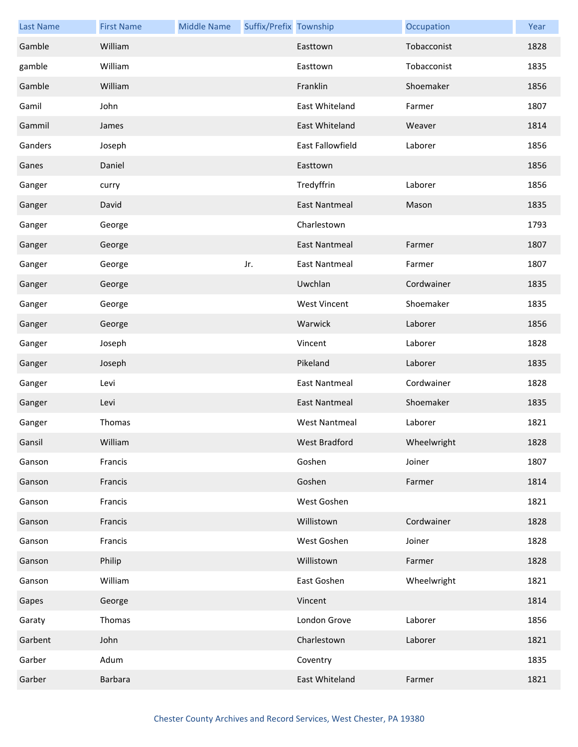| Last Name | First Name | Middle Name | Suffix/Prefix | Township | Occupation | Year |
| --- | --- | --- | --- | --- | --- | --- |
| Gamble | William | | | Easttown | Tobacconist | 1828 |
| gamble | William | | | Easttown | Tobacconist | 1835 |
| Gamble | William | | | Franklin | Shoemaker | 1856 |
| Gamil | John | | | East Whiteland | Farmer | 1807 |
| Gammil | James | | | East Whiteland | Weaver | 1814 |
| Ganders | Joseph | | | East Fallowfield | Laborer | 1856 |
| Ganes | Daniel | | | Easttown | | 1856 |
| Ganger | curry | | | Tredyffrin | Laborer | 1856 |
| Ganger | David | | | East Nantmeal | Mason | 1835 |
| Ganger | George | | | Charlestown | | 1793 |
| Ganger | George | | | East Nantmeal | Farmer | 1807 |
| Ganger | George | | Jr. | East Nantmeal | Farmer | 1807 |
| Ganger | George | | | Uwchlan | Cordwainer | 1835 |
| Ganger | George | | | West Vincent | Shoemaker | 1835 |
| Ganger | George | | | Warwick | Laborer | 1856 |
| Ganger | Joseph | | | Vincent | Laborer | 1828 |
| Ganger | Joseph | | | Pikeland | Laborer | 1835 |
| Ganger | Levi | | | East Nantmeal | Cordwainer | 1828 |
| Ganger | Levi | | | East Nantmeal | Shoemaker | 1835 |
| Ganger | Thomas | | | West Nantmeal | Laborer | 1821 |
| Gansil | William | | | West Bradford | Wheelwright | 1828 |
| Ganson | Francis | | | Goshen | Joiner | 1807 |
| Ganson | Francis | | | Goshen | Farmer | 1814 |
| Ganson | Francis | | | West Goshen | | 1821 |
| Ganson | Francis | | | Willistown | Cordwainer | 1828 |
| Ganson | Francis | | | West Goshen | Joiner | 1828 |
| Ganson | Philip | | | Willistown | Farmer | 1828 |
| Ganson | William | | | East Goshen | Wheelwright | 1821 |
| Gapes | George | | | Vincent | | 1814 |
| Garaty | Thomas | | | London Grove | Laborer | 1856 |
| Garbent | John | | | Charlestown | Laborer | 1821 |
| Garber | Adum | | | Coventry | | 1835 |
| Garber | Barbara | | | East Whiteland | Farmer | 1821 |

Chester County Archives and Record Services, West Chester, PA 19380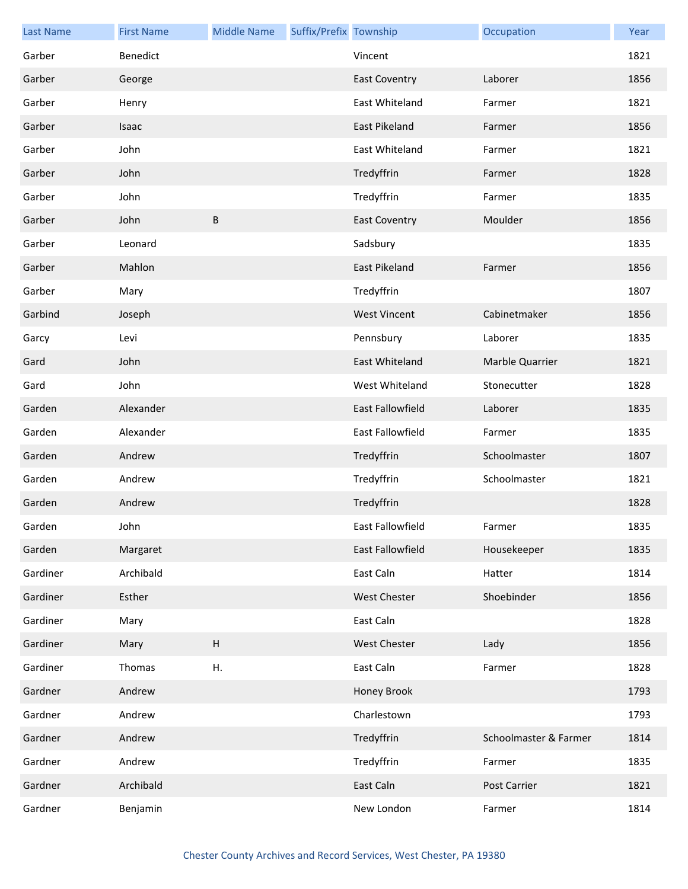| Last Name | First Name | Middle Name | Suffix/Prefix | Township | Occupation | Year |
| --- | --- | --- | --- | --- | --- | --- |
| Garber | Benedict | | | Vincent | | 1821 |
| Garber | George | | | East Coventry | Laborer | 1856 |
| Garber | Henry | | | East Whiteland | Farmer | 1821 |
| Garber | Isaac | | | East Pikeland | Farmer | 1856 |
| Garber | John | | | East Whiteland | Farmer | 1821 |
| Garber | John | | | Tredyffrin | Farmer | 1828 |
| Garber | John | | | Tredyffrin | Farmer | 1835 |
| Garber | John | B | | East Coventry | Moulder | 1856 |
| Garber | Leonard | | | Sadsbury | | 1835 |
| Garber | Mahlon | | | East Pikeland | Farmer | 1856 |
| Garber | Mary | | | Tredyffrin | | 1807 |
| Garbind | Joseph | | | West Vincent | Cabinetmaker | 1856 |
| Garcy | Levi | | | Pennsbury | Laborer | 1835 |
| Gard | John | | | East Whiteland | Marble Quarrier | 1821 |
| Gard | John | | | West Whiteland | Stonecutter | 1828 |
| Garden | Alexander | | | East Fallowfield | Laborer | 1835 |
| Garden | Alexander | | | East Fallowfield | Farmer | 1835 |
| Garden | Andrew | | | Tredyffrin | Schoolmaster | 1807 |
| Garden | Andrew | | | Tredyffrin | Schoolmaster | 1821 |
| Garden | Andrew | | | Tredyffrin | | 1828 |
| Garden | John | | | East Fallowfield | Farmer | 1835 |
| Garden | Margaret | | | East Fallowfield | Housekeeper | 1835 |
| Gardiner | Archibald | | | East Caln | Hatter | 1814 |
| Gardiner | Esther | | | West Chester | Shoebinder | 1856 |
| Gardiner | Mary | | | East Caln | | 1828 |
| Gardiner | Mary | H | | West Chester | Lady | 1856 |
| Gardiner | Thomas | H. | | East Caln | Farmer | 1828 |
| Gardner | Andrew | | | Honey Brook | | 1793 |
| Gardner | Andrew | | | Charlestown | | 1793 |
| Gardner | Andrew | | | Tredyffrin | Schoolmaster & Farmer | 1814 |
| Gardner | Andrew | | | Tredyffrin | Farmer | 1835 |
| Gardner | Archibald | | | East Caln | Post Carrier | 1821 |
| Gardner | Benjamin | | | New London | Farmer | 1814 |

Chester County Archives and Record Services, West Chester, PA 19380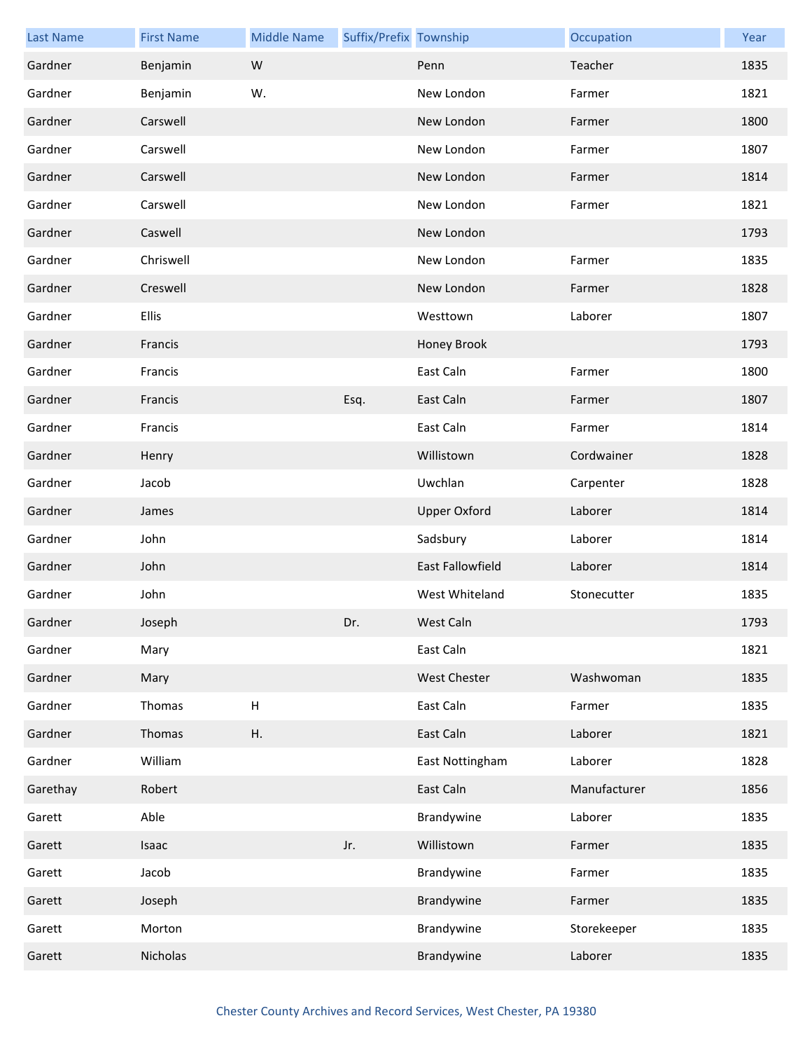| Last Name | First Name | Middle Name | Suffix/Prefix | Township | Occupation | Year |
| --- | --- | --- | --- | --- | --- | --- |
| Gardner | Benjamin | W | | Penn | Teacher | 1835 |
| Gardner | Benjamin | W. | | New London | Farmer | 1821 |
| Gardner | Carswell | | | New London | Farmer | 1800 |
| Gardner | Carswell | | | New London | Farmer | 1807 |
| Gardner | Carswell | | | New London | Farmer | 1814 |
| Gardner | Carswell | | | New London | Farmer | 1821 |
| Gardner | Caswell | | | New London | | 1793 |
| Gardner | Chriswell | | | New London | Farmer | 1835 |
| Gardner | Creswell | | | New London | Farmer | 1828 |
| Gardner | Ellis | | | Westtown | Laborer | 1807 |
| Gardner | Francis | | | Honey Brook | | 1793 |
| Gardner | Francis | | | East Caln | Farmer | 1800 |
| Gardner | Francis | | Esq. | East Caln | Farmer | 1807 |
| Gardner | Francis | | | East Caln | Farmer | 1814 |
| Gardner | Henry | | | Willistown | Cordwainer | 1828 |
| Gardner | Jacob | | | Uwchlan | Carpenter | 1828 |
| Gardner | James | | | Upper Oxford | Laborer | 1814 |
| Gardner | John | | | Sadsbury | Laborer | 1814 |
| Gardner | John | | | East Fallowfield | Laborer | 1814 |
| Gardner | John | | | West Whiteland | Stonecutter | 1835 |
| Gardner | Joseph | | Dr. | West Caln | | 1793 |
| Gardner | Mary | | | East Caln | | 1821 |
| Gardner | Mary | | | West Chester | Washwoman | 1835 |
| Gardner | Thomas | H | | East Caln | Farmer | 1835 |
| Gardner | Thomas | H. | | East Caln | Laborer | 1821 |
| Gardner | William | | | East Nottingham | Laborer | 1828 |
| Garethay | Robert | | | East Caln | Manufacturer | 1856 |
| Garett | Able | | | Brandywine | Laborer | 1835 |
| Garett | Isaac | | Jr. | Willistown | Farmer | 1835 |
| Garett | Jacob | | | Brandywine | Farmer | 1835 |
| Garett | Joseph | | | Brandywine | Farmer | 1835 |
| Garett | Morton | | | Brandywine | Storekeeper | 1835 |
| Garett | Nicholas | | | Brandywine | Laborer | 1835 |

Chester County Archives and Record Services, West Chester, PA 19380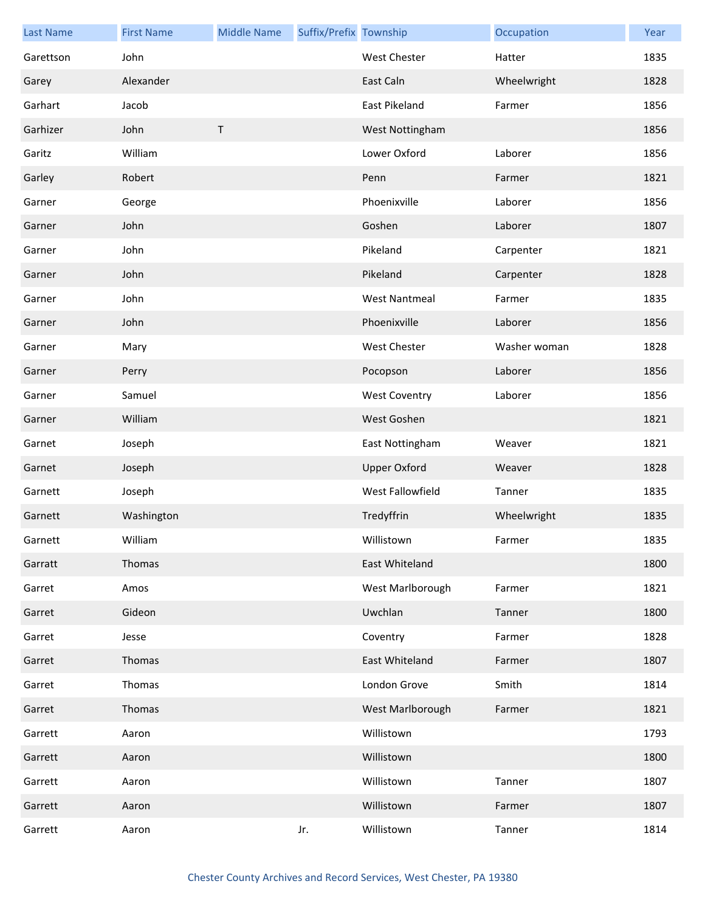| Last Name | First Name | Middle Name | Suffix/Prefix | Township | Occupation | Year |
| --- | --- | --- | --- | --- | --- | --- |
| Garettson | John | | | West Chester | Hatter | 1835 |
| Garey | Alexander | | | East Caln | Wheelwright | 1828 |
| Garhart | Jacob | | | East Pikeland | Farmer | 1856 |
| Garhizer | John | T | | West Nottingham | | 1856 |
| Garitz | William | | | Lower Oxford | Laborer | 1856 |
| Garley | Robert | | | Penn | Farmer | 1821 |
| Garner | George | | | Phoenixville | Laborer | 1856 |
| Garner | John | | | Goshen | Laborer | 1807 |
| Garner | John | | | Pikeland | Carpenter | 1821 |
| Garner | John | | | Pikeland | Carpenter | 1828 |
| Garner | John | | | West Nantmeal | Farmer | 1835 |
| Garner | John | | | Phoenixville | Laborer | 1856 |
| Garner | Mary | | | West Chester | Washer woman | 1828 |
| Garner | Perry | | | Pocopson | Laborer | 1856 |
| Garner | Samuel | | | West Coventry | Laborer | 1856 |
| Garner | William | | | West Goshen | | 1821 |
| Garnet | Joseph | | | East Nottingham | Weaver | 1821 |
| Garnet | Joseph | | | Upper Oxford | Weaver | 1828 |
| Garnett | Joseph | | | West Fallowfield | Tanner | 1835 |
| Garnett | Washington | | | Tredyffrin | Wheelwright | 1835 |
| Garnett | William | | | Willistown | Farmer | 1835 |
| Garratt | Thomas | | | East Whiteland | | 1800 |
| Garret | Amos | | | West Marlborough | Farmer | 1821 |
| Garret | Gideon | | | Uwchlan | Tanner | 1800 |
| Garret | Jesse | | | Coventry | Farmer | 1828 |
| Garret | Thomas | | | East Whiteland | Farmer | 1807 |
| Garret | Thomas | | | London Grove | Smith | 1814 |
| Garret | Thomas | | | West Marlborough | Farmer | 1821 |
| Garrett | Aaron | | | Willistown | | 1793 |
| Garrett | Aaron | | | Willistown | | 1800 |
| Garrett | Aaron | | | Willistown | Tanner | 1807 |
| Garrett | Aaron | | | Willistown | Farmer | 1807 |
| Garrett | Aaron | | Jr. | Willistown | Tanner | 1814 |

Chester County Archives and Record Services, West Chester, PA 19380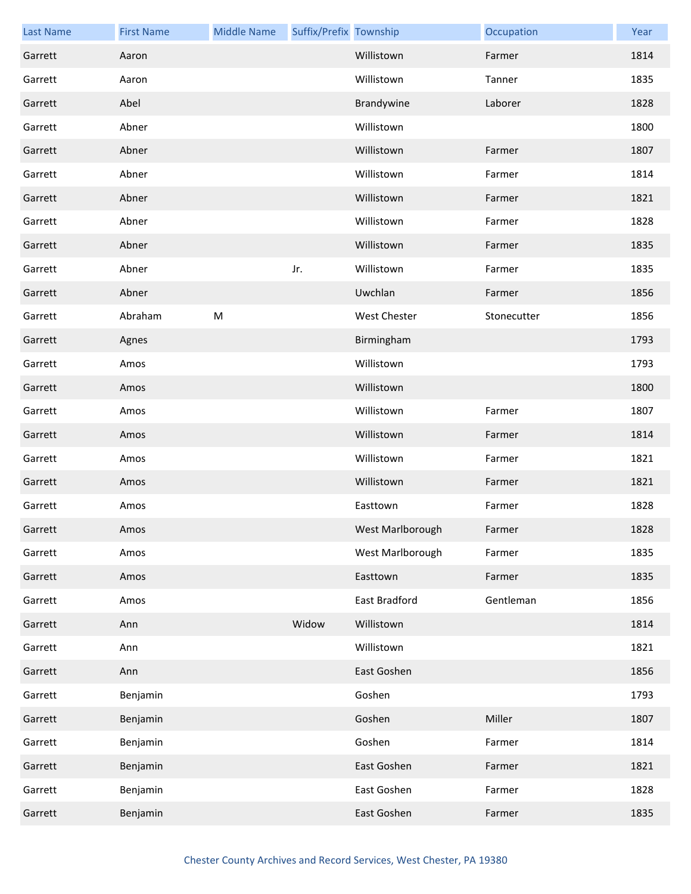| Last Name | First Name | Middle Name | Suffix/Prefix | Township | Occupation | Year |
| --- | --- | --- | --- | --- | --- | --- |
| Garrett | Aaron | | | Willistown | Farmer | 1814 |
| Garrett | Aaron | | | Willistown | Tanner | 1835 |
| Garrett | Abel | | | Brandywine | Laborer | 1828 |
| Garrett | Abner | | | Willistown | | 1800 |
| Garrett | Abner | | | Willistown | Farmer | 1807 |
| Garrett | Abner | | | Willistown | Farmer | 1814 |
| Garrett | Abner | | | Willistown | Farmer | 1821 |
| Garrett | Abner | | | Willistown | Farmer | 1828 |
| Garrett | Abner | | | Willistown | Farmer | 1835 |
| Garrett | Abner | | Jr. | Willistown | Farmer | 1835 |
| Garrett | Abner | | | Uwchlan | Farmer | 1856 |
| Garrett | Abraham | M | | West Chester | Stonecutter | 1856 |
| Garrett | Agnes | | | Birmingham | | 1793 |
| Garrett | Amos | | | Willistown | | 1793 |
| Garrett | Amos | | | Willistown | | 1800 |
| Garrett | Amos | | | Willistown | Farmer | 1807 |
| Garrett | Amos | | | Willistown | Farmer | 1814 |
| Garrett | Amos | | | Willistown | Farmer | 1821 |
| Garrett | Amos | | | Willistown | Farmer | 1821 |
| Garrett | Amos | | | Easttown | Farmer | 1828 |
| Garrett | Amos | | | West Marlborough | Farmer | 1828 |
| Garrett | Amos | | | West Marlborough | Farmer | 1835 |
| Garrett | Amos | | | Easttown | Farmer | 1835 |
| Garrett | Amos | | | East Bradford | Gentleman | 1856 |
| Garrett | Ann | | Widow | Willistown | | 1814 |
| Garrett | Ann | | | Willistown | | 1821 |
| Garrett | Ann | | | East Goshen | | 1856 |
| Garrett | Benjamin | | | Goshen | | 1793 |
| Garrett | Benjamin | | | Goshen | Miller | 1807 |
| Garrett | Benjamin | | | Goshen | Farmer | 1814 |
| Garrett | Benjamin | | | East Goshen | Farmer | 1821 |
| Garrett | Benjamin | | | East Goshen | Farmer | 1828 |
| Garrett | Benjamin | | | East Goshen | Farmer | 1835 |

Chester County Archives and Record Services, West Chester, PA 19380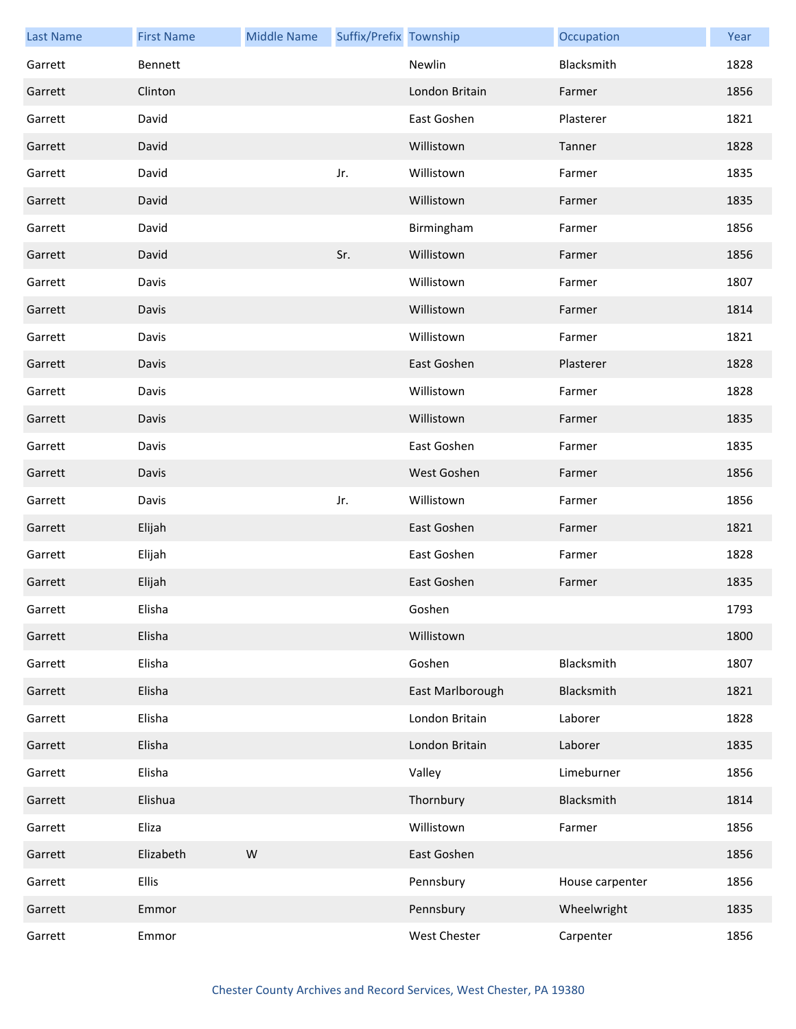| Last Name | First Name | Middle Name | Suffix/Prefix | Township | Occupation | Year |
|---|---|---|---|---|---|---|
| Garrett | Bennett | | | Newlin | Blacksmith | 1828 |
| Garrett | Clinton | | | London Britain | Farmer | 1856 |
| Garrett | David | | | East Goshen | Plasterer | 1821 |
| Garrett | David | | | Willistown | Tanner | 1828 |
| Garrett | David | | Jr. | Willistown | Farmer | 1835 |
| Garrett | David | | | Willistown | Farmer | 1835 |
| Garrett | David | | | Birmingham | Farmer | 1856 |
| Garrett | David | | Sr. | Willistown | Farmer | 1856 |
| Garrett | Davis | | | Willistown | Farmer | 1807 |
| Garrett | Davis | | | Willistown | Farmer | 1814 |
| Garrett | Davis | | | Willistown | Farmer | 1821 |
| Garrett | Davis | | | East Goshen | Plasterer | 1828 |
| Garrett | Davis | | | Willistown | Farmer | 1828 |
| Garrett | Davis | | | Willistown | Farmer | 1835 |
| Garrett | Davis | | | East Goshen | Farmer | 1835 |
| Garrett | Davis | | | West Goshen | Farmer | 1856 |
| Garrett | Davis | | Jr. | Willistown | Farmer | 1856 |
| Garrett | Elijah | | | East Goshen | Farmer | 1821 |
| Garrett | Elijah | | | East Goshen | Farmer | 1828 |
| Garrett | Elijah | | | East Goshen | Farmer | 1835 |
| Garrett | Elisha | | | Goshen | | 1793 |
| Garrett | Elisha | | | Willistown | | 1800 |
| Garrett | Elisha | | | Goshen | Blacksmith | 1807 |
| Garrett | Elisha | | | East Marlborough | Blacksmith | 1821 |
| Garrett | Elisha | | | London Britain | Laborer | 1828 |
| Garrett | Elisha | | | London Britain | Laborer | 1835 |
| Garrett | Elisha | | | Valley | Limeburner | 1856 |
| Garrett | Elishua | | | Thornbury | Blacksmith | 1814 |
| Garrett | Eliza | | | Willistown | Farmer | 1856 |
| Garrett | Elizabeth | W | | East Goshen | | 1856 |
| Garrett | Ellis | | | Pennsbury | House carpenter | 1856 |
| Garrett | Emmor | | | Pennsbury | Wheelwright | 1835 |
| Garrett | Emmor | | | West Chester | Carpenter | 1856 |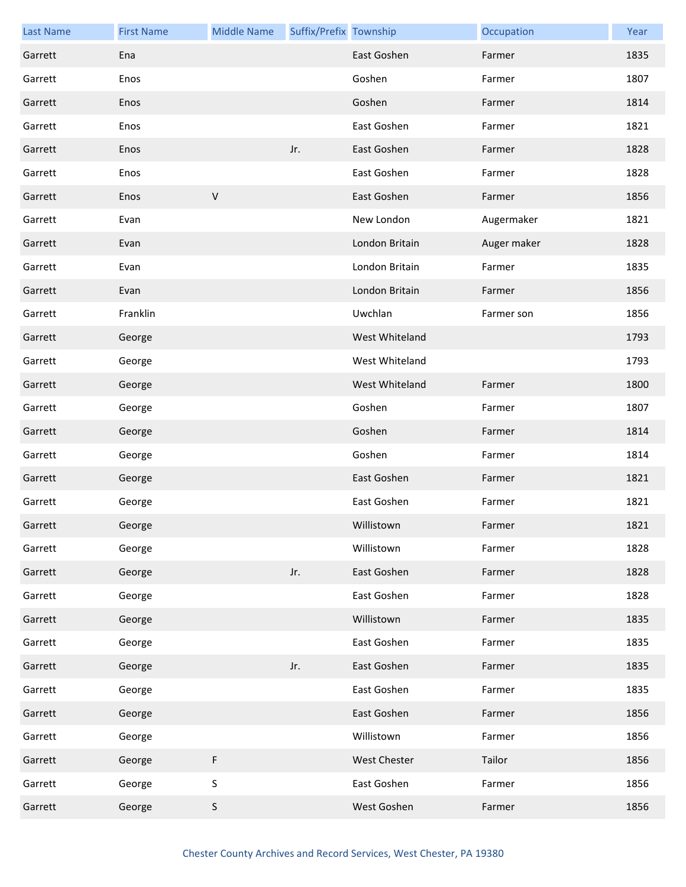| Last Name | First Name | Middle Name | Suffix/Prefix | Township | Occupation | Year |
|---|---|---|---|---|---|---|
| Garrett | Ena | | | East Goshen | Farmer | 1835 |
| Garrett | Enos | | | Goshen | Farmer | 1807 |
| Garrett | Enos | | | Goshen | Farmer | 1814 |
| Garrett | Enos | | | East Goshen | Farmer | 1821 |
| Garrett | Enos | | Jr. | East Goshen | Farmer | 1828 |
| Garrett | Enos | | | East Goshen | Farmer | 1828 |
| Garrett | Enos | V | | East Goshen | Farmer | 1856 |
| Garrett | Evan | | | New London | Augermaker | 1821 |
| Garrett | Evan | | | London Britain | Auger maker | 1828 |
| Garrett | Evan | | | London Britain | Farmer | 1835 |
| Garrett | Evan | | | London Britain | Farmer | 1856 |
| Garrett | Franklin | | | Uwchlan | Farmer son | 1856 |
| Garrett | George | | | West Whiteland | | 1793 |
| Garrett | George | | | West Whiteland | | 1793 |
| Garrett | George | | | West Whiteland | Farmer | 1800 |
| Garrett | George | | | Goshen | Farmer | 1807 |
| Garrett | George | | | Goshen | Farmer | 1814 |
| Garrett | George | | | Goshen | Farmer | 1814 |
| Garrett | George | | | East Goshen | Farmer | 1821 |
| Garrett | George | | | East Goshen | Farmer | 1821 |
| Garrett | George | | | Willistown | Farmer | 1821 |
| Garrett | George | | | Willistown | Farmer | 1828 |
| Garrett | George | | Jr. | East Goshen | Farmer | 1828 |
| Garrett | George | | | East Goshen | Farmer | 1828 |
| Garrett | George | | | Willistown | Farmer | 1835 |
| Garrett | George | | | East Goshen | Farmer | 1835 |
| Garrett | George | | Jr. | East Goshen | Farmer | 1835 |
| Garrett | George | | | East Goshen | Farmer | 1835 |
| Garrett | George | | | East Goshen | Farmer | 1856 |
| Garrett | George | | | Willistown | Farmer | 1856 |
| Garrett | George | F | | West Chester | Tailor | 1856 |
| Garrett | George | S | | East Goshen | Farmer | 1856 |
| Garrett | George | S | | West Goshen | Farmer | 1856 |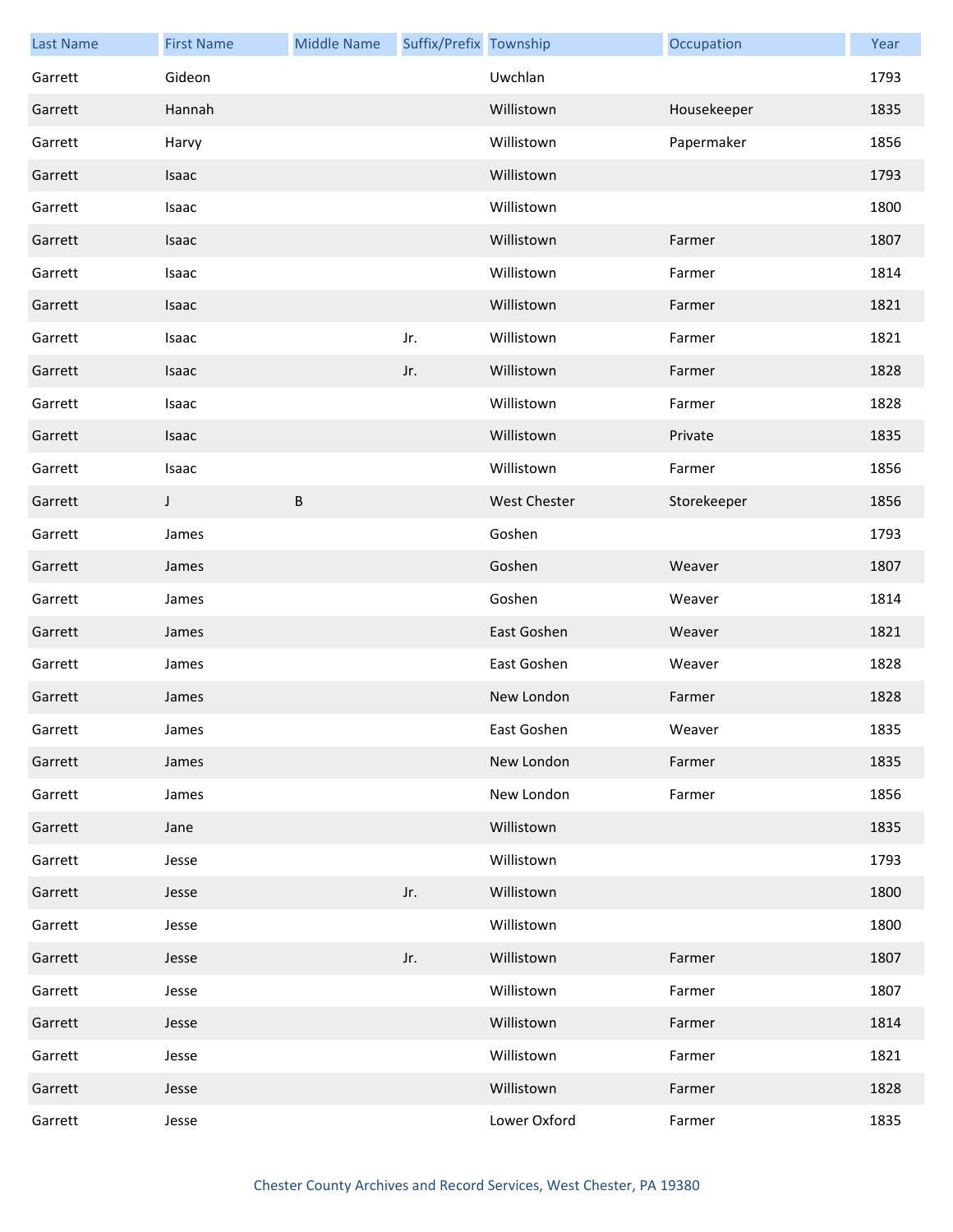| Last Name | First Name | Middle Name | Suffix/Prefix | Township | Occupation | Year |
|---|---|---|---|---|---|---|
| Garrett | Gideon | | | Uwchlan | | 1793 |
| Garrett | Hannah | | | Willistown | Housekeeper | 1835 |
| Garrett | Harvy | | | Willistown | Papermaker | 1856 |
| Garrett | Isaac | | | Willistown | | 1793 |
| Garrett | Isaac | | | Willistown | | 1800 |
| Garrett | Isaac | | | Willistown | Farmer | 1807 |
| Garrett | Isaac | | | Willistown | Farmer | 1814 |
| Garrett | Isaac | | | Willistown | Farmer | 1821 |
| Garrett | Isaac | | Jr. | Willistown | Farmer | 1821 |
| Garrett | Isaac | | Jr. | Willistown | Farmer | 1828 |
| Garrett | Isaac | | | Willistown | Farmer | 1828 |
| Garrett | Isaac | | | Willistown | Private | 1835 |
| Garrett | Isaac | | | Willistown | Farmer | 1856 |
| Garrett | J | B | | West Chester | Storekeeper | 1856 |
| Garrett | James | | | Goshen | | 1793 |
| Garrett | James | | | Goshen | Weaver | 1807 |
| Garrett | James | | | Goshen | Weaver | 1814 |
| Garrett | James | | | East Goshen | Weaver | 1821 |
| Garrett | James | | | East Goshen | Weaver | 1828 |
| Garrett | James | | | New London | Farmer | 1828 |
| Garrett | James | | | East Goshen | Weaver | 1835 |
| Garrett | James | | | New London | Farmer | 1835 |
| Garrett | James | | | New London | Farmer | 1856 |
| Garrett | Jane | | | Willistown | | 1835 |
| Garrett | Jesse | | | Willistown | | 1793 |
| Garrett | Jesse | | Jr. | Willistown | | 1800 |
| Garrett | Jesse | | | Willistown | | 1800 |
| Garrett | Jesse | | Jr. | Willistown | Farmer | 1807 |
| Garrett | Jesse | | | Willistown | Farmer | 1807 |
| Garrett | Jesse | | | Willistown | Farmer | 1814 |
| Garrett | Jesse | | | Willistown | Farmer | 1821 |
| Garrett | Jesse | | | Willistown | Farmer | 1828 |
| Garrett | Jesse | | | Lower Oxford | Farmer | 1835 |

Chester County Archives and Record Services, West Chester, PA 19380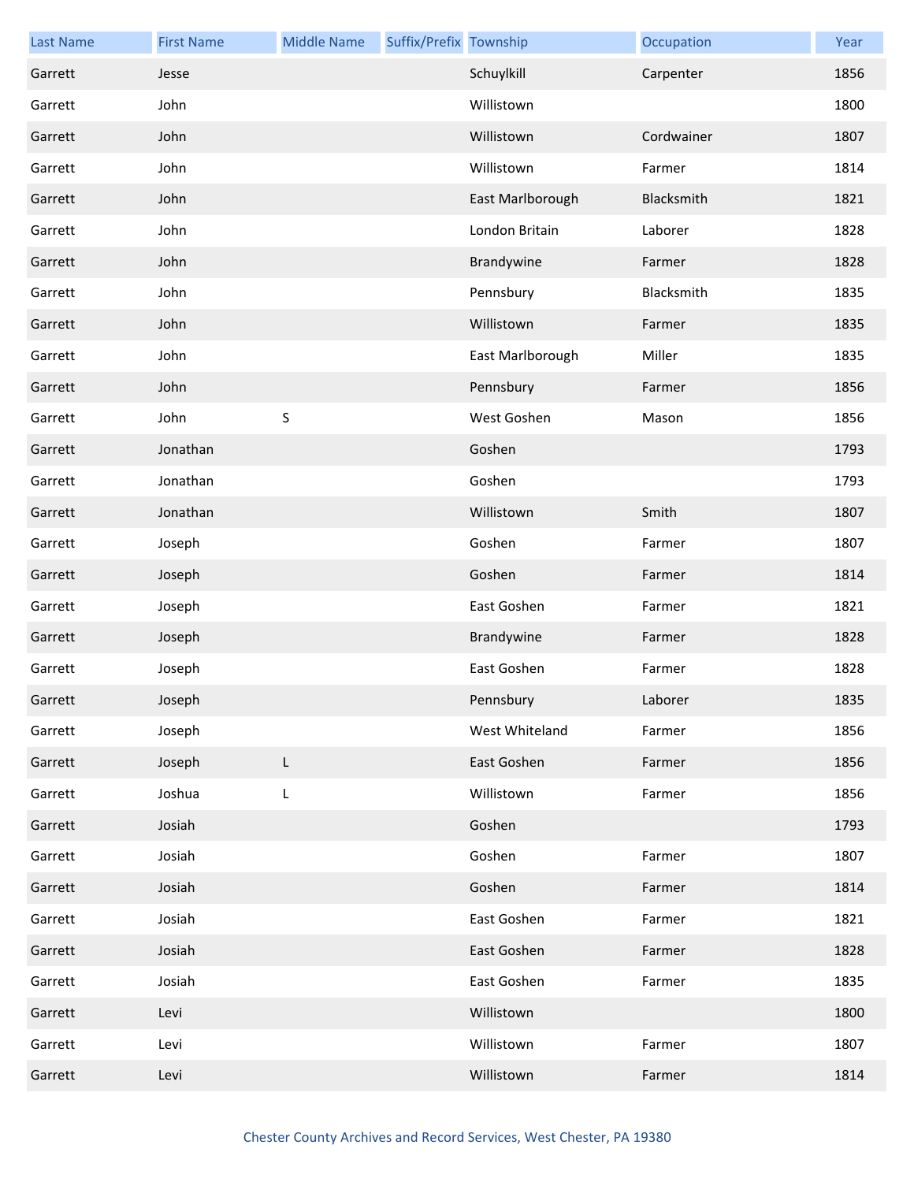| Last Name | First Name | Middle Name | Suffix/Prefix | Township | Occupation | Year |
| --- | --- | --- | --- | --- | --- | --- |
| Garrett | Jesse | | | Schuylkill | Carpenter | 1856 |
| Garrett | John | | | Willistown | | 1800 |
| Garrett | John | | | Willistown | Cordwainer | 1807 |
| Garrett | John | | | Willistown | Farmer | 1814 |
| Garrett | John | | | East Marlborough | Blacksmith | 1821 |
| Garrett | John | | | London Britain | Laborer | 1828 |
| Garrett | John | | | Brandywine | Farmer | 1828 |
| Garrett | John | | | Pennsbury | Blacksmith | 1835 |
| Garrett | John | | | Willistown | Farmer | 1835 |
| Garrett | John | | | East Marlborough | Miller | 1835 |
| Garrett | John | | | Pennsbury | Farmer | 1856 |
| Garrett | John | S | | West Goshen | Mason | 1856 |
| Garrett | Jonathan | | | Goshen | | 1793 |
| Garrett | Jonathan | | | Goshen | | 1793 |
| Garrett | Jonathan | | | Willistown | Smith | 1807 |
| Garrett | Joseph | | | Goshen | Farmer | 1807 |
| Garrett | Joseph | | | Goshen | Farmer | 1814 |
| Garrett | Joseph | | | East Goshen | Farmer | 1821 |
| Garrett | Joseph | | | Brandywine | Farmer | 1828 |
| Garrett | Joseph | | | East Goshen | Farmer | 1828 |
| Garrett | Joseph | | | Pennsbury | Laborer | 1835 |
| Garrett | Joseph | | | West Whiteland | Farmer | 1856 |
| Garrett | Joseph | L | | East Goshen | Farmer | 1856 |
| Garrett | Joshua | L | | Willistown | Farmer | 1856 |
| Garrett | Josiah | | | Goshen | | 1793 |
| Garrett | Josiah | | | Goshen | Farmer | 1807 |
| Garrett | Josiah | | | Goshen | Farmer | 1814 |
| Garrett | Josiah | | | East Goshen | Farmer | 1821 |
| Garrett | Josiah | | | East Goshen | Farmer | 1828 |
| Garrett | Josiah | | | East Goshen | Farmer | 1835 |
| Garrett | Levi | | | Willistown | | 1800 |
| Garrett | Levi | | | Willistown | Farmer | 1807 |
| Garrett | Levi | | | Willistown | Farmer | 1814 |

Chester County Archives and Record Services, West Chester, PA 19380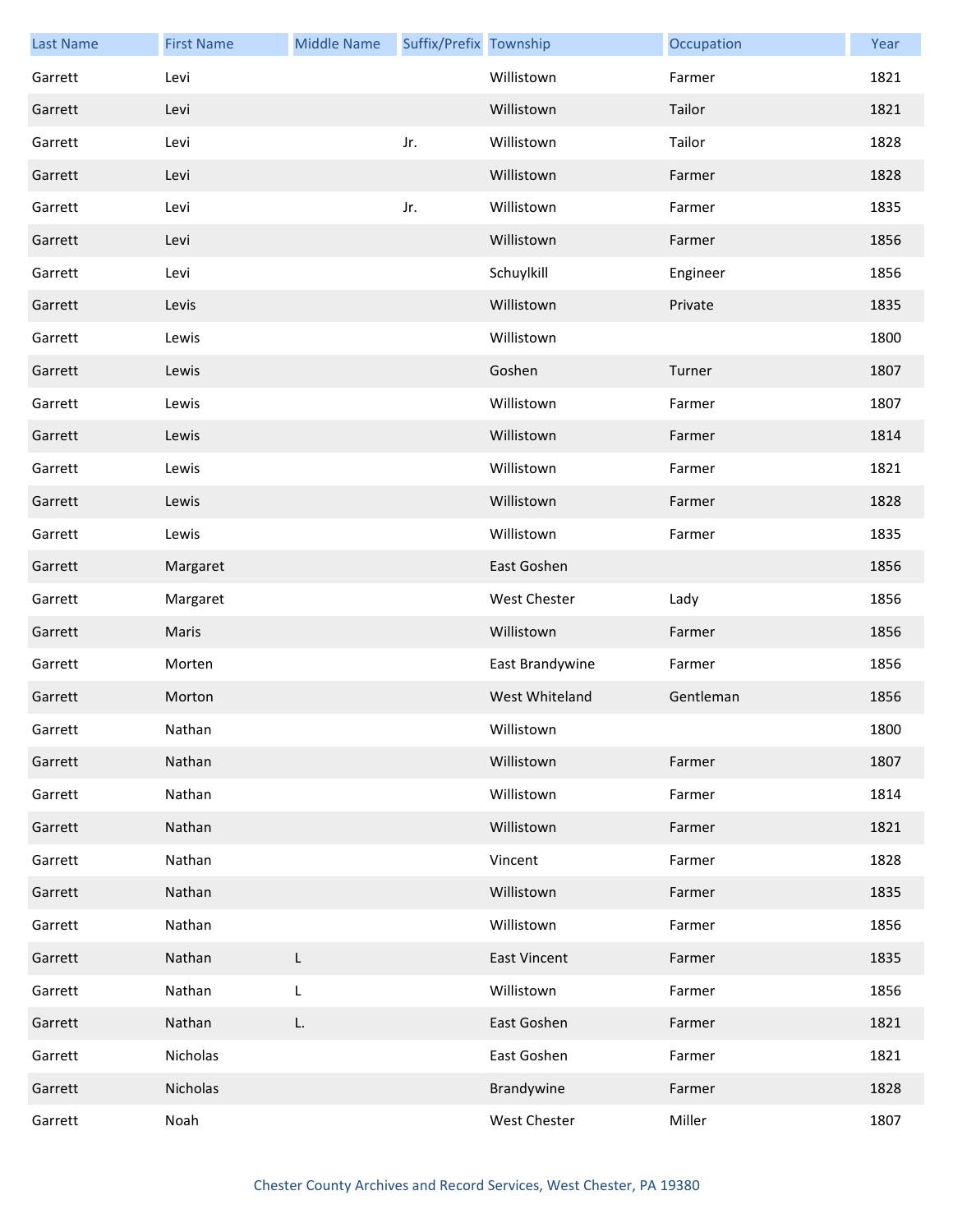| Last Name | First Name | Middle Name | Suffix/Prefix | Township | Occupation | Year |
|---|---|---|---|---|---|---|
| Garrett | Levi | | | Willistown | Farmer | 1821 |
| Garrett | Levi | | | Willistown | Tailor | 1821 |
| Garrett | Levi | | Jr. | Willistown | Tailor | 1828 |
| Garrett | Levi | | | Willistown | Farmer | 1828 |
| Garrett | Levi | | Jr. | Willistown | Farmer | 1835 |
| Garrett | Levi | | | Willistown | Farmer | 1856 |
| Garrett | Levi | | | Schuylkill | Engineer | 1856 |
| Garrett | Levis | | | Willistown | Private | 1835 |
| Garrett | Lewis | | | Willistown | | 1800 |
| Garrett | Lewis | | | Goshen | Turner | 1807 |
| Garrett | Lewis | | | Willistown | Farmer | 1807 |
| Garrett | Lewis | | | Willistown | Farmer | 1814 |
| Garrett | Lewis | | | Willistown | Farmer | 1821 |
| Garrett | Lewis | | | Willistown | Farmer | 1828 |
| Garrett | Lewis | | | Willistown | Farmer | 1835 |
| Garrett | Margaret | | | East Goshen | | 1856 |
| Garrett | Margaret | | | West Chester | Lady | 1856 |
| Garrett | Maris | | | Willistown | Farmer | 1856 |
| Garrett | Morten | | | East Brandywine | Farmer | 1856 |
| Garrett | Morton | | | West Whiteland | Gentleman | 1856 |
| Garrett | Nathan | | | Willistown | | 1800 |
| Garrett | Nathan | | | Willistown | Farmer | 1807 |
| Garrett | Nathan | | | Willistown | Farmer | 1814 |
| Garrett | Nathan | | | Willistown | Farmer | 1821 |
| Garrett | Nathan | | | Vincent | Farmer | 1828 |
| Garrett | Nathan | | | Willistown | Farmer | 1835 |
| Garrett | Nathan | | | Willistown | Farmer | 1856 |
| Garrett | Nathan | L | | East Vincent | Farmer | 1835 |
| Garrett | Nathan | L | | Willistown | Farmer | 1856 |
| Garrett | Nathan | L. | | East Goshen | Farmer | 1821 |
| Garrett | Nicholas | | | East Goshen | Farmer | 1821 |
| Garrett | Nicholas | | | Brandywine | Farmer | 1828 |
| Garrett | Noah | | | West Chester | Miller | 1807 |

Chester County Archives and Record Services, West Chester, PA 19380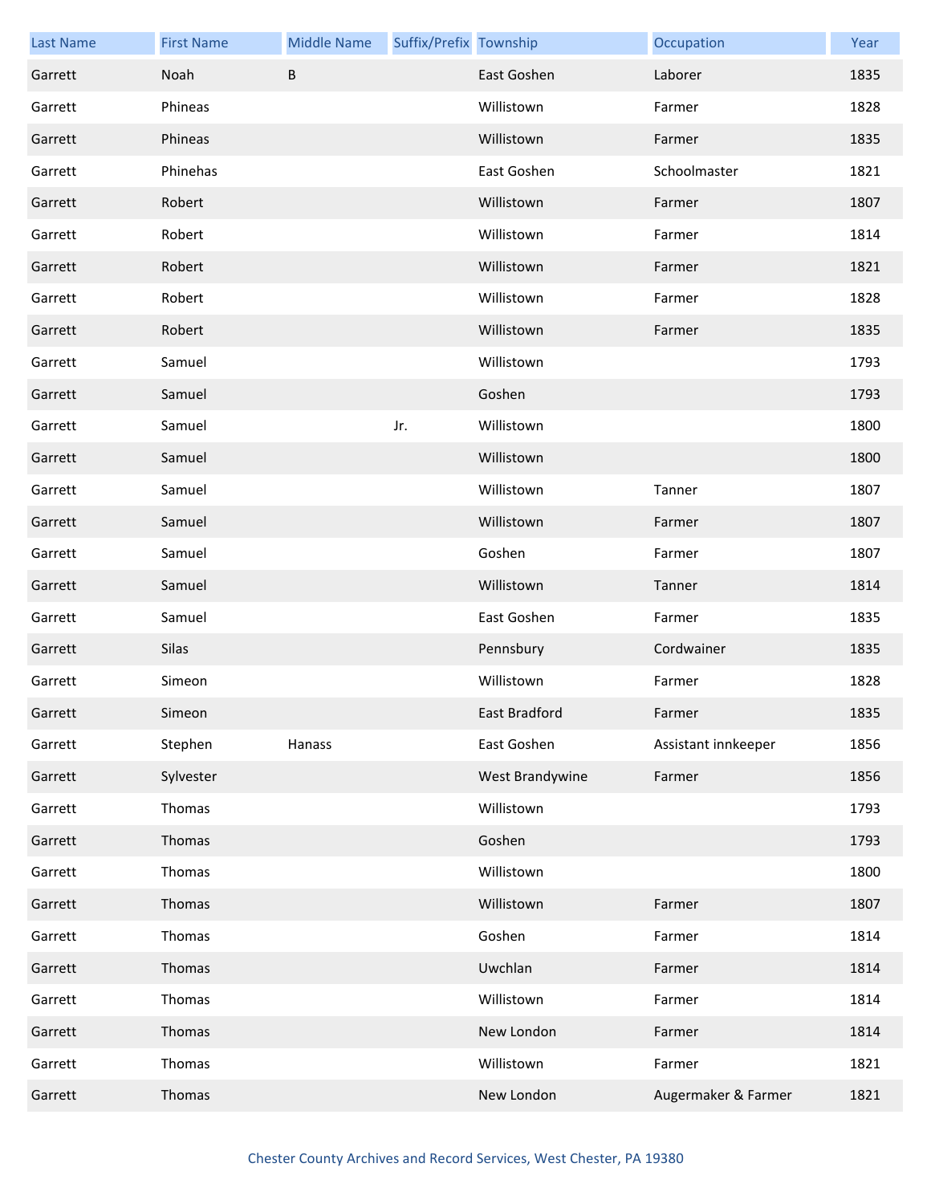| Last Name | First Name | Middle Name | Suffix/Prefix | Township | Occupation | Year |
|---|---|---|---|---|---|---|
| Garrett | Noah | B | | East Goshen | Laborer | 1835 |
| Garrett | Phineas | | | Willistown | Farmer | 1828 |
| Garrett | Phineas | | | Willistown | Farmer | 1835 |
| Garrett | Phinehas | | | East Goshen | Schoolmaster | 1821 |
| Garrett | Robert | | | Willistown | Farmer | 1807 |
| Garrett | Robert | | | Willistown | Farmer | 1814 |
| Garrett | Robert | | | Willistown | Farmer | 1821 |
| Garrett | Robert | | | Willistown | Farmer | 1828 |
| Garrett | Robert | | | Willistown | Farmer | 1835 |
| Garrett | Samuel | | | Willistown | | 1793 |
| Garrett | Samuel | | | Goshen | | 1793 |
| Garrett | Samuel | | Jr. | Willistown | | 1800 |
| Garrett | Samuel | | | Willistown | | 1800 |
| Garrett | Samuel | | | Willistown | Tanner | 1807 |
| Garrett | Samuel | | | Willistown | Farmer | 1807 |
| Garrett | Samuel | | | Goshen | Farmer | 1807 |
| Garrett | Samuel | | | Willistown | Tanner | 1814 |
| Garrett | Samuel | | | East Goshen | Farmer | 1835 |
| Garrett | Silas | | | Pennsbury | Cordwainer | 1835 |
| Garrett | Simeon | | | Willistown | Farmer | 1828 |
| Garrett | Simeon | | | East Bradford | Farmer | 1835 |
| Garrett | Stephen | Hanass | | East Goshen | Assistant innkeeper | 1856 |
| Garrett | Sylvester | | | West Brandywine | Farmer | 1856 |
| Garrett | Thomas | | | Willistown | | 1793 |
| Garrett | Thomas | | | Goshen | | 1793 |
| Garrett | Thomas | | | Willistown | | 1800 |
| Garrett | Thomas | | | Willistown | Farmer | 1807 |
| Garrett | Thomas | | | Goshen | Farmer | 1814 |
| Garrett | Thomas | | | Uwchlan | Farmer | 1814 |
| Garrett | Thomas | | | Willistown | Farmer | 1814 |
| Garrett | Thomas | | | New London | Farmer | 1814 |
| Garrett | Thomas | | | Willistown | Farmer | 1821 |
| Garrett | Thomas | | | New London | Augermaker & Farmer | 1821 |

Chester County Archives and Record Services, West Chester, PA 19380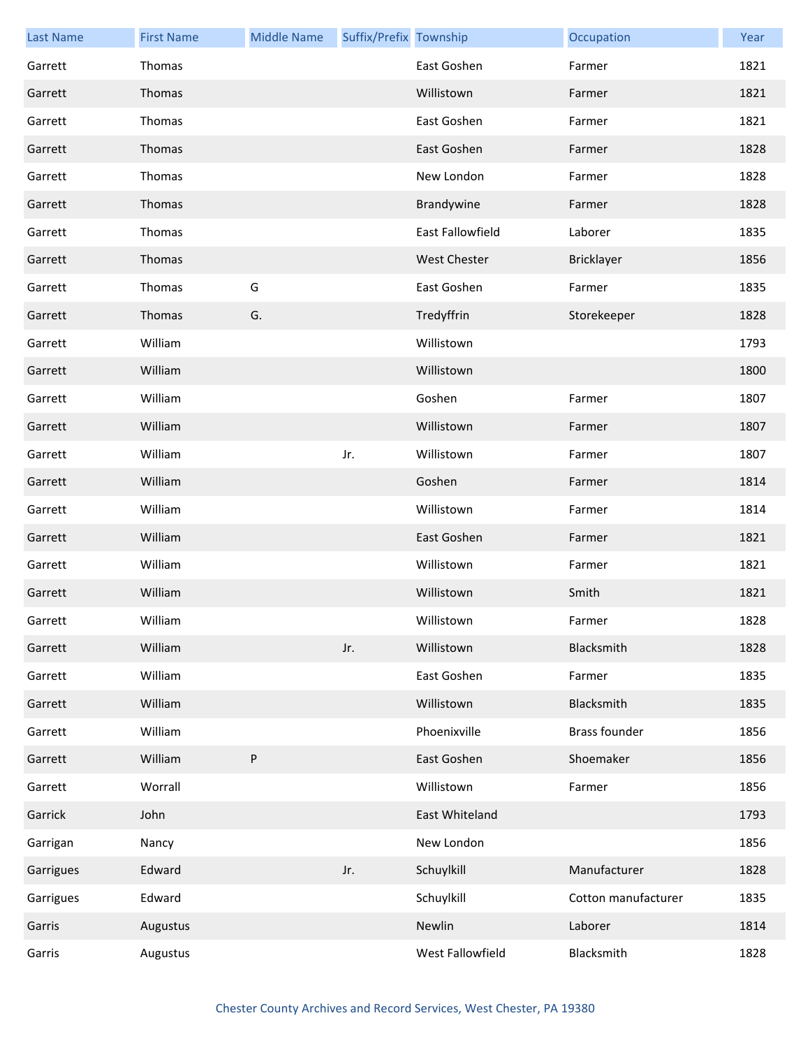| Last Name | First Name | Middle Name | Suffix/Prefix | Township | Occupation | Year |
| --- | --- | --- | --- | --- | --- | --- |
| Garrett | Thomas | | | East Goshen | Farmer | 1821 |
| Garrett | Thomas | | | Willistown | Farmer | 1821 |
| Garrett | Thomas | | | East Goshen | Farmer | 1821 |
| Garrett | Thomas | | | East Goshen | Farmer | 1828 |
| Garrett | Thomas | | | New London | Farmer | 1828 |
| Garrett | Thomas | | | Brandywine | Farmer | 1828 |
| Garrett | Thomas | | | East Fallowfield | Laborer | 1835 |
| Garrett | Thomas | | | West Chester | Bricklayer | 1856 |
| Garrett | Thomas | G | | East Goshen | Farmer | 1835 |
| Garrett | Thomas | G. | | Tredyffrin | Storekeeper | 1828 |
| Garrett | William | | | Willistown | | 1793 |
| Garrett | William | | | Willistown | | 1800 |
| Garrett | William | | | Goshen | Farmer | 1807 |
| Garrett | William | | | Willistown | Farmer | 1807 |
| Garrett | William | | Jr. | Willistown | Farmer | 1807 |
| Garrett | William | | | Goshen | Farmer | 1814 |
| Garrett | William | | | Willistown | Farmer | 1814 |
| Garrett | William | | | East Goshen | Farmer | 1821 |
| Garrett | William | | | Willistown | Farmer | 1821 |
| Garrett | William | | | Willistown | Smith | 1821 |
| Garrett | William | | | Willistown | Farmer | 1828 |
| Garrett | William | | Jr. | Willistown | Blacksmith | 1828 |
| Garrett | William | | | East Goshen | Farmer | 1835 |
| Garrett | William | | | Willistown | Blacksmith | 1835 |
| Garrett | William | | | Phoenixville | Brass founder | 1856 |
| Garrett | William | P | | East Goshen | Shoemaker | 1856 |
| Garrett | Worrall | | | Willistown | Farmer | 1856 |
| Garrick | John | | | East Whiteland | | 1793 |
| Garrigan | Nancy | | | New London | | 1856 |
| Garrigues | Edward | | Jr. | Schuylkill | Manufacturer | 1828 |
| Garrigues | Edward | | | Schuylkill | Cotton manufacturer | 1835 |
| Garris | Augustus | | | Newlin | Laborer | 1814 |
| Garris | Augustus | | | West Fallowfield | Blacksmith | 1828 |

Chester County Archives and Record Services, West Chester, PA 19380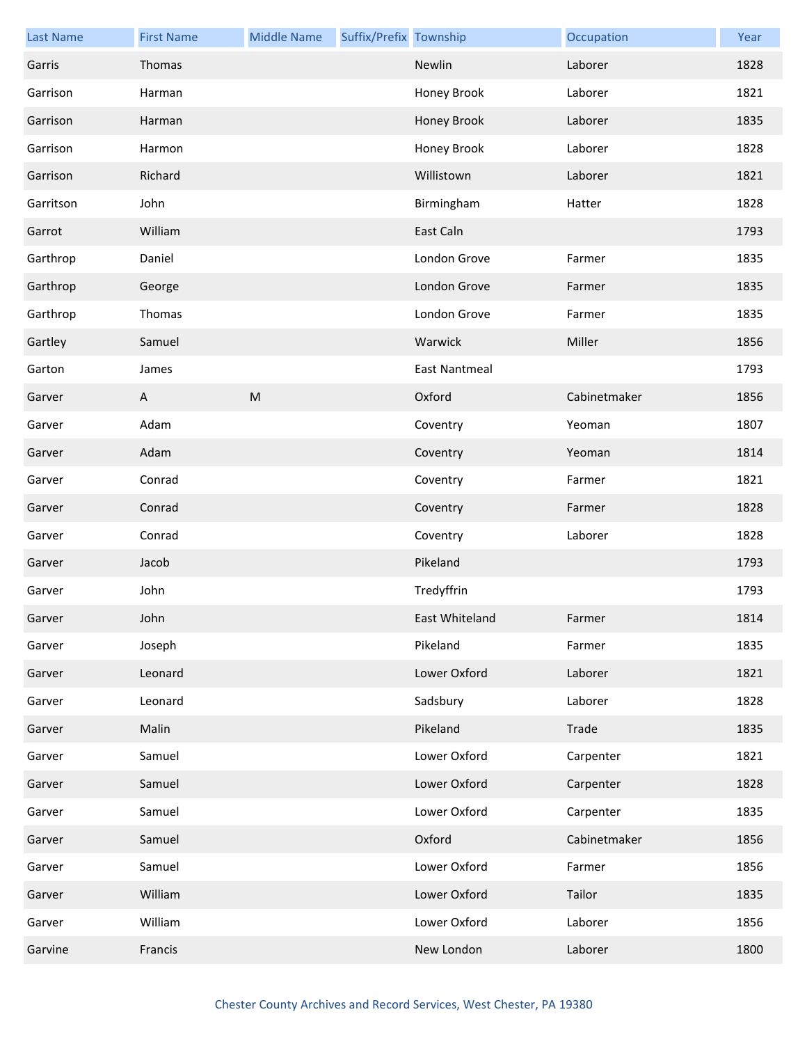| Last Name | First Name | Middle Name | Suffix/Prefix | Township | Occupation | Year |
|---|---|---|---|---|---|---|
| Garris | Thomas | | | Newlin | Laborer | 1828 |
| Garrison | Harman | | | Honey Brook | Laborer | 1821 |
| Garrison | Harman | | | Honey Brook | Laborer | 1835 |
| Garrison | Harmon | | | Honey Brook | Laborer | 1828 |
| Garrison | Richard | | | Willistown | Laborer | 1821 |
| Garritson | John | | | Birmingham | Hatter | 1828 |
| Garrot | William | | | East Caln | | 1793 |
| Garthrop | Daniel | | | London Grove | Farmer | 1835 |
| Garthrop | George | | | London Grove | Farmer | 1835 |
| Garthrop | Thomas | | | London Grove | Farmer | 1835 |
| Gartley | Samuel | | | Warwick | Miller | 1856 |
| Garton | James | | | East Nantmeal | | 1793 |
| Garver | A | M | | Oxford | Cabinetmaker | 1856 |
| Garver | Adam | | | Coventry | Yeoman | 1807 |
| Garver | Adam | | | Coventry | Yeoman | 1814 |
| Garver | Conrad | | | Coventry | Farmer | 1821 |
| Garver | Conrad | | | Coventry | Farmer | 1828 |
| Garver | Conrad | | | Coventry | Laborer | 1828 |
| Garver | Jacob | | | Pikeland | | 1793 |
| Garver | John | | | Tredyffrin | | 1793 |
| Garver | John | | | East Whiteland | Farmer | 1814 |
| Garver | Joseph | | | Pikeland | Farmer | 1835 |
| Garver | Leonard | | | Lower Oxford | Laborer | 1821 |
| Garver | Leonard | | | Sadsbury | Laborer | 1828 |
| Garver | Malin | | | Pikeland | Trade | 1835 |
| Garver | Samuel | | | Lower Oxford | Carpenter | 1821 |
| Garver | Samuel | | | Lower Oxford | Carpenter | 1828 |
| Garver | Samuel | | | Lower Oxford | Carpenter | 1835 |
| Garver | Samuel | | | Oxford | Cabinetmaker | 1856 |
| Garver | Samuel | | | Lower Oxford | Farmer | 1856 |
| Garver | William | | | Lower Oxford | Tailor | 1835 |
| Garver | William | | | Lower Oxford | Laborer | 1856 |
| Garvine | Francis | | | New London | Laborer | 1800 |

Chester County Archives and Record Services, West Chester, PA 19380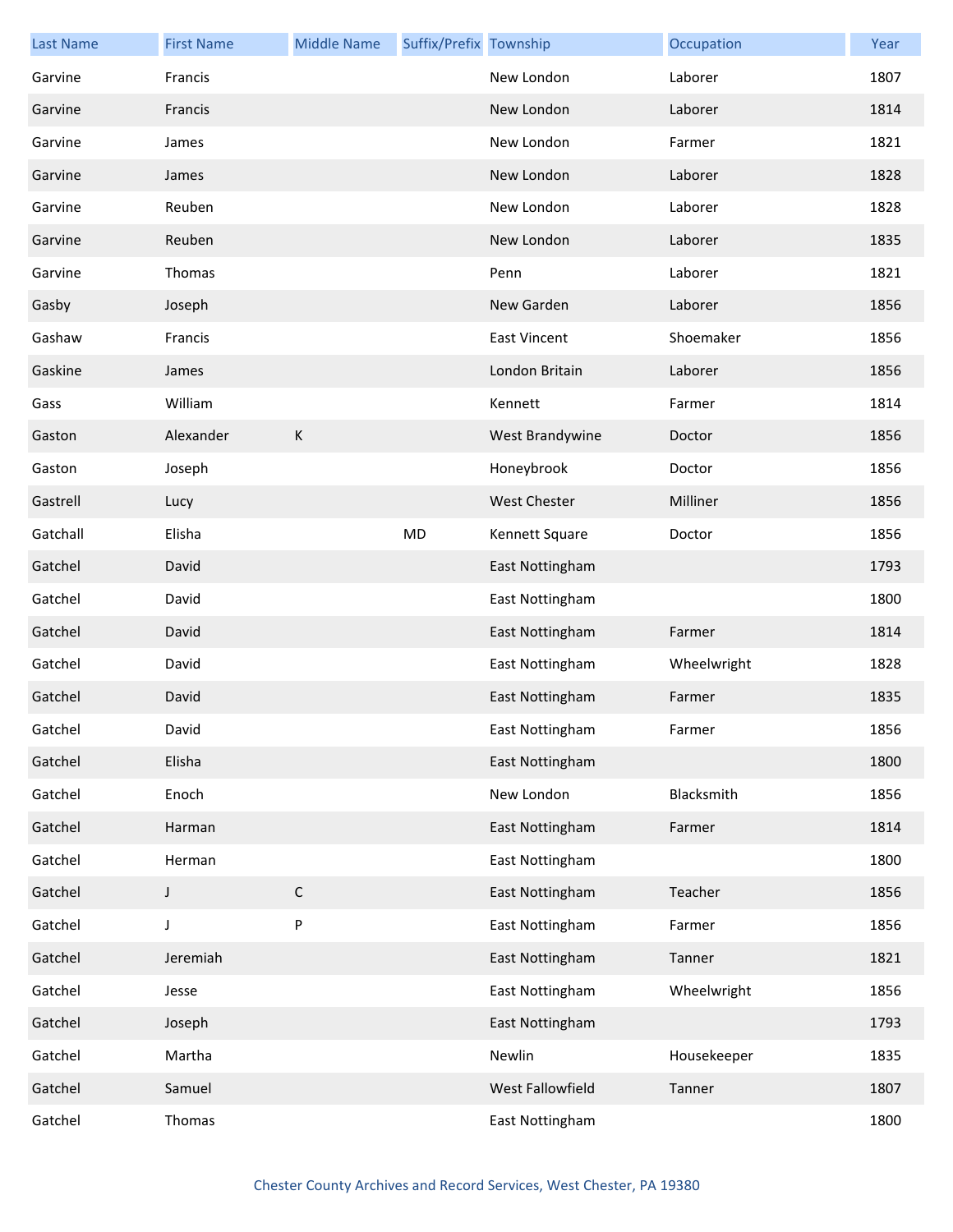| Last Name | First Name | Middle Name | Suffix/Prefix | Township | Occupation | Year |
| --- | --- | --- | --- | --- | --- | --- |
| Garvine | Francis | | | New London | Laborer | 1807 |
| Garvine | Francis | | | New London | Laborer | 1814 |
| Garvine | James | | | New London | Farmer | 1821 |
| Garvine | James | | | New London | Laborer | 1828 |
| Garvine | Reuben | | | New London | Laborer | 1828 |
| Garvine | Reuben | | | New London | Laborer | 1835 |
| Garvine | Thomas | | | Penn | Laborer | 1821 |
| Gasby | Joseph | | | New Garden | Laborer | 1856 |
| Gashaw | Francis | | | East Vincent | Shoemaker | 1856 |
| Gaskine | James | | | London Britain | Laborer | 1856 |
| Gass | William | | | Kennett | Farmer | 1814 |
| Gaston | Alexander | K | | West Brandywine | Doctor | 1856 |
| Gaston | Joseph | | | Honeybrook | Doctor | 1856 |
| Gastrell | Lucy | | | West Chester | Milliner | 1856 |
| Gatchall | Elisha | | MD | Kennett Square | Doctor | 1856 |
| Gatchel | David | | | East Nottingham | | 1793 |
| Gatchel | David | | | East Nottingham | | 1800 |
| Gatchel | David | | | East Nottingham | Farmer | 1814 |
| Gatchel | David | | | East Nottingham | Wheelwright | 1828 |
| Gatchel | David | | | East Nottingham | Farmer | 1835 |
| Gatchel | David | | | East Nottingham | Farmer | 1856 |
| Gatchel | Elisha | | | East Nottingham | | 1800 |
| Gatchel | Enoch | | | New London | Blacksmith | 1856 |
| Gatchel | Harman | | | East Nottingham | Farmer | 1814 |
| Gatchel | Herman | | | East Nottingham | | 1800 |
| Gatchel | J | C | | East Nottingham | Teacher | 1856 |
| Gatchel | J | P | | East Nottingham | Farmer | 1856 |
| Gatchel | Jeremiah | | | East Nottingham | Tanner | 1821 |
| Gatchel | Jesse | | | East Nottingham | Wheelwright | 1856 |
| Gatchel | Joseph | | | East Nottingham | | 1793 |
| Gatchel | Martha | | | Newlin | Housekeeper | 1835 |
| Gatchel | Samuel | | | West Fallowfield | Tanner | 1807 |
| Gatchel | Thomas | | | East Nottingham | | 1800 |

Chester County Archives and Record Services, West Chester, PA 19380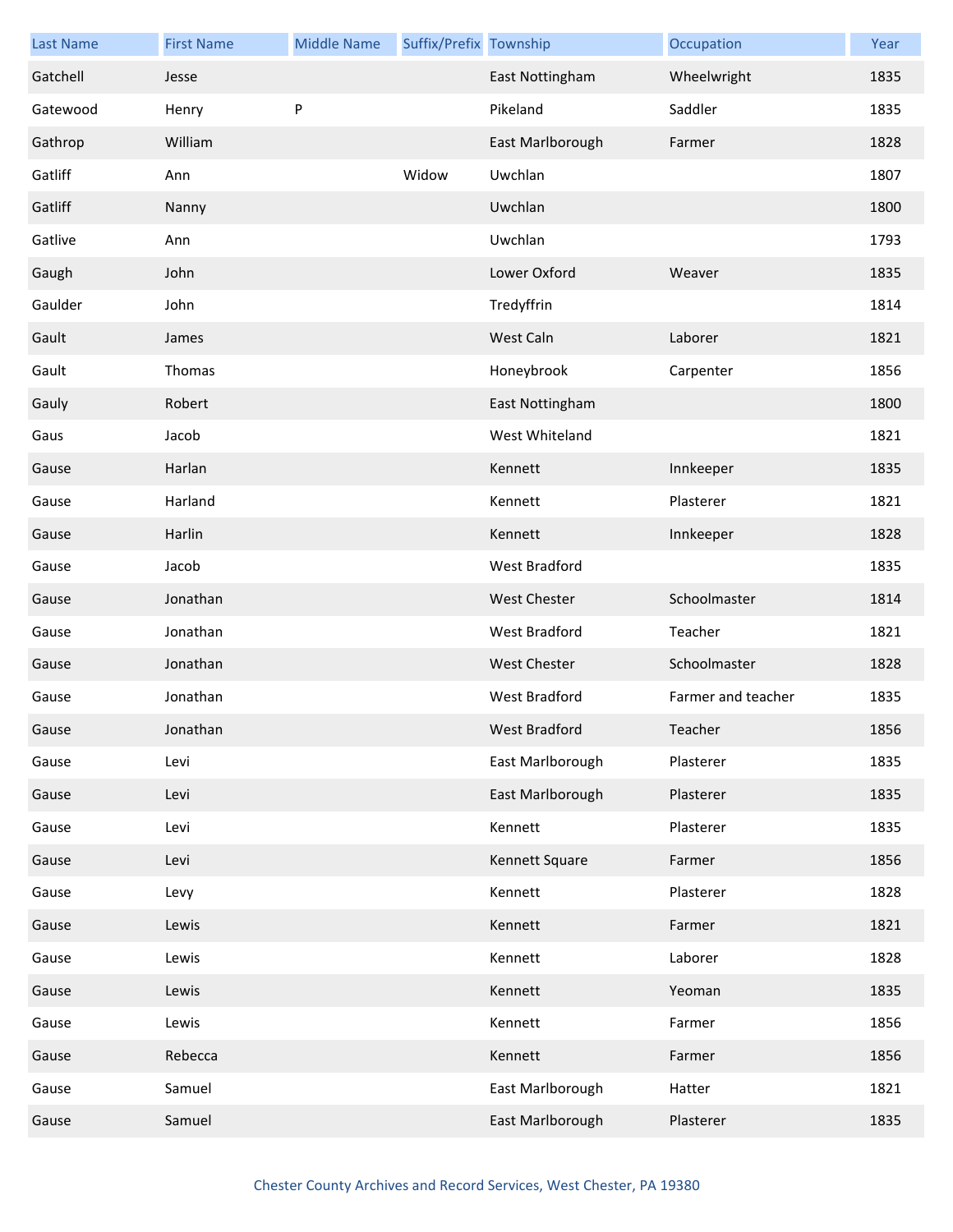| Last Name | First Name | Middle Name | Suffix/Prefix | Township | Occupation | Year |
|---|---|---|---|---|---|---|
| Gatchell | Jesse | | | East Nottingham | Wheelwright | 1835 |
| Gatewood | Henry | P | | Pikeland | Saddler | 1835 |
| Gathrop | William | | | East Marlborough | Farmer | 1828 |
| Gatliff | Ann | | Widow | Uwchlan | | 1807 |
| Gatliff | Nanny | | | Uwchlan | | 1800 |
| Gatlive | Ann | | | Uwchlan | | 1793 |
| Gaugh | John | | | Lower Oxford | Weaver | 1835 |
| Gaulder | John | | | Tredyffrin | | 1814 |
| Gault | James | | | West Caln | Laborer | 1821 |
| Gault | Thomas | | | Honeybrook | Carpenter | 1856 |
| Gauly | Robert | | | East Nottingham | | 1800 |
| Gaus | Jacob | | | West Whiteland | | 1821 |
| Gause | Harlan | | | Kennett | Innkeeper | 1835 |
| Gause | Harland | | | Kennett | Plasterer | 1821 |
| Gause | Harlin | | | Kennett | Innkeeper | 1828 |
| Gause | Jacob | | | West Bradford | | 1835 |
| Gause | Jonathan | | | West Chester | Schoolmaster | 1814 |
| Gause | Jonathan | | | West Bradford | Teacher | 1821 |
| Gause | Jonathan | | | West Chester | Schoolmaster | 1828 |
| Gause | Jonathan | | | West Bradford | Farmer and teacher | 1835 |
| Gause | Jonathan | | | West Bradford | Teacher | 1856 |
| Gause | Levi | | | East Marlborough | Plasterer | 1835 |
| Gause | Levi | | | East Marlborough | Plasterer | 1835 |
| Gause | Levi | | | Kennett | Plasterer | 1835 |
| Gause | Levi | | | Kennett Square | Farmer | 1856 |
| Gause | Levy | | | Kennett | Plasterer | 1828 |
| Gause | Lewis | | | Kennett | Farmer | 1821 |
| Gause | Lewis | | | Kennett | Laborer | 1828 |
| Gause | Lewis | | | Kennett | Yeoman | 1835 |
| Gause | Lewis | | | Kennett | Farmer | 1856 |
| Gause | Rebecca | | | Kennett | Farmer | 1856 |
| Gause | Samuel | | | East Marlborough | Hatter | 1821 |
| Gause | Samuel | | | East Marlborough | Plasterer | 1835 |

Chester County Archives and Record Services, West Chester, PA 19380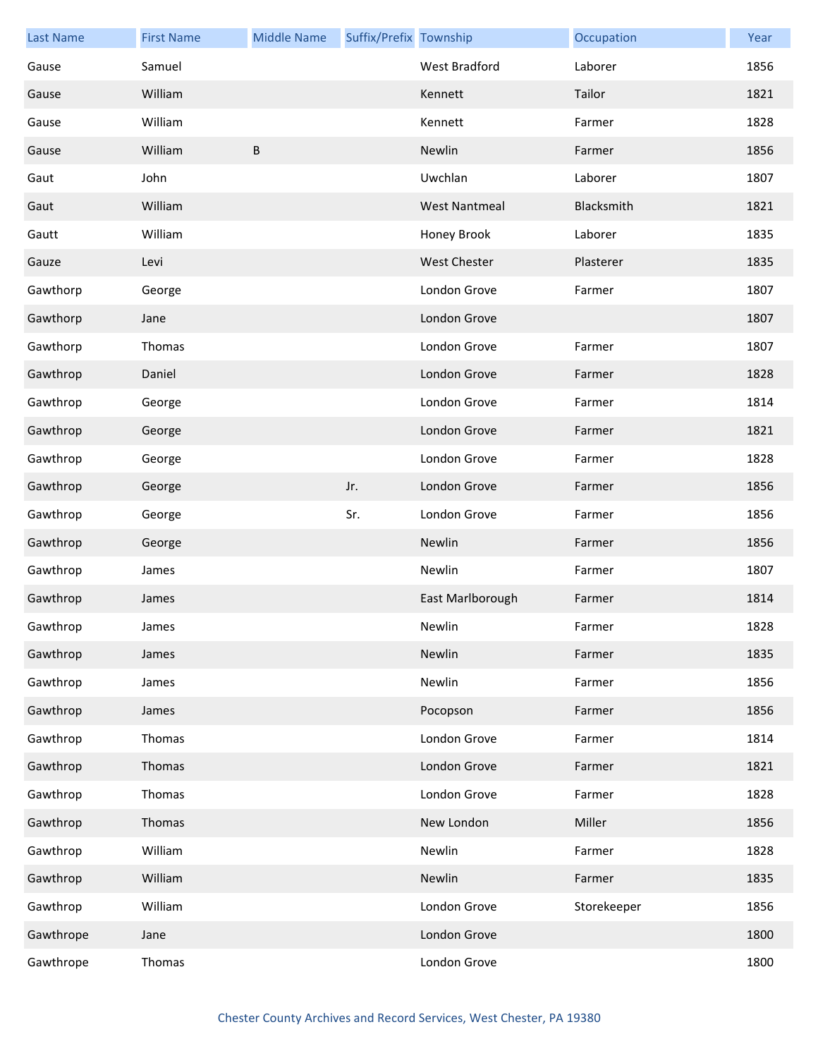| Last Name | First Name | Middle Name | Suffix/Prefix | Township | Occupation | Year |
|---|---|---|---|---|---|---|
| Gause | Samuel | | | West Bradford | Laborer | 1856 |
| Gause | William | | | Kennett | Tailor | 1821 |
| Gause | William | | | Kennett | Farmer | 1828 |
| Gause | William | B | | Newlin | Farmer | 1856 |
| Gaut | John | | | Uwchlan | Laborer | 1807 |
| Gaut | William | | | West Nantmeal | Blacksmith | 1821 |
| Gautt | William | | | Honey Brook | Laborer | 1835 |
| Gauze | Levi | | | West Chester | Plasterer | 1835 |
| Gawthorp | George | | | London Grove | Farmer | 1807 |
| Gawthorp | Jane | | | London Grove | | 1807 |
| Gawthorp | Thomas | | | London Grove | Farmer | 1807 |
| Gawthrop | Daniel | | | London Grove | Farmer | 1828 |
| Gawthrop | George | | | London Grove | Farmer | 1814 |
| Gawthrop | George | | | London Grove | Farmer | 1821 |
| Gawthrop | George | | | London Grove | Farmer | 1828 |
| Gawthrop | George | | Jr. | London Grove | Farmer | 1856 |
| Gawthrop | George | | Sr. | London Grove | Farmer | 1856 |
| Gawthrop | George | | | Newlin | Farmer | 1856 |
| Gawthrop | James | | | Newlin | Farmer | 1807 |
| Gawthrop | James | | | East Marlborough | Farmer | 1814 |
| Gawthrop | James | | | Newlin | Farmer | 1828 |
| Gawthrop | James | | | Newlin | Farmer | 1835 |
| Gawthrop | James | | | Newlin | Farmer | 1856 |
| Gawthrop | James | | | Pocopson | Farmer | 1856 |
| Gawthrop | Thomas | | | London Grove | Farmer | 1814 |
| Gawthrop | Thomas | | | London Grove | Farmer | 1821 |
| Gawthrop | Thomas | | | London Grove | Farmer | 1828 |
| Gawthrop | Thomas | | | New London | Miller | 1856 |
| Gawthrop | William | | | Newlin | Farmer | 1828 |
| Gawthrop | William | | | Newlin | Farmer | 1835 |
| Gawthrop | William | | | London Grove | Storekeeper | 1856 |
| Gawthrope | Jane | | | London Grove | | 1800 |
| Gawthrope | Thomas | | | London Grove | | 1800 |

Chester County Archives and Record Services, West Chester, PA 19380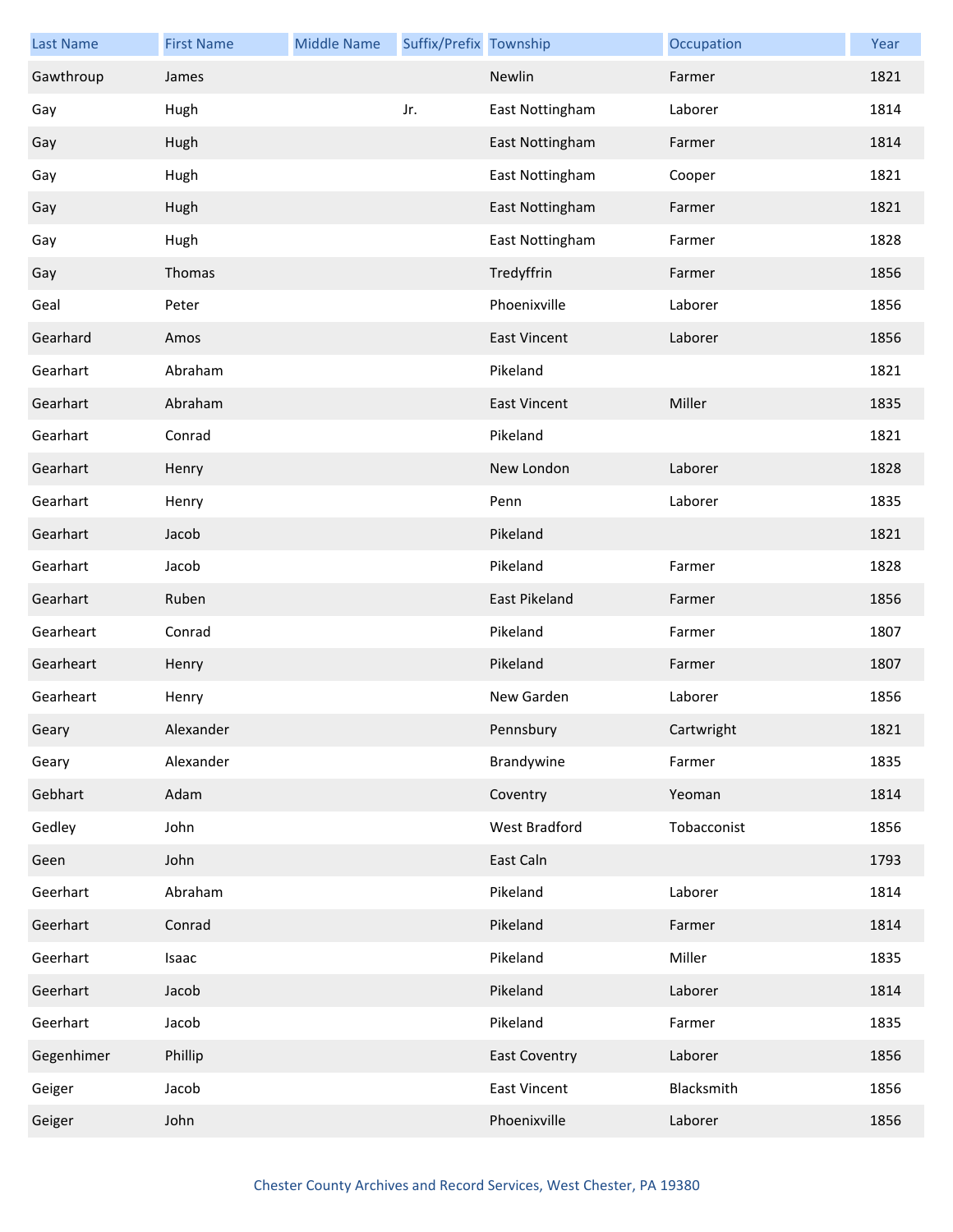| Last Name | First Name | Middle Name | Suffix/Prefix | Township | Occupation | Year |
| --- | --- | --- | --- | --- | --- | --- |
| Gawthroup | James | | | Newlin | Farmer | 1821 |
| Gay | Hugh | | Jr. | East Nottingham | Laborer | 1814 |
| Gay | Hugh | | | East Nottingham | Farmer | 1814 |
| Gay | Hugh | | | East Nottingham | Cooper | 1821 |
| Gay | Hugh | | | East Nottingham | Farmer | 1821 |
| Gay | Hugh | | | East Nottingham | Farmer | 1828 |
| Gay | Thomas | | | Tredyffrin | Farmer | 1856 |
| Geal | Peter | | | Phoenixville | Laborer | 1856 |
| Gearhard | Amos | | | East Vincent | Laborer | 1856 |
| Gearhart | Abraham | | | Pikeland | | 1821 |
| Gearhart | Abraham | | | East Vincent | Miller | 1835 |
| Gearhart | Conrad | | | Pikeland | | 1821 |
| Gearhart | Henry | | | New London | Laborer | 1828 |
| Gearhart | Henry | | | Penn | Laborer | 1835 |
| Gearhart | Jacob | | | Pikeland | | 1821 |
| Gearhart | Jacob | | | Pikeland | Farmer | 1828 |
| Gearhart | Ruben | | | East Pikeland | Farmer | 1856 |
| Gearheart | Conrad | | | Pikeland | Farmer | 1807 |
| Gearheart | Henry | | | Pikeland | Farmer | 1807 |
| Gearheart | Henry | | | New Garden | Laborer | 1856 |
| Geary | Alexander | | | Pennsbury | Cartwright | 1821 |
| Geary | Alexander | | | Brandywine | Farmer | 1835 |
| Gebhart | Adam | | | Coventry | Yeoman | 1814 |
| Gedley | John | | | West Bradford | Tobacconist | 1856 |
| Geen | John | | | East Caln | | 1793 |
| Geerhart | Abraham | | | Pikeland | Laborer | 1814 |
| Geerhart | Conrad | | | Pikeland | Farmer | 1814 |
| Geerhart | Isaac | | | Pikeland | Miller | 1835 |
| Geerhart | Jacob | | | Pikeland | Laborer | 1814 |
| Geerhart | Jacob | | | Pikeland | Farmer | 1835 |
| Gegenhimer | Phillip | | | East Coventry | Laborer | 1856 |
| Geiger | Jacob | | | East Vincent | Blacksmith | 1856 |
| Geiger | John | | | Phoenixville | Laborer | 1856 |

Chester County Archives and Record Services, West Chester, PA 19380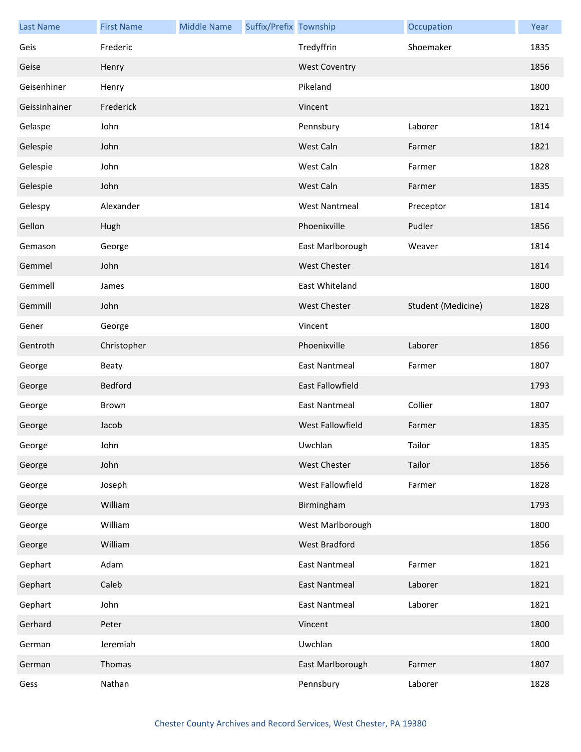| Last Name | First Name | Middle Name | Suffix/Prefix | Township | Occupation | Year |
|---|---|---|---|---|---|---|
| Geis | Frederic | | | Tredyffrin | Shoemaker | 1835 |
| Geise | Henry | | | West Coventry | | 1856 |
| Geisenhiner | Henry | | | Pikeland | | 1800 |
| Geissinhainer | Frederick | | | Vincent | | 1821 |
| Gelaspe | John | | | Pennsbury | Laborer | 1814 |
| Gelespie | John | | | West Caln | Farmer | 1821 |
| Gelespie | John | | | West Caln | Farmer | 1828 |
| Gelespie | John | | | West Caln | Farmer | 1835 |
| Gelespy | Alexander | | | West Nantmeal | Preceptor | 1814 |
| Gellon | Hugh | | | Phoenixville | Pudler | 1856 |
| Gemason | George | | | East Marlborough | Weaver | 1814 |
| Gemmel | John | | | West Chester | | 1814 |
| Gemmell | James | | | East Whiteland | | 1800 |
| Gemmill | John | | | West Chester | Student (Medicine) | 1828 |
| Gener | George | | | Vincent | | 1800 |
| Gentroth | Christopher | | | Phoenixville | Laborer | 1856 |
| George | Beaty | | | East Nantmeal | Farmer | 1807 |
| George | Bedford | | | East Fallowfield | | 1793 |
| George | Brown | | | East Nantmeal | Collier | 1807 |
| George | Jacob | | | West Fallowfield | Farmer | 1835 |
| George | John | | | Uwchlan | Tailor | 1835 |
| George | John | | | West Chester | Tailor | 1856 |
| George | Joseph | | | West Fallowfield | Farmer | 1828 |
| George | William | | | Birmingham | | 1793 |
| George | William | | | West Marlborough | | 1800 |
| George | William | | | West Bradford | | 1856 |
| Gephart | Adam | | | East Nantmeal | Farmer | 1821 |
| Gephart | Caleb | | | East Nantmeal | Laborer | 1821 |
| Gephart | John | | | East Nantmeal | Laborer | 1821 |
| Gerhard | Peter | | | Vincent | | 1800 |
| German | Jeremiah | | | Uwchlan | | 1800 |
| German | Thomas | | | East Marlborough | Farmer | 1807 |
| Gess | Nathan | | | Pennsbury | Laborer | 1828 |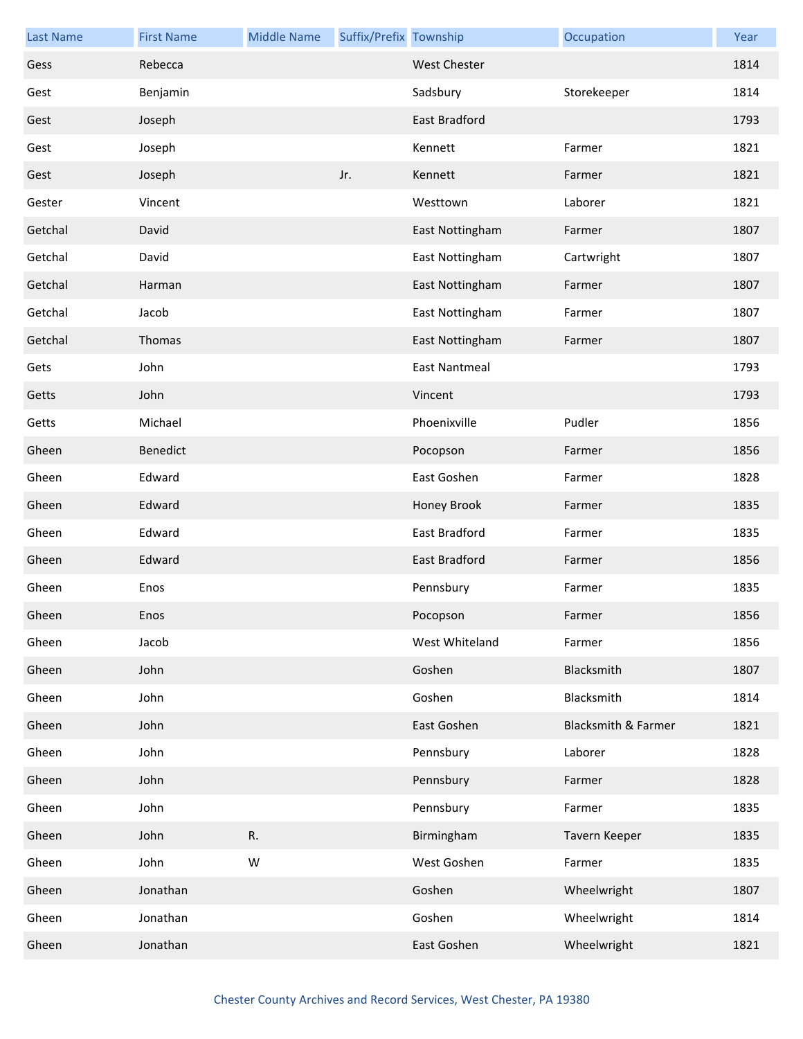| Last Name | First Name | Middle Name | Suffix/Prefix | Township | Occupation | Year |
| --- | --- | --- | --- | --- | --- | --- |
| Gess | Rebecca | | | West Chester | | 1814 |
| Gest | Benjamin | | | Sadsbury | Storekeeper | 1814 |
| Gest | Joseph | | | East Bradford | | 1793 |
| Gest | Joseph | | | Kennett | Farmer | 1821 |
| Gest | Joseph | | Jr. | Kennett | Farmer | 1821 |
| Gester | Vincent | | | Westtown | Laborer | 1821 |
| Getchal | David | | | East Nottingham | Farmer | 1807 |
| Getchal | David | | | East Nottingham | Cartwright | 1807 |
| Getchal | Harman | | | East Nottingham | Farmer | 1807 |
| Getchal | Jacob | | | East Nottingham | Farmer | 1807 |
| Getchal | Thomas | | | East Nottingham | Farmer | 1807 |
| Gets | John | | | East Nantmeal | | 1793 |
| Getts | John | | | Vincent | | 1793 |
| Getts | Michael | | | Phoenixville | Pudler | 1856 |
| Gheen | Benedict | | | Pocopson | Farmer | 1856 |
| Gheen | Edward | | | East Goshen | Farmer | 1828 |
| Gheen | Edward | | | Honey Brook | Farmer | 1835 |
| Gheen | Edward | | | East Bradford | Farmer | 1835 |
| Gheen | Edward | | | East Bradford | Farmer | 1856 |
| Gheen | Enos | | | Pennsbury | Farmer | 1835 |
| Gheen | Enos | | | Pocopson | Farmer | 1856 |
| Gheen | Jacob | | | West Whiteland | Farmer | 1856 |
| Gheen | John | | | Goshen | Blacksmith | 1807 |
| Gheen | John | | | Goshen | Blacksmith | 1814 |
| Gheen | John | | | East Goshen | Blacksmith & Farmer | 1821 |
| Gheen | John | | | Pennsbury | Laborer | 1828 |
| Gheen | John | | | Pennsbury | Farmer | 1828 |
| Gheen | John | | | Pennsbury | Farmer | 1835 |
| Gheen | John | R. | | Birmingham | Tavern Keeper | 1835 |
| Gheen | John | W | | West Goshen | Farmer | 1835 |
| Gheen | Jonathan | | | Goshen | Wheelwright | 1807 |
| Gheen | Jonathan | | | Goshen | Wheelwright | 1814 |
| Gheen | Jonathan | | | East Goshen | Wheelwright | 1821 |

Chester County Archives and Record Services, West Chester, PA 19380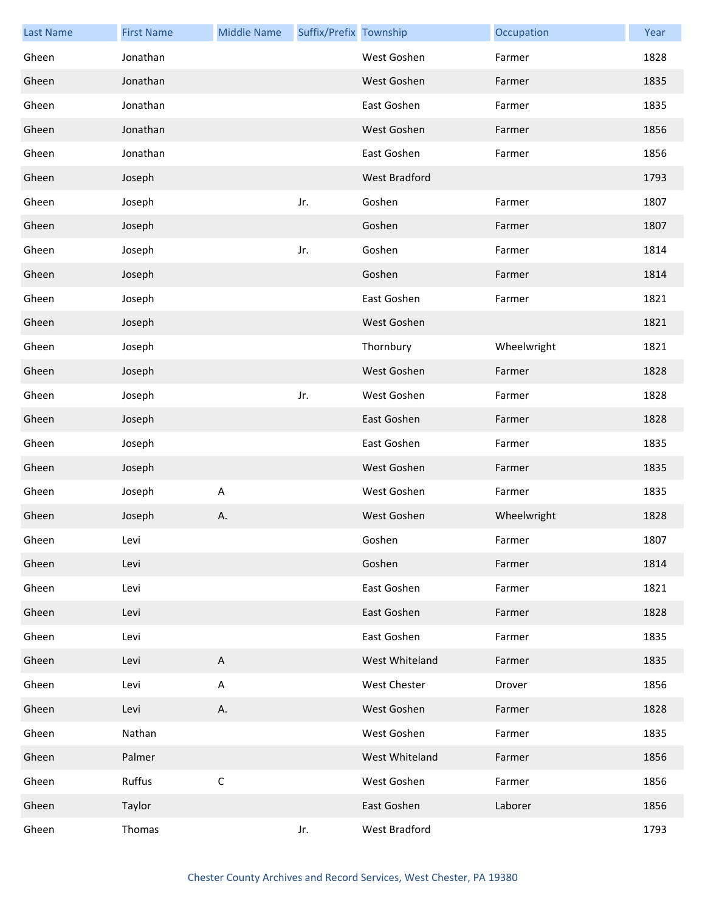| Last Name | First Name | Middle Name | Suffix/Prefix | Township | Occupation | Year |
|---|---|---|---|---|---|---|
| Gheen | Jonathan | | | West Goshen | Farmer | 1828 |
| Gheen | Jonathan | | | West Goshen | Farmer | 1835 |
| Gheen | Jonathan | | | East Goshen | Farmer | 1835 |
| Gheen | Jonathan | | | West Goshen | Farmer | 1856 |
| Gheen | Jonathan | | | East Goshen | Farmer | 1856 |
| Gheen | Joseph | | | West Bradford | | 1793 |
| Gheen | Joseph | | Jr. | Goshen | Farmer | 1807 |
| Gheen | Joseph | | | Goshen | Farmer | 1807 |
| Gheen | Joseph | | Jr. | Goshen | Farmer | 1814 |
| Gheen | Joseph | | | Goshen | Farmer | 1814 |
| Gheen | Joseph | | | East Goshen | Farmer | 1821 |
| Gheen | Joseph | | | West Goshen | | 1821 |
| Gheen | Joseph | | | Thornbury | Wheelwright | 1821 |
| Gheen | Joseph | | | West Goshen | Farmer | 1828 |
| Gheen | Joseph | | Jr. | West Goshen | Farmer | 1828 |
| Gheen | Joseph | | | East Goshen | Farmer | 1828 |
| Gheen | Joseph | | | East Goshen | Farmer | 1835 |
| Gheen | Joseph | | | West Goshen | Farmer | 1835 |
| Gheen | Joseph | A | | West Goshen | Farmer | 1835 |
| Gheen | Joseph | A. | | West Goshen | Wheelwright | 1828 |
| Gheen | Levi | | | Goshen | Farmer | 1807 |
| Gheen | Levi | | | Goshen | Farmer | 1814 |
| Gheen | Levi | | | East Goshen | Farmer | 1821 |
| Gheen | Levi | | | East Goshen | Farmer | 1828 |
| Gheen | Levi | | | East Goshen | Farmer | 1835 |
| Gheen | Levi | A | | West Whiteland | Farmer | 1835 |
| Gheen | Levi | A | | West Chester | Drover | 1856 |
| Gheen | Levi | A. | | West Goshen | Farmer | 1828 |
| Gheen | Nathan | | | West Goshen | Farmer | 1835 |
| Gheen | Palmer | | | West Whiteland | Farmer | 1856 |
| Gheen | Ruffus | C | | West Goshen | Farmer | 1856 |
| Gheen | Taylor | | | East Goshen | Laborer | 1856 |
| Gheen | Thomas | | Jr. | West Bradford | | 1793 |

Chester County Archives and Record Services, West Chester, PA 19380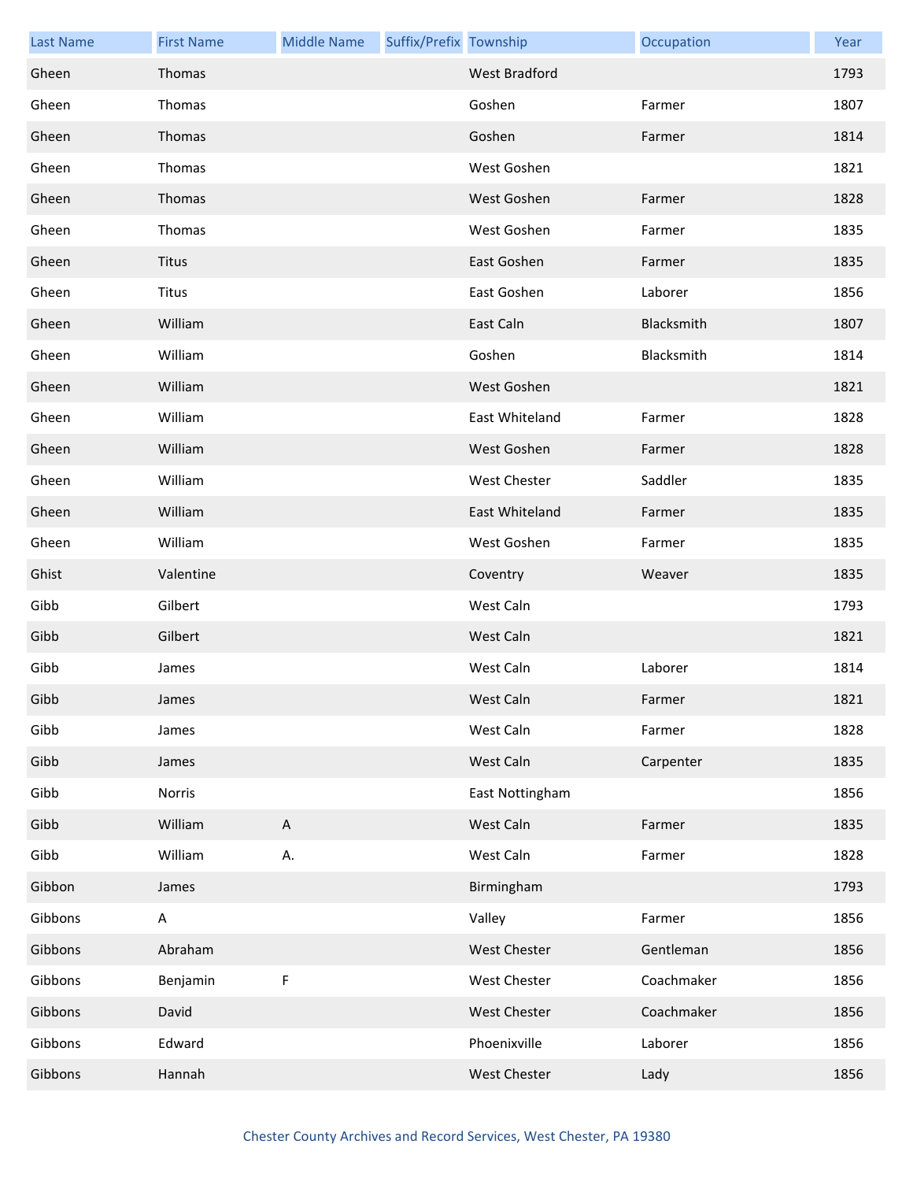| Last Name | First Name | Middle Name | Suffix/Prefix | Township | Occupation | Year |
|---|---|---|---|---|---|---|
| Gheen | Thomas | | | West Bradford | | 1793 |
| Gheen | Thomas | | | Goshen | Farmer | 1807 |
| Gheen | Thomas | | | Goshen | Farmer | 1814 |
| Gheen | Thomas | | | West Goshen | | 1821 |
| Gheen | Thomas | | | West Goshen | Farmer | 1828 |
| Gheen | Thomas | | | West Goshen | Farmer | 1835 |
| Gheen | Titus | | | East Goshen | Farmer | 1835 |
| Gheen | Titus | | | East Goshen | Laborer | 1856 |
| Gheen | William | | | East Caln | Blacksmith | 1807 |
| Gheen | William | | | Goshen | Blacksmith | 1814 |
| Gheen | William | | | West Goshen | | 1821 |
| Gheen | William | | | East Whiteland | Farmer | 1828 |
| Gheen | William | | | West Goshen | Farmer | 1828 |
| Gheen | William | | | West Chester | Saddler | 1835 |
| Gheen | William | | | East Whiteland | Farmer | 1835 |
| Gheen | William | | | West Goshen | Farmer | 1835 |
| Ghist | Valentine | | | Coventry | Weaver | 1835 |
| Gibb | Gilbert | | | West Caln | | 1793 |
| Gibb | Gilbert | | | West Caln | | 1821 |
| Gibb | James | | | West Caln | Laborer | 1814 |
| Gibb | James | | | West Caln | Farmer | 1821 |
| Gibb | James | | | West Caln | Farmer | 1828 |
| Gibb | James | | | West Caln | Carpenter | 1835 |
| Gibb | Norris | | | East Nottingham | | 1856 |
| Gibb | William | A | | West Caln | Farmer | 1835 |
| Gibb | William | A. | | West Caln | Farmer | 1828 |
| Gibbon | James | | | Birmingham | | 1793 |
| Gibbons | A | | | Valley | Farmer | 1856 |
| Gibbons | Abraham | | | West Chester | Gentleman | 1856 |
| Gibbons | Benjamin | F | | West Chester | Coachmaker | 1856 |
| Gibbons | David | | | West Chester | Coachmaker | 1856 |
| Gibbons | Edward | | | Phoenixville | Laborer | 1856 |
| Gibbons | Hannah | | | West Chester | Lady | 1856 |

Chester County Archives and Record Services, West Chester, PA 19380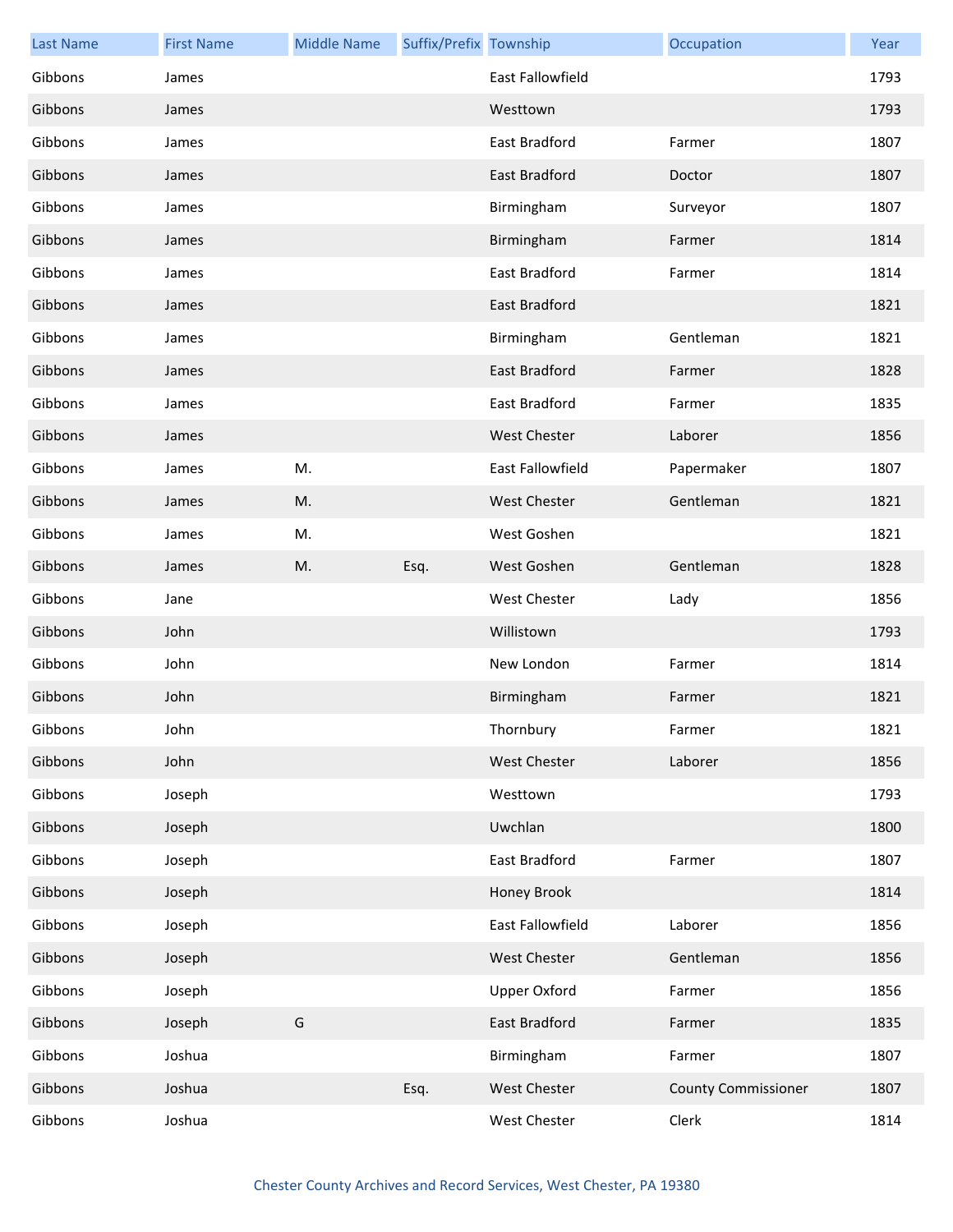| Last Name | First Name | Middle Name | Suffix/Prefix | Township | Occupation | Year |
|---|---|---|---|---|---|---|
| Gibbons | James | | | East Fallowfield | | 1793 |
| Gibbons | James | | | Westtown | | 1793 |
| Gibbons | James | | | East Bradford | Farmer | 1807 |
| Gibbons | James | | | East Bradford | Doctor | 1807 |
| Gibbons | James | | | Birmingham | Surveyor | 1807 |
| Gibbons | James | | | Birmingham | Farmer | 1814 |
| Gibbons | James | | | East Bradford | Farmer | 1814 |
| Gibbons | James | | | East Bradford | | 1821 |
| Gibbons | James | | | Birmingham | Gentleman | 1821 |
| Gibbons | James | | | East Bradford | Farmer | 1828 |
| Gibbons | James | | | East Bradford | Farmer | 1835 |
| Gibbons | James | | | West Chester | Laborer | 1856 |
| Gibbons | James | M. | | East Fallowfield | Papermaker | 1807 |
| Gibbons | James | M. | | West Chester | Gentleman | 1821 |
| Gibbons | James | M. | | West Goshen | | 1821 |
| Gibbons | James | M. | Esq. | West Goshen | Gentleman | 1828 |
| Gibbons | Jane | | | West Chester | Lady | 1856 |
| Gibbons | John | | | Willistown | | 1793 |
| Gibbons | John | | | New London | Farmer | 1814 |
| Gibbons | John | | | Birmingham | Farmer | 1821 |
| Gibbons | John | | | Thornbury | Farmer | 1821 |
| Gibbons | John | | | West Chester | Laborer | 1856 |
| Gibbons | Joseph | | | Westtown | | 1793 |
| Gibbons | Joseph | | | Uwchlan | | 1800 |
| Gibbons | Joseph | | | East Bradford | Farmer | 1807 |
| Gibbons | Joseph | | | Honey Brook | | 1814 |
| Gibbons | Joseph | | | East Fallowfield | Laborer | 1856 |
| Gibbons | Joseph | | | West Chester | Gentleman | 1856 |
| Gibbons | Joseph | | | Upper Oxford | Farmer | 1856 |
| Gibbons | Joseph | G | | East Bradford | Farmer | 1835 |
| Gibbons | Joshua | | | Birmingham | Farmer | 1807 |
| Gibbons | Joshua | | Esq. | West Chester | County Commissioner | 1807 |
| Gibbons | Joshua | | | West Chester | Clerk | 1814 |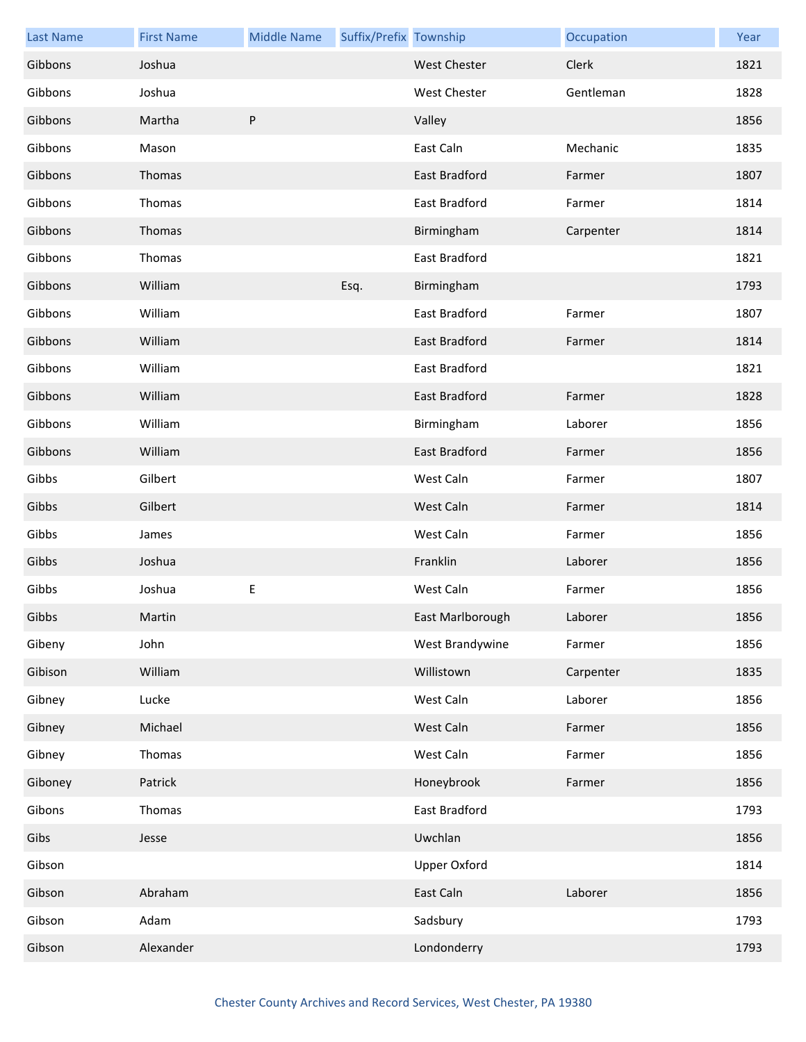| Last Name | First Name | Middle Name | Suffix/Prefix | Township | Occupation | Year |
|---|---|---|---|---|---|---|
| Gibbons | Joshua | | | West Chester | Clerk | 1821 |
| Gibbons | Joshua | | | West Chester | Gentleman | 1828 |
| Gibbons | Martha | P | | Valley | | 1856 |
| Gibbons | Mason | | | East Caln | Mechanic | 1835 |
| Gibbons | Thomas | | | East Bradford | Farmer | 1807 |
| Gibbons | Thomas | | | East Bradford | Farmer | 1814 |
| Gibbons | Thomas | | | Birmingham | Carpenter | 1814 |
| Gibbons | Thomas | | | East Bradford | | 1821 |
| Gibbons | William | | Esq. | Birmingham | | 1793 |
| Gibbons | William | | | East Bradford | Farmer | 1807 |
| Gibbons | William | | | East Bradford | Farmer | 1814 |
| Gibbons | William | | | East Bradford | | 1821 |
| Gibbons | William | | | East Bradford | Farmer | 1828 |
| Gibbons | William | | | Birmingham | Laborer | 1856 |
| Gibbons | William | | | East Bradford | Farmer | 1856 |
| Gibbs | Gilbert | | | West Caln | Farmer | 1807 |
| Gibbs | Gilbert | | | West Caln | Farmer | 1814 |
| Gibbs | James | | | West Caln | Farmer | 1856 |
| Gibbs | Joshua | | | Franklin | Laborer | 1856 |
| Gibbs | Joshua | E | | West Caln | Farmer | 1856 |
| Gibbs | Martin | | | East Marlborough | Laborer | 1856 |
| Gibeny | John | | | West Brandywine | Farmer | 1856 |
| Gibison | William | | | Willistown | Carpenter | 1835 |
| Gibney | Lucke | | | West Caln | Laborer | 1856 |
| Gibney | Michael | | | West Caln | Farmer | 1856 |
| Gibney | Thomas | | | West Caln | Farmer | 1856 |
| Giboney | Patrick | | | Honeybrook | Farmer | 1856 |
| Gibons | Thomas | | | East Bradford | | 1793 |
| Gibs | Jesse | | | Uwchlan | | 1856 |
| Gibson | | | | Upper Oxford | | 1814 |
| Gibson | Abraham | | | East Caln | Laborer | 1856 |
| Gibson | Adam | | | Sadsbury | | 1793 |
| Gibson | Alexander | | | Londonderry | | 1793 |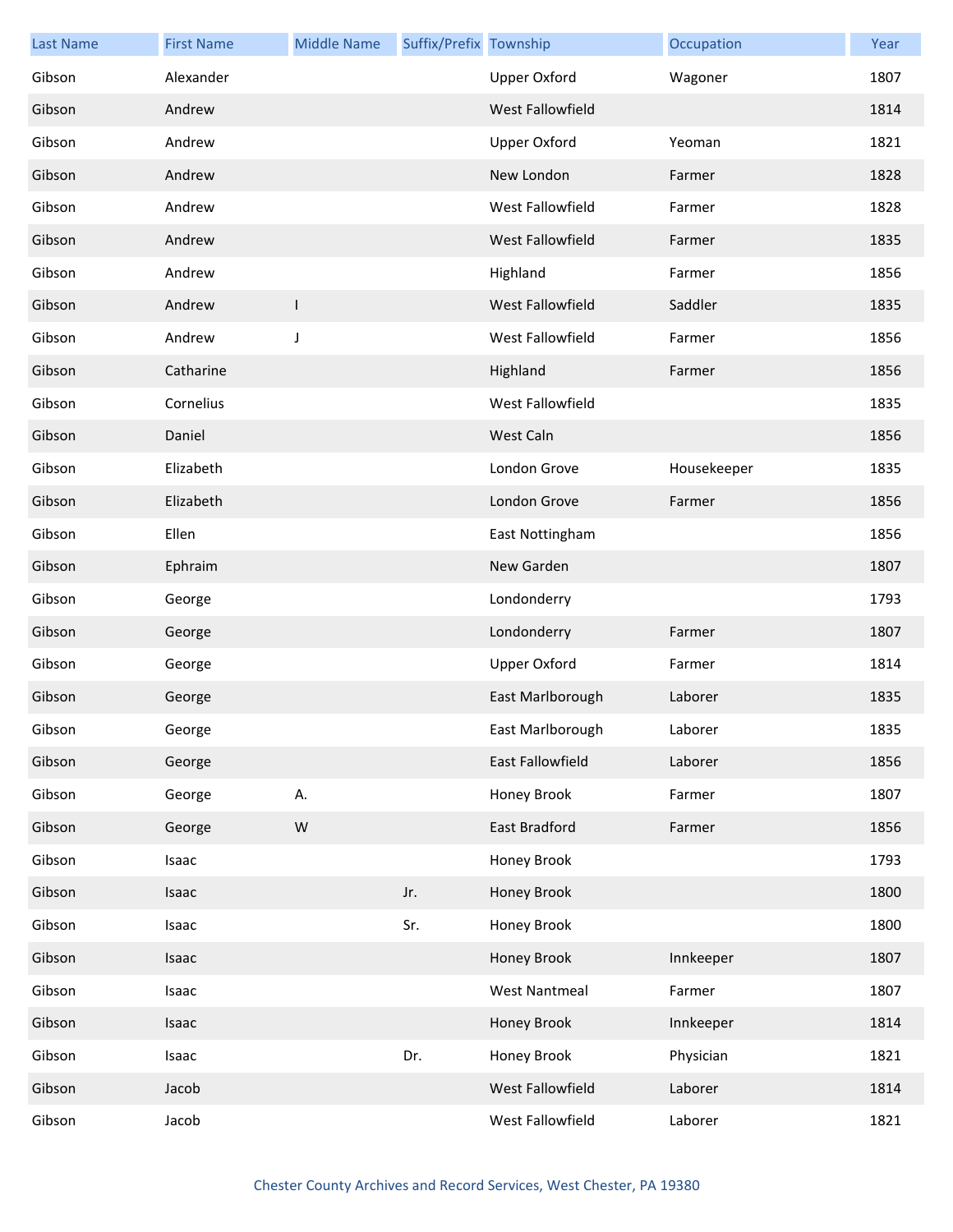| Last Name | First Name | Middle Name | Suffix/Prefix | Township | Occupation | Year |
| --- | --- | --- | --- | --- | --- | --- |
| Gibson | Alexander | | | Upper Oxford | Wagoner | 1807 |
| Gibson | Andrew | | | West Fallowfield | | 1814 |
| Gibson | Andrew | | | Upper Oxford | Yeoman | 1821 |
| Gibson | Andrew | | | New London | Farmer | 1828 |
| Gibson | Andrew | | | West Fallowfield | Farmer | 1828 |
| Gibson | Andrew | | | West Fallowfield | Farmer | 1835 |
| Gibson | Andrew | | | Highland | Farmer | 1856 |
| Gibson | Andrew | I | | West Fallowfield | Saddler | 1835 |
| Gibson | Andrew | J | | West Fallowfield | Farmer | 1856 |
| Gibson | Catharine | | | Highland | Farmer | 1856 |
| Gibson | Cornelius | | | West Fallowfield | | 1835 |
| Gibson | Daniel | | | West Caln | | 1856 |
| Gibson | Elizabeth | | | London Grove | Housekeeper | 1835 |
| Gibson | Elizabeth | | | London Grove | Farmer | 1856 |
| Gibson | Ellen | | | East Nottingham | | 1856 |
| Gibson | Ephraim | | | New Garden | | 1807 |
| Gibson | George | | | Londonderry | | 1793 |
| Gibson | George | | | Londonderry | Farmer | 1807 |
| Gibson | George | | | Upper Oxford | Farmer | 1814 |
| Gibson | George | | | East Marlborough | Laborer | 1835 |
| Gibson | George | | | East Marlborough | Laborer | 1835 |
| Gibson | George | | | East Fallowfield | Laborer | 1856 |
| Gibson | George | A. | | Honey Brook | Farmer | 1807 |
| Gibson | George | W | | East Bradford | Farmer | 1856 |
| Gibson | Isaac | | | Honey Brook | | 1793 |
| Gibson | Isaac | | Jr. | Honey Brook | | 1800 |
| Gibson | Isaac | | Sr. | Honey Brook | | 1800 |
| Gibson | Isaac | | | Honey Brook | Innkeeper | 1807 |
| Gibson | Isaac | | | West Nantmeal | Farmer | 1807 |
| Gibson | Isaac | | | Honey Brook | Innkeeper | 1814 |
| Gibson | Isaac | | Dr. | Honey Brook | Physician | 1821 |
| Gibson | Jacob | | | West Fallowfield | Laborer | 1814 |
| Gibson | Jacob | | | West Fallowfield | Laborer | 1821 |

Chester County Archives and Record Services, West Chester, PA 19380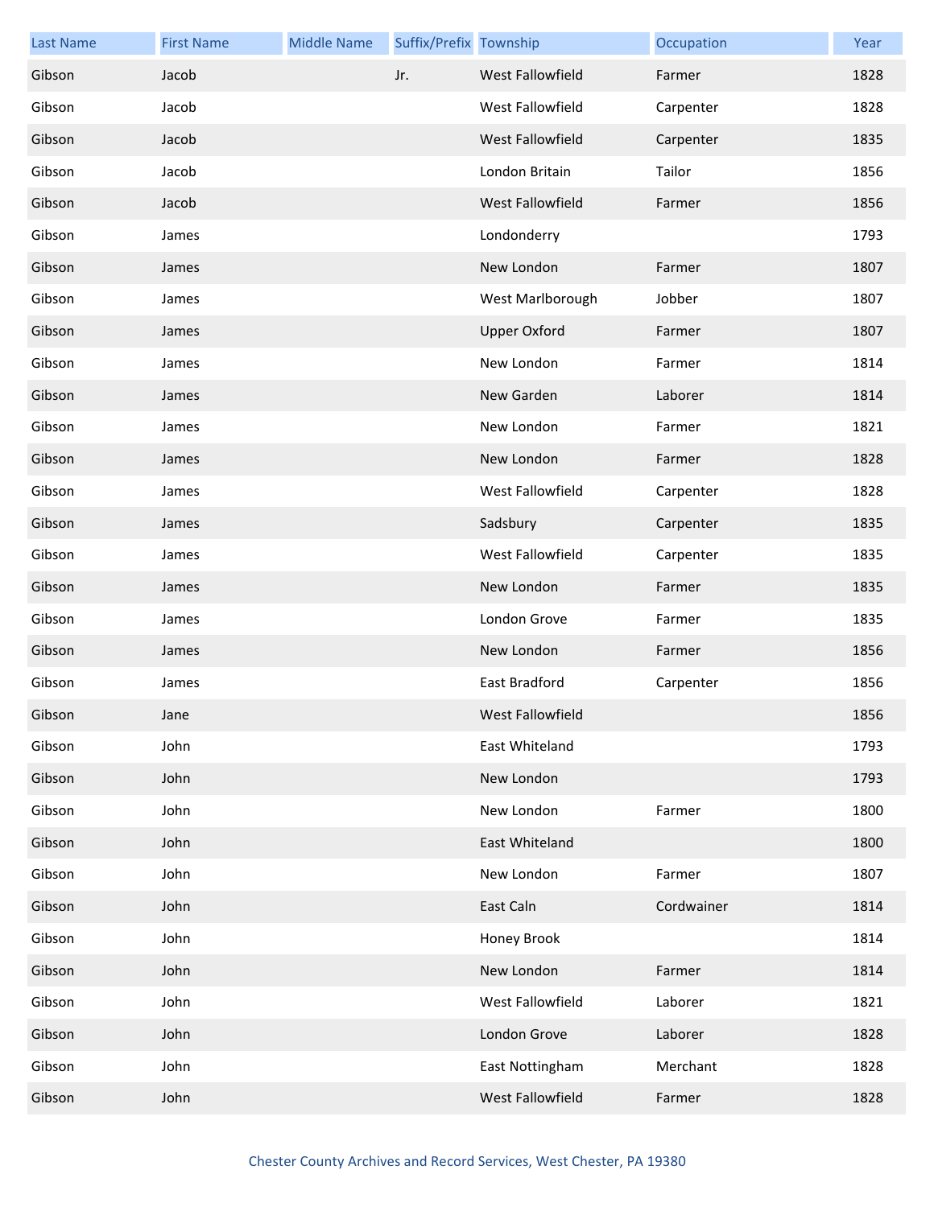| Last Name | First Name | Middle Name | Suffix/Prefix | Township | Occupation | Year |
|---|---|---|---|---|---|---|
| Gibson | Jacob | | Jr. | West Fallowfield | Farmer | 1828 |
| Gibson | Jacob | | | West Fallowfield | Carpenter | 1828 |
| Gibson | Jacob | | | West Fallowfield | Carpenter | 1835 |
| Gibson | Jacob | | | London Britain | Tailor | 1856 |
| Gibson | Jacob | | | West Fallowfield | Farmer | 1856 |
| Gibson | James | | | Londonderry | | 1793 |
| Gibson | James | | | New London | Farmer | 1807 |
| Gibson | James | | | West Marlborough | Jobber | 1807 |
| Gibson | James | | | Upper Oxford | Farmer | 1807 |
| Gibson | James | | | New London | Farmer | 1814 |
| Gibson | James | | | New Garden | Laborer | 1814 |
| Gibson | James | | | New London | Farmer | 1821 |
| Gibson | James | | | New London | Farmer | 1828 |
| Gibson | James | | | West Fallowfield | Carpenter | 1828 |
| Gibson | James | | | Sadsbury | Carpenter | 1835 |
| Gibson | James | | | West Fallowfield | Carpenter | 1835 |
| Gibson | James | | | New London | Farmer | 1835 |
| Gibson | James | | | London Grove | Farmer | 1835 |
| Gibson | James | | | New London | Farmer | 1856 |
| Gibson | James | | | East Bradford | Carpenter | 1856 |
| Gibson | Jane | | | West Fallowfield | | 1856 |
| Gibson | John | | | East Whiteland | | 1793 |
| Gibson | John | | | New London | | 1793 |
| Gibson | John | | | New London | Farmer | 1800 |
| Gibson | John | | | East Whiteland | | 1800 |
| Gibson | John | | | New London | Farmer | 1807 |
| Gibson | John | | | East Caln | Cordwainer | 1814 |
| Gibson | John | | | Honey Brook | | 1814 |
| Gibson | John | | | New London | Farmer | 1814 |
| Gibson | John | | | West Fallowfield | Laborer | 1821 |
| Gibson | John | | | London Grove | Laborer | 1828 |
| Gibson | John | | | East Nottingham | Merchant | 1828 |
| Gibson | John | | | West Fallowfield | Farmer | 1828 |

Chester County Archives and Record Services, West Chester, PA 19380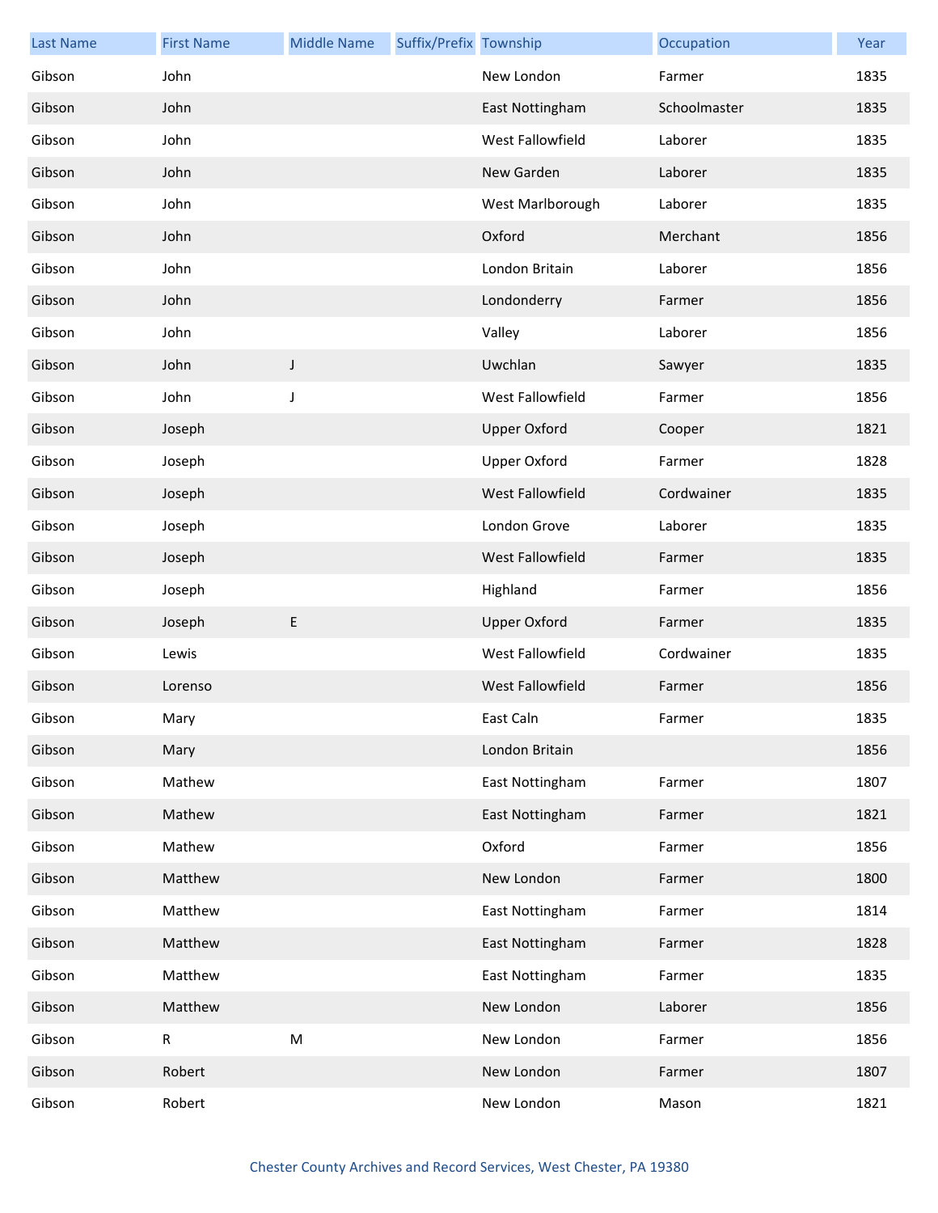| Last Name | First Name | Middle Name | Suffix/Prefix | Township | Occupation | Year |
| --- | --- | --- | --- | --- | --- | --- |
| Gibson | John | | | New London | Farmer | 1835 |
| Gibson | John | | | East Nottingham | Schoolmaster | 1835 |
| Gibson | John | | | West Fallowfield | Laborer | 1835 |
| Gibson | John | | | New Garden | Laborer | 1835 |
| Gibson | John | | | West Marlborough | Laborer | 1835 |
| Gibson | John | | | Oxford | Merchant | 1856 |
| Gibson | John | | | London Britain | Laborer | 1856 |
| Gibson | John | | | Londonderry | Farmer | 1856 |
| Gibson | John | | | Valley | Laborer | 1856 |
| Gibson | John | J | | Uwchlan | Sawyer | 1835 |
| Gibson | John | J | | West Fallowfield | Farmer | 1856 |
| Gibson | Joseph | | | Upper Oxford | Cooper | 1821 |
| Gibson | Joseph | | | Upper Oxford | Farmer | 1828 |
| Gibson | Joseph | | | West Fallowfield | Cordwainer | 1835 |
| Gibson | Joseph | | | London Grove | Laborer | 1835 |
| Gibson | Joseph | | | West Fallowfield | Farmer | 1835 |
| Gibson | Joseph | | | Highland | Farmer | 1856 |
| Gibson | Joseph | E | | Upper Oxford | Farmer | 1835 |
| Gibson | Lewis | | | West Fallowfield | Cordwainer | 1835 |
| Gibson | Lorenso | | | West Fallowfield | Farmer | 1856 |
| Gibson | Mary | | | East Caln | Farmer | 1835 |
| Gibson | Mary | | | London Britain | | 1856 |
| Gibson | Mathew | | | East Nottingham | Farmer | 1807 |
| Gibson | Mathew | | | East Nottingham | Farmer | 1821 |
| Gibson | Mathew | | | Oxford | Farmer | 1856 |
| Gibson | Matthew | | | New London | Farmer | 1800 |
| Gibson | Matthew | | | East Nottingham | Farmer | 1814 |
| Gibson | Matthew | | | East Nottingham | Farmer | 1828 |
| Gibson | Matthew | | | East Nottingham | Farmer | 1835 |
| Gibson | Matthew | | | New London | Laborer | 1856 |
| Gibson | R | M | | New London | Farmer | 1856 |
| Gibson | Robert | | | New London | Farmer | 1807 |
| Gibson | Robert | | | New London | Mason | 1821 |

Chester County Archives and Record Services, West Chester, PA 19380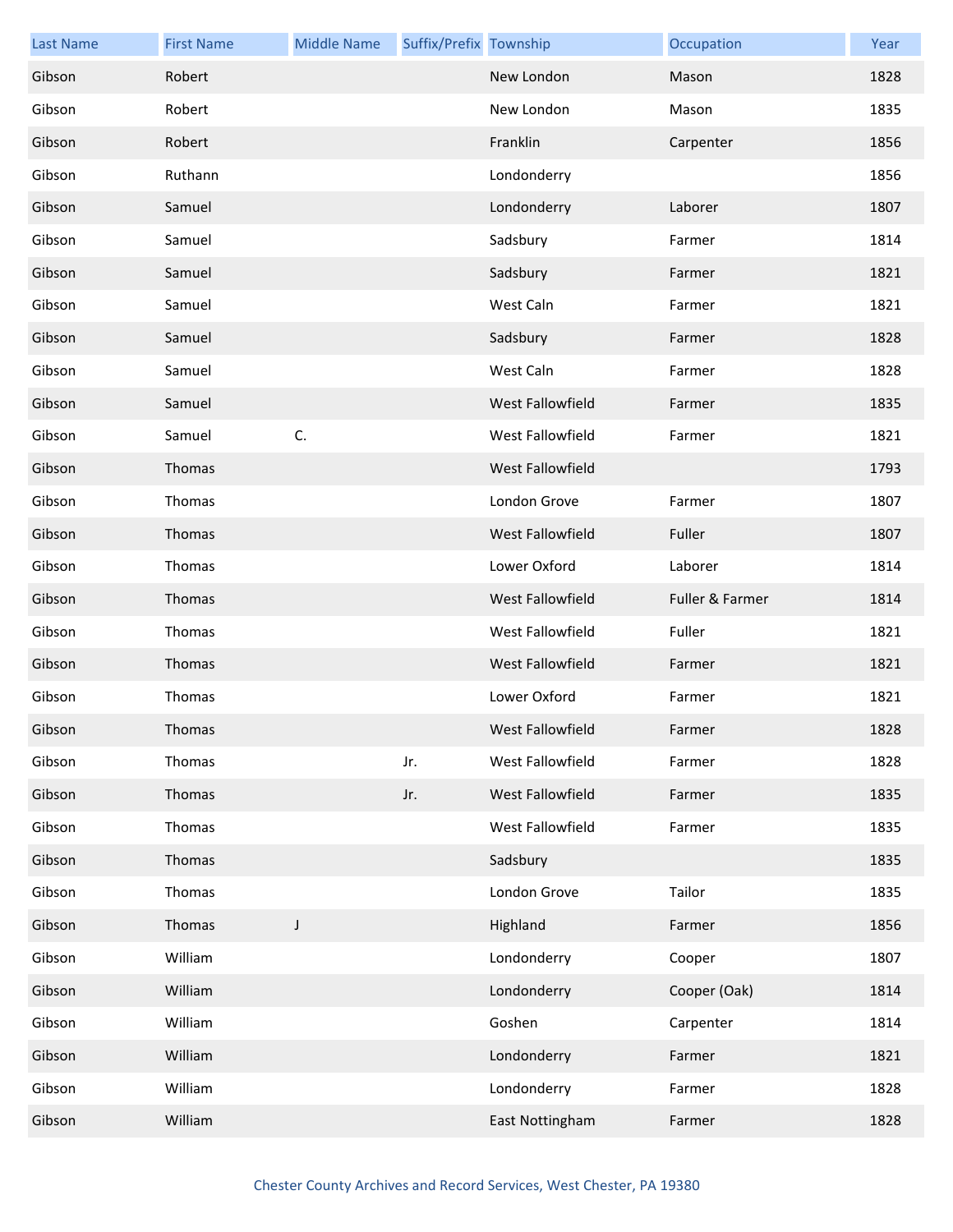| Last Name | First Name | Middle Name | Suffix/Prefix | Township | Occupation | Year |
|---|---|---|---|---|---|---|
| Gibson | Robert | | | New London | Mason | 1828 |
| Gibson | Robert | | | New London | Mason | 1835 |
| Gibson | Robert | | | Franklin | Carpenter | 1856 |
| Gibson | Ruthann | | | Londonderry | | 1856 |
| Gibson | Samuel | | | Londonderry | Laborer | 1807 |
| Gibson | Samuel | | | Sadsbury | Farmer | 1814 |
| Gibson | Samuel | | | Sadsbury | Farmer | 1821 |
| Gibson | Samuel | | | West Caln | Farmer | 1821 |
| Gibson | Samuel | | | Sadsbury | Farmer | 1828 |
| Gibson | Samuel | | | West Caln | Farmer | 1828 |
| Gibson | Samuel | | | West Fallowfield | Farmer | 1835 |
| Gibson | Samuel | C. | | West Fallowfield | Farmer | 1821 |
| Gibson | Thomas | | | West Fallowfield | | 1793 |
| Gibson | Thomas | | | London Grove | Farmer | 1807 |
| Gibson | Thomas | | | West Fallowfield | Fuller | 1807 |
| Gibson | Thomas | | | Lower Oxford | Laborer | 1814 |
| Gibson | Thomas | | | West Fallowfield | Fuller & Farmer | 1814 |
| Gibson | Thomas | | | West Fallowfield | Fuller | 1821 |
| Gibson | Thomas | | | West Fallowfield | Farmer | 1821 |
| Gibson | Thomas | | | Lower Oxford | Farmer | 1821 |
| Gibson | Thomas | | | West Fallowfield | Farmer | 1828 |
| Gibson | Thomas | | Jr. | West Fallowfield | Farmer | 1828 |
| Gibson | Thomas | | Jr. | West Fallowfield | Farmer | 1835 |
| Gibson | Thomas | | | West Fallowfield | Farmer | 1835 |
| Gibson | Thomas | | | Sadsbury | | 1835 |
| Gibson | Thomas | | | London Grove | Tailor | 1835 |
| Gibson | Thomas | J | | Highland | Farmer | 1856 |
| Gibson | William | | | Londonderry | Cooper | 1807 |
| Gibson | William | | | Londonderry | Cooper (Oak) | 1814 |
| Gibson | William | | | Goshen | Carpenter | 1814 |
| Gibson | William | | | Londonderry | Farmer | 1821 |
| Gibson | William | | | Londonderry | Farmer | 1828 |
| Gibson | William | | | East Nottingham | Farmer | 1828 |

Chester County Archives and Record Services, West Chester, PA 19380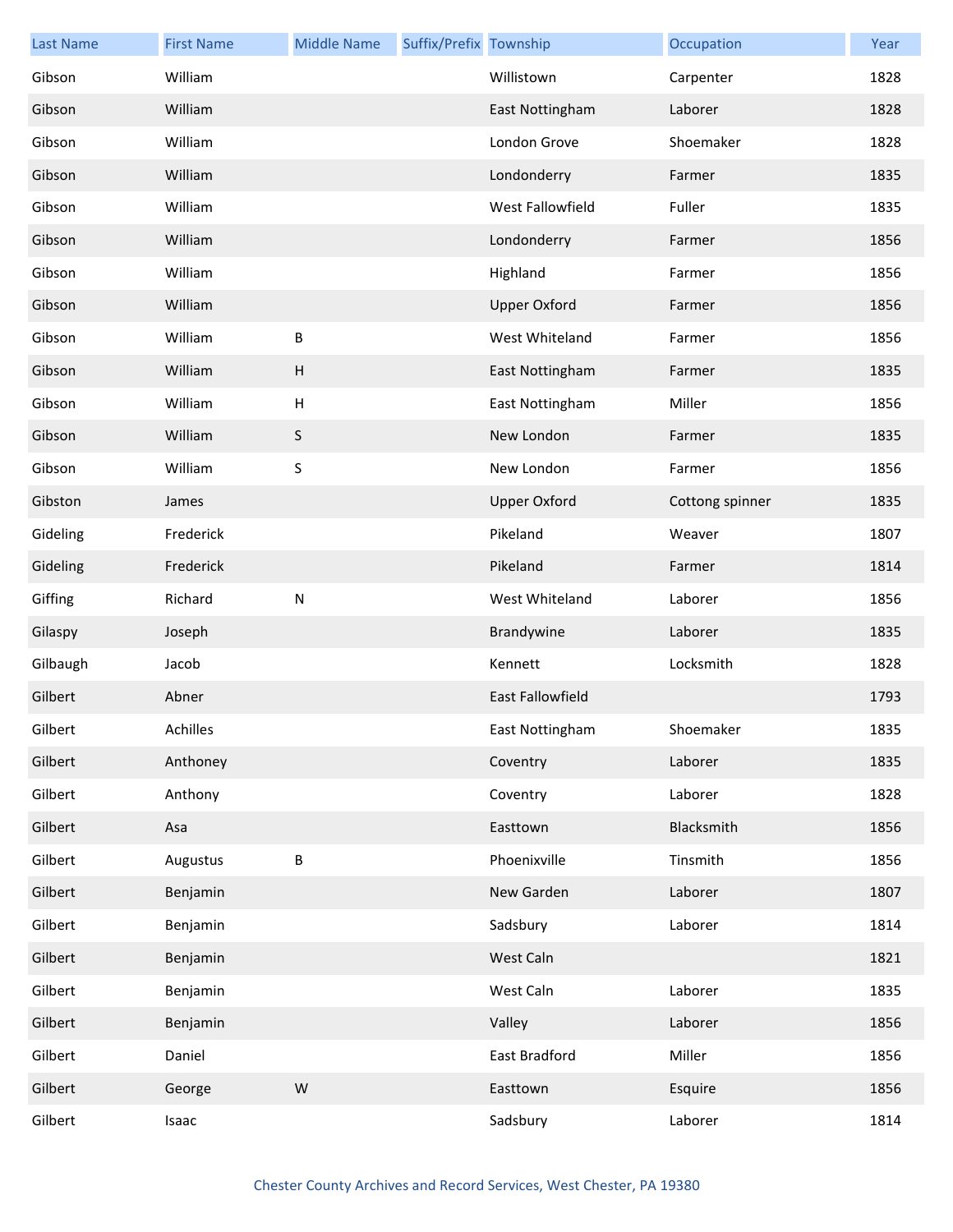| Last Name | First Name | Middle Name | Suffix/Prefix | Township | Occupation | Year |
| --- | --- | --- | --- | --- | --- | --- |
| Gibson | William | | | Willistown | Carpenter | 1828 |
| Gibson | William | | | East Nottingham | Laborer | 1828 |
| Gibson | William | | | London Grove | Shoemaker | 1828 |
| Gibson | William | | | Londonderry | Farmer | 1835 |
| Gibson | William | | | West Fallowfield | Fuller | 1835 |
| Gibson | William | | | Londonderry | Farmer | 1856 |
| Gibson | William | | | Highland | Farmer | 1856 |
| Gibson | William | | | Upper Oxford | Farmer | 1856 |
| Gibson | William | B | | West Whiteland | Farmer | 1856 |
| Gibson | William | H | | East Nottingham | Farmer | 1835 |
| Gibson | William | H | | East Nottingham | Miller | 1856 |
| Gibson | William | S | | New London | Farmer | 1835 |
| Gibson | William | S | | New London | Farmer | 1856 |
| Gibston | James | | | Upper Oxford | Cottong spinner | 1835 |
| Gideling | Frederick | | | Pikeland | Weaver | 1807 |
| Gideling | Frederick | | | Pikeland | Farmer | 1814 |
| Giffing | Richard | N | | West Whiteland | Laborer | 1856 |
| Gilaspy | Joseph | | | Brandywine | Laborer | 1835 |
| Gilbaugh | Jacob | | | Kennett | Locksmith | 1828 |
| Gilbert | Abner | | | East Fallowfield | | 1793 |
| Gilbert | Achilles | | | East Nottingham | Shoemaker | 1835 |
| Gilbert | Anthoney | | | Coventry | Laborer | 1835 |
| Gilbert | Anthony | | | Coventry | Laborer | 1828 |
| Gilbert | Asa | | | Easttown | Blacksmith | 1856 |
| Gilbert | Augustus | B | | Phoenixville | Tinsmith | 1856 |
| Gilbert | Benjamin | | | New Garden | Laborer | 1807 |
| Gilbert | Benjamin | | | Sadsbury | Laborer | 1814 |
| Gilbert | Benjamin | | | West Caln | | 1821 |
| Gilbert | Benjamin | | | West Caln | Laborer | 1835 |
| Gilbert | Benjamin | | | Valley | Laborer | 1856 |
| Gilbert | Daniel | | | East Bradford | Miller | 1856 |
| Gilbert | George | W | | Easttown | Esquire | 1856 |
| Gilbert | Isaac | | | Sadsbury | Laborer | 1814 |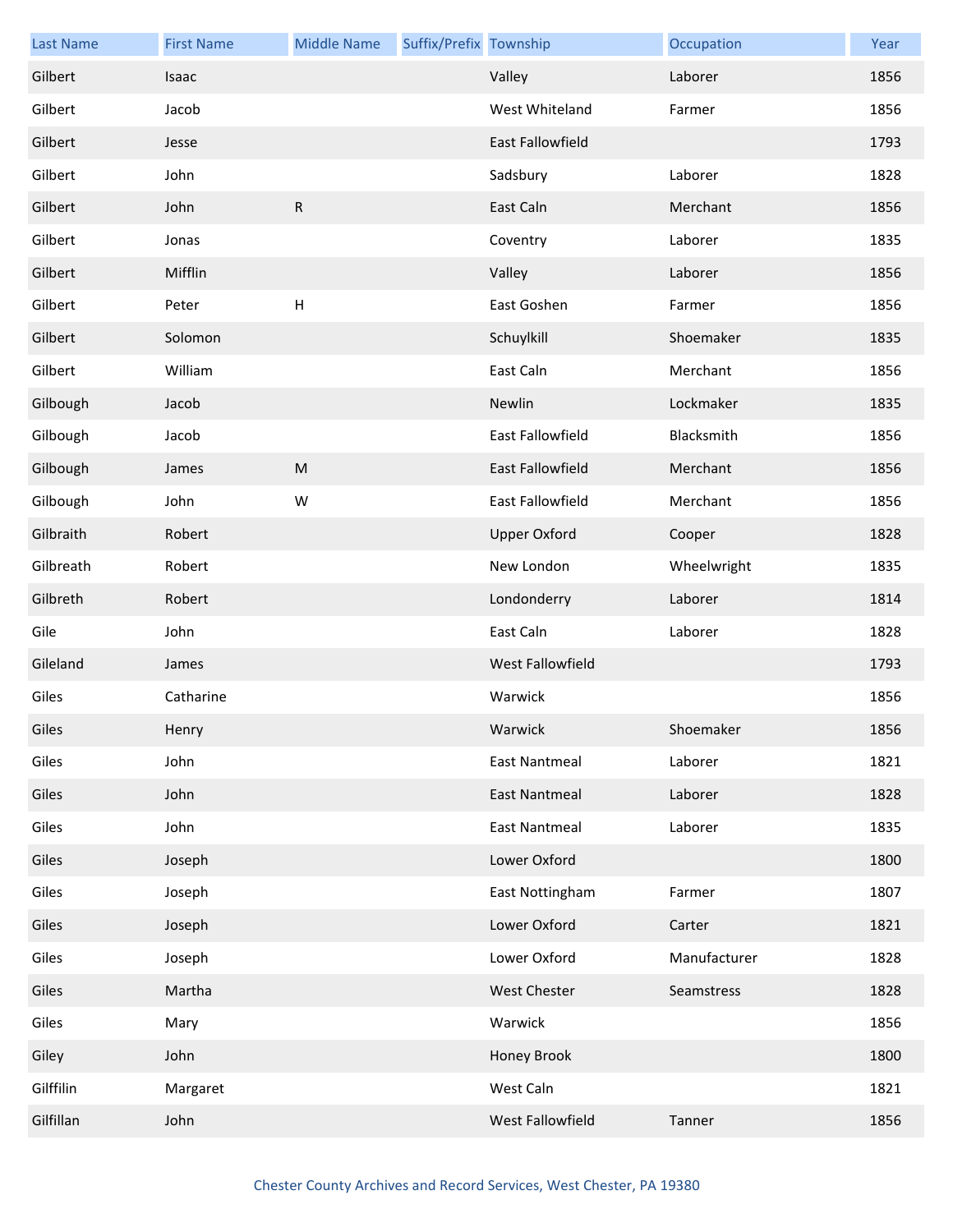| Last Name | First Name | Middle Name | Suffix/Prefix | Township | Occupation | Year |
|---|---|---|---|---|---|---|
| Gilbert | Isaac | | | Valley | Laborer | 1856 |
| Gilbert | Jacob | | | West Whiteland | Farmer | 1856 |
| Gilbert | Jesse | | | East Fallowfield | | 1793 |
| Gilbert | John | | | Sadsbury | Laborer | 1828 |
| Gilbert | John | R | | East Caln | Merchant | 1856 |
| Gilbert | Jonas | | | Coventry | Laborer | 1835 |
| Gilbert | Mifflin | | | Valley | Laborer | 1856 |
| Gilbert | Peter | H | | East Goshen | Farmer | 1856 |
| Gilbert | Solomon | | | Schuylkill | Shoemaker | 1835 |
| Gilbert | William | | | East Caln | Merchant | 1856 |
| Gilbough | Jacob | | | Newlin | Lockmaker | 1835 |
| Gilbough | Jacob | | | East Fallowfield | Blacksmith | 1856 |
| Gilbough | James | M | | East Fallowfield | Merchant | 1856 |
| Gilbough | John | W | | East Fallowfield | Merchant | 1856 |
| Gilbraith | Robert | | | Upper Oxford | Cooper | 1828 |
| Gilbreath | Robert | | | New London | Wheelwright | 1835 |
| Gilbreth | Robert | | | Londonderry | Laborer | 1814 |
| Gile | John | | | East Caln | Laborer | 1828 |
| Gileland | James | | | West Fallowfield | | 1793 |
| Giles | Catharine | | | Warwick | | 1856 |
| Giles | Henry | | | Warwick | Shoemaker | 1856 |
| Giles | John | | | East Nantmeal | Laborer | 1821 |
| Giles | John | | | East Nantmeal | Laborer | 1828 |
| Giles | John | | | East Nantmeal | Laborer | 1835 |
| Giles | Joseph | | | Lower Oxford | | 1800 |
| Giles | Joseph | | | East Nottingham | Farmer | 1807 |
| Giles | Joseph | | | Lower Oxford | Carter | 1821 |
| Giles | Joseph | | | Lower Oxford | Manufacturer | 1828 |
| Giles | Martha | | | West Chester | Seamstress | 1828 |
| Giles | Mary | | | Warwick | | 1856 |
| Giley | John | | | Honey Brook | | 1800 |
| Gilffilin | Margaret | | | West Caln | | 1821 |
| Gilfillan | John | | | West Fallowfield | Tanner | 1856 |

Chester County Archives and Record Services, West Chester, PA 19380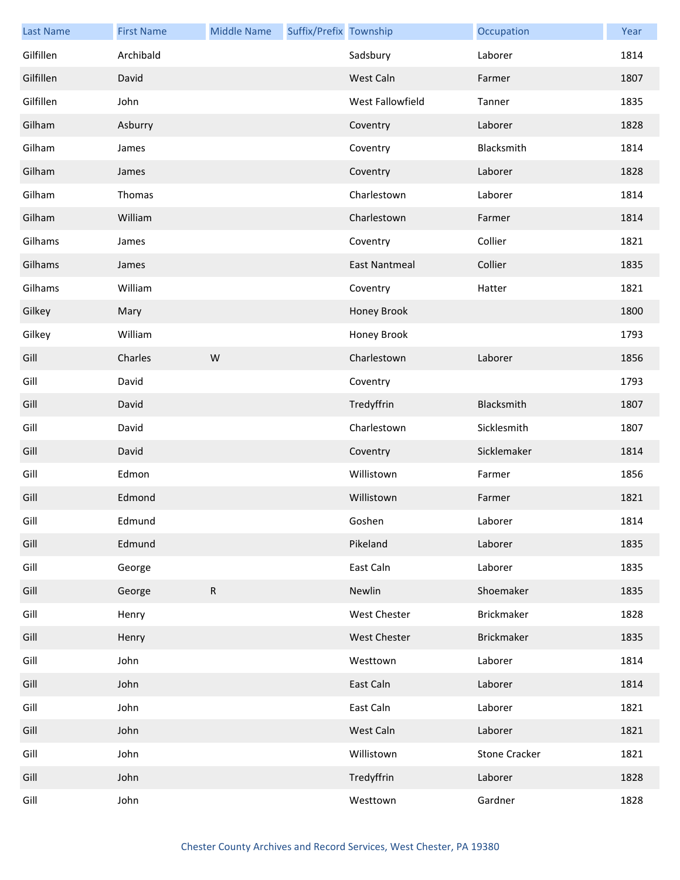| Last Name | First Name | Middle Name | Suffix/Prefix | Township | Occupation | Year |
|---|---|---|---|---|---|---|
| Gilfillen | Archibald | | | Sadsbury | Laborer | 1814 |
| Gilfillen | David | | | West Caln | Farmer | 1807 |
| Gilfillen | John | | | West Fallowfield | Tanner | 1835 |
| Gilham | Asburry | | | Coventry | Laborer | 1828 |
| Gilham | James | | | Coventry | Blacksmith | 1814 |
| Gilham | James | | | Coventry | Laborer | 1828 |
| Gilham | Thomas | | | Charlestown | Laborer | 1814 |
| Gilham | William | | | Charlestown | Farmer | 1814 |
| Gilhams | James | | | Coventry | Collier | 1821 |
| Gilhams | James | | | East Nantmeal | Collier | 1835 |
| Gilhams | William | | | Coventry | Hatter | 1821 |
| Gilkey | Mary | | | Honey Brook | | 1800 |
| Gilkey | William | | | Honey Brook | | 1793 |
| Gill | Charles | W | | Charlestown | Laborer | 1856 |
| Gill | David | | | Coventry | | 1793 |
| Gill | David | | | Tredyffrin | Blacksmith | 1807 |
| Gill | David | | | Charlestown | Sicklesmith | 1807 |
| Gill | David | | | Coventry | Sicklemaker | 1814 |
| Gill | Edmon | | | Willistown | Farmer | 1856 |
| Gill | Edmond | | | Willistown | Farmer | 1821 |
| Gill | Edmund | | | Goshen | Laborer | 1814 |
| Gill | Edmund | | | Pikeland | Laborer | 1835 |
| Gill | George | | | East Caln | Laborer | 1835 |
| Gill | George | R | | Newlin | Shoemaker | 1835 |
| Gill | Henry | | | West Chester | Brickmaker | 1828 |
| Gill | Henry | | | West Chester | Brickmaker | 1835 |
| Gill | John | | | Westtown | Laborer | 1814 |
| Gill | John | | | East Caln | Laborer | 1814 |
| Gill | John | | | East Caln | Laborer | 1821 |
| Gill | John | | | West Caln | Laborer | 1821 |
| Gill | John | | | Willistown | Stone Cracker | 1821 |
| Gill | John | | | Tredyffrin | Laborer | 1828 |
| Gill | John | | | Westtown | Gardner | 1828 |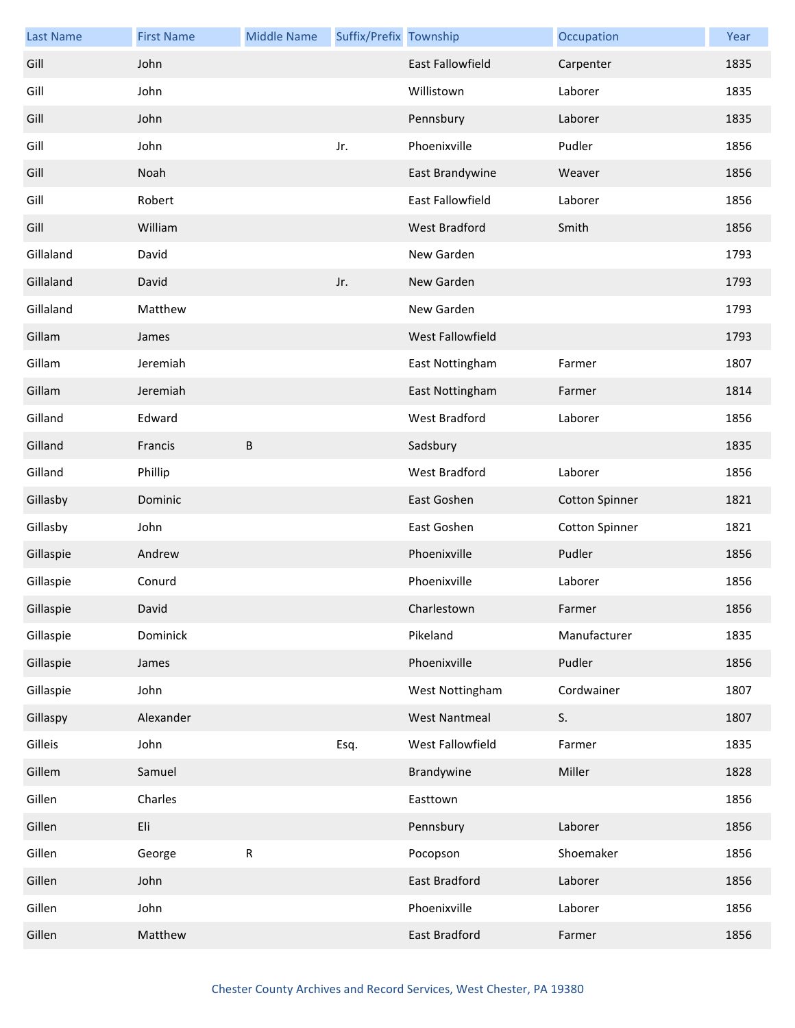| Last Name | First Name | Middle Name | Suffix/Prefix | Township | Occupation | Year |
| --- | --- | --- | --- | --- | --- | --- |
| Gill | John | | | East Fallowfield | Carpenter | 1835 |
| Gill | John | | | Willistown | Laborer | 1835 |
| Gill | John | | | Pennsbury | Laborer | 1835 |
| Gill | John | | Jr. | Phoenixville | Pudler | 1856 |
| Gill | Noah | | | East Brandywine | Weaver | 1856 |
| Gill | Robert | | | East Fallowfield | Laborer | 1856 |
| Gill | William | | | West Bradford | Smith | 1856 |
| Gillaland | David | | | New Garden | | 1793 |
| Gillaland | David | | Jr. | New Garden | | 1793 |
| Gillaland | Matthew | | | New Garden | | 1793 |
| Gillam | James | | | West Fallowfield | | 1793 |
| Gillam | Jeremiah | | | East Nottingham | Farmer | 1807 |
| Gillam | Jeremiah | | | East Nottingham | Farmer | 1814 |
| Gilland | Edward | | | West Bradford | Laborer | 1856 |
| Gilland | Francis | B | | Sadsbury | | 1835 |
| Gilland | Phillip | | | West Bradford | Laborer | 1856 |
| Gillasby | Dominic | | | East Goshen | Cotton Spinner | 1821 |
| Gillasby | John | | | East Goshen | Cotton Spinner | 1821 |
| Gillaspie | Andrew | | | Phoenixville | Pudler | 1856 |
| Gillaspie | Conurd | | | Phoenixville | Laborer | 1856 |
| Gillaspie | David | | | Charlestown | Farmer | 1856 |
| Gillaspie | Dominick | | | Pikeland | Manufacturer | 1835 |
| Gillaspie | James | | | Phoenixville | Pudler | 1856 |
| Gillaspie | John | | | West Nottingham | Cordwainer | 1807 |
| Gillaspy | Alexander | | | West Nantmeal | S. | 1807 |
| Gilleis | John | | Esq. | West Fallowfield | Farmer | 1835 |
| Gillem | Samuel | | | Brandywine | Miller | 1828 |
| Gillen | Charles | | | Easttown | | 1856 |
| Gillen | Eli | | | Pennsbury | Laborer | 1856 |
| Gillen | George | R | | Pocopson | Shoemaker | 1856 |
| Gillen | John | | | East Bradford | Laborer | 1856 |
| Gillen | John | | | Phoenixville | Laborer | 1856 |
| Gillen | Matthew | | | East Bradford | Farmer | 1856 |

Chester County Archives and Record Services, West Chester, PA 19380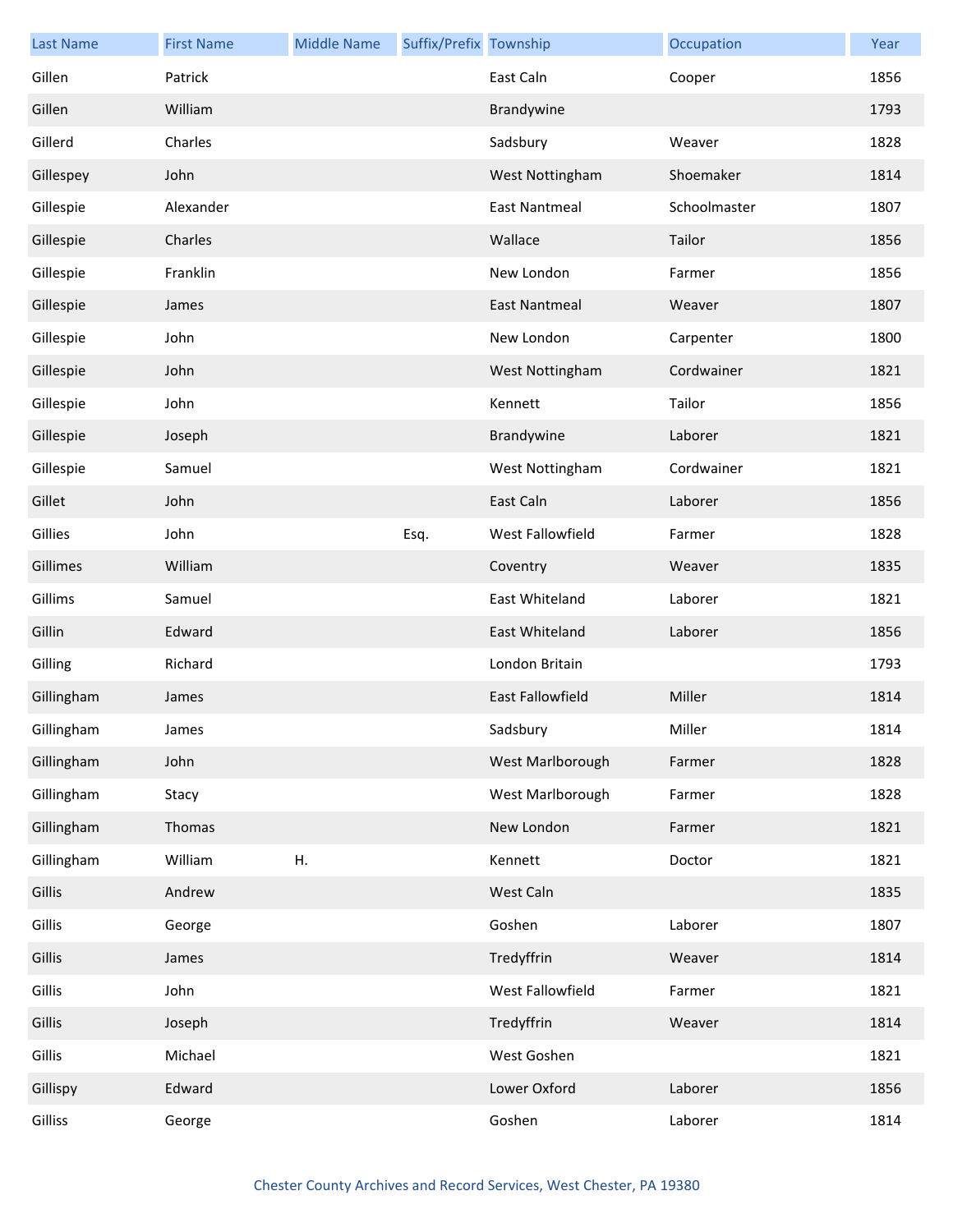| Last Name | First Name | Middle Name | Suffix/Prefix | Township | Occupation | Year |
|---|---|---|---|---|---|---|
| Gillen | Patrick | | | East Caln | Cooper | 1856 |
| Gillen | William | | | Brandywine | | 1793 |
| Gillerd | Charles | | | Sadsbury | Weaver | 1828 |
| Gillespey | John | | | West Nottingham | Shoemaker | 1814 |
| Gillespie | Alexander | | | East Nantmeal | Schoolmaster | 1807 |
| Gillespie | Charles | | | Wallace | Tailor | 1856 |
| Gillespie | Franklin | | | New London | Farmer | 1856 |
| Gillespie | James | | | East Nantmeal | Weaver | 1807 |
| Gillespie | John | | | New London | Carpenter | 1800 |
| Gillespie | John | | | West Nottingham | Cordwainer | 1821 |
| Gillespie | John | | | Kennett | Tailor | 1856 |
| Gillespie | Joseph | | | Brandywine | Laborer | 1821 |
| Gillespie | Samuel | | | West Nottingham | Cordwainer | 1821 |
| Gillet | John | | | East Caln | Laborer | 1856 |
| Gillies | John | | Esq. | West Fallowfield | Farmer | 1828 |
| Gillimes | William | | | Coventry | Weaver | 1835 |
| Gillims | Samuel | | | East Whiteland | Laborer | 1821 |
| Gillin | Edward | | | East Whiteland | Laborer | 1856 |
| Gilling | Richard | | | London Britain | | 1793 |
| Gillingham | James | | | East Fallowfield | Miller | 1814 |
| Gillingham | James | | | Sadsbury | Miller | 1814 |
| Gillingham | John | | | West Marlborough | Farmer | 1828 |
| Gillingham | Stacy | | | West Marlborough | Farmer | 1828 |
| Gillingham | Thomas | | | New London | Farmer | 1821 |
| Gillingham | William | H. | | Kennett | Doctor | 1821 |
| Gillis | Andrew | | | West Caln | | 1835 |
| Gillis | George | | | Goshen | Laborer | 1807 |
| Gillis | James | | | Tredyffrin | Weaver | 1814 |
| Gillis | John | | | West Fallowfield | Farmer | 1821 |
| Gillis | Joseph | | | Tredyffrin | Weaver | 1814 |
| Gillis | Michael | | | West Goshen | | 1821 |
| Gillispy | Edward | | | Lower Oxford | Laborer | 1856 |
| Gilliss | George | | | Goshen | Laborer | 1814 |

Chester County Archives and Record Services, West Chester, PA 19380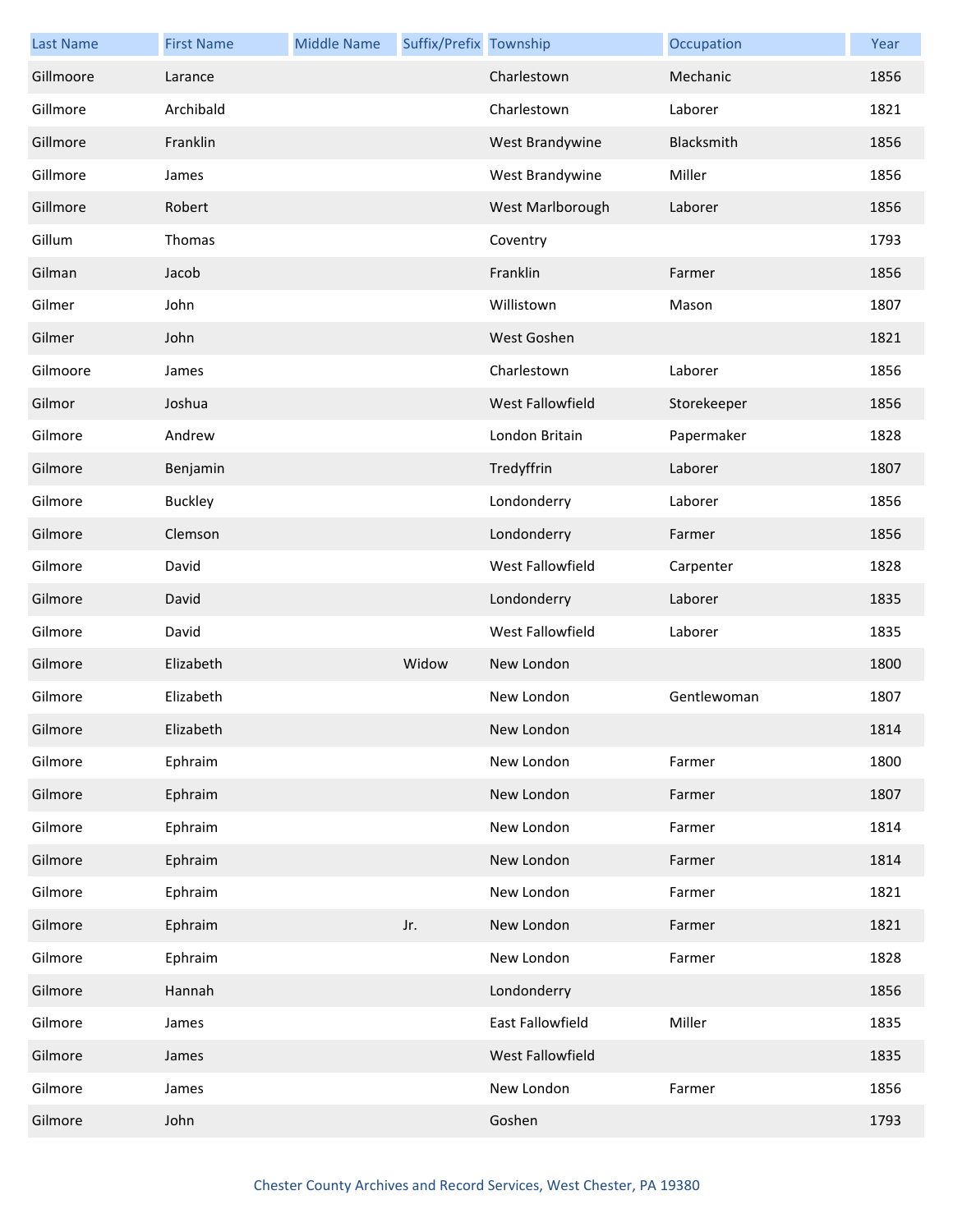| Last Name | First Name | Middle Name | Suffix/Prefix | Township | Occupation | Year |
|---|---|---|---|---|---|---|
| Gillmoore | Larance | | | Charlestown | Mechanic | 1856 |
| Gillmore | Archibald | | | Charlestown | Laborer | 1821 |
| Gillmore | Franklin | | | West Brandywine | Blacksmith | 1856 |
| Gillmore | James | | | West Brandywine | Miller | 1856 |
| Gillmore | Robert | | | West Marlborough | Laborer | 1856 |
| Gillum | Thomas | | | Coventry | | 1793 |
| Gilman | Jacob | | | Franklin | Farmer | 1856 |
| Gilmer | John | | | Willistown | Mason | 1807 |
| Gilmer | John | | | West Goshen | | 1821 |
| Gilmoore | James | | | Charlestown | Laborer | 1856 |
| Gilmor | Joshua | | | West Fallowfield | Storekeeper | 1856 |
| Gilmore | Andrew | | | London Britain | Papermaker | 1828 |
| Gilmore | Benjamin | | | Tredyffrin | Laborer | 1807 |
| Gilmore | Buckley | | | Londonderry | Laborer | 1856 |
| Gilmore | Clemson | | | Londonderry | Farmer | 1856 |
| Gilmore | David | | | West Fallowfield | Carpenter | 1828 |
| Gilmore | David | | | Londonderry | Laborer | 1835 |
| Gilmore | David | | | West Fallowfield | Laborer | 1835 |
| Gilmore | Elizabeth | | Widow | New London | | 1800 |
| Gilmore | Elizabeth | | | New London | Gentlewoman | 1807 |
| Gilmore | Elizabeth | | | New London | | 1814 |
| Gilmore | Ephraim | | | New London | Farmer | 1800 |
| Gilmore | Ephraim | | | New London | Farmer | 1807 |
| Gilmore | Ephraim | | | New London | Farmer | 1814 |
| Gilmore | Ephraim | | | New London | Farmer | 1814 |
| Gilmore | Ephraim | | | New London | Farmer | 1821 |
| Gilmore | Ephraim | | Jr. | New London | Farmer | 1821 |
| Gilmore | Ephraim | | | New London | Farmer | 1828 |
| Gilmore | Hannah | | | Londonderry | | 1856 |
| Gilmore | James | | | East Fallowfield | Miller | 1835 |
| Gilmore | James | | | West Fallowfield | | 1835 |
| Gilmore | James | | | New London | Farmer | 1856 |
| Gilmore | John | | | Goshen | | 1793 |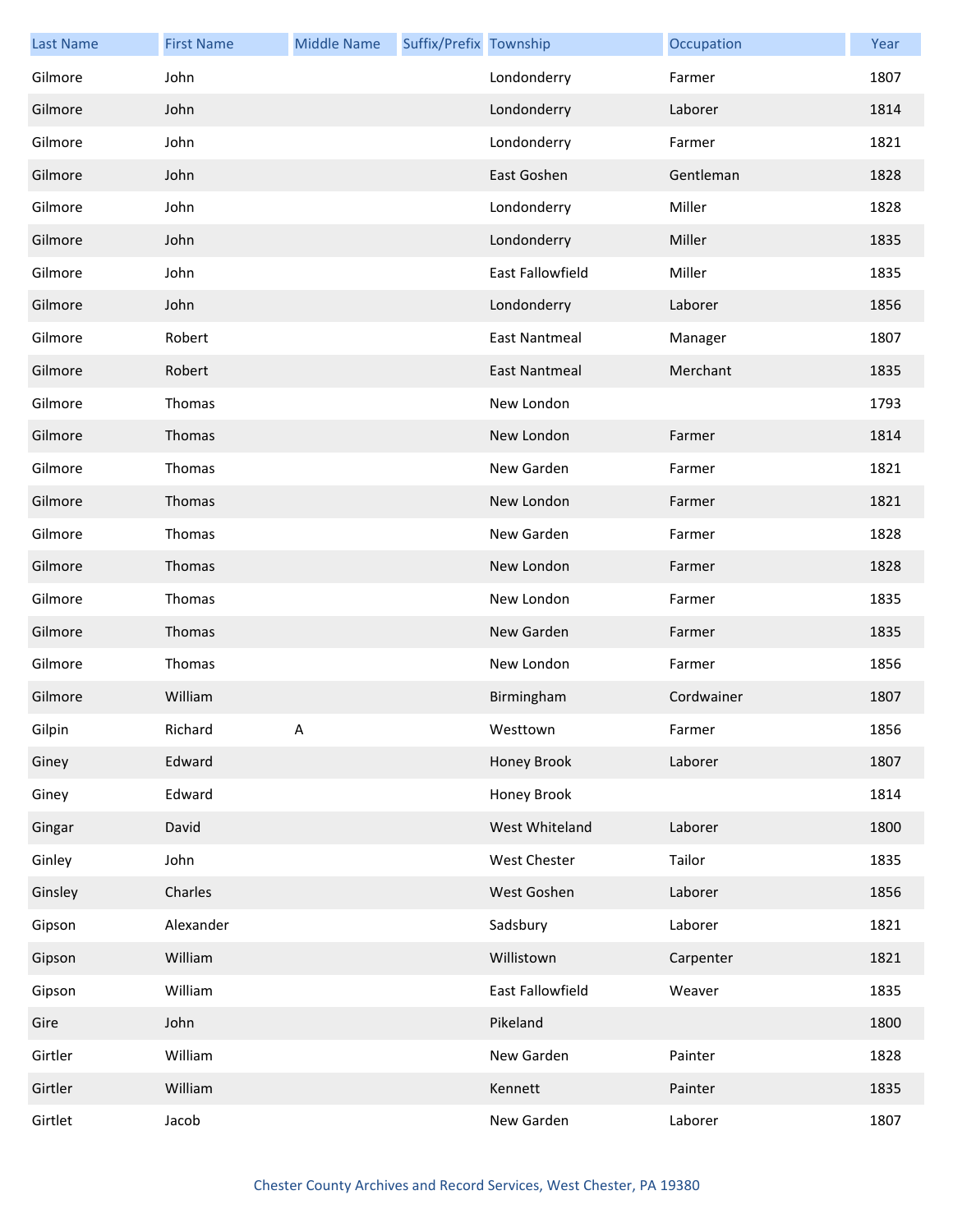| Last Name | First Name | Middle Name | Suffix/Prefix | Township | Occupation | Year |
| --- | --- | --- | --- | --- | --- | --- |
| Gilmore | John | | | Londonderry | Farmer | 1807 |
| Gilmore | John | | | Londonderry | Laborer | 1814 |
| Gilmore | John | | | Londonderry | Farmer | 1821 |
| Gilmore | John | | | East Goshen | Gentleman | 1828 |
| Gilmore | John | | | Londonderry | Miller | 1828 |
| Gilmore | John | | | Londonderry | Miller | 1835 |
| Gilmore | John | | | East Fallowfield | Miller | 1835 |
| Gilmore | John | | | Londonderry | Laborer | 1856 |
| Gilmore | Robert | | | East Nantmeal | Manager | 1807 |
| Gilmore | Robert | | | East Nantmeal | Merchant | 1835 |
| Gilmore | Thomas | | | New London | | 1793 |
| Gilmore | Thomas | | | New London | Farmer | 1814 |
| Gilmore | Thomas | | | New Garden | Farmer | 1821 |
| Gilmore | Thomas | | | New London | Farmer | 1821 |
| Gilmore | Thomas | | | New Garden | Farmer | 1828 |
| Gilmore | Thomas | | | New London | Farmer | 1828 |
| Gilmore | Thomas | | | New London | Farmer | 1835 |
| Gilmore | Thomas | | | New Garden | Farmer | 1835 |
| Gilmore | Thomas | | | New London | Farmer | 1856 |
| Gilmore | William | | | Birmingham | Cordwainer | 1807 |
| Gilpin | Richard | A | | Westtown | Farmer | 1856 |
| Giney | Edward | | | Honey Brook | Laborer | 1807 |
| Giney | Edward | | | Honey Brook | | 1814 |
| Gingar | David | | | West Whiteland | Laborer | 1800 |
| Ginley | John | | | West Chester | Tailor | 1835 |
| Ginsley | Charles | | | West Goshen | Laborer | 1856 |
| Gipson | Alexander | | | Sadsbury | Laborer | 1821 |
| Gipson | William | | | Willistown | Carpenter | 1821 |
| Gipson | William | | | East Fallowfield | Weaver | 1835 |
| Gire | John | | | Pikeland | | 1800 |
| Girtler | William | | | New Garden | Painter | 1828 |
| Girtler | William | | | Kennett | Painter | 1835 |
| Girtlet | Jacob | | | New Garden | Laborer | 1807 |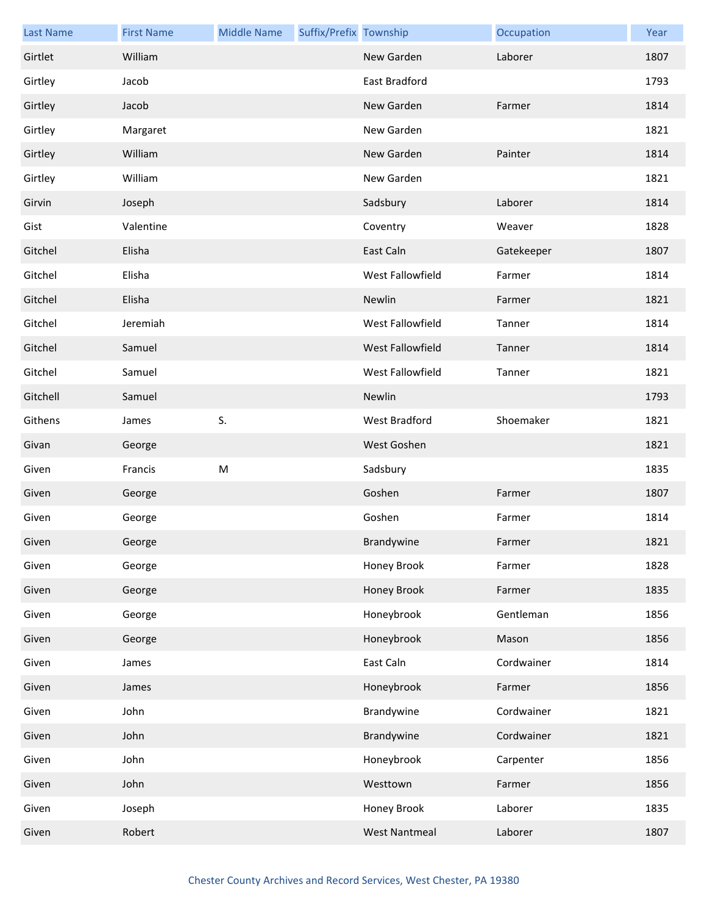| Last Name | First Name | Middle Name | Suffix/Prefix | Township | Occupation | Year |
| --- | --- | --- | --- | --- | --- | --- |
| Girtlet | William | | | New Garden | Laborer | 1807 |
| Girtley | Jacob | | | East Bradford | | 1793 |
| Girtley | Jacob | | | New Garden | Farmer | 1814 |
| Girtley | Margaret | | | New Garden | | 1821 |
| Girtley | William | | | New Garden | Painter | 1814 |
| Girtley | William | | | New Garden | | 1821 |
| Girvin | Joseph | | | Sadsbury | Laborer | 1814 |
| Gist | Valentine | | | Coventry | Weaver | 1828 |
| Gitchel | Elisha | | | East Caln | Gatekeeper | 1807 |
| Gitchel | Elisha | | | West Fallowfield | Farmer | 1814 |
| Gitchel | Elisha | | | Newlin | Farmer | 1821 |
| Gitchel | Jeremiah | | | West Fallowfield | Tanner | 1814 |
| Gitchel | Samuel | | | West Fallowfield | Tanner | 1814 |
| Gitchel | Samuel | | | West Fallowfield | Tanner | 1821 |
| Gitchell | Samuel | | | Newlin | | 1793 |
| Githens | James | S. | | West Bradford | Shoemaker | 1821 |
| Givan | George | | | West Goshen | | 1821 |
| Given | Francis | M | | Sadsbury | | 1835 |
| Given | George | | | Goshen | Farmer | 1807 |
| Given | George | | | Goshen | Farmer | 1814 |
| Given | George | | | Brandywine | Farmer | 1821 |
| Given | George | | | Honey Brook | Farmer | 1828 |
| Given | George | | | Honey Brook | Farmer | 1835 |
| Given | George | | | Honeybrook | Gentleman | 1856 |
| Given | George | | | Honeybrook | Mason | 1856 |
| Given | James | | | East Caln | Cordwainer | 1814 |
| Given | James | | | Honeybrook | Farmer | 1856 |
| Given | John | | | Brandywine | Cordwainer | 1821 |
| Given | John | | | Brandywine | Cordwainer | 1821 |
| Given | John | | | Honeybrook | Carpenter | 1856 |
| Given | John | | | Westtown | Farmer | 1856 |
| Given | Joseph | | | Honey Brook | Laborer | 1835 |
| Given | Robert | | | West Nantmeal | Laborer | 1807 |

Chester County Archives and Record Services, West Chester, PA 19380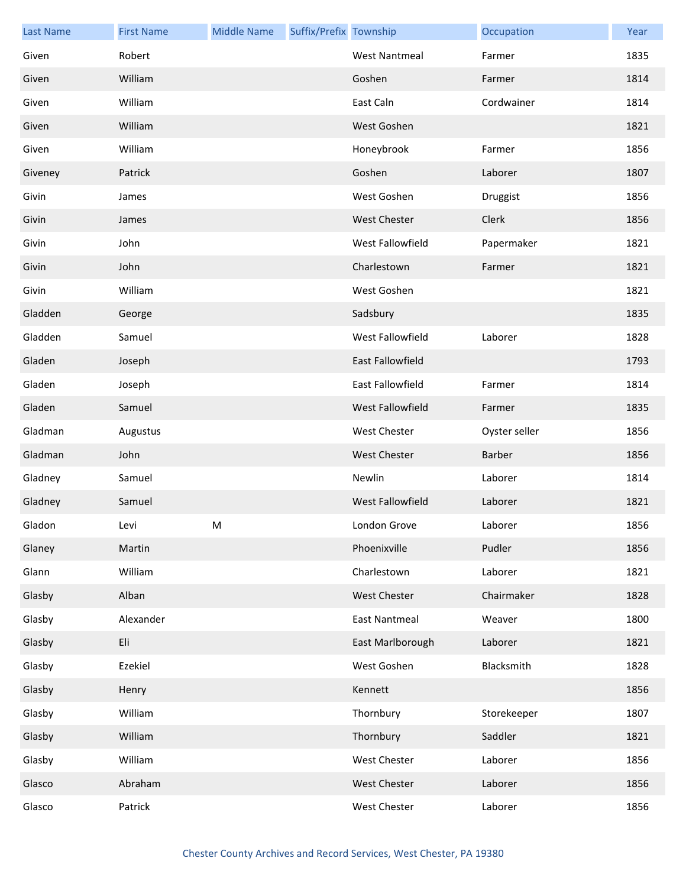| Last Name | First Name | Middle Name | Suffix/Prefix | Township | Occupation | Year |
| --- | --- | --- | --- | --- | --- | --- |
| Given | Robert | | | West Nantmeal | Farmer | 1835 |
| Given | William | | | Goshen | Farmer | 1814 |
| Given | William | | | East Caln | Cordwainer | 1814 |
| Given | William | | | West Goshen | | 1821 |
| Given | William | | | Honeybrook | Farmer | 1856 |
| Giveney | Patrick | | | Goshen | Laborer | 1807 |
| Givin | James | | | West Goshen | Druggist | 1856 |
| Givin | James | | | West Chester | Clerk | 1856 |
| Givin | John | | | West Fallowfield | Papermaker | 1821 |
| Givin | John | | | Charlestown | Farmer | 1821 |
| Givin | William | | | West Goshen | | 1821 |
| Gladden | George | | | Sadsbury | | 1835 |
| Gladden | Samuel | | | West Fallowfield | Laborer | 1828 |
| Gladen | Joseph | | | East Fallowfield | | 1793 |
| Gladen | Joseph | | | East Fallowfield | Farmer | 1814 |
| Gladen | Samuel | | | West Fallowfield | Farmer | 1835 |
| Gladman | Augustus | | | West Chester | Oyster seller | 1856 |
| Gladman | John | | | West Chester | Barber | 1856 |
| Gladney | Samuel | | | Newlin | Laborer | 1814 |
| Gladney | Samuel | | | West Fallowfield | Laborer | 1821 |
| Gladon | Levi | M | | London Grove | Laborer | 1856 |
| Glaney | Martin | | | Phoenixville | Pudler | 1856 |
| Glann | William | | | Charlestown | Laborer | 1821 |
| Glasby | Alban | | | West Chester | Chairmaker | 1828 |
| Glasby | Alexander | | | East Nantmeal | Weaver | 1800 |
| Glasby | Eli | | | East Marlborough | Laborer | 1821 |
| Glasby | Ezekiel | | | West Goshen | Blacksmith | 1828 |
| Glasby | Henry | | | Kennett | | 1856 |
| Glasby | William | | | Thornbury | Storekeeper | 1807 |
| Glasby | William | | | Thornbury | Saddler | 1821 |
| Glasby | William | | | West Chester | Laborer | 1856 |
| Glasco | Abraham | | | West Chester | Laborer | 1856 |
| Glasco | Patrick | | | West Chester | Laborer | 1856 |

Chester County Archives and Record Services, West Chester, PA 19380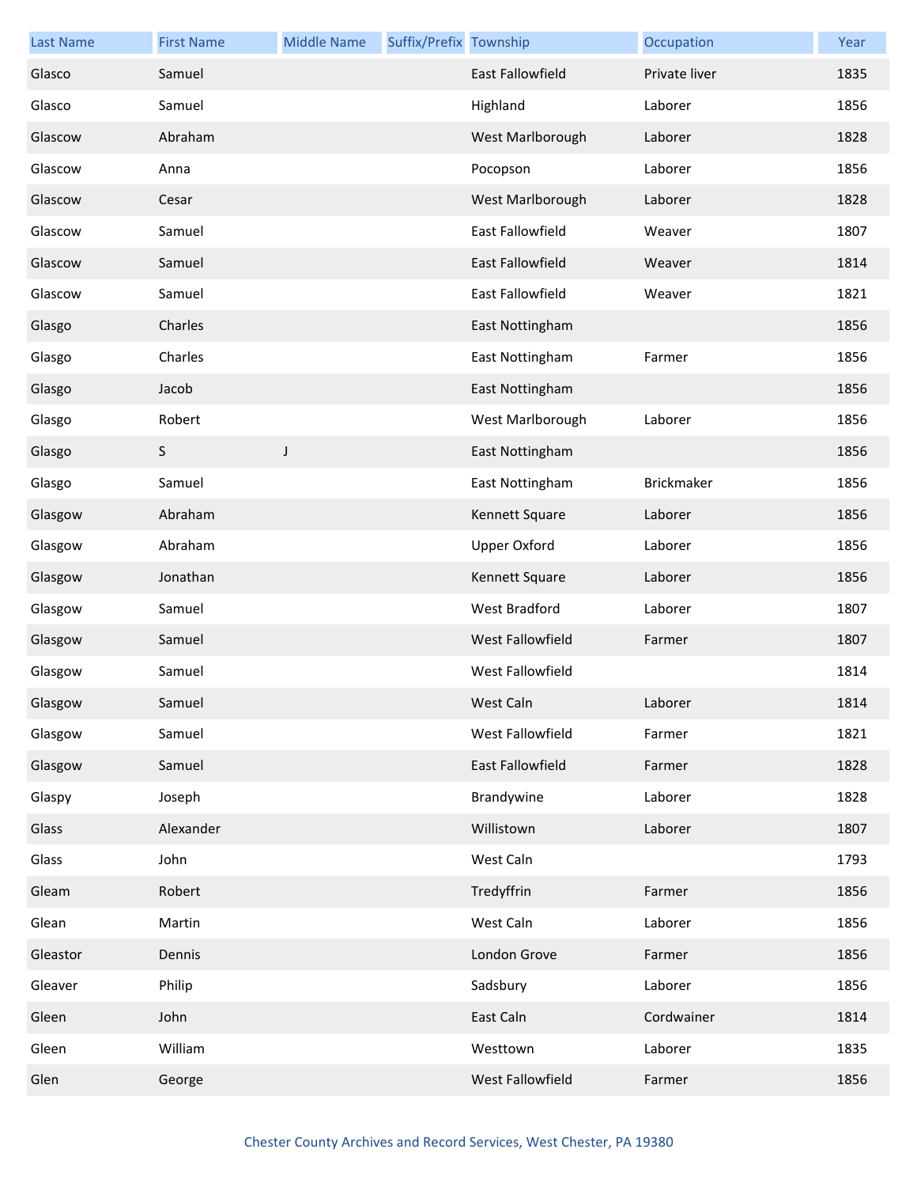| Last Name | First Name | Middle Name | Suffix/Prefix | Township | Occupation | Year |
| --- | --- | --- | --- | --- | --- | --- |
| Glasco | Samuel | | | East Fallowfield | Private liver | 1835 |
| Glasco | Samuel | | | Highland | Laborer | 1856 |
| Glascow | Abraham | | | West Marlborough | Laborer | 1828 |
| Glascow | Anna | | | Pocopson | Laborer | 1856 |
| Glascow | Cesar | | | West Marlborough | Laborer | 1828 |
| Glascow | Samuel | | | East Fallowfield | Weaver | 1807 |
| Glascow | Samuel | | | East Fallowfield | Weaver | 1814 |
| Glascow | Samuel | | | East Fallowfield | Weaver | 1821 |
| Glasgo | Charles | | | East Nottingham | | 1856 |
| Glasgo | Charles | | | East Nottingham | Farmer | 1856 |
| Glasgo | Jacob | | | East Nottingham | | 1856 |
| Glasgo | Robert | | | West Marlborough | Laborer | 1856 |
| Glasgo | S | J | | East Nottingham | | 1856 |
| Glasgo | Samuel | | | East Nottingham | Brickmaker | 1856 |
| Glasgow | Abraham | | | Kennett Square | Laborer | 1856 |
| Glasgow | Abraham | | | Upper Oxford | Laborer | 1856 |
| Glasgow | Jonathan | | | Kennett Square | Laborer | 1856 |
| Glasgow | Samuel | | | West Bradford | Laborer | 1807 |
| Glasgow | Samuel | | | West Fallowfield | Farmer | 1807 |
| Glasgow | Samuel | | | West Fallowfield | | 1814 |
| Glasgow | Samuel | | | West Caln | Laborer | 1814 |
| Glasgow | Samuel | | | West Fallowfield | Farmer | 1821 |
| Glasgow | Samuel | | | East Fallowfield | Farmer | 1828 |
| Glaspy | Joseph | | | Brandywine | Laborer | 1828 |
| Glass | Alexander | | | Willistown | Laborer | 1807 |
| Glass | John | | | West Caln | | 1793 |
| Gleam | Robert | | | Tredyffrin | Farmer | 1856 |
| Glean | Martin | | | West Caln | Laborer | 1856 |
| Gleastor | Dennis | | | London Grove | Farmer | 1856 |
| Gleaver | Philip | | | Sadsbury | Laborer | 1856 |
| Gleen | John | | | East Caln | Cordwainer | 1814 |
| Gleen | William | | | Westtown | Laborer | 1835 |
| Glen | George | | | West Fallowfield | Farmer | 1856 |

Chester County Archives and Record Services, West Chester, PA 19380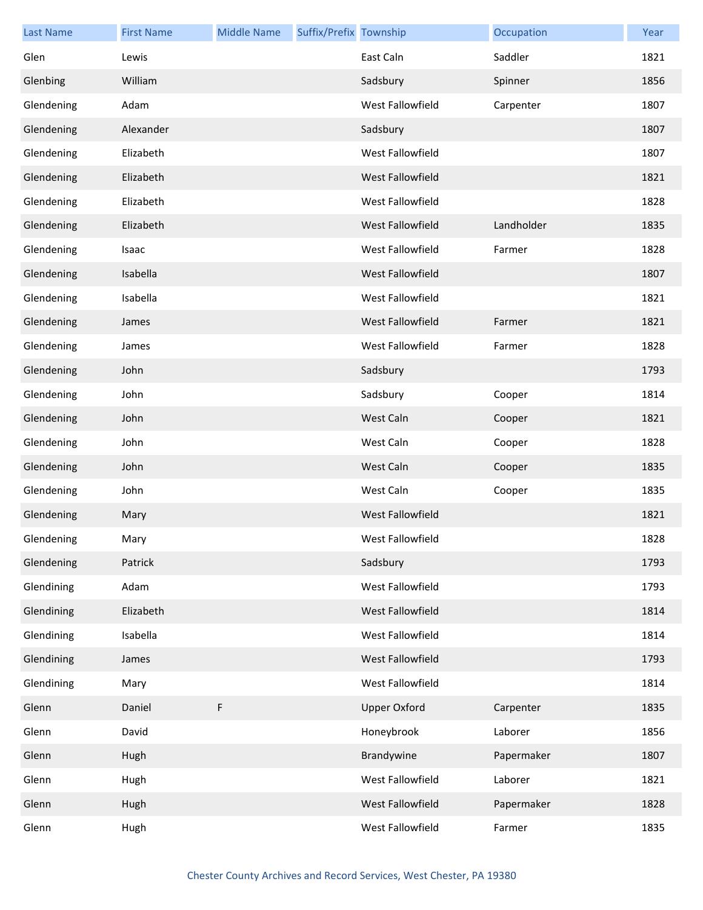| Last Name | First Name | Middle Name | Suffix/Prefix | Township | Occupation | Year |
|---|---|---|---|---|---|---|
| Glen | Lewis | | | East Caln | Saddler | 1821 |
| Glenbing | William | | | Sadsbury | Spinner | 1856 |
| Glendening | Adam | | | West Fallowfield | Carpenter | 1807 |
| Glendening | Alexander | | | Sadsbury | | 1807 |
| Glendening | Elizabeth | | | West Fallowfield | | 1807 |
| Glendening | Elizabeth | | | West Fallowfield | | 1821 |
| Glendening | Elizabeth | | | West Fallowfield | | 1828 |
| Glendening | Elizabeth | | | West Fallowfield | Landholder | 1835 |
| Glendening | Isaac | | | West Fallowfield | Farmer | 1828 |
| Glendening | Isabella | | | West Fallowfield | | 1807 |
| Glendening | Isabella | | | West Fallowfield | | 1821 |
| Glendening | James | | | West Fallowfield | Farmer | 1821 |
| Glendening | James | | | West Fallowfield | Farmer | 1828 |
| Glendening | John | | | Sadsbury | | 1793 |
| Glendening | John | | | Sadsbury | Cooper | 1814 |
| Glendening | John | | | West Caln | Cooper | 1821 |
| Glendening | John | | | West Caln | Cooper | 1828 |
| Glendening | John | | | West Caln | Cooper | 1835 |
| Glendening | John | | | West Caln | Cooper | 1835 |
| Glendening | Mary | | | West Fallowfield | | 1821 |
| Glendening | Mary | | | West Fallowfield | | 1828 |
| Glendening | Patrick | | | Sadsbury | | 1793 |
| Glendining | Adam | | | West Fallowfield | | 1793 |
| Glendining | Elizabeth | | | West Fallowfield | | 1814 |
| Glendining | Isabella | | | West Fallowfield | | 1814 |
| Glendining | James | | | West Fallowfield | | 1793 |
| Glendining | Mary | | | West Fallowfield | | 1814 |
| Glenn | Daniel | F | | Upper Oxford | Carpenter | 1835 |
| Glenn | David | | | Honeybrook | Laborer | 1856 |
| Glenn | Hugh | | | Brandywine | Papermaker | 1807 |
| Glenn | Hugh | | | West Fallowfield | Laborer | 1821 |
| Glenn | Hugh | | | West Fallowfield | Papermaker | 1828 |
| Glenn | Hugh | | | West Fallowfield | Farmer | 1835 |

Chester County Archives and Record Services, West Chester, PA 19380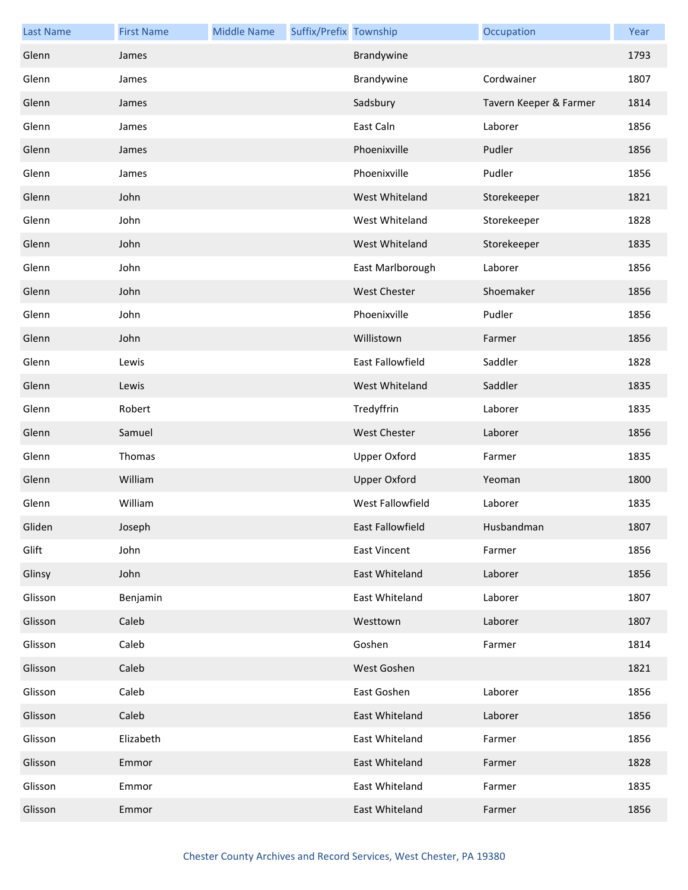| Last Name | First Name | Middle Name | Suffix/Prefix | Township | Occupation | Year |
|---|---|---|---|---|---|---|
| Glenn | James | | | Brandywine | | 1793 |
| Glenn | James | | | Brandywine | Cordwainer | 1807 |
| Glenn | James | | | Sadsbury | Tavern Keeper & Farmer | 1814 |
| Glenn | James | | | East Caln | Laborer | 1856 |
| Glenn | James | | | Phoenixville | Pudler | 1856 |
| Glenn | James | | | Phoenixville | Pudler | 1856 |
| Glenn | John | | | West Whiteland | Storekeeper | 1821 |
| Glenn | John | | | West Whiteland | Storekeeper | 1828 |
| Glenn | John | | | West Whiteland | Storekeeper | 1835 |
| Glenn | John | | | East Marlborough | Laborer | 1856 |
| Glenn | John | | | West Chester | Shoemaker | 1856 |
| Glenn | John | | | Phoenixville | Pudler | 1856 |
| Glenn | John | | | Willistown | Farmer | 1856 |
| Glenn | Lewis | | | East Fallowfield | Saddler | 1828 |
| Glenn | Lewis | | | West Whiteland | Saddler | 1835 |
| Glenn | Robert | | | Tredyffrin | Laborer | 1835 |
| Glenn | Samuel | | | West Chester | Laborer | 1856 |
| Glenn | Thomas | | | Upper Oxford | Farmer | 1835 |
| Glenn | William | | | Upper Oxford | Yeoman | 1800 |
| Glenn | William | | | West Fallowfield | Laborer | 1835 |
| Gliden | Joseph | | | East Fallowfield | Husbandman | 1807 |
| Glift | John | | | East Vincent | Farmer | 1856 |
| Glinsy | John | | | East Whiteland | Laborer | 1856 |
| Glisson | Benjamin | | | East Whiteland | Laborer | 1807 |
| Glisson | Caleb | | | Westtown | Laborer | 1807 |
| Glisson | Caleb | | | Goshen | Farmer | 1814 |
| Glisson | Caleb | | | West Goshen | | 1821 |
| Glisson | Caleb | | | East Goshen | Laborer | 1856 |
| Glisson | Caleb | | | East Whiteland | Laborer | 1856 |
| Glisson | Elizabeth | | | East Whiteland | Farmer | 1856 |
| Glisson | Emmor | | | East Whiteland | Farmer | 1828 |
| Glisson | Emmor | | | East Whiteland | Farmer | 1835 |
| Glisson | Emmor | | | East Whiteland | Farmer | 1856 |

Chester County Archives and Record Services, West Chester, PA 19380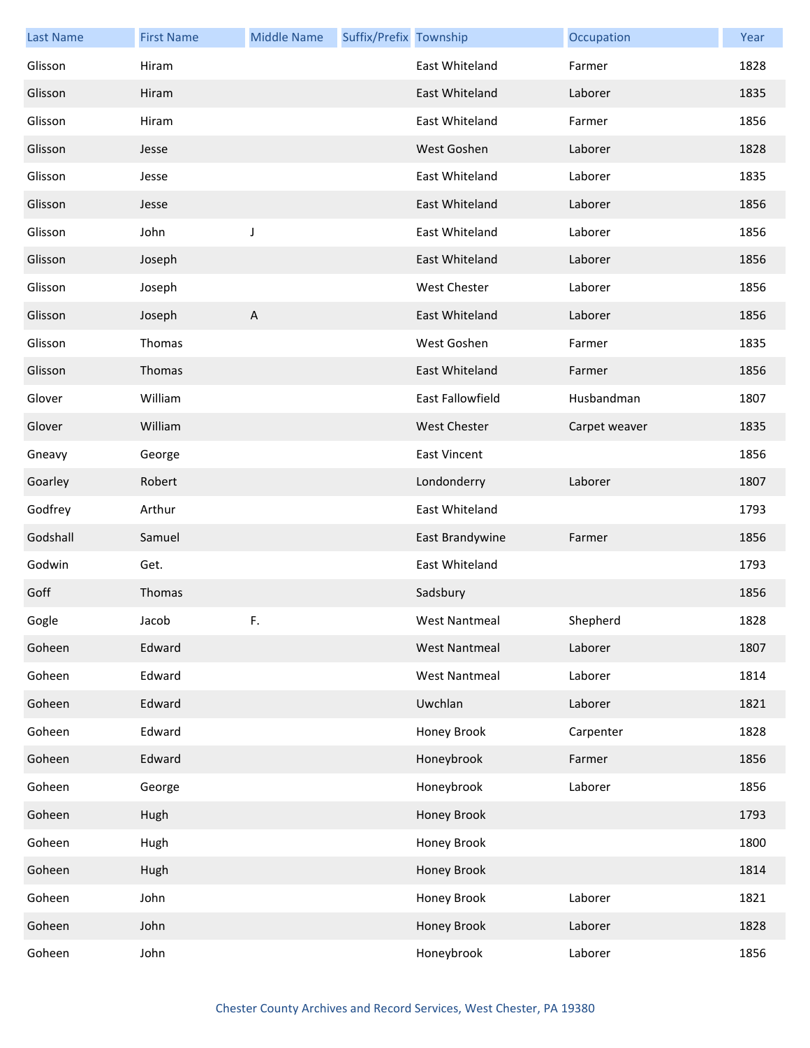| Last Name | First Name | Middle Name | Suffix/Prefix | Township | Occupation | Year |
|---|---|---|---|---|---|---|
| Glisson | Hiram | | | East Whiteland | Farmer | 1828 |
| Glisson | Hiram | | | East Whiteland | Laborer | 1835 |
| Glisson | Hiram | | | East Whiteland | Farmer | 1856 |
| Glisson | Jesse | | | West Goshen | Laborer | 1828 |
| Glisson | Jesse | | | East Whiteland | Laborer | 1835 |
| Glisson | Jesse | | | East Whiteland | Laborer | 1856 |
| Glisson | John | J | | East Whiteland | Laborer | 1856 |
| Glisson | Joseph | | | East Whiteland | Laborer | 1856 |
| Glisson | Joseph | | | West Chester | Laborer | 1856 |
| Glisson | Joseph | A | | East Whiteland | Laborer | 1856 |
| Glisson | Thomas | | | West Goshen | Farmer | 1835 |
| Glisson | Thomas | | | East Whiteland | Farmer | 1856 |
| Glover | William | | | East Fallowfield | Husbandman | 1807 |
| Glover | William | | | West Chester | Carpet weaver | 1835 |
| Gneavy | George | | | East Vincent | | 1856 |
| Goarley | Robert | | | Londonderry | Laborer | 1807 |
| Godfrey | Arthur | | | East Whiteland | | 1793 |
| Godshall | Samuel | | | East Brandywine | Farmer | 1856 |
| Godwin | Get. | | | East Whiteland | | 1793 |
| Goff | Thomas | | | Sadsbury | | 1856 |
| Gogle | Jacob | F. | | West Nantmeal | Shepherd | 1828 |
| Goheen | Edward | | | West Nantmeal | Laborer | 1807 |
| Goheen | Edward | | | West Nantmeal | Laborer | 1814 |
| Goheen | Edward | | | Uwchlan | Laborer | 1821 |
| Goheen | Edward | | | Honey Brook | Carpenter | 1828 |
| Goheen | Edward | | | Honeybrook | Farmer | 1856 |
| Goheen | George | | | Honeybrook | Laborer | 1856 |
| Goheen | Hugh | | | Honey Brook | | 1793 |
| Goheen | Hugh | | | Honey Brook | | 1800 |
| Goheen | Hugh | | | Honey Brook | | 1814 |
| Goheen | John | | | Honey Brook | Laborer | 1821 |
| Goheen | John | | | Honey Brook | Laborer | 1828 |
| Goheen | John | | | Honeybrook | Laborer | 1856 |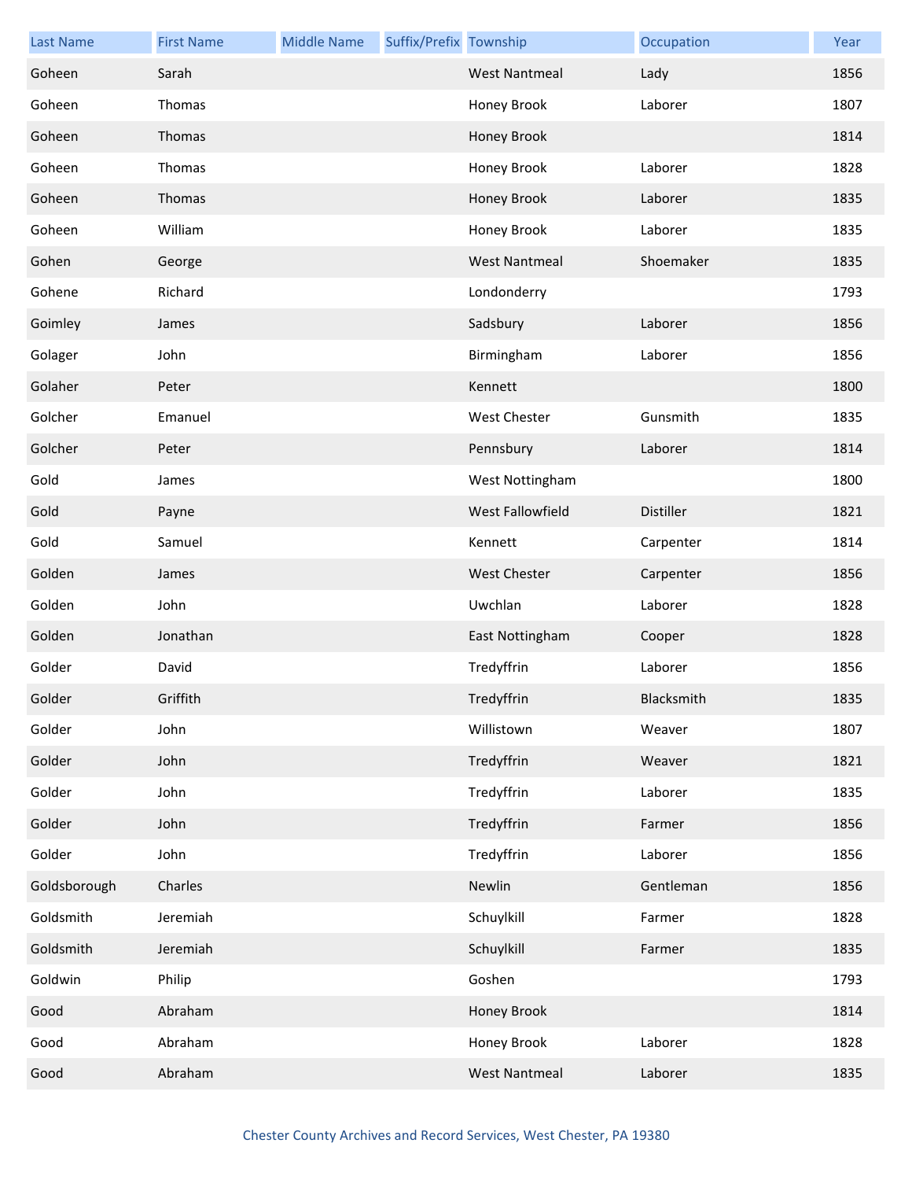| Last Name | First Name | Middle Name | Suffix/Prefix | Township | Occupation | Year |
| --- | --- | --- | --- | --- | --- | --- |
| Goheen | Sarah | | | West Nantmeal | Lady | 1856 |
| Goheen | Thomas | | | Honey Brook | Laborer | 1807 |
| Goheen | Thomas | | | Honey Brook | | 1814 |
| Goheen | Thomas | | | Honey Brook | Laborer | 1828 |
| Goheen | Thomas | | | Honey Brook | Laborer | 1835 |
| Goheen | William | | | Honey Brook | Laborer | 1835 |
| Gohen | George | | | West Nantmeal | Shoemaker | 1835 |
| Gohene | Richard | | | Londonderry | | 1793 |
| Goimley | James | | | Sadsbury | Laborer | 1856 |
| Golager | John | | | Birmingham | Laborer | 1856 |
| Golaher | Peter | | | Kennett | | 1800 |
| Golcher | Emanuel | | | West Chester | Gunsmith | 1835 |
| Golcher | Peter | | | Pennsbury | Laborer | 1814 |
| Gold | James | | | West Nottingham | | 1800 |
| Gold | Payne | | | West Fallowfield | Distiller | 1821 |
| Gold | Samuel | | | Kennett | Carpenter | 1814 |
| Golden | James | | | West Chester | Carpenter | 1856 |
| Golden | John | | | Uwchlan | Laborer | 1828 |
| Golden | Jonathan | | | East Nottingham | Cooper | 1828 |
| Golder | David | | | Tredyffrin | Laborer | 1856 |
| Golder | Griffith | | | Tredyffrin | Blacksmith | 1835 |
| Golder | John | | | Willistown | Weaver | 1807 |
| Golder | John | | | Tredyffrin | Weaver | 1821 |
| Golder | John | | | Tredyffrin | Laborer | 1835 |
| Golder | John | | | Tredyffrin | Farmer | 1856 |
| Golder | John | | | Tredyffrin | Laborer | 1856 |
| Goldsborough | Charles | | | Newlin | Gentleman | 1856 |
| Goldsmith | Jeremiah | | | Schuylkill | Farmer | 1828 |
| Goldsmith | Jeremiah | | | Schuylkill | Farmer | 1835 |
| Goldwin | Philip | | | Goshen | | 1793 |
| Good | Abraham | | | Honey Brook | | 1814 |
| Good | Abraham | | | Honey Brook | Laborer | 1828 |
| Good | Abraham | | | West Nantmeal | Laborer | 1835 |

Chester County Archives and Record Services, West Chester, PA 19380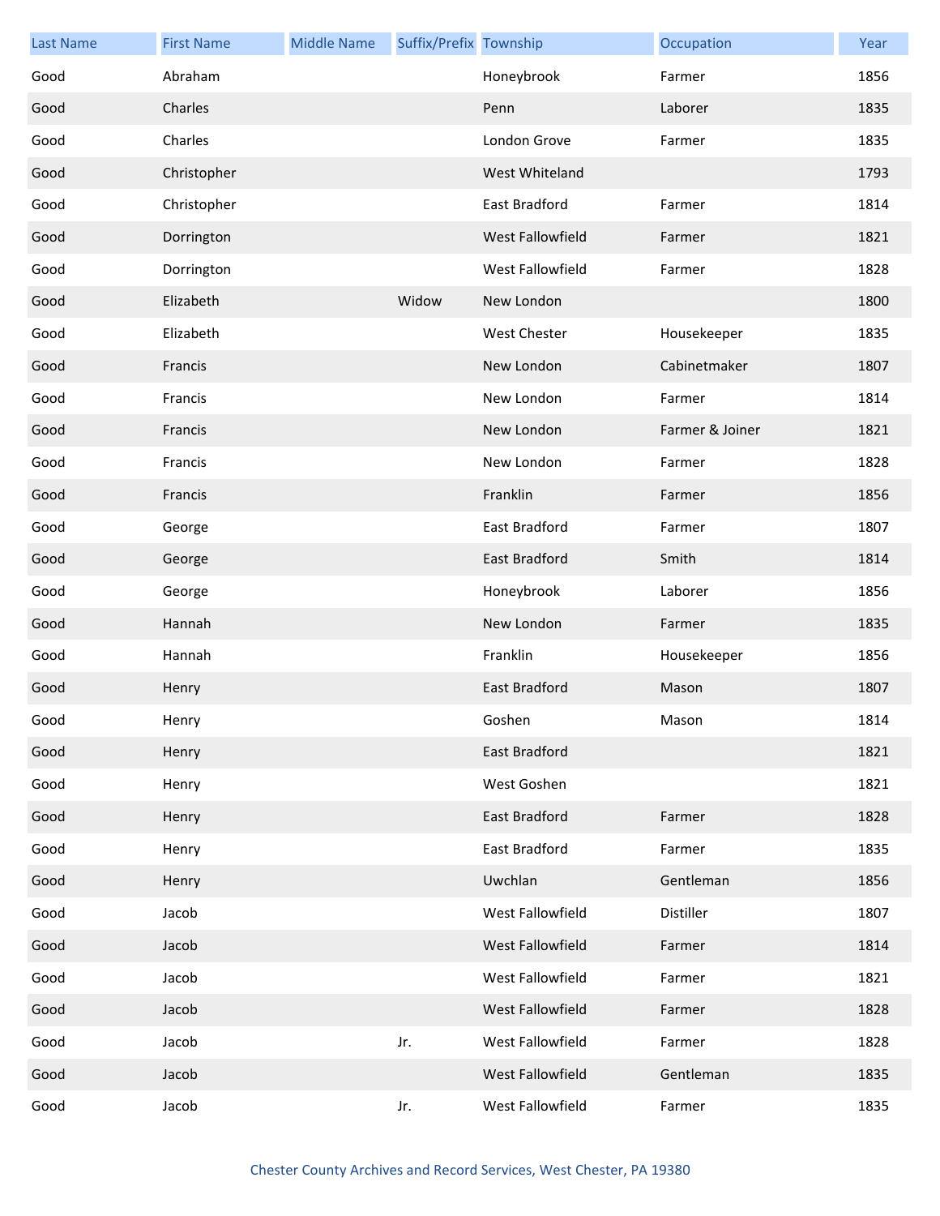| Last Name | First Name | Middle Name | Suffix/Prefix | Township | Occupation | Year |
|---|---|---|---|---|---|---|
| Good | Abraham | | | Honeybrook | Farmer | 1856 |
| Good | Charles | | | Penn | Laborer | 1835 |
| Good | Charles | | | London Grove | Farmer | 1835 |
| Good | Christopher | | | West Whiteland | | 1793 |
| Good | Christopher | | | East Bradford | Farmer | 1814 |
| Good | Dorrington | | | West Fallowfield | Farmer | 1821 |
| Good | Dorrington | | | West Fallowfield | Farmer | 1828 |
| Good | Elizabeth | | Widow | New London | | 1800 |
| Good | Elizabeth | | | West Chester | Housekeeper | 1835 |
| Good | Francis | | | New London | Cabinetmaker | 1807 |
| Good | Francis | | | New London | Farmer | 1814 |
| Good | Francis | | | New London | Farmer & Joiner | 1821 |
| Good | Francis | | | New London | Farmer | 1828 |
| Good | Francis | | | Franklin | Farmer | 1856 |
| Good | George | | | East Bradford | Farmer | 1807 |
| Good | George | | | East Bradford | Smith | 1814 |
| Good | George | | | Honeybrook | Laborer | 1856 |
| Good | Hannah | | | New London | Farmer | 1835 |
| Good | Hannah | | | Franklin | Housekeeper | 1856 |
| Good | Henry | | | East Bradford | Mason | 1807 |
| Good | Henry | | | Goshen | Mason | 1814 |
| Good | Henry | | | East Bradford | | 1821 |
| Good | Henry | | | West Goshen | | 1821 |
| Good | Henry | | | East Bradford | Farmer | 1828 |
| Good | Henry | | | East Bradford | Farmer | 1835 |
| Good | Henry | | | Uwchlan | Gentleman | 1856 |
| Good | Jacob | | | West Fallowfield | Distiller | 1807 |
| Good | Jacob | | | West Fallowfield | Farmer | 1814 |
| Good | Jacob | | | West Fallowfield | Farmer | 1821 |
| Good | Jacob | | | West Fallowfield | Farmer | 1828 |
| Good | Jacob | | Jr. | West Fallowfield | Farmer | 1828 |
| Good | Jacob | | | West Fallowfield | Gentleman | 1835 |
| Good | Jacob | | Jr. | West Fallowfield | Farmer | 1835 |

Chester County Archives and Record Services, West Chester, PA 19380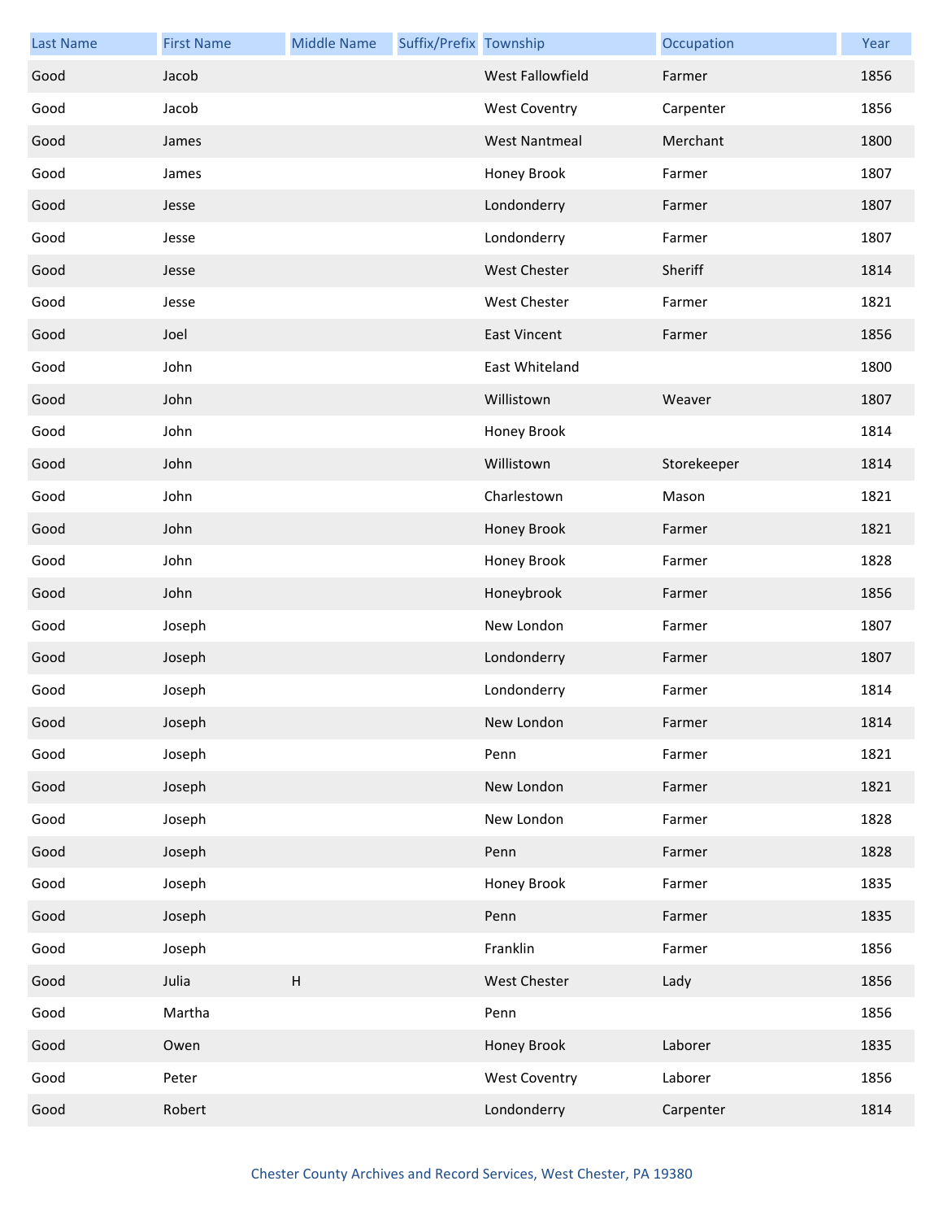| Last Name | First Name | Middle Name | Suffix/Prefix | Township | Occupation | Year |
| --- | --- | --- | --- | --- | --- | --- |
| Good | Jacob | | | West Fallowfield | Farmer | 1856 |
| Good | Jacob | | | West Coventry | Carpenter | 1856 |
| Good | James | | | West Nantmeal | Merchant | 1800 |
| Good | James | | | Honey Brook | Farmer | 1807 |
| Good | Jesse | | | Londonderry | Farmer | 1807 |
| Good | Jesse | | | Londonderry | Farmer | 1807 |
| Good | Jesse | | | West Chester | Sheriff | 1814 |
| Good | Jesse | | | West Chester | Farmer | 1821 |
| Good | Joel | | | East Vincent | Farmer | 1856 |
| Good | John | | | East Whiteland | | 1800 |
| Good | John | | | Willistown | Weaver | 1807 |
| Good | John | | | Honey Brook | | 1814 |
| Good | John | | | Willistown | Storekeeper | 1814 |
| Good | John | | | Charlestown | Mason | 1821 |
| Good | John | | | Honey Brook | Farmer | 1821 |
| Good | John | | | Honey Brook | Farmer | 1828 |
| Good | John | | | Honeybrook | Farmer | 1856 |
| Good | Joseph | | | New London | Farmer | 1807 |
| Good | Joseph | | | Londonderry | Farmer | 1807 |
| Good | Joseph | | | Londonderry | Farmer | 1814 |
| Good | Joseph | | | New London | Farmer | 1814 |
| Good | Joseph | | | Penn | Farmer | 1821 |
| Good | Joseph | | | New London | Farmer | 1821 |
| Good | Joseph | | | New London | Farmer | 1828 |
| Good | Joseph | | | Penn | Farmer | 1828 |
| Good | Joseph | | | Honey Brook | Farmer | 1835 |
| Good | Joseph | | | Penn | Farmer | 1835 |
| Good | Joseph | | | Franklin | Farmer | 1856 |
| Good | Julia | H | | West Chester | Lady | 1856 |
| Good | Martha | | | Penn | | 1856 |
| Good | Owen | | | Honey Brook | Laborer | 1835 |
| Good | Peter | | | West Coventry | Laborer | 1856 |
| Good | Robert | | | Londonderry | Carpenter | 1814 |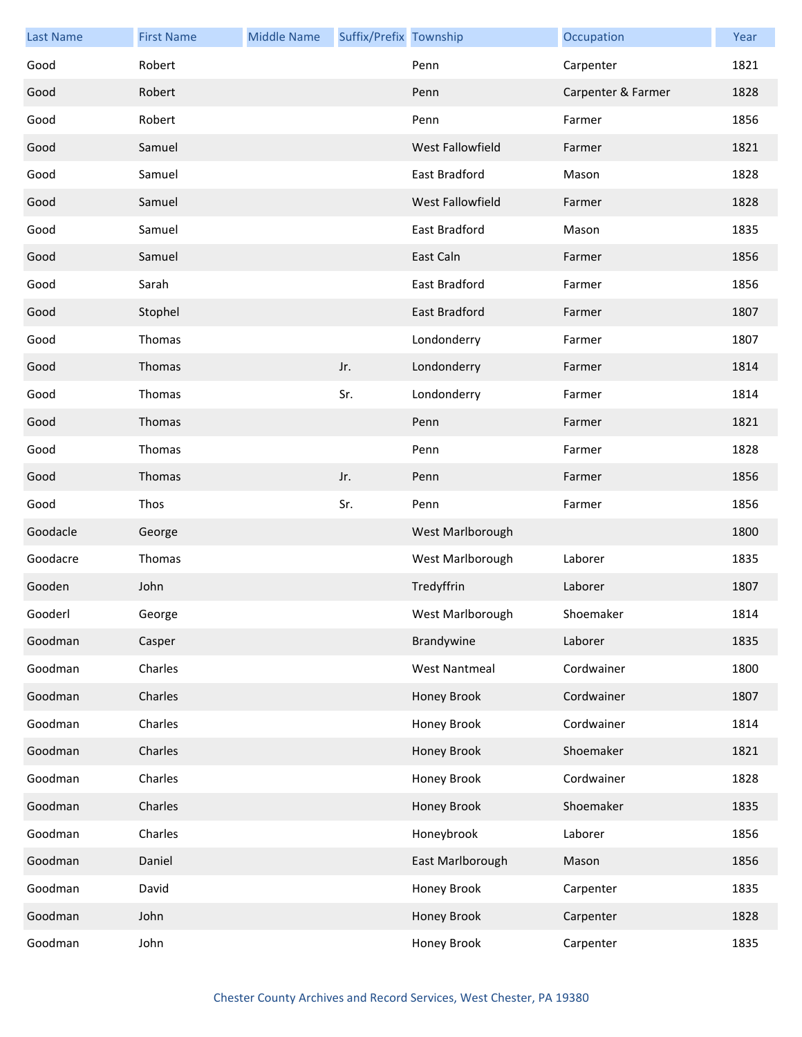| Last Name | First Name | Middle Name | Suffix/Prefix | Township | Occupation | Year |
|---|---|---|---|---|---|---|
| Good | Robert | | | Penn | Carpenter | 1821 |
| Good | Robert | | | Penn | Carpenter & Farmer | 1828 |
| Good | Robert | | | Penn | Farmer | 1856 |
| Good | Samuel | | | West Fallowfield | Farmer | 1821 |
| Good | Samuel | | | East Bradford | Mason | 1828 |
| Good | Samuel | | | West Fallowfield | Farmer | 1828 |
| Good | Samuel | | | East Bradford | Mason | 1835 |
| Good | Samuel | | | East Caln | Farmer | 1856 |
| Good | Sarah | | | East Bradford | Farmer | 1856 |
| Good | Stophel | | | East Bradford | Farmer | 1807 |
| Good | Thomas | | | Londonderry | Farmer | 1807 |
| Good | Thomas | | Jr. | Londonderry | Farmer | 1814 |
| Good | Thomas | | Sr. | Londonderry | Farmer | 1814 |
| Good | Thomas | | | Penn | Farmer | 1821 |
| Good | Thomas | | | Penn | Farmer | 1828 |
| Good | Thomas | | Jr. | Penn | Farmer | 1856 |
| Good | Thos | | Sr. | Penn | Farmer | 1856 |
| Goodacle | George | | | West Marlborough | | 1800 |
| Goodacre | Thomas | | | West Marlborough | Laborer | 1835 |
| Gooden | John | | | Tredyffrin | Laborer | 1807 |
| Gooderl | George | | | West Marlborough | Shoemaker | 1814 |
| Goodman | Casper | | | Brandywine | Laborer | 1835 |
| Goodman | Charles | | | West Nantmeal | Cordwainer | 1800 |
| Goodman | Charles | | | Honey Brook | Cordwainer | 1807 |
| Goodman | Charles | | | Honey Brook | Cordwainer | 1814 |
| Goodman | Charles | | | Honey Brook | Shoemaker | 1821 |
| Goodman | Charles | | | Honey Brook | Cordwainer | 1828 |
| Goodman | Charles | | | Honey Brook | Shoemaker | 1835 |
| Goodman | Charles | | | Honeybrook | Laborer | 1856 |
| Goodman | Daniel | | | East Marlborough | Mason | 1856 |
| Goodman | David | | | Honey Brook | Carpenter | 1835 |
| Goodman | John | | | Honey Brook | Carpenter | 1828 |
| Goodman | John | | | Honey Brook | Carpenter | 1835 |

Chester County Archives and Record Services, West Chester, PA 19380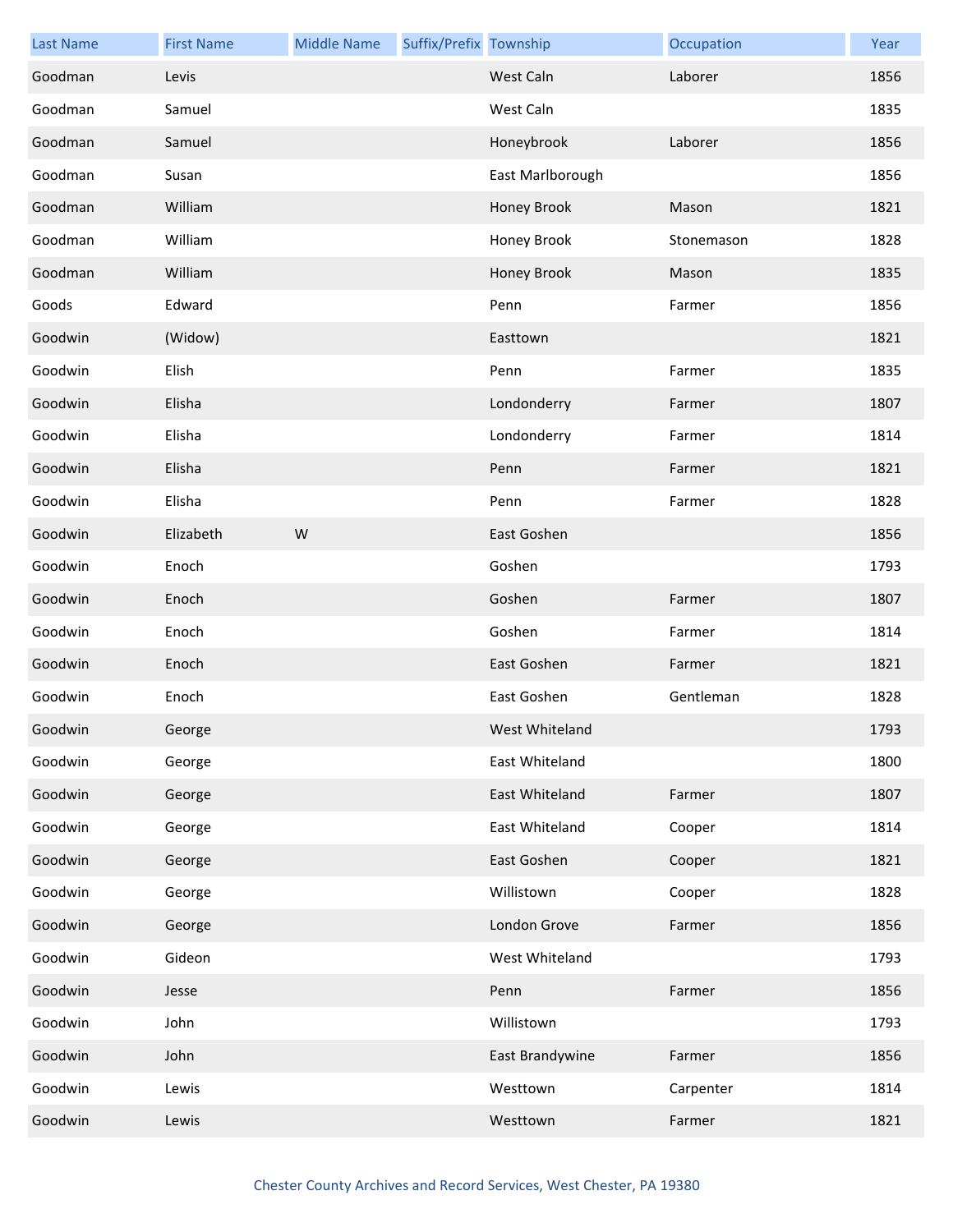| Last Name | First Name | Middle Name | Suffix/Prefix | Township | Occupation | Year |
|---|---|---|---|---|---|---|
| Goodman | Levis | | | West Caln | Laborer | 1856 |
| Goodman | Samuel | | | West Caln | | 1835 |
| Goodman | Samuel | | | Honeybrook | Laborer | 1856 |
| Goodman | Susan | | | East Marlborough | | 1856 |
| Goodman | William | | | Honey Brook | Mason | 1821 |
| Goodman | William | | | Honey Brook | Stonemason | 1828 |
| Goodman | William | | | Honey Brook | Mason | 1835 |
| Goods | Edward | | | Penn | Farmer | 1856 |
| Goodwin | (Widow) | | | Easttown | | 1821 |
| Goodwin | Elish | | | Penn | Farmer | 1835 |
| Goodwin | Elisha | | | Londonderry | Farmer | 1807 |
| Goodwin | Elisha | | | Londonderry | Farmer | 1814 |
| Goodwin | Elisha | | | Penn | Farmer | 1821 |
| Goodwin | Elisha | | | Penn | Farmer | 1828 |
| Goodwin | Elizabeth | W | | East Goshen | | 1856 |
| Goodwin | Enoch | | | Goshen | | 1793 |
| Goodwin | Enoch | | | Goshen | Farmer | 1807 |
| Goodwin | Enoch | | | Goshen | Farmer | 1814 |
| Goodwin | Enoch | | | East Goshen | Farmer | 1821 |
| Goodwin | Enoch | | | East Goshen | Gentleman | 1828 |
| Goodwin | George | | | West Whiteland | | 1793 |
| Goodwin | George | | | East Whiteland | | 1800 |
| Goodwin | George | | | East Whiteland | Farmer | 1807 |
| Goodwin | George | | | East Whiteland | Cooper | 1814 |
| Goodwin | George | | | East Goshen | Cooper | 1821 |
| Goodwin | George | | | Willistown | Cooper | 1828 |
| Goodwin | George | | | London Grove | Farmer | 1856 |
| Goodwin | Gideon | | | West Whiteland | | 1793 |
| Goodwin | Jesse | | | Penn | Farmer | 1856 |
| Goodwin | John | | | Willistown | | 1793 |
| Goodwin | John | | | East Brandywine | Farmer | 1856 |
| Goodwin | Lewis | | | Westtown | Carpenter | 1814 |
| Goodwin | Lewis | | | Westtown | Farmer | 1821 |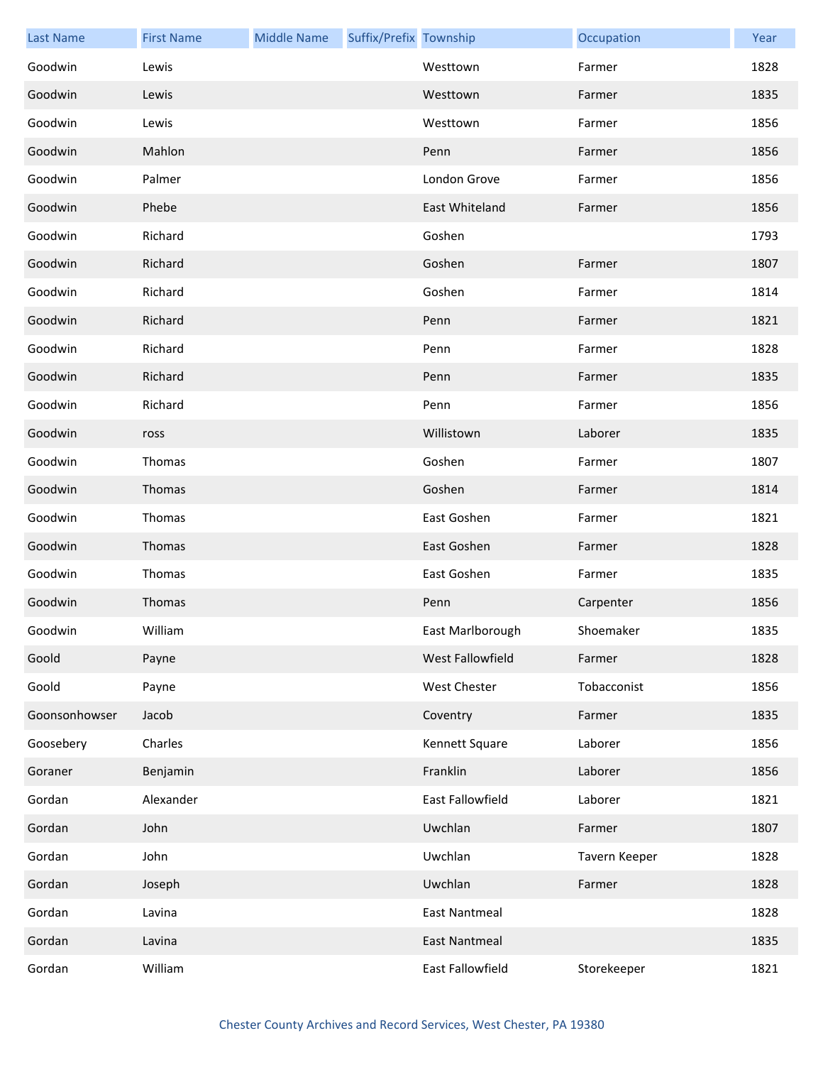| Last Name | First Name | Middle Name | Suffix/Prefix | Township | Occupation | Year |
|---|---|---|---|---|---|---|
| Goodwin | Lewis | | | Westtown | Farmer | 1828 |
| Goodwin | Lewis | | | Westtown | Farmer | 1835 |
| Goodwin | Lewis | | | Westtown | Farmer | 1856 |
| Goodwin | Mahlon | | | Penn | Farmer | 1856 |
| Goodwin | Palmer | | | London Grove | Farmer | 1856 |
| Goodwin | Phebe | | | East Whiteland | Farmer | 1856 |
| Goodwin | Richard | | | Goshen | | 1793 |
| Goodwin | Richard | | | Goshen | Farmer | 1807 |
| Goodwin | Richard | | | Goshen | Farmer | 1814 |
| Goodwin | Richard | | | Penn | Farmer | 1821 |
| Goodwin | Richard | | | Penn | Farmer | 1828 |
| Goodwin | Richard | | | Penn | Farmer | 1835 |
| Goodwin | Richard | | | Penn | Farmer | 1856 |
| Goodwin | ross | | | Willistown | Laborer | 1835 |
| Goodwin | Thomas | | | Goshen | Farmer | 1807 |
| Goodwin | Thomas | | | Goshen | Farmer | 1814 |
| Goodwin | Thomas | | | East Goshen | Farmer | 1821 |
| Goodwin | Thomas | | | East Goshen | Farmer | 1828 |
| Goodwin | Thomas | | | East Goshen | Farmer | 1835 |
| Goodwin | Thomas | | | Penn | Carpenter | 1856 |
| Goodwin | William | | | East Marlborough | Shoemaker | 1835 |
| Goold | Payne | | | West Fallowfield | Farmer | 1828 |
| Goold | Payne | | | West Chester | Tobacconist | 1856 |
| Goonsonhowser | Jacob | | | Coventry | Farmer | 1835 |
| Goosebery | Charles | | | Kennett Square | Laborer | 1856 |
| Goraner | Benjamin | | | Franklin | Laborer | 1856 |
| Gordan | Alexander | | | East Fallowfield | Laborer | 1821 |
| Gordan | John | | | Uwchlan | Farmer | 1807 |
| Gordan | John | | | Uwchlan | Tavern Keeper | 1828 |
| Gordan | Joseph | | | Uwchlan | Farmer | 1828 |
| Gordan | Lavina | | | East Nantmeal | | 1828 |
| Gordan | Lavina | | | East Nantmeal | | 1835 |
| Gordan | William | | | East Fallowfield | Storekeeper | 1821 |

Chester County Archives and Record Services, West Chester, PA 19380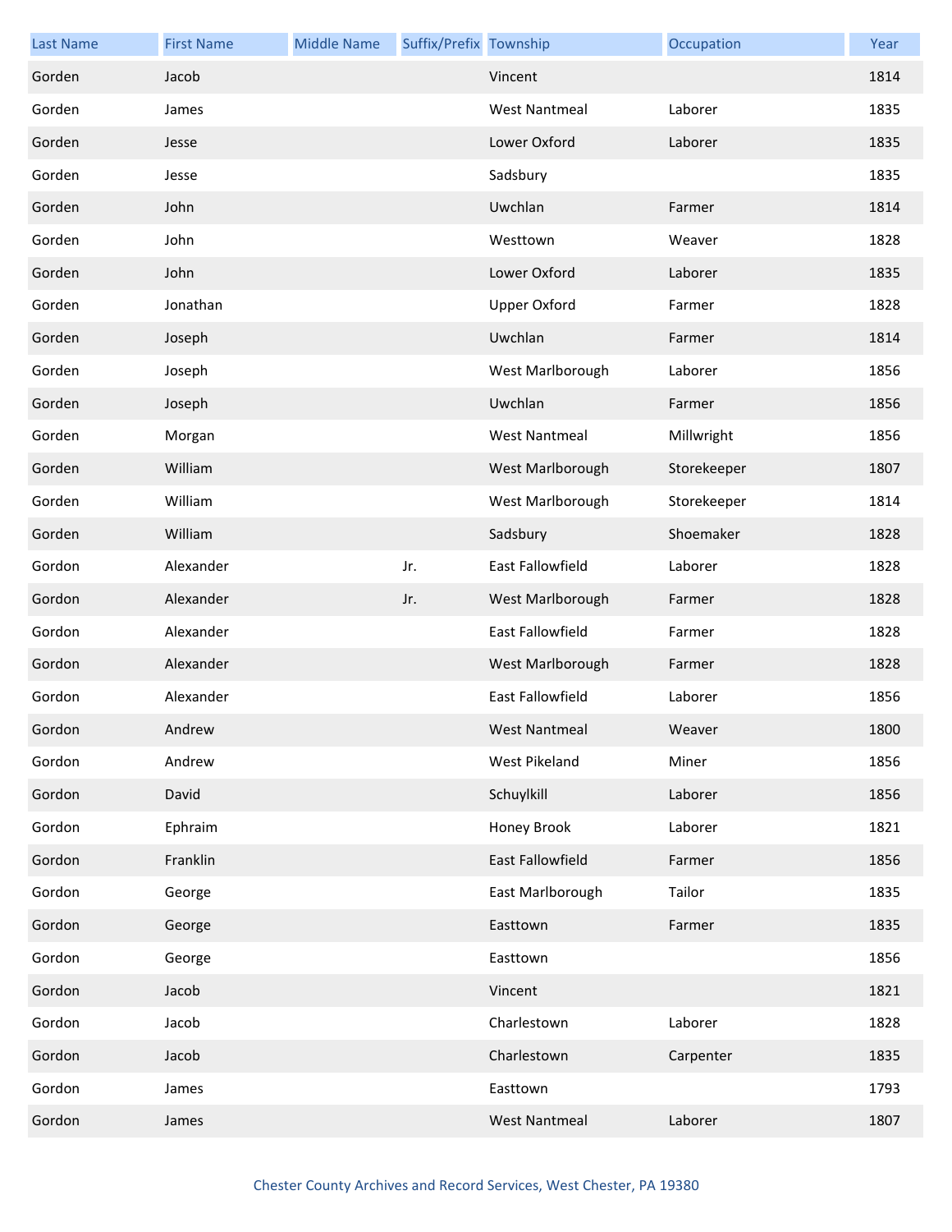| Last Name | First Name | Middle Name | Suffix/Prefix | Township | Occupation | Year |
|---|---|---|---|---|---|---|
| Gorden | Jacob | | | Vincent | | 1814 |
| Gorden | James | | | West Nantmeal | Laborer | 1835 |
| Gorden | Jesse | | | Lower Oxford | Laborer | 1835 |
| Gorden | Jesse | | | Sadsbury | | 1835 |
| Gorden | John | | | Uwchlan | Farmer | 1814 |
| Gorden | John | | | Westtown | Weaver | 1828 |
| Gorden | John | | | Lower Oxford | Laborer | 1835 |
| Gorden | Jonathan | | | Upper Oxford | Farmer | 1828 |
| Gorden | Joseph | | | Uwchlan | Farmer | 1814 |
| Gorden | Joseph | | | West Marlborough | Laborer | 1856 |
| Gorden | Joseph | | | Uwchlan | Farmer | 1856 |
| Gorden | Morgan | | | West Nantmeal | Millwright | 1856 |
| Gorden | William | | | West Marlborough | Storekeeper | 1807 |
| Gorden | William | | | West Marlborough | Storekeeper | 1814 |
| Gorden | William | | | Sadsbury | Shoemaker | 1828 |
| Gordon | Alexander | | Jr. | East Fallowfield | Laborer | 1828 |
| Gordon | Alexander | | Jr. | West Marlborough | Farmer | 1828 |
| Gordon | Alexander | | | East Fallowfield | Farmer | 1828 |
| Gordon | Alexander | | | West Marlborough | Farmer | 1828 |
| Gordon | Alexander | | | East Fallowfield | Laborer | 1856 |
| Gordon | Andrew | | | West Nantmeal | Weaver | 1800 |
| Gordon | Andrew | | | West Pikeland | Miner | 1856 |
| Gordon | David | | | Schuylkill | Laborer | 1856 |
| Gordon | Ephraim | | | Honey Brook | Laborer | 1821 |
| Gordon | Franklin | | | East Fallowfield | Farmer | 1856 |
| Gordon | George | | | East Marlborough | Tailor | 1835 |
| Gordon | George | | | Easttown | Farmer | 1835 |
| Gordon | George | | | Easttown | | 1856 |
| Gordon | Jacob | | | Vincent | | 1821 |
| Gordon | Jacob | | | Charlestown | Laborer | 1828 |
| Gordon | Jacob | | | Charlestown | Carpenter | 1835 |
| Gordon | James | | | Easttown | | 1793 |
| Gordon | James | | | West Nantmeal | Laborer | 1807 |

Chester County Archives and Record Services, West Chester, PA 19380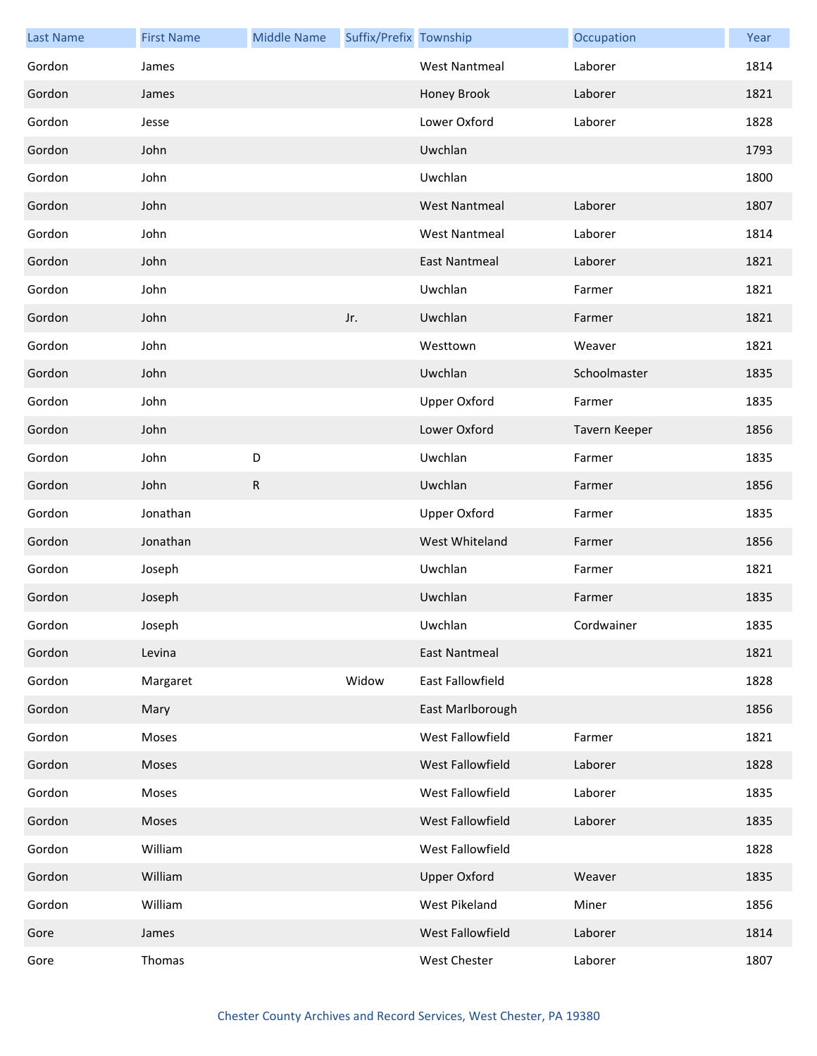| Last Name | First Name | Middle Name | Suffix/Prefix | Township | Occupation | Year |
|---|---|---|---|---|---|---|
| Gordon | James | | | West Nantmeal | Laborer | 1814 |
| Gordon | James | | | Honey Brook | Laborer | 1821 |
| Gordon | Jesse | | | Lower Oxford | Laborer | 1828 |
| Gordon | John | | | Uwchlan | | 1793 |
| Gordon | John | | | Uwchlan | | 1800 |
| Gordon | John | | | West Nantmeal | Laborer | 1807 |
| Gordon | John | | | West Nantmeal | Laborer | 1814 |
| Gordon | John | | | East Nantmeal | Laborer | 1821 |
| Gordon | John | | | Uwchlan | Farmer | 1821 |
| Gordon | John | | Jr. | Uwchlan | Farmer | 1821 |
| Gordon | John | | | Westtown | Weaver | 1821 |
| Gordon | John | | | Uwchlan | Schoolmaster | 1835 |
| Gordon | John | | | Upper Oxford | Farmer | 1835 |
| Gordon | John | | | Lower Oxford | Tavern Keeper | 1856 |
| Gordon | John | D | | Uwchlan | Farmer | 1835 |
| Gordon | John | R | | Uwchlan | Farmer | 1856 |
| Gordon | Jonathan | | | Upper Oxford | Farmer | 1835 |
| Gordon | Jonathan | | | West Whiteland | Farmer | 1856 |
| Gordon | Joseph | | | Uwchlan | Farmer | 1821 |
| Gordon | Joseph | | | Uwchlan | Farmer | 1835 |
| Gordon | Joseph | | | Uwchlan | Cordwainer | 1835 |
| Gordon | Levina | | | East Nantmeal | | 1821 |
| Gordon | Margaret | | Widow | East Fallowfield | | 1828 |
| Gordon | Mary | | | East Marlborough | | 1856 |
| Gordon | Moses | | | West Fallowfield | Farmer | 1821 |
| Gordon | Moses | | | West Fallowfield | Laborer | 1828 |
| Gordon | Moses | | | West Fallowfield | Laborer | 1835 |
| Gordon | Moses | | | West Fallowfield | Laborer | 1835 |
| Gordon | William | | | West Fallowfield | | 1828 |
| Gordon | William | | | Upper Oxford | Weaver | 1835 |
| Gordon | William | | | West Pikeland | Miner | 1856 |
| Gore | James | | | West Fallowfield | Laborer | 1814 |
| Gore | Thomas | | | West Chester | Laborer | 1807 |

Chester County Archives and Record Services, West Chester, PA 19380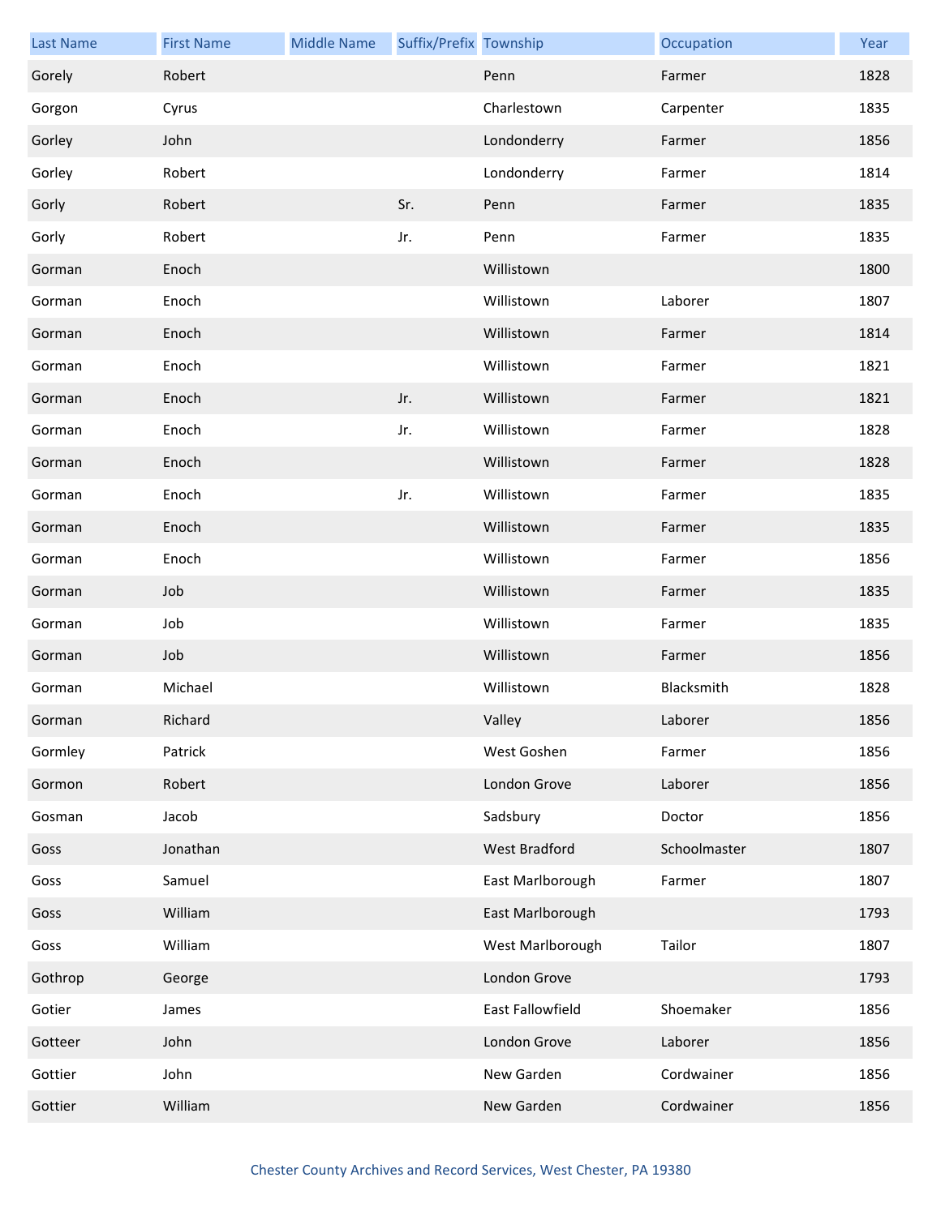| Last Name | First Name | Middle Name | Suffix/Prefix | Township | Occupation | Year |
|---|---|---|---|---|---|---|
| Gorely | Robert | | | Penn | Farmer | 1828 |
| Gorgon | Cyrus | | | Charlestown | Carpenter | 1835 |
| Gorley | John | | | Londonderry | Farmer | 1856 |
| Gorley | Robert | | | Londonderry | Farmer | 1814 |
| Gorly | Robert | | Sr. | Penn | Farmer | 1835 |
| Gorly | Robert | | Jr. | Penn | Farmer | 1835 |
| Gorman | Enoch | | | Willistown | | 1800 |
| Gorman | Enoch | | | Willistown | Laborer | 1807 |
| Gorman | Enoch | | | Willistown | Farmer | 1814 |
| Gorman | Enoch | | | Willistown | Farmer | 1821 |
| Gorman | Enoch | | Jr. | Willistown | Farmer | 1821 |
| Gorman | Enoch | | Jr. | Willistown | Farmer | 1828 |
| Gorman | Enoch | | | Willistown | Farmer | 1828 |
| Gorman | Enoch | | Jr. | Willistown | Farmer | 1835 |
| Gorman | Enoch | | | Willistown | Farmer | 1835 |
| Gorman | Enoch | | | Willistown | Farmer | 1856 |
| Gorman | Job | | | Willistown | Farmer | 1835 |
| Gorman | Job | | | Willistown | Farmer | 1835 |
| Gorman | Job | | | Willistown | Farmer | 1856 |
| Gorman | Michael | | | Willistown | Blacksmith | 1828 |
| Gorman | Richard | | | Valley | Laborer | 1856 |
| Gormley | Patrick | | | West Goshen | Farmer | 1856 |
| Gormon | Robert | | | London Grove | Laborer | 1856 |
| Gosman | Jacob | | | Sadsbury | Doctor | 1856 |
| Goss | Jonathan | | | West Bradford | Schoolmaster | 1807 |
| Goss | Samuel | | | East Marlborough | Farmer | 1807 |
| Goss | William | | | East Marlborough | | 1793 |
| Goss | William | | | West Marlborough | Tailor | 1807 |
| Gothrop | George | | | London Grove | | 1793 |
| Gotier | James | | | East Fallowfield | Shoemaker | 1856 |
| Gotteer | John | | | London Grove | Laborer | 1856 |
| Gottier | John | | | New Garden | Cordwainer | 1856 |
| Gottier | William | | | New Garden | Cordwainer | 1856 |

Chester County Archives and Record Services, West Chester, PA 19380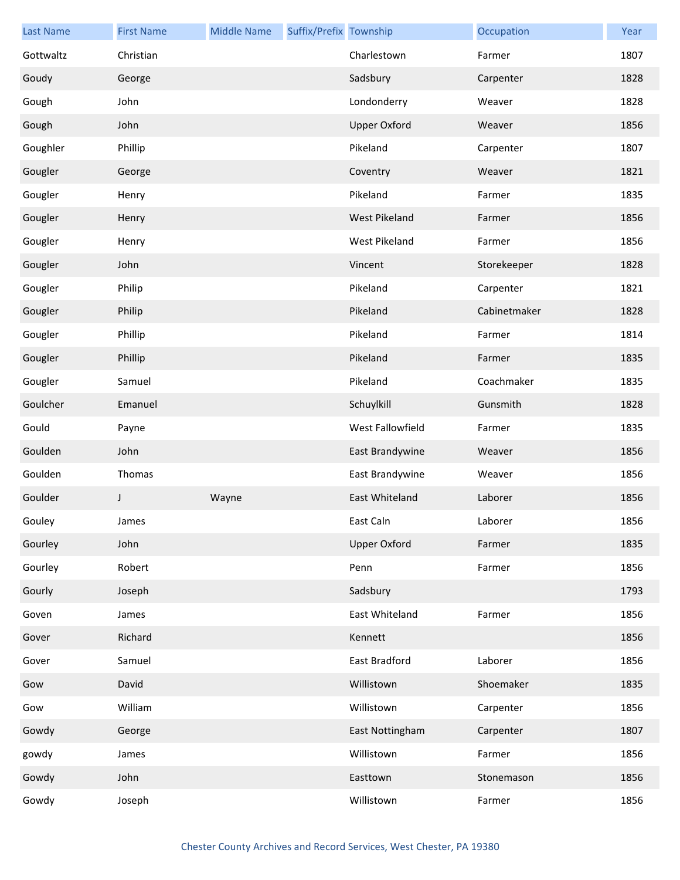| Last Name | First Name | Middle Name | Suffix/Prefix | Township | Occupation | Year |
| --- | --- | --- | --- | --- | --- | --- |
| Gottwaltz | Christian | | | Charlestown | Farmer | 1807 |
| Goudy | George | | | Sadsbury | Carpenter | 1828 |
| Gough | John | | | Londonderry | Weaver | 1828 |
| Gough | John | | | Upper Oxford | Weaver | 1856 |
| Goughler | Phillip | | | Pikeland | Carpenter | 1807 |
| Gougler | George | | | Coventry | Weaver | 1821 |
| Gougler | Henry | | | Pikeland | Farmer | 1835 |
| Gougler | Henry | | | West Pikeland | Farmer | 1856 |
| Gougler | Henry | | | West Pikeland | Farmer | 1856 |
| Gougler | John | | | Vincent | Storekeeper | 1828 |
| Gougler | Philip | | | Pikeland | Carpenter | 1821 |
| Gougler | Philip | | | Pikeland | Cabinetmaker | 1828 |
| Gougler | Phillip | | | Pikeland | Farmer | 1814 |
| Gougler | Phillip | | | Pikeland | Farmer | 1835 |
| Gougler | Samuel | | | Pikeland | Coachmaker | 1835 |
| Goulcher | Emanuel | | | Schuylkill | Gunsmith | 1828 |
| Gould | Payne | | | West Fallowfield | Farmer | 1835 |
| Goulden | John | | | East Brandywine | Weaver | 1856 |
| Goulden | Thomas | | | East Brandywine | Weaver | 1856 |
| Goulder | J | Wayne | | East Whiteland | Laborer | 1856 |
| Gouley | James | | | East Caln | Laborer | 1856 |
| Gourley | John | | | Upper Oxford | Farmer | 1835 |
| Gourley | Robert | | | Penn | Farmer | 1856 |
| Gourly | Joseph | | | Sadsbury | | 1793 |
| Goven | James | | | East Whiteland | Farmer | 1856 |
| Gover | Richard | | | Kennett | | 1856 |
| Gover | Samuel | | | East Bradford | Laborer | 1856 |
| Gow | David | | | Willistown | Shoemaker | 1835 |
| Gow | William | | | Willistown | Carpenter | 1856 |
| Gowdy | George | | | East Nottingham | Carpenter | 1807 |
| gowdy | James | | | Willistown | Farmer | 1856 |
| Gowdy | John | | | Easttown | Stonemason | 1856 |
| Gowdy | Joseph | | | Willistown | Farmer | 1856 |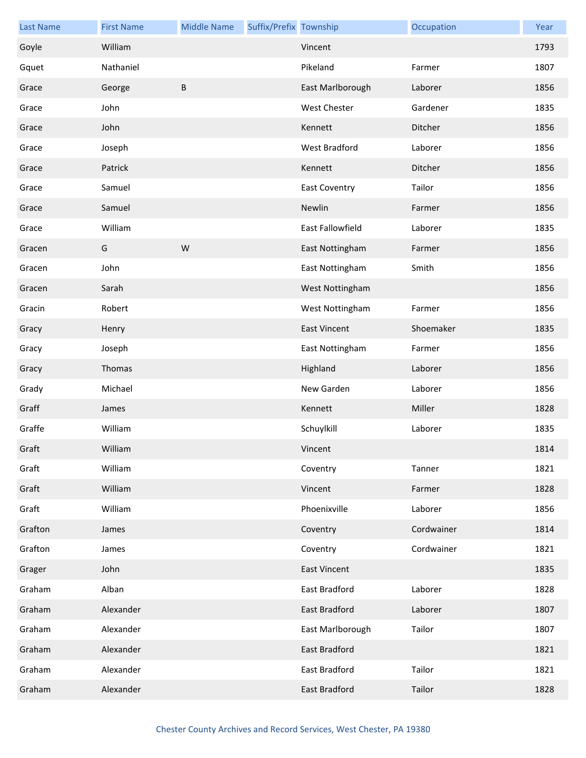| Last Name | First Name | Middle Name | Suffix/Prefix | Township | Occupation | Year |
|---|---|---|---|---|---|---|
| Goyle | William | | | Vincent | | 1793 |
| Gquet | Nathaniel | | | Pikeland | Farmer | 1807 |
| Grace | George | B | | East Marlborough | Laborer | 1856 |
| Grace | John | | | West Chester | Gardener | 1835 |
| Grace | John | | | Kennett | Ditcher | 1856 |
| Grace | Joseph | | | West Bradford | Laborer | 1856 |
| Grace | Patrick | | | Kennett | Ditcher | 1856 |
| Grace | Samuel | | | East Coventry | Tailor | 1856 |
| Grace | Samuel | | | Newlin | Farmer | 1856 |
| Grace | William | | | East Fallowfield | Laborer | 1835 |
| Gracen | G | W | | East Nottingham | Farmer | 1856 |
| Gracen | John | | | East Nottingham | Smith | 1856 |
| Gracen | Sarah | | | West Nottingham | | 1856 |
| Gracin | Robert | | | West Nottingham | Farmer | 1856 |
| Gracy | Henry | | | East Vincent | Shoemaker | 1835 |
| Gracy | Joseph | | | East Nottingham | Farmer | 1856 |
| Gracy | Thomas | | | Highland | Laborer | 1856 |
| Grady | Michael | | | New Garden | Laborer | 1856 |
| Graff | James | | | Kennett | Miller | 1828 |
| Graffe | William | | | Schuylkill | Laborer | 1835 |
| Graft | William | | | Vincent | | 1814 |
| Graft | William | | | Coventry | Tanner | 1821 |
| Graft | William | | | Vincent | Farmer | 1828 |
| Graft | William | | | Phoenixville | Laborer | 1856 |
| Grafton | James | | | Coventry | Cordwainer | 1814 |
| Grafton | James | | | Coventry | Cordwainer | 1821 |
| Grager | John | | | East Vincent | | 1835 |
| Graham | Alban | | | East Bradford | Laborer | 1828 |
| Graham | Alexander | | | East Bradford | Laborer | 1807 |
| Graham | Alexander | | | East Marlborough | Tailor | 1807 |
| Graham | Alexander | | | East Bradford | | 1821 |
| Graham | Alexander | | | East Bradford | Tailor | 1821 |
| Graham | Alexander | | | East Bradford | Tailor | 1828 |

Chester County Archives and Record Services, West Chester, PA 19380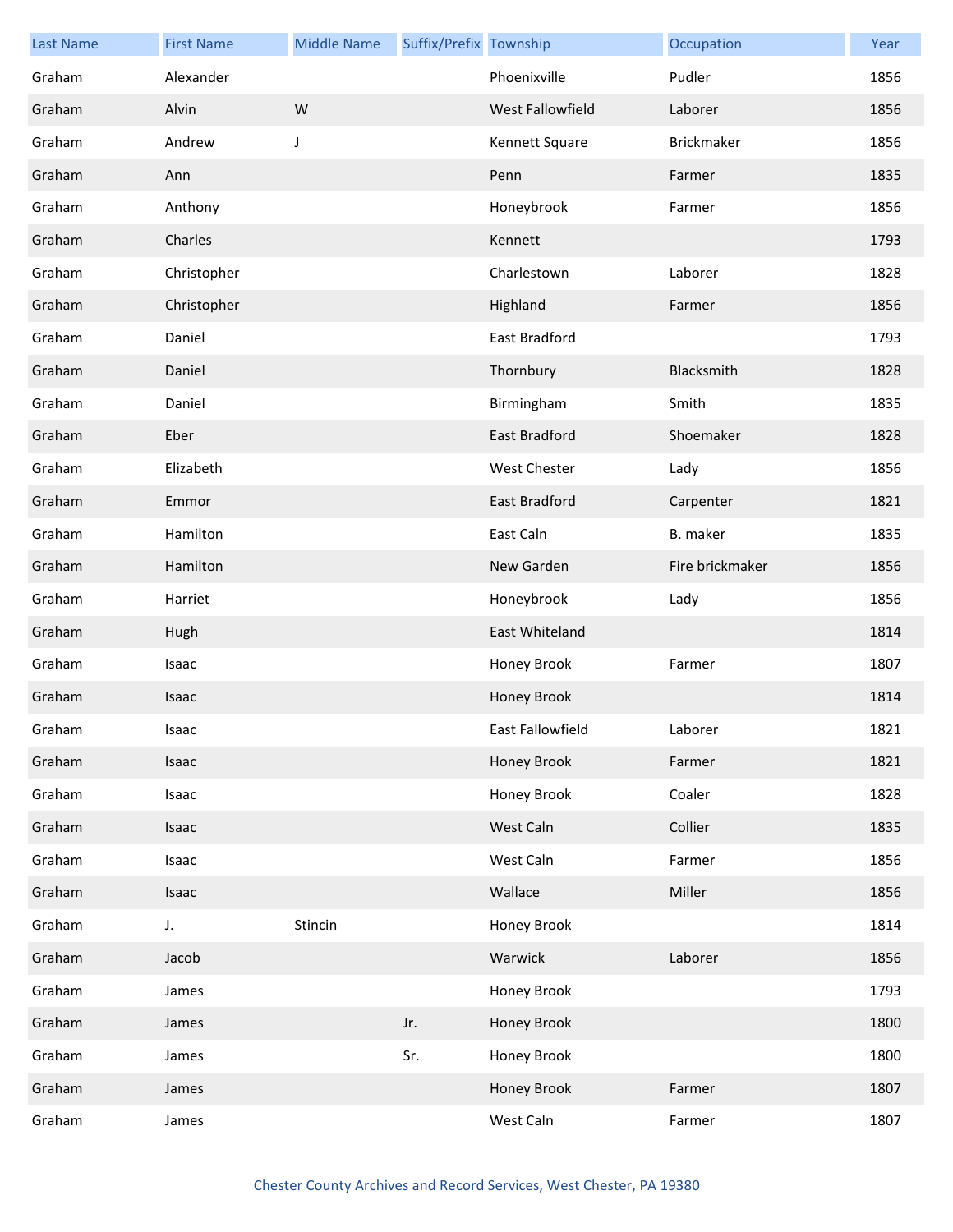| Last Name | First Name | Middle Name | Suffix/Prefix | Township | Occupation | Year |
|---|---|---|---|---|---|---|
| Graham | Alexander | | | Phoenixville | Pudler | 1856 |
| Graham | Alvin | W | | West Fallowfield | Laborer | 1856 |
| Graham | Andrew | J | | Kennett Square | Brickmaker | 1856 |
| Graham | Ann | | | Penn | Farmer | 1835 |
| Graham | Anthony | | | Honeybrook | Farmer | 1856 |
| Graham | Charles | | | Kennett | | 1793 |
| Graham | Christopher | | | Charlestown | Laborer | 1828 |
| Graham | Christopher | | | Highland | Farmer | 1856 |
| Graham | Daniel | | | East Bradford | | 1793 |
| Graham | Daniel | | | Thornbury | Blacksmith | 1828 |
| Graham | Daniel | | | Birmingham | Smith | 1835 |
| Graham | Eber | | | East Bradford | Shoemaker | 1828 |
| Graham | Elizabeth | | | West Chester | Lady | 1856 |
| Graham | Emmor | | | East Bradford | Carpenter | 1821 |
| Graham | Hamilton | | | East Caln | B. maker | 1835 |
| Graham | Hamilton | | | New Garden | Fire brickmaker | 1856 |
| Graham | Harriet | | | Honeybrook | Lady | 1856 |
| Graham | Hugh | | | East Whiteland | | 1814 |
| Graham | Isaac | | | Honey Brook | Farmer | 1807 |
| Graham | Isaac | | | Honey Brook | | 1814 |
| Graham | Isaac | | | East Fallowfield | Laborer | 1821 |
| Graham | Isaac | | | Honey Brook | Farmer | 1821 |
| Graham | Isaac | | | Honey Brook | Coaler | 1828 |
| Graham | Isaac | | | West Caln | Collier | 1835 |
| Graham | Isaac | | | West Caln | Farmer | 1856 |
| Graham | Isaac | | | Wallace | Miller | 1856 |
| Graham | J. | Stincin | | Honey Brook | | 1814 |
| Graham | Jacob | | | Warwick | Laborer | 1856 |
| Graham | James | | | Honey Brook | | 1793 |
| Graham | James | | Jr. | Honey Brook | | 1800 |
| Graham | James | | Sr. | Honey Brook | | 1800 |
| Graham | James | | | Honey Brook | Farmer | 1807 |
| Graham | James | | | West Caln | Farmer | 1807 |

Chester County Archives and Record Services, West Chester, PA 19380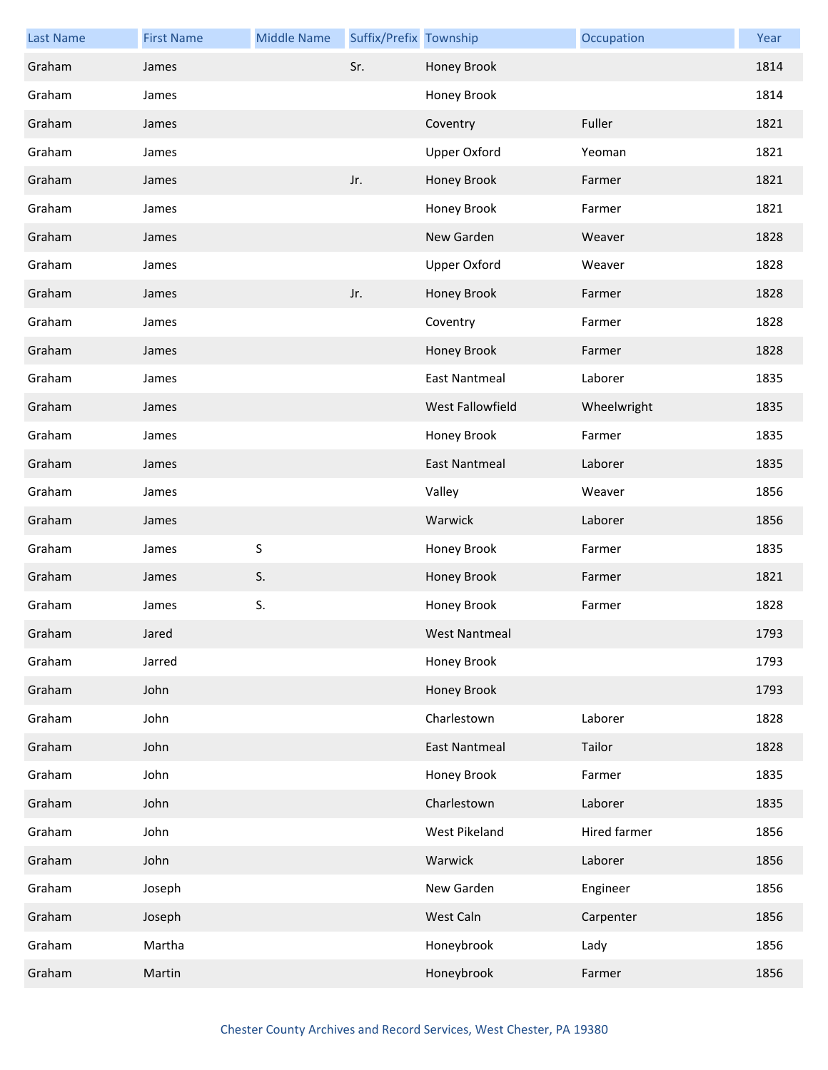| Last Name | First Name | Middle Name | Suffix/Prefix | Township | Occupation | Year |
| --- | --- | --- | --- | --- | --- | --- |
| Graham | James | | Sr. | Honey Brook | | 1814 |
| Graham | James | | | Honey Brook | | 1814 |
| Graham | James | | | Coventry | Fuller | 1821 |
| Graham | James | | | Upper Oxford | Yeoman | 1821 |
| Graham | James | | Jr. | Honey Brook | Farmer | 1821 |
| Graham | James | | | Honey Brook | Farmer | 1821 |
| Graham | James | | | New Garden | Weaver | 1828 |
| Graham | James | | | Upper Oxford | Weaver | 1828 |
| Graham | James | | Jr. | Honey Brook | Farmer | 1828 |
| Graham | James | | | Coventry | Farmer | 1828 |
| Graham | James | | | Honey Brook | Farmer | 1828 |
| Graham | James | | | East Nantmeal | Laborer | 1835 |
| Graham | James | | | West Fallowfield | Wheelwright | 1835 |
| Graham | James | | | Honey Brook | Farmer | 1835 |
| Graham | James | | | East Nantmeal | Laborer | 1835 |
| Graham | James | | | Valley | Weaver | 1856 |
| Graham | James | | | Warwick | Laborer | 1856 |
| Graham | James | S | | Honey Brook | Farmer | 1835 |
| Graham | James | S. | | Honey Brook | Farmer | 1821 |
| Graham | James | S. | | Honey Brook | Farmer | 1828 |
| Graham | Jared | | | West Nantmeal | | 1793 |
| Graham | Jarred | | | Honey Brook | | 1793 |
| Graham | John | | | Honey Brook | | 1793 |
| Graham | John | | | Charlestown | Laborer | 1828 |
| Graham | John | | | East Nantmeal | Tailor | 1828 |
| Graham | John | | | Honey Brook | Farmer | 1835 |
| Graham | John | | | Charlestown | Laborer | 1835 |
| Graham | John | | | West Pikeland | Hired farmer | 1856 |
| Graham | John | | | Warwick | Laborer | 1856 |
| Graham | Joseph | | | New Garden | Engineer | 1856 |
| Graham | Joseph | | | West Caln | Carpenter | 1856 |
| Graham | Martha | | | Honeybrook | Lady | 1856 |
| Graham | Martin | | | Honeybrook | Farmer | 1856 |

Chester County Archives and Record Services, West Chester, PA 19380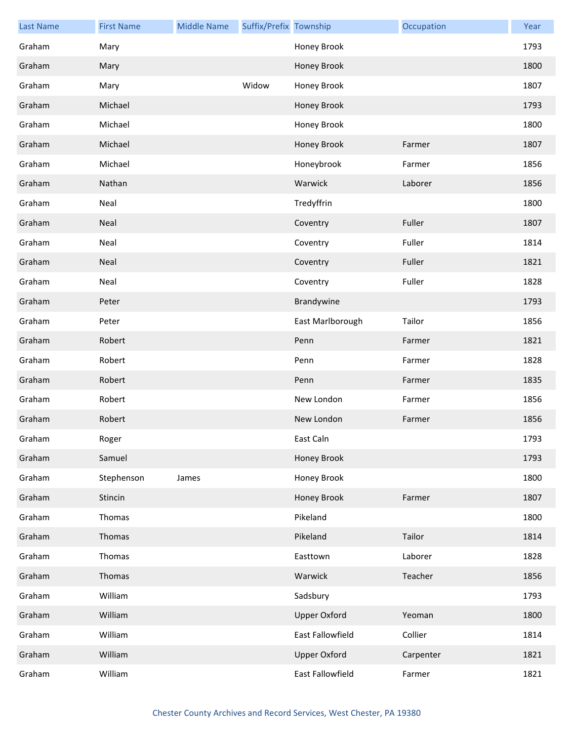| Last Name | First Name | Middle Name | Suffix/Prefix | Township | Occupation | Year |
|---|---|---|---|---|---|---|
| Graham | Mary | | | Honey Brook | | 1793 |
| Graham | Mary | | | Honey Brook | | 1800 |
| Graham | Mary | | Widow | Honey Brook | | 1807 |
| Graham | Michael | | | Honey Brook | | 1793 |
| Graham | Michael | | | Honey Brook | | 1800 |
| Graham | Michael | | | Honey Brook | Farmer | 1807 |
| Graham | Michael | | | Honeybrook | Farmer | 1856 |
| Graham | Nathan | | | Warwick | Laborer | 1856 |
| Graham | Neal | | | Tredyffrin | | 1800 |
| Graham | Neal | | | Coventry | Fuller | 1807 |
| Graham | Neal | | | Coventry | Fuller | 1814 |
| Graham | Neal | | | Coventry | Fuller | 1821 |
| Graham | Neal | | | Coventry | Fuller | 1828 |
| Graham | Peter | | | Brandywine | | 1793 |
| Graham | Peter | | | East Marlborough | Tailor | 1856 |
| Graham | Robert | | | Penn | Farmer | 1821 |
| Graham | Robert | | | Penn | Farmer | 1828 |
| Graham | Robert | | | Penn | Farmer | 1835 |
| Graham | Robert | | | New London | Farmer | 1856 |
| Graham | Robert | | | New London | Farmer | 1856 |
| Graham | Roger | | | East Caln | | 1793 |
| Graham | Samuel | | | Honey Brook | | 1793 |
| Graham | Stephenson | James | | Honey Brook | | 1800 |
| Graham | Stincin | | | Honey Brook | Farmer | 1807 |
| Graham | Thomas | | | Pikeland | | 1800 |
| Graham | Thomas | | | Pikeland | Tailor | 1814 |
| Graham | Thomas | | | Easttown | Laborer | 1828 |
| Graham | Thomas | | | Warwick | Teacher | 1856 |
| Graham | William | | | Sadsbury | | 1793 |
| Graham | William | | | Upper Oxford | Yeoman | 1800 |
| Graham | William | | | East Fallowfield | Collier | 1814 |
| Graham | William | | | Upper Oxford | Carpenter | 1821 |
| Graham | William | | | East Fallowfield | Farmer | 1821 |

Chester County Archives and Record Services, West Chester, PA 19380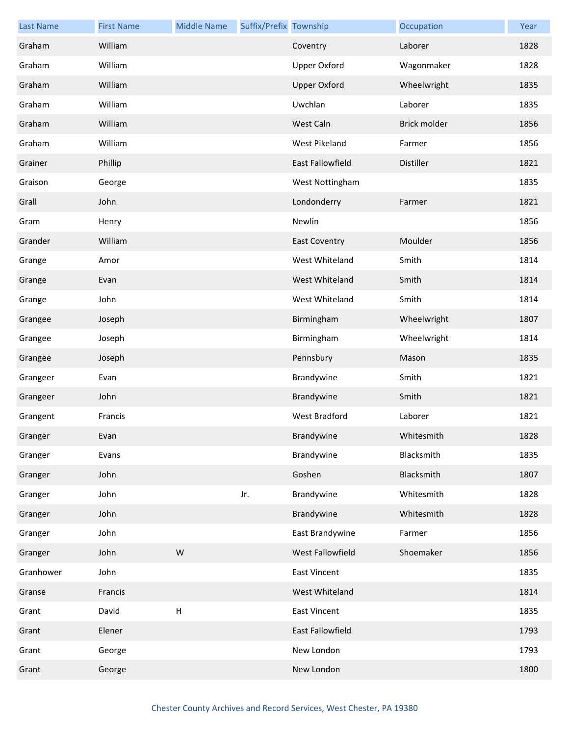| Last Name | First Name | Middle Name | Suffix/Prefix | Township | Occupation | Year |
|---|---|---|---|---|---|---|
| Graham | William | | | Coventry | Laborer | 1828 |
| Graham | William | | | Upper Oxford | Wagonmaker | 1828 |
| Graham | William | | | Upper Oxford | Wheelwright | 1835 |
| Graham | William | | | Uwchlan | Laborer | 1835 |
| Graham | William | | | West Caln | Brick molder | 1856 |
| Graham | William | | | West Pikeland | Farmer | 1856 |
| Grainer | Phillip | | | East Fallowfield | Distiller | 1821 |
| Graison | George | | | West Nottingham | | 1835 |
| Grall | John | | | Londonderry | Farmer | 1821 |
| Gram | Henry | | | Newlin | | 1856 |
| Grander | William | | | East Coventry | Moulder | 1856 |
| Grange | Amor | | | West Whiteland | Smith | 1814 |
| Grange | Evan | | | West Whiteland | Smith | 1814 |
| Grange | John | | | West Whiteland | Smith | 1814 |
| Grangee | Joseph | | | Birmingham | Wheelwright | 1807 |
| Grangee | Joseph | | | Birmingham | Wheelwright | 1814 |
| Grangee | Joseph | | | Pennsbury | Mason | 1835 |
| Grangeer | Evan | | | Brandywine | Smith | 1821 |
| Grangeer | John | | | Brandywine | Smith | 1821 |
| Grangent | Francis | | | West Bradford | Laborer | 1821 |
| Granger | Evan | | | Brandywine | Whitesmith | 1828 |
| Granger | Evans | | | Brandywine | Blacksmith | 1835 |
| Granger | John | | | Goshen | Blacksmith | 1807 |
| Granger | John | | Jr. | Brandywine | Whitesmith | 1828 |
| Granger | John | | | Brandywine | Whitesmith | 1828 |
| Granger | John | | | East Brandywine | Farmer | 1856 |
| Granger | John | W | | West Fallowfield | Shoemaker | 1856 |
| Granhower | John | | | East Vincent | | 1835 |
| Granse | Francis | | | West Whiteland | | 1814 |
| Grant | David | H | | East Vincent | | 1835 |
| Grant | Elener | | | East Fallowfield | | 1793 |
| Grant | George | | | New London | | 1793 |
| Grant | George | | | New London | | 1800 |

Chester County Archives and Record Services, West Chester, PA 19380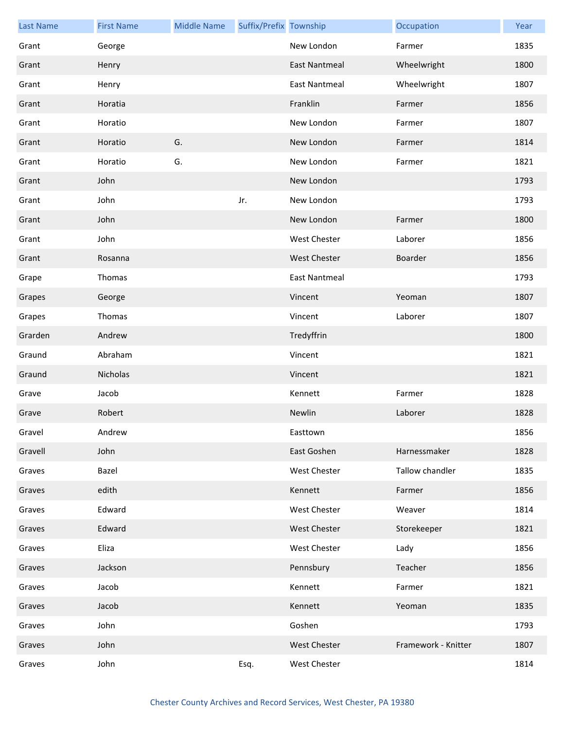| Last Name | First Name | Middle Name | Suffix/Prefix | Township | Occupation | Year |
| --- | --- | --- | --- | --- | --- | --- |
| Grant | George | | | New London | Farmer | 1835 |
| Grant | Henry | | | East Nantmeal | Wheelwright | 1800 |
| Grant | Henry | | | East Nantmeal | Wheelwright | 1807 |
| Grant | Horatia | | | Franklin | Farmer | 1856 |
| Grant | Horatio | | | New London | Farmer | 1807 |
| Grant | Horatio | G. | | New London | Farmer | 1814 |
| Grant | Horatio | G. | | New London | Farmer | 1821 |
| Grant | John | | | New London | | 1793 |
| Grant | John | | Jr. | New London | | 1793 |
| Grant | John | | | New London | Farmer | 1800 |
| Grant | John | | | West Chester | Laborer | 1856 |
| Grant | Rosanna | | | West Chester | Boarder | 1856 |
| Grape | Thomas | | | East Nantmeal | | 1793 |
| Grapes | George | | | Vincent | Yeoman | 1807 |
| Grapes | Thomas | | | Vincent | Laborer | 1807 |
| Grarden | Andrew | | | Tredyffrin | | 1800 |
| Graund | Abraham | | | Vincent | | 1821 |
| Graund | Nicholas | | | Vincent | | 1821 |
| Grave | Jacob | | | Kennett | Farmer | 1828 |
| Grave | Robert | | | Newlin | Laborer | 1828 |
| Gravel | Andrew | | | Easttown | | 1856 |
| Gravell | John | | | East Goshen | Harnessmaker | 1828 |
| Graves | Bazel | | | West Chester | Tallow chandler | 1835 |
| Graves | edith | | | Kennett | Farmer | 1856 |
| Graves | Edward | | | West Chester | Weaver | 1814 |
| Graves | Edward | | | West Chester | Storekeeper | 1821 |
| Graves | Eliza | | | West Chester | Lady | 1856 |
| Graves | Jackson | | | Pennsbury | Teacher | 1856 |
| Graves | Jacob | | | Kennett | Farmer | 1821 |
| Graves | Jacob | | | Kennett | Yeoman | 1835 |
| Graves | John | | | Goshen | | 1793 |
| Graves | John | | | West Chester | Framework - Knitter | 1807 |
| Graves | John | | Esq. | West Chester | | 1814 |

Chester County Archives and Record Services, West Chester, PA 19380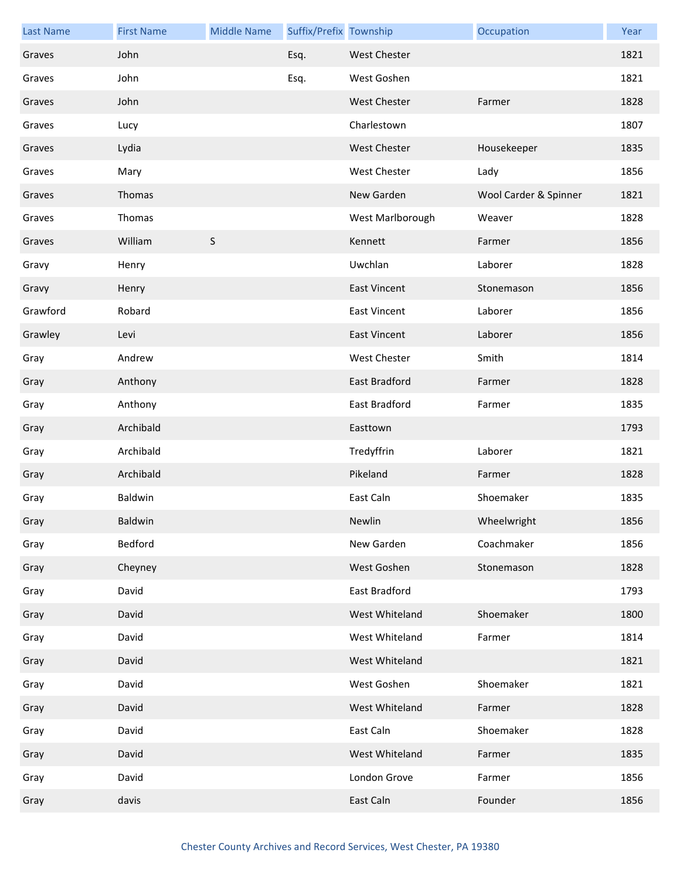| Last Name | First Name | Middle Name | Suffix/Prefix | Township | Occupation | Year |
| --- | --- | --- | --- | --- | --- | --- |
| Graves | John | | Esq. | West Chester | | 1821 |
| Graves | John | | Esq. | West Goshen | | 1821 |
| Graves | John | | | West Chester | Farmer | 1828 |
| Graves | Lucy | | | Charlestown | | 1807 |
| Graves | Lydia | | | West Chester | Housekeeper | 1835 |
| Graves | Mary | | | West Chester | Lady | 1856 |
| Graves | Thomas | | | New Garden | Wool Carder & Spinner | 1821 |
| Graves | Thomas | | | West Marlborough | Weaver | 1828 |
| Graves | William | S | | Kennett | Farmer | 1856 |
| Gravy | Henry | | | Uwchlan | Laborer | 1828 |
| Gravy | Henry | | | East Vincent | Stonemason | 1856 |
| Grawford | Robard | | | East Vincent | Laborer | 1856 |
| Grawley | Levi | | | East Vincent | Laborer | 1856 |
| Gray | Andrew | | | West Chester | Smith | 1814 |
| Gray | Anthony | | | East Bradford | Farmer | 1828 |
| Gray | Anthony | | | East Bradford | Farmer | 1835 |
| Gray | Archibald | | | Easttown | | 1793 |
| Gray | Archibald | | | Tredyffrin | Laborer | 1821 |
| Gray | Archibald | | | Pikeland | Farmer | 1828 |
| Gray | Baldwin | | | East Caln | Shoemaker | 1835 |
| Gray | Baldwin | | | Newlin | Wheelwright | 1856 |
| Gray | Bedford | | | New Garden | Coachmaker | 1856 |
| Gray | Cheyney | | | West Goshen | Stonemason | 1828 |
| Gray | David | | | East Bradford | | 1793 |
| Gray | David | | | West Whiteland | Shoemaker | 1800 |
| Gray | David | | | West Whiteland | Farmer | 1814 |
| Gray | David | | | West Whiteland | | 1821 |
| Gray | David | | | West Goshen | Shoemaker | 1821 |
| Gray | David | | | West Whiteland | Farmer | 1828 |
| Gray | David | | | East Caln | Shoemaker | 1828 |
| Gray | David | | | West Whiteland | Farmer | 1835 |
| Gray | David | | | London Grove | Farmer | 1856 |
| Gray | davis | | | East Caln | Founder | 1856 |

Chester County Archives and Record Services, West Chester, PA 19380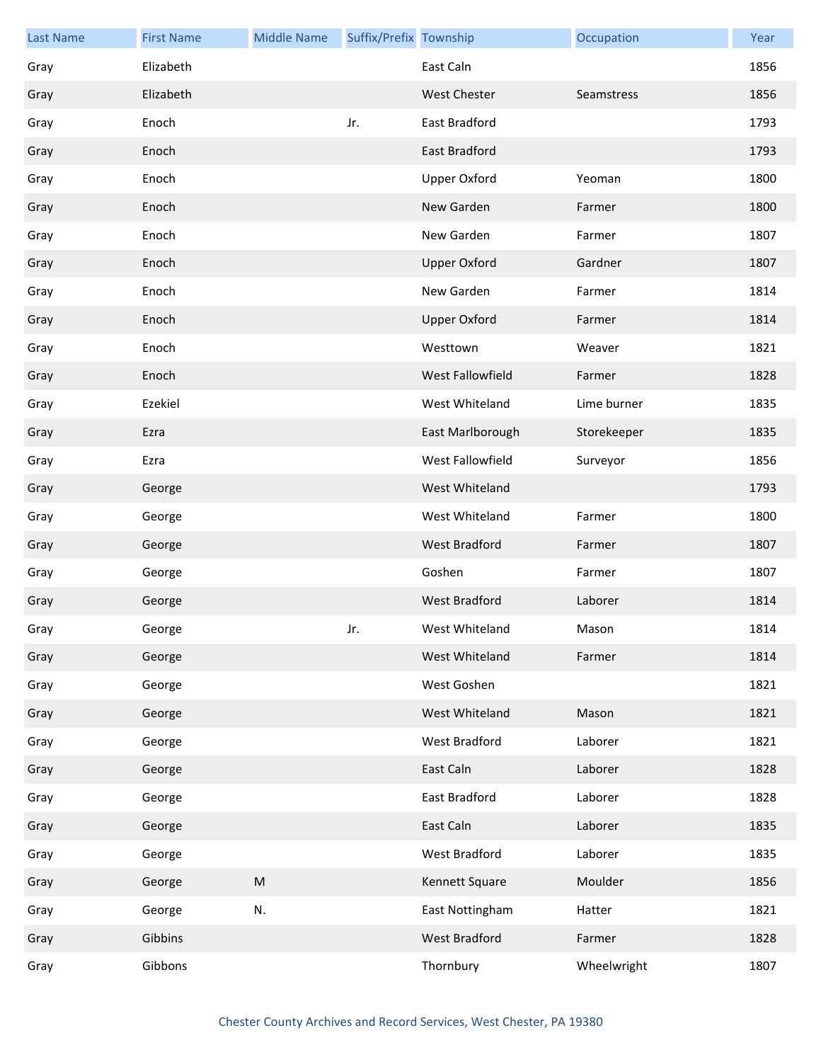| Last Name | First Name | Middle Name | Suffix/Prefix | Township | Occupation | Year |
| --- | --- | --- | --- | --- | --- | --- |
| Gray | Elizabeth | | | East Caln | | 1856 |
| Gray | Elizabeth | | | West Chester | Seamstress | 1856 |
| Gray | Enoch | | Jr. | East Bradford | | 1793 |
| Gray | Enoch | | | East Bradford | | 1793 |
| Gray | Enoch | | | Upper Oxford | Yeoman | 1800 |
| Gray | Enoch | | | New Garden | Farmer | 1800 |
| Gray | Enoch | | | New Garden | Farmer | 1807 |
| Gray | Enoch | | | Upper Oxford | Gardner | 1807 |
| Gray | Enoch | | | New Garden | Farmer | 1814 |
| Gray | Enoch | | | Upper Oxford | Farmer | 1814 |
| Gray | Enoch | | | Westtown | Weaver | 1821 |
| Gray | Enoch | | | West Fallowfield | Farmer | 1828 |
| Gray | Ezekiel | | | West Whiteland | Lime burner | 1835 |
| Gray | Ezra | | | East Marlborough | Storekeeper | 1835 |
| Gray | Ezra | | | West Fallowfield | Surveyor | 1856 |
| Gray | George | | | West Whiteland | | 1793 |
| Gray | George | | | West Whiteland | Farmer | 1800 |
| Gray | George | | | West Bradford | Farmer | 1807 |
| Gray | George | | | Goshen | Farmer | 1807 |
| Gray | George | | | West Bradford | Laborer | 1814 |
| Gray | George | | Jr. | West Whiteland | Mason | 1814 |
| Gray | George | | | West Whiteland | Farmer | 1814 |
| Gray | George | | | West Goshen | | 1821 |
| Gray | George | | | West Whiteland | Mason | 1821 |
| Gray | George | | | West Bradford | Laborer | 1821 |
| Gray | George | | | East Caln | Laborer | 1828 |
| Gray | George | | | East Bradford | Laborer | 1828 |
| Gray | George | | | East Caln | Laborer | 1835 |
| Gray | George | | | West Bradford | Laborer | 1835 |
| Gray | George | M | | Kennett Square | Moulder | 1856 |
| Gray | George | N. | | East Nottingham | Hatter | 1821 |
| Gray | Gibbins | | | West Bradford | Farmer | 1828 |
| Gray | Gibbons | | | Thornbury | Wheelwright | 1807 |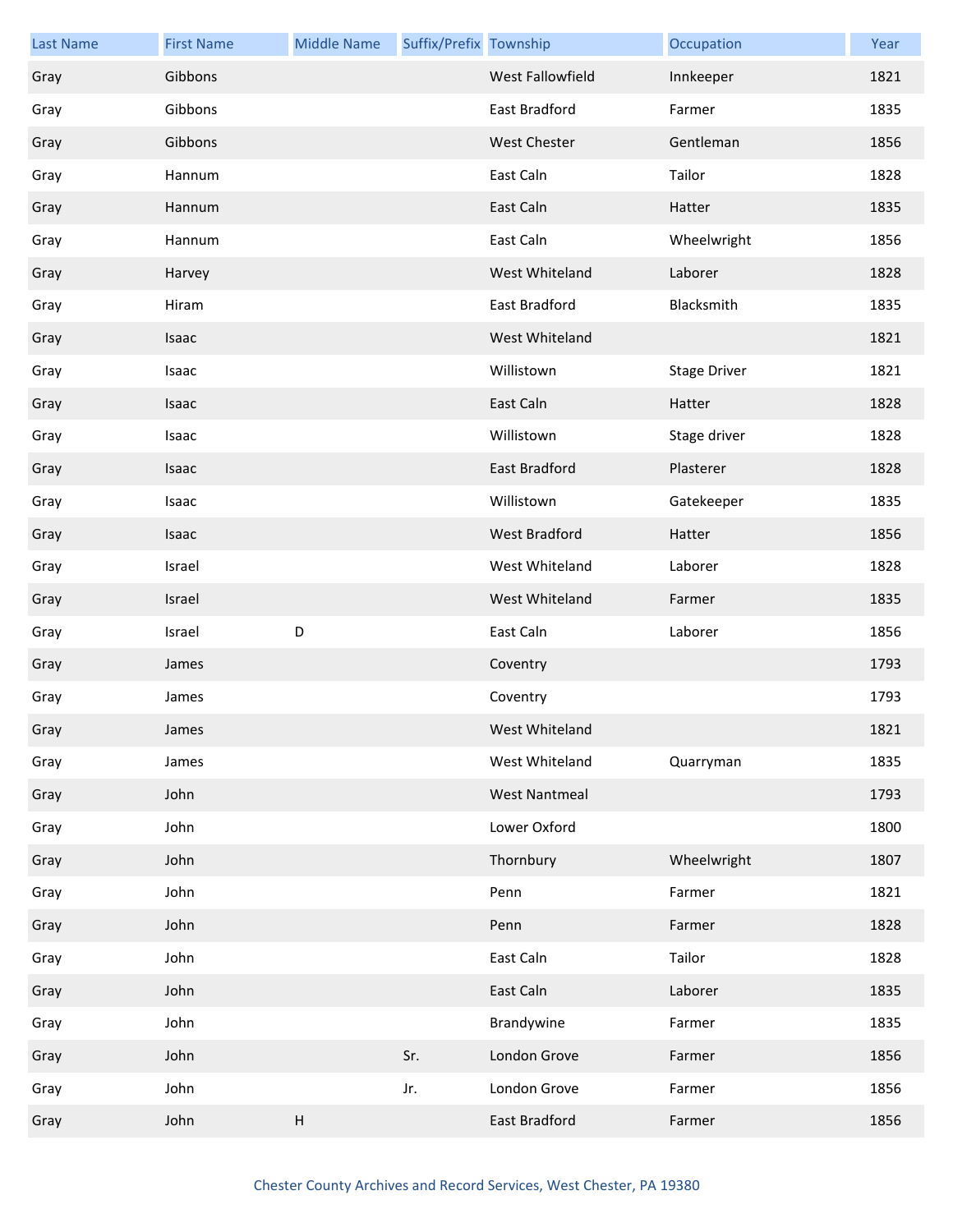| Last Name | First Name | Middle Name | Suffix/Prefix | Township | Occupation | Year |
|---|---|---|---|---|---|---|
| Gray | Gibbons | | | West Fallowfield | Innkeeper | 1821 |
| Gray | Gibbons | | | East Bradford | Farmer | 1835 |
| Gray | Gibbons | | | West Chester | Gentleman | 1856 |
| Gray | Hannum | | | East Caln | Tailor | 1828 |
| Gray | Hannum | | | East Caln | Hatter | 1835 |
| Gray | Hannum | | | East Caln | Wheelwright | 1856 |
| Gray | Harvey | | | West Whiteland | Laborer | 1828 |
| Gray | Hiram | | | East Bradford | Blacksmith | 1835 |
| Gray | Isaac | | | West Whiteland | | 1821 |
| Gray | Isaac | | | Willistown | Stage Driver | 1821 |
| Gray | Isaac | | | East Caln | Hatter | 1828 |
| Gray | Isaac | | | Willistown | Stage driver | 1828 |
| Gray | Isaac | | | East Bradford | Plasterer | 1828 |
| Gray | Isaac | | | Willistown | Gatekeeper | 1835 |
| Gray | Isaac | | | West Bradford | Hatter | 1856 |
| Gray | Israel | | | West Whiteland | Laborer | 1828 |
| Gray | Israel | | | West Whiteland | Farmer | 1835 |
| Gray | Israel | D | | East Caln | Laborer | 1856 |
| Gray | James | | | Coventry | | 1793 |
| Gray | James | | | Coventry | | 1793 |
| Gray | James | | | West Whiteland | | 1821 |
| Gray | James | | | West Whiteland | Quarryman | 1835 |
| Gray | John | | | West Nantmeal | | 1793 |
| Gray | John | | | Lower Oxford | | 1800 |
| Gray | John | | | Thornbury | Wheelwright | 1807 |
| Gray | John | | | Penn | Farmer | 1821 |
| Gray | John | | | Penn | Farmer | 1828 |
| Gray | John | | | East Caln | Tailor | 1828 |
| Gray | John | | | East Caln | Laborer | 1835 |
| Gray | John | | | Brandywine | Farmer | 1835 |
| Gray | John | | Sr. | London Grove | Farmer | 1856 |
| Gray | John | | Jr. | London Grove | Farmer | 1856 |
| Gray | John | H | | East Bradford | Farmer | 1856 |

Chester County Archives and Record Services, West Chester, PA 19380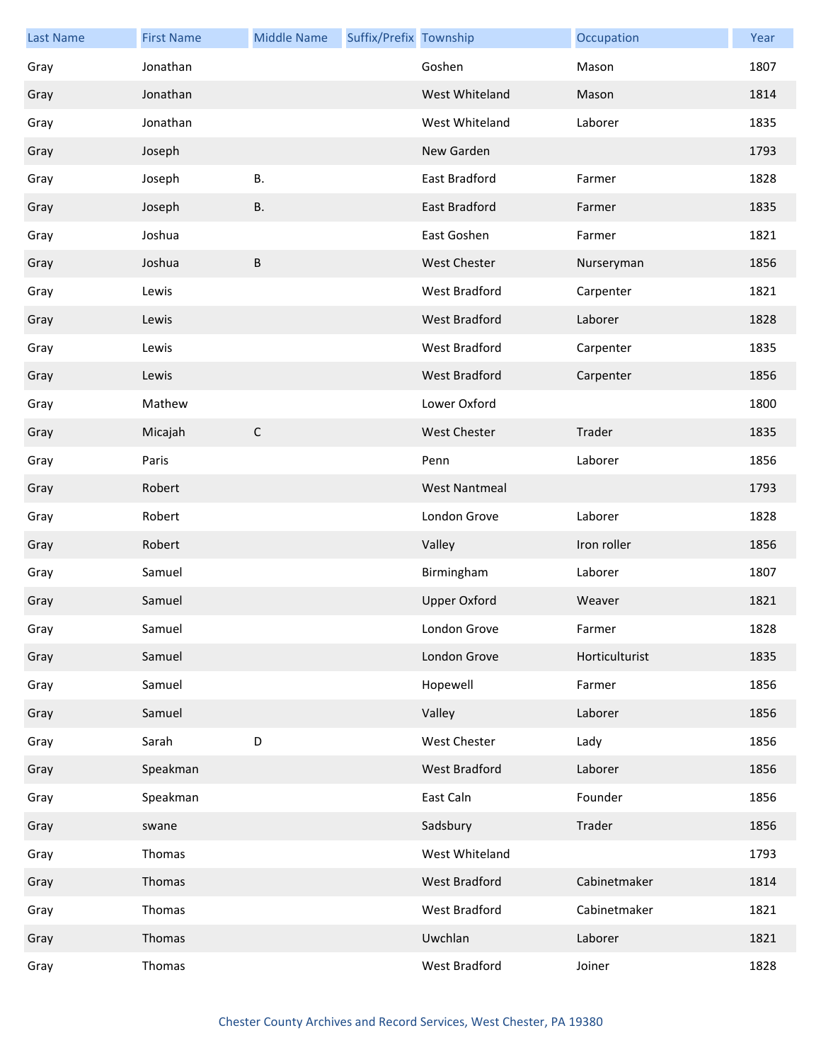| Last Name | First Name | Middle Name | Suffix/Prefix | Township | Occupation | Year |
| --- | --- | --- | --- | --- | --- | --- |
| Gray | Jonathan | | | Goshen | Mason | 1807 |
| Gray | Jonathan | | | West Whiteland | Mason | 1814 |
| Gray | Jonathan | | | West Whiteland | Laborer | 1835 |
| Gray | Joseph | | | New Garden | | 1793 |
| Gray | Joseph | B. | | East Bradford | Farmer | 1828 |
| Gray | Joseph | B. | | East Bradford | Farmer | 1835 |
| Gray | Joshua | | | East Goshen | Farmer | 1821 |
| Gray | Joshua | B | | West Chester | Nurseryman | 1856 |
| Gray | Lewis | | | West Bradford | Carpenter | 1821 |
| Gray | Lewis | | | West Bradford | Laborer | 1828 |
| Gray | Lewis | | | West Bradford | Carpenter | 1835 |
| Gray | Lewis | | | West Bradford | Carpenter | 1856 |
| Gray | Mathew | | | Lower Oxford | | 1800 |
| Gray | Micajah | C | | West Chester | Trader | 1835 |
| Gray | Paris | | | Penn | Laborer | 1856 |
| Gray | Robert | | | West Nantmeal | | 1793 |
| Gray | Robert | | | London Grove | Laborer | 1828 |
| Gray | Robert | | | Valley | Iron roller | 1856 |
| Gray | Samuel | | | Birmingham | Laborer | 1807 |
| Gray | Samuel | | | Upper Oxford | Weaver | 1821 |
| Gray | Samuel | | | London Grove | Farmer | 1828 |
| Gray | Samuel | | | London Grove | Horticulturist | 1835 |
| Gray | Samuel | | | Hopewell | Farmer | 1856 |
| Gray | Samuel | | | Valley | Laborer | 1856 |
| Gray | Sarah | D | | West Chester | Lady | 1856 |
| Gray | Speakman | | | West Bradford | Laborer | 1856 |
| Gray | Speakman | | | East Caln | Founder | 1856 |
| Gray | swane | | | Sadsbury | Trader | 1856 |
| Gray | Thomas | | | West Whiteland | | 1793 |
| Gray | Thomas | | | West Bradford | Cabinetmaker | 1814 |
| Gray | Thomas | | | West Bradford | Cabinetmaker | 1821 |
| Gray | Thomas | | | Uwchlan | Laborer | 1821 |
| Gray | Thomas | | | West Bradford | Joiner | 1828 |

Chester County Archives and Record Services, West Chester, PA 19380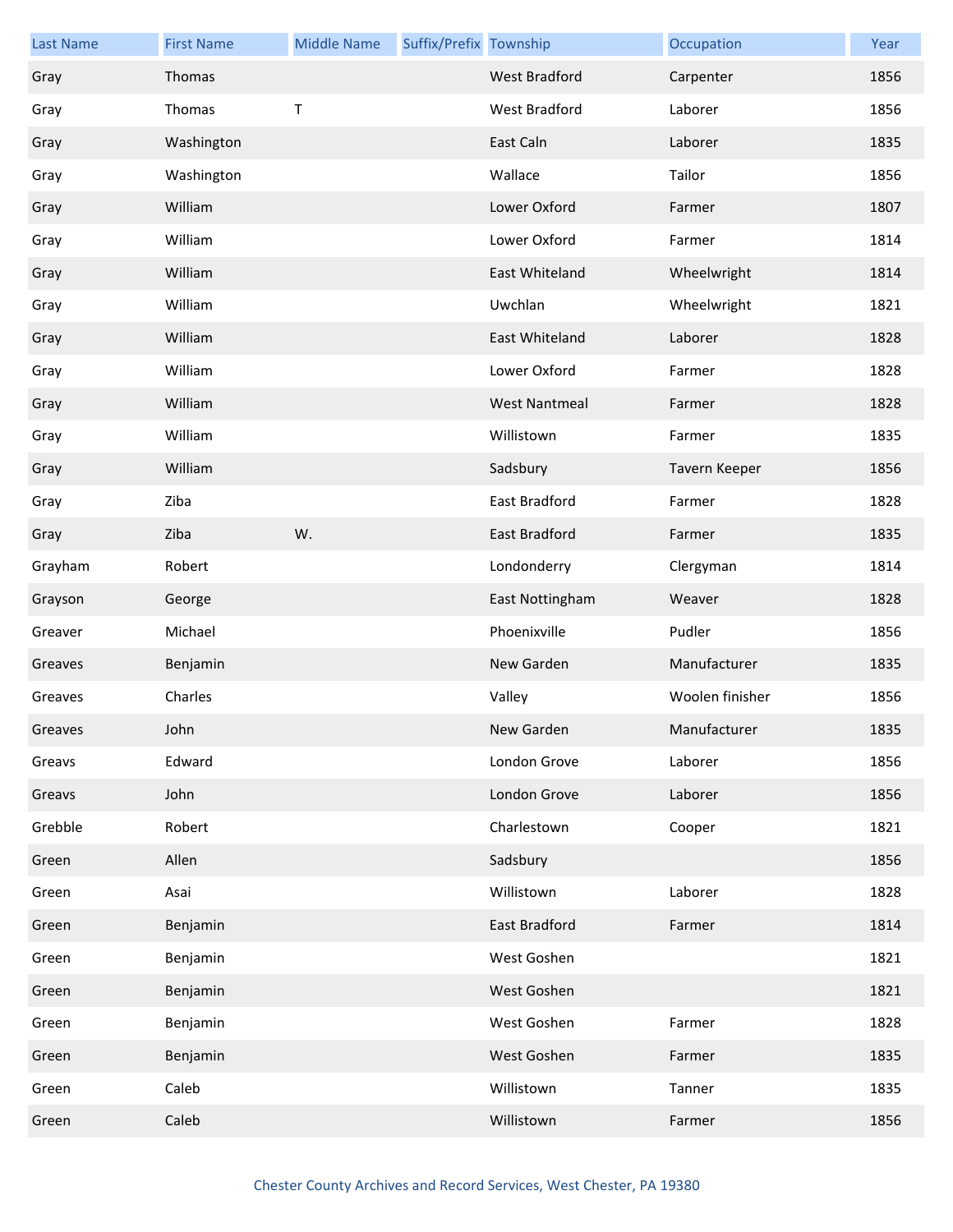| Last Name | First Name | Middle Name | Suffix/Prefix | Township | Occupation | Year |
|---|---|---|---|---|---|---|
| Gray | Thomas | | | West Bradford | Carpenter | 1856 |
| Gray | Thomas | T | | West Bradford | Laborer | 1856 |
| Gray | Washington | | | East Caln | Laborer | 1835 |
| Gray | Washington | | | Wallace | Tailor | 1856 |
| Gray | William | | | Lower Oxford | Farmer | 1807 |
| Gray | William | | | Lower Oxford | Farmer | 1814 |
| Gray | William | | | East Whiteland | Wheelwright | 1814 |
| Gray | William | | | Uwchlan | Wheelwright | 1821 |
| Gray | William | | | East Whiteland | Laborer | 1828 |
| Gray | William | | | Lower Oxford | Farmer | 1828 |
| Gray | William | | | West Nantmeal | Farmer | 1828 |
| Gray | William | | | Willistown | Farmer | 1835 |
| Gray | William | | | Sadsbury | Tavern Keeper | 1856 |
| Gray | Ziba | | | East Bradford | Farmer | 1828 |
| Gray | Ziba | W. | | East Bradford | Farmer | 1835 |
| Grayham | Robert | | | Londonderry | Clergyman | 1814 |
| Grayson | George | | | East Nottingham | Weaver | 1828 |
| Greaver | Michael | | | Phoenixville | Pudler | 1856 |
| Greaves | Benjamin | | | New Garden | Manufacturer | 1835 |
| Greaves | Charles | | | Valley | Woolen finisher | 1856 |
| Greaves | John | | | New Garden | Manufacturer | 1835 |
| Greavs | Edward | | | London Grove | Laborer | 1856 |
| Greavs | John | | | London Grove | Laborer | 1856 |
| Grebble | Robert | | | Charlestown | Cooper | 1821 |
| Green | Allen | | | Sadsbury | | 1856 |
| Green | Asai | | | Willistown | Laborer | 1828 |
| Green | Benjamin | | | East Bradford | Farmer | 1814 |
| Green | Benjamin | | | West Goshen | | 1821 |
| Green | Benjamin | | | West Goshen | | 1821 |
| Green | Benjamin | | | West Goshen | Farmer | 1828 |
| Green | Benjamin | | | West Goshen | Farmer | 1835 |
| Green | Caleb | | | Willistown | Tanner | 1835 |
| Green | Caleb | | | Willistown | Farmer | 1856 |

Chester County Archives and Record Services, West Chester, PA 19380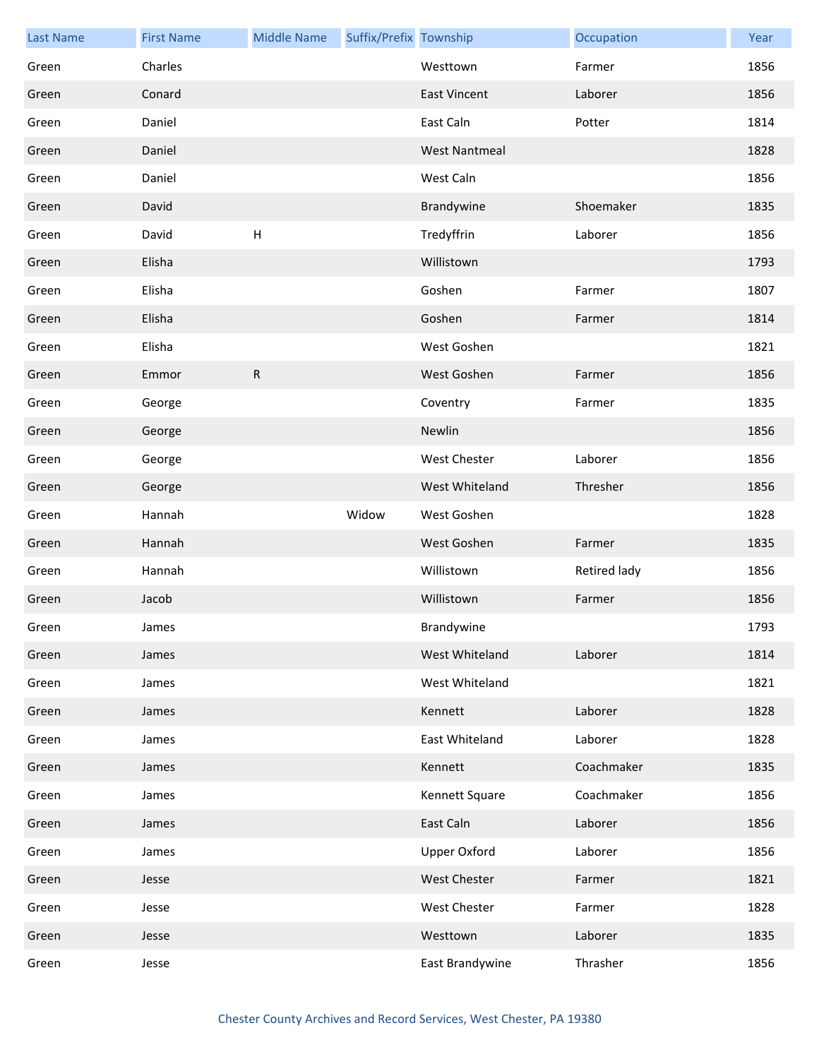| Last Name | First Name | Middle Name | Suffix/Prefix | Township | Occupation | Year |
|---|---|---|---|---|---|---|
| Green | Charles | | | Westtown | Farmer | 1856 |
| Green | Conard | | | East Vincent | Laborer | 1856 |
| Green | Daniel | | | East Caln | Potter | 1814 |
| Green | Daniel | | | West Nantmeal | | 1828 |
| Green | Daniel | | | West Caln | | 1856 |
| Green | David | | | Brandywine | Shoemaker | 1835 |
| Green | David | H | | Tredyffrin | Laborer | 1856 |
| Green | Elisha | | | Willistown | | 1793 |
| Green | Elisha | | | Goshen | Farmer | 1807 |
| Green | Elisha | | | Goshen | Farmer | 1814 |
| Green | Elisha | | | West Goshen | | 1821 |
| Green | Emmor | R | | West Goshen | Farmer | 1856 |
| Green | George | | | Coventry | Farmer | 1835 |
| Green | George | | | Newlin | | 1856 |
| Green | George | | | West Chester | Laborer | 1856 |
| Green | George | | | West Whiteland | Thresher | 1856 |
| Green | Hannah | | Widow | West Goshen | | 1828 |
| Green | Hannah | | | West Goshen | Farmer | 1835 |
| Green | Hannah | | | Willistown | Retired lady | 1856 |
| Green | Jacob | | | Willistown | Farmer | 1856 |
| Green | James | | | Brandywine | | 1793 |
| Green | James | | | West Whiteland | Laborer | 1814 |
| Green | James | | | West Whiteland | | 1821 |
| Green | James | | | Kennett | Laborer | 1828 |
| Green | James | | | East Whiteland | Laborer | 1828 |
| Green | James | | | Kennett | Coachmaker | 1835 |
| Green | James | | | Kennett Square | Coachmaker | 1856 |
| Green | James | | | East Caln | Laborer | 1856 |
| Green | James | | | Upper Oxford | Laborer | 1856 |
| Green | Jesse | | | West Chester | Farmer | 1821 |
| Green | Jesse | | | West Chester | Farmer | 1828 |
| Green | Jesse | | | Westtown | Laborer | 1835 |
| Green | Jesse | | | East Brandywine | Thrasher | 1856 |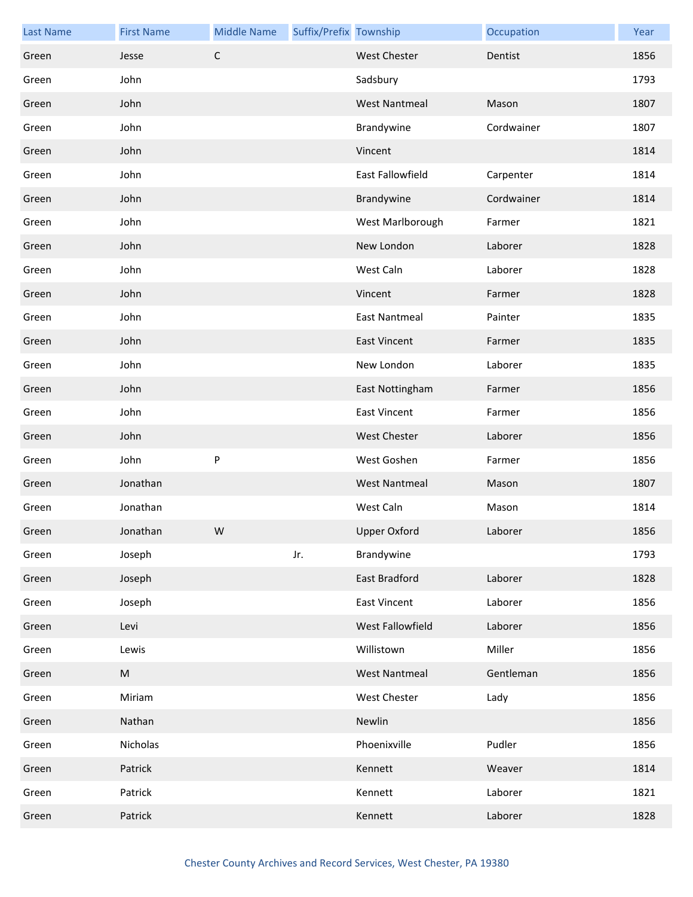| Last Name | First Name | Middle Name | Suffix/Prefix | Township | Occupation | Year |
|---|---|---|---|---|---|---|
| Green | Jesse | C | | West Chester | Dentist | 1856 |
| Green | John | | | Sadsbury | | 1793 |
| Green | John | | | West Nantmeal | Mason | 1807 |
| Green | John | | | Brandywine | Cordwainer | 1807 |
| Green | John | | | Vincent | | 1814 |
| Green | John | | | East Fallowfield | Carpenter | 1814 |
| Green | John | | | Brandywine | Cordwainer | 1814 |
| Green | John | | | West Marlborough | Farmer | 1821 |
| Green | John | | | New London | Laborer | 1828 |
| Green | John | | | West Caln | Laborer | 1828 |
| Green | John | | | Vincent | Farmer | 1828 |
| Green | John | | | East Nantmeal | Painter | 1835 |
| Green | John | | | East Vincent | Farmer | 1835 |
| Green | John | | | New London | Laborer | 1835 |
| Green | John | | | East Nottingham | Farmer | 1856 |
| Green | John | | | East Vincent | Farmer | 1856 |
| Green | John | | | West Chester | Laborer | 1856 |
| Green | John | P | | West Goshen | Farmer | 1856 |
| Green | Jonathan | | | West Nantmeal | Mason | 1807 |
| Green | Jonathan | | | West Caln | Mason | 1814 |
| Green | Jonathan | W | | Upper Oxford | Laborer | 1856 |
| Green | Joseph | | Jr. | Brandywine | | 1793 |
| Green | Joseph | | | East Bradford | Laborer | 1828 |
| Green | Joseph | | | East Vincent | Laborer | 1856 |
| Green | Levi | | | West Fallowfield | Laborer | 1856 |
| Green | Lewis | | | Willistown | Miller | 1856 |
| Green | M | | | West Nantmeal | Gentleman | 1856 |
| Green | Miriam | | | West Chester | Lady | 1856 |
| Green | Nathan | | | Newlin | | 1856 |
| Green | Nicholas | | | Phoenixville | Pudler | 1856 |
| Green | Patrick | | | Kennett | Weaver | 1814 |
| Green | Patrick | | | Kennett | Laborer | 1821 |
| Green | Patrick | | | Kennett | Laborer | 1828 |

Chester County Archives and Record Services, West Chester, PA 19380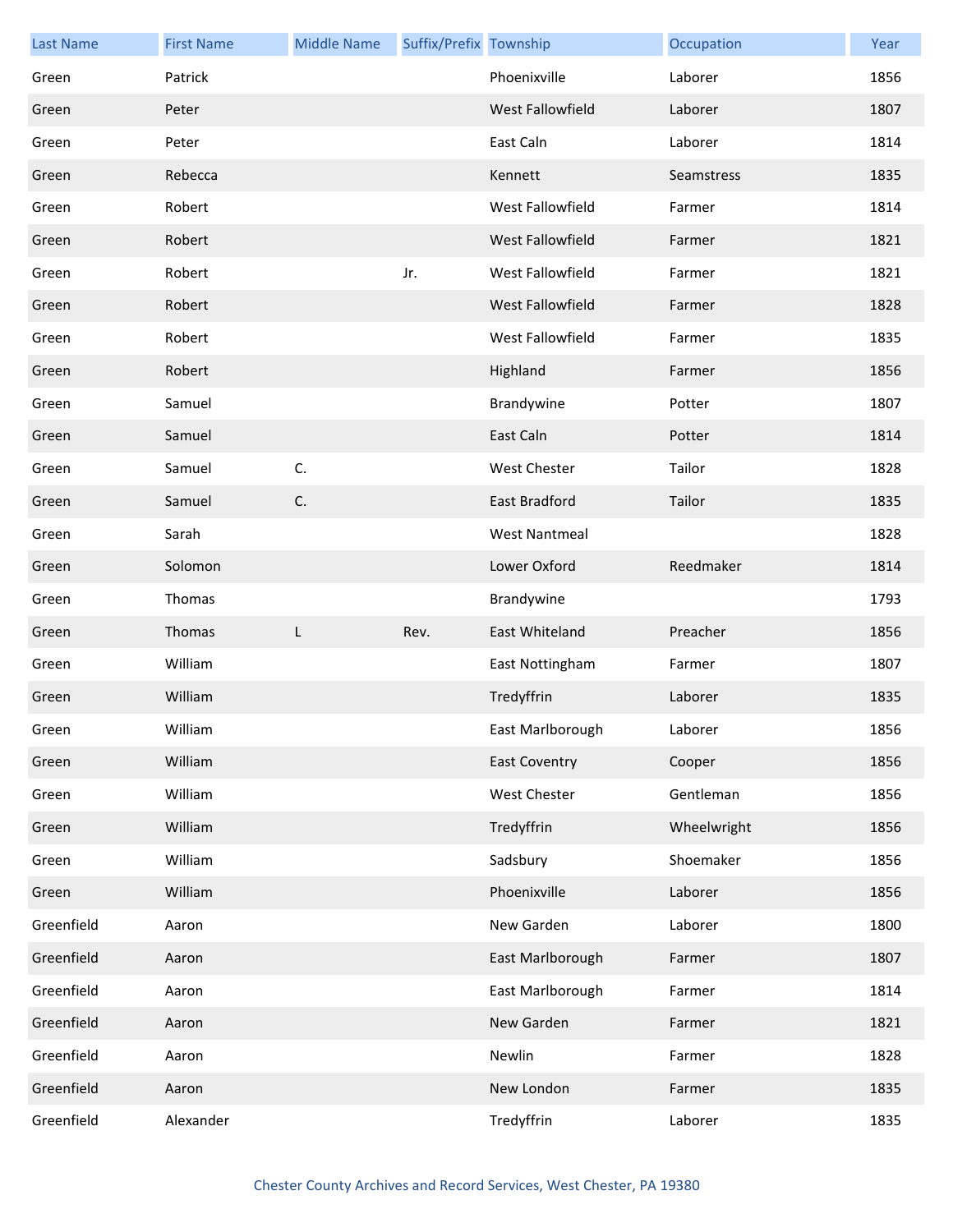| Last Name | First Name | Middle Name | Suffix/Prefix | Township | Occupation | Year |
|---|---|---|---|---|---|---|
| Green | Patrick | | | Phoenixville | Laborer | 1856 |
| Green | Peter | | | West Fallowfield | Laborer | 1807 |
| Green | Peter | | | East Caln | Laborer | 1814 |
| Green | Rebecca | | | Kennett | Seamstress | 1835 |
| Green | Robert | | | West Fallowfield | Farmer | 1814 |
| Green | Robert | | | West Fallowfield | Farmer | 1821 |
| Green | Robert | | Jr. | West Fallowfield | Farmer | 1821 |
| Green | Robert | | | West Fallowfield | Farmer | 1828 |
| Green | Robert | | | West Fallowfield | Farmer | 1835 |
| Green | Robert | | | Highland | Farmer | 1856 |
| Green | Samuel | | | Brandywine | Potter | 1807 |
| Green | Samuel | | | East Caln | Potter | 1814 |
| Green | Samuel | C. | | West Chester | Tailor | 1828 |
| Green | Samuel | C. | | East Bradford | Tailor | 1835 |
| Green | Sarah | | | West Nantmeal | | 1828 |
| Green | Solomon | | | Lower Oxford | Reedmaker | 1814 |
| Green | Thomas | | | Brandywine | | 1793 |
| Green | Thomas | L | Rev. | East Whiteland | Preacher | 1856 |
| Green | William | | | East Nottingham | Farmer | 1807 |
| Green | William | | | Tredyffrin | Laborer | 1835 |
| Green | William | | | East Marlborough | Laborer | 1856 |
| Green | William | | | East Coventry | Cooper | 1856 |
| Green | William | | | West Chester | Gentleman | 1856 |
| Green | William | | | Tredyffrin | Wheelwright | 1856 |
| Green | William | | | Sadsbury | Shoemaker | 1856 |
| Green | William | | | Phoenixville | Laborer | 1856 |
| Greenfield | Aaron | | | New Garden | Laborer | 1800 |
| Greenfield | Aaron | | | East Marlborough | Farmer | 1807 |
| Greenfield | Aaron | | | East Marlborough | Farmer | 1814 |
| Greenfield | Aaron | | | New Garden | Farmer | 1821 |
| Greenfield | Aaron | | | Newlin | Farmer | 1828 |
| Greenfield | Aaron | | | New London | Farmer | 1835 |
| Greenfield | Alexander | | | Tredyffrin | Laborer | 1835 |

Chester County Archives and Record Services, West Chester, PA 19380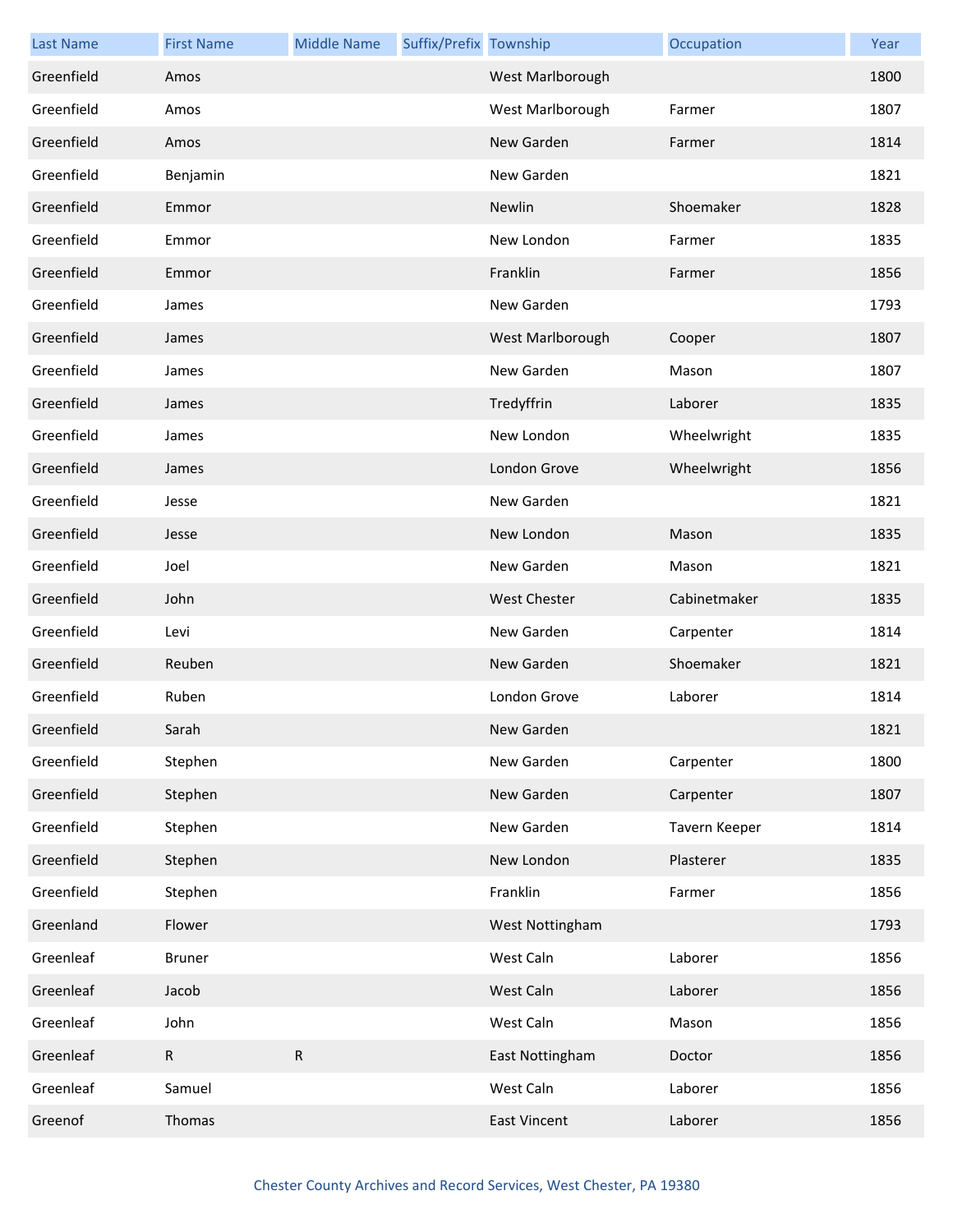| Last Name | First Name | Middle Name | Suffix/Prefix | Township | Occupation | Year |
|---|---|---|---|---|---|---|
| Greenfield | Amos | | | West Marlborough | | 1800 |
| Greenfield | Amos | | | West Marlborough | Farmer | 1807 |
| Greenfield | Amos | | | New Garden | Farmer | 1814 |
| Greenfield | Benjamin | | | New Garden | | 1821 |
| Greenfield | Emmor | | | Newlin | Shoemaker | 1828 |
| Greenfield | Emmor | | | New London | Farmer | 1835 |
| Greenfield | Emmor | | | Franklin | Farmer | 1856 |
| Greenfield | James | | | New Garden | | 1793 |
| Greenfield | James | | | West Marlborough | Cooper | 1807 |
| Greenfield | James | | | New Garden | Mason | 1807 |
| Greenfield | James | | | Tredyffrin | Laborer | 1835 |
| Greenfield | James | | | New London | Wheelwright | 1835 |
| Greenfield | James | | | London Grove | Wheelwright | 1856 |
| Greenfield | Jesse | | | New Garden | | 1821 |
| Greenfield | Jesse | | | New London | Mason | 1835 |
| Greenfield | Joel | | | New Garden | Mason | 1821 |
| Greenfield | John | | | West Chester | Cabinetmaker | 1835 |
| Greenfield | Levi | | | New Garden | Carpenter | 1814 |
| Greenfield | Reuben | | | New Garden | Shoemaker | 1821 |
| Greenfield | Ruben | | | London Grove | Laborer | 1814 |
| Greenfield | Sarah | | | New Garden | | 1821 |
| Greenfield | Stephen | | | New Garden | Carpenter | 1800 |
| Greenfield | Stephen | | | New Garden | Carpenter | 1807 |
| Greenfield | Stephen | | | New Garden | Tavern Keeper | 1814 |
| Greenfield | Stephen | | | New London | Plasterer | 1835 |
| Greenfield | Stephen | | | Franklin | Farmer | 1856 |
| Greenland | Flower | | | West Nottingham | | 1793 |
| Greenleaf | Bruner | | | West Caln | Laborer | 1856 |
| Greenleaf | Jacob | | | West Caln | Laborer | 1856 |
| Greenleaf | John | | | West Caln | Mason | 1856 |
| Greenleaf | R | R | | East Nottingham | Doctor | 1856 |
| Greenleaf | Samuel | | | West Caln | Laborer | 1856 |
| Greenof | Thomas | | | East Vincent | Laborer | 1856 |

Chester County Archives and Record Services, West Chester, PA 19380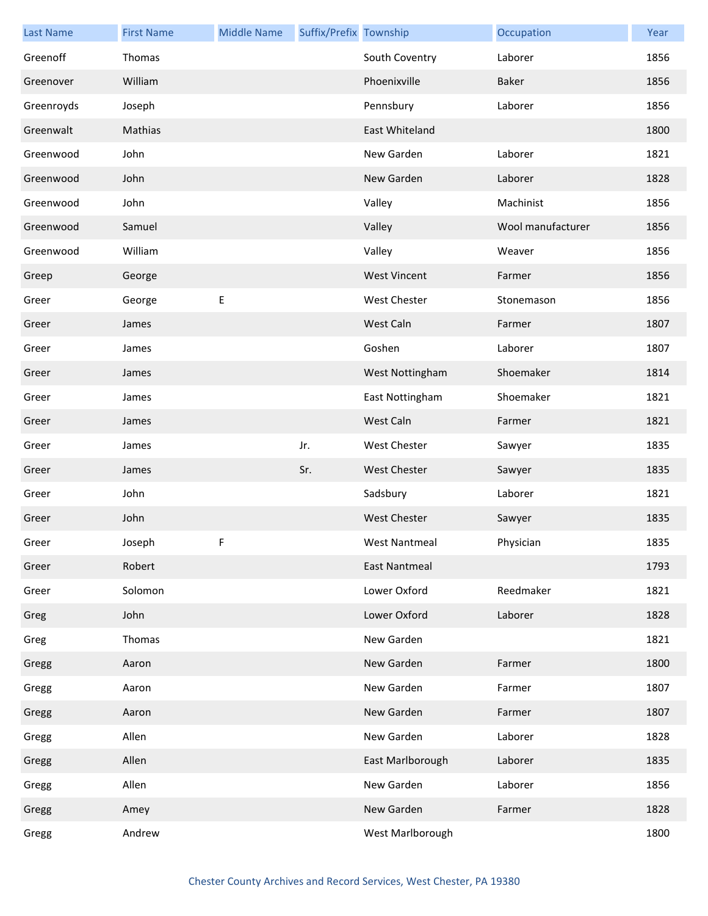| Last Name | First Name | Middle Name | Suffix/Prefix | Township | Occupation | Year |
| --- | --- | --- | --- | --- | --- | --- |
| Greenoff | Thomas | | | South Coventry | Laborer | 1856 |
| Greenover | William | | | Phoenixville | Baker | 1856 |
| Greenroyds | Joseph | | | Pennsbury | Laborer | 1856 |
| Greenwalt | Mathias | | | East Whiteland | | 1800 |
| Greenwood | John | | | New Garden | Laborer | 1821 |
| Greenwood | John | | | New Garden | Laborer | 1828 |
| Greenwood | John | | | Valley | Machinist | 1856 |
| Greenwood | Samuel | | | Valley | Wool manufacturer | 1856 |
| Greenwood | William | | | Valley | Weaver | 1856 |
| Greep | George | | | West Vincent | Farmer | 1856 |
| Greer | George | E | | West Chester | Stonemason | 1856 |
| Greer | James | | | West Caln | Farmer | 1807 |
| Greer | James | | | Goshen | Laborer | 1807 |
| Greer | James | | | West Nottingham | Shoemaker | 1814 |
| Greer | James | | | East Nottingham | Shoemaker | 1821 |
| Greer | James | | | West Caln | Farmer | 1821 |
| Greer | James | | Jr. | West Chester | Sawyer | 1835 |
| Greer | James | | Sr. | West Chester | Sawyer | 1835 |
| Greer | John | | | Sadsbury | Laborer | 1821 |
| Greer | John | | | West Chester | Sawyer | 1835 |
| Greer | Joseph | F | | West Nantmeal | Physician | 1835 |
| Greer | Robert | | | East Nantmeal | | 1793 |
| Greer | Solomon | | | Lower Oxford | Reedmaker | 1821 |
| Greg | John | | | Lower Oxford | Laborer | 1828 |
| Greg | Thomas | | | New Garden | | 1821 |
| Gregg | Aaron | | | New Garden | Farmer | 1800 |
| Gregg | Aaron | | | New Garden | Farmer | 1807 |
| Gregg | Aaron | | | New Garden | Farmer | 1807 |
| Gregg | Allen | | | New Garden | Laborer | 1828 |
| Gregg | Allen | | | East Marlborough | Laborer | 1835 |
| Gregg | Allen | | | New Garden | Laborer | 1856 |
| Gregg | Amey | | | New Garden | Farmer | 1828 |
| Gregg | Andrew | | | West Marlborough | | 1800 |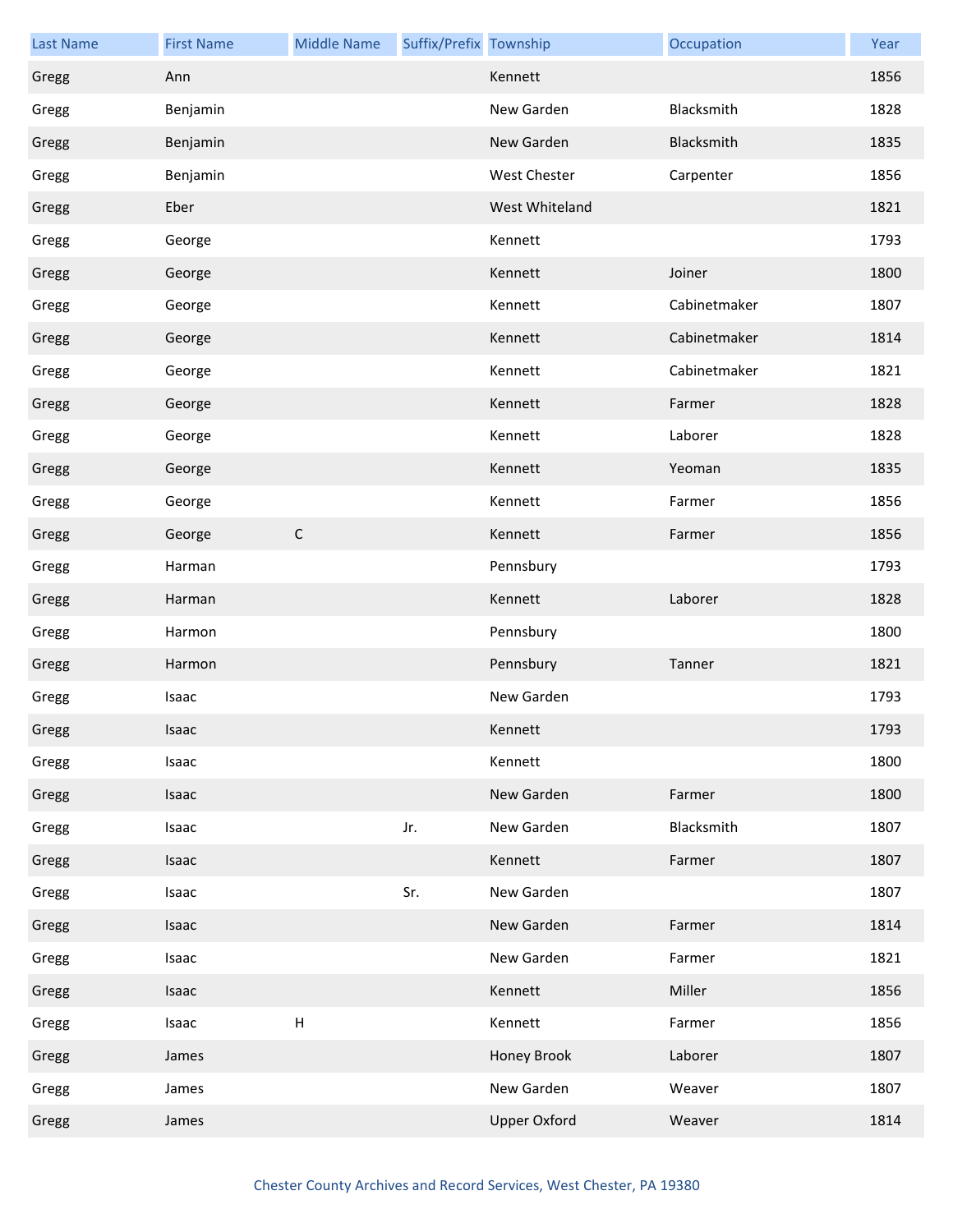| Last Name | First Name | Middle Name | Suffix/Prefix | Township | Occupation | Year |
|---|---|---|---|---|---|---|
| Gregg | Ann | | | Kennett | | 1856 |
| Gregg | Benjamin | | | New Garden | Blacksmith | 1828 |
| Gregg | Benjamin | | | New Garden | Blacksmith | 1835 |
| Gregg | Benjamin | | | West Chester | Carpenter | 1856 |
| Gregg | Eber | | | West Whiteland | | 1821 |
| Gregg | George | | | Kennett | | 1793 |
| Gregg | George | | | Kennett | Joiner | 1800 |
| Gregg | George | | | Kennett | Cabinetmaker | 1807 |
| Gregg | George | | | Kennett | Cabinetmaker | 1814 |
| Gregg | George | | | Kennett | Cabinetmaker | 1821 |
| Gregg | George | | | Kennett | Farmer | 1828 |
| Gregg | George | | | Kennett | Laborer | 1828 |
| Gregg | George | | | Kennett | Yeoman | 1835 |
| Gregg | George | | | Kennett | Farmer | 1856 |
| Gregg | George | C | | Kennett | Farmer | 1856 |
| Gregg | Harman | | | Pennsbury | | 1793 |
| Gregg | Harman | | | Kennett | Laborer | 1828 |
| Gregg | Harmon | | | Pennsbury | | 1800 |
| Gregg | Harmon | | | Pennsbury | Tanner | 1821 |
| Gregg | Isaac | | | New Garden | | 1793 |
| Gregg | Isaac | | | Kennett | | 1793 |
| Gregg | Isaac | | | Kennett | | 1800 |
| Gregg | Isaac | | | New Garden | Farmer | 1800 |
| Gregg | Isaac | | Jr. | New Garden | Blacksmith | 1807 |
| Gregg | Isaac | | | Kennett | Farmer | 1807 |
| Gregg | Isaac | | Sr. | New Garden | | 1807 |
| Gregg | Isaac | | | New Garden | Farmer | 1814 |
| Gregg | Isaac | | | New Garden | Farmer | 1821 |
| Gregg | Isaac | | | Kennett | Miller | 1856 |
| Gregg | Isaac | H | | Kennett | Farmer | 1856 |
| Gregg | James | | | Honey Brook | Laborer | 1807 |
| Gregg | James | | | New Garden | Weaver | 1807 |
| Gregg | James | | | Upper Oxford | Weaver | 1814 |

Chester County Archives and Record Services, West Chester, PA 19380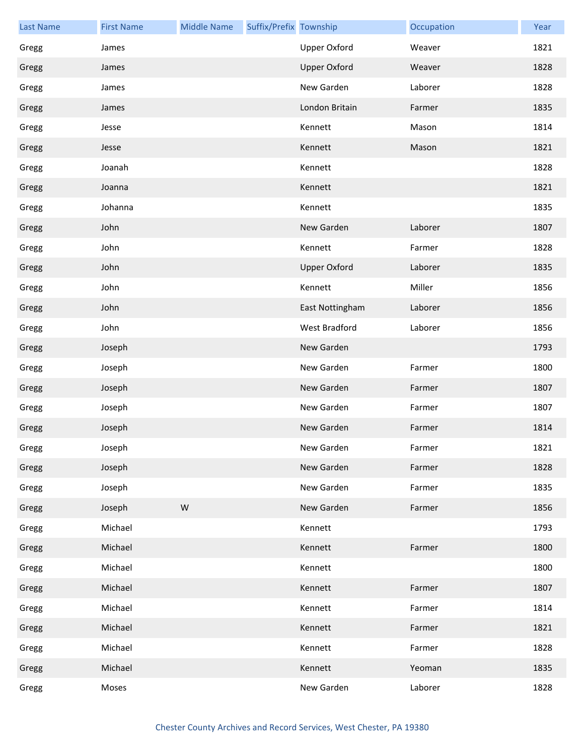| Last Name | First Name | Middle Name | Suffix/Prefix | Township | Occupation | Year |
|---|---|---|---|---|---|---|
| Gregg | James | | | Upper Oxford | Weaver | 1821 |
| Gregg | James | | | Upper Oxford | Weaver | 1828 |
| Gregg | James | | | New Garden | Laborer | 1828 |
| Gregg | James | | | London Britain | Farmer | 1835 |
| Gregg | Jesse | | | Kennett | Mason | 1814 |
| Gregg | Jesse | | | Kennett | Mason | 1821 |
| Gregg | Joanah | | | Kennett | | 1828 |
| Gregg | Joanna | | | Kennett | | 1821 |
| Gregg | Johanna | | | Kennett | | 1835 |
| Gregg | John | | | New Garden | Laborer | 1807 |
| Gregg | John | | | Kennett | Farmer | 1828 |
| Gregg | John | | | Upper Oxford | Laborer | 1835 |
| Gregg | John | | | Kennett | Miller | 1856 |
| Gregg | John | | | East Nottingham | Laborer | 1856 |
| Gregg | John | | | West Bradford | Laborer | 1856 |
| Gregg | Joseph | | | New Garden | | 1793 |
| Gregg | Joseph | | | New Garden | Farmer | 1800 |
| Gregg | Joseph | | | New Garden | Farmer | 1807 |
| Gregg | Joseph | | | New Garden | Farmer | 1807 |
| Gregg | Joseph | | | New Garden | Farmer | 1814 |
| Gregg | Joseph | | | New Garden | Farmer | 1821 |
| Gregg | Joseph | | | New Garden | Farmer | 1828 |
| Gregg | Joseph | | | New Garden | Farmer | 1835 |
| Gregg | Joseph | W | | New Garden | Farmer | 1856 |
| Gregg | Michael | | | Kennett | | 1793 |
| Gregg | Michael | | | Kennett | Farmer | 1800 |
| Gregg | Michael | | | Kennett | | 1800 |
| Gregg | Michael | | | Kennett | Farmer | 1807 |
| Gregg | Michael | | | Kennett | Farmer | 1814 |
| Gregg | Michael | | | Kennett | Farmer | 1821 |
| Gregg | Michael | | | Kennett | Farmer | 1828 |
| Gregg | Michael | | | Kennett | Yeoman | 1835 |
| Gregg | Moses | | | New Garden | Laborer | 1828 |

Chester County Archives and Record Services, West Chester, PA 19380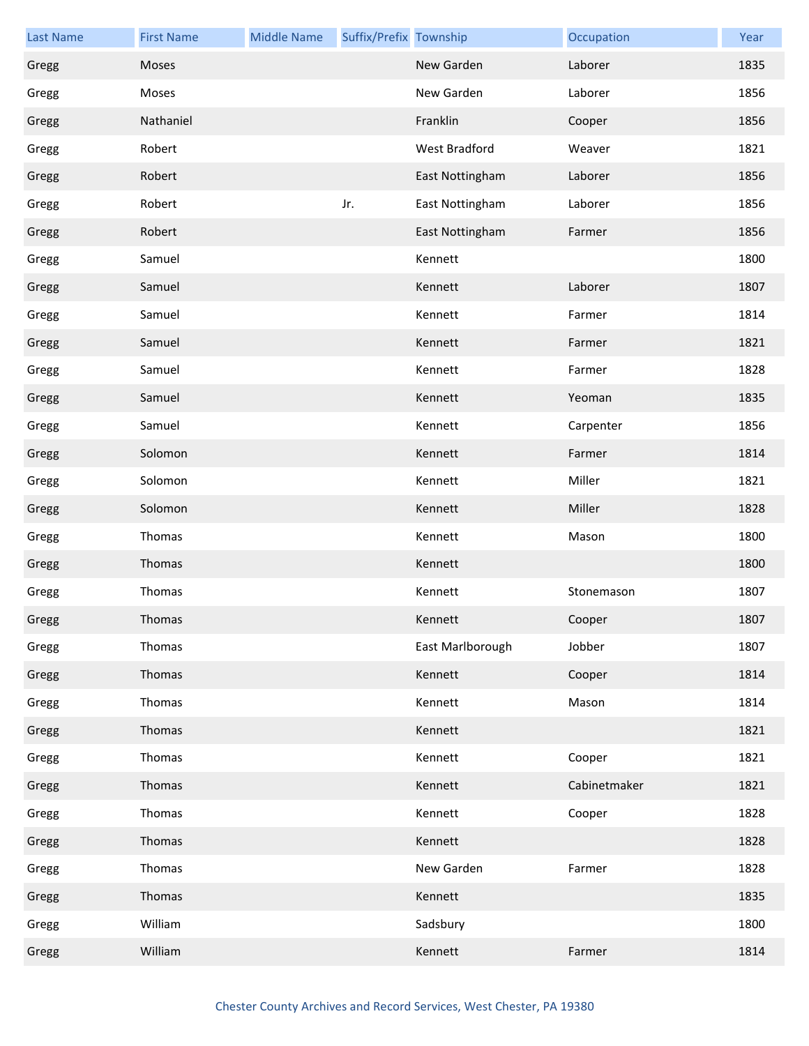| Last Name | First Name | Middle Name | Suffix/Prefix | Township | Occupation | Year |
|---|---|---|---|---|---|---|
| Gregg | Moses | | | New Garden | Laborer | 1835 |
| Gregg | Moses | | | New Garden | Laborer | 1856 |
| Gregg | Nathaniel | | | Franklin | Cooper | 1856 |
| Gregg | Robert | | | West Bradford | Weaver | 1821 |
| Gregg | Robert | | | East Nottingham | Laborer | 1856 |
| Gregg | Robert | | Jr. | East Nottingham | Laborer | 1856 |
| Gregg | Robert | | | East Nottingham | Farmer | 1856 |
| Gregg | Samuel | | | Kennett | | 1800 |
| Gregg | Samuel | | | Kennett | Laborer | 1807 |
| Gregg | Samuel | | | Kennett | Farmer | 1814 |
| Gregg | Samuel | | | Kennett | Farmer | 1821 |
| Gregg | Samuel | | | Kennett | Farmer | 1828 |
| Gregg | Samuel | | | Kennett | Yeoman | 1835 |
| Gregg | Samuel | | | Kennett | Carpenter | 1856 |
| Gregg | Solomon | | | Kennett | Farmer | 1814 |
| Gregg | Solomon | | | Kennett | Miller | 1821 |
| Gregg | Solomon | | | Kennett | Miller | 1828 |
| Gregg | Thomas | | | Kennett | Mason | 1800 |
| Gregg | Thomas | | | Kennett | | 1800 |
| Gregg | Thomas | | | Kennett | Stonemason | 1807 |
| Gregg | Thomas | | | Kennett | Cooper | 1807 |
| Gregg | Thomas | | | East Marlborough | Jobber | 1807 |
| Gregg | Thomas | | | Kennett | Cooper | 1814 |
| Gregg | Thomas | | | Kennett | Mason | 1814 |
| Gregg | Thomas | | | Kennett | | 1821 |
| Gregg | Thomas | | | Kennett | Cooper | 1821 |
| Gregg | Thomas | | | Kennett | Cabinetmaker | 1821 |
| Gregg | Thomas | | | Kennett | Cooper | 1828 |
| Gregg | Thomas | | | Kennett | | 1828 |
| Gregg | Thomas | | | New Garden | Farmer | 1828 |
| Gregg | Thomas | | | Kennett | | 1835 |
| Gregg | William | | | Sadsbury | | 1800 |
| Gregg | William | | | Kennett | Farmer | 1814 |

Chester County Archives and Record Services, West Chester, PA 19380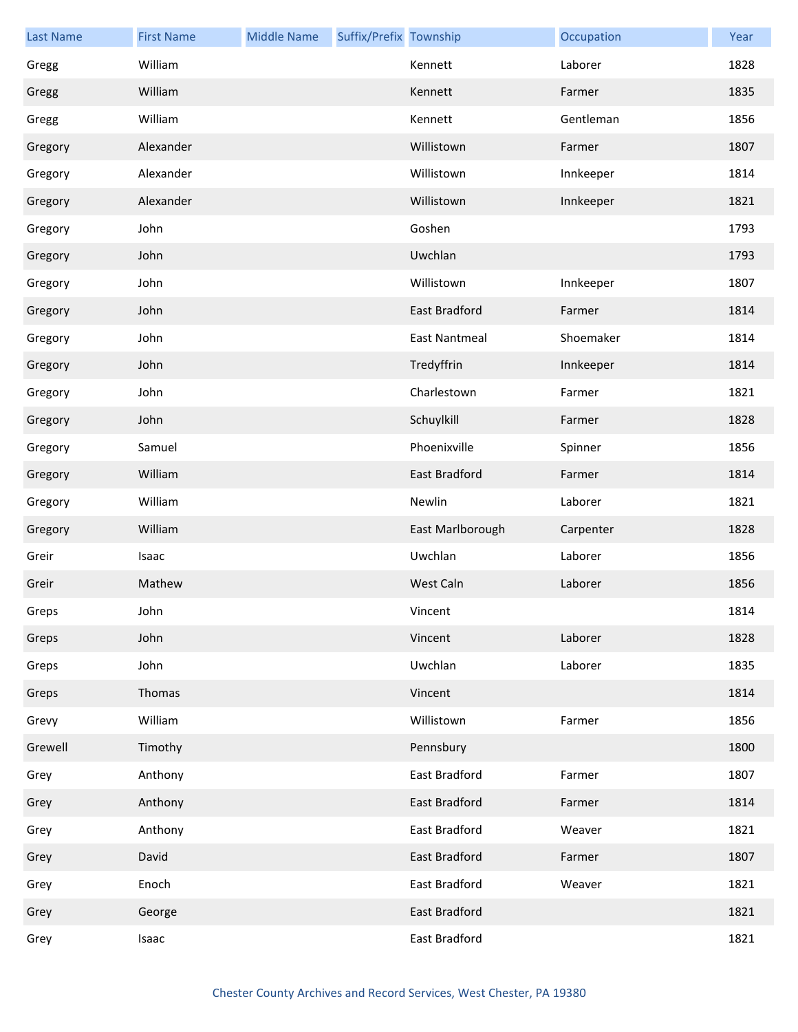| Last Name | First Name | Middle Name | Suffix/Prefix | Township | Occupation | Year |
|---|---|---|---|---|---|---|
| Gregg | William | | | Kennett | Laborer | 1828 |
| Gregg | William | | | Kennett | Farmer | 1835 |
| Gregg | William | | | Kennett | Gentleman | 1856 |
| Gregory | Alexander | | | Willistown | Farmer | 1807 |
| Gregory | Alexander | | | Willistown | Innkeeper | 1814 |
| Gregory | Alexander | | | Willistown | Innkeeper | 1821 |
| Gregory | John | | | Goshen | | 1793 |
| Gregory | John | | | Uwchlan | | 1793 |
| Gregory | John | | | Willistown | Innkeeper | 1807 |
| Gregory | John | | | East Bradford | Farmer | 1814 |
| Gregory | John | | | East Nantmeal | Shoemaker | 1814 |
| Gregory | John | | | Tredyffrin | Innkeeper | 1814 |
| Gregory | John | | | Charlestown | Farmer | 1821 |
| Gregory | John | | | Schuylkill | Farmer | 1828 |
| Gregory | Samuel | | | Phoenixville | Spinner | 1856 |
| Gregory | William | | | East Bradford | Farmer | 1814 |
| Gregory | William | | | Newlin | Laborer | 1821 |
| Gregory | William | | | East Marlborough | Carpenter | 1828 |
| Greir | Isaac | | | Uwchlan | Laborer | 1856 |
| Greir | Mathew | | | West Caln | Laborer | 1856 |
| Greps | John | | | Vincent | | 1814 |
| Greps | John | | | Vincent | Laborer | 1828 |
| Greps | John | | | Uwchlan | Laborer | 1835 |
| Greps | Thomas | | | Vincent | | 1814 |
| Grevy | William | | | Willistown | Farmer | 1856 |
| Grewell | Timothy | | | Pennsbury | | 1800 |
| Grey | Anthony | | | East Bradford | Farmer | 1807 |
| Grey | Anthony | | | East Bradford | Farmer | 1814 |
| Grey | Anthony | | | East Bradford | Weaver | 1821 |
| Grey | David | | | East Bradford | Farmer | 1807 |
| Grey | Enoch | | | East Bradford | Weaver | 1821 |
| Grey | George | | | East Bradford | | 1821 |
| Grey | Isaac | | | East Bradford | | 1821 |

Chester County Archives and Record Services, West Chester, PA 19380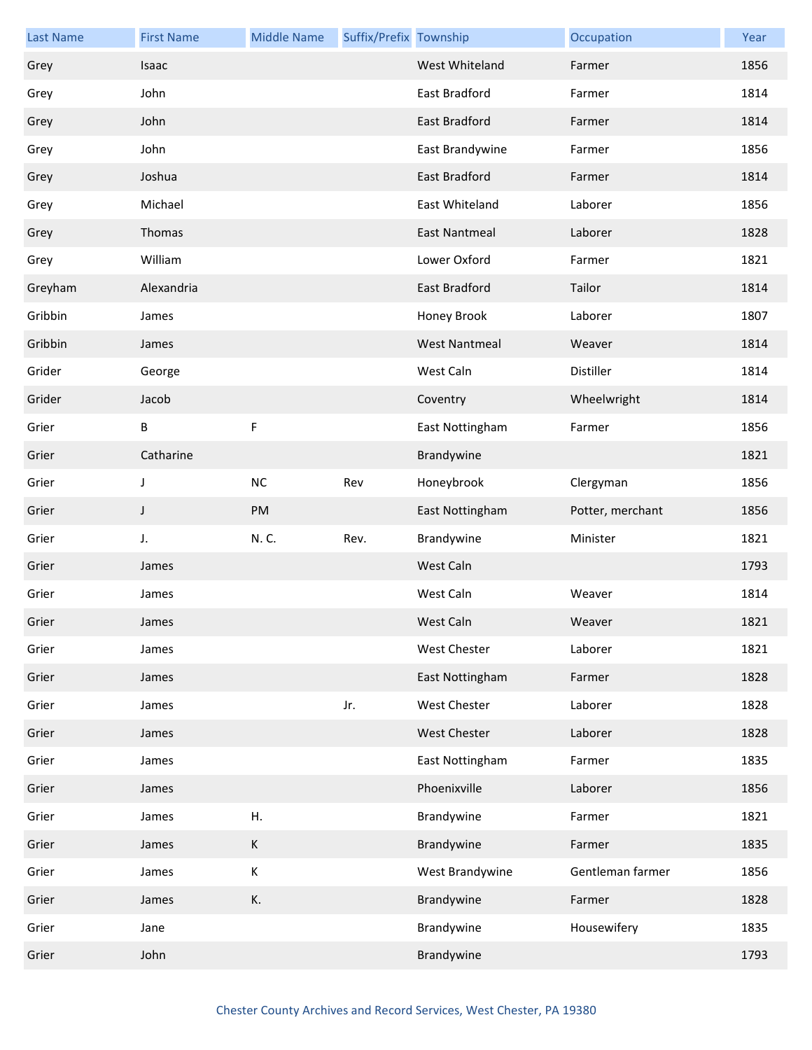| Last Name | First Name | Middle Name | Suffix/Prefix | Township | Occupation | Year |
| --- | --- | --- | --- | --- | --- | --- |
| Grey | Isaac | | | West Whiteland | Farmer | 1856 |
| Grey | John | | | East Bradford | Farmer | 1814 |
| Grey | John | | | East Bradford | Farmer | 1814 |
| Grey | John | | | East Brandywine | Farmer | 1856 |
| Grey | Joshua | | | East Bradford | Farmer | 1814 |
| Grey | Michael | | | East Whiteland | Laborer | 1856 |
| Grey | Thomas | | | East Nantmeal | Laborer | 1828 |
| Grey | William | | | Lower Oxford | Farmer | 1821 |
| Greyham | Alexandria | | | East Bradford | Tailor | 1814 |
| Gribbin | James | | | Honey Brook | Laborer | 1807 |
| Gribbin | James | | | West Nantmeal | Weaver | 1814 |
| Grider | George | | | West Caln | Distiller | 1814 |
| Grider | Jacob | | | Coventry | Wheelwright | 1814 |
| Grier | B | F | | East Nottingham | Farmer | 1856 |
| Grier | Catharine | | | Brandywine | | 1821 |
| Grier | J | NC | Rev | Honeybrook | Clergyman | 1856 |
| Grier | J | PM | | East Nottingham | Potter, merchant | 1856 |
| Grier | J. | N. C. | Rev. | Brandywine | Minister | 1821 |
| Grier | James | | | West Caln | | 1793 |
| Grier | James | | | West Caln | Weaver | 1814 |
| Grier | James | | | West Caln | Weaver | 1821 |
| Grier | James | | | West Chester | Laborer | 1821 |
| Grier | James | | | East Nottingham | Farmer | 1828 |
| Grier | James | | Jr. | West Chester | Laborer | 1828 |
| Grier | James | | | West Chester | Laborer | 1828 |
| Grier | James | | | East Nottingham | Farmer | 1835 |
| Grier | James | | | Phoenixville | Laborer | 1856 |
| Grier | James | H. | | Brandywine | Farmer | 1821 |
| Grier | James | K | | Brandywine | Farmer | 1835 |
| Grier | James | K | | West Brandywine | Gentleman farmer | 1856 |
| Grier | James | K. | | Brandywine | Farmer | 1828 |
| Grier | Jane | | | Brandywine | Housewifery | 1835 |
| Grier | John | | | Brandywine | | 1793 |

Chester County Archives and Record Services, West Chester, PA 19380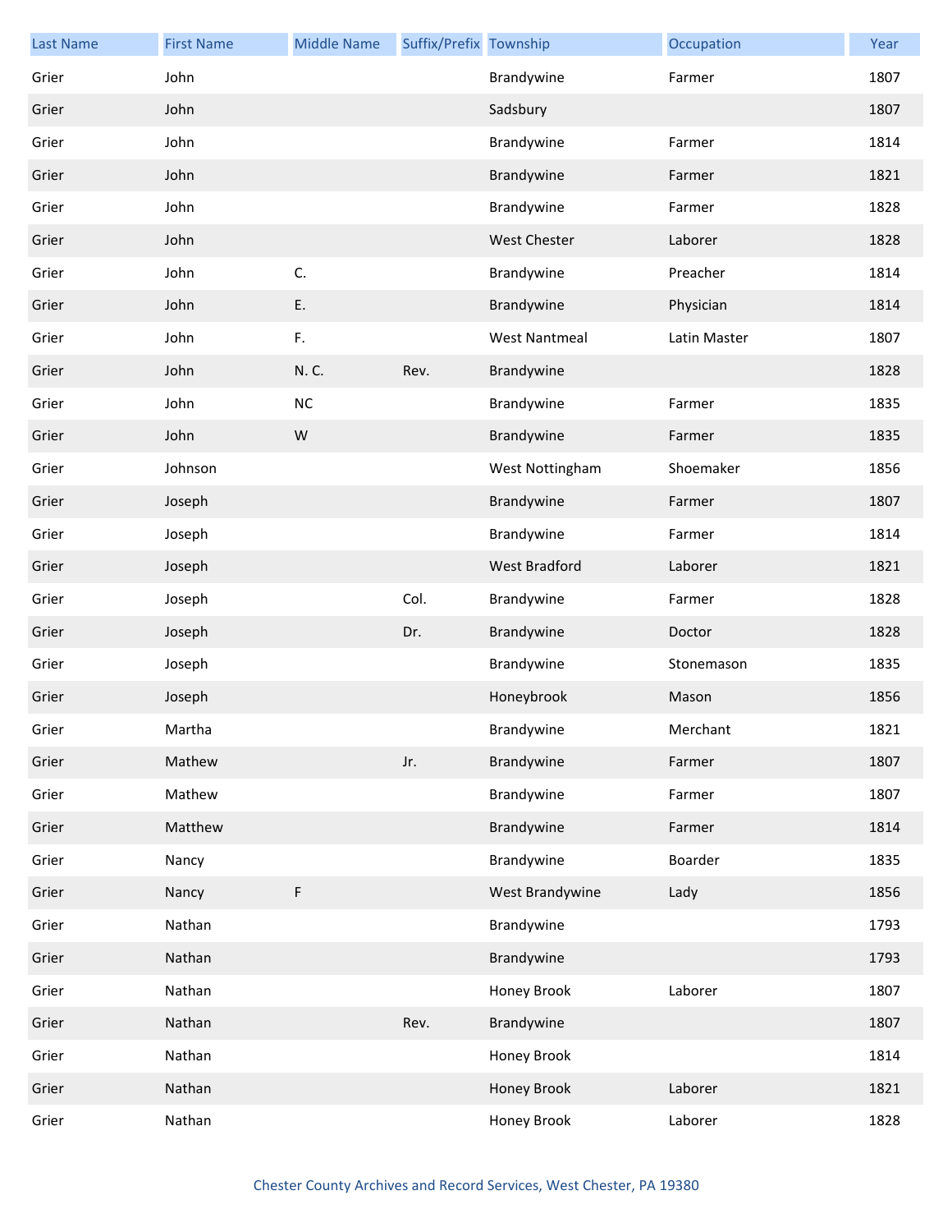| Last Name | First Name | Middle Name | Suffix/Prefix | Township | Occupation | Year |
|---|---|---|---|---|---|---|
| Grier | John | | | Brandywine | Farmer | 1807 |
| Grier | John | | | Sadsbury | | 1807 |
| Grier | John | | | Brandywine | Farmer | 1814 |
| Grier | John | | | Brandywine | Farmer | 1821 |
| Grier | John | | | Brandywine | Farmer | 1828 |
| Grier | John | | | West Chester | Laborer | 1828 |
| Grier | John | C. | | Brandywine | Preacher | 1814 |
| Grier | John | E. | | Brandywine | Physician | 1814 |
| Grier | John | F. | | West Nantmeal | Latin Master | 1807 |
| Grier | John | N. C. | Rev. | Brandywine | | 1828 |
| Grier | John | NC | | Brandywine | Farmer | 1835 |
| Grier | John | W | | Brandywine | Farmer | 1835 |
| Grier | Johnson | | | West Nottingham | Shoemaker | 1856 |
| Grier | Joseph | | | Brandywine | Farmer | 1807 |
| Grier | Joseph | | | Brandywine | Farmer | 1814 |
| Grier | Joseph | | | West Bradford | Laborer | 1821 |
| Grier | Joseph | | Col. | Brandywine | Farmer | 1828 |
| Grier | Joseph | | Dr. | Brandywine | Doctor | 1828 |
| Grier | Joseph | | | Brandywine | Stonemason | 1835 |
| Grier | Joseph | | | Honeybrook | Mason | 1856 |
| Grier | Martha | | | Brandywine | Merchant | 1821 |
| Grier | Mathew | | Jr. | Brandywine | Farmer | 1807 |
| Grier | Mathew | | | Brandywine | Farmer | 1807 |
| Grier | Matthew | | | Brandywine | Farmer | 1814 |
| Grier | Nancy | | | Brandywine | Boarder | 1835 |
| Grier | Nancy | F | | West Brandywine | Lady | 1856 |
| Grier | Nathan | | | Brandywine | | 1793 |
| Grier | Nathan | | | Brandywine | | 1793 |
| Grier | Nathan | | | Honey Brook | Laborer | 1807 |
| Grier | Nathan | | Rev. | Brandywine | | 1807 |
| Grier | Nathan | | | Honey Brook | | 1814 |
| Grier | Nathan | | | Honey Brook | Laborer | 1821 |
| Grier | Nathan | | | Honey Brook | Laborer | 1828 |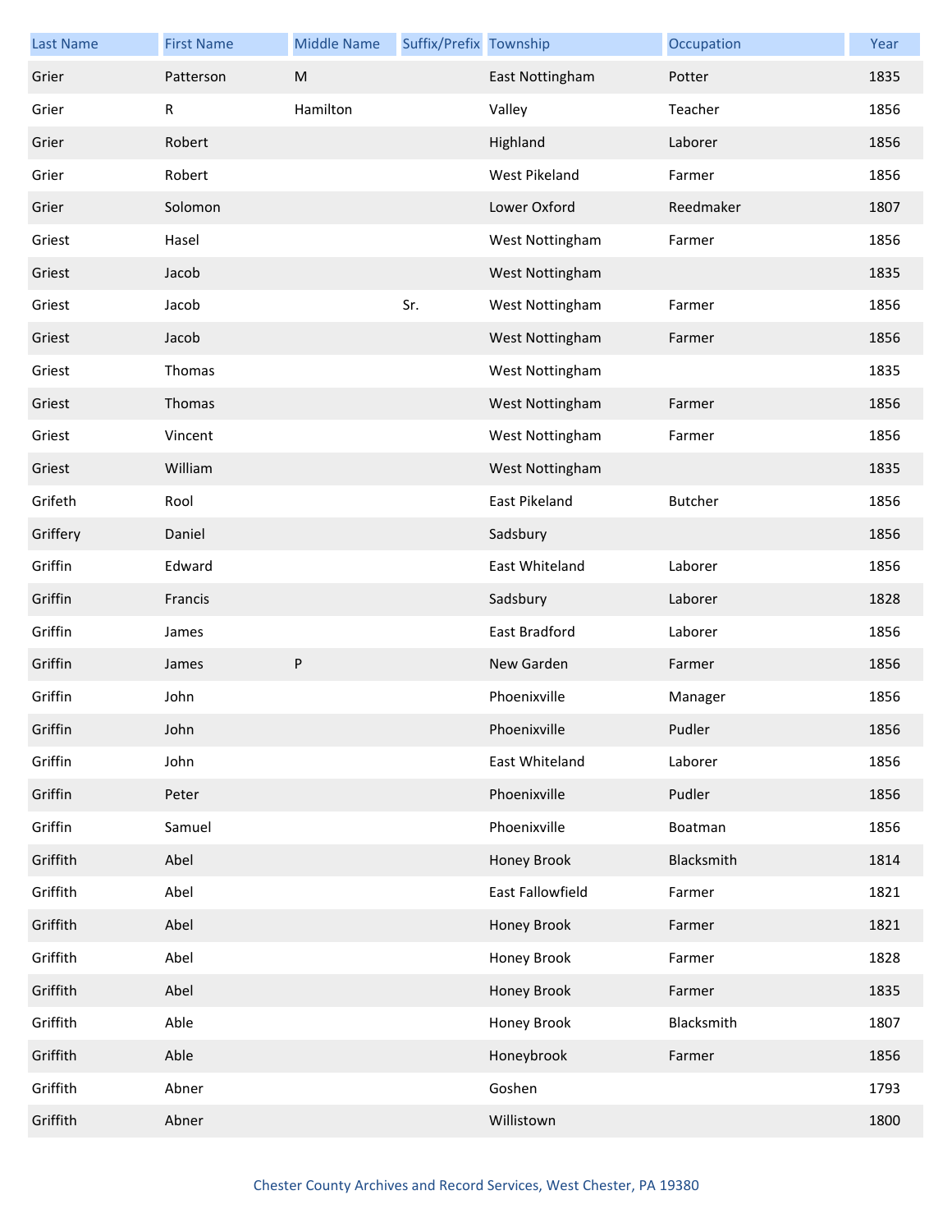| Last Name | First Name | Middle Name | Suffix/Prefix | Township | Occupation | Year |
|---|---|---|---|---|---|---|
| Grier | Patterson | M | | East Nottingham | Potter | 1835 |
| Grier | R | Hamilton | | Valley | Teacher | 1856 |
| Grier | Robert | | | Highland | Laborer | 1856 |
| Grier | Robert | | | West Pikeland | Farmer | 1856 |
| Grier | Solomon | | | Lower Oxford | Reedmaker | 1807 |
| Griest | Hasel | | | West Nottingham | Farmer | 1856 |
| Griest | Jacob | | | West Nottingham | | 1835 |
| Griest | Jacob | | Sr. | West Nottingham | Farmer | 1856 |
| Griest | Jacob | | | West Nottingham | Farmer | 1856 |
| Griest | Thomas | | | West Nottingham | | 1835 |
| Griest | Thomas | | | West Nottingham | Farmer | 1856 |
| Griest | Vincent | | | West Nottingham | Farmer | 1856 |
| Griest | William | | | West Nottingham | | 1835 |
| Grifeth | Rool | | | East Pikeland | Butcher | 1856 |
| Griffery | Daniel | | | Sadsbury | | 1856 |
| Griffin | Edward | | | East Whiteland | Laborer | 1856 |
| Griffin | Francis | | | Sadsbury | Laborer | 1828 |
| Griffin | James | | | East Bradford | Laborer | 1856 |
| Griffin | James | P | | New Garden | Farmer | 1856 |
| Griffin | John | | | Phoenixville | Manager | 1856 |
| Griffin | John | | | Phoenixville | Pudler | 1856 |
| Griffin | John | | | East Whiteland | Laborer | 1856 |
| Griffin | Peter | | | Phoenixville | Pudler | 1856 |
| Griffin | Samuel | | | Phoenixville | Boatman | 1856 |
| Griffith | Abel | | | Honey Brook | Blacksmith | 1814 |
| Griffith | Abel | | | East Fallowfield | Farmer | 1821 |
| Griffith | Abel | | | Honey Brook | Farmer | 1821 |
| Griffith | Abel | | | Honey Brook | Farmer | 1828 |
| Griffith | Abel | | | Honey Brook | Farmer | 1835 |
| Griffith | Able | | | Honey Brook | Blacksmith | 1807 |
| Griffith | Able | | | Honeybrook | Farmer | 1856 |
| Griffith | Abner | | | Goshen | | 1793 |
| Griffith | Abner | | | Willistown | | 1800 |

Chester County Archives and Record Services, West Chester, PA 19380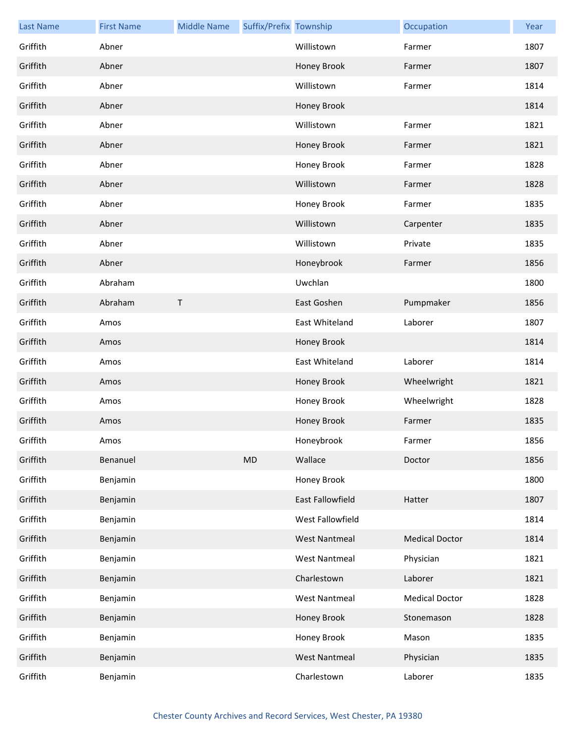| Last Name | First Name | Middle Name | Suffix/Prefix | Township | Occupation | Year |
|---|---|---|---|---|---|---|
| Griffith | Abner | | | Willistown | Farmer | 1807 |
| Griffith | Abner | | | Honey Brook | Farmer | 1807 |
| Griffith | Abner | | | Willistown | Farmer | 1814 |
| Griffith | Abner | | | Honey Brook | | 1814 |
| Griffith | Abner | | | Willistown | Farmer | 1821 |
| Griffith | Abner | | | Honey Brook | Farmer | 1821 |
| Griffith | Abner | | | Honey Brook | Farmer | 1828 |
| Griffith | Abner | | | Willistown | Farmer | 1828 |
| Griffith | Abner | | | Honey Brook | Farmer | 1835 |
| Griffith | Abner | | | Willistown | Carpenter | 1835 |
| Griffith | Abner | | | Willistown | Private | 1835 |
| Griffith | Abner | | | Honeybrook | Farmer | 1856 |
| Griffith | Abraham | | | Uwchlan | | 1800 |
| Griffith | Abraham | T | | East Goshen | Pumpmaker | 1856 |
| Griffith | Amos | | | East Whiteland | Laborer | 1807 |
| Griffith | Amos | | | Honey Brook | | 1814 |
| Griffith | Amos | | | East Whiteland | Laborer | 1814 |
| Griffith | Amos | | | Honey Brook | Wheelwright | 1821 |
| Griffith | Amos | | | Honey Brook | Wheelwright | 1828 |
| Griffith | Amos | | | Honey Brook | Farmer | 1835 |
| Griffith | Amos | | | Honeybrook | Farmer | 1856 |
| Griffith | Benanuel | | MD | Wallace | Doctor | 1856 |
| Griffith | Benjamin | | | Honey Brook | | 1800 |
| Griffith | Benjamin | | | East Fallowfield | Hatter | 1807 |
| Griffith | Benjamin | | | West Fallowfield | | 1814 |
| Griffith | Benjamin | | | West Nantmeal | Medical Doctor | 1814 |
| Griffith | Benjamin | | | West Nantmeal | Physician | 1821 |
| Griffith | Benjamin | | | Charlestown | Laborer | 1821 |
| Griffith | Benjamin | | | West Nantmeal | Medical Doctor | 1828 |
| Griffith | Benjamin | | | Honey Brook | Stonemason | 1828 |
| Griffith | Benjamin | | | Honey Brook | Mason | 1835 |
| Griffith | Benjamin | | | West Nantmeal | Physician | 1835 |
| Griffith | Benjamin | | | Charlestown | Laborer | 1835 |

Chester County Archives and Record Services, West Chester, PA 19380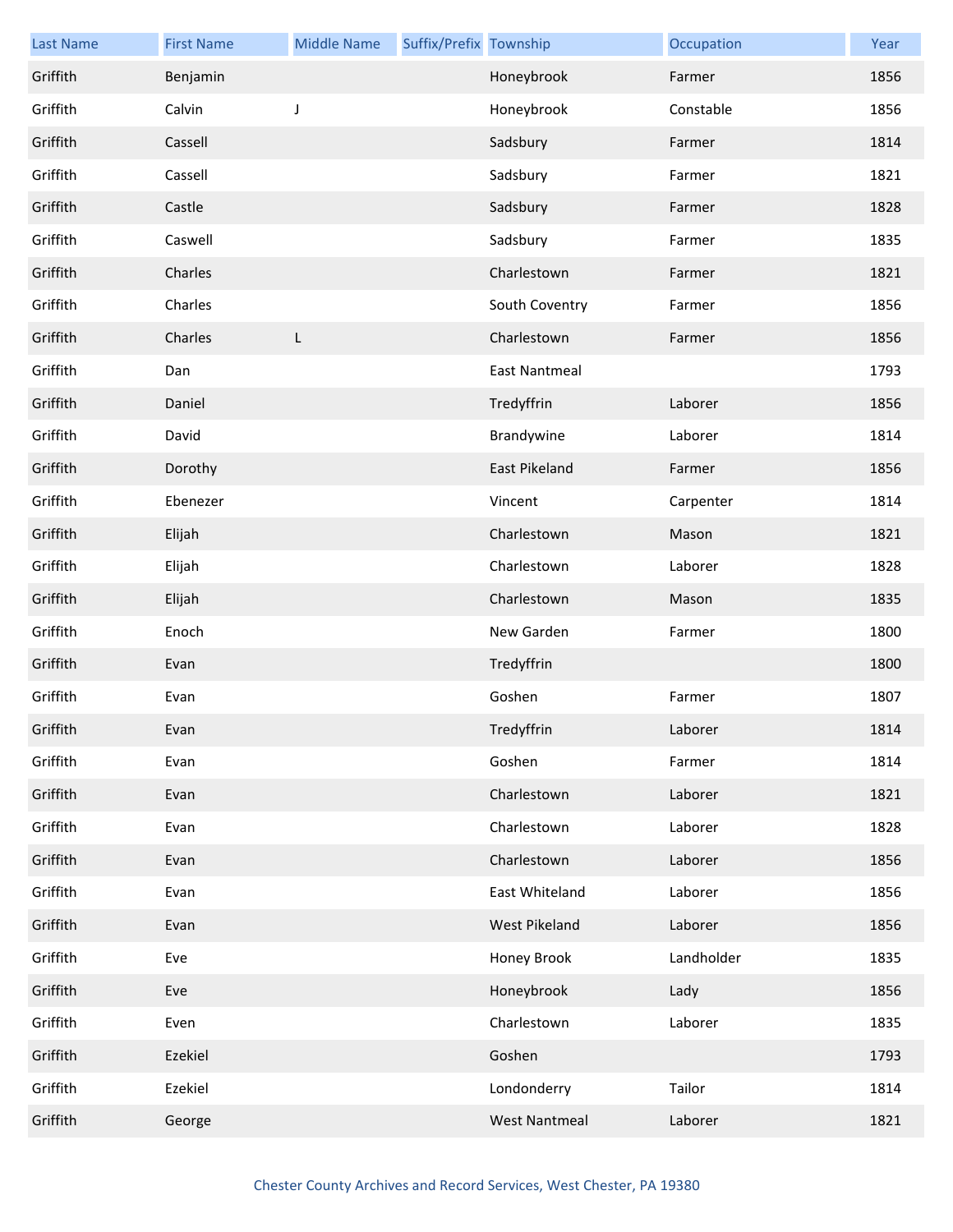| Last Name | First Name | Middle Name | Suffix/Prefix | Township | Occupation | Year |
|---|---|---|---|---|---|---|
| Griffith | Benjamin | | | Honeybrook | Farmer | 1856 |
| Griffith | Calvin | J | | Honeybrook | Constable | 1856 |
| Griffith | Cassell | | | Sadsbury | Farmer | 1814 |
| Griffith | Cassell | | | Sadsbury | Farmer | 1821 |
| Griffith | Castle | | | Sadsbury | Farmer | 1828 |
| Griffith | Caswell | | | Sadsbury | Farmer | 1835 |
| Griffith | Charles | | | Charlestown | Farmer | 1821 |
| Griffith | Charles | | | South Coventry | Farmer | 1856 |
| Griffith | Charles | L | | Charlestown | Farmer | 1856 |
| Griffith | Dan | | | East Nantmeal | | 1793 |
| Griffith | Daniel | | | Tredyffrin | Laborer | 1856 |
| Griffith | David | | | Brandywine | Laborer | 1814 |
| Griffith | Dorothy | | | East Pikeland | Farmer | 1856 |
| Griffith | Ebenezer | | | Vincent | Carpenter | 1814 |
| Griffith | Elijah | | | Charlestown | Mason | 1821 |
| Griffith | Elijah | | | Charlestown | Laborer | 1828 |
| Griffith | Elijah | | | Charlestown | Mason | 1835 |
| Griffith | Enoch | | | New Garden | Farmer | 1800 |
| Griffith | Evan | | | Tredyffrin | | 1800 |
| Griffith | Evan | | | Goshen | Farmer | 1807 |
| Griffith | Evan | | | Tredyffrin | Laborer | 1814 |
| Griffith | Evan | | | Goshen | Farmer | 1814 |
| Griffith | Evan | | | Charlestown | Laborer | 1821 |
| Griffith | Evan | | | Charlestown | Laborer | 1828 |
| Griffith | Evan | | | Charlestown | Laborer | 1856 |
| Griffith | Evan | | | East Whiteland | Laborer | 1856 |
| Griffith | Evan | | | West Pikeland | Laborer | 1856 |
| Griffith | Eve | | | Honey Brook | Landholder | 1835 |
| Griffith | Eve | | | Honeybrook | Lady | 1856 |
| Griffith | Even | | | Charlestown | Laborer | 1835 |
| Griffith | Ezekiel | | | Goshen | | 1793 |
| Griffith | Ezekiel | | | Londonderry | Tailor | 1814 |
| Griffith | George | | | West Nantmeal | Laborer | 1821 |

Chester County Archives and Record Services, West Chester, PA 19380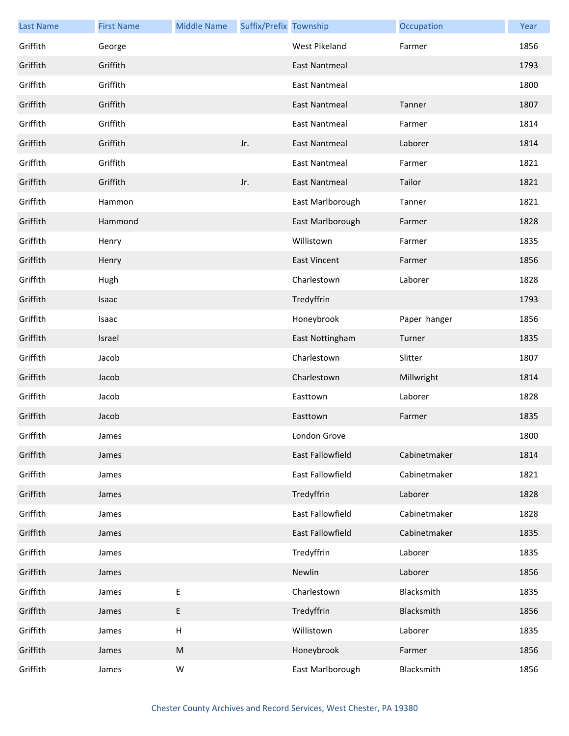| Last Name | First Name | Middle Name | Suffix/Prefix | Township | Occupation | Year |
|---|---|---|---|---|---|---|
| Griffith | George | | | West Pikeland | Farmer | 1856 |
| Griffith | Griffith | | | East Nantmeal | | 1793 |
| Griffith | Griffith | | | East Nantmeal | | 1800 |
| Griffith | Griffith | | | East Nantmeal | Tanner | 1807 |
| Griffith | Griffith | | | East Nantmeal | Farmer | 1814 |
| Griffith | Griffith | | Jr. | East Nantmeal | Laborer | 1814 |
| Griffith | Griffith | | | East Nantmeal | Farmer | 1821 |
| Griffith | Griffith | | Jr. | East Nantmeal | Tailor | 1821 |
| Griffith | Hammon | | | East Marlborough | Tanner | 1821 |
| Griffith | Hammond | | | East Marlborough | Farmer | 1828 |
| Griffith | Henry | | | Willistown | Farmer | 1835 |
| Griffith | Henry | | | East Vincent | Farmer | 1856 |
| Griffith | Hugh | | | Charlestown | Laborer | 1828 |
| Griffith | Isaac | | | Tredyffrin | | 1793 |
| Griffith | Isaac | | | Honeybrook | Paper hanger | 1856 |
| Griffith | Israel | | | East Nottingham | Turner | 1835 |
| Griffith | Jacob | | | Charlestown | Slitter | 1807 |
| Griffith | Jacob | | | Charlestown | Millwright | 1814 |
| Griffith | Jacob | | | Easttown | Laborer | 1828 |
| Griffith | Jacob | | | Easttown | Farmer | 1835 |
| Griffith | James | | | London Grove | | 1800 |
| Griffith | James | | | East Fallowfield | Cabinetmaker | 1814 |
| Griffith | James | | | East Fallowfield | Cabinetmaker | 1821 |
| Griffith | James | | | Tredyffrin | Laborer | 1828 |
| Griffith | James | | | East Fallowfield | Cabinetmaker | 1828 |
| Griffith | James | | | East Fallowfield | Cabinetmaker | 1835 |
| Griffith | James | | | Tredyffrin | Laborer | 1835 |
| Griffith | James | | | Newlin | Laborer | 1856 |
| Griffith | James | E | | Charlestown | Blacksmith | 1835 |
| Griffith | James | E | | Tredyffrin | Blacksmith | 1856 |
| Griffith | James | H | | Willistown | Laborer | 1835 |
| Griffith | James | M | | Honeybrook | Farmer | 1856 |
| Griffith | James | W | | East Marlborough | Blacksmith | 1856 |

Chester County Archives and Record Services, West Chester, PA 19380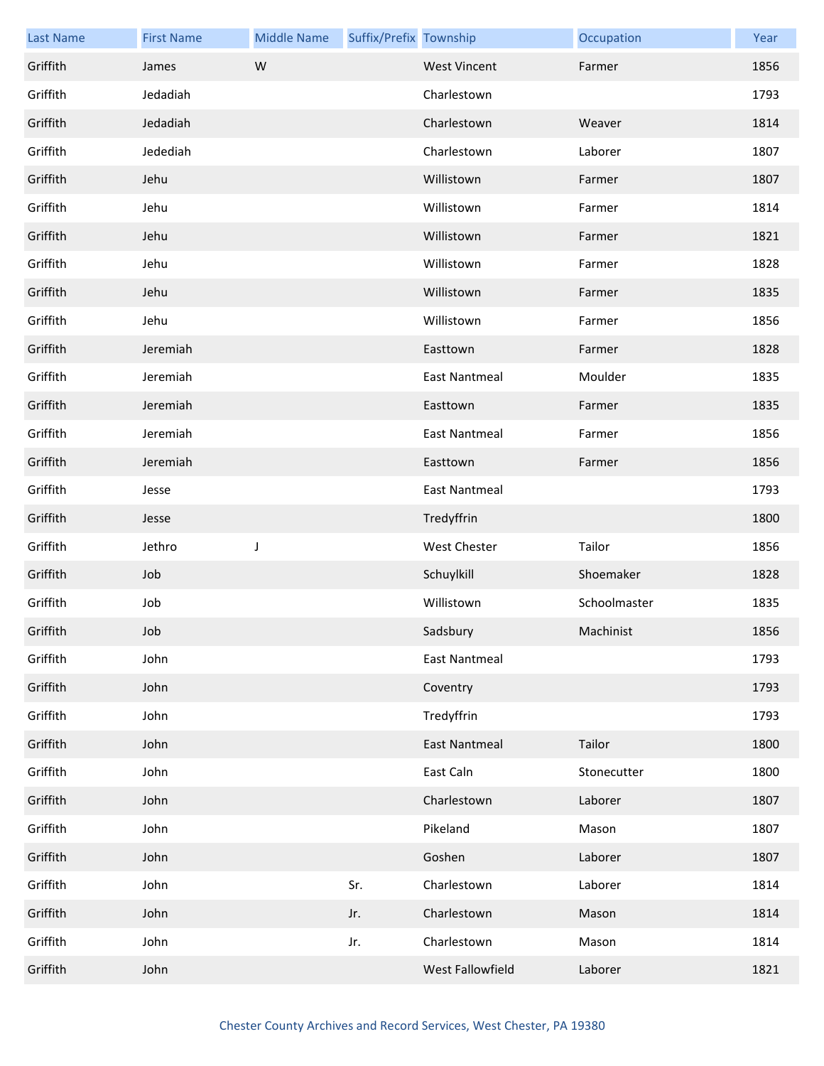| Last Name | First Name | Middle Name | Suffix/Prefix | Township | Occupation | Year |
|---|---|---|---|---|---|---|
| Griffith | James | W | | West Vincent | Farmer | 1856 |
| Griffith | Jedadiah | | | Charlestown | | 1793 |
| Griffith | Jedadiah | | | Charlestown | Weaver | 1814 |
| Griffith | Jedediah | | | Charlestown | Laborer | 1807 |
| Griffith | Jehu | | | Willistown | Farmer | 1807 |
| Griffith | Jehu | | | Willistown | Farmer | 1814 |
| Griffith | Jehu | | | Willistown | Farmer | 1821 |
| Griffith | Jehu | | | Willistown | Farmer | 1828 |
| Griffith | Jehu | | | Willistown | Farmer | 1835 |
| Griffith | Jehu | | | Willistown | Farmer | 1856 |
| Griffith | Jeremiah | | | Easttown | Farmer | 1828 |
| Griffith | Jeremiah | | | East Nantmeal | Moulder | 1835 |
| Griffith | Jeremiah | | | Easttown | Farmer | 1835 |
| Griffith | Jeremiah | | | East Nantmeal | Farmer | 1856 |
| Griffith | Jeremiah | | | Easttown | Farmer | 1856 |
| Griffith | Jesse | | | East Nantmeal | | 1793 |
| Griffith | Jesse | | | Tredyffrin | | 1800 |
| Griffith | Jethro | J | | West Chester | Tailor | 1856 |
| Griffith | Job | | | Schuylkill | Shoemaker | 1828 |
| Griffith | Job | | | Willistown | Schoolmaster | 1835 |
| Griffith | Job | | | Sadsbury | Machinist | 1856 |
| Griffith | John | | | East Nantmeal | | 1793 |
| Griffith | John | | | Coventry | | 1793 |
| Griffith | John | | | Tredyffrin | | 1793 |
| Griffith | John | | | East Nantmeal | Tailor | 1800 |
| Griffith | John | | | East Caln | Stonecutter | 1800 |
| Griffith | John | | | Charlestown | Laborer | 1807 |
| Griffith | John | | | Pikeland | Mason | 1807 |
| Griffith | John | | | Goshen | Laborer | 1807 |
| Griffith | John | | Sr. | Charlestown | Laborer | 1814 |
| Griffith | John | | Jr. | Charlestown | Mason | 1814 |
| Griffith | John | | Jr. | Charlestown | Mason | 1814 |
| Griffith | John | | | West Fallowfield | Laborer | 1821 |

Chester County Archives and Record Services, West Chester, PA 19380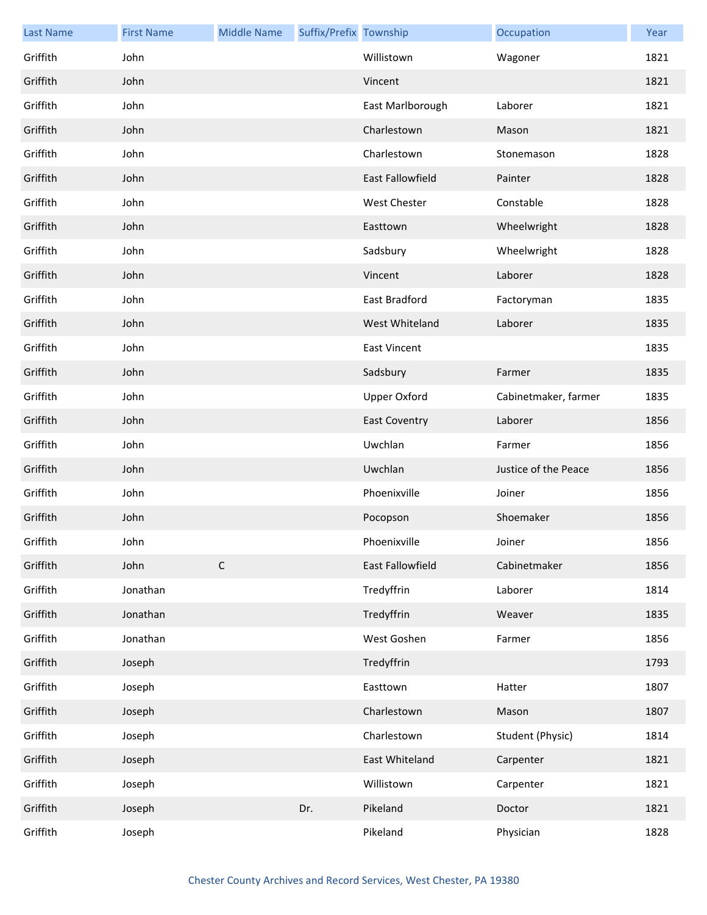| Last Name | First Name | Middle Name | Suffix/Prefix | Township | Occupation | Year |
|---|---|---|---|---|---|---|
| Griffith | John | | | Willistown | Wagoner | 1821 |
| Griffith | John | | | Vincent | | 1821 |
| Griffith | John | | | East Marlborough | Laborer | 1821 |
| Griffith | John | | | Charlestown | Mason | 1821 |
| Griffith | John | | | Charlestown | Stonemason | 1828 |
| Griffith | John | | | East Fallowfield | Painter | 1828 |
| Griffith | John | | | West Chester | Constable | 1828 |
| Griffith | John | | | Easttown | Wheelwright | 1828 |
| Griffith | John | | | Sadsbury | Wheelwright | 1828 |
| Griffith | John | | | Vincent | Laborer | 1828 |
| Griffith | John | | | East Bradford | Factoryman | 1835 |
| Griffith | John | | | West Whiteland | Laborer | 1835 |
| Griffith | John | | | East Vincent | | 1835 |
| Griffith | John | | | Sadsbury | Farmer | 1835 |
| Griffith | John | | | Upper Oxford | Cabinetmaker, farmer | 1835 |
| Griffith | John | | | East Coventry | Laborer | 1856 |
| Griffith | John | | | Uwchlan | Farmer | 1856 |
| Griffith | John | | | Uwchlan | Justice of the Peace | 1856 |
| Griffith | John | | | Phoenixville | Joiner | 1856 |
| Griffith | John | | | Pocopson | Shoemaker | 1856 |
| Griffith | John | | | Phoenixville | Joiner | 1856 |
| Griffith | John | C | | East Fallowfield | Cabinetmaker | 1856 |
| Griffith | Jonathan | | | Tredyffrin | Laborer | 1814 |
| Griffith | Jonathan | | | Tredyffrin | Weaver | 1835 |
| Griffith | Jonathan | | | West Goshen | Farmer | 1856 |
| Griffith | Joseph | | | Tredyffrin | | 1793 |
| Griffith | Joseph | | | Easttown | Hatter | 1807 |
| Griffith | Joseph | | | Charlestown | Mason | 1807 |
| Griffith | Joseph | | | Charlestown | Student (Physic) | 1814 |
| Griffith | Joseph | | | East Whiteland | Carpenter | 1821 |
| Griffith | Joseph | | | Willistown | Carpenter | 1821 |
| Griffith | Joseph | | Dr. | Pikeland | Doctor | 1821 |
| Griffith | Joseph | | | Pikeland | Physician | 1828 |

Chester County Archives and Record Services, West Chester, PA 19380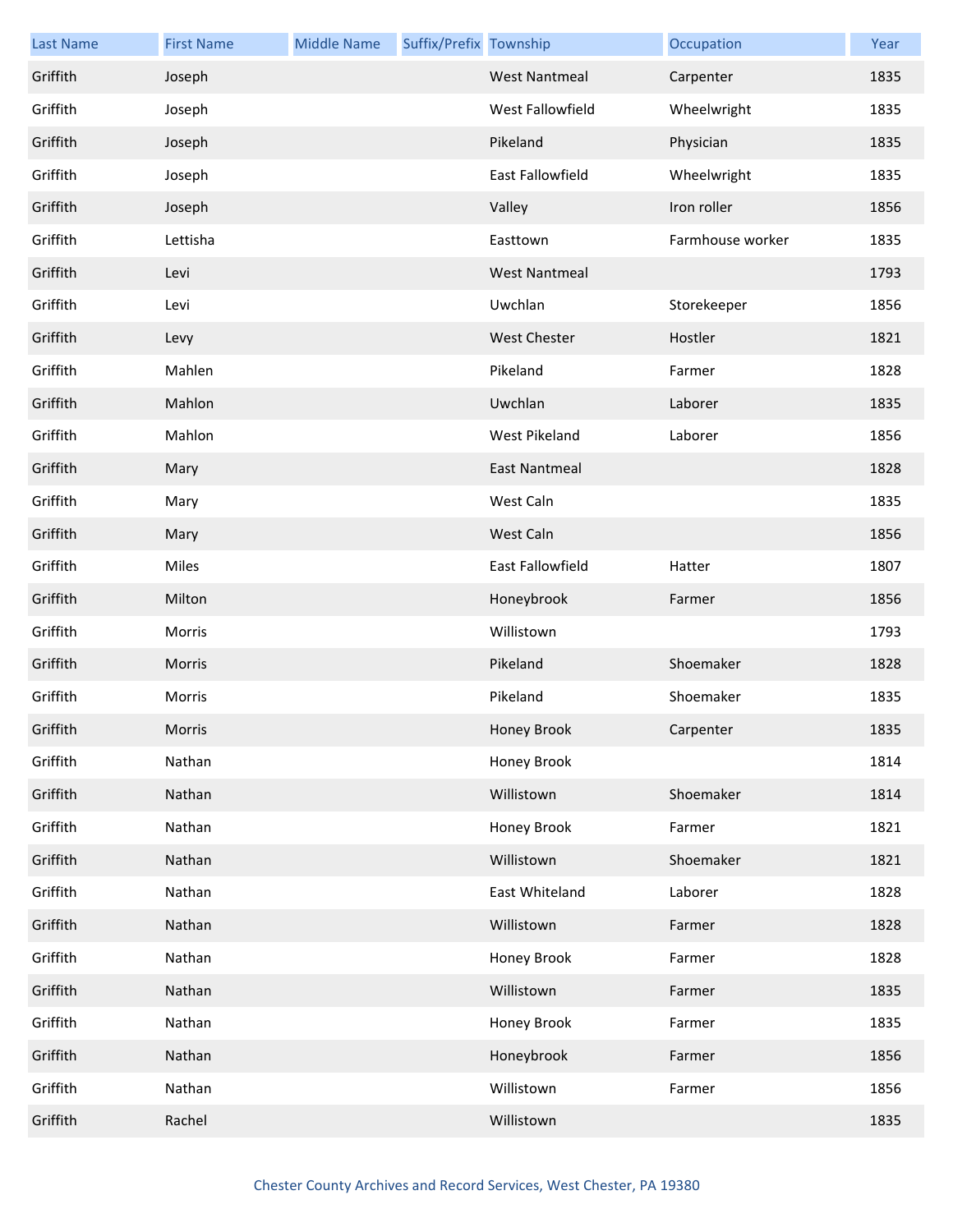| Last Name | First Name | Middle Name | Suffix/Prefix | Township | Occupation | Year |
|---|---|---|---|---|---|---|
| Griffith | Joseph | | | West Nantmeal | Carpenter | 1835 |
| Griffith | Joseph | | | West Fallowfield | Wheelwright | 1835 |
| Griffith | Joseph | | | Pikeland | Physician | 1835 |
| Griffith | Joseph | | | East Fallowfield | Wheelwright | 1835 |
| Griffith | Joseph | | | Valley | Iron roller | 1856 |
| Griffith | Lettisha | | | Easttown | Farmhouse worker | 1835 |
| Griffith | Levi | | | West Nantmeal | | 1793 |
| Griffith | Levi | | | Uwchlan | Storekeeper | 1856 |
| Griffith | Levy | | | West Chester | Hostler | 1821 |
| Griffith | Mahlen | | | Pikeland | Farmer | 1828 |
| Griffith | Mahlon | | | Uwchlan | Laborer | 1835 |
| Griffith | Mahlon | | | West Pikeland | Laborer | 1856 |
| Griffith | Mary | | | East Nantmeal | | 1828 |
| Griffith | Mary | | | West Caln | | 1835 |
| Griffith | Mary | | | West Caln | | 1856 |
| Griffith | Miles | | | East Fallowfield | Hatter | 1807 |
| Griffith | Milton | | | Honeybrook | Farmer | 1856 |
| Griffith | Morris | | | Willistown | | 1793 |
| Griffith | Morris | | | Pikeland | Shoemaker | 1828 |
| Griffith | Morris | | | Pikeland | Shoemaker | 1835 |
| Griffith | Morris | | | Honey Brook | Carpenter | 1835 |
| Griffith | Nathan | | | Honey Brook | | 1814 |
| Griffith | Nathan | | | Willistown | Shoemaker | 1814 |
| Griffith | Nathan | | | Honey Brook | Farmer | 1821 |
| Griffith | Nathan | | | Willistown | Shoemaker | 1821 |
| Griffith | Nathan | | | East Whiteland | Laborer | 1828 |
| Griffith | Nathan | | | Willistown | Farmer | 1828 |
| Griffith | Nathan | | | Honey Brook | Farmer | 1828 |
| Griffith | Nathan | | | Willistown | Farmer | 1835 |
| Griffith | Nathan | | | Honey Brook | Farmer | 1835 |
| Griffith | Nathan | | | Honeybrook | Farmer | 1856 |
| Griffith | Nathan | | | Willistown | Farmer | 1856 |
| Griffith | Rachel | | | Willistown | | 1835 |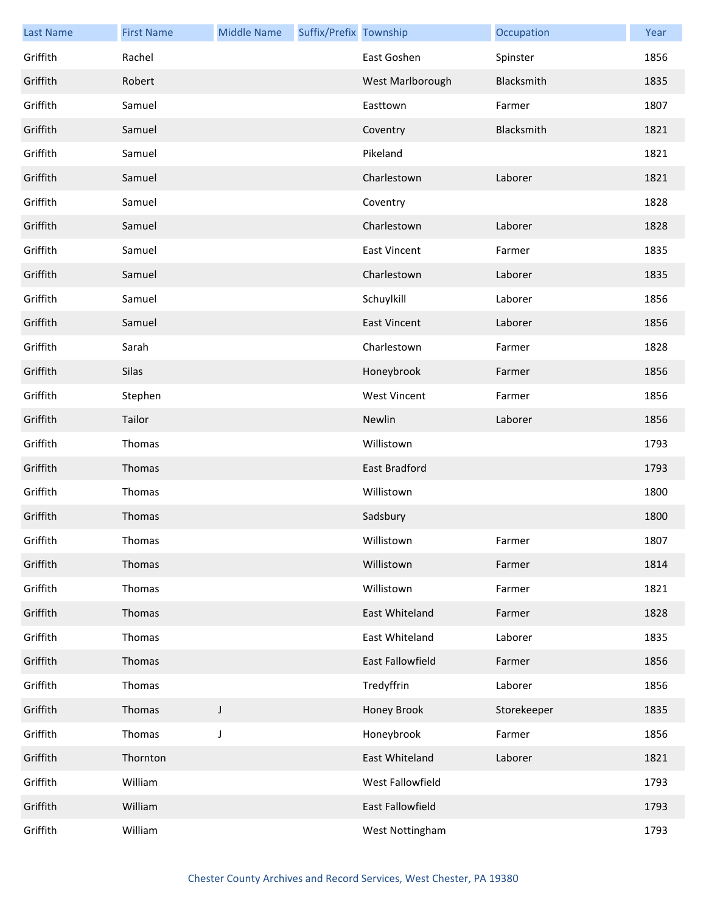| Last Name | First Name | Middle Name | Suffix/Prefix | Township | Occupation | Year |
|---|---|---|---|---|---|---|
| Griffith | Rachel | | | East Goshen | Spinster | 1856 |
| Griffith | Robert | | | West Marlborough | Blacksmith | 1835 |
| Griffith | Samuel | | | Easttown | Farmer | 1807 |
| Griffith | Samuel | | | Coventry | Blacksmith | 1821 |
| Griffith | Samuel | | | Pikeland | | 1821 |
| Griffith | Samuel | | | Charlestown | Laborer | 1821 |
| Griffith | Samuel | | | Coventry | | 1828 |
| Griffith | Samuel | | | Charlestown | Laborer | 1828 |
| Griffith | Samuel | | | East Vincent | Farmer | 1835 |
| Griffith | Samuel | | | Charlestown | Laborer | 1835 |
| Griffith | Samuel | | | Schuylkill | Laborer | 1856 |
| Griffith | Samuel | | | East Vincent | Laborer | 1856 |
| Griffith | Sarah | | | Charlestown | Farmer | 1828 |
| Griffith | Silas | | | Honeybrook | Farmer | 1856 |
| Griffith | Stephen | | | West Vincent | Farmer | 1856 |
| Griffith | Tailor | | | Newlin | Laborer | 1856 |
| Griffith | Thomas | | | Willistown | | 1793 |
| Griffith | Thomas | | | East Bradford | | 1793 |
| Griffith | Thomas | | | Willistown | | 1800 |
| Griffith | Thomas | | | Sadsbury | | 1800 |
| Griffith | Thomas | | | Willistown | Farmer | 1807 |
| Griffith | Thomas | | | Willistown | Farmer | 1814 |
| Griffith | Thomas | | | Willistown | Farmer | 1821 |
| Griffith | Thomas | | | East Whiteland | Farmer | 1828 |
| Griffith | Thomas | | | East Whiteland | Laborer | 1835 |
| Griffith | Thomas | | | East Fallowfield | Farmer | 1856 |
| Griffith | Thomas | | | Tredyffrin | Laborer | 1856 |
| Griffith | Thomas | J | | Honey Brook | Storekeeper | 1835 |
| Griffith | Thomas | J | | Honeybrook | Farmer | 1856 |
| Griffith | Thornton | | | East Whiteland | Laborer | 1821 |
| Griffith | William | | | West Fallowfield | | 1793 |
| Griffith | William | | | East Fallowfield | | 1793 |
| Griffith | William | | | West Nottingham | | 1793 |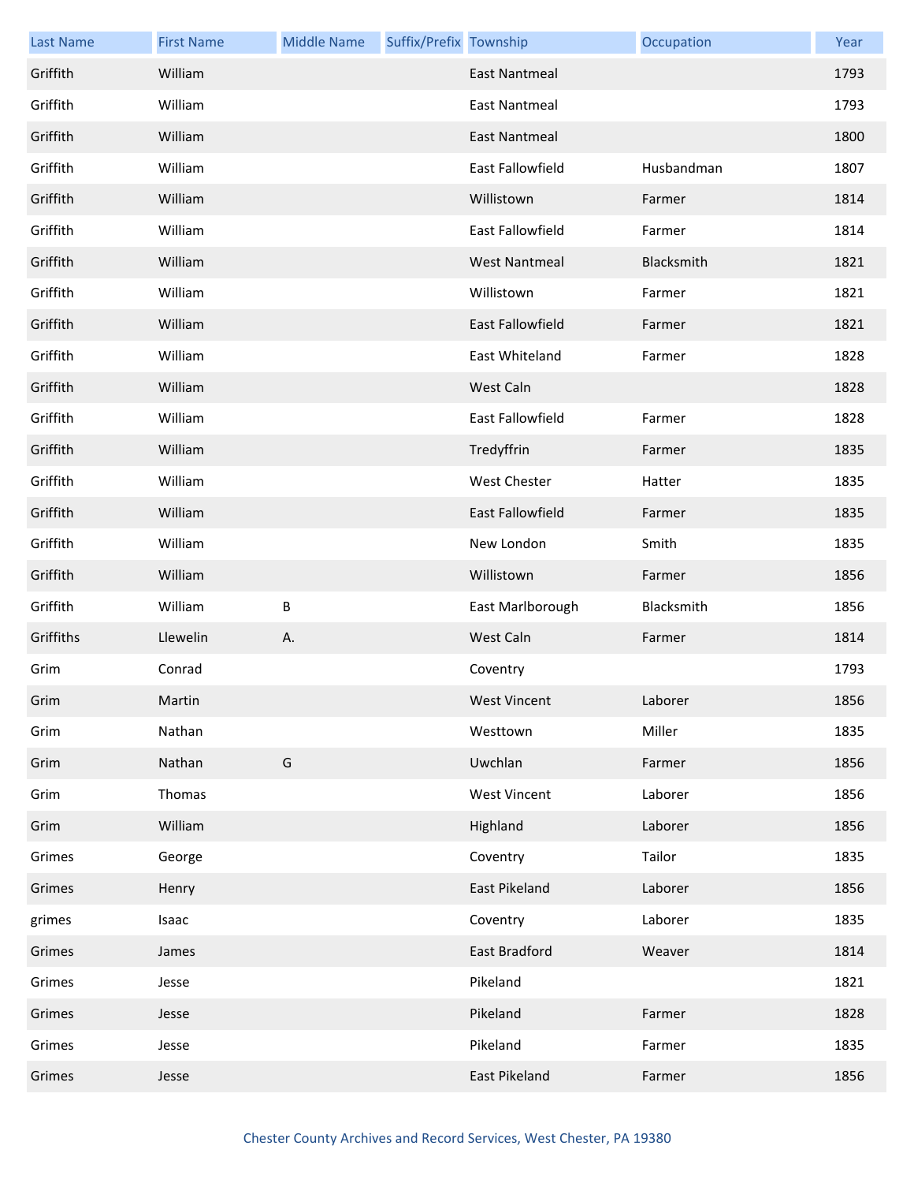| Last Name | First Name | Middle Name | Suffix/Prefix | Township | Occupation | Year |
| --- | --- | --- | --- | --- | --- | --- |
| Griffith | William | | | East Nantmeal | | 1793 |
| Griffith | William | | | East Nantmeal | | 1793 |
| Griffith | William | | | East Nantmeal | | 1800 |
| Griffith | William | | | East Fallowfield | Husbandman | 1807 |
| Griffith | William | | | Willistown | Farmer | 1814 |
| Griffith | William | | | East Fallowfield | Farmer | 1814 |
| Griffith | William | | | West Nantmeal | Blacksmith | 1821 |
| Griffith | William | | | Willistown | Farmer | 1821 |
| Griffith | William | | | East Fallowfield | Farmer | 1821 |
| Griffith | William | | | East Whiteland | Farmer | 1828 |
| Griffith | William | | | West Caln | | 1828 |
| Griffith | William | | | East Fallowfield | Farmer | 1828 |
| Griffith | William | | | Tredyffrin | Farmer | 1835 |
| Griffith | William | | | West Chester | Hatter | 1835 |
| Griffith | William | | | East Fallowfield | Farmer | 1835 |
| Griffith | William | | | New London | Smith | 1835 |
| Griffith | William | | | Willistown | Farmer | 1856 |
| Griffith | William | B | | East Marlborough | Blacksmith | 1856 |
| Griffiths | Llewelin | A. | | West Caln | Farmer | 1814 |
| Grim | Conrad | | | Coventry | | 1793 |
| Grim | Martin | | | West Vincent | Laborer | 1856 |
| Grim | Nathan | | | Westtown | Miller | 1835 |
| Grim | Nathan | G | | Uwchlan | Farmer | 1856 |
| Grim | Thomas | | | West Vincent | Laborer | 1856 |
| Grim | William | | | Highland | Laborer | 1856 |
| Grimes | George | | | Coventry | Tailor | 1835 |
| Grimes | Henry | | | East Pikeland | Laborer | 1856 |
| grimes | Isaac | | | Coventry | Laborer | 1835 |
| Grimes | James | | | East Bradford | Weaver | 1814 |
| Grimes | Jesse | | | Pikeland | | 1821 |
| Grimes | Jesse | | | Pikeland | Farmer | 1828 |
| Grimes | Jesse | | | Pikeland | Farmer | 1835 |
| Grimes | Jesse | | | East Pikeland | Farmer | 1856 |

Chester County Archives and Record Services, West Chester, PA 19380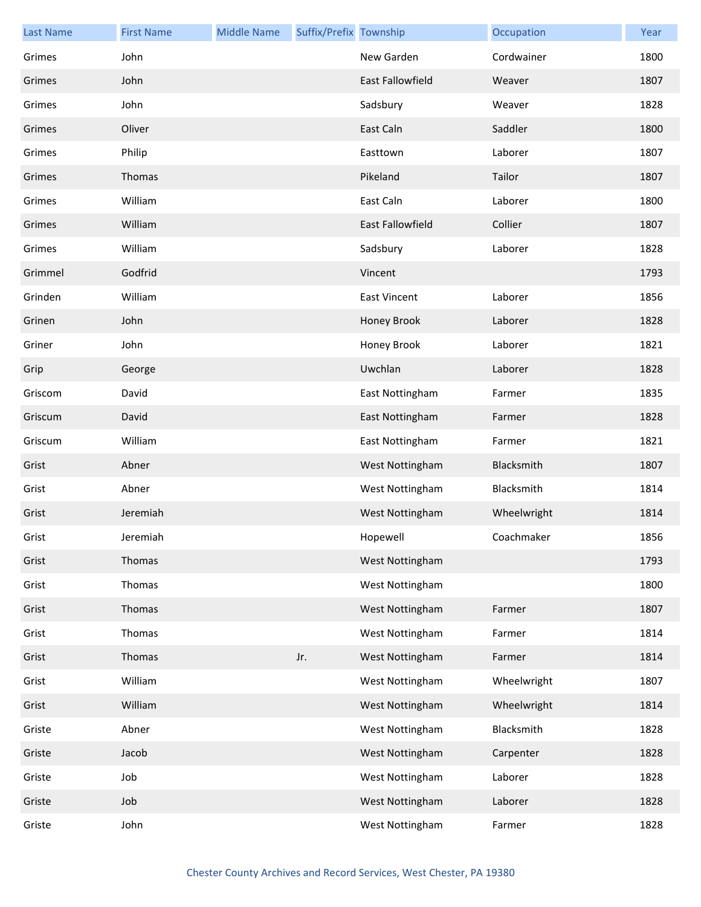| Last Name | First Name | Middle Name | Suffix/Prefix | Township | Occupation | Year |
| --- | --- | --- | --- | --- | --- | --- |
| Grimes | John | | | New Garden | Cordwainer | 1800 |
| Grimes | John | | | East Fallowfield | Weaver | 1807 |
| Grimes | John | | | Sadsbury | Weaver | 1828 |
| Grimes | Oliver | | | East Caln | Saddler | 1800 |
| Grimes | Philip | | | Easttown | Laborer | 1807 |
| Grimes | Thomas | | | Pikeland | Tailor | 1807 |
| Grimes | William | | | East Caln | Laborer | 1800 |
| Grimes | William | | | East Fallowfield | Collier | 1807 |
| Grimes | William | | | Sadsbury | Laborer | 1828 |
| Grimmel | Godfrid | | | Vincent | | 1793 |
| Grinden | William | | | East Vincent | Laborer | 1856 |
| Grinen | John | | | Honey Brook | Laborer | 1828 |
| Griner | John | | | Honey Brook | Laborer | 1821 |
| Grip | George | | | Uwchlan | Laborer | 1828 |
| Griscom | David | | | East Nottingham | Farmer | 1835 |
| Griscum | David | | | East Nottingham | Farmer | 1828 |
| Griscum | William | | | East Nottingham | Farmer | 1821 |
| Grist | Abner | | | West Nottingham | Blacksmith | 1807 |
| Grist | Abner | | | West Nottingham | Blacksmith | 1814 |
| Grist | Jeremiah | | | West Nottingham | Wheelwright | 1814 |
| Grist | Jeremiah | | | Hopewell | Coachmaker | 1856 |
| Grist | Thomas | | | West Nottingham | | 1793 |
| Grist | Thomas | | | West Nottingham | | 1800 |
| Grist | Thomas | | | West Nottingham | Farmer | 1807 |
| Grist | Thomas | | | West Nottingham | Farmer | 1814 |
| Grist | Thomas | | Jr. | West Nottingham | Farmer | 1814 |
| Grist | William | | | West Nottingham | Wheelwright | 1807 |
| Grist | William | | | West Nottingham | Wheelwright | 1814 |
| Griste | Abner | | | West Nottingham | Blacksmith | 1828 |
| Griste | Jacob | | | West Nottingham | Carpenter | 1828 |
| Griste | Job | | | West Nottingham | Laborer | 1828 |
| Griste | Job | | | West Nottingham | Laborer | 1828 |
| Griste | John | | | West Nottingham | Farmer | 1828 |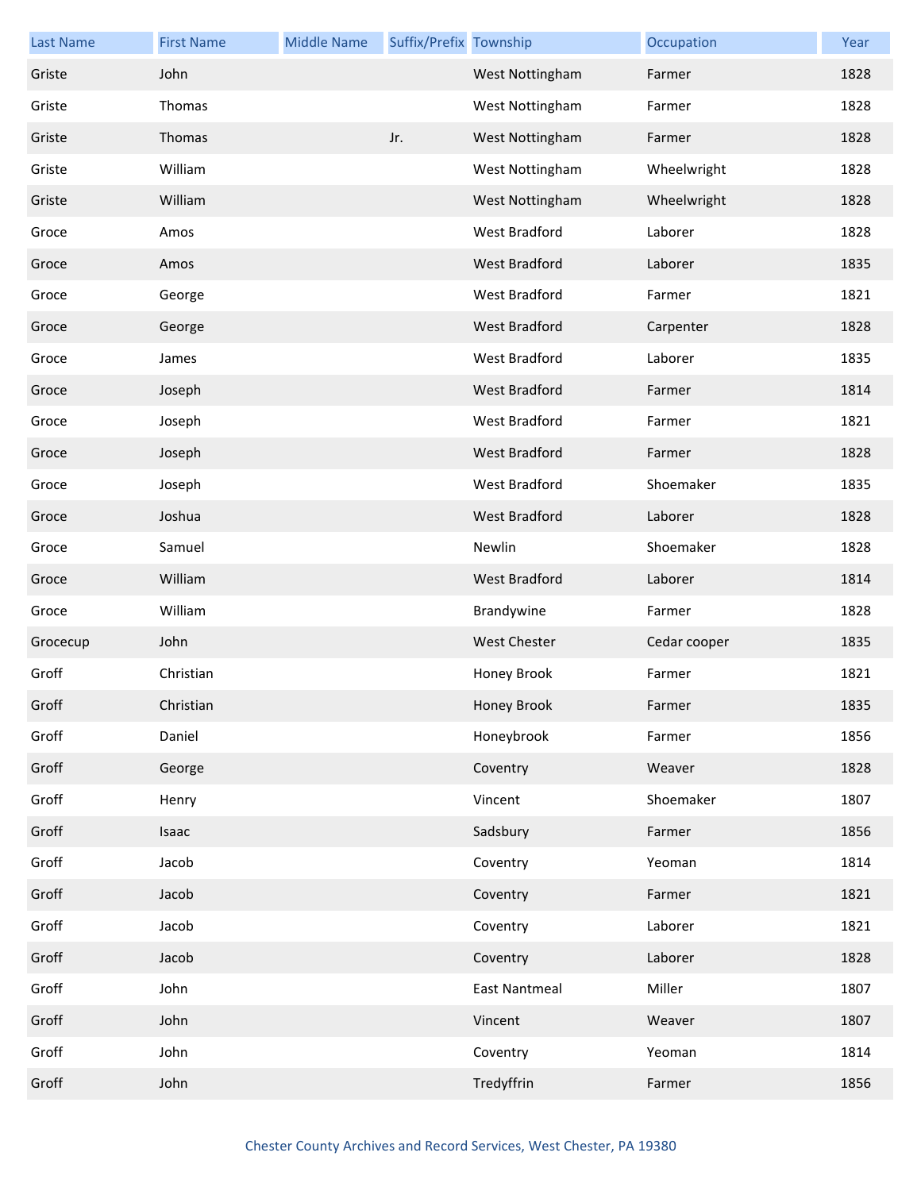| Last Name | First Name | Middle Name | Suffix/Prefix | Township | Occupation | Year |
| --- | --- | --- | --- | --- | --- | --- |
| Griste | John | | | West Nottingham | Farmer | 1828 |
| Griste | Thomas | | | West Nottingham | Farmer | 1828 |
| Griste | Thomas | | Jr. | West Nottingham | Farmer | 1828 |
| Griste | William | | | West Nottingham | Wheelwright | 1828 |
| Griste | William | | | West Nottingham | Wheelwright | 1828 |
| Groce | Amos | | | West Bradford | Laborer | 1828 |
| Groce | Amos | | | West Bradford | Laborer | 1835 |
| Groce | George | | | West Bradford | Farmer | 1821 |
| Groce | George | | | West Bradford | Carpenter | 1828 |
| Groce | James | | | West Bradford | Laborer | 1835 |
| Groce | Joseph | | | West Bradford | Farmer | 1814 |
| Groce | Joseph | | | West Bradford | Farmer | 1821 |
| Groce | Joseph | | | West Bradford | Farmer | 1828 |
| Groce | Joseph | | | West Bradford | Shoemaker | 1835 |
| Groce | Joshua | | | West Bradford | Laborer | 1828 |
| Groce | Samuel | | | Newlin | Shoemaker | 1828 |
| Groce | William | | | West Bradford | Laborer | 1814 |
| Groce | William | | | Brandywine | Farmer | 1828 |
| Grocecup | John | | | West Chester | Cedar cooper | 1835 |
| Groff | Christian | | | Honey Brook | Farmer | 1821 |
| Groff | Christian | | | Honey Brook | Farmer | 1835 |
| Groff | Daniel | | | Honeybrook | Farmer | 1856 |
| Groff | George | | | Coventry | Weaver | 1828 |
| Groff | Henry | | | Vincent | Shoemaker | 1807 |
| Groff | Isaac | | | Sadsbury | Farmer | 1856 |
| Groff | Jacob | | | Coventry | Yeoman | 1814 |
| Groff | Jacob | | | Coventry | Farmer | 1821 |
| Groff | Jacob | | | Coventry | Laborer | 1821 |
| Groff | Jacob | | | Coventry | Laborer | 1828 |
| Groff | John | | | East Nantmeal | Miller | 1807 |
| Groff | John | | | Vincent | Weaver | 1807 |
| Groff | John | | | Coventry | Yeoman | 1814 |
| Groff | John | | | Tredyffrin | Farmer | 1856 |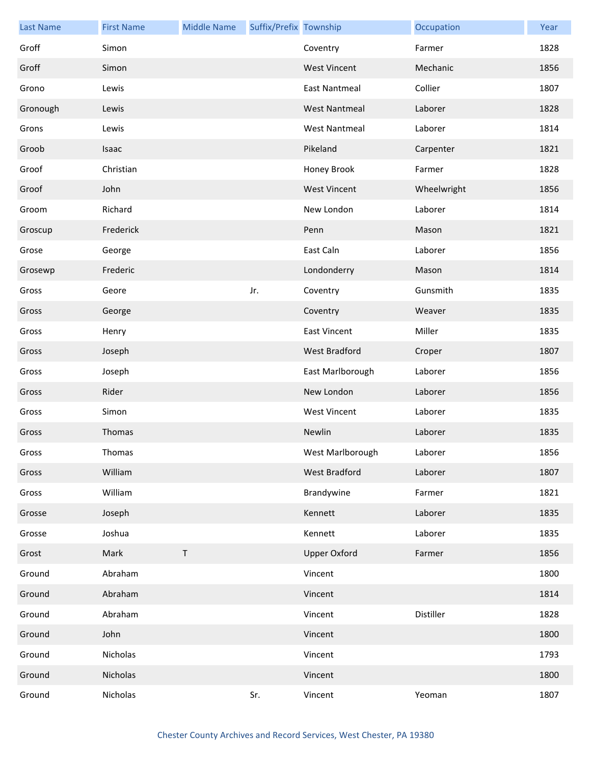| Last Name | First Name | Middle Name | Suffix/Prefix | Township | Occupation | Year |
|---|---|---|---|---|---|---|
| Groff | Simon | | | Coventry | Farmer | 1828 |
| Groff | Simon | | | West Vincent | Mechanic | 1856 |
| Grono | Lewis | | | East Nantmeal | Collier | 1807 |
| Gronough | Lewis | | | West Nantmeal | Laborer | 1828 |
| Grons | Lewis | | | West Nantmeal | Laborer | 1814 |
| Groob | Isaac | | | Pikeland | Carpenter | 1821 |
| Groof | Christian | | | Honey Brook | Farmer | 1828 |
| Groof | John | | | West Vincent | Wheelwright | 1856 |
| Groom | Richard | | | New London | Laborer | 1814 |
| Groscup | Frederick | | | Penn | Mason | 1821 |
| Grose | George | | | East Caln | Laborer | 1856 |
| Grosewp | Frederic | | | Londonderry | Mason | 1814 |
| Gross | Geore | | Jr. | Coventry | Gunsmith | 1835 |
| Gross | George | | | Coventry | Weaver | 1835 |
| Gross | Henry | | | East Vincent | Miller | 1835 |
| Gross | Joseph | | | West Bradford | Croper | 1807 |
| Gross | Joseph | | | East Marlborough | Laborer | 1856 |
| Gross | Rider | | | New London | Laborer | 1856 |
| Gross | Simon | | | West Vincent | Laborer | 1835 |
| Gross | Thomas | | | Newlin | Laborer | 1835 |
| Gross | Thomas | | | West Marlborough | Laborer | 1856 |
| Gross | William | | | West Bradford | Laborer | 1807 |
| Gross | William | | | Brandywine | Farmer | 1821 |
| Grosse | Joseph | | | Kennett | Laborer | 1835 |
| Grosse | Joshua | | | Kennett | Laborer | 1835 |
| Grost | Mark | T | | Upper Oxford | Farmer | 1856 |
| Ground | Abraham | | | Vincent | | 1800 |
| Ground | Abraham | | | Vincent | | 1814 |
| Ground | Abraham | | | Vincent | Distiller | 1828 |
| Ground | John | | | Vincent | | 1800 |
| Ground | Nicholas | | | Vincent | | 1793 |
| Ground | Nicholas | | | Vincent | | 1800 |
| Ground | Nicholas | | Sr. | Vincent | Yeoman | 1807 |

Chester County Archives and Record Services, West Chester, PA 19380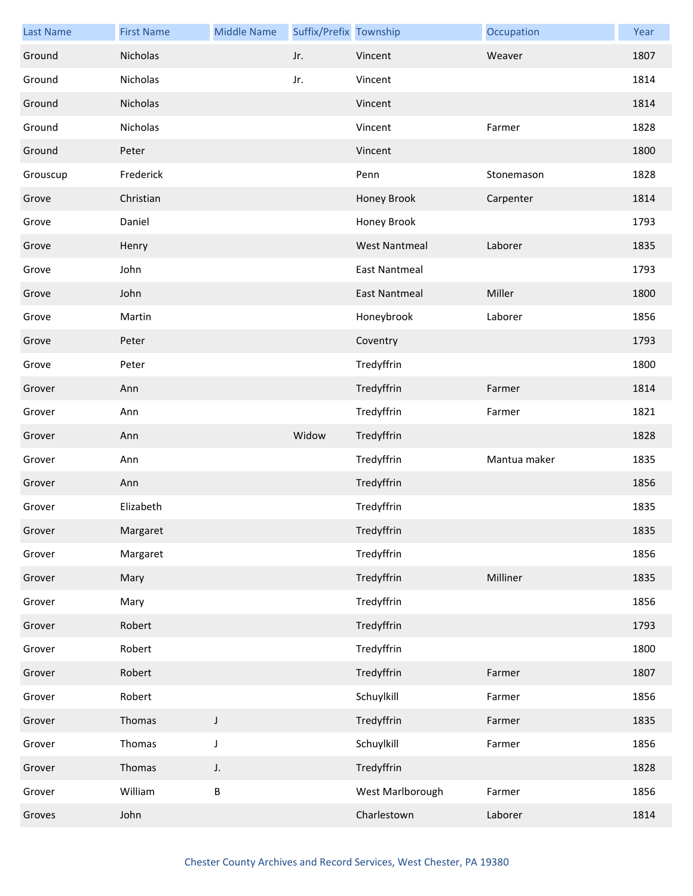| Last Name | First Name | Middle Name | Suffix/Prefix | Township | Occupation | Year |
|---|---|---|---|---|---|---|
| Ground | Nicholas | | Jr. | Vincent | Weaver | 1807 |
| Ground | Nicholas | | Jr. | Vincent | | 1814 |
| Ground | Nicholas | | | Vincent | | 1814 |
| Ground | Nicholas | | | Vincent | Farmer | 1828 |
| Ground | Peter | | | Vincent | | 1800 |
| Grouscup | Frederick | | | Penn | Stonemason | 1828 |
| Grove | Christian | | | Honey Brook | Carpenter | 1814 |
| Grove | Daniel | | | Honey Brook | | 1793 |
| Grove | Henry | | | West Nantmeal | Laborer | 1835 |
| Grove | John | | | East Nantmeal | | 1793 |
| Grove | John | | | East Nantmeal | Miller | 1800 |
| Grove | Martin | | | Honeybrook | Laborer | 1856 |
| Grove | Peter | | | Coventry | | 1793 |
| Grove | Peter | | | Tredyffrin | | 1800 |
| Grover | Ann | | | Tredyffrin | Farmer | 1814 |
| Grover | Ann | | | Tredyffrin | Farmer | 1821 |
| Grover | Ann | | Widow | Tredyffrin | | 1828 |
| Grover | Ann | | | Tredyffrin | Mantua maker | 1835 |
| Grover | Ann | | | Tredyffrin | | 1856 |
| Grover | Elizabeth | | | Tredyffrin | | 1835 |
| Grover | Margaret | | | Tredyffrin | | 1835 |
| Grover | Margaret | | | Tredyffrin | | 1856 |
| Grover | Mary | | | Tredyffrin | Milliner | 1835 |
| Grover | Mary | | | Tredyffrin | | 1856 |
| Grover | Robert | | | Tredyffrin | | 1793 |
| Grover | Robert | | | Tredyffrin | | 1800 |
| Grover | Robert | | | Tredyffrin | Farmer | 1807 |
| Grover | Robert | | | Schuylkill | Farmer | 1856 |
| Grover | Thomas | J | | Tredyffrin | Farmer | 1835 |
| Grover | Thomas | J | | Schuylkill | Farmer | 1856 |
| Grover | Thomas | J. | | Tredyffrin | | 1828 |
| Grover | William | B | | West Marlborough | Farmer | 1856 |
| Groves | John | | | Charlestown | Laborer | 1814 |

Chester County Archives and Record Services, West Chester, PA 19380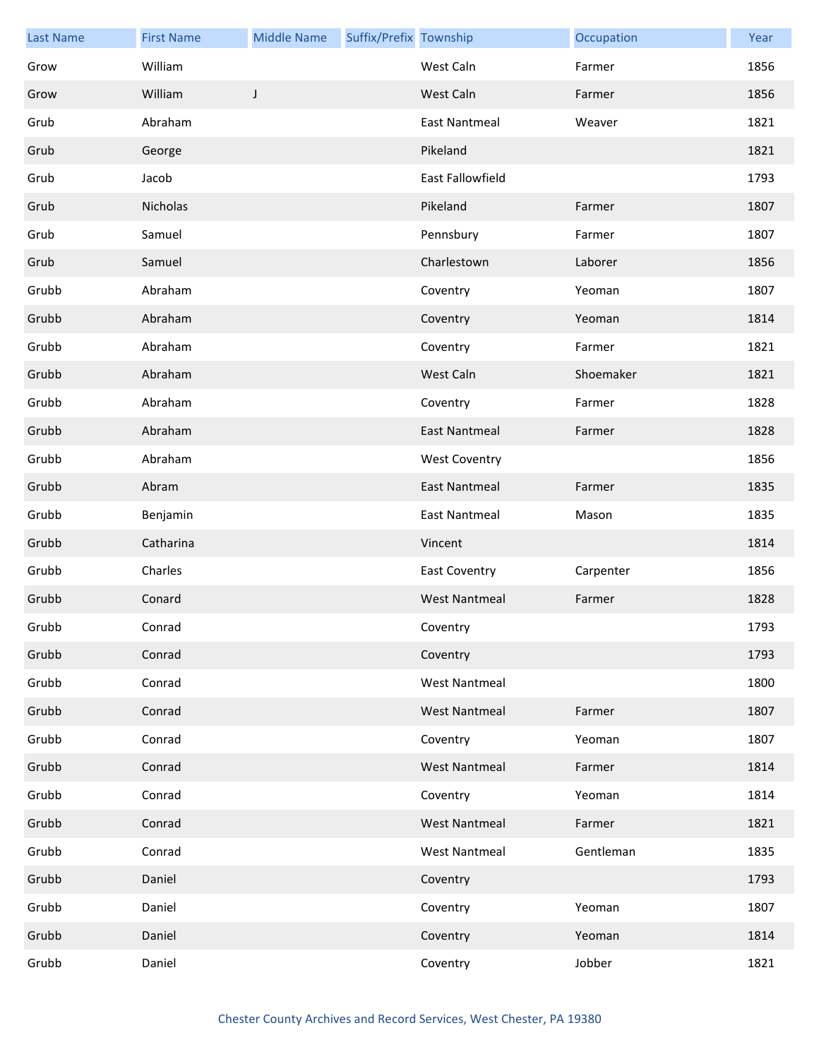| Last Name | First Name | Middle Name | Suffix/Prefix | Township | Occupation | Year |
|---|---|---|---|---|---|---|
| Grow | William | | | West Caln | Farmer | 1856 |
| Grow | William | J | | West Caln | Farmer | 1856 |
| Grub | Abraham | | | East Nantmeal | Weaver | 1821 |
| Grub | George | | | Pikeland | | 1821 |
| Grub | Jacob | | | East Fallowfield | | 1793 |
| Grub | Nicholas | | | Pikeland | Farmer | 1807 |
| Grub | Samuel | | | Pennsbury | Farmer | 1807 |
| Grub | Samuel | | | Charlestown | Laborer | 1856 |
| Grubb | Abraham | | | Coventry | Yeoman | 1807 |
| Grubb | Abraham | | | Coventry | Yeoman | 1814 |
| Grubb | Abraham | | | Coventry | Farmer | 1821 |
| Grubb | Abraham | | | West Caln | Shoemaker | 1821 |
| Grubb | Abraham | | | Coventry | Farmer | 1828 |
| Grubb | Abraham | | | East Nantmeal | Farmer | 1828 |
| Grubb | Abraham | | | West Coventry | | 1856 |
| Grubb | Abram | | | East Nantmeal | Farmer | 1835 |
| Grubb | Benjamin | | | East Nantmeal | Mason | 1835 |
| Grubb | Catharina | | | Vincent | | 1814 |
| Grubb | Charles | | | East Coventry | Carpenter | 1856 |
| Grubb | Conard | | | West Nantmeal | Farmer | 1828 |
| Grubb | Conrad | | | Coventry | | 1793 |
| Grubb | Conrad | | | Coventry | | 1793 |
| Grubb | Conrad | | | West Nantmeal | | 1800 |
| Grubb | Conrad | | | West Nantmeal | Farmer | 1807 |
| Grubb | Conrad | | | Coventry | Yeoman | 1807 |
| Grubb | Conrad | | | West Nantmeal | Farmer | 1814 |
| Grubb | Conrad | | | Coventry | Yeoman | 1814 |
| Grubb | Conrad | | | West Nantmeal | Farmer | 1821 |
| Grubb | Conrad | | | West Nantmeal | Gentleman | 1835 |
| Grubb | Daniel | | | Coventry | | 1793 |
| Grubb | Daniel | | | Coventry | Yeoman | 1807 |
| Grubb | Daniel | | | Coventry | Yeoman | 1814 |
| Grubb | Daniel | | | Coventry | Jobber | 1821 |

Chester County Archives and Record Services, West Chester, PA 19380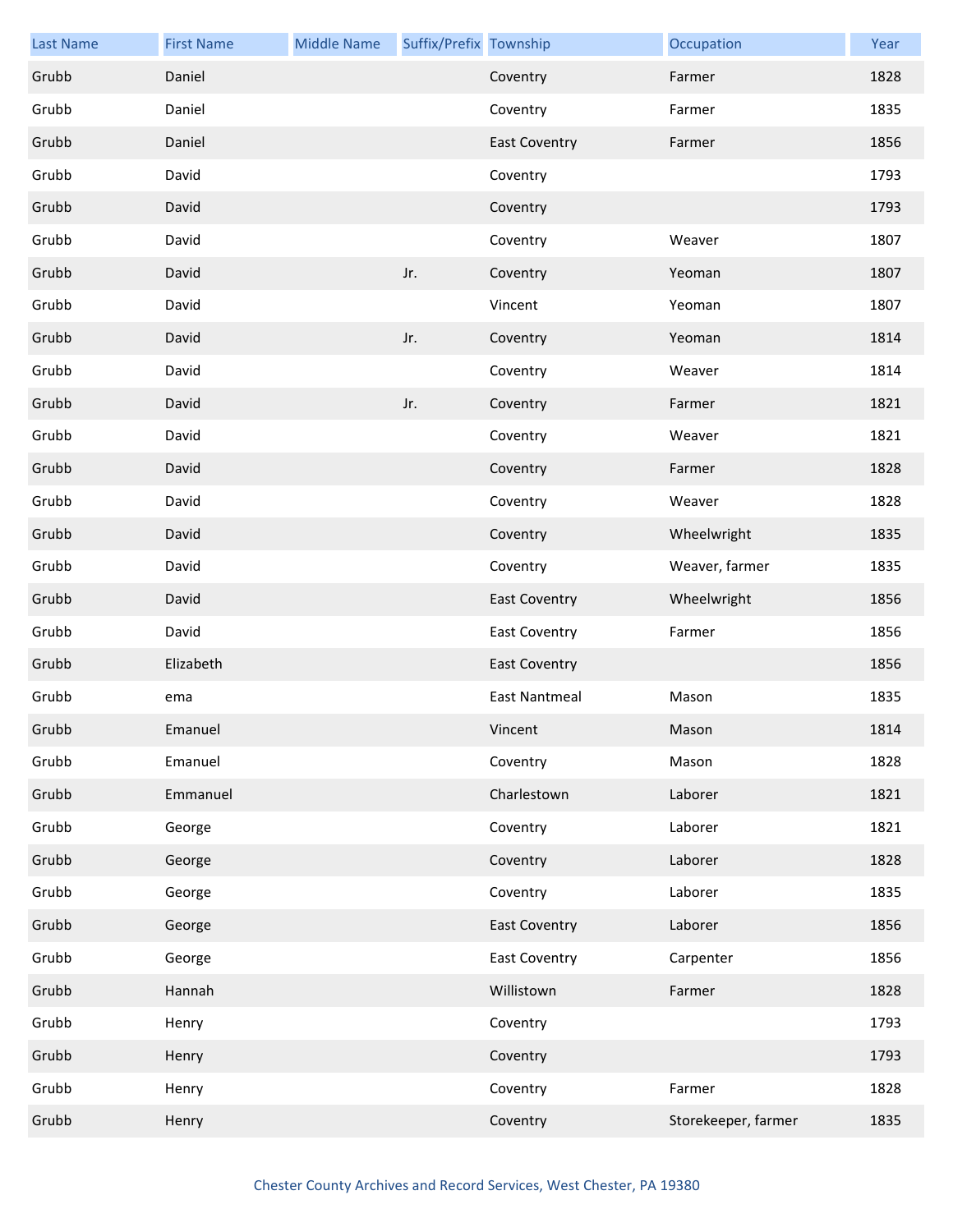| Last Name | First Name | Middle Name | Suffix/Prefix | Township | Occupation | Year |
| --- | --- | --- | --- | --- | --- | --- |
| Grubb | Daniel | | | Coventry | Farmer | 1828 |
| Grubb | Daniel | | | Coventry | Farmer | 1835 |
| Grubb | Daniel | | | East Coventry | Farmer | 1856 |
| Grubb | David | | | Coventry | | 1793 |
| Grubb | David | | | Coventry | | 1793 |
| Grubb | David | | | Coventry | Weaver | 1807 |
| Grubb | David | | Jr. | Coventry | Yeoman | 1807 |
| Grubb | David | | | Vincent | Yeoman | 1807 |
| Grubb | David | | Jr. | Coventry | Yeoman | 1814 |
| Grubb | David | | | Coventry | Weaver | 1814 |
| Grubb | David | | Jr. | Coventry | Farmer | 1821 |
| Grubb | David | | | Coventry | Weaver | 1821 |
| Grubb | David | | | Coventry | Farmer | 1828 |
| Grubb | David | | | Coventry | Weaver | 1828 |
| Grubb | David | | | Coventry | Wheelwright | 1835 |
| Grubb | David | | | Coventry | Weaver, farmer | 1835 |
| Grubb | David | | | East Coventry | Wheelwright | 1856 |
| Grubb | David | | | East Coventry | Farmer | 1856 |
| Grubb | Elizabeth | | | East Coventry | | 1856 |
| Grubb | ema | | | East Nantmeal | Mason | 1835 |
| Grubb | Emanuel | | | Vincent | Mason | 1814 |
| Grubb | Emanuel | | | Coventry | Mason | 1828 |
| Grubb | Emmanuel | | | Charlestown | Laborer | 1821 |
| Grubb | George | | | Coventry | Laborer | 1821 |
| Grubb | George | | | Coventry | Laborer | 1828 |
| Grubb | George | | | Coventry | Laborer | 1835 |
| Grubb | George | | | East Coventry | Laborer | 1856 |
| Grubb | George | | | East Coventry | Carpenter | 1856 |
| Grubb | Hannah | | | Willistown | Farmer | 1828 |
| Grubb | Henry | | | Coventry | | 1793 |
| Grubb | Henry | | | Coventry | | 1793 |
| Grubb | Henry | | | Coventry | Farmer | 1828 |
| Grubb | Henry | | | Coventry | Storekeeper, farmer | 1835 |

Chester County Archives and Record Services, West Chester, PA 19380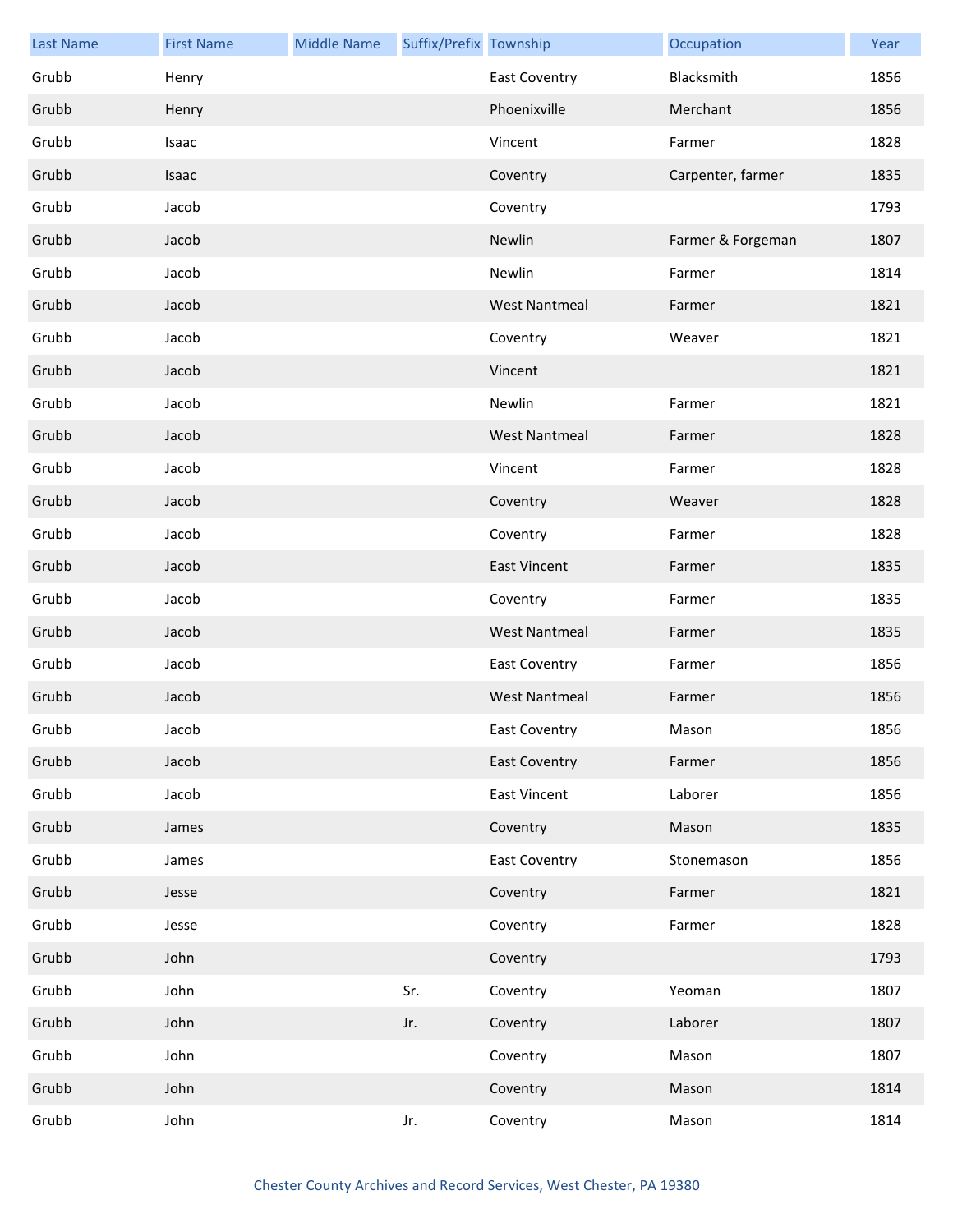| Last Name | First Name | Middle Name | Suffix/Prefix | Township | Occupation | Year |
| --- | --- | --- | --- | --- | --- | --- |
| Grubb | Henry | | | East Coventry | Blacksmith | 1856 |
| Grubb | Henry | | | Phoenixville | Merchant | 1856 |
| Grubb | Isaac | | | Vincent | Farmer | 1828 |
| Grubb | Isaac | | | Coventry | Carpenter, farmer | 1835 |
| Grubb | Jacob | | | Coventry | | 1793 |
| Grubb | Jacob | | | Newlin | Farmer & Forgeman | 1807 |
| Grubb | Jacob | | | Newlin | Farmer | 1814 |
| Grubb | Jacob | | | West Nantmeal | Farmer | 1821 |
| Grubb | Jacob | | | Coventry | Weaver | 1821 |
| Grubb | Jacob | | | Vincent | | 1821 |
| Grubb | Jacob | | | Newlin | Farmer | 1821 |
| Grubb | Jacob | | | West Nantmeal | Farmer | 1828 |
| Grubb | Jacob | | | Vincent | Farmer | 1828 |
| Grubb | Jacob | | | Coventry | Weaver | 1828 |
| Grubb | Jacob | | | Coventry | Farmer | 1828 |
| Grubb | Jacob | | | East Vincent | Farmer | 1835 |
| Grubb | Jacob | | | Coventry | Farmer | 1835 |
| Grubb | Jacob | | | West Nantmeal | Farmer | 1835 |
| Grubb | Jacob | | | East Coventry | Farmer | 1856 |
| Grubb | Jacob | | | West Nantmeal | Farmer | 1856 |
| Grubb | Jacob | | | East Coventry | Mason | 1856 |
| Grubb | Jacob | | | East Coventry | Farmer | 1856 |
| Grubb | Jacob | | | East Vincent | Laborer | 1856 |
| Grubb | James | | | Coventry | Mason | 1835 |
| Grubb | James | | | East Coventry | Stonemason | 1856 |
| Grubb | Jesse | | | Coventry | Farmer | 1821 |
| Grubb | Jesse | | | Coventry | Farmer | 1828 |
| Grubb | John | | | Coventry | | 1793 |
| Grubb | John | | Sr. | Coventry | Yeoman | 1807 |
| Grubb | John | | Jr. | Coventry | Laborer | 1807 |
| Grubb | John | | | Coventry | Mason | 1807 |
| Grubb | John | | | Coventry | Mason | 1814 |
| Grubb | John | | Jr. | Coventry | Mason | 1814 |

Chester County Archives and Record Services, West Chester, PA 19380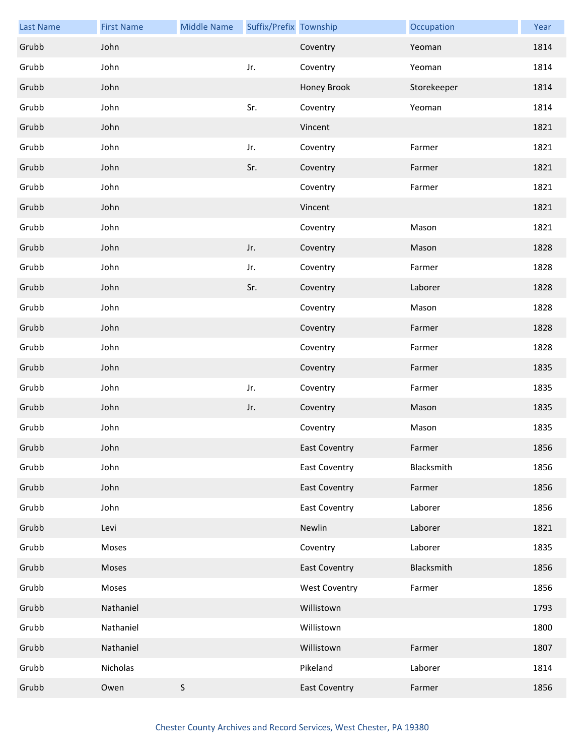| Last Name | First Name | Middle Name | Suffix/Prefix | Township | Occupation | Year |
|---|---|---|---|---|---|---|
| Grubb | John | | | Coventry | Yeoman | 1814 |
| Grubb | John | | Jr. | Coventry | Yeoman | 1814 |
| Grubb | John | | | Honey Brook | Storekeeper | 1814 |
| Grubb | John | | Sr. | Coventry | Yeoman | 1814 |
| Grubb | John | | | Vincent | | 1821 |
| Grubb | John | | Jr. | Coventry | Farmer | 1821 |
| Grubb | John | | Sr. | Coventry | Farmer | 1821 |
| Grubb | John | | | Coventry | Farmer | 1821 |
| Grubb | John | | | Vincent | | 1821 |
| Grubb | John | | | Coventry | Mason | 1821 |
| Grubb | John | | Jr. | Coventry | Mason | 1828 |
| Grubb | John | | Jr. | Coventry | Farmer | 1828 |
| Grubb | John | | Sr. | Coventry | Laborer | 1828 |
| Grubb | John | | | Coventry | Mason | 1828 |
| Grubb | John | | | Coventry | Farmer | 1828 |
| Grubb | John | | | Coventry | Farmer | 1828 |
| Grubb | John | | | Coventry | Farmer | 1835 |
| Grubb | John | | Jr. | Coventry | Farmer | 1835 |
| Grubb | John | | Jr. | Coventry | Mason | 1835 |
| Grubb | John | | | Coventry | Mason | 1835 |
| Grubb | John | | | East Coventry | Farmer | 1856 |
| Grubb | John | | | East Coventry | Blacksmith | 1856 |
| Grubb | John | | | East Coventry | Farmer | 1856 |
| Grubb | John | | | East Coventry | Laborer | 1856 |
| Grubb | Levi | | | Newlin | Laborer | 1821 |
| Grubb | Moses | | | Coventry | Laborer | 1835 |
| Grubb | Moses | | | East Coventry | Blacksmith | 1856 |
| Grubb | Moses | | | West Coventry | Farmer | 1856 |
| Grubb | Nathaniel | | | Willistown | | 1793 |
| Grubb | Nathaniel | | | Willistown | | 1800 |
| Grubb | Nathaniel | | | Willistown | Farmer | 1807 |
| Grubb | Nicholas | | | Pikeland | Laborer | 1814 |
| Grubb | Owen | S | | East Coventry | Farmer | 1856 |

Chester County Archives and Record Services, West Chester, PA 19380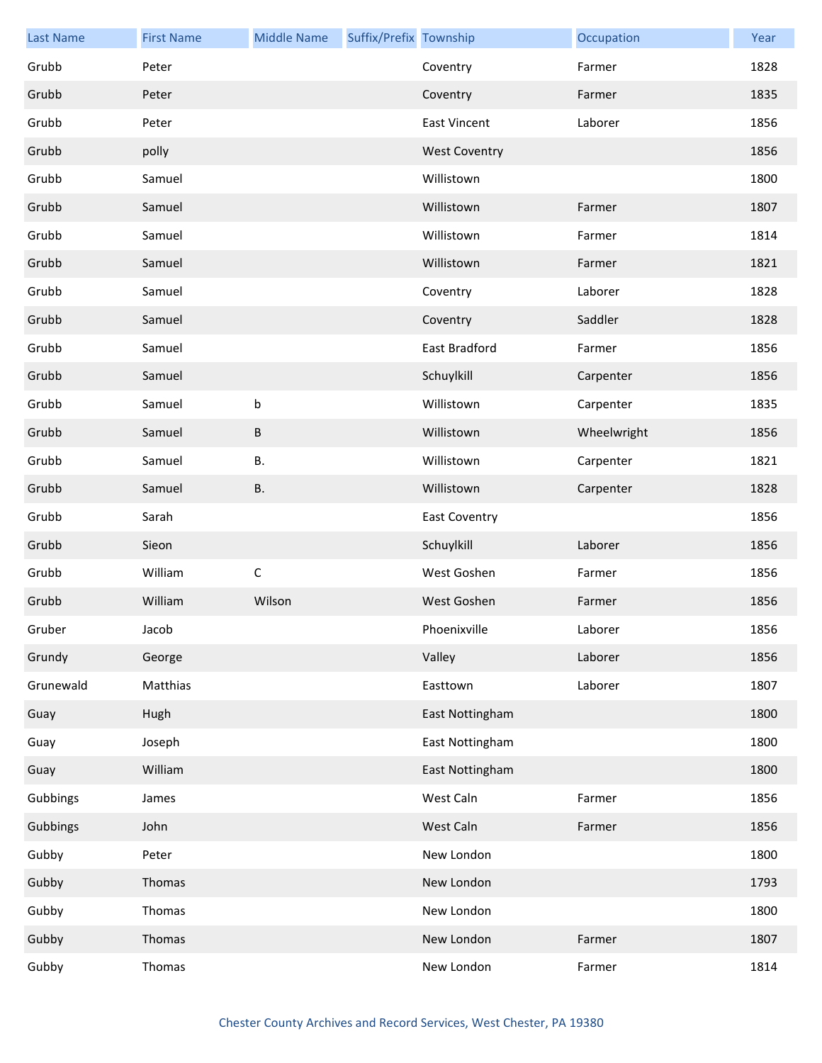| Last Name | First Name | Middle Name | Suffix/Prefix | Township | Occupation | Year |
|---|---|---|---|---|---|---|
| Grubb | Peter | | | Coventry | Farmer | 1828 |
| Grubb | Peter | | | Coventry | Farmer | 1835 |
| Grubb | Peter | | | East Vincent | Laborer | 1856 |
| Grubb | polly | | | West Coventry | | 1856 |
| Grubb | Samuel | | | Willistown | | 1800 |
| Grubb | Samuel | | | Willistown | Farmer | 1807 |
| Grubb | Samuel | | | Willistown | Farmer | 1814 |
| Grubb | Samuel | | | Willistown | Farmer | 1821 |
| Grubb | Samuel | | | Coventry | Laborer | 1828 |
| Grubb | Samuel | | | Coventry | Saddler | 1828 |
| Grubb | Samuel | | | East Bradford | Farmer | 1856 |
| Grubb | Samuel | | | Schuylkill | Carpenter | 1856 |
| Grubb | Samuel | b | | Willistown | Carpenter | 1835 |
| Grubb | Samuel | B | | Willistown | Wheelwright | 1856 |
| Grubb | Samuel | B. | | Willistown | Carpenter | 1821 |
| Grubb | Samuel | B. | | Willistown | Carpenter | 1828 |
| Grubb | Sarah | | | East Coventry | | 1856 |
| Grubb | Sieon | | | Schuylkill | Laborer | 1856 |
| Grubb | William | C | | West Goshen | Farmer | 1856 |
| Grubb | William | Wilson | | West Goshen | Farmer | 1856 |
| Gruber | Jacob | | | Phoenixville | Laborer | 1856 |
| Grundy | George | | | Valley | Laborer | 1856 |
| Grunewald | Matthias | | | Easttown | Laborer | 1807 |
| Guay | Hugh | | | East Nottingham | | 1800 |
| Guay | Joseph | | | East Nottingham | | 1800 |
| Guay | William | | | East Nottingham | | 1800 |
| Gubbings | James | | | West Caln | Farmer | 1856 |
| Gubbings | John | | | West Caln | Farmer | 1856 |
| Gubby | Peter | | | New London | | 1800 |
| Gubby | Thomas | | | New London | | 1793 |
| Gubby | Thomas | | | New London | | 1800 |
| Gubby | Thomas | | | New London | Farmer | 1807 |
| Gubby | Thomas | | | New London | Farmer | 1814 |

Chester County Archives and Record Services, West Chester, PA 19380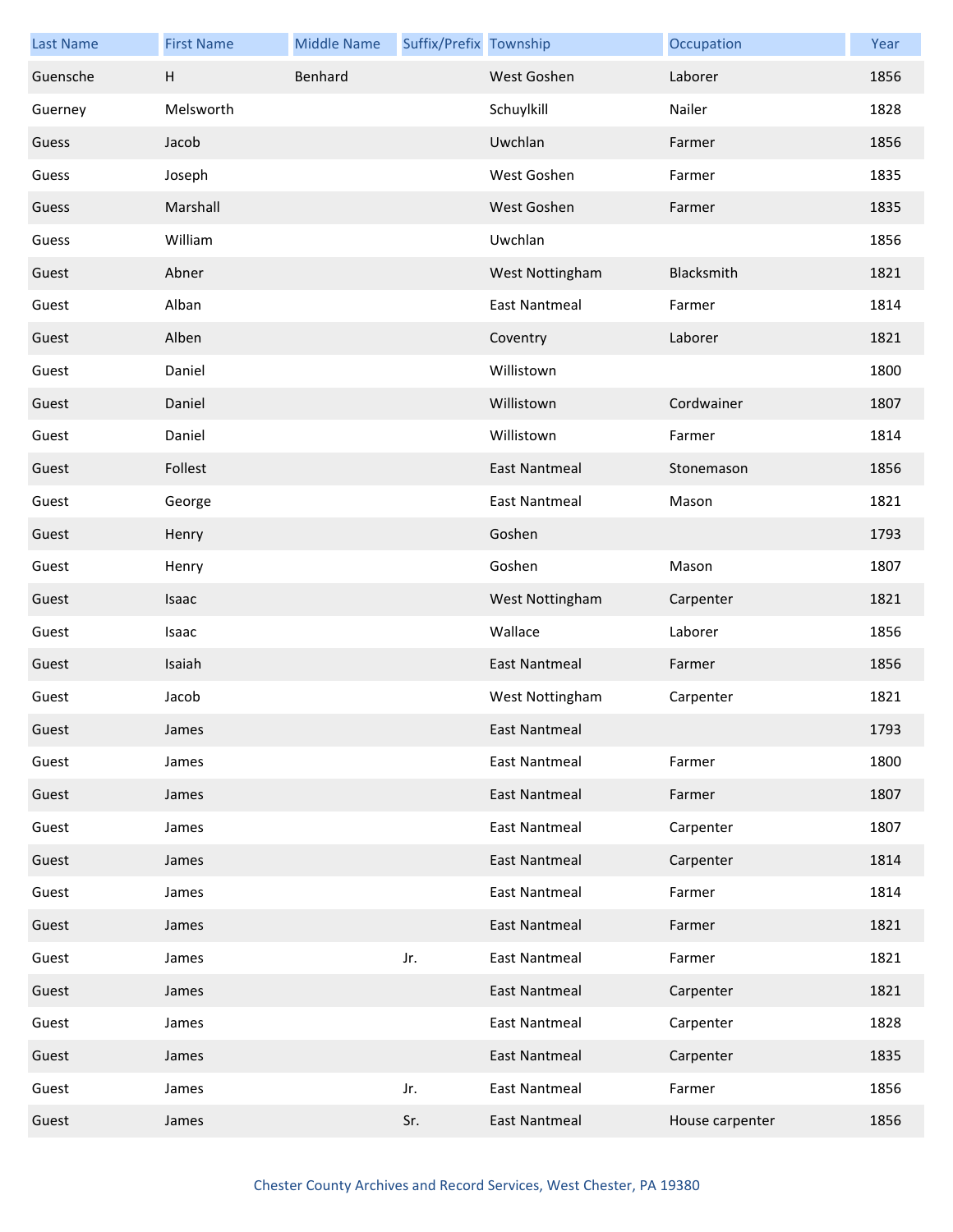| Last Name | First Name | Middle Name | Suffix/Prefix | Township | Occupation | Year |
|---|---|---|---|---|---|---|
| Guensche | H | Benhard | | West Goshen | Laborer | 1856 |
| Guerney | Melsworth | | | Schuylkill | Nailer | 1828 |
| Guess | Jacob | | | Uwchlan | Farmer | 1856 |
| Guess | Joseph | | | West Goshen | Farmer | 1835 |
| Guess | Marshall | | | West Goshen | Farmer | 1835 |
| Guess | William | | | Uwchlan | | 1856 |
| Guest | Abner | | | West Nottingham | Blacksmith | 1821 |
| Guest | Alban | | | East Nantmeal | Farmer | 1814 |
| Guest | Alben | | | Coventry | Laborer | 1821 |
| Guest | Daniel | | | Willistown | | 1800 |
| Guest | Daniel | | | Willistown | Cordwainer | 1807 |
| Guest | Daniel | | | Willistown | Farmer | 1814 |
| Guest | Follest | | | East Nantmeal | Stonemason | 1856 |
| Guest | George | | | East Nantmeal | Mason | 1821 |
| Guest | Henry | | | Goshen | | 1793 |
| Guest | Henry | | | Goshen | Mason | 1807 |
| Guest | Isaac | | | West Nottingham | Carpenter | 1821 |
| Guest | Isaac | | | Wallace | Laborer | 1856 |
| Guest | Isaiah | | | East Nantmeal | Farmer | 1856 |
| Guest | Jacob | | | West Nottingham | Carpenter | 1821 |
| Guest | James | | | East Nantmeal | | 1793 |
| Guest | James | | | East Nantmeal | Farmer | 1800 |
| Guest | James | | | East Nantmeal | Farmer | 1807 |
| Guest | James | | | East Nantmeal | Carpenter | 1807 |
| Guest | James | | | East Nantmeal | Carpenter | 1814 |
| Guest | James | | | East Nantmeal | Farmer | 1814 |
| Guest | James | | | East Nantmeal | Farmer | 1821 |
| Guest | James | | Jr. | East Nantmeal | Farmer | 1821 |
| Guest | James | | | East Nantmeal | Carpenter | 1821 |
| Guest | James | | | East Nantmeal | Carpenter | 1828 |
| Guest | James | | | East Nantmeal | Carpenter | 1835 |
| Guest | James | | Jr. | East Nantmeal | Farmer | 1856 |
| Guest | James | | Sr. | East Nantmeal | House carpenter | 1856 |

Chester County Archives and Record Services, West Chester, PA 19380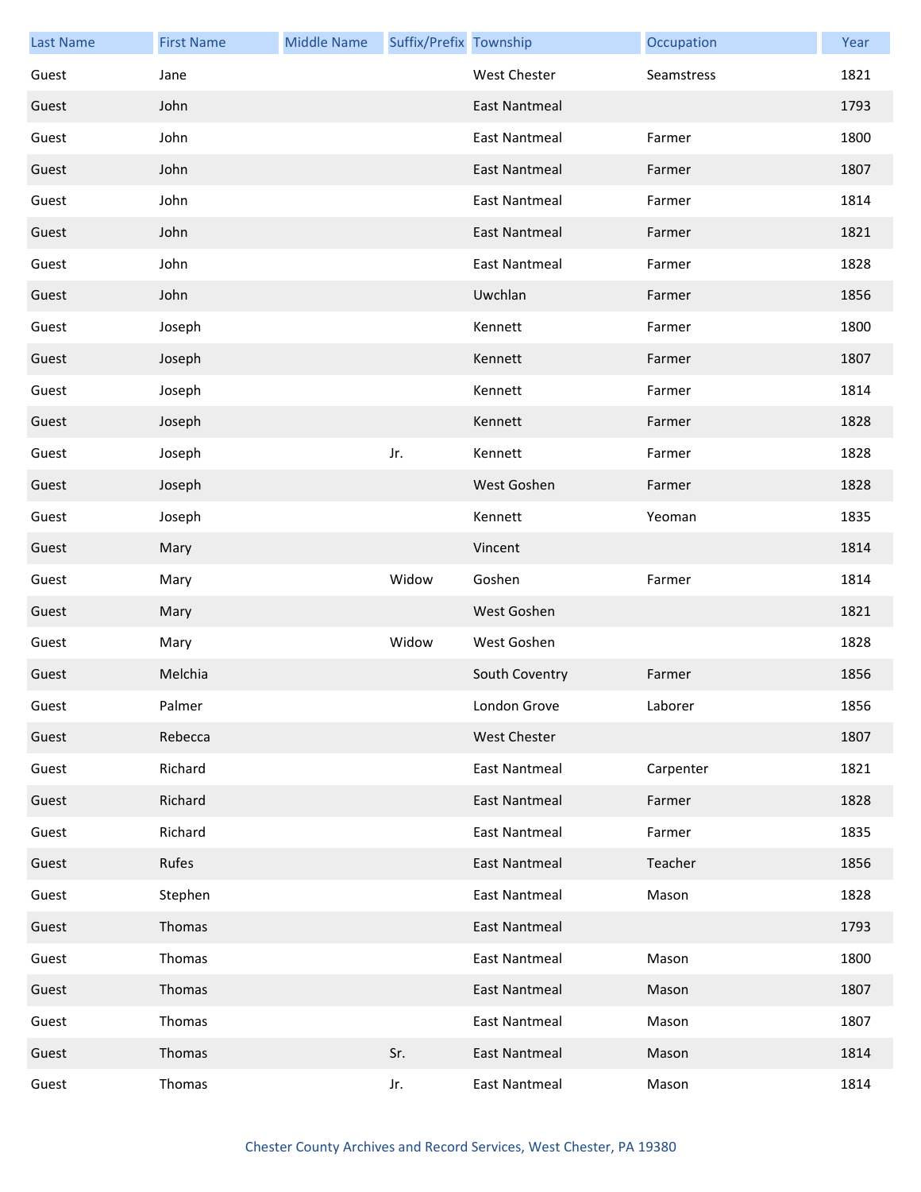| Last Name | First Name | Middle Name | Suffix/Prefix | Township | Occupation | Year |
|---|---|---|---|---|---|---|
| Guest | Jane | | | West Chester | Seamstress | 1821 |
| Guest | John | | | East Nantmeal | | 1793 |
| Guest | John | | | East Nantmeal | Farmer | 1800 |
| Guest | John | | | East Nantmeal | Farmer | 1807 |
| Guest | John | | | East Nantmeal | Farmer | 1814 |
| Guest | John | | | East Nantmeal | Farmer | 1821 |
| Guest | John | | | East Nantmeal | Farmer | 1828 |
| Guest | John | | | Uwchlan | Farmer | 1856 |
| Guest | Joseph | | | Kennett | Farmer | 1800 |
| Guest | Joseph | | | Kennett | Farmer | 1807 |
| Guest | Joseph | | | Kennett | Farmer | 1814 |
| Guest | Joseph | | | Kennett | Farmer | 1828 |
| Guest | Joseph | | Jr. | Kennett | Farmer | 1828 |
| Guest | Joseph | | | West Goshen | Farmer | 1828 |
| Guest | Joseph | | | Kennett | Yeoman | 1835 |
| Guest | Mary | | | Vincent | | 1814 |
| Guest | Mary | | Widow | Goshen | Farmer | 1814 |
| Guest | Mary | | | West Goshen | | 1821 |
| Guest | Mary | | Widow | West Goshen | | 1828 |
| Guest | Melchia | | | South Coventry | Farmer | 1856 |
| Guest | Palmer | | | London Grove | Laborer | 1856 |
| Guest | Rebecca | | | West Chester | | 1807 |
| Guest | Richard | | | East Nantmeal | Carpenter | 1821 |
| Guest | Richard | | | East Nantmeal | Farmer | 1828 |
| Guest | Richard | | | East Nantmeal | Farmer | 1835 |
| Guest | Rufes | | | East Nantmeal | Teacher | 1856 |
| Guest | Stephen | | | East Nantmeal | Mason | 1828 |
| Guest | Thomas | | | East Nantmeal | | 1793 |
| Guest | Thomas | | | East Nantmeal | Mason | 1800 |
| Guest | Thomas | | | East Nantmeal | Mason | 1807 |
| Guest | Thomas | | | East Nantmeal | Mason | 1807 |
| Guest | Thomas | | Sr. | East Nantmeal | Mason | 1814 |
| Guest | Thomas | | Jr. | East Nantmeal | Mason | 1814 |

Chester County Archives and Record Services, West Chester, PA 19380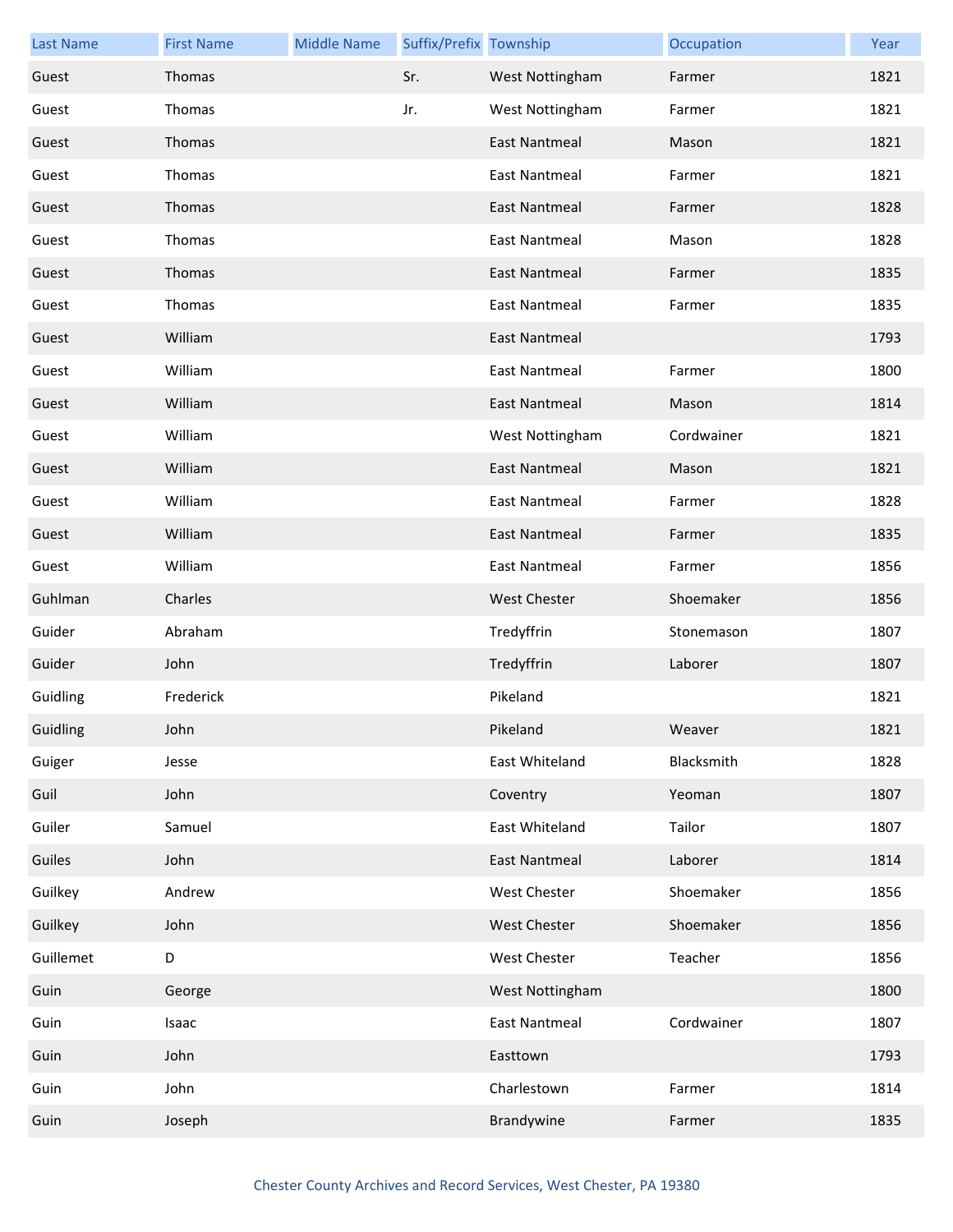| Last Name | First Name | Middle Name | Suffix/Prefix | Township | Occupation | Year |
| --- | --- | --- | --- | --- | --- | --- |
| Guest | Thomas | | Sr. | West Nottingham | Farmer | 1821 |
| Guest | Thomas | | Jr. | West Nottingham | Farmer | 1821 |
| Guest | Thomas | | | East Nantmeal | Mason | 1821 |
| Guest | Thomas | | | East Nantmeal | Farmer | 1821 |
| Guest | Thomas | | | East Nantmeal | Farmer | 1828 |
| Guest | Thomas | | | East Nantmeal | Mason | 1828 |
| Guest | Thomas | | | East Nantmeal | Farmer | 1835 |
| Guest | Thomas | | | East Nantmeal | Farmer | 1835 |
| Guest | William | | | East Nantmeal | | 1793 |
| Guest | William | | | East Nantmeal | Farmer | 1800 |
| Guest | William | | | East Nantmeal | Mason | 1814 |
| Guest | William | | | West Nottingham | Cordwainer | 1821 |
| Guest | William | | | East Nantmeal | Mason | 1821 |
| Guest | William | | | East Nantmeal | Farmer | 1828 |
| Guest | William | | | East Nantmeal | Farmer | 1835 |
| Guest | William | | | East Nantmeal | Farmer | 1856 |
| Guhlman | Charles | | | West Chester | Shoemaker | 1856 |
| Guider | Abraham | | | Tredyffrin | Stonemason | 1807 |
| Guider | John | | | Tredyffrin | Laborer | 1807 |
| Guidling | Frederick | | | Pikeland | | 1821 |
| Guidling | John | | | Pikeland | Weaver | 1821 |
| Guiger | Jesse | | | East Whiteland | Blacksmith | 1828 |
| Guil | John | | | Coventry | Yeoman | 1807 |
| Guiler | Samuel | | | East Whiteland | Tailor | 1807 |
| Guiles | John | | | East Nantmeal | Laborer | 1814 |
| Guilkey | Andrew | | | West Chester | Shoemaker | 1856 |
| Guilkey | John | | | West Chester | Shoemaker | 1856 |
| Guillemet | D | | | West Chester | Teacher | 1856 |
| Guin | George | | | West Nottingham | | 1800 |
| Guin | Isaac | | | East Nantmeal | Cordwainer | 1807 |
| Guin | John | | | Easttown | | 1793 |
| Guin | John | | | Charlestown | Farmer | 1814 |
| Guin | Joseph | | | Brandywine | Farmer | 1835 |

Chester County Archives and Record Services, West Chester, PA 19380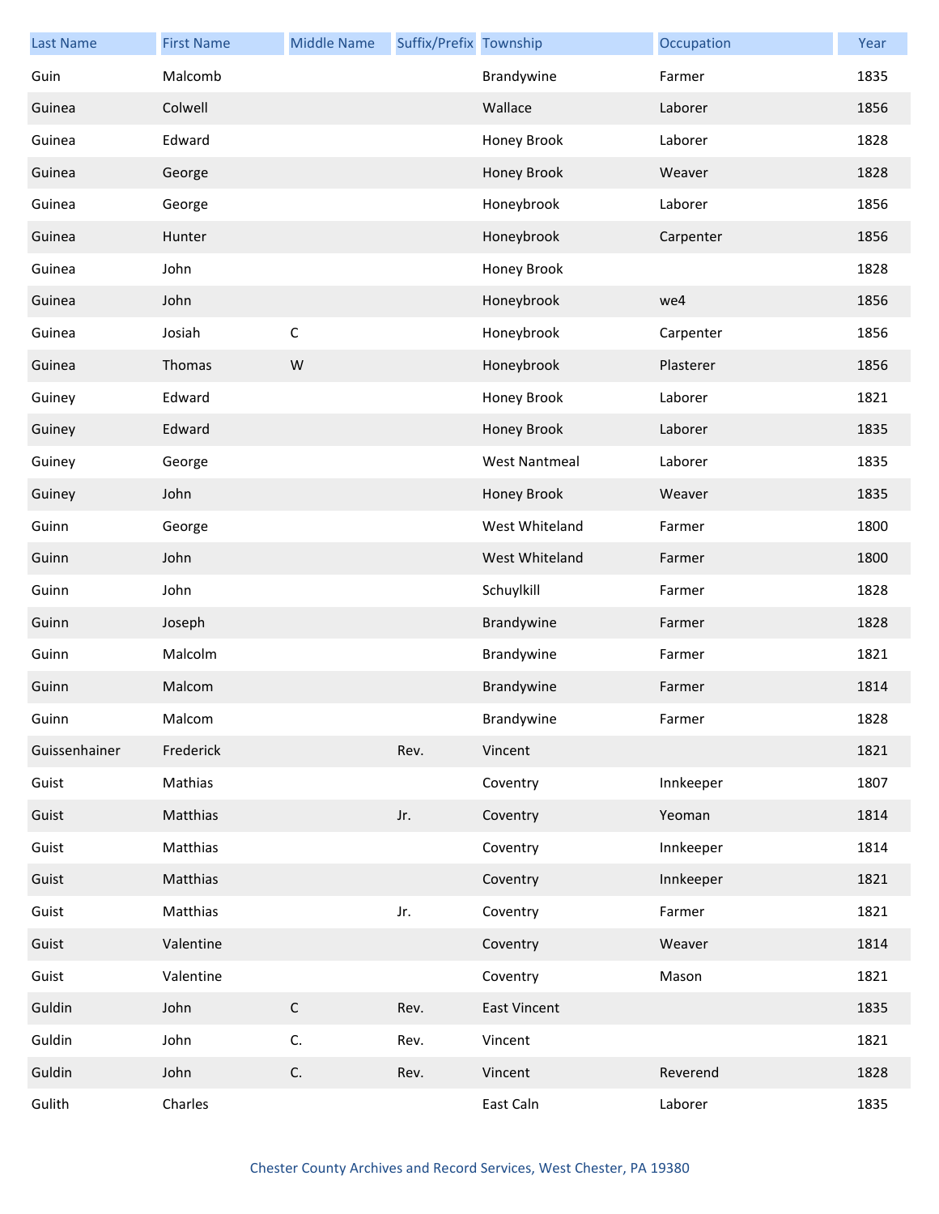| Last Name | First Name | Middle Name | Suffix/Prefix | Township | Occupation | Year |
|---|---|---|---|---|---|---|
| Guin | Malcomb | | | Brandywine | Farmer | 1835 |
| Guinea | Colwell | | | Wallace | Laborer | 1856 |
| Guinea | Edward | | | Honey Brook | Laborer | 1828 |
| Guinea | George | | | Honey Brook | Weaver | 1828 |
| Guinea | George | | | Honeybrook | Laborer | 1856 |
| Guinea | Hunter | | | Honeybrook | Carpenter | 1856 |
| Guinea | John | | | Honey Brook | | 1828 |
| Guinea | John | | | Honeybrook | we4 | 1856 |
| Guinea | Josiah | C | | Honeybrook | Carpenter | 1856 |
| Guinea | Thomas | W | | Honeybrook | Plasterer | 1856 |
| Guiney | Edward | | | Honey Brook | Laborer | 1821 |
| Guiney | Edward | | | Honey Brook | Laborer | 1835 |
| Guiney | George | | | West Nantmeal | Laborer | 1835 |
| Guiney | John | | | Honey Brook | Weaver | 1835 |
| Guinn | George | | | West Whiteland | Farmer | 1800 |
| Guinn | John | | | West Whiteland | Farmer | 1800 |
| Guinn | John | | | Schuylkill | Farmer | 1828 |
| Guinn | Joseph | | | Brandywine | Farmer | 1828 |
| Guinn | Malcolm | | | Brandywine | Farmer | 1821 |
| Guinn | Malcom | | | Brandywine | Farmer | 1814 |
| Guinn | Malcom | | | Brandywine | Farmer | 1828 |
| Guissenhainer | Frederick | | Rev. | Vincent | | 1821 |
| Guist | Mathias | | | Coventry | Innkeeper | 1807 |
| Guist | Matthias | | Jr. | Coventry | Yeoman | 1814 |
| Guist | Matthias | | | Coventry | Innkeeper | 1814 |
| Guist | Matthias | | | Coventry | Innkeeper | 1821 |
| Guist | Matthias | | Jr. | Coventry | Farmer | 1821 |
| Guist | Valentine | | | Coventry | Weaver | 1814 |
| Guist | Valentine | | | Coventry | Mason | 1821 |
| Guldin | John | C | Rev. | East Vincent | | 1835 |
| Guldin | John | C. | Rev. | Vincent | | 1821 |
| Guldin | John | C. | Rev. | Vincent | Reverend | 1828 |
| Gulith | Charles | | | East Caln | Laborer | 1835 |

Chester County Archives and Record Services, West Chester, PA 19380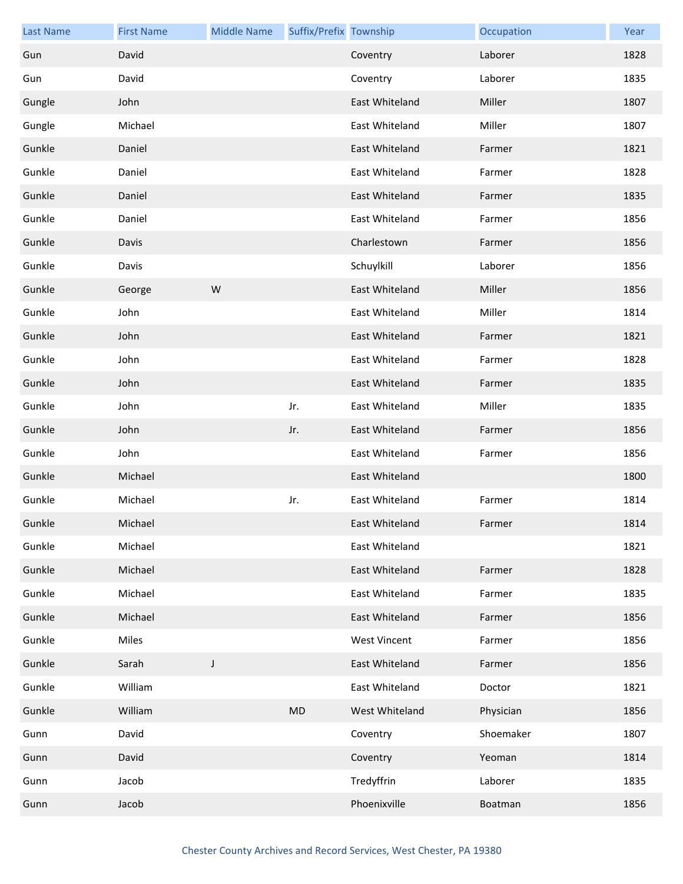| Last Name | First Name | Middle Name | Suffix/Prefix | Township | Occupation | Year |
|---|---|---|---|---|---|---|
| Gun | David | | | Coventry | Laborer | 1828 |
| Gun | David | | | Coventry | Laborer | 1835 |
| Gungle | John | | | East Whiteland | Miller | 1807 |
| Gungle | Michael | | | East Whiteland | Miller | 1807 |
| Gunkle | Daniel | | | East Whiteland | Farmer | 1821 |
| Gunkle | Daniel | | | East Whiteland | Farmer | 1828 |
| Gunkle | Daniel | | | East Whiteland | Farmer | 1835 |
| Gunkle | Daniel | | | East Whiteland | Farmer | 1856 |
| Gunkle | Davis | | | Charlestown | Farmer | 1856 |
| Gunkle | Davis | | | Schuylkill | Laborer | 1856 |
| Gunkle | George | W | | East Whiteland | Miller | 1856 |
| Gunkle | John | | | East Whiteland | Miller | 1814 |
| Gunkle | John | | | East Whiteland | Farmer | 1821 |
| Gunkle | John | | | East Whiteland | Farmer | 1828 |
| Gunkle | John | | | East Whiteland | Farmer | 1835 |
| Gunkle | John | | Jr. | East Whiteland | Miller | 1835 |
| Gunkle | John | | Jr. | East Whiteland | Farmer | 1856 |
| Gunkle | John | | | East Whiteland | Farmer | 1856 |
| Gunkle | Michael | | | East Whiteland | | 1800 |
| Gunkle | Michael | | Jr. | East Whiteland | Farmer | 1814 |
| Gunkle | Michael | | | East Whiteland | Farmer | 1814 |
| Gunkle | Michael | | | East Whiteland | | 1821 |
| Gunkle | Michael | | | East Whiteland | Farmer | 1828 |
| Gunkle | Michael | | | East Whiteland | Farmer | 1835 |
| Gunkle | Michael | | | East Whiteland | Farmer | 1856 |
| Gunkle | Miles | | | West Vincent | Farmer | 1856 |
| Gunkle | Sarah | J | | East Whiteland | Farmer | 1856 |
| Gunkle | William | | | East Whiteland | Doctor | 1821 |
| Gunkle | William | | MD | West Whiteland | Physician | 1856 |
| Gunn | David | | | Coventry | Shoemaker | 1807 |
| Gunn | David | | | Coventry | Yeoman | 1814 |
| Gunn | Jacob | | | Tredyffrin | Laborer | 1835 |
| Gunn | Jacob | | | Phoenixville | Boatman | 1856 |

Chester County Archives and Record Services, West Chester, PA 19380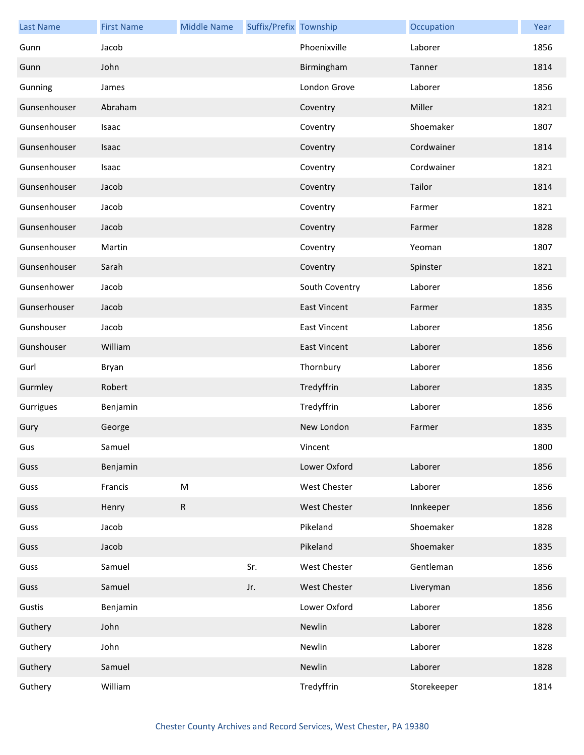| Last Name | First Name | Middle Name | Suffix/Prefix | Township | Occupation | Year |
| --- | --- | --- | --- | --- | --- | --- |
| Gunn | Jacob | | | Phoenixville | Laborer | 1856 |
| Gunn | John | | | Birmingham | Tanner | 1814 |
| Gunning | James | | | London Grove | Laborer | 1856 |
| Gunsenhouser | Abraham | | | Coventry | Miller | 1821 |
| Gunsenhouser | Isaac | | | Coventry | Shoemaker | 1807 |
| Gunsenhouser | Isaac | | | Coventry | Cordwainer | 1814 |
| Gunsenhouser | Isaac | | | Coventry | Cordwainer | 1821 |
| Gunsenhouser | Jacob | | | Coventry | Tailor | 1814 |
| Gunsenhouser | Jacob | | | Coventry | Farmer | 1821 |
| Gunsenhouser | Jacob | | | Coventry | Farmer | 1828 |
| Gunsenhouser | Martin | | | Coventry | Yeoman | 1807 |
| Gunsenhouser | Sarah | | | Coventry | Spinster | 1821 |
| Gunsenhower | Jacob | | | South Coventry | Laborer | 1856 |
| Gunserhouser | Jacob | | | East Vincent | Farmer | 1835 |
| Gunshouser | Jacob | | | East Vincent | Laborer | 1856 |
| Gunshouser | William | | | East Vincent | Laborer | 1856 |
| Gurl | Bryan | | | Thornbury | Laborer | 1856 |
| Gurmley | Robert | | | Tredyffrin | Laborer | 1835 |
| Gurrigues | Benjamin | | | Tredyffrin | Laborer | 1856 |
| Gury | George | | | New London | Farmer | 1835 |
| Gus | Samuel | | | Vincent | | 1800 |
| Guss | Benjamin | | | Lower Oxford | Laborer | 1856 |
| Guss | Francis | M | | West Chester | Laborer | 1856 |
| Guss | Henry | R | | West Chester | Innkeeper | 1856 |
| Guss | Jacob | | | Pikeland | Shoemaker | 1828 |
| Guss | Jacob | | | Pikeland | Shoemaker | 1835 |
| Guss | Samuel | | Sr. | West Chester | Gentleman | 1856 |
| Guss | Samuel | | Jr. | West Chester | Liveryman | 1856 |
| Gustis | Benjamin | | | Lower Oxford | Laborer | 1856 |
| Guthery | John | | | Newlin | Laborer | 1828 |
| Guthery | John | | | Newlin | Laborer | 1828 |
| Guthery | Samuel | | | Newlin | Laborer | 1828 |
| Guthery | William | | | Tredyffrin | Storekeeper | 1814 |

Chester County Archives and Record Services, West Chester, PA 19380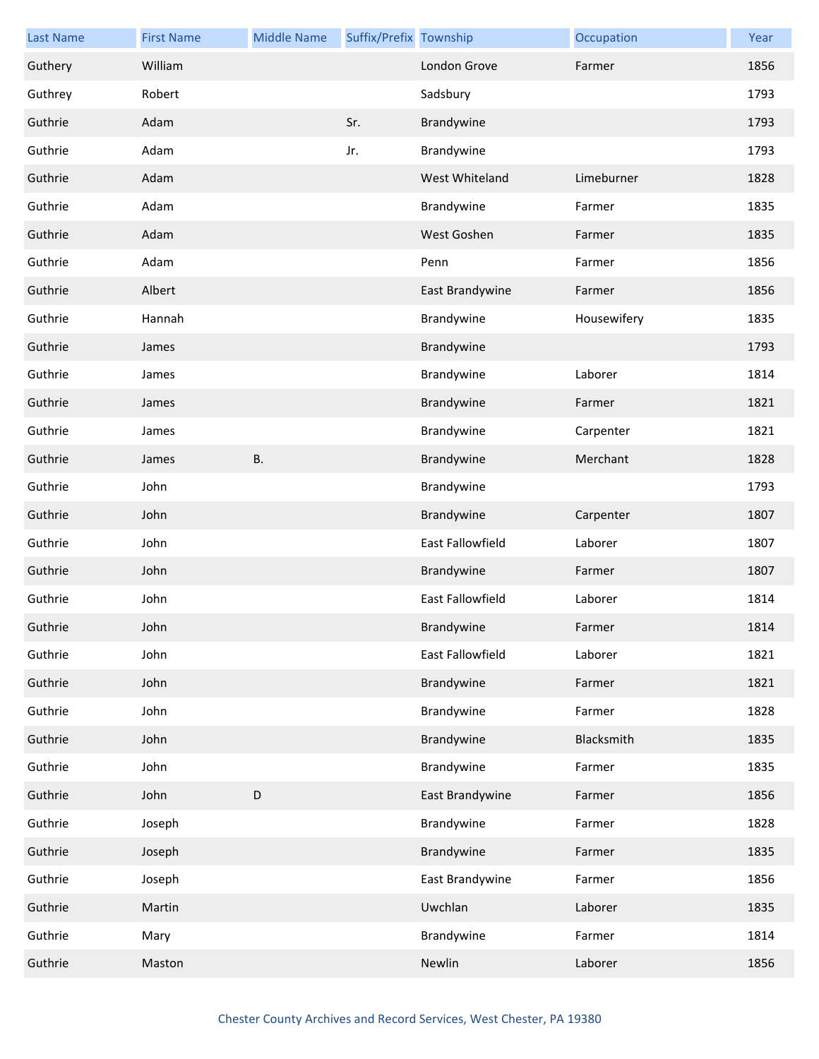| Last Name | First Name | Middle Name | Suffix/Prefix | Township | Occupation | Year |
|---|---|---|---|---|---|---|
| Guthery | William | | | London Grove | Farmer | 1856 |
| Guthrey | Robert | | | Sadsbury | | 1793 |
| Guthrie | Adam | | Sr. | Brandywine | | 1793 |
| Guthrie | Adam | | Jr. | Brandywine | | 1793 |
| Guthrie | Adam | | | West Whiteland | Limeburner | 1828 |
| Guthrie | Adam | | | Brandywine | Farmer | 1835 |
| Guthrie | Adam | | | West Goshen | Farmer | 1835 |
| Guthrie | Adam | | | Penn | Farmer | 1856 |
| Guthrie | Albert | | | East Brandywine | Farmer | 1856 |
| Guthrie | Hannah | | | Brandywine | Housewifery | 1835 |
| Guthrie | James | | | Brandywine | | 1793 |
| Guthrie | James | | | Brandywine | Laborer | 1814 |
| Guthrie | James | | | Brandywine | Farmer | 1821 |
| Guthrie | James | | | Brandywine | Carpenter | 1821 |
| Guthrie | James | B. | | Brandywine | Merchant | 1828 |
| Guthrie | John | | | Brandywine | | 1793 |
| Guthrie | John | | | Brandywine | Carpenter | 1807 |
| Guthrie | John | | | East Fallowfield | Laborer | 1807 |
| Guthrie | John | | | Brandywine | Farmer | 1807 |
| Guthrie | John | | | East Fallowfield | Laborer | 1814 |
| Guthrie | John | | | Brandywine | Farmer | 1814 |
| Guthrie | John | | | East Fallowfield | Laborer | 1821 |
| Guthrie | John | | | Brandywine | Farmer | 1821 |
| Guthrie | John | | | Brandywine | Farmer | 1828 |
| Guthrie | John | | | Brandywine | Blacksmith | 1835 |
| Guthrie | John | | | Brandywine | Farmer | 1835 |
| Guthrie | John | D | | East Brandywine | Farmer | 1856 |
| Guthrie | Joseph | | | Brandywine | Farmer | 1828 |
| Guthrie | Joseph | | | Brandywine | Farmer | 1835 |
| Guthrie | Joseph | | | East Brandywine | Farmer | 1856 |
| Guthrie | Martin | | | Uwchlan | Laborer | 1835 |
| Guthrie | Mary | | | Brandywine | Farmer | 1814 |
| Guthrie | Maston | | | Newlin | Laborer | 1856 |

Chester County Archives and Record Services, West Chester, PA 19380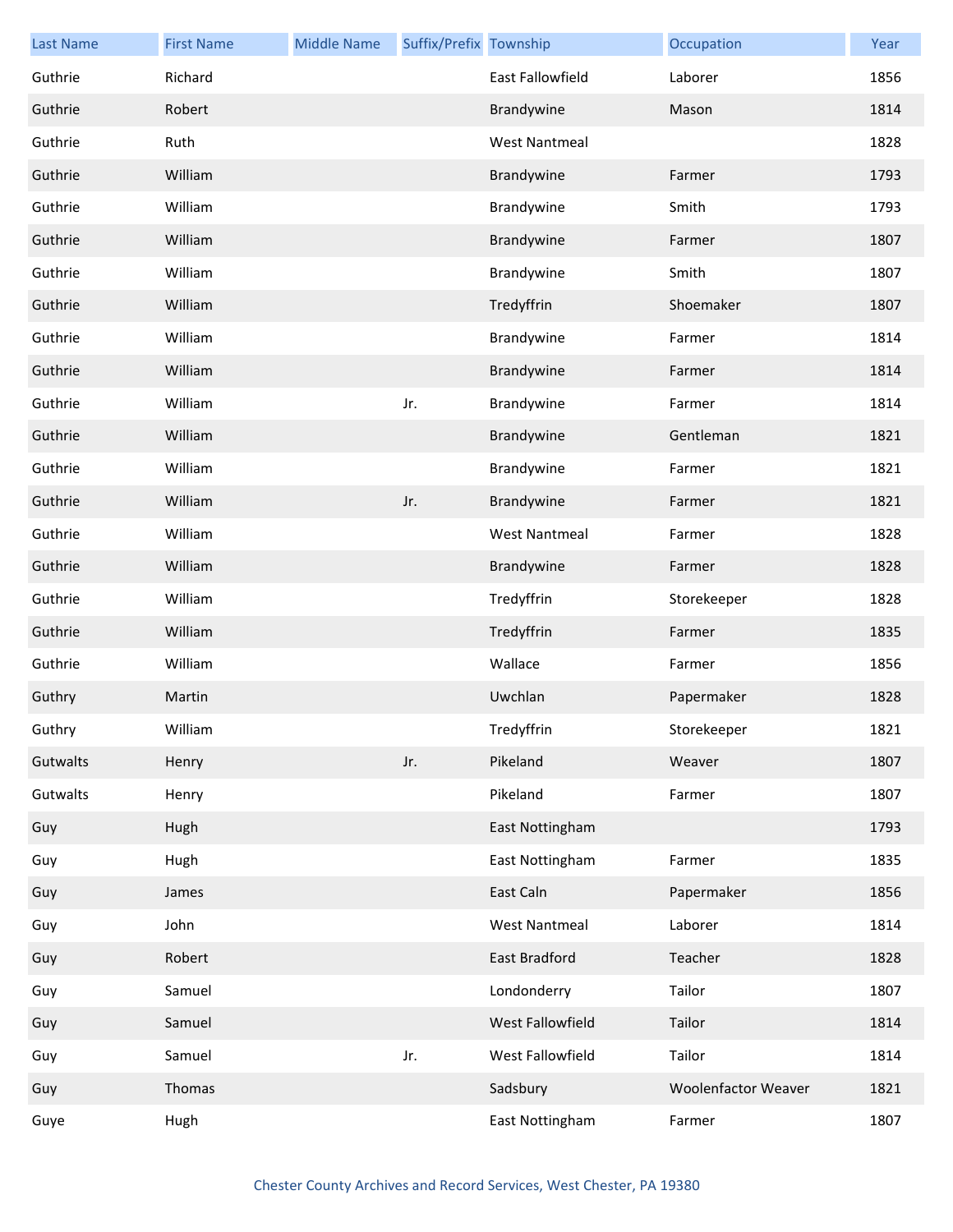| Last Name | First Name | Middle Name | Suffix/Prefix | Township | Occupation | Year |
|---|---|---|---|---|---|---|
| Guthrie | Richard | | | East Fallowfield | Laborer | 1856 |
| Guthrie | Robert | | | Brandywine | Mason | 1814 |
| Guthrie | Ruth | | | West Nantmeal | | 1828 |
| Guthrie | William | | | Brandywine | Farmer | 1793 |
| Guthrie | William | | | Brandywine | Smith | 1793 |
| Guthrie | William | | | Brandywine | Farmer | 1807 |
| Guthrie | William | | | Brandywine | Smith | 1807 |
| Guthrie | William | | | Tredyffrin | Shoemaker | 1807 |
| Guthrie | William | | | Brandywine | Farmer | 1814 |
| Guthrie | William | | | Brandywine | Farmer | 1814 |
| Guthrie | William | | Jr. | Brandywine | Farmer | 1814 |
| Guthrie | William | | | Brandywine | Gentleman | 1821 |
| Guthrie | William | | | Brandywine | Farmer | 1821 |
| Guthrie | William | | Jr. | Brandywine | Farmer | 1821 |
| Guthrie | William | | | West Nantmeal | Farmer | 1828 |
| Guthrie | William | | | Brandywine | Farmer | 1828 |
| Guthrie | William | | | Tredyffrin | Storekeeper | 1828 |
| Guthrie | William | | | Tredyffrin | Farmer | 1835 |
| Guthrie | William | | | Wallace | Farmer | 1856 |
| Guthry | Martin | | | Uwchlan | Papermaker | 1828 |
| Guthry | William | | | Tredyffrin | Storekeeper | 1821 |
| Gutwalts | Henry | | Jr. | Pikeland | Weaver | 1807 |
| Gutwalts | Henry | | | Pikeland | Farmer | 1807 |
| Guy | Hugh | | | East Nottingham | | 1793 |
| Guy | Hugh | | | East Nottingham | Farmer | 1835 |
| Guy | James | | | East Caln | Papermaker | 1856 |
| Guy | John | | | West Nantmeal | Laborer | 1814 |
| Guy | Robert | | | East Bradford | Teacher | 1828 |
| Guy | Samuel | | | Londonderry | Tailor | 1807 |
| Guy | Samuel | | | West Fallowfield | Tailor | 1814 |
| Guy | Samuel | | Jr. | West Fallowfield | Tailor | 1814 |
| Guy | Thomas | | | Sadsbury | Woolenfactor Weaver | 1821 |
| Guye | Hugh | | | East Nottingham | Farmer | 1807 |

Chester County Archives and Record Services, West Chester, PA 19380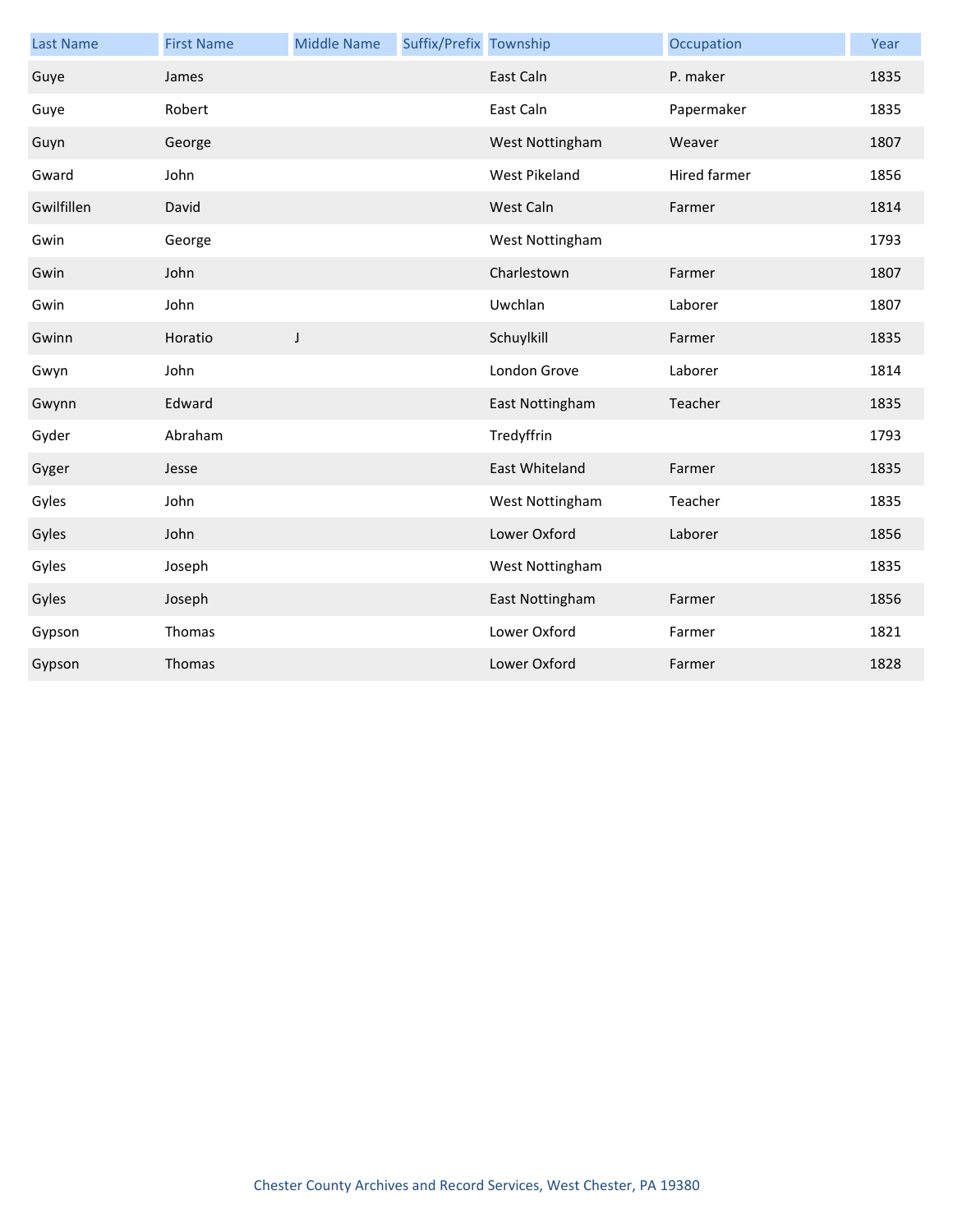| Last Name | First Name | Middle Name | Suffix/Prefix | Township | Occupation | Year |
|---|---|---|---|---|---|---|
| Guye | James | | | East Caln | P. maker | 1835 |
| Guye | Robert | | | East Caln | Papermaker | 1835 |
| Guyn | George | | | West Nottingham | Weaver | 1807 |
| Gward | John | | | West Pikeland | Hired farmer | 1856 |
| Gwilfillen | David | | | West Caln | Farmer | 1814 |
| Gwin | George | | | West Nottingham | | 1793 |
| Gwin | John | | | Charlestown | Farmer | 1807 |
| Gwin | John | | | Uwchlan | Laborer | 1807 |
| Gwinn | Horatio | J | | Schuylkill | Farmer | 1835 |
| Gwyn | John | | | London Grove | Laborer | 1814 |
| Gwynn | Edward | | | East Nottingham | Teacher | 1835 |
| Gyder | Abraham | | | Tredyffrin | | 1793 |
| Gyger | Jesse | | | East Whiteland | Farmer | 1835 |
| Gyles | John | | | West Nottingham | Teacher | 1835 |
| Gyles | John | | | Lower Oxford | Laborer | 1856 |
| Gyles | Joseph | | | West Nottingham | | 1835 |
| Gyles | Joseph | | | East Nottingham | Farmer | 1856 |
| Gypson | Thomas | | | Lower Oxford | Farmer | 1821 |
| Gypson | Thomas | | | Lower Oxford | Farmer | 1828 |

Chester County Archives and Record Services, West Chester, PA 19380